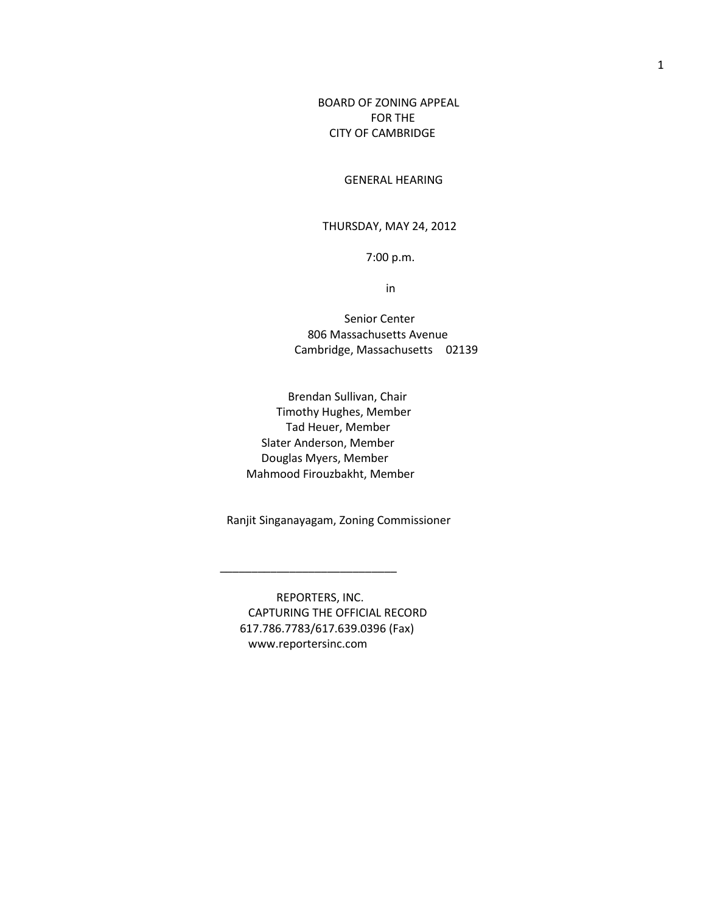# BOARD OF ZONING APPEAL
# FOR THE
# CITY OF CAMBRIDGE

## GENERAL HEARING

THURSDAY, MAY 24, 2012

7:00 p.m.

in

Senior Center
806 Massachusetts Avenue
Cambridge, Massachusetts 02139

Brendan Sullivan, Chair
Timothy Hughes, Member
Tad Heuer, Member
Slater Anderson, Member
Douglas Myers, Member
Mahmood Firouzbakht, Member

Ranjit Singanayagam, Zoning Commissioner

---

REPORTERS, INC.
CAPTURING THE OFFICIAL RECORD
617.786.7783/617.639.0396 (Fax)
www.reportersinc.com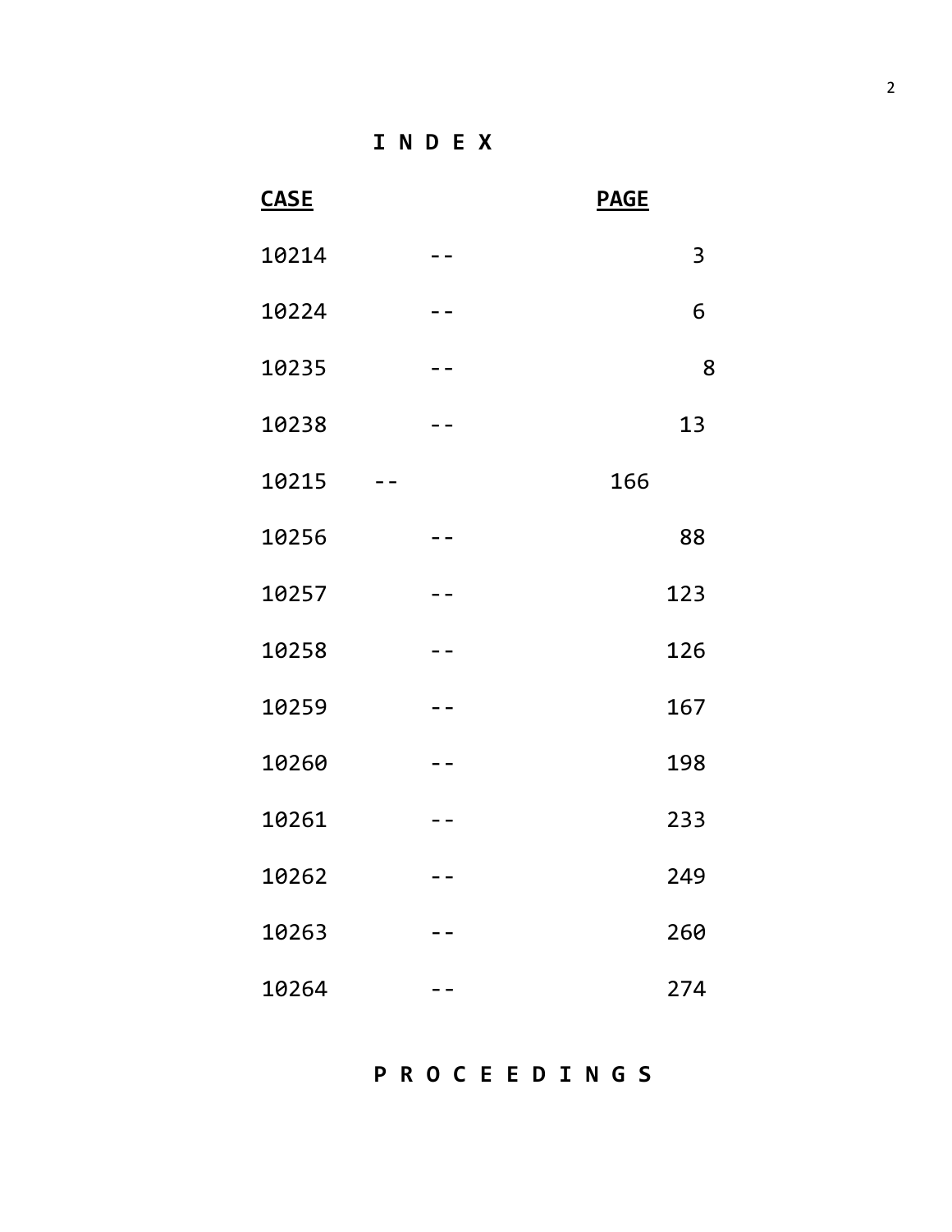# I N D E X

| CASE | | PAGE |
|---|---|---|
| 10214 | -- | 3 |
| 10224 | -- | 6 |
| 10235 | -- | 8 |
| 10238 | -- | 13 |
| 10215 | -- | 166 |
| 10256 | -- | 88 |
| 10257 | -- | 123 |
| 10258 | -- | 126 |
| 10259 | -- | 167 |
| 10260 | -- | 198 |
| 10261 | -- | 233 |
| 10262 | -- | 249 |
| 10263 | -- | 260 |
| 10264 | -- | 274 |

# P R O C E E D I N G S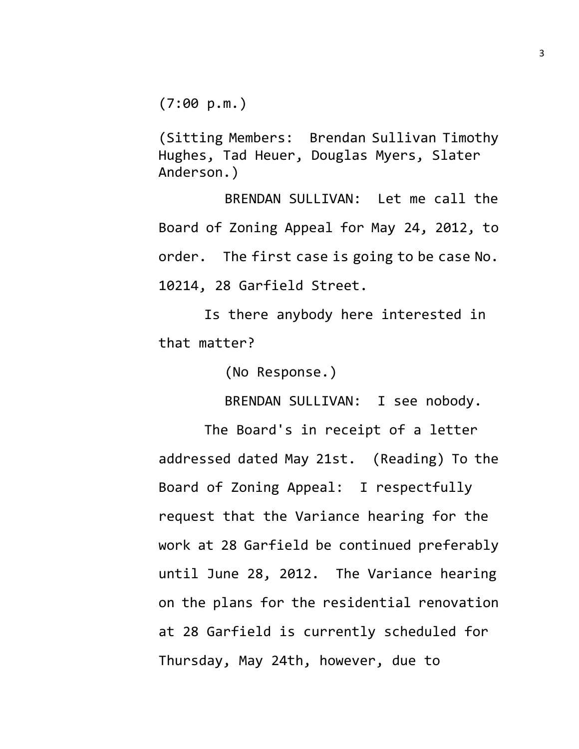(7:00 p.m.)

(Sitting Members: Brendan Sullivan Timothy Hughes, Tad Heuer, Douglas Myers, Slater Anderson.)

BRENDAN SULLIVAN: Let me call the Board of Zoning Appeal for May 24, 2012, to order. The first case is going to be case No. 10214, 28 Garfield Street.

Is there anybody here interested in that matter?

(No Response.)

BRENDAN SULLIVAN: I see nobody.

The Board's in receipt of a letter addressed dated May 21st. (Reading) To the Board of Zoning Appeal: I respectfully request that the Variance hearing for the work at 28 Garfield be continued preferably until June 28, 2012. The Variance hearing on the plans for the residential renovation at 28 Garfield is currently scheduled for Thursday, May 24th, however, due to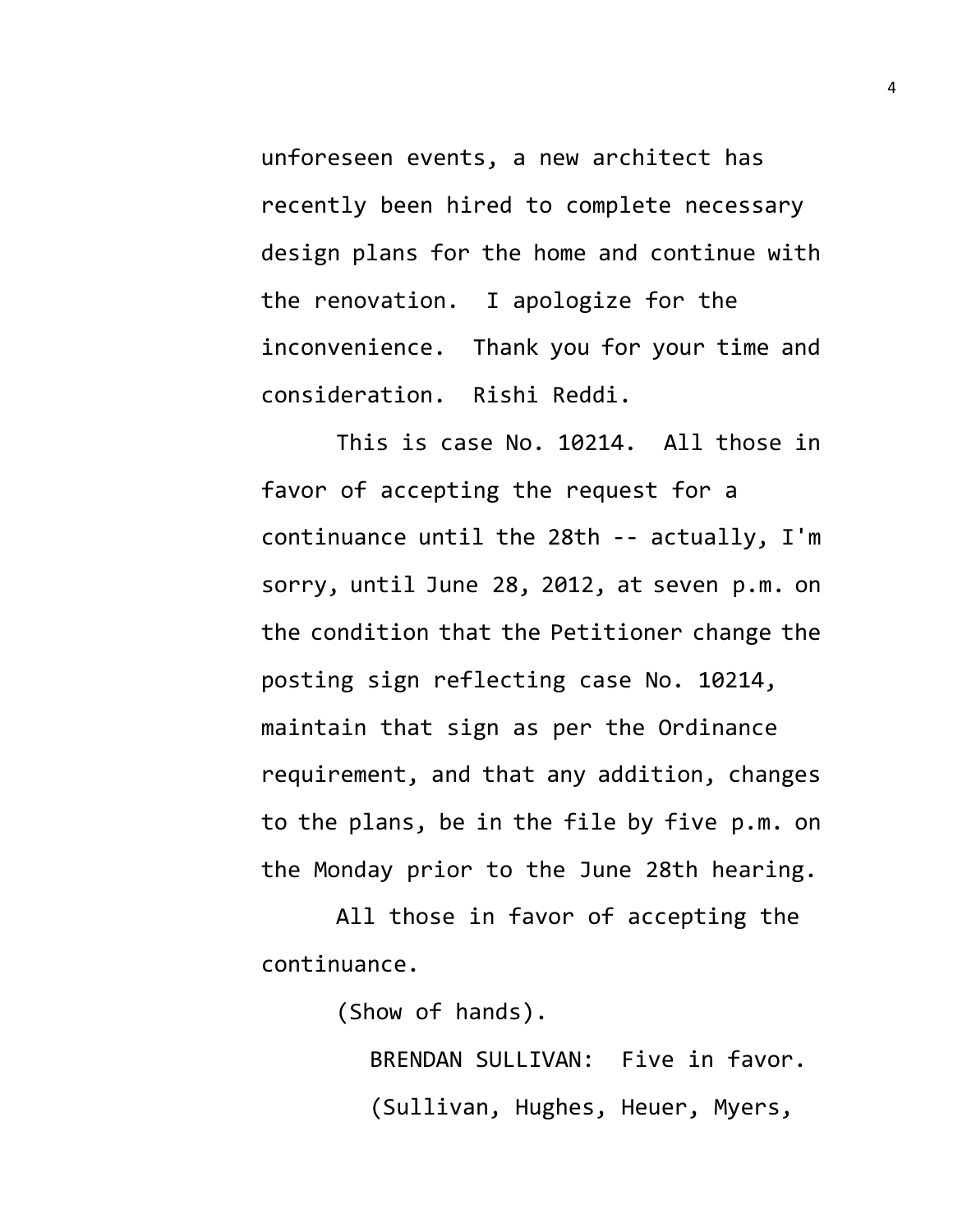unforeseen events, a new architect has recently been hired to complete necessary design plans for the home and continue with the renovation. I apologize for the inconvenience. Thank you for your time and consideration. Rishi Reddi.

This is case No. 10214. All those in favor of accepting the request for a continuance until the 28th -- actually, I'm sorry, until June 28, 2012, at seven p.m. on the condition that the Petitioner change the posting sign reflecting case No. 10214, maintain that sign as per the Ordinance requirement, and that any addition, changes to the plans, be in the file by five p.m. on the Monday prior to the June 28th hearing.

All those in favor of accepting the continuance.

(Show of hands).

BRENDAN SULLIVAN: Five in favor.

(Sullivan, Hughes, Heuer, Myers,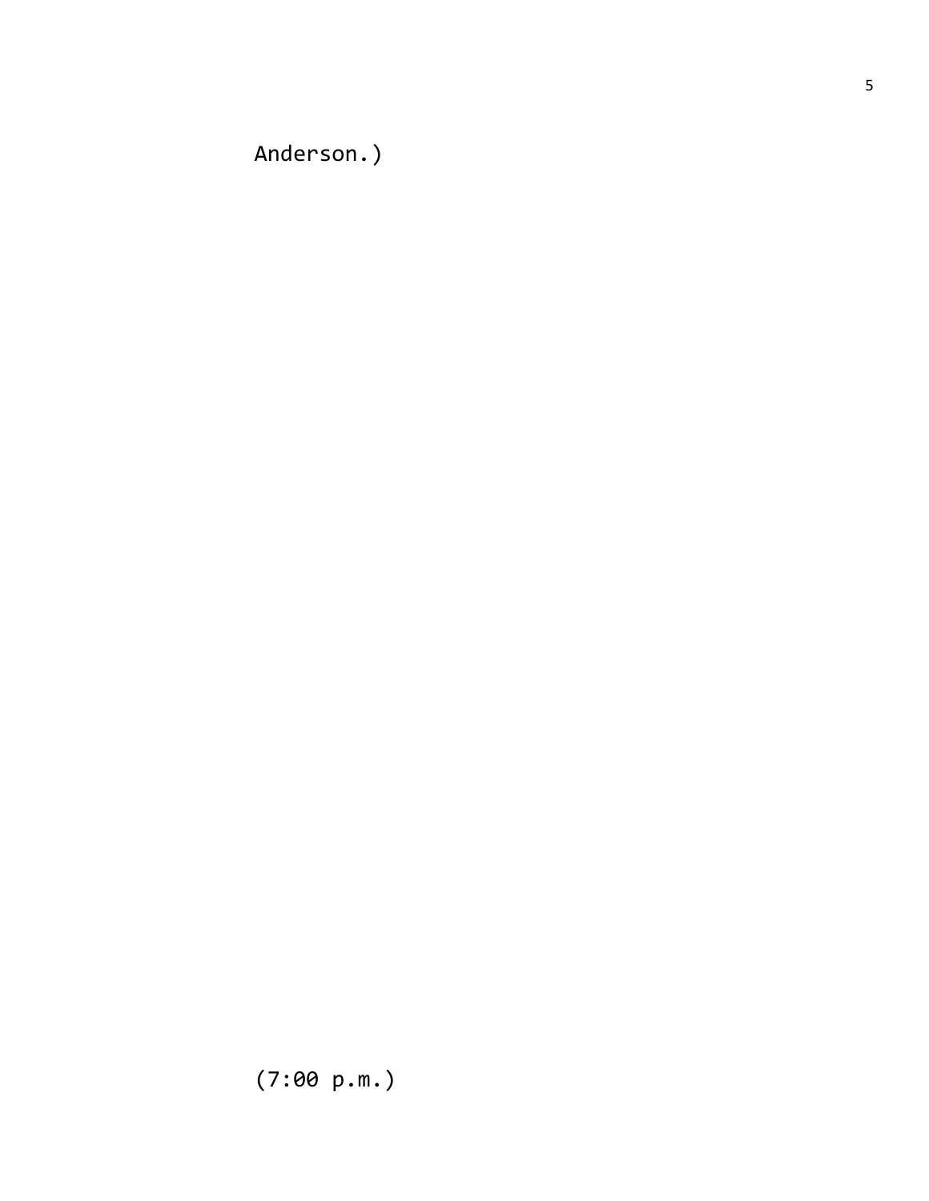Anderson.)

(7:00 p.m.)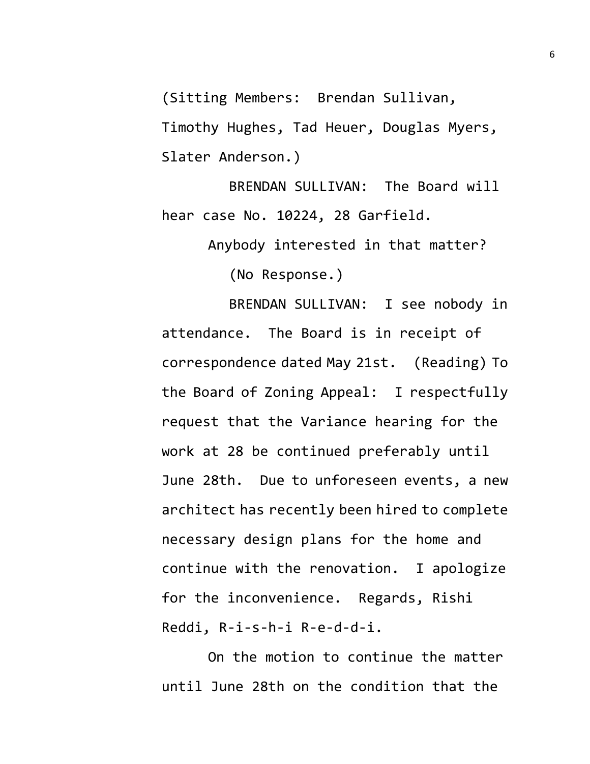(Sitting Members: Brendan Sullivan, Timothy Hughes, Tad Heuer, Douglas Myers, Slater Anderson.)

BRENDAN SULLIVAN: The Board will hear case No. 10224, 28 Garfield.

Anybody interested in that matter?

(No Response.)

BRENDAN SULLIVAN: I see nobody in attendance. The Board is in receipt of correspondence dated May 21st. (Reading) To the Board of Zoning Appeal: I respectfully request that the Variance hearing for the work at 28 be continued preferably until June 28th. Due to unforeseen events, a new architect has recently been hired to complete necessary design plans for the home and continue with the renovation. I apologize for the inconvenience. Regards, Rishi Reddi, R-i-s-h-i R-e-d-d-i.

On the motion to continue the matter until June 28th on the condition that the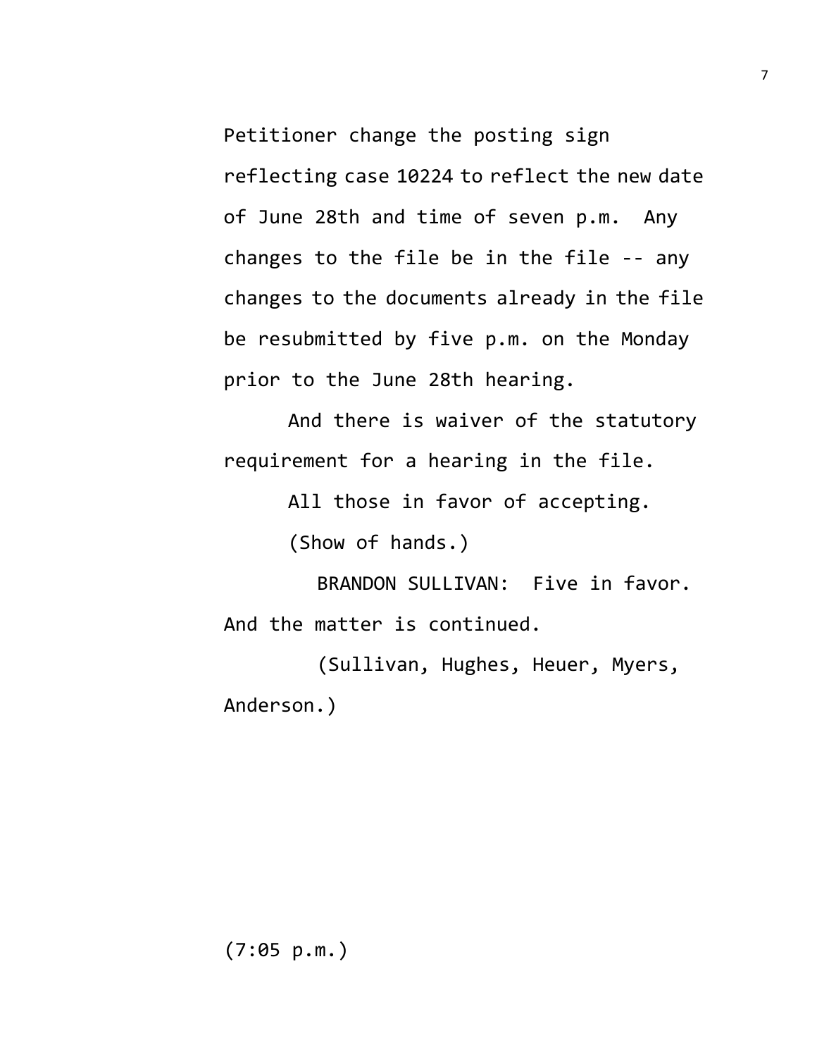Petitioner change the posting sign reflecting case 10224 to reflect the new date of June 28th and time of seven p.m. Any changes to the file be in the file -- any changes to the documents already in the file be resubmitted by five p.m. on the Monday prior to the June 28th hearing.

And there is waiver of the statutory requirement for a hearing in the file.

All those in favor of accepting.

(Show of hands.)

BRANDON SULLIVAN: Five in favor. And the matter is continued.

(Sullivan, Hughes, Heuer, Myers, Anderson.)

(7:05 p.m.)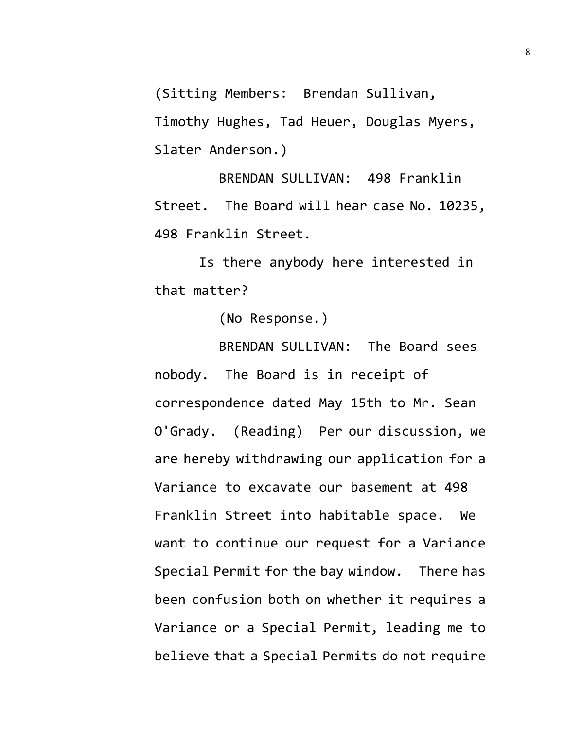(Sitting Members: Brendan Sullivan, Timothy Hughes, Tad Heuer, Douglas Myers, Slater Anderson.)

BRENDAN SULLIVAN: 498 Franklin Street. The Board will hear case No. 10235, 498 Franklin Street.

Is there anybody here interested in that matter?

(No Response.)

BRENDAN SULLIVAN: The Board sees nobody. The Board is in receipt of correspondence dated May 15th to Mr. Sean O'Grady. (Reading) Per our discussion, we are hereby withdrawing our application for a Variance to excavate our basement at 498 Franklin Street into habitable space. We want to continue our request for a Variance Special Permit for the bay window. There has been confusion both on whether it requires a Variance or a Special Permit, leading me to believe that a Special Permits do not require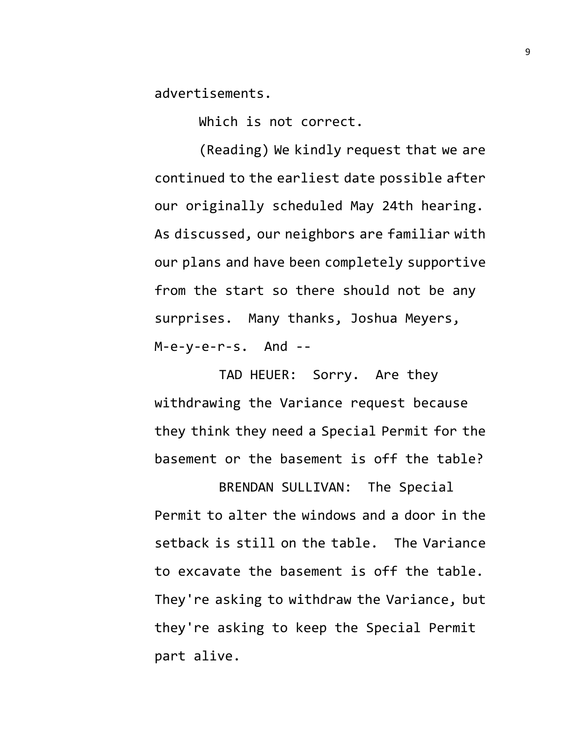advertisements.

Which is not correct.

(Reading) We kindly request that we are continued to the earliest date possible after our originally scheduled May 24th hearing. As discussed, our neighbors are familiar with our plans and have been completely supportive from the start so there should not be any surprises. Many thanks, Joshua Meyers, M-e-y-e-r-s. And --

TAD HEUER: Sorry. Are they withdrawing the Variance request because they think they need a Special Permit for the basement or the basement is off the table?

BRENDAN SULLIVAN: The Special Permit to alter the windows and a door in the setback is still on the table. The Variance to excavate the basement is off the table. They're asking to withdraw the Variance, but they're asking to keep the Special Permit part alive.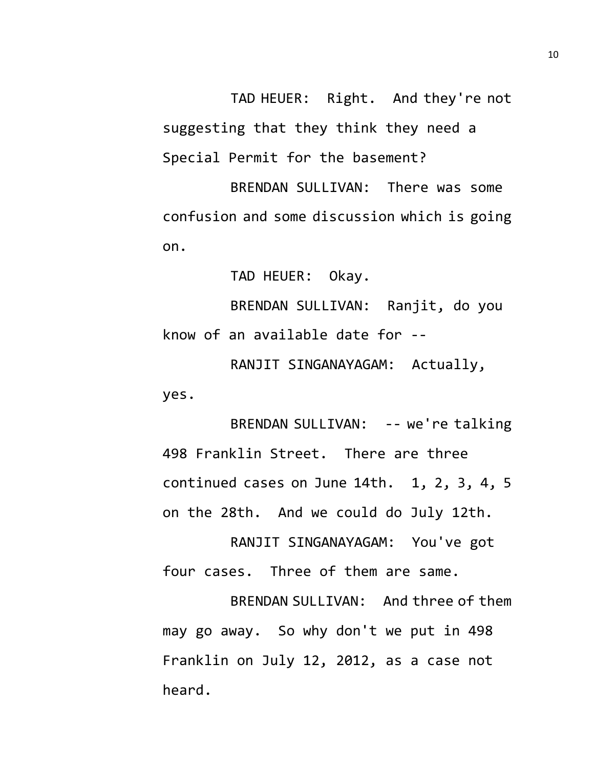TAD HEUER: Right. And they're not suggesting that they think they need a Special Permit for the basement?

BRENDAN SULLIVAN: There was some confusion and some discussion which is going on.

TAD HEUER: Okay.

BRENDAN SULLIVAN: Ranjit, do you know of an available date for --

RANJIT SINGANAYAGAM: Actually, yes.

BRENDAN SULLIVAN: -- we're talking 498 Franklin Street. There are three continued cases on June 14th. 1, 2, 3, 4, 5 on the 28th. And we could do July 12th.

RANJIT SINGANAYAGAM: You've got four cases. Three of them are same.

BRENDAN SULLIVAN: And three of them may go away. So why don't we put in 498 Franklin on July 12, 2012, as a case not heard.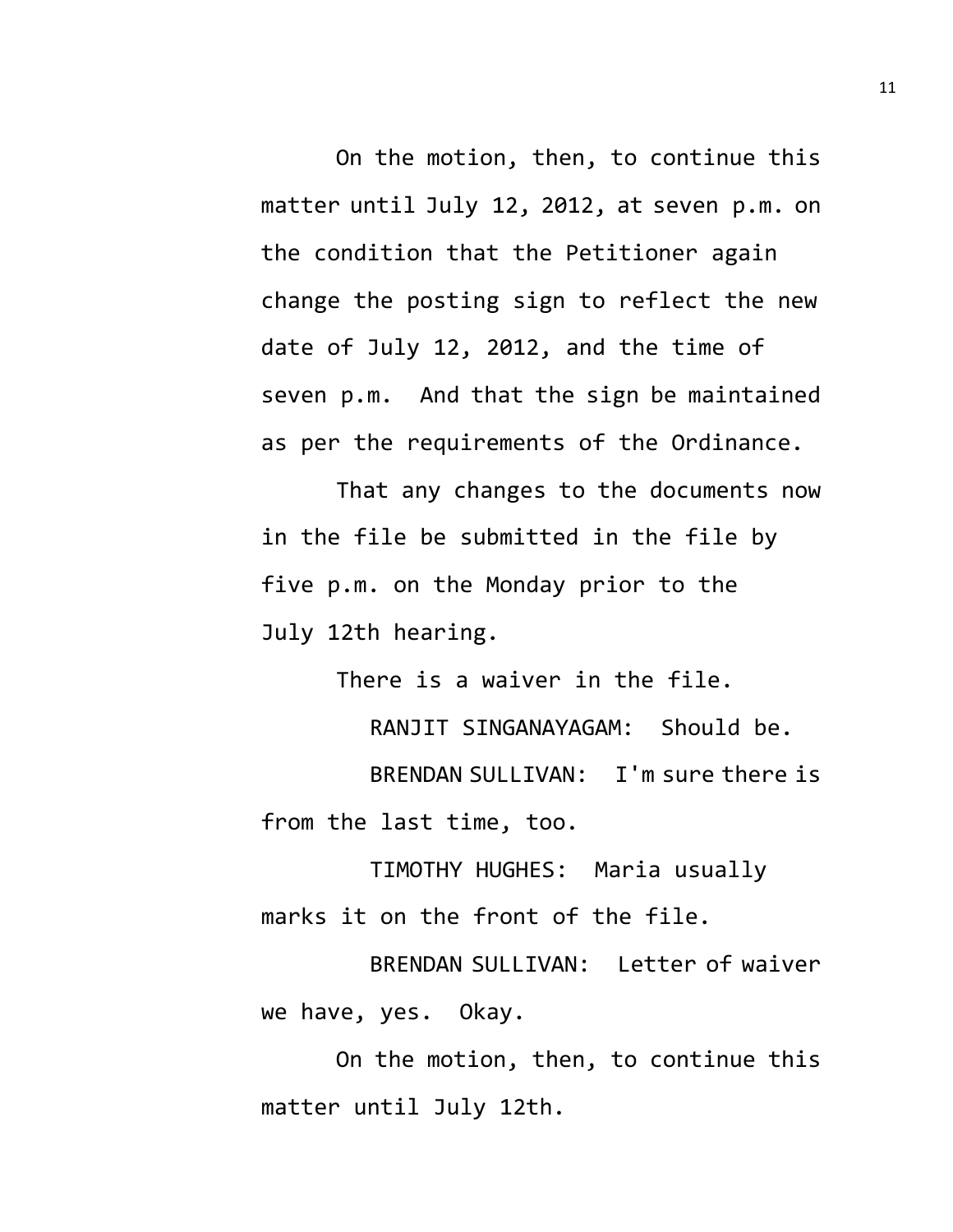On the motion, then, to continue this matter until July 12, 2012, at seven p.m. on the condition that the Petitioner again change the posting sign to reflect the new date of July 12, 2012, and the time of seven p.m. And that the sign be maintained as per the requirements of the Ordinance.

That any changes to the documents now in the file be submitted in the file by five p.m. on the Monday prior to the July 12th hearing.

There is a waiver in the file.

RANJIT SINGANAYAGAM: Should be.

BRENDAN SULLIVAN: I'm sure there is from the last time, too.

TIMOTHY HUGHES: Maria usually marks it on the front of the file.

BRENDAN SULLIVAN: Letter of waiver we have, yes. Okay.

On the motion, then, to continue this matter until July 12th.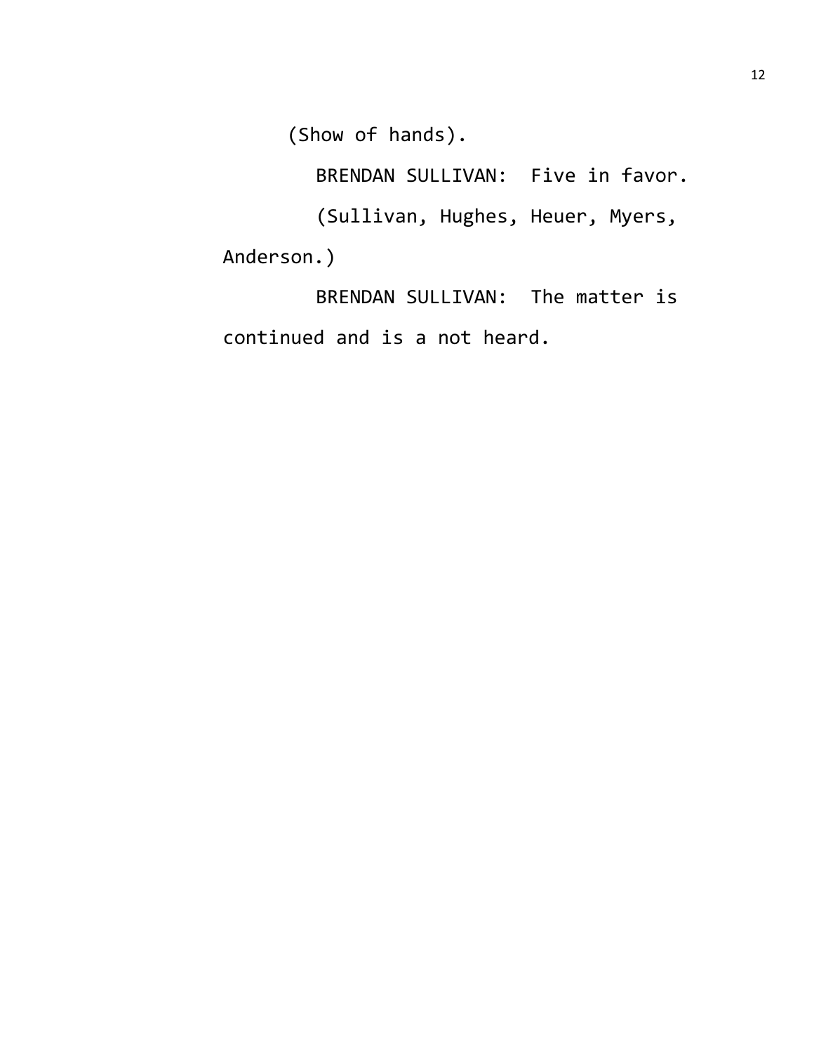(Show of hands).

BRENDAN SULLIVAN: Five in favor.

(Sullivan, Hughes, Heuer, Myers, Anderson.)

BRENDAN SULLIVAN: The matter is continued and is a not heard.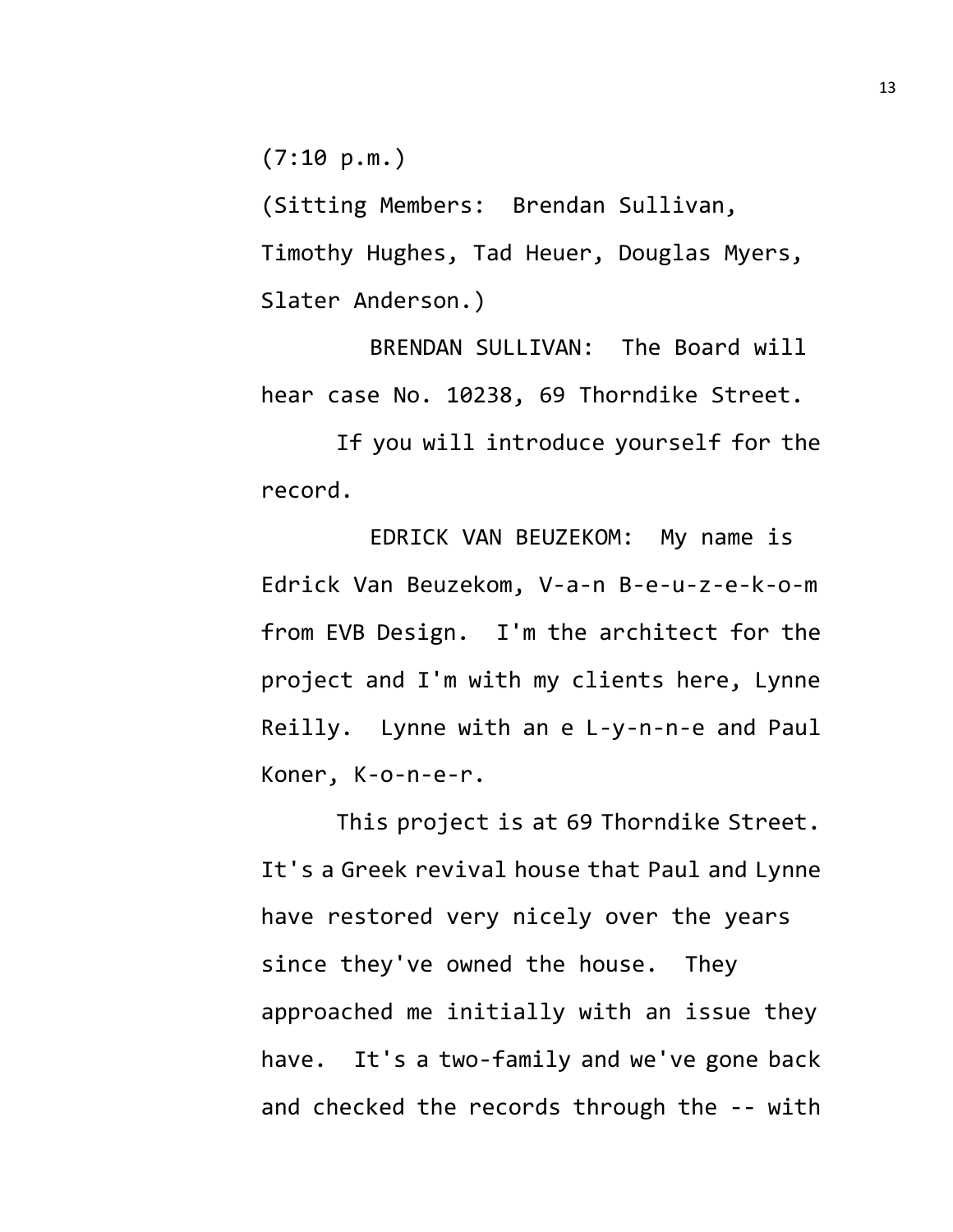(7:10 p.m.)

(Sitting Members: Brendan Sullivan, Timothy Hughes, Tad Heuer, Douglas Myers, Slater Anderson.)

BRENDAN SULLIVAN: The Board will hear case No. 10238, 69 Thorndike Street.

If you will introduce yourself for the record.

EDRICK VAN BEUZEKOM: My name is Edrick Van Beuzekom, V-a-n B-e-u-z-e-k-o-m from EVB Design. I'm the architect for the project and I'm with my clients here, Lynne Reilly. Lynne with an e L-y-n-n-e and Paul Koner, K-o-n-e-r.

This project is at 69 Thorndike Street. It's a Greek revival house that Paul and Lynne have restored very nicely over the years since they've owned the house. They approached me initially with an issue they have. It's a two-family and we've gone back and checked the records through the -- with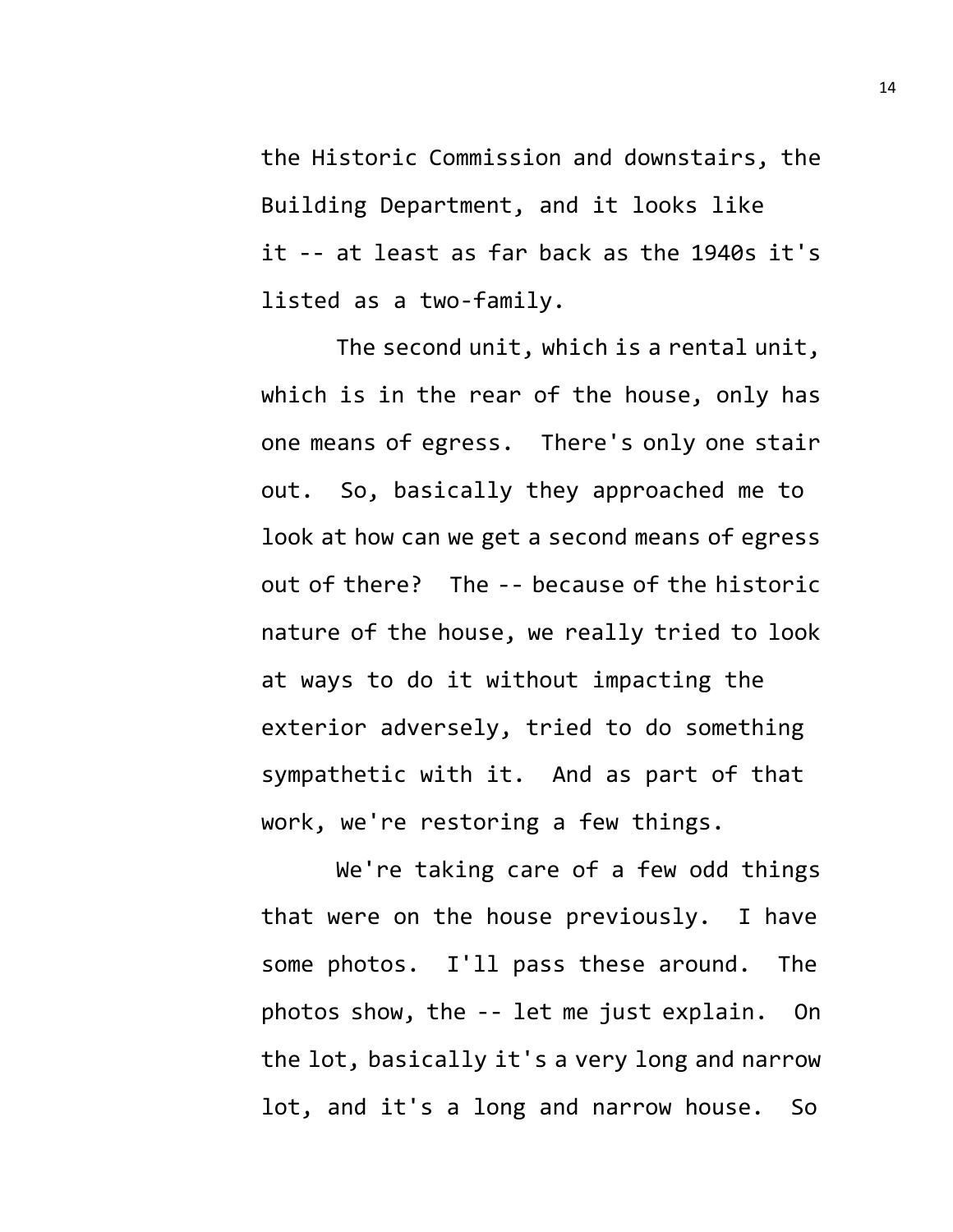the Historic Commission and downstairs, the Building Department, and it looks like it -- at least as far back as the 1940s it's listed as a two-family.

The second unit, which is a rental unit, which is in the rear of the house, only has one means of egress. There's only one stair out. So, basically they approached me to look at how can we get a second means of egress out of there? The -- because of the historic nature of the house, we really tried to look at ways to do it without impacting the exterior adversely, tried to do something sympathetic with it. And as part of that work, we're restoring a few things.

We're taking care of a few odd things that were on the house previously. I have some photos. I'll pass these around. The photos show, the -- let me just explain. On the lot, basically it's a very long and narrow lot, and it's a long and narrow house. So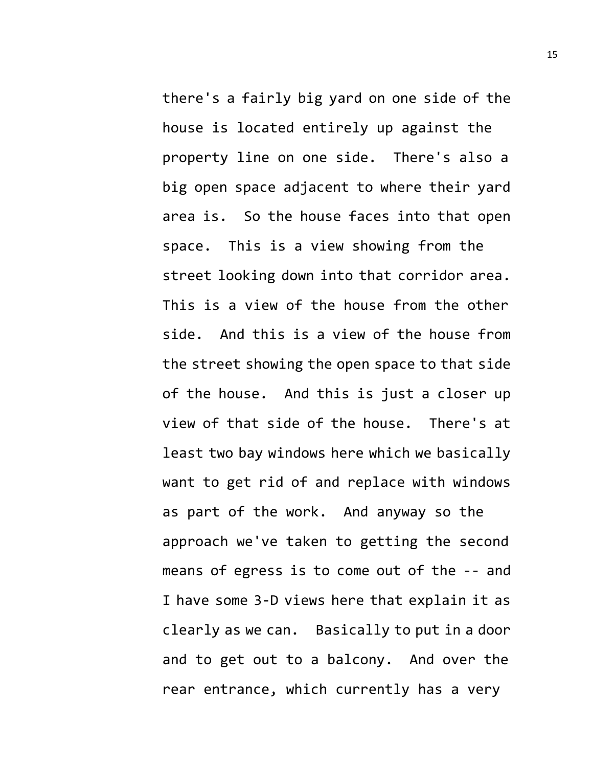there's a fairly big yard on one side of the house is located entirely up against the property line on one side. There's also a big open space adjacent to where their yard area is. So the house faces into that open space. This is a view showing from the street looking down into that corridor area. This is a view of the house from the other side. And this is a view of the house from the street showing the open space to that side of the house. And this is just a closer up view of that side of the house. There's at least two bay windows here which we basically want to get rid of and replace with windows as part of the work. And anyway so the approach we've taken to getting the second means of egress is to come out of the -- and I have some 3-D views here that explain it as clearly as we can. Basically to put in a door and to get out to a balcony. And over the rear entrance, which currently has a very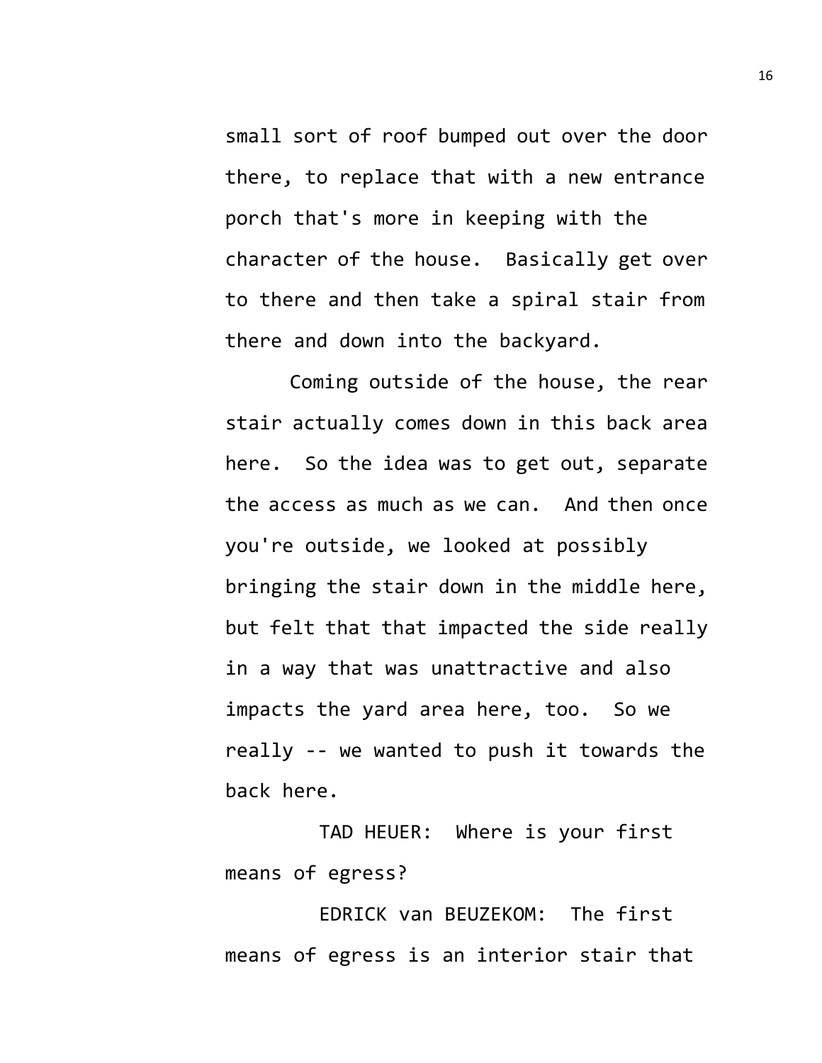small sort of roof bumped out over the door there, to replace that with a new entrance porch that's more in keeping with the character of the house. Basically get over to there and then take a spiral stair from there and down into the backyard.

Coming outside of the house, the rear stair actually comes down in this back area here. So the idea was to get out, separate the access as much as we can. And then once you're outside, we looked at possibly bringing the stair down in the middle here, but felt that that impacted the side really in a way that was unattractive and also impacts the yard area here, too. So we really -- we wanted to push it towards the back here.

TAD HEUER: Where is your first means of egress?

EDRICK van BEUZEKOM: The first means of egress is an interior stair that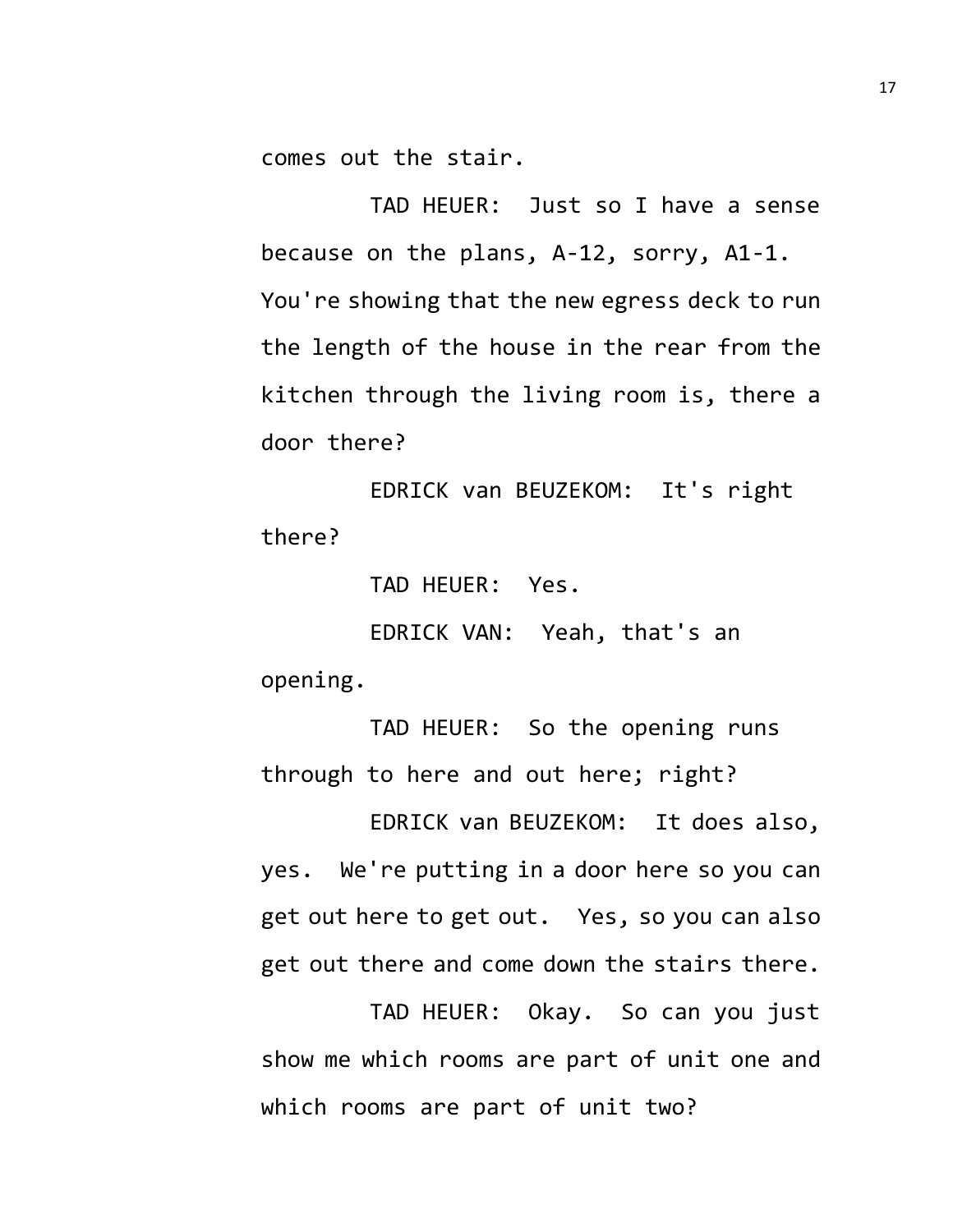comes out the stair.

TAD HEUER: Just so I have a sense because on the plans, A-12, sorry, A1-1. You're showing that the new egress deck to run the length of the house in the rear from the kitchen through the living room is, there a door there?

EDRICK van BEUZEKOM: It's right there?

TAD HEUER: Yes.

EDRICK VAN: Yeah, that's an opening.

TAD HEUER: So the opening runs through to here and out here; right?

EDRICK van BEUZEKOM: It does also, yes. We're putting in a door here so you can get out here to get out. Yes, so you can also get out there and come down the stairs there.

TAD HEUER: Okay. So can you just show me which rooms are part of unit one and which rooms are part of unit two?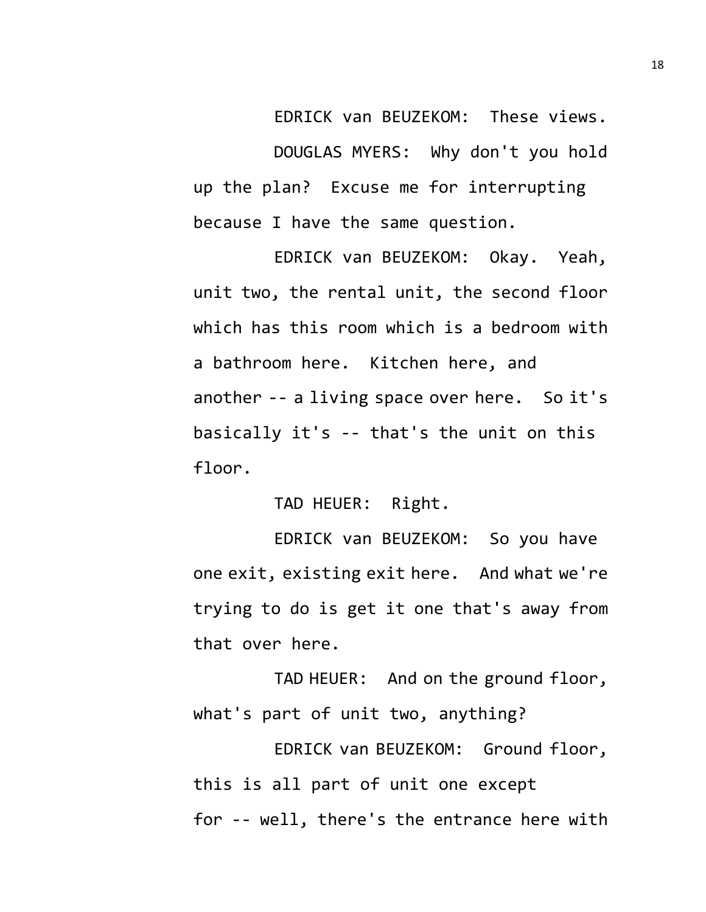EDRICK van BEUZEKOM: These views.

DOUGLAS MYERS: Why don't you hold up the plan? Excuse me for interrupting because I have the same question.

EDRICK van BEUZEKOM: Okay. Yeah, unit two, the rental unit, the second floor which has this room which is a bedroom with a bathroom here. Kitchen here, and another -- a living space over here. So it's basically it's -- that's the unit on this floor.

TAD HEUER: Right.

EDRICK van BEUZEKOM: So you have one exit, existing exit here. And what we're trying to do is get it one that's away from that over here.

TAD HEUER: And on the ground floor, what's part of unit two, anything?

EDRICK van BEUZEKOM: Ground floor, this is all part of unit one except for -- well, there's the entrance here with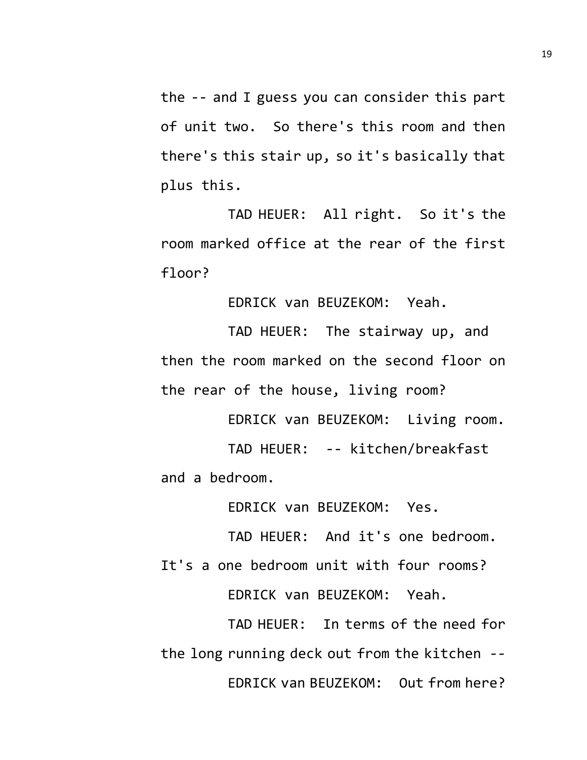the -- and I guess you can consider this part of unit two. So there's this room and then there's this stair up, so it's basically that plus this.

TAD HEUER: All right. So it's the room marked office at the rear of the first floor?

EDRICK van BEUZEKOM: Yeah.

TAD HEUER: The stairway up, and then the room marked on the second floor on the rear of the house, living room?

EDRICK van BEUZEKOM: Living room.

TAD HEUER: -- kitchen/breakfast and a bedroom.

EDRICK van BEUZEKOM: Yes.

TAD HEUER: And it's one bedroom. It's a one bedroom unit with four rooms?

EDRICK van BEUZEKOM: Yeah.

TAD HEUER: In terms of the need for the long running deck out from the kitchen --

EDRICK van BEUZEKOM: Out from here?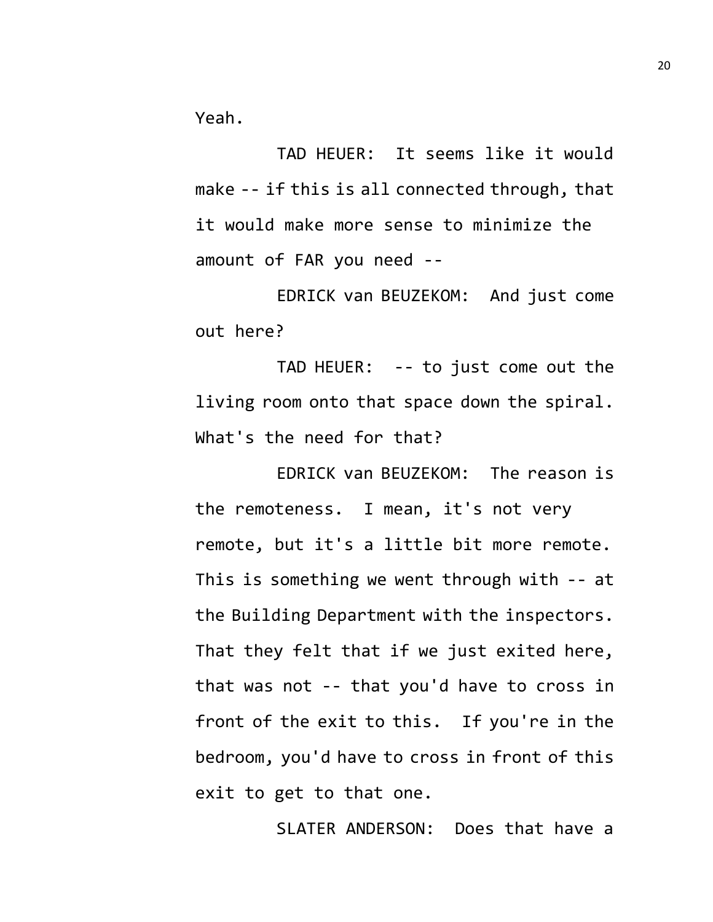Yeah.

TAD HEUER: It seems like it would make -- if this is all connected through, that it would make more sense to minimize the amount of FAR you need --

EDRICK van BEUZEKOM: And just come out here?

TAD HEUER: -- to just come out the living room onto that space down the spiral. What's the need for that?

EDRICK van BEUZEKOM: The reason is the remoteness. I mean, it's not very remote, but it's a little bit more remote. This is something we went through with -- at the Building Department with the inspectors. That they felt that if we just exited here, that was not -- that you'd have to cross in front of the exit to this. If you're in the bedroom, you'd have to cross in front of this exit to get to that one.

SLATER ANDERSON: Does that have a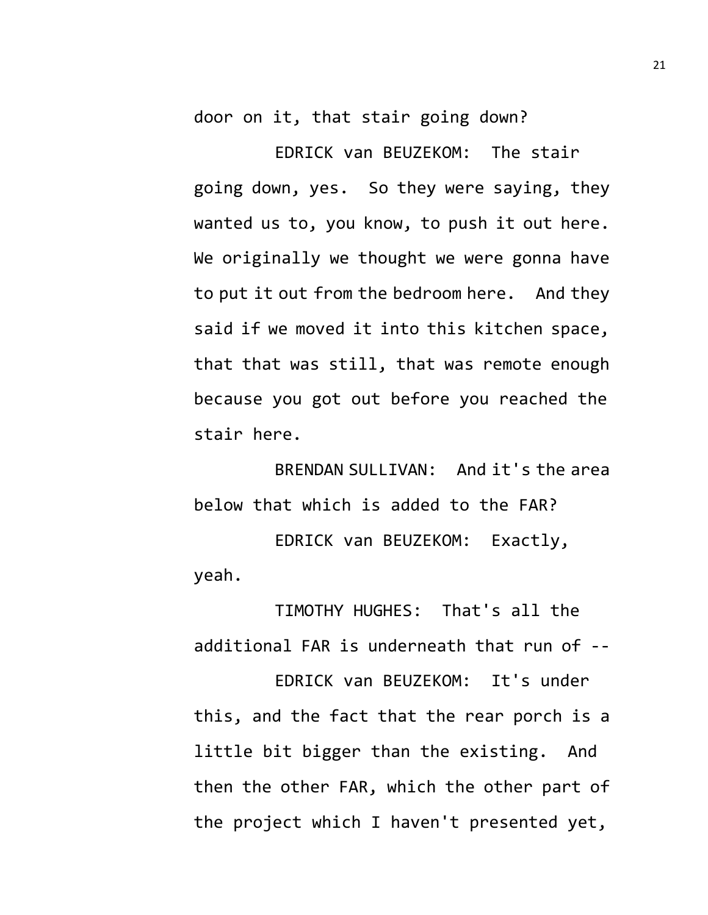door on it, that stair going down?

EDRICK van BEUZEKOM: The stair going down, yes. So they were saying, they wanted us to, you know, to push it out here. We originally we thought we were gonna have to put it out from the bedroom here. And they said if we moved it into this kitchen space, that that was still, that was remote enough because you got out before you reached the stair here.

BRENDAN SULLIVAN: And it's the area below that which is added to the FAR?

EDRICK van BEUZEKOM: Exactly, yeah.

TIMOTHY HUGHES: That's all the additional FAR is underneath that run of --

EDRICK van BEUZEKOM: It's under this, and the fact that the rear porch is a little bit bigger than the existing. And then the other FAR, which the other part of the project which I haven't presented yet,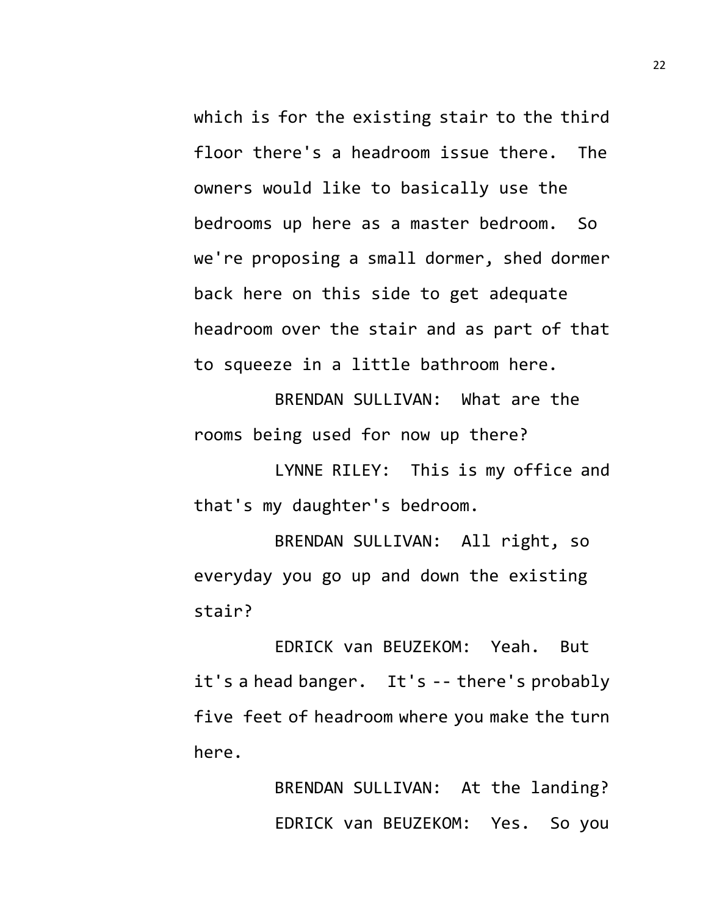which is for the existing stair to the third floor there's a headroom issue there. The owners would like to basically use the bedrooms up here as a master bedroom. So we're proposing a small dormer, shed dormer back here on this side to get adequate headroom over the stair and as part of that to squeeze in a little bathroom here.

BRENDAN SULLIVAN: What are the rooms being used for now up there?

LYNNE RILEY: This is my office and that's my daughter's bedroom.

BRENDAN SULLIVAN: All right, so everyday you go up and down the existing stair?

EDRICK van BEUZEKOM: Yeah. But it's a head banger. It's -- there's probably five feet of headroom where you make the turn here.

BRENDAN SULLIVAN: At the landing?

EDRICK van BEUZEKOM: Yes. So you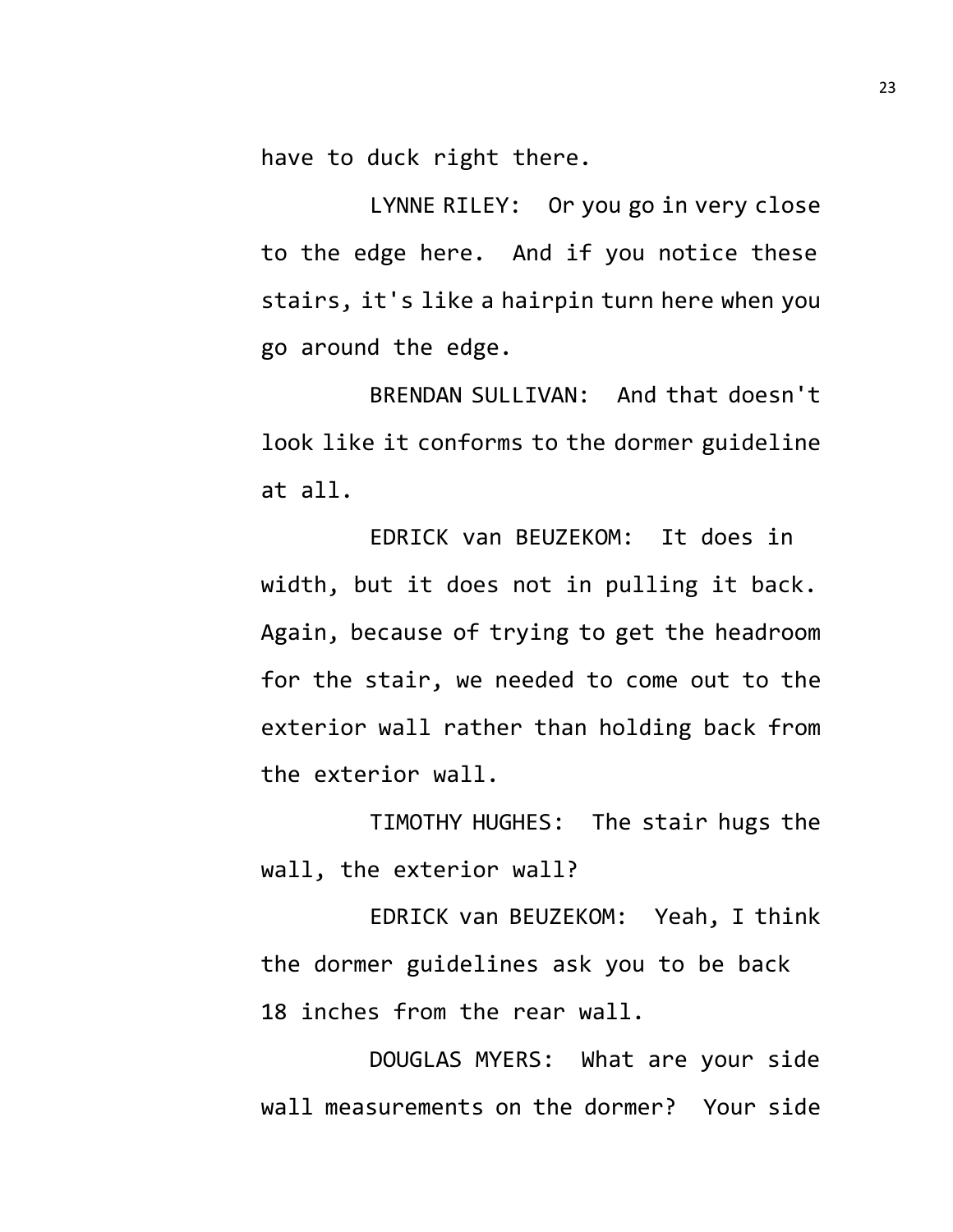have to duck right there.

LYNNE RILEY: Or you go in very close to the edge here. And if you notice these stairs, it's like a hairpin turn here when you go around the edge.

BRENDAN SULLIVAN: And that doesn't look like it conforms to the dormer guideline at all.

EDRICK van BEUZEKOM: It does in width, but it does not in pulling it back. Again, because of trying to get the headroom for the stair, we needed to come out to the exterior wall rather than holding back from the exterior wall.

TIMOTHY HUGHES: The stair hugs the wall, the exterior wall?

EDRICK van BEUZEKOM: Yeah, I think the dormer guidelines ask you to be back 18 inches from the rear wall.

DOUGLAS MYERS: What are your side wall measurements on the dormer? Your side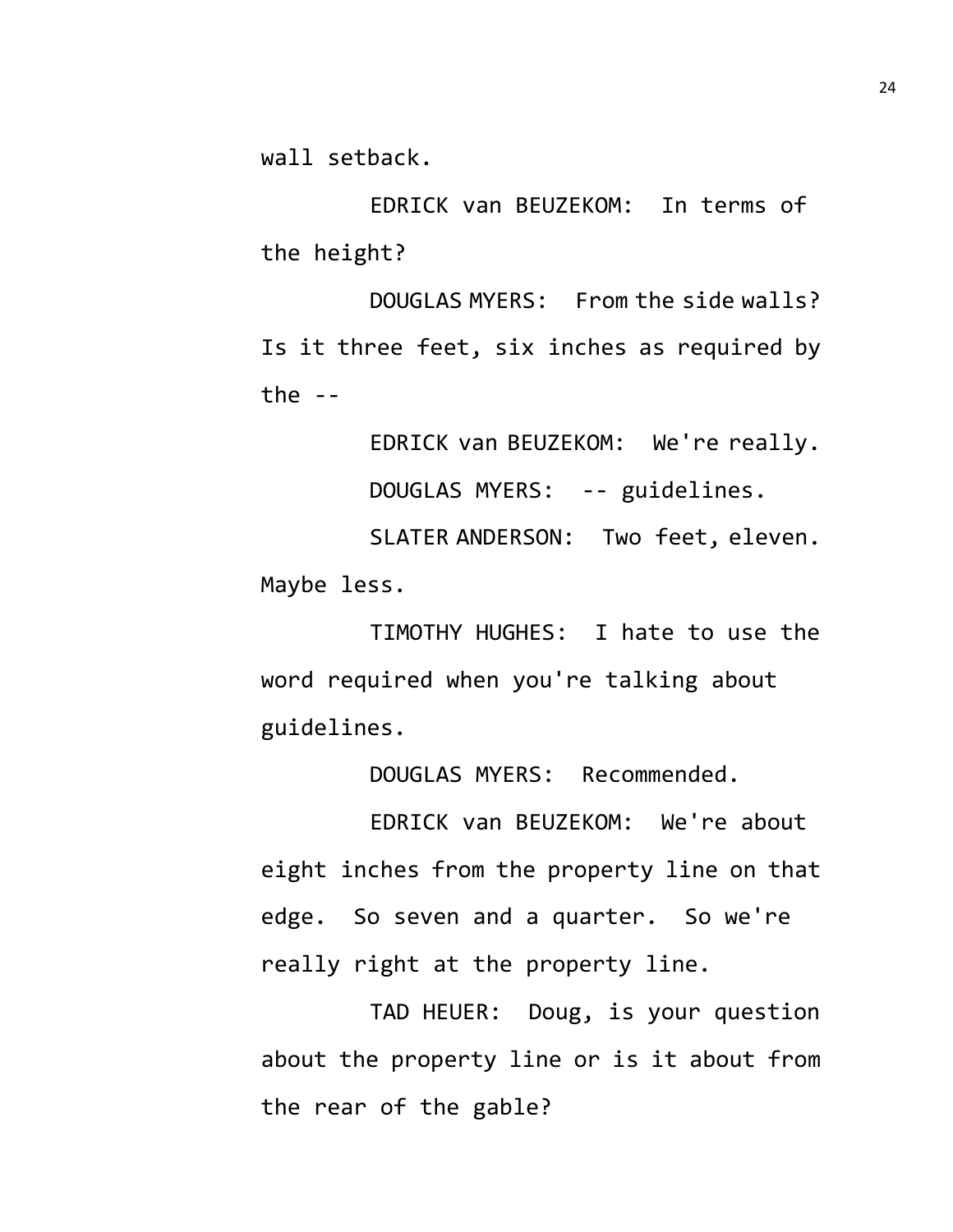wall setback.

EDRICK van BEUZEKOM: In terms of the height?

DOUGLAS MYERS: From the side walls? Is it three feet, six inches as required by the --

EDRICK van BEUZEKOM: We're really.

DOUGLAS MYERS: -- guidelines.

SLATER ANDERSON: Two feet, eleven. Maybe less.

TIMOTHY HUGHES: I hate to use the word required when you're talking about guidelines.

DOUGLAS MYERS: Recommended.

EDRICK van BEUZEKOM: We're about eight inches from the property line on that edge. So seven and a quarter. So we're really right at the property line.

TAD HEUER: Doug, is your question about the property line or is it about from the rear of the gable?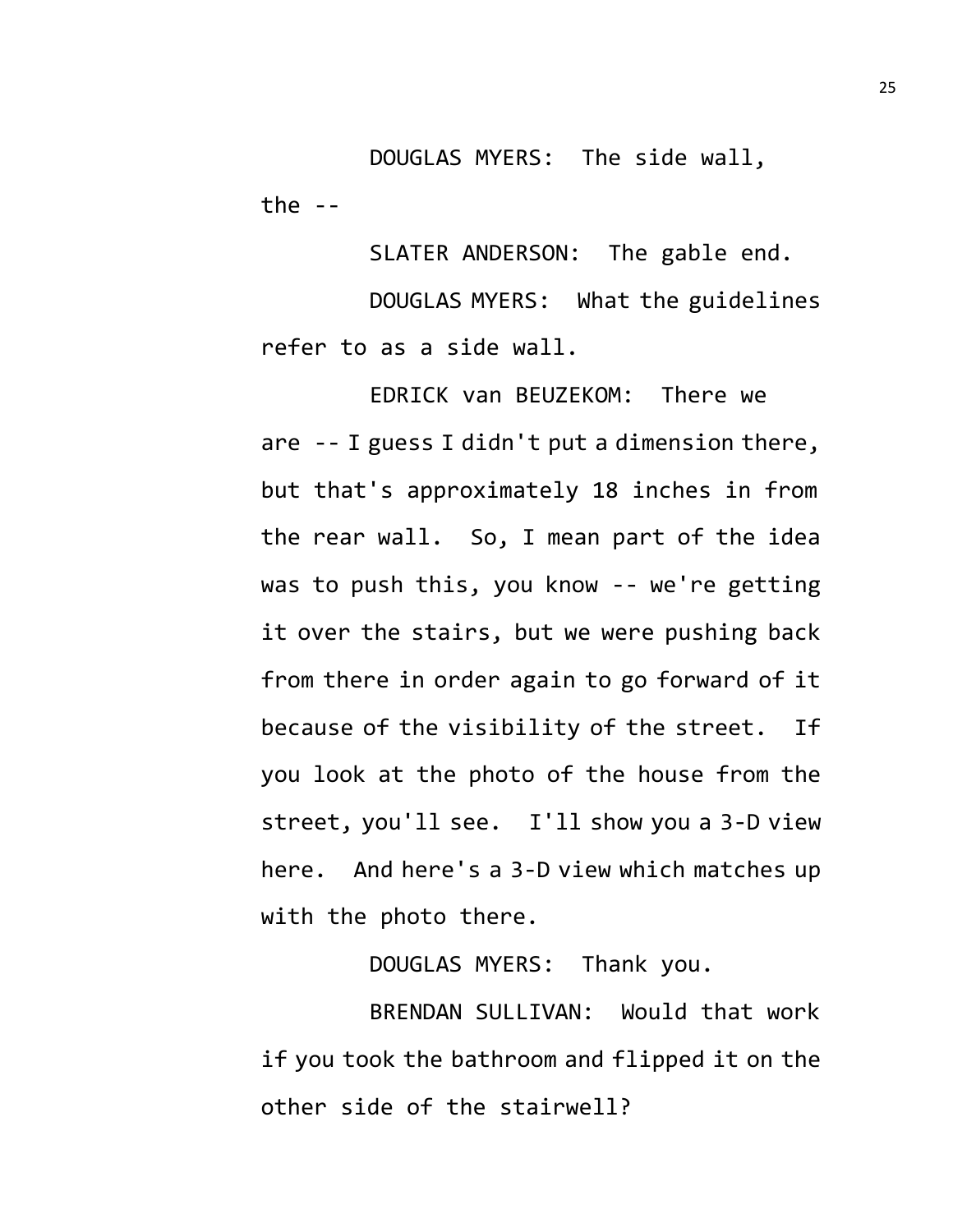DOUGLAS MYERS: The side wall, the --

SLATER ANDERSON: The gable end.

DOUGLAS MYERS: What the guidelines refer to as a side wall.

EDRICK van BEUZEKOM: There we are -- I guess I didn't put a dimension there, but that's approximately 18 inches in from the rear wall. So, I mean part of the idea was to push this, you know -- we're getting it over the stairs, but we were pushing back from there in order again to go forward of it because of the visibility of the street. If you look at the photo of the house from the street, you'll see. I'll show you a 3-D view here. And here's a 3-D view which matches up with the photo there.

DOUGLAS MYERS: Thank you.

BRENDAN SULLIVAN: Would that work if you took the bathroom and flipped it on the other side of the stairwell?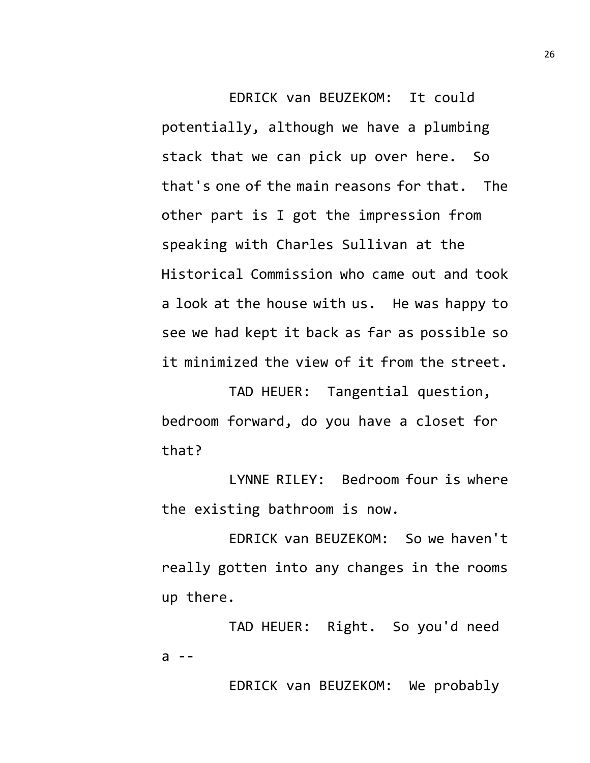EDRICK van BEUZEKOM: It could potentially, although we have a plumbing stack that we can pick up over here. So that's one of the main reasons for that. The other part is I got the impression from speaking with Charles Sullivan at the Historical Commission who came out and took a look at the house with us. He was happy to see we had kept it back as far as possible so it minimized the view of it from the street.

TAD HEUER: Tangential question, bedroom forward, do you have a closet for that?

LYNNE RILEY: Bedroom four is where the existing bathroom is now.

EDRICK van BEUZEKOM: So we haven't really gotten into any changes in the rooms up there.

TAD HEUER: Right. So you'd need a --

EDRICK van BEUZEKOM: We probably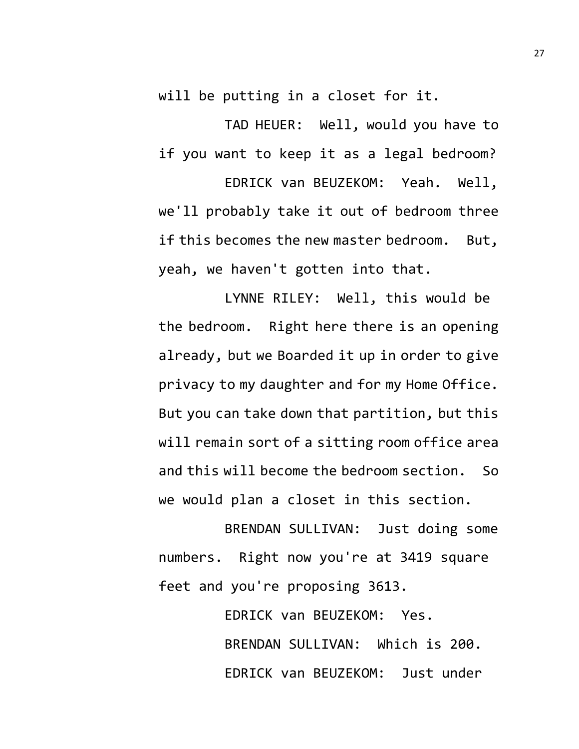will be putting in a closet for it.

TAD HEUER: Well, would you have to if you want to keep it as a legal bedroom?

EDRICK van BEUZEKOM: Yeah. Well, we'll probably take it out of bedroom three if this becomes the new master bedroom. But, yeah, we haven't gotten into that.

LYNNE RILEY: Well, this would be the bedroom. Right here there is an opening already, but we Boarded it up in order to give privacy to my daughter and for my Home Office. But you can take down that partition, but this will remain sort of a sitting room office area and this will become the bedroom section. So we would plan a closet in this section.

BRENDAN SULLIVAN: Just doing some numbers. Right now you're at 3419 square feet and you're proposing 3613.

EDRICK van BEUZEKOM: Yes.

BRENDAN SULLIVAN: Which is 200.

EDRICK van BEUZEKOM: Just under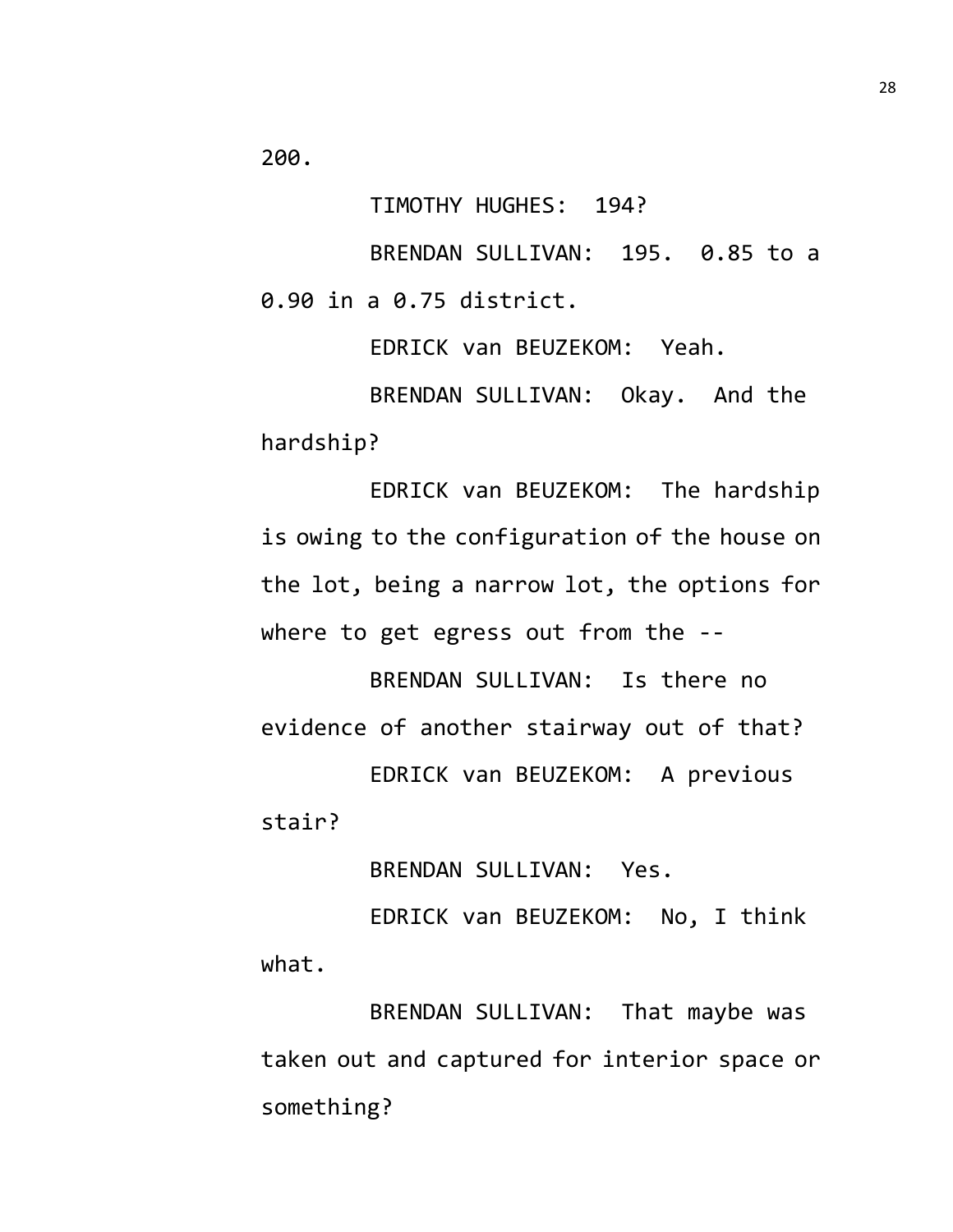200.

TIMOTHY HUGHES: 194?

BRENDAN SULLIVAN: 195. 0.85 to a 0.90 in a 0.75 district.

EDRICK van BEUZEKOM: Yeah.

BRENDAN SULLIVAN: Okay. And the hardship?

EDRICK van BEUZEKOM: The hardship is owing to the configuration of the house on the lot, being a narrow lot, the options for where to get egress out from the --

BRENDAN SULLIVAN: Is there no evidence of another stairway out of that?

EDRICK van BEUZEKOM: A previous stair?

BRENDAN SULLIVAN: Yes.

EDRICK van BEUZEKOM: No, I think what.

BRENDAN SULLIVAN: That maybe was taken out and captured for interior space or something?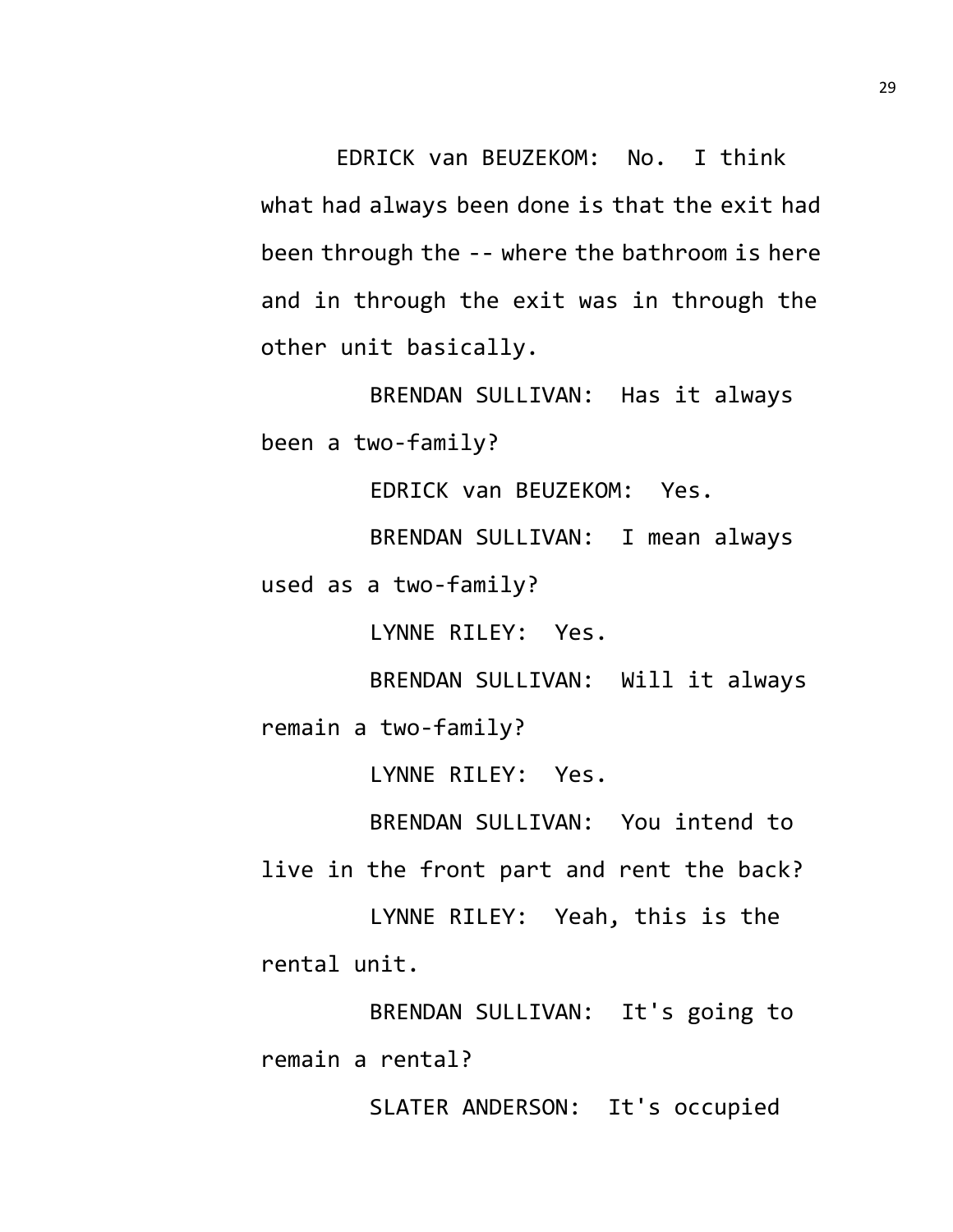EDRICK van BEUZEKOM: No. I think what had always been done is that the exit had been through the -- where the bathroom is here and in through the exit was in through the other unit basically.

BRENDAN SULLIVAN: Has it always been a two-family?

EDRICK van BEUZEKOM: Yes.

BRENDAN SULLIVAN: I mean always used as a two-family?

LYNNE RILEY: Yes.

BRENDAN SULLIVAN: Will it always remain a two-family?

LYNNE RILEY: Yes.

BRENDAN SULLIVAN: You intend to live in the front part and rent the back?

LYNNE RILEY: Yeah, this is the rental unit.

BRENDAN SULLIVAN: It's going to remain a rental?

SLATER ANDERSON: It's occupied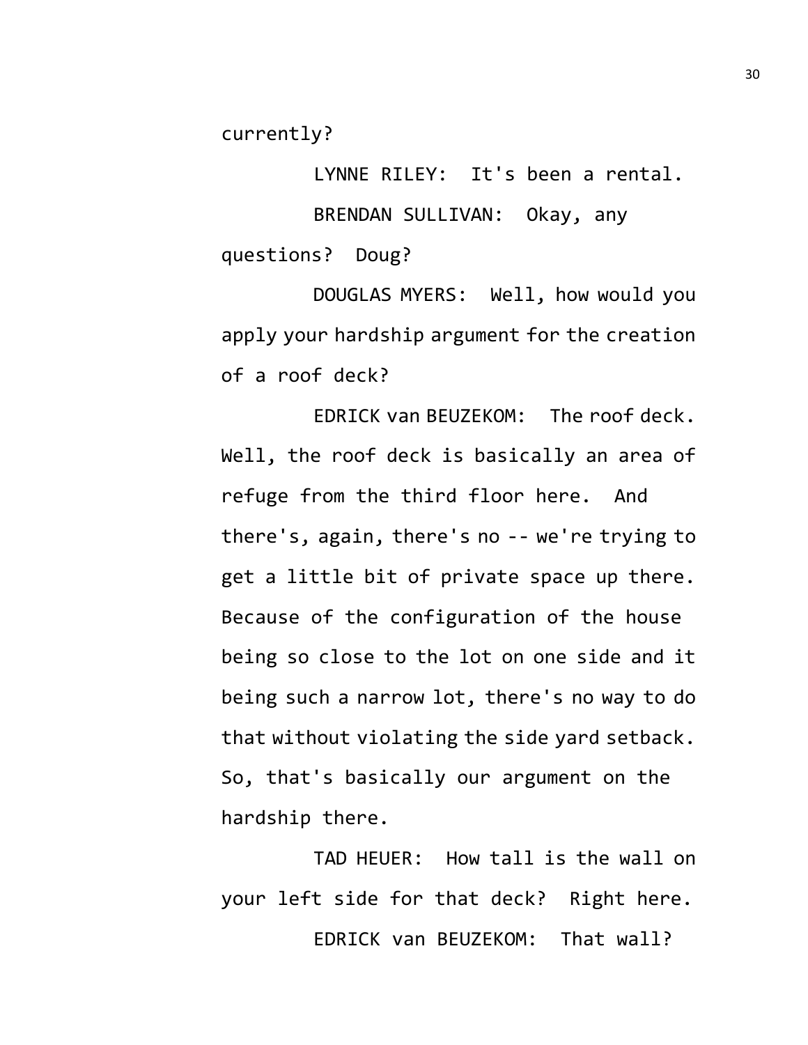currently?

LYNNE RILEY: It's been a rental.

BRENDAN SULLIVAN: Okay, any questions? Doug?

DOUGLAS MYERS: Well, how would you apply your hardship argument for the creation of a roof deck?

EDRICK van BEUZEKOM: The roof deck. Well, the roof deck is basically an area of refuge from the third floor here. And there's, again, there's no -- we're trying to get a little bit of private space up there. Because of the configuration of the house being so close to the lot on one side and it being such a narrow lot, there's no way to do that without violating the side yard setback. So, that's basically our argument on the hardship there.

TAD HEUER: How tall is the wall on your left side for that deck? Right here.

EDRICK van BEUZEKOM: That wall?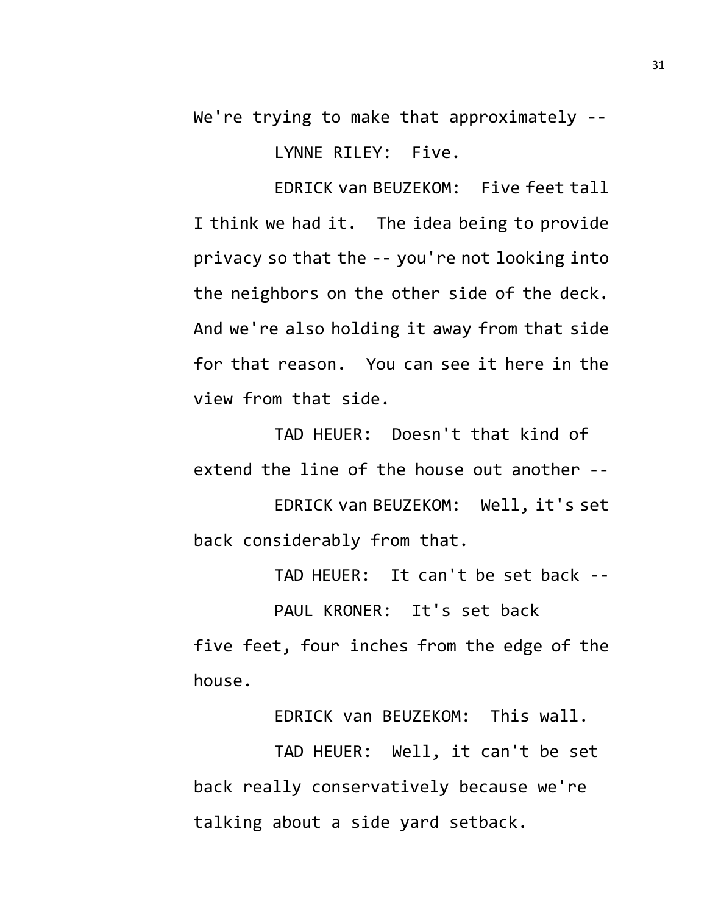We're trying to make that approximately --

LYNNE RILEY: Five.

EDRICK van BEUZEKOM: Five feet tall I think we had it. The idea being to provide privacy so that the -- you're not looking into the neighbors on the other side of the deck. And we're also holding it away from that side for that reason. You can see it here in the view from that side.

TAD HEUER: Doesn't that kind of extend the line of the house out another --

EDRICK van BEUZEKOM: Well, it's set back considerably from that.

TAD HEUER: It can't be set back --

PAUL KRONER: It's set back five feet, four inches from the edge of the house.

EDRICK van BEUZEKOM: This wall.

TAD HEUER: Well, it can't be set back really conservatively because we're talking about a side yard setback.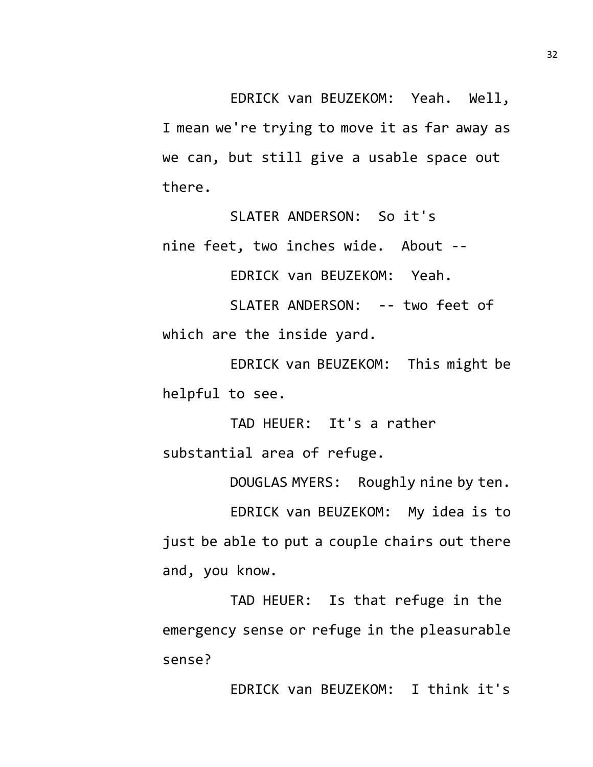EDRICK van BEUZEKOM: Yeah. Well, I mean we're trying to move it as far away as we can, but still give a usable space out there.

SLATER ANDERSON: So it's nine feet, two inches wide. About --

EDRICK van BEUZEKOM: Yeah.

SLATER ANDERSON: -- two feet of which are the inside yard.

EDRICK van BEUZEKOM: This might be helpful to see.

TAD HEUER: It's a rather substantial area of refuge.

DOUGLAS MYERS: Roughly nine by ten.

EDRICK van BEUZEKOM: My idea is to just be able to put a couple chairs out there and, you know.

TAD HEUER: Is that refuge in the emergency sense or refuge in the pleasurable sense?

EDRICK van BEUZEKOM: I think it's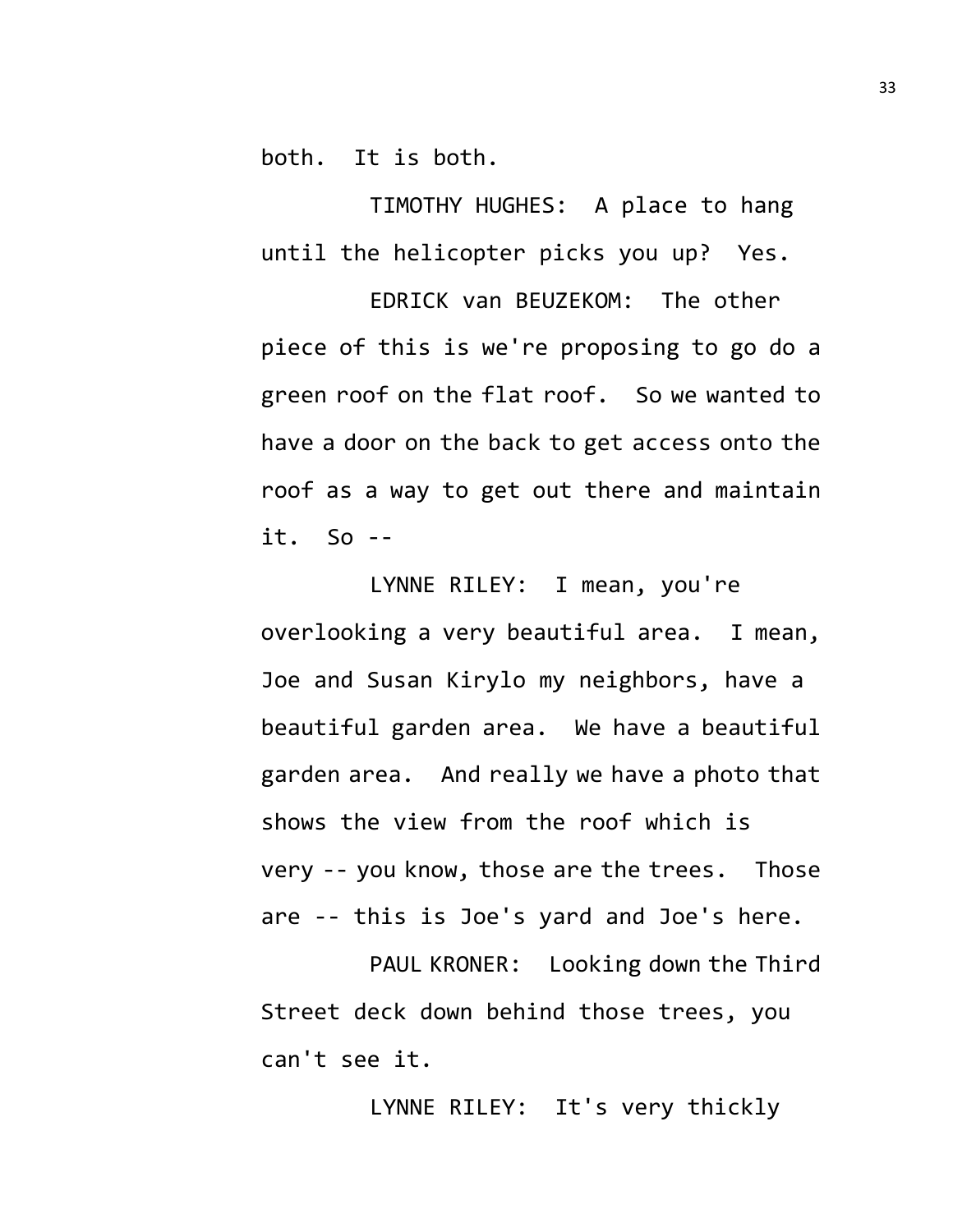both. It is both.

TIMOTHY HUGHES: A place to hang until the helicopter picks you up? Yes.

EDRICK van BEUZEKOM: The other piece of this is we're proposing to go do a green roof on the flat roof. So we wanted to have a door on the back to get access onto the roof as a way to get out there and maintain it. So --

LYNNE RILEY: I mean, you're overlooking a very beautiful area. I mean, Joe and Susan Kirylo my neighbors, have a beautiful garden area. We have a beautiful garden area. And really we have a photo that shows the view from the roof which is very -- you know, those are the trees. Those are -- this is Joe's yard and Joe's here.

PAUL KRONER: Looking down the Third Street deck down behind those trees, you can't see it.

LYNNE RILEY: It's very thickly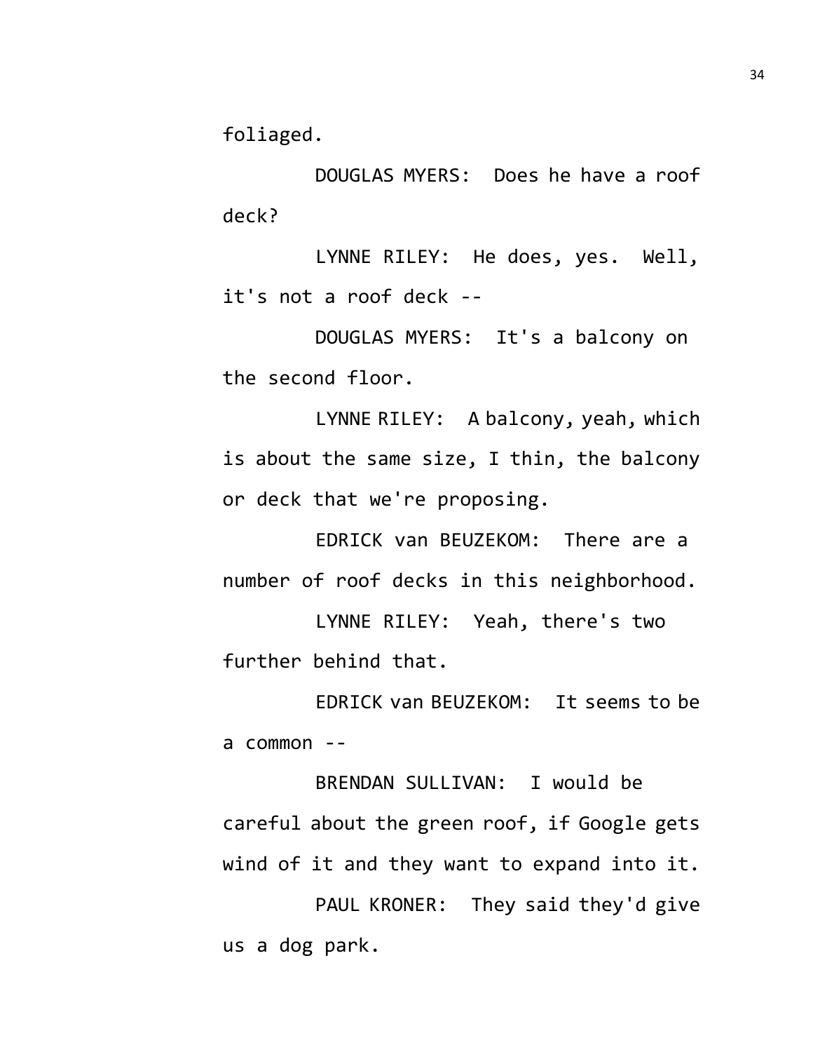foliaged.

DOUGLAS MYERS: Does he have a roof deck?

LYNNE RILEY: He does, yes. Well, it's not a roof deck --

DOUGLAS MYERS: It's a balcony on the second floor.

LYNNE RILEY: A balcony, yeah, which is about the same size, I thin, the balcony or deck that we're proposing.

EDRICK van BEUZEKOM: There are a number of roof decks in this neighborhood.

LYNNE RILEY: Yeah, there's two further behind that.

EDRICK van BEUZEKOM: It seems to be a common --

BRENDAN SULLIVAN: I would be careful about the green roof, if Google gets wind of it and they want to expand into it.

PAUL KRONER: They said they'd give us a dog park.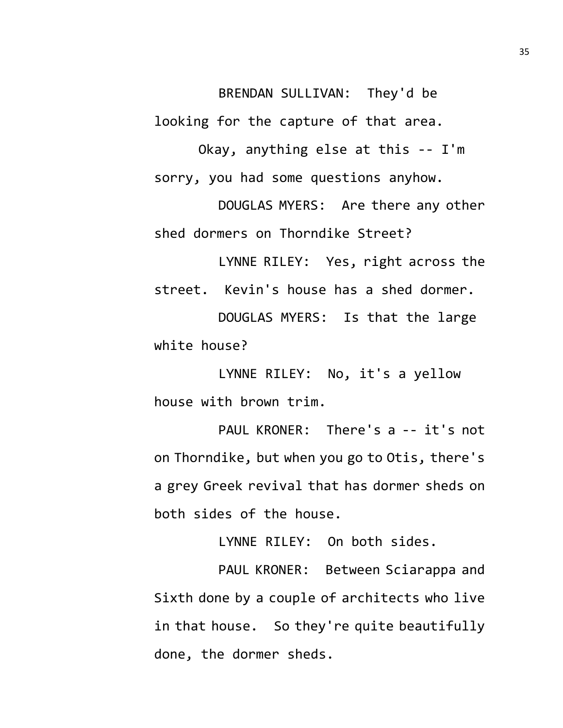BRENDAN SULLIVAN: They'd be looking for the capture of that area.

Okay, anything else at this -- I'm sorry, you had some questions anyhow.

DOUGLAS MYERS: Are there any other shed dormers on Thorndike Street?

LYNNE RILEY: Yes, right across the street. Kevin's house has a shed dormer.

DOUGLAS MYERS: Is that the large white house?

LYNNE RILEY: No, it's a yellow house with brown trim.

PAUL KRONER: There's a -- it's not on Thorndike, but when you go to Otis, there's a grey Greek revival that has dormer sheds on both sides of the house.

LYNNE RILEY: On both sides.

PAUL KRONER: Between Sciarappa and Sixth done by a couple of architects who live in that house. So they're quite beautifully done, the dormer sheds.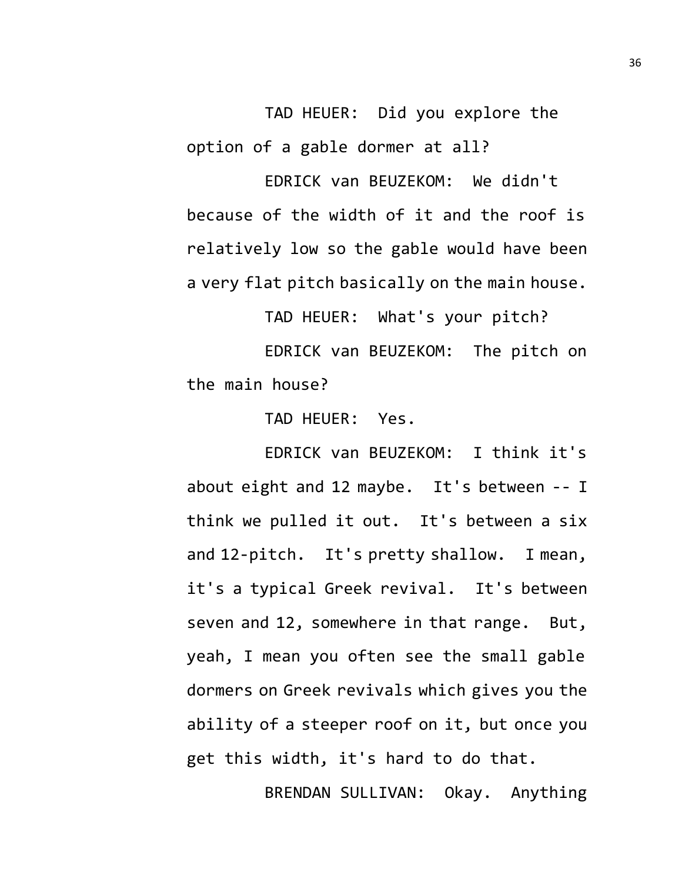TAD HEUER: Did you explore the option of a gable dormer at all?

EDRICK van BEUZEKOM: We didn't because of the width of it and the roof is relatively low so the gable would have been a very flat pitch basically on the main house.

TAD HEUER: What's your pitch?

EDRICK van BEUZEKOM: The pitch on the main house?

TAD HEUER: Yes.

EDRICK van BEUZEKOM: I think it's about eight and 12 maybe. It's between -- I think we pulled it out. It's between a six and 12-pitch. It's pretty shallow. I mean, it's a typical Greek revival. It's between seven and 12, somewhere in that range. But, yeah, I mean you often see the small gable dormers on Greek revivals which gives you the ability of a steeper roof on it, but once you get this width, it's hard to do that.

BRENDAN SULLIVAN: Okay. Anything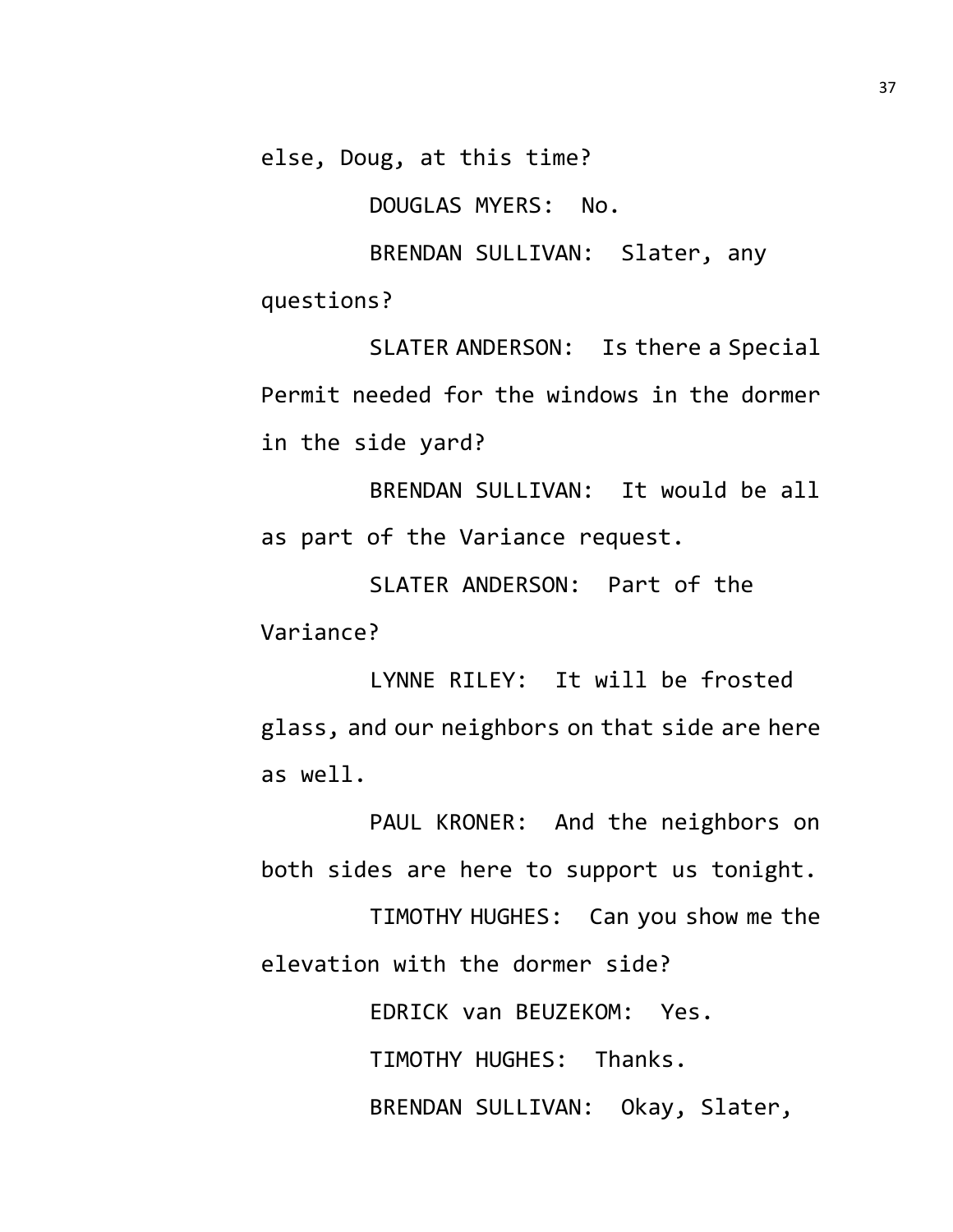else, Doug, at this time?

DOUGLAS MYERS: No.

BRENDAN SULLIVAN: Slater, any questions?

SLATER ANDERSON: Is there a Special Permit needed for the windows in the dormer in the side yard?

BRENDAN SULLIVAN: It would be all as part of the Variance request.

SLATER ANDERSON: Part of the Variance?

LYNNE RILEY: It will be frosted glass, and our neighbors on that side are here as well.

PAUL KRONER: And the neighbors on both sides are here to support us tonight.

TIMOTHY HUGHES: Can you show me the elevation with the dormer side?

EDRICK van BEUZEKOM: Yes.

TIMOTHY HUGHES: Thanks.

BRENDAN SULLIVAN: Okay, Slater,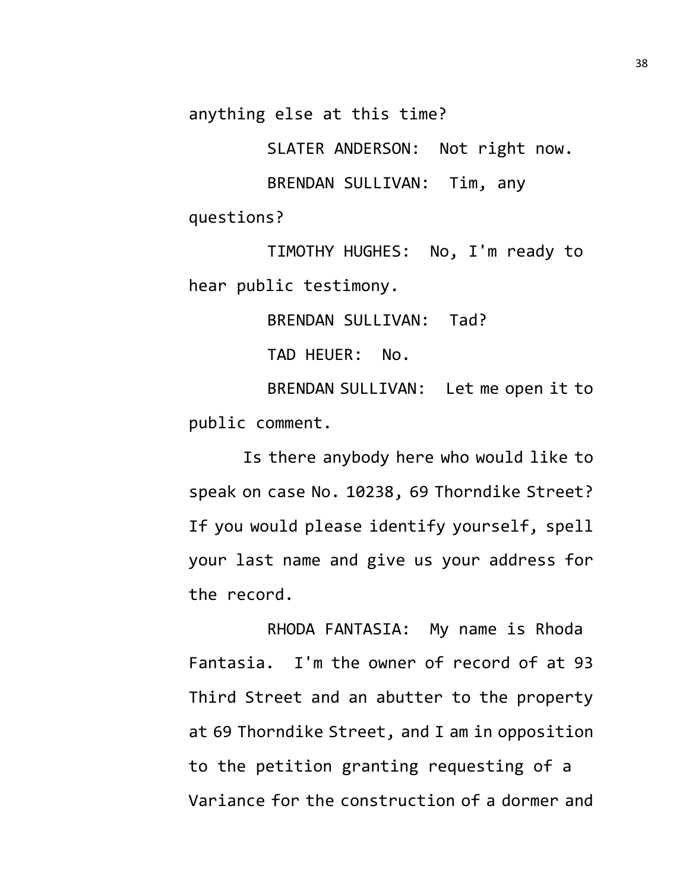anything else at this time?

SLATER ANDERSON: Not right now.

BRENDAN SULLIVAN: Tim, any questions?

TIMOTHY HUGHES: No, I'm ready to hear public testimony.

BRENDAN SULLIVAN: Tad?

TAD HEUER: No.

BRENDAN SULLIVAN: Let me open it to public comment.

Is there anybody here who would like to speak on case No. 10238, 69 Thorndike Street? If you would please identify yourself, spell your last name and give us your address for the record.

RHODA FANTASIA: My name is Rhoda Fantasia. I'm the owner of record of at 93 Third Street and an abutter to the property at 69 Thorndike Street, and I am in opposition to the petition granting requesting of a Variance for the construction of a dormer and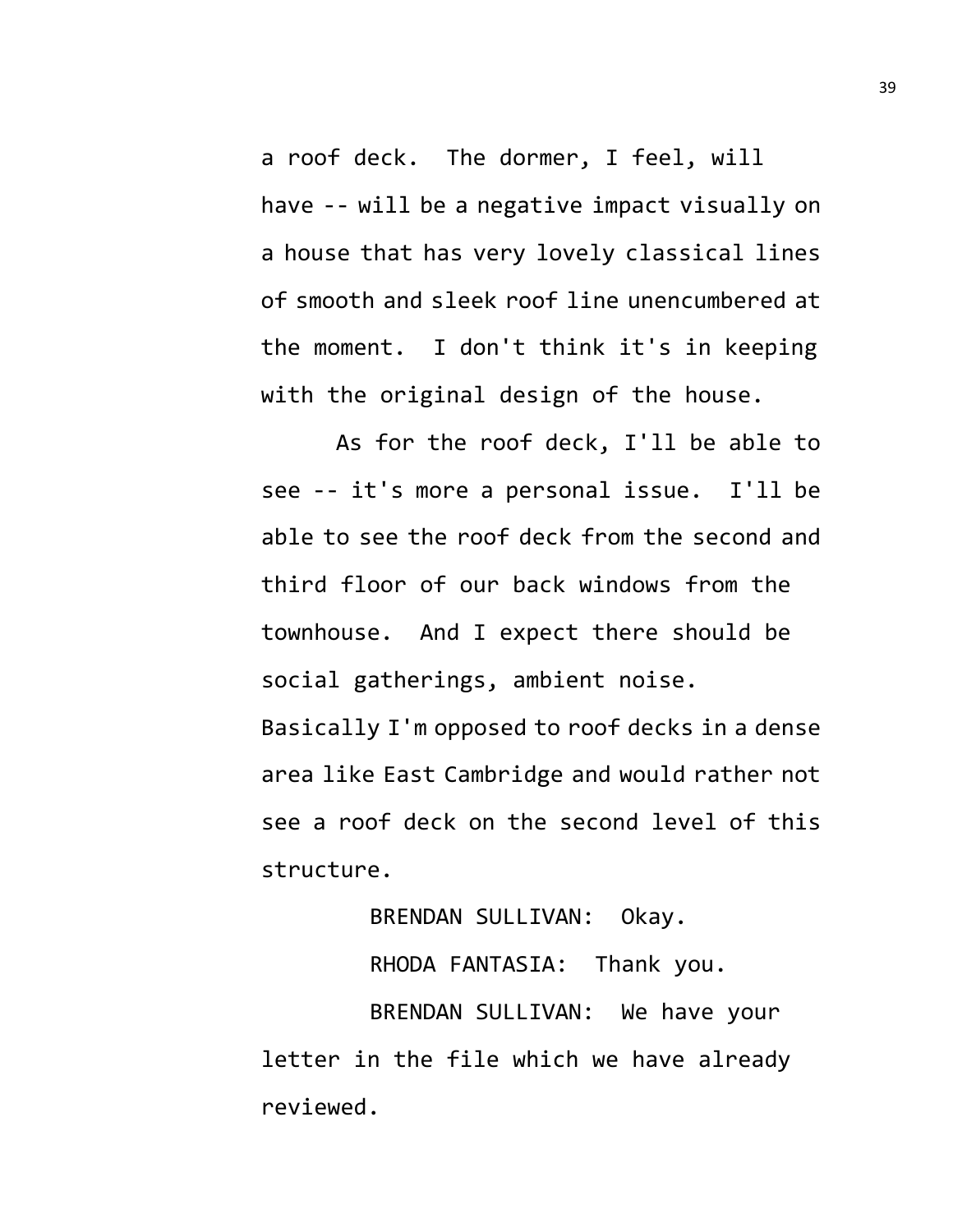a roof deck. The dormer, I feel, will have -- will be a negative impact visually on a house that has very lovely classical lines of smooth and sleek roof line unencumbered at the moment. I don't think it's in keeping with the original design of the house.

As for the roof deck, I'll be able to see -- it's more a personal issue. I'll be able to see the roof deck from the second and third floor of our back windows from the townhouse. And I expect there should be social gatherings, ambient noise. Basically I'm opposed to roof decks in a dense area like East Cambridge and would rather not see a roof deck on the second level of this structure.

BRENDAN SULLIVAN: Okay.

RHODA FANTASIA: Thank you.

BRENDAN SULLIVAN: We have your letter in the file which we have already reviewed.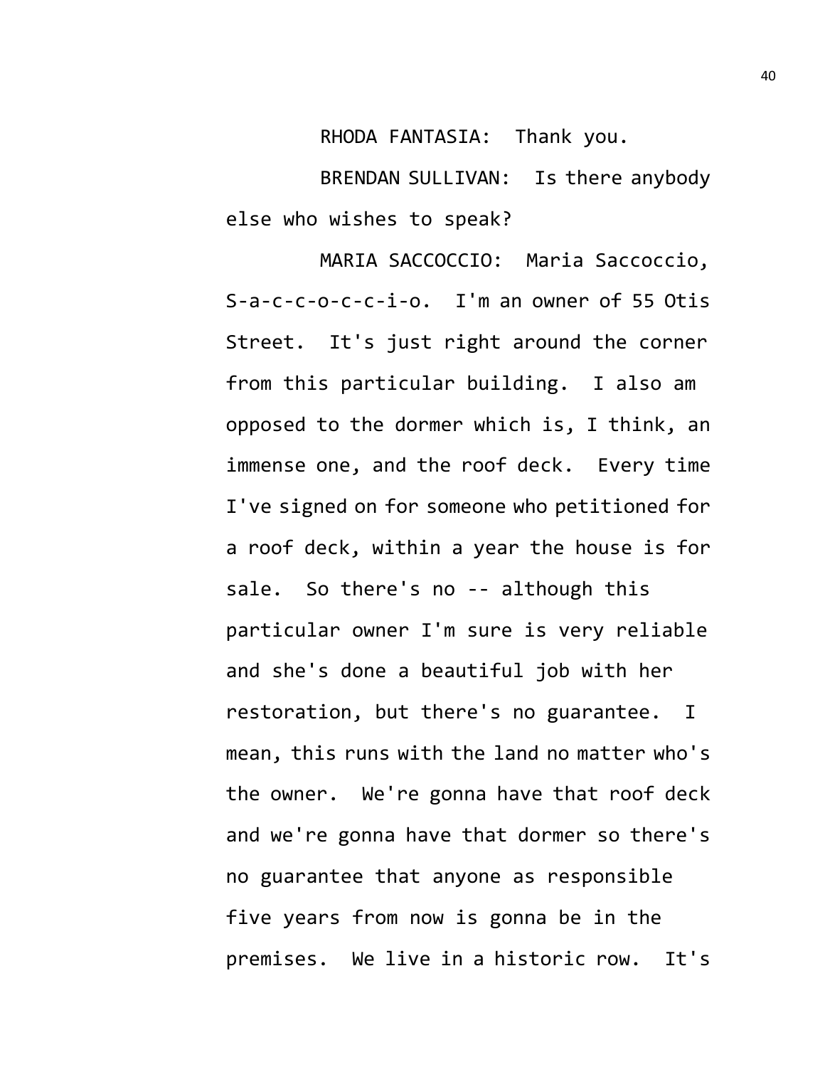RHODA FANTASIA: Thank you.

BRENDAN SULLIVAN: Is there anybody else who wishes to speak?

MARIA SACCOCCIO: Maria Saccoccio, S-a-c-c-o-c-c-i-o. I'm an owner of 55 Otis Street. It's just right around the corner from this particular building. I also am opposed to the dormer which is, I think, an immense one, and the roof deck. Every time I've signed on for someone who petitioned for a roof deck, within a year the house is for sale. So there's no -- although this particular owner I'm sure is very reliable and she's done a beautiful job with her restoration, but there's no guarantee. I mean, this runs with the land no matter who's the owner. We're gonna have that roof deck and we're gonna have that dormer so there's no guarantee that anyone as responsible five years from now is gonna be in the premises. We live in a historic row. It's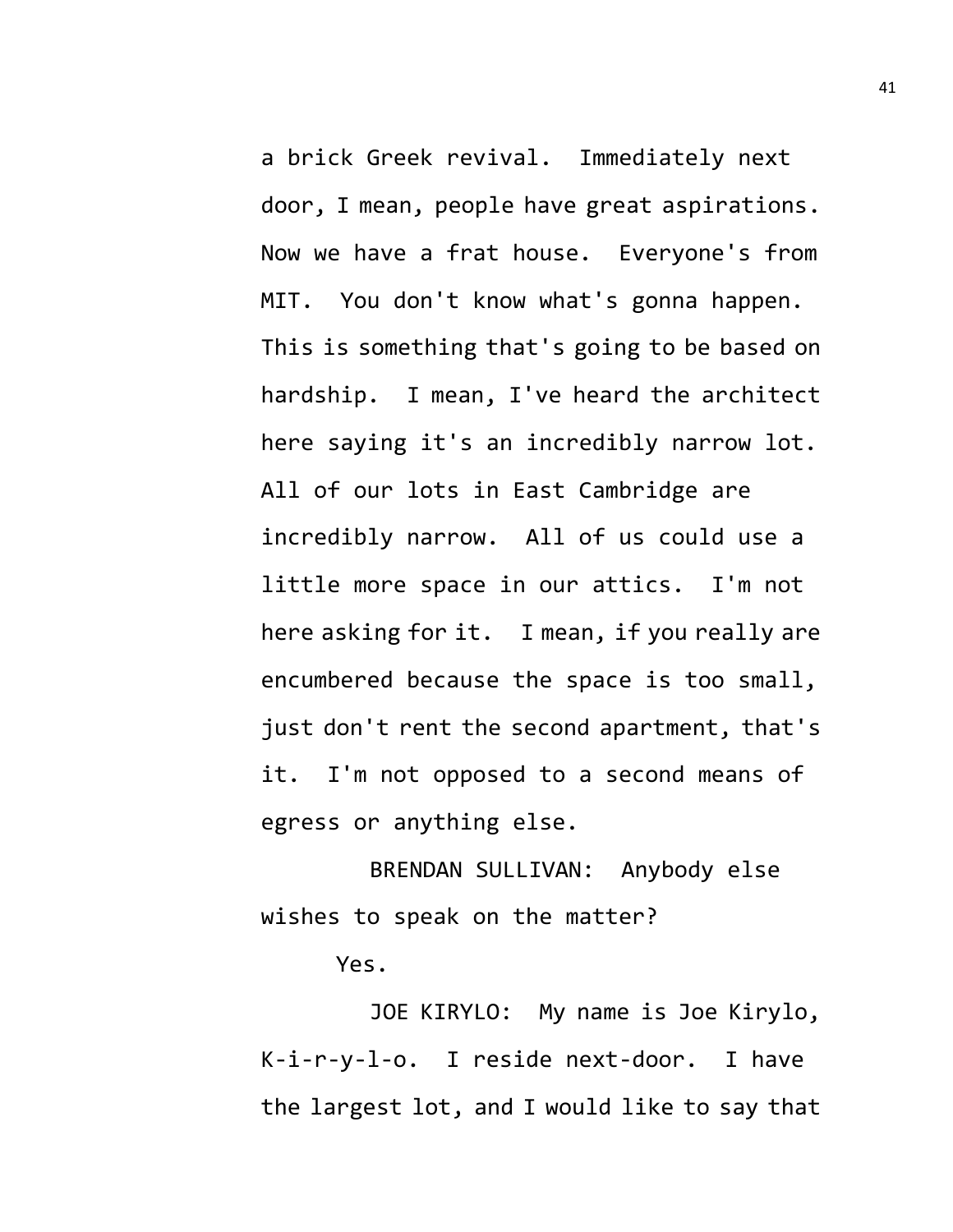a brick Greek revival. Immediately next door, I mean, people have great aspirations. Now we have a frat house. Everyone's from MIT. You don't know what's gonna happen. This is something that's going to be based on hardship. I mean, I've heard the architect here saying it's an incredibly narrow lot. All of our lots in East Cambridge are incredibly narrow. All of us could use a little more space in our attics. I'm not here asking for it. I mean, if you really are encumbered because the space is too small, just don't rent the second apartment, that's it. I'm not opposed to a second means of egress or anything else.

BRENDAN SULLIVAN: Anybody else wishes to speak on the matter?

Yes.

JOE KIRYLO: My name is Joe Kirylo, K-i-r-y-l-o. I reside next-door. I have the largest lot, and I would like to say that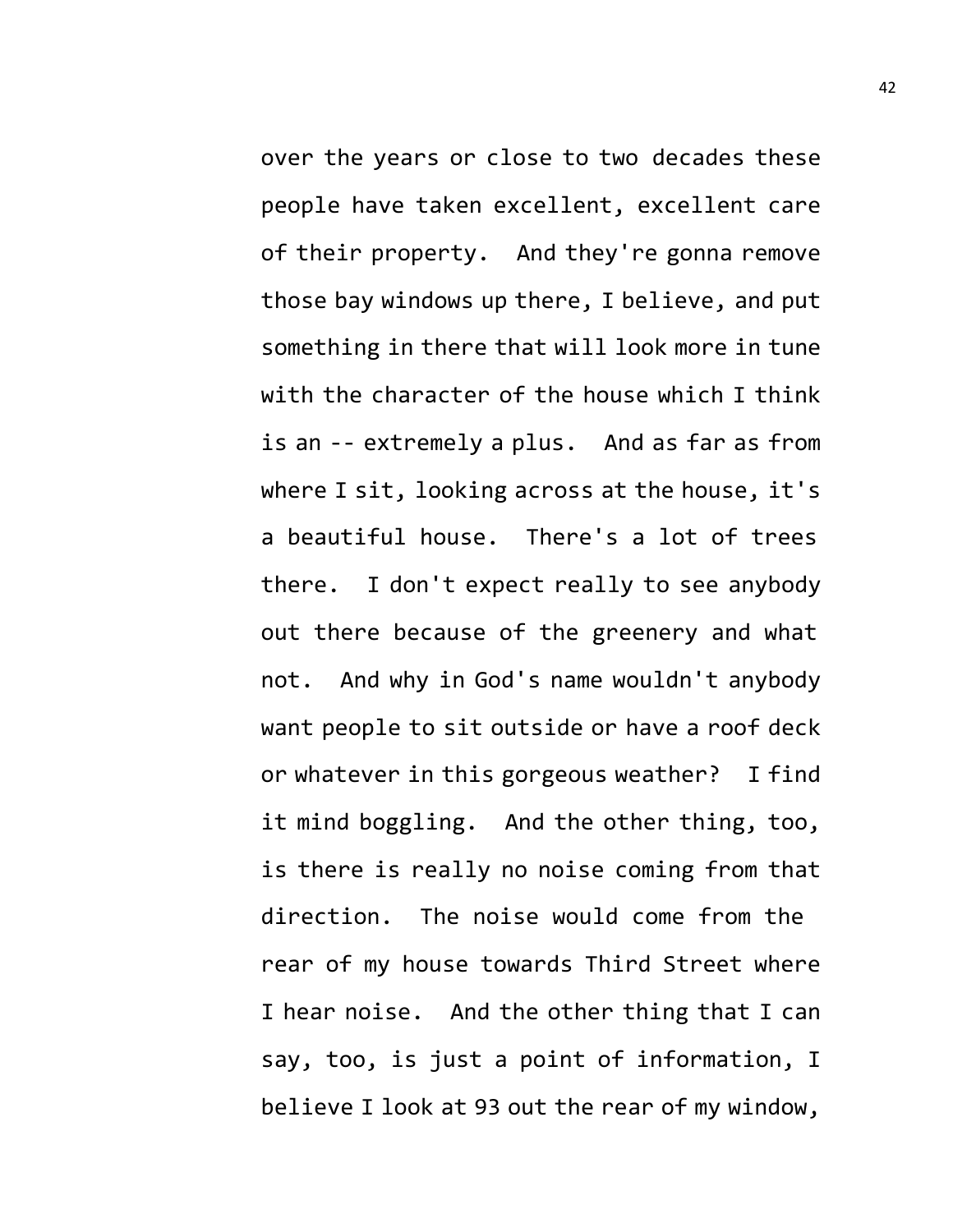over the years or close to two decades these people have taken excellent, excellent care of their property. And they're gonna remove those bay windows up there, I believe, and put something in there that will look more in tune with the character of the house which I think is an -- extremely a plus. And as far as from where I sit, looking across at the house, it's a beautiful house. There's a lot of trees there. I don't expect really to see anybody out there because of the greenery and what not. And why in God's name wouldn't anybody want people to sit outside or have a roof deck or whatever in this gorgeous weather? I find it mind boggling. And the other thing, too, is there is really no noise coming from that direction. The noise would come from the rear of my house towards Third Street where I hear noise. And the other thing that I can say, too, is just a point of information, I believe I look at 93 out the rear of my window,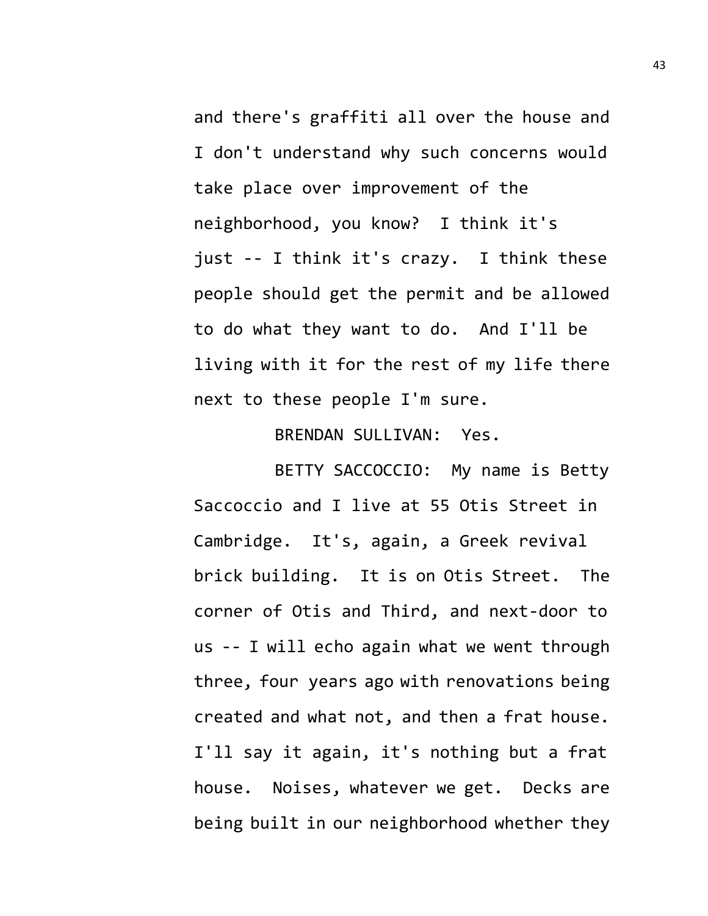and there's graffiti all over the house and I don't understand why such concerns would take place over improvement of the neighborhood, you know? I think it's just -- I think it's crazy. I think these people should get the permit and be allowed to do what they want to do. And I'll be living with it for the rest of my life there next to these people I'm sure.

BRENDAN SULLIVAN: Yes.

BETTY SACCOCCIO: My name is Betty Saccoccio and I live at 55 Otis Street in Cambridge. It's, again, a Greek revival brick building. It is on Otis Street. The corner of Otis and Third, and next-door to us -- I will echo again what we went through three, four years ago with renovations being created and what not, and then a frat house. I'll say it again, it's nothing but a frat house. Noises, whatever we get. Decks are being built in our neighborhood whether they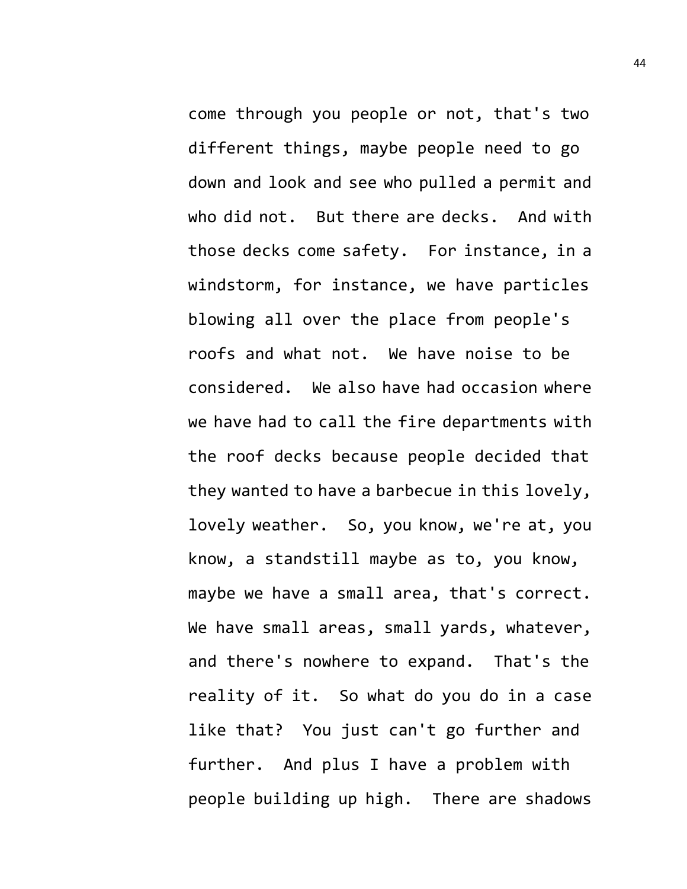come through you people or not, that's two different things, maybe people need to go down and look and see who pulled a permit and who did not. But there are decks. And with those decks come safety. For instance, in a windstorm, for instance, we have particles blowing all over the place from people's roofs and what not. We have noise to be considered. We also have had occasion where we have had to call the fire departments with the roof decks because people decided that they wanted to have a barbecue in this lovely, lovely weather. So, you know, we're at, you know, a standstill maybe as to, you know, maybe we have a small area, that's correct. We have small areas, small yards, whatever, and there's nowhere to expand. That's the reality of it. So what do you do in a case like that? You just can't go further and further. And plus I have a problem with people building up high. There are shadows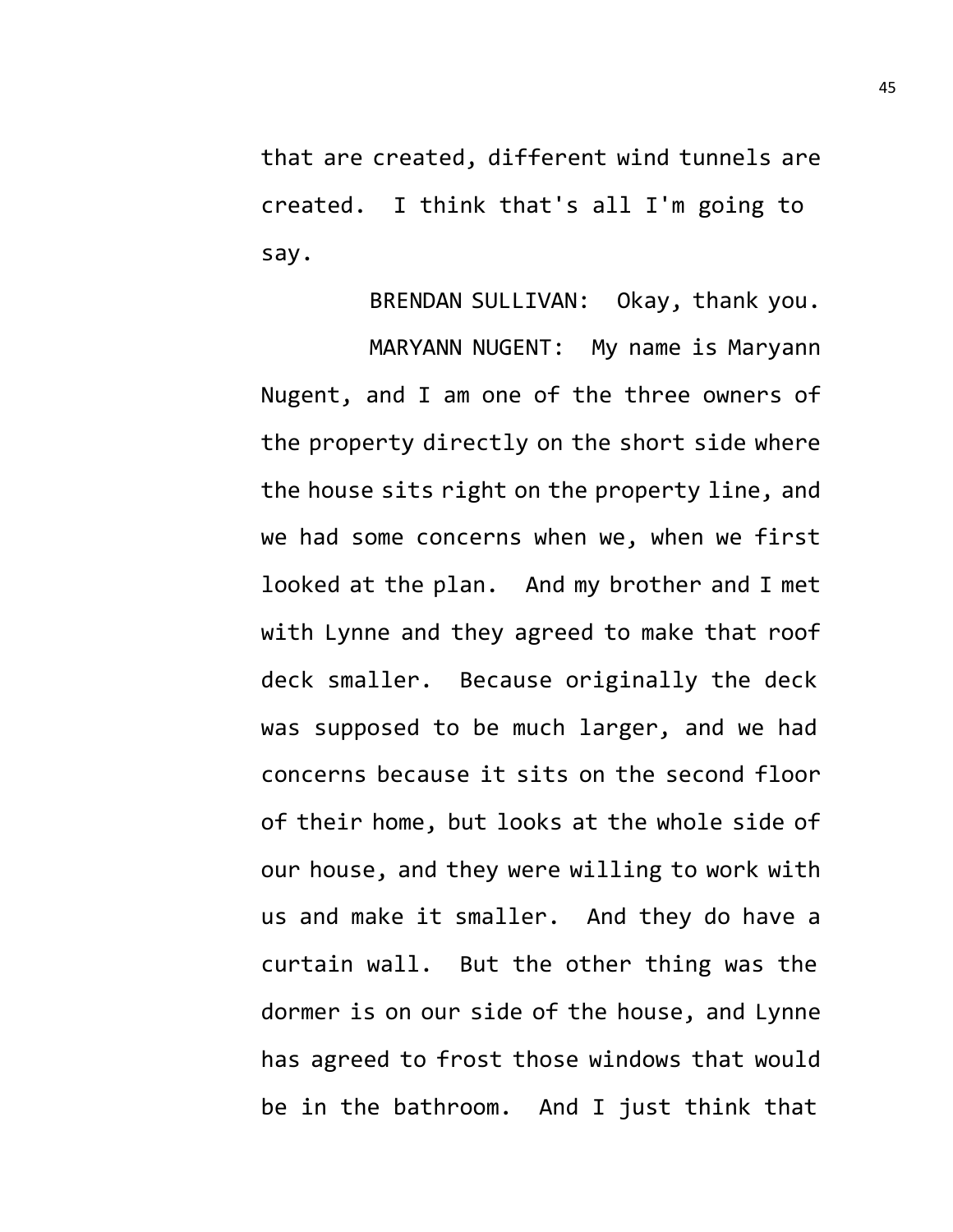that are created, different wind tunnels are created. I think that's all I'm going to say.

BRENDAN SULLIVAN: Okay, thank you.

MARYANN NUGENT: My name is Maryann Nugent, and I am one of the three owners of the property directly on the short side where the house sits right on the property line, and we had some concerns when we, when we first looked at the plan. And my brother and I met with Lynne and they agreed to make that roof deck smaller. Because originally the deck was supposed to be much larger, and we had concerns because it sits on the second floor of their home, but looks at the whole side of our house, and they were willing to work with us and make it smaller. And they do have a curtain wall. But the other thing was the dormer is on our side of the house, and Lynne has agreed to frost those windows that would be in the bathroom. And I just think that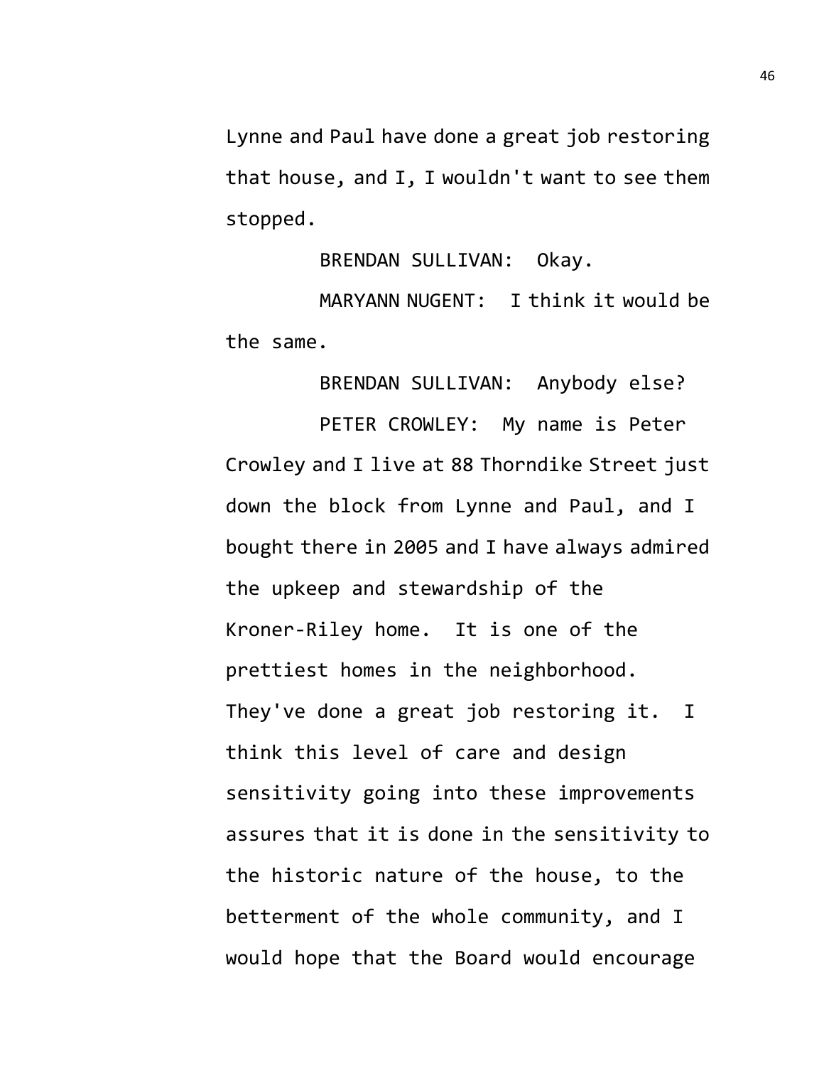Lynne and Paul have done a great job restoring that house, and I, I wouldn't want to see them stopped.

BRENDAN SULLIVAN: Okay.

MARYANN NUGENT: I think it would be the same.

BRENDAN SULLIVAN: Anybody else?

PETER CROWLEY: My name is Peter Crowley and I live at 88 Thorndike Street just down the block from Lynne and Paul, and I bought there in 2005 and I have always admired the upkeep and stewardship of the Kroner-Riley home. It is one of the prettiest homes in the neighborhood. They've done a great job restoring it. I think this level of care and design sensitivity going into these improvements assures that it is done in the sensitivity to the historic nature of the house, to the betterment of the whole community, and I would hope that the Board would encourage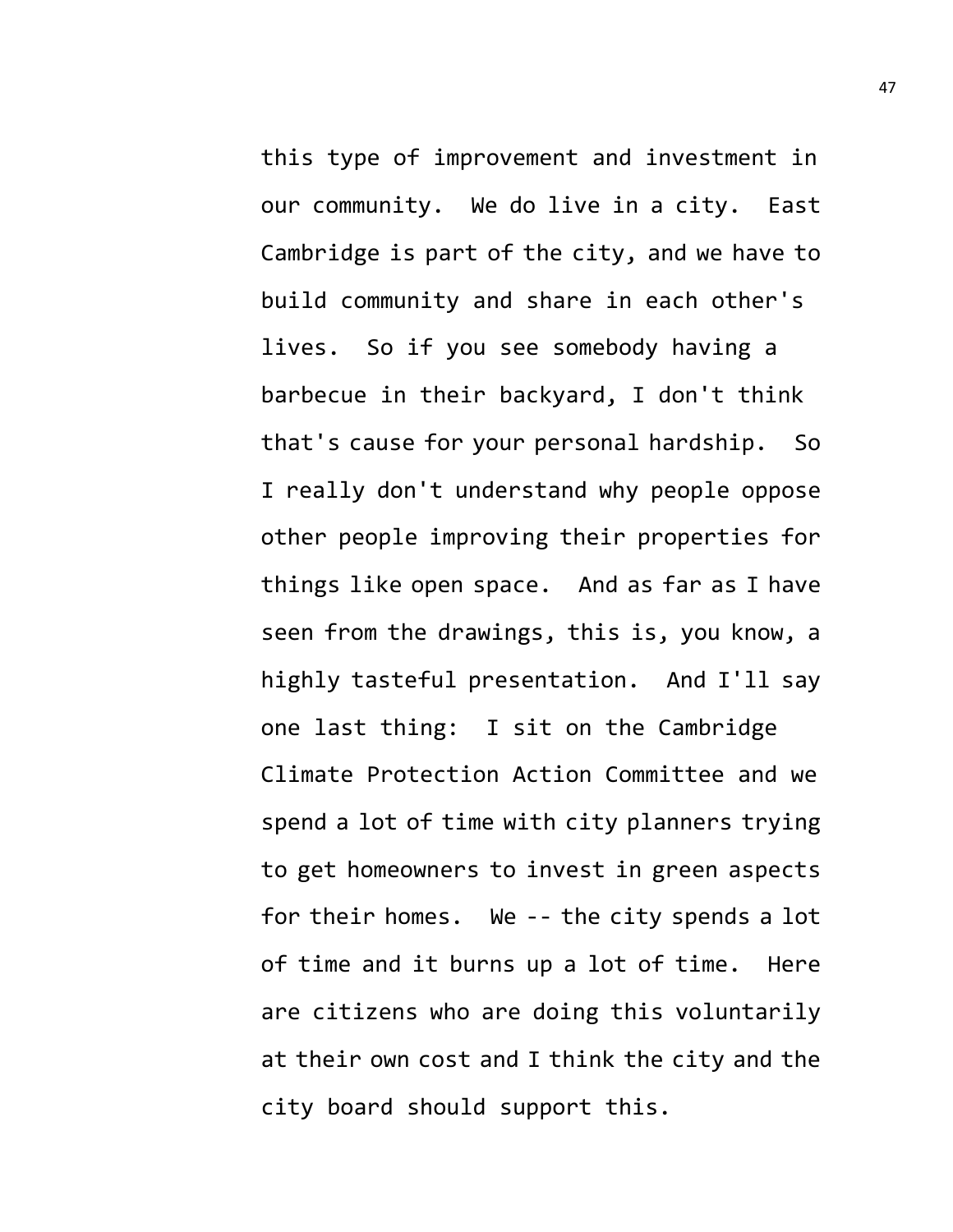this type of improvement and investment in our community. We do live in a city. East Cambridge is part of the city, and we have to build community and share in each other's lives. So if you see somebody having a barbecue in their backyard, I don't think that's cause for your personal hardship. So I really don't understand why people oppose other people improving their properties for things like open space. And as far as I have seen from the drawings, this is, you know, a highly tasteful presentation. And I'll say one last thing: I sit on the Cambridge Climate Protection Action Committee and we spend a lot of time with city planners trying to get homeowners to invest in green aspects for their homes. We -- the city spends a lot of time and it burns up a lot of time. Here are citizens who are doing this voluntarily at their own cost and I think the city and the city board should support this.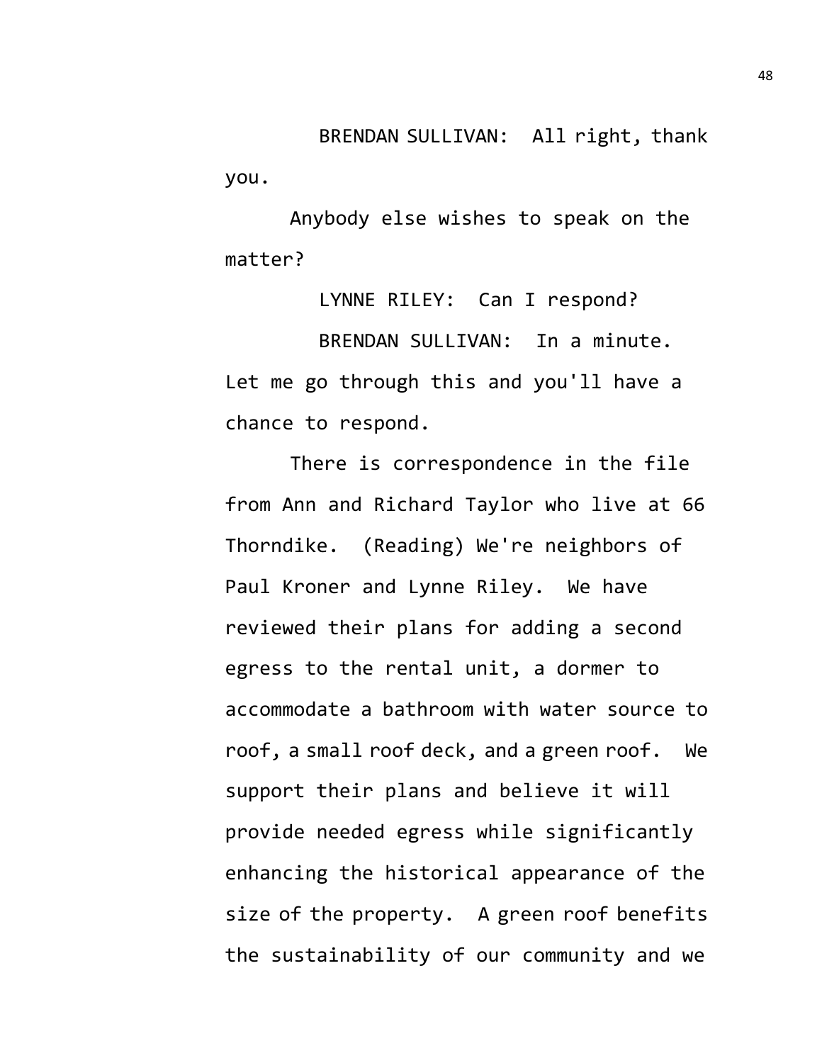BRENDAN SULLIVAN: All right, thank you.

Anybody else wishes to speak on the matter?

LYNNE RILEY: Can I respond?

BRENDAN SULLIVAN: In a minute. Let me go through this and you'll have a chance to respond.

There is correspondence in the file from Ann and Richard Taylor who live at 66 Thorndike. (Reading) We're neighbors of Paul Kroner and Lynne Riley. We have reviewed their plans for adding a second egress to the rental unit, a dormer to accommodate a bathroom with water source to roof, a small roof deck, and a green roof. We support their plans and believe it will provide needed egress while significantly enhancing the historical appearance of the size of the property. A green roof benefits the sustainability of our community and we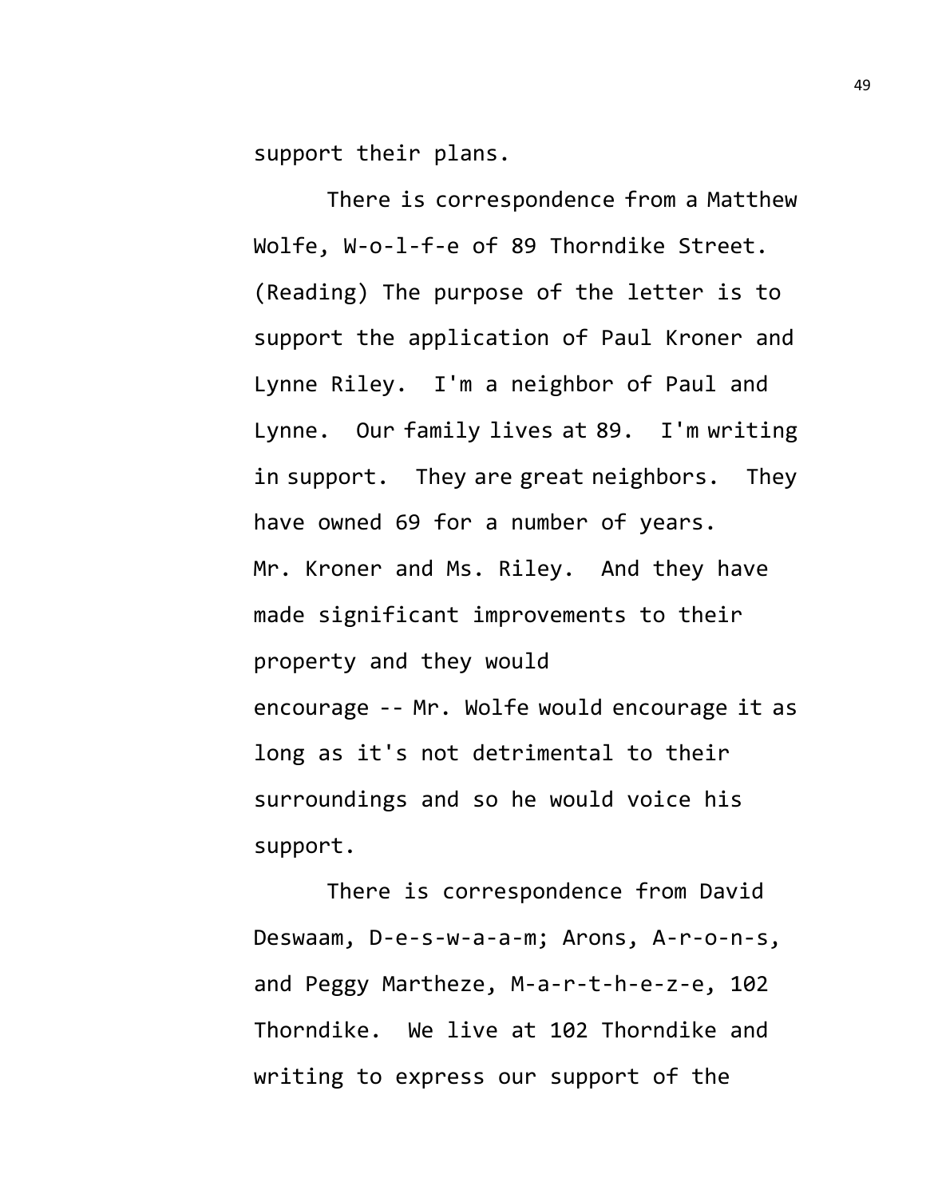support their plans.

There is correspondence from a Matthew Wolfe, W-o-l-f-e of 89 Thorndike Street. (Reading) The purpose of the letter is to support the application of Paul Kroner and Lynne Riley. I'm a neighbor of Paul and Lynne. Our family lives at 89. I'm writing in support. They are great neighbors. They have owned 69 for a number of years. Mr. Kroner and Ms. Riley. And they have made significant improvements to their property and they would encourage -- Mr. Wolfe would encourage it as long as it's not detrimental to their surroundings and so he would voice his support.

There is correspondence from David Deswaam, D-e-s-w-a-a-m; Arons, A-r-o-n-s, and Peggy Martheze, M-a-r-t-h-e-z-e, 102 Thorndike. We live at 102 Thorndike and writing to express our support of the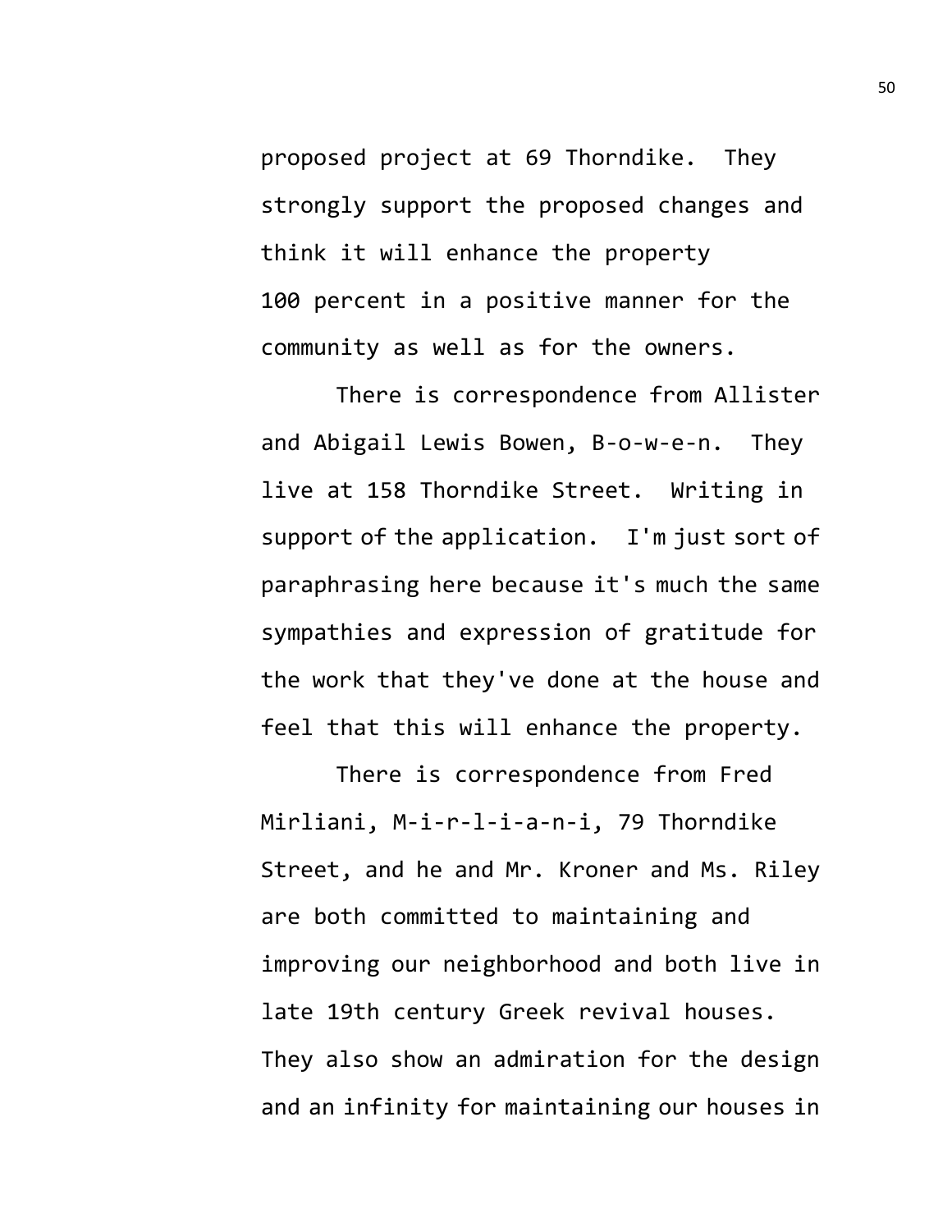proposed project at 69 Thorndike. They strongly support the proposed changes and think it will enhance the property 100 percent in a positive manner for the community as well as for the owners.

There is correspondence from Allister and Abigail Lewis Bowen, B-o-w-e-n. They live at 158 Thorndike Street. Writing in support of the application. I'm just sort of paraphrasing here because it's much the same sympathies and expression of gratitude for the work that they've done at the house and feel that this will enhance the property.

There is correspondence from Fred Mirliani, M-i-r-l-i-a-n-i, 79 Thorndike Street, and he and Mr. Kroner and Ms. Riley are both committed to maintaining and improving our neighborhood and both live in late 19th century Greek revival houses. They also show an admiration for the design and an infinity for maintaining our houses in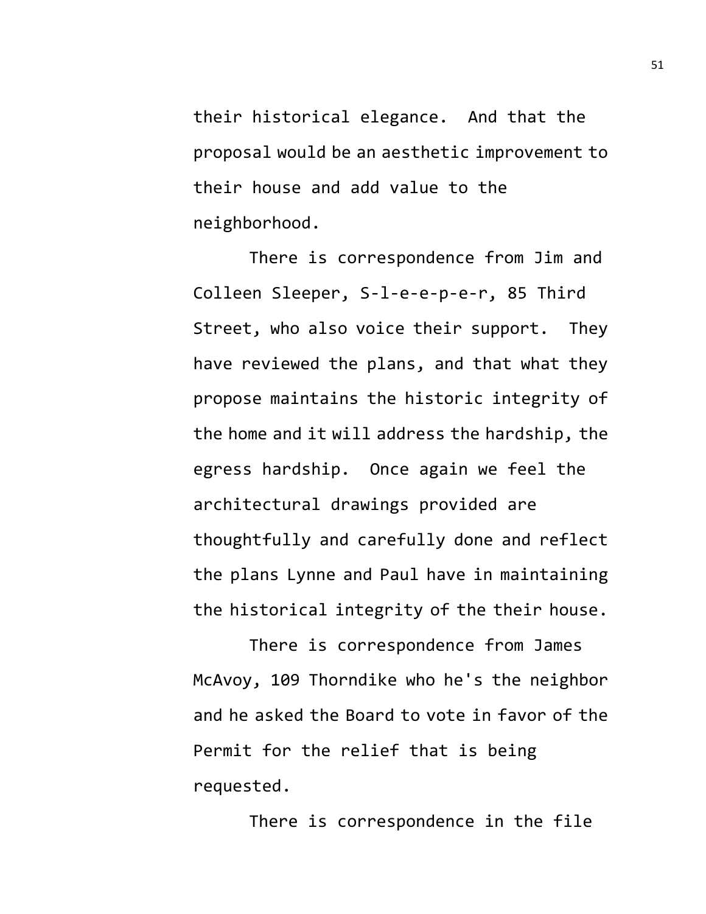their historical elegance. And that the proposal would be an aesthetic improvement to their house and add value to the neighborhood.

There is correspondence from Jim and Colleen Sleeper, S-l-e-e-p-e-r, 85 Third Street, who also voice their support. They have reviewed the plans, and that what they propose maintains the historic integrity of the home and it will address the hardship, the egress hardship. Once again we feel the architectural drawings provided are thoughtfully and carefully done and reflect the plans Lynne and Paul have in maintaining the historical integrity of the their house.

There is correspondence from James McAvoy, 109 Thorndike who he's the neighbor and he asked the Board to vote in favor of the Permit for the relief that is being requested.

There is correspondence in the file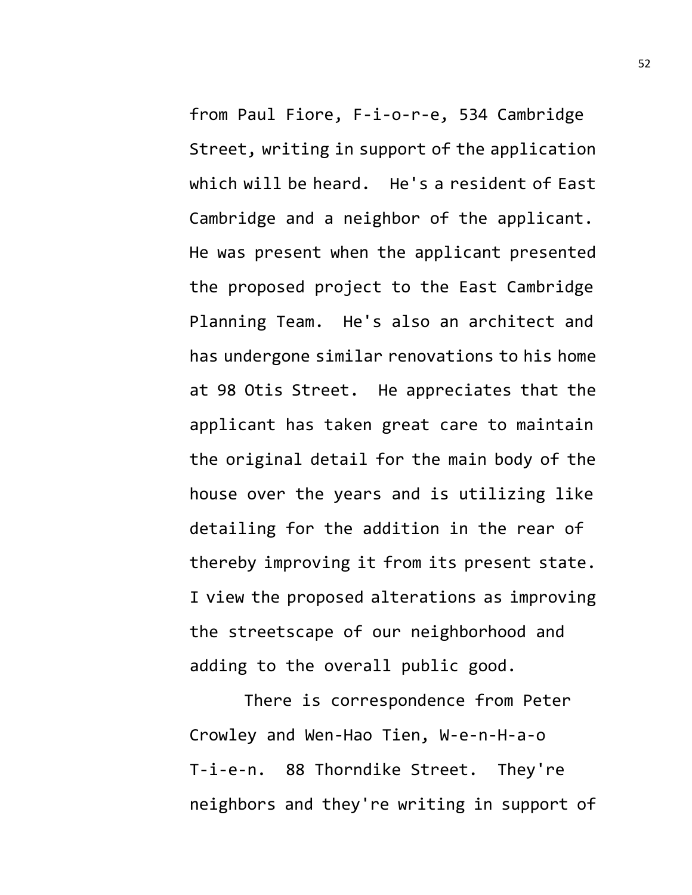from Paul Fiore, F-i-o-r-e, 534 Cambridge Street, writing in support of the application which will be heard. He's a resident of East Cambridge and a neighbor of the applicant. He was present when the applicant presented the proposed project to the East Cambridge Planning Team. He's also an architect and has undergone similar renovations to his home at 98 Otis Street. He appreciates that the applicant has taken great care to maintain the original detail for the main body of the house over the years and is utilizing like detailing for the addition in the rear of thereby improving it from its present state. I view the proposed alterations as improving the streetscape of our neighborhood and adding to the overall public good.

There is correspondence from Peter Crowley and Wen-Hao Tien, W-e-n-H-a-o T-i-e-n. 88 Thorndike Street. They're neighbors and they're writing in support of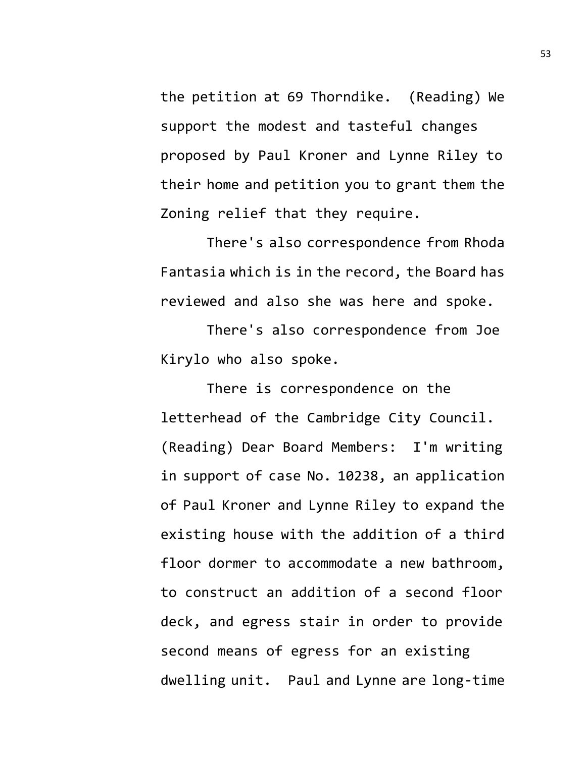the petition at 69 Thorndike. (Reading) We support the modest and tasteful changes proposed by Paul Kroner and Lynne Riley to their home and petition you to grant them the Zoning relief that they require.

There's also correspondence from Rhoda Fantasia which is in the record, the Board has reviewed and also she was here and spoke.

There's also correspondence from Joe Kirylo who also spoke.

There is correspondence on the letterhead of the Cambridge City Council. (Reading) Dear Board Members: I'm writing in support of case No. 10238, an application of Paul Kroner and Lynne Riley to expand the existing house with the addition of a third floor dormer to accommodate a new bathroom, to construct an addition of a second floor deck, and egress stair in order to provide second means of egress for an existing dwelling unit. Paul and Lynne are long-time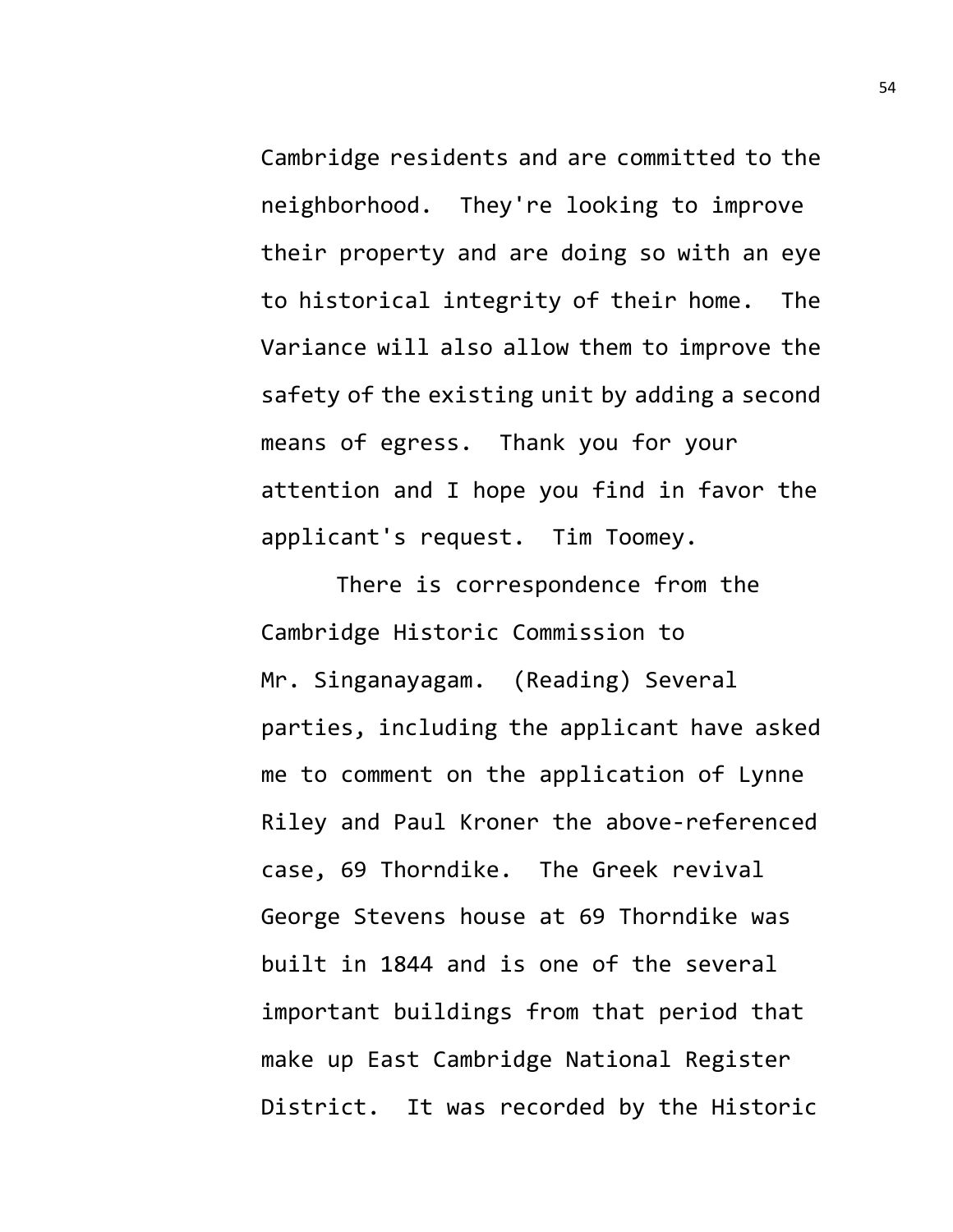Cambridge residents and are committed to the neighborhood. They're looking to improve their property and are doing so with an eye to historical integrity of their home. The Variance will also allow them to improve the safety of the existing unit by adding a second means of egress. Thank you for your attention and I hope you find in favor the applicant's request. Tim Toomey.

There is correspondence from the Cambridge Historic Commission to Mr. Singanayagam. (Reading) Several parties, including the applicant have asked me to comment on the application of Lynne Riley and Paul Kroner the above-referenced case, 69 Thorndike. The Greek revival George Stevens house at 69 Thorndike was built in 1844 and is one of the several important buildings from that period that make up East Cambridge National Register District. It was recorded by the Historic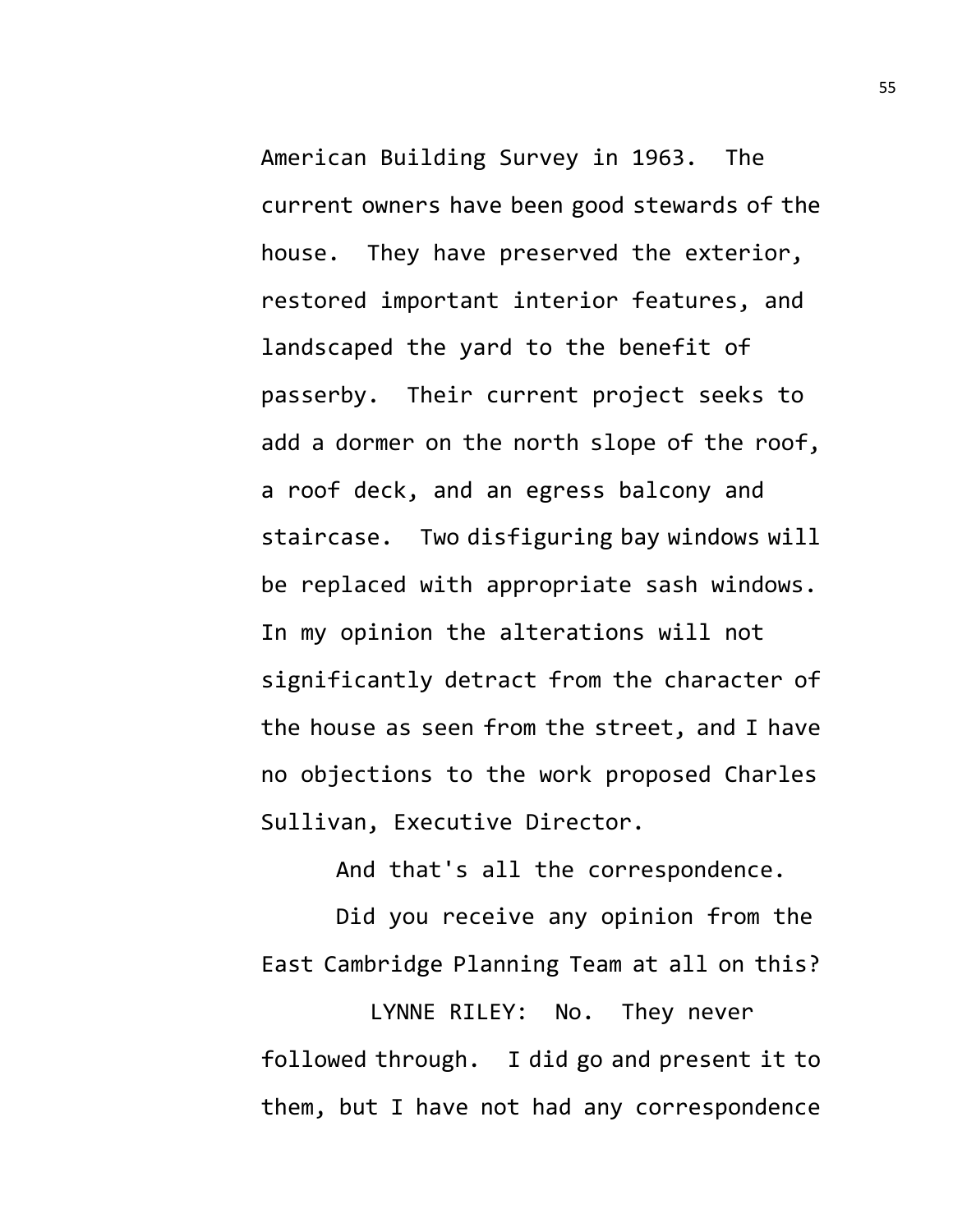American Building Survey in 1963. The current owners have been good stewards of the house. They have preserved the exterior, restored important interior features, and landscaped the yard to the benefit of passerby. Their current project seeks to add a dormer on the north slope of the roof, a roof deck, and an egress balcony and staircase. Two disfiguring bay windows will be replaced with appropriate sash windows. In my opinion the alterations will not significantly detract from the character of the house as seen from the street, and I have no objections to the work proposed Charles Sullivan, Executive Director.

And that's all the correspondence.

Did you receive any opinion from the East Cambridge Planning Team at all on this?

LYNNE RILEY: No. They never followed through. I did go and present it to them, but I have not had any correspondence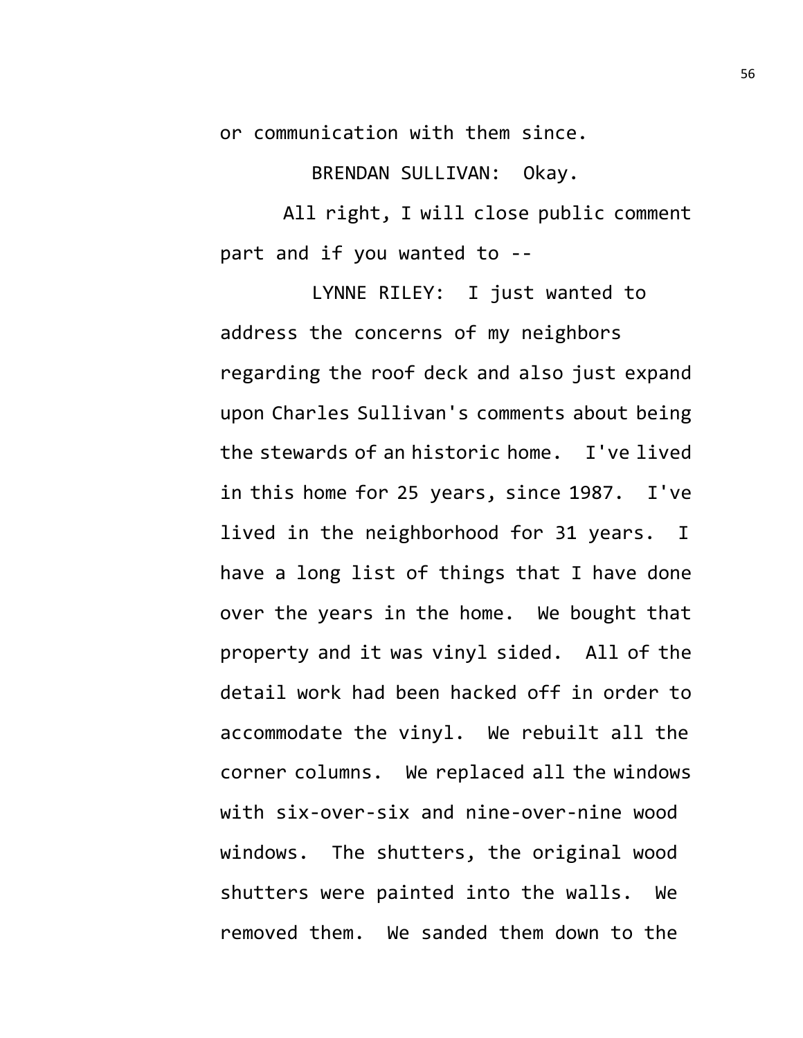or communication with them since.

BRENDAN SULLIVAN: Okay.

All right, I will close public comment part and if you wanted to --

LYNNE RILEY: I just wanted to address the concerns of my neighbors regarding the roof deck and also just expand upon Charles Sullivan's comments about being the stewards of an historic home. I've lived in this home for 25 years, since 1987. I've lived in the neighborhood for 31 years. I have a long list of things that I have done over the years in the home. We bought that property and it was vinyl sided. All of the detail work had been hacked off in order to accommodate the vinyl. We rebuilt all the corner columns. We replaced all the windows with six-over-six and nine-over-nine wood windows. The shutters, the original wood shutters were painted into the walls. We removed them. We sanded them down to the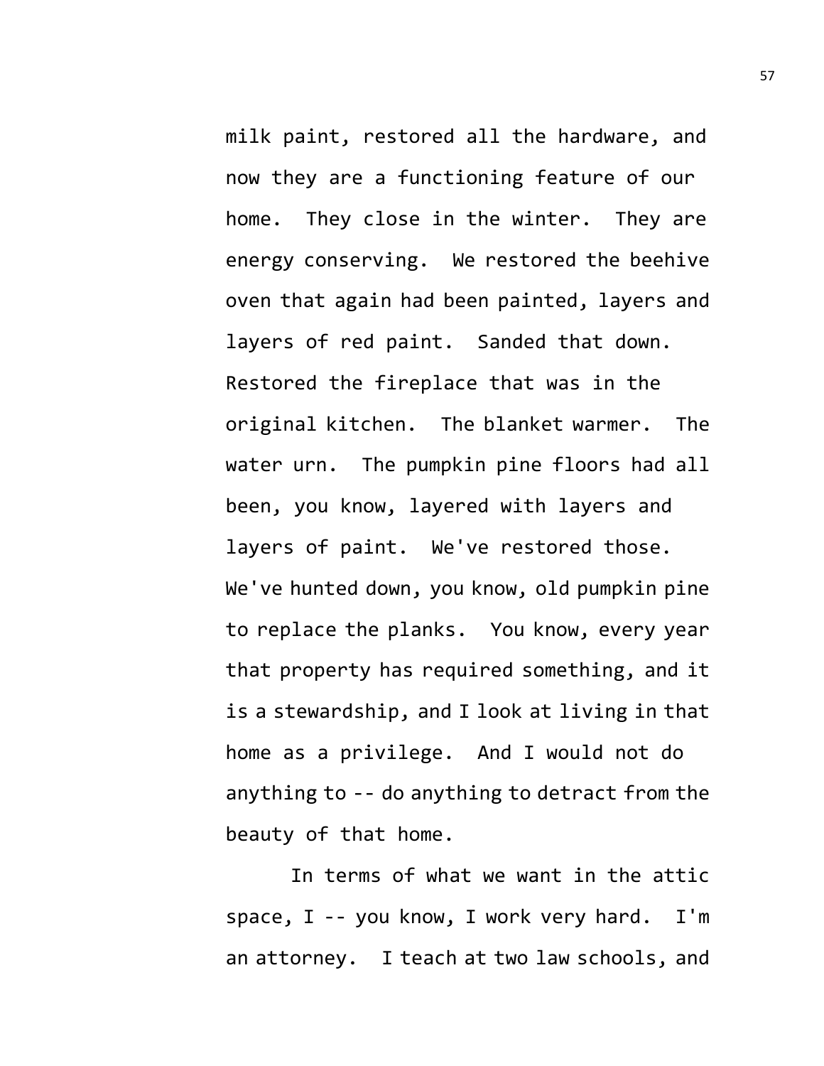milk paint, restored all the hardware, and now they are a functioning feature of our home. They close in the winter. They are energy conserving. We restored the beehive oven that again had been painted, layers and layers of red paint. Sanded that down. Restored the fireplace that was in the original kitchen. The blanket warmer. The water urn. The pumpkin pine floors had all been, you know, layered with layers and layers of paint. We've restored those. We've hunted down, you know, old pumpkin pine to replace the planks. You know, every year that property has required something, and it is a stewardship, and I look at living in that home as a privilege. And I would not do anything to -- do anything to detract from the beauty of that home.

In terms of what we want in the attic space, I -- you know, I work very hard. I'm an attorney. I teach at two law schools, and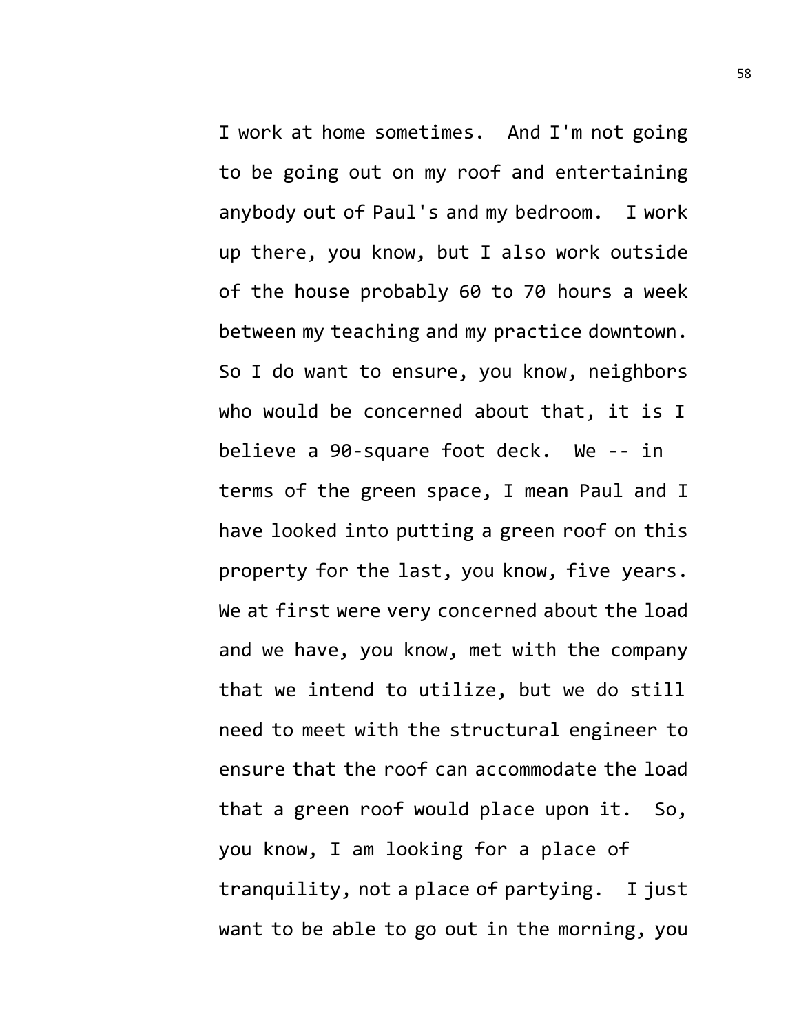I work at home sometimes. And I'm not going to be going out on my roof and entertaining anybody out of Paul's and my bedroom. I work up there, you know, but I also work outside of the house probably 60 to 70 hours a week between my teaching and my practice downtown. So I do want to ensure, you know, neighbors who would be concerned about that, it is I believe a 90-square foot deck. We -- in terms of the green space, I mean Paul and I have looked into putting a green roof on this property for the last, you know, five years. We at first were very concerned about the load and we have, you know, met with the company that we intend to utilize, but we do still need to meet with the structural engineer to ensure that the roof can accommodate the load that a green roof would place upon it. So, you know, I am looking for a place of tranquility, not a place of partying. I just want to be able to go out in the morning, you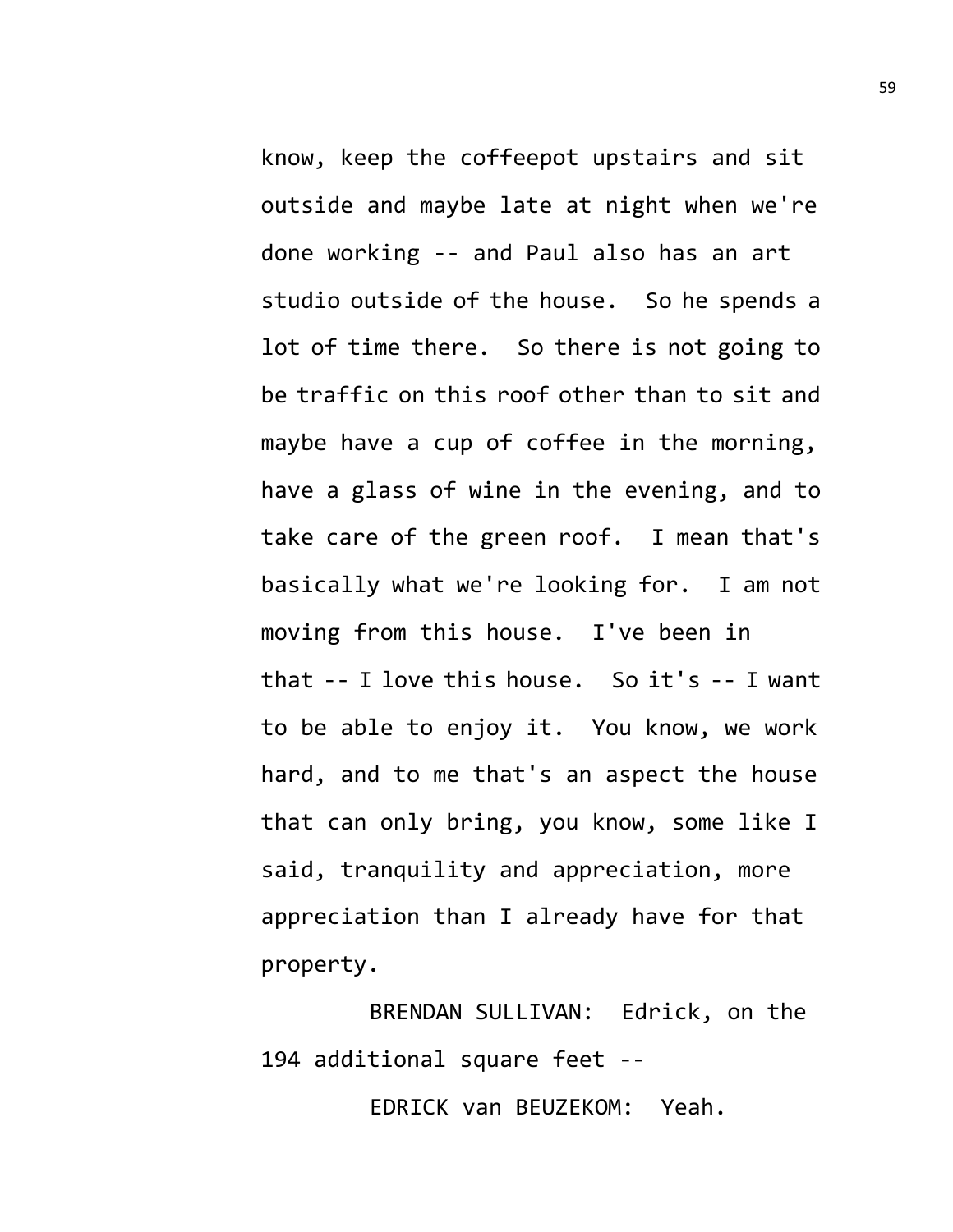know, keep the coffeepot upstairs and sit outside and maybe late at night when we're done working -- and Paul also has an art studio outside of the house. So he spends a lot of time there. So there is not going to be traffic on this roof other than to sit and maybe have a cup of coffee in the morning, have a glass of wine in the evening, and to take care of the green roof. I mean that's basically what we're looking for. I am not moving from this house. I've been in that -- I love this house. So it's -- I want to be able to enjoy it. You know, we work hard, and to me that's an aspect the house that can only bring, you know, some like I said, tranquility and appreciation, more appreciation than I already have for that property.

BRENDAN SULLIVAN: Edrick, on the 194 additional square feet --

EDRICK van BEUZEKOM: Yeah.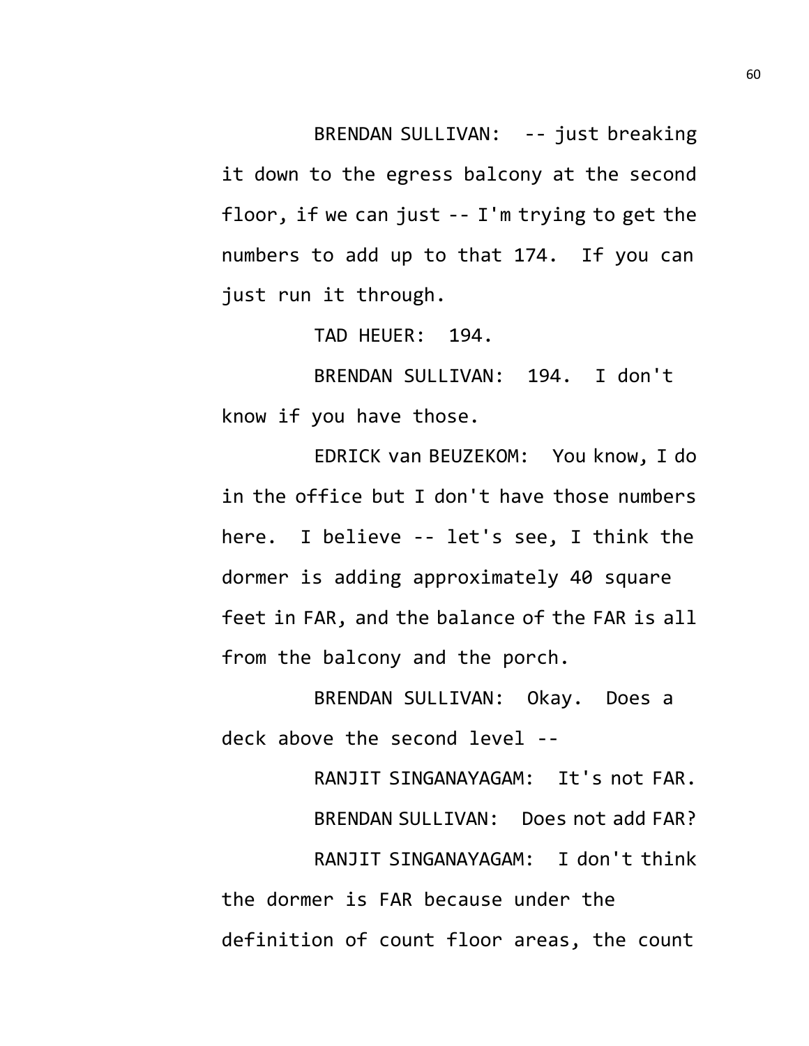BRENDAN SULLIVAN: -- just breaking it down to the egress balcony at the second floor, if we can just -- I'm trying to get the numbers to add up to that 174. If you can just run it through.

TAD HEUER: 194.

BRENDAN SULLIVAN: 194. I don't know if you have those.

EDRICK van BEUZEKOM: You know, I do in the office but I don't have those numbers here. I believe -- let's see, I think the dormer is adding approximately 40 square feet in FAR, and the balance of the FAR is all from the balcony and the porch.

BRENDAN SULLIVAN: Okay. Does a deck above the second level --

RANJIT SINGANAYAGAM: It's not FAR.

BRENDAN SULLIVAN: Does not add FAR?

RANJIT SINGANAYAGAM: I don't think the dormer is FAR because under the definition of count floor areas, the count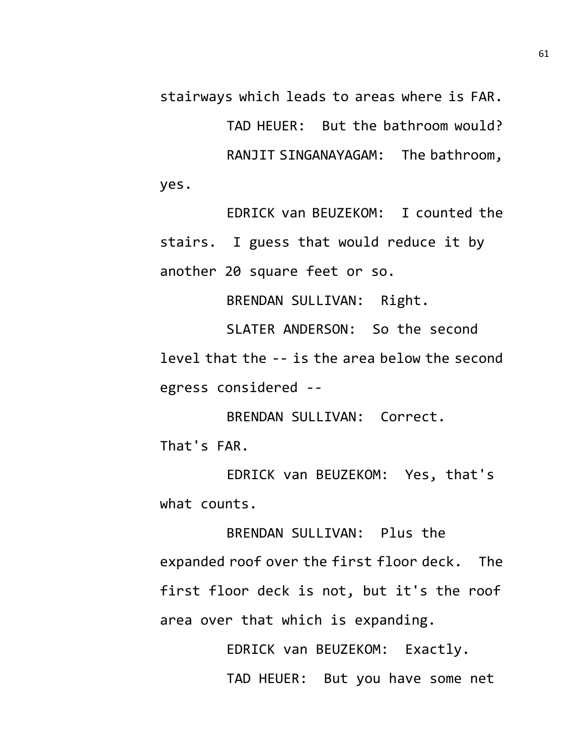stairways which leads to areas where is FAR.

TAD HEUER: But the bathroom would?

RANJIT SINGANAYAGAM: The bathroom, yes.

EDRICK van BEUZEKOM: I counted the stairs. I guess that would reduce it by another 20 square feet or so.

BRENDAN SULLIVAN: Right.

SLATER ANDERSON: So the second level that the -- is the area below the second egress considered --

BRENDAN SULLIVAN: Correct. That's FAR.

EDRICK van BEUZEKOM: Yes, that's what counts.

BRENDAN SULLIVAN: Plus the expanded roof over the first floor deck. The first floor deck is not, but it's the roof area over that which is expanding.

EDRICK van BEUZEKOM: Exactly.

TAD HEUER: But you have some net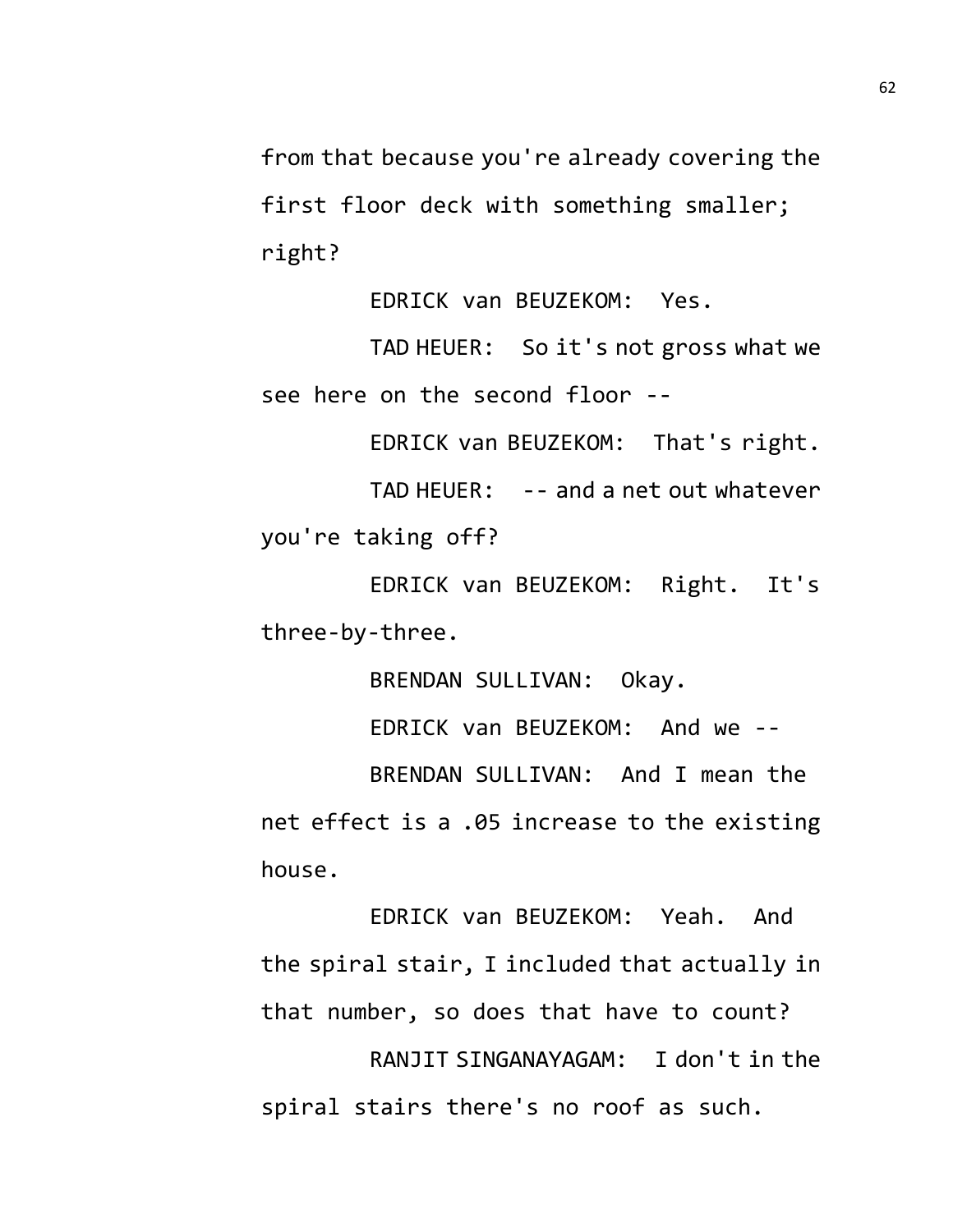from that because you're already covering the first floor deck with something smaller; right?

EDRICK van BEUZEKOM: Yes.

TAD HEUER: So it's not gross what we see here on the second floor --

EDRICK van BEUZEKOM: That's right.

TAD HEUER: -- and a net out whatever you're taking off?

EDRICK van BEUZEKOM: Right. It's three-by-three.

BRENDAN SULLIVAN: Okay.

EDRICK van BEUZEKOM: And we --

BRENDAN SULLIVAN: And I mean the net effect is a .05 increase to the existing house.

EDRICK van BEUZEKOM: Yeah. And the spiral stair, I included that actually in that number, so does that have to count?

RANJIT SINGANAYAGAM: I don't in the spiral stairs there's no roof as such.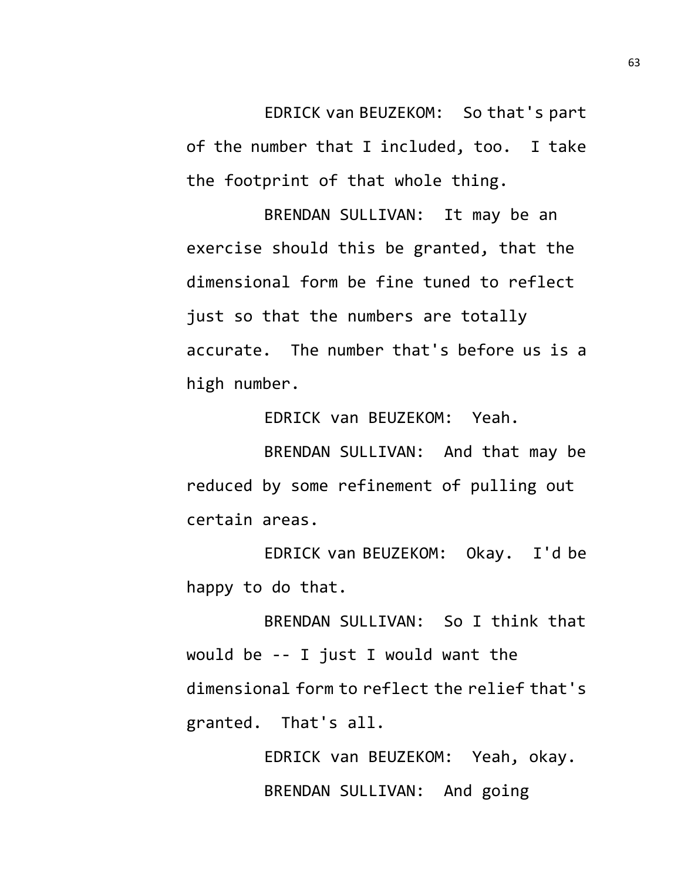EDRICK van BEUZEKOM: So that's part of the number that I included, too. I take the footprint of that whole thing.

BRENDAN SULLIVAN: It may be an exercise should this be granted, that the dimensional form be fine tuned to reflect just so that the numbers are totally accurate. The number that's before us is a high number.

EDRICK van BEUZEKOM: Yeah.

BRENDAN SULLIVAN: And that may be reduced by some refinement of pulling out certain areas.

EDRICK van BEUZEKOM: Okay. I'd be happy to do that.

BRENDAN SULLIVAN: So I think that would be -- I just I would want the dimensional form to reflect the relief that's granted. That's all.

EDRICK van BEUZEKOM: Yeah, okay.

BRENDAN SULLIVAN: And going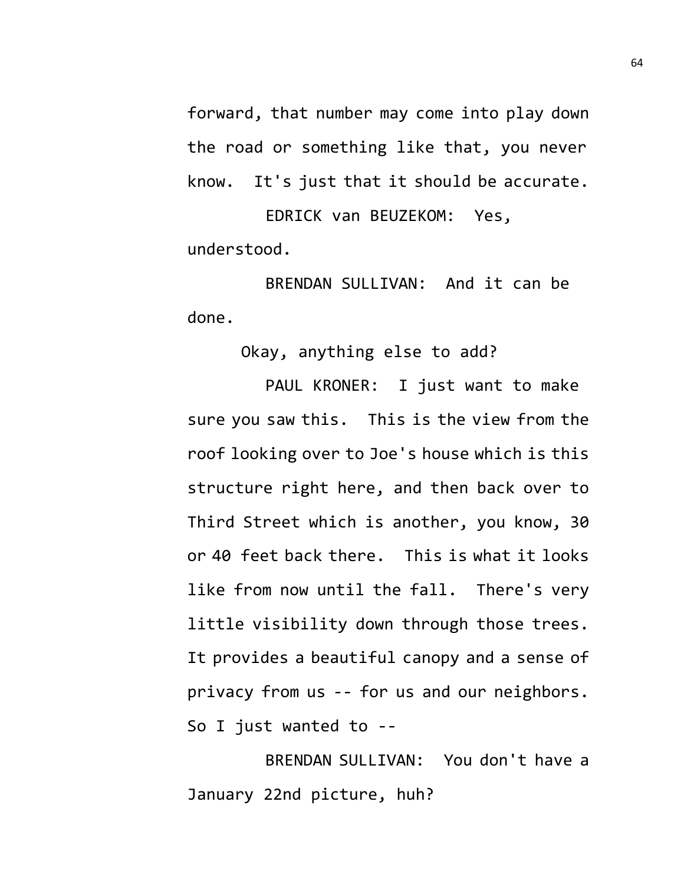forward, that number may come into play down the road or something like that, you never know. It's just that it should be accurate.

EDRICK van BEUZEKOM: Yes, understood.

BRENDAN SULLIVAN: And it can be done.

Okay, anything else to add?

PAUL KRONER: I just want to make sure you saw this. This is the view from the roof looking over to Joe's house which is this structure right here, and then back over to Third Street which is another, you know, 30 or 40 feet back there. This is what it looks like from now until the fall. There's very little visibility down through those trees. It provides a beautiful canopy and a sense of privacy from us -- for us and our neighbors. So I just wanted to --

BRENDAN SULLIVAN: You don't have a January 22nd picture, huh?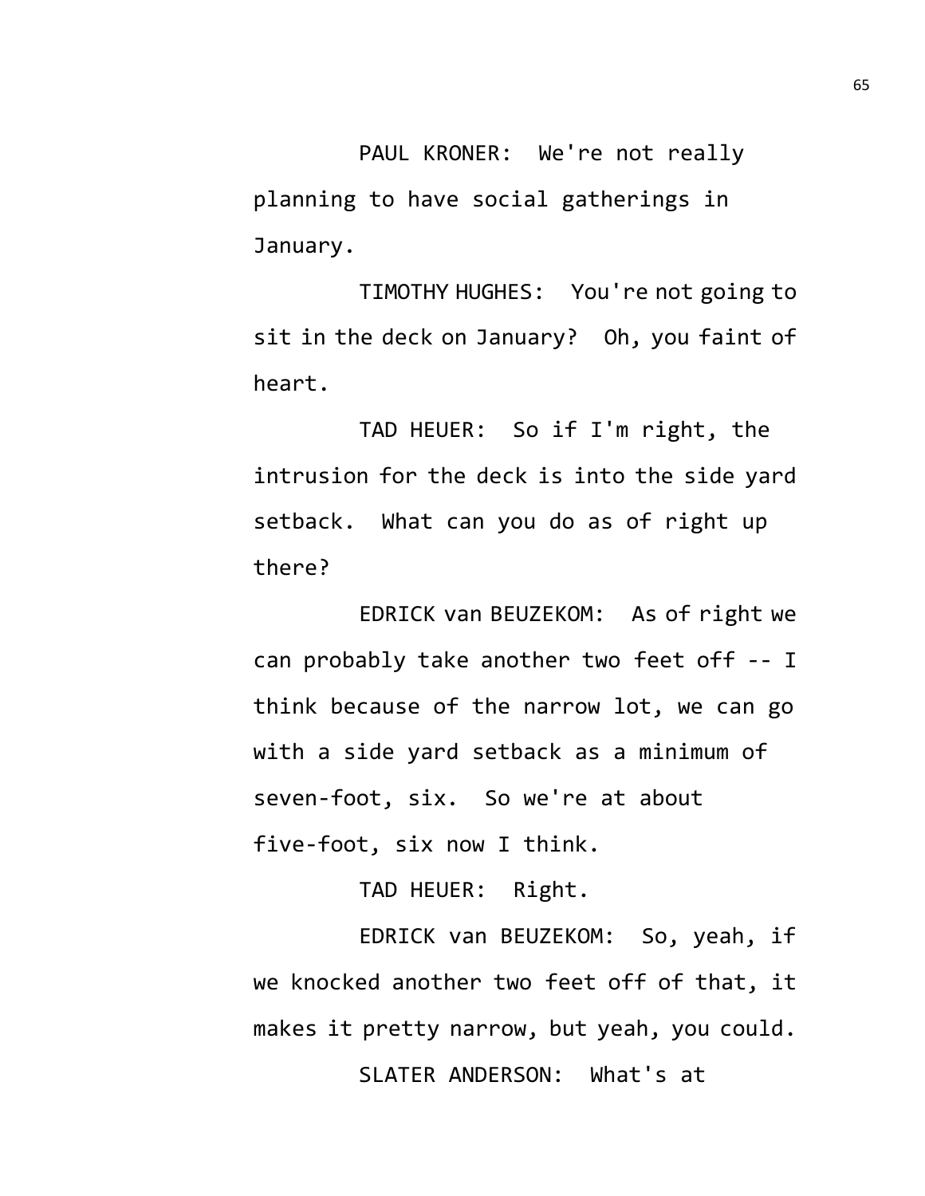PAUL KRONER: We're not really planning to have social gatherings in January.

TIMOTHY HUGHES: You're not going to sit in the deck on January? Oh, you faint of heart.

TAD HEUER: So if I'm right, the intrusion for the deck is into the side yard setback. What can you do as of right up there?

EDRICK van BEUZEKOM: As of right we can probably take another two feet off -- I think because of the narrow lot, we can go with a side yard setback as a minimum of seven-foot, six. So we're at about five-foot, six now I think.

TAD HEUER: Right.

EDRICK van BEUZEKOM: So, yeah, if we knocked another two feet off of that, it makes it pretty narrow, but yeah, you could.

SLATER ANDERSON: What's at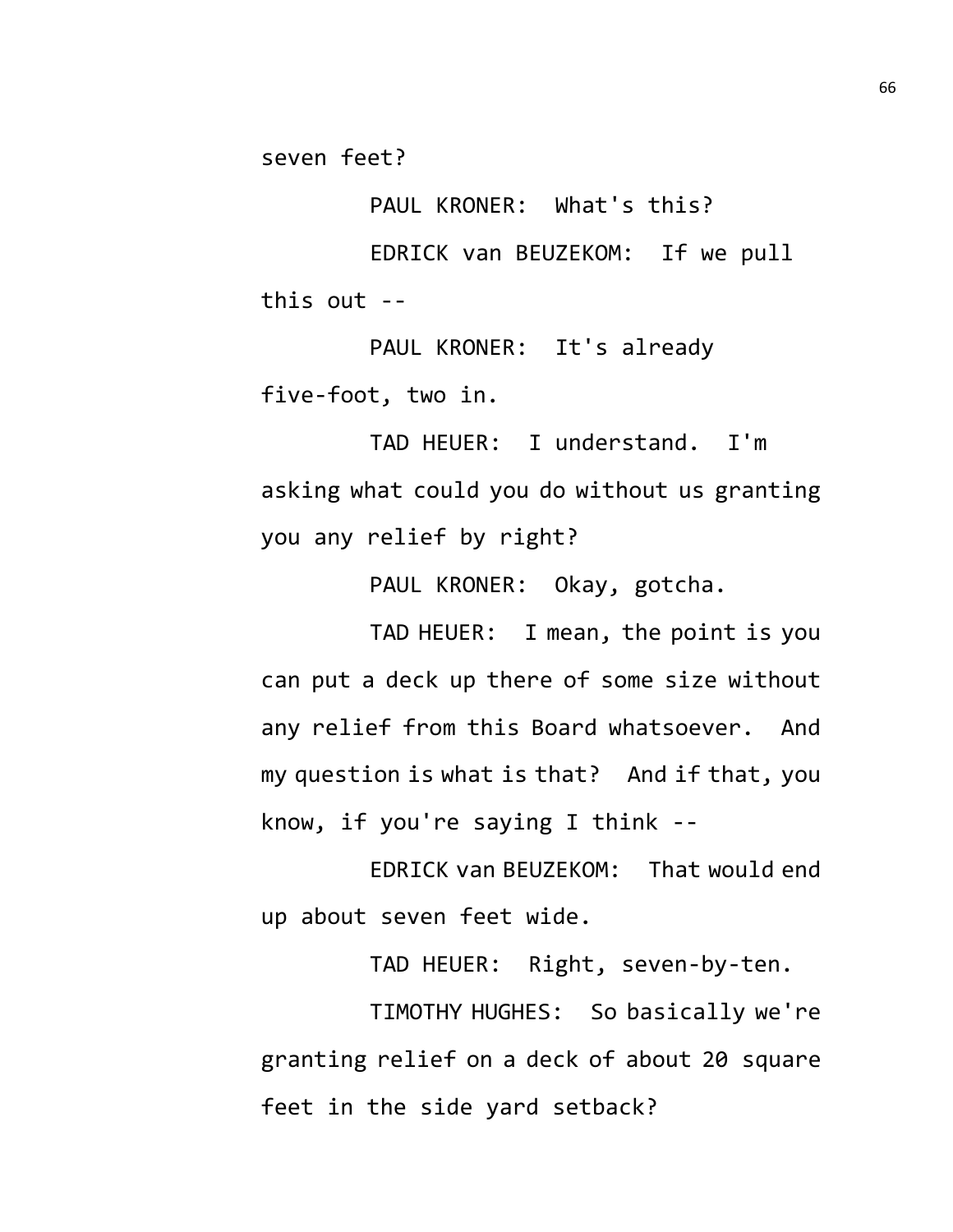seven feet?

PAUL KRONER: What's this?

EDRICK van BEUZEKOM: If we pull this out --

PAUL KRONER: It's already five-foot, two in.

TAD HEUER: I understand. I'm asking what could you do without us granting you any relief by right?

PAUL KRONER: Okay, gotcha.

TAD HEUER: I mean, the point is you can put a deck up there of some size without any relief from this Board whatsoever. And my question is what is that? And if that, you know, if you're saying I think --

EDRICK van BEUZEKOM: That would end up about seven feet wide.

TAD HEUER: Right, seven-by-ten.

TIMOTHY HUGHES: So basically we're granting relief on a deck of about 20 square feet in the side yard setback?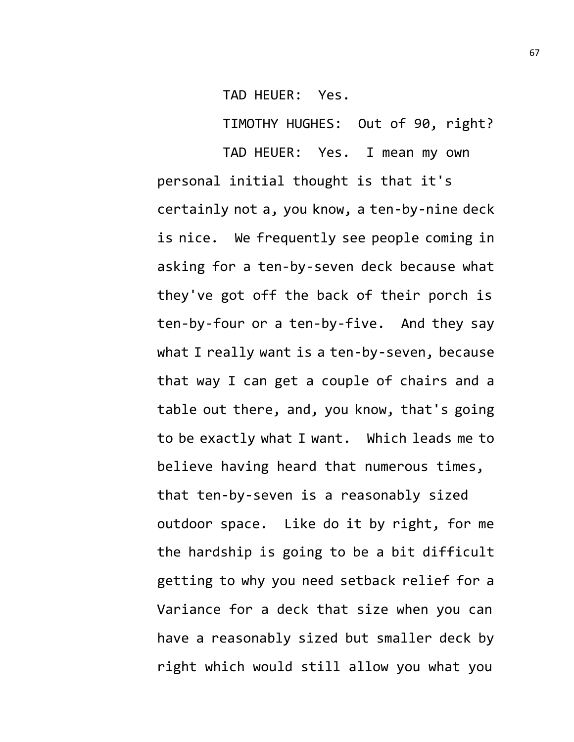TAD HEUER: Yes.

TIMOTHY HUGHES: Out of 90, right?

TAD HEUER: Yes. I mean my own personal initial thought is that it's certainly not a, you know, a ten-by-nine deck is nice. We frequently see people coming in asking for a ten-by-seven deck because what they've got off the back of their porch is ten-by-four or a ten-by-five. And they say what I really want is a ten-by-seven, because that way I can get a couple of chairs and a table out there, and, you know, that's going to be exactly what I want. Which leads me to believe having heard that numerous times, that ten-by-seven is a reasonably sized outdoor space. Like do it by right, for me the hardship is going to be a bit difficult getting to why you need setback relief for a Variance for a deck that size when you can have a reasonably sized but smaller deck by right which would still allow you what you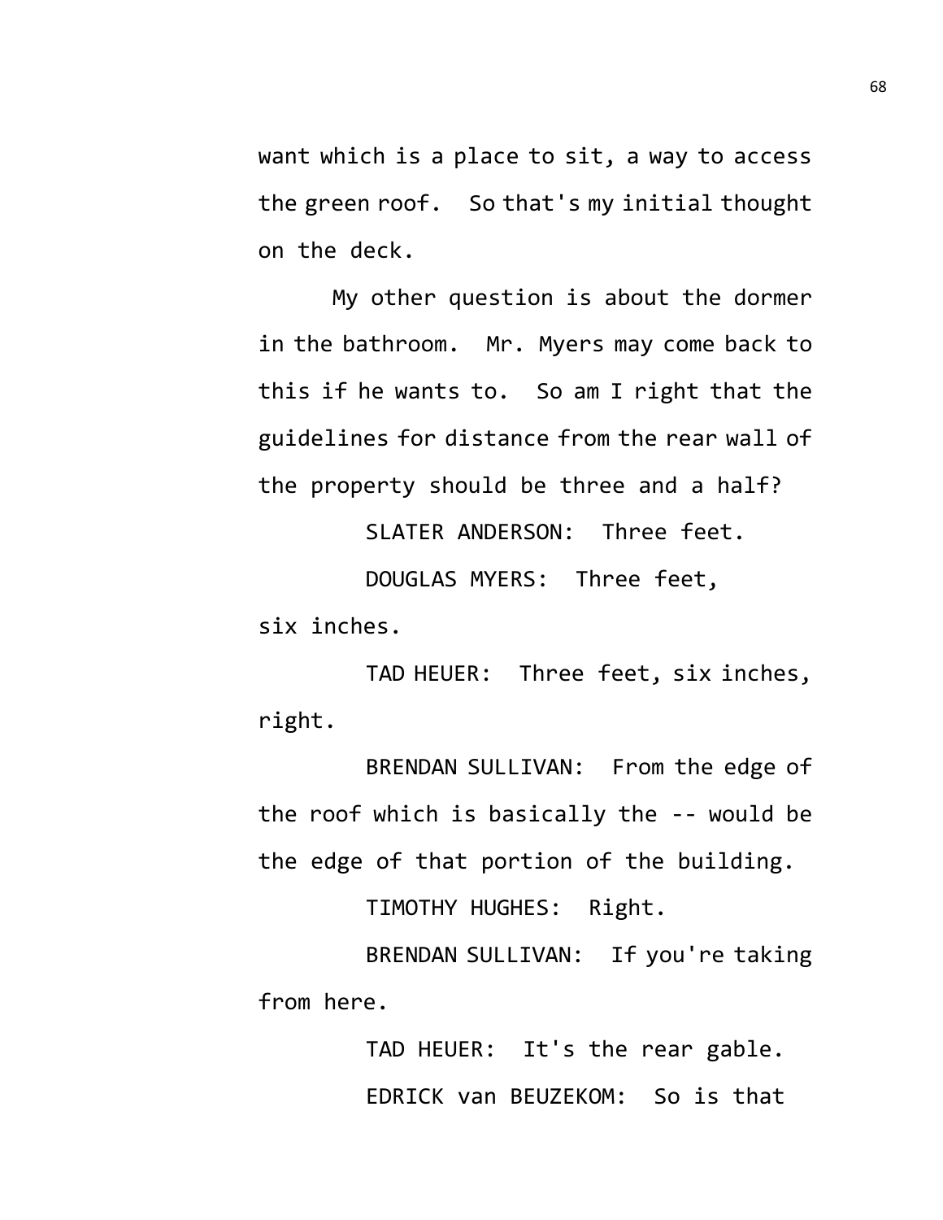want which is a place to sit, a way to access the green roof. So that's my initial thought on the deck.

My other question is about the dormer in the bathroom. Mr. Myers may come back to this if he wants to. So am I right that the guidelines for distance from the rear wall of the property should be three and a half?

SLATER ANDERSON: Three feet.

DOUGLAS MYERS: Three feet, six inches.

TAD HEUER: Three feet, six inches, right.

BRENDAN SULLIVAN: From the edge of the roof which is basically the -- would be the edge of that portion of the building.

TIMOTHY HUGHES: Right.

BRENDAN SULLIVAN: If you're taking from here.

TAD HEUER: It's the rear gable.

EDRICK van BEUZEKOM: So is that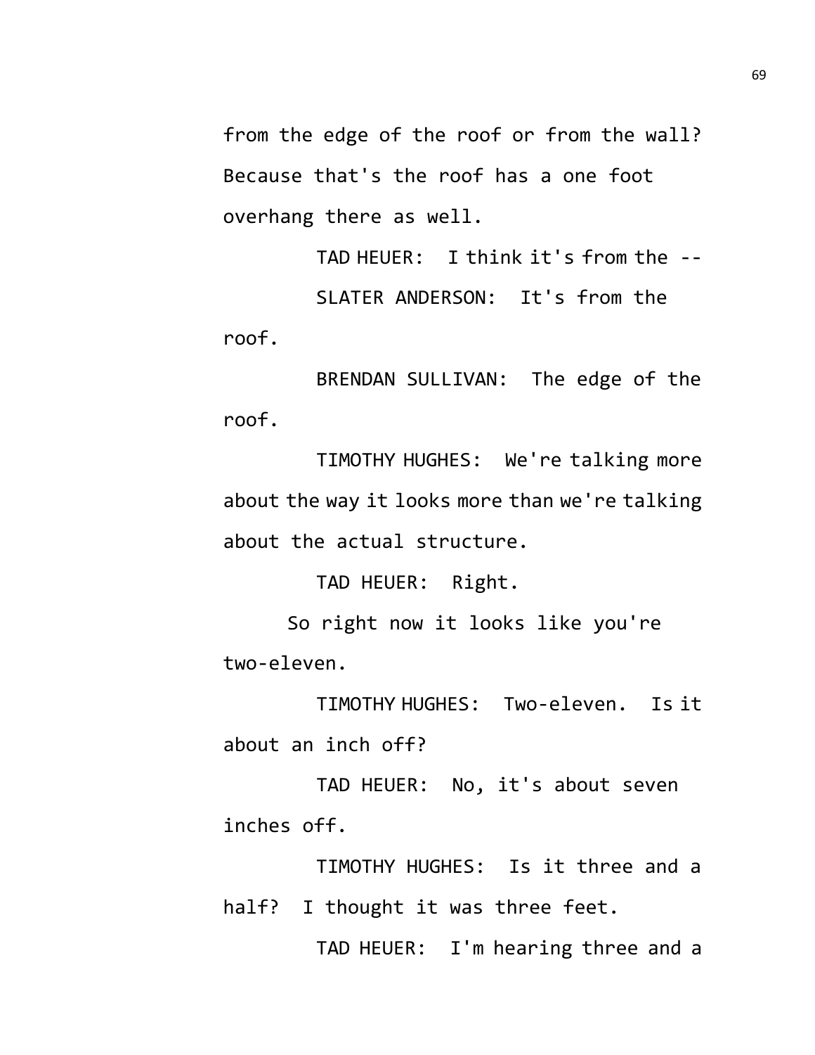from the edge of the roof or from the wall? Because that's the roof has a one foot overhang there as well.

TAD HEUER: I think it's from the --

SLATER ANDERSON: It's from the roof.

BRENDAN SULLIVAN: The edge of the roof.

TIMOTHY HUGHES: We're talking more about the way it looks more than we're talking about the actual structure.

TAD HEUER: Right.

So right now it looks like you're two-eleven.

TIMOTHY HUGHES: Two-eleven. Is it about an inch off?

TAD HEUER: No, it's about seven inches off.

TIMOTHY HUGHES: Is it three and a half? I thought it was three feet.

TAD HEUER: I'm hearing three and a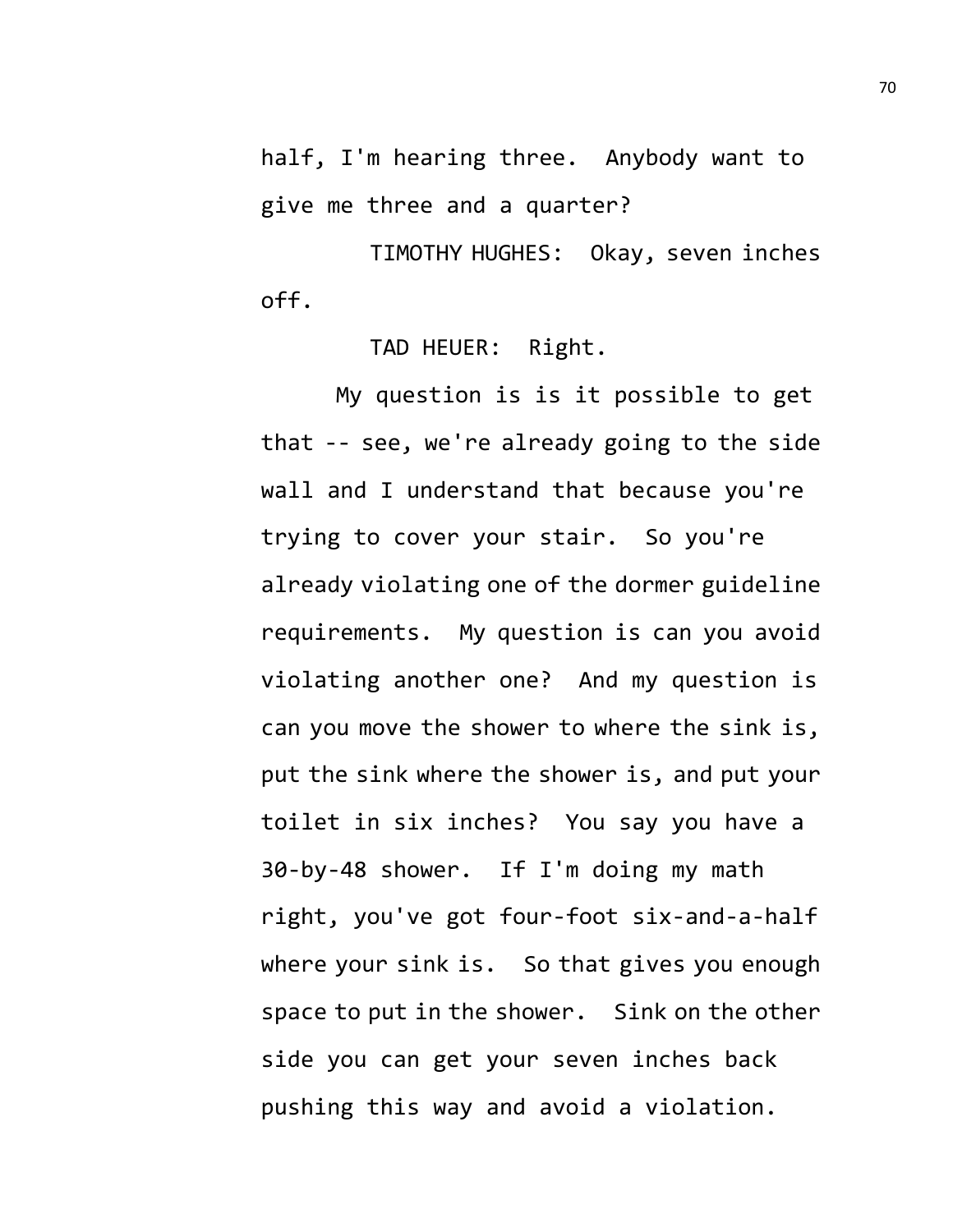half, I'm hearing three. Anybody want to give me three and a quarter?

TIMOTHY HUGHES: Okay, seven inches off.

TAD HEUER: Right.

My question is is it possible to get that -- see, we're already going to the side wall and I understand that because you're trying to cover your stair. So you're already violating one of the dormer guideline requirements. My question is can you avoid violating another one? And my question is can you move the shower to where the sink is, put the sink where the shower is, and put your toilet in six inches? You say you have a 30-by-48 shower. If I'm doing my math right, you've got four-foot six-and-a-half where your sink is. So that gives you enough space to put in the shower. Sink on the other side you can get your seven inches back pushing this way and avoid a violation.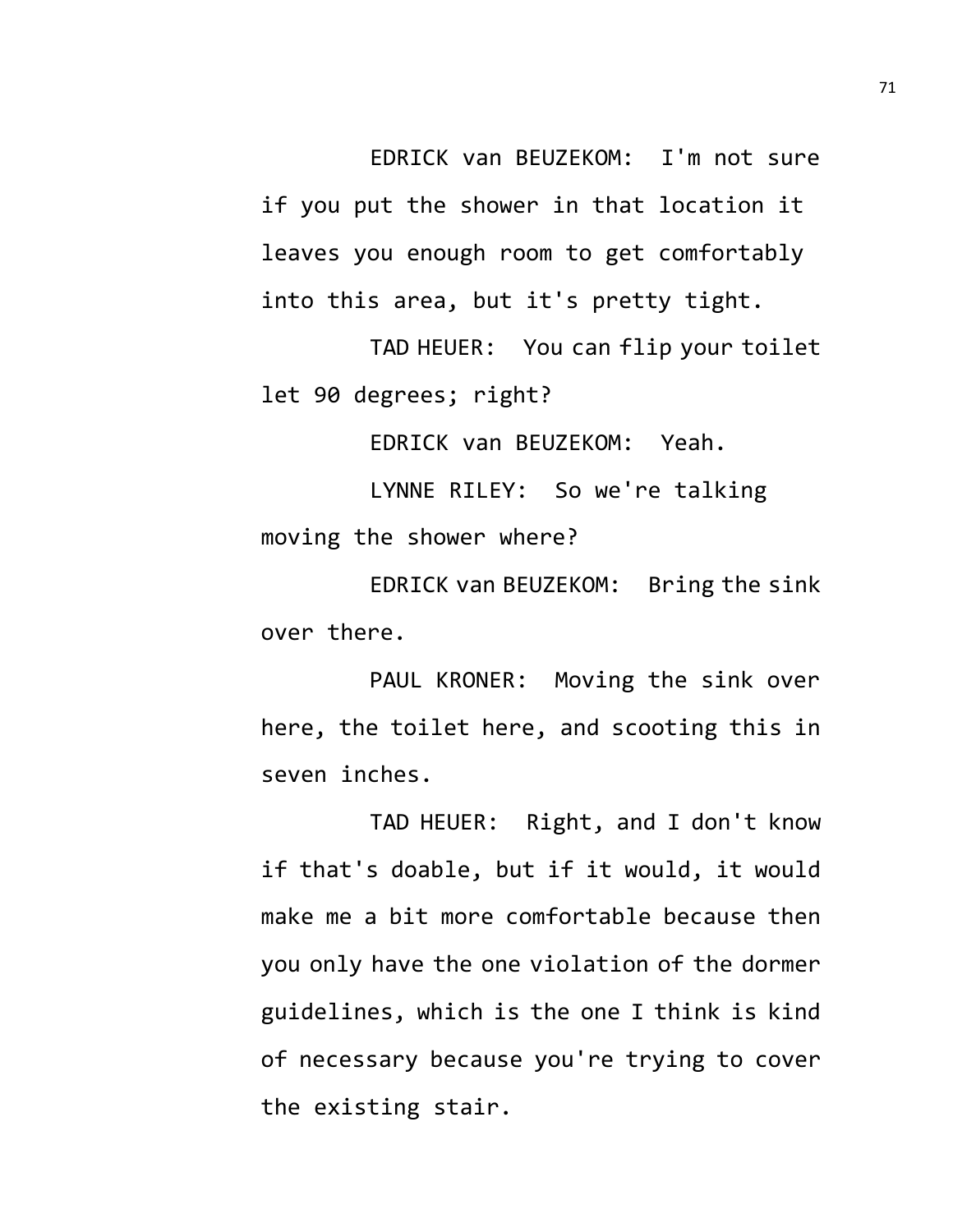EDRICK van BEUZEKOM: I'm not sure if you put the shower in that location it leaves you enough room to get comfortably into this area, but it's pretty tight.

TAD HEUER: You can flip your toilet let 90 degrees; right?

EDRICK van BEUZEKOM: Yeah.

LYNNE RILEY: So we're talking moving the shower where?

EDRICK van BEUZEKOM: Bring the sink over there.

PAUL KRONER: Moving the sink over here, the toilet here, and scooting this in seven inches.

TAD HEUER: Right, and I don't know if that's doable, but if it would, it would make me a bit more comfortable because then you only have the one violation of the dormer guidelines, which is the one I think is kind of necessary because you're trying to cover the existing stair.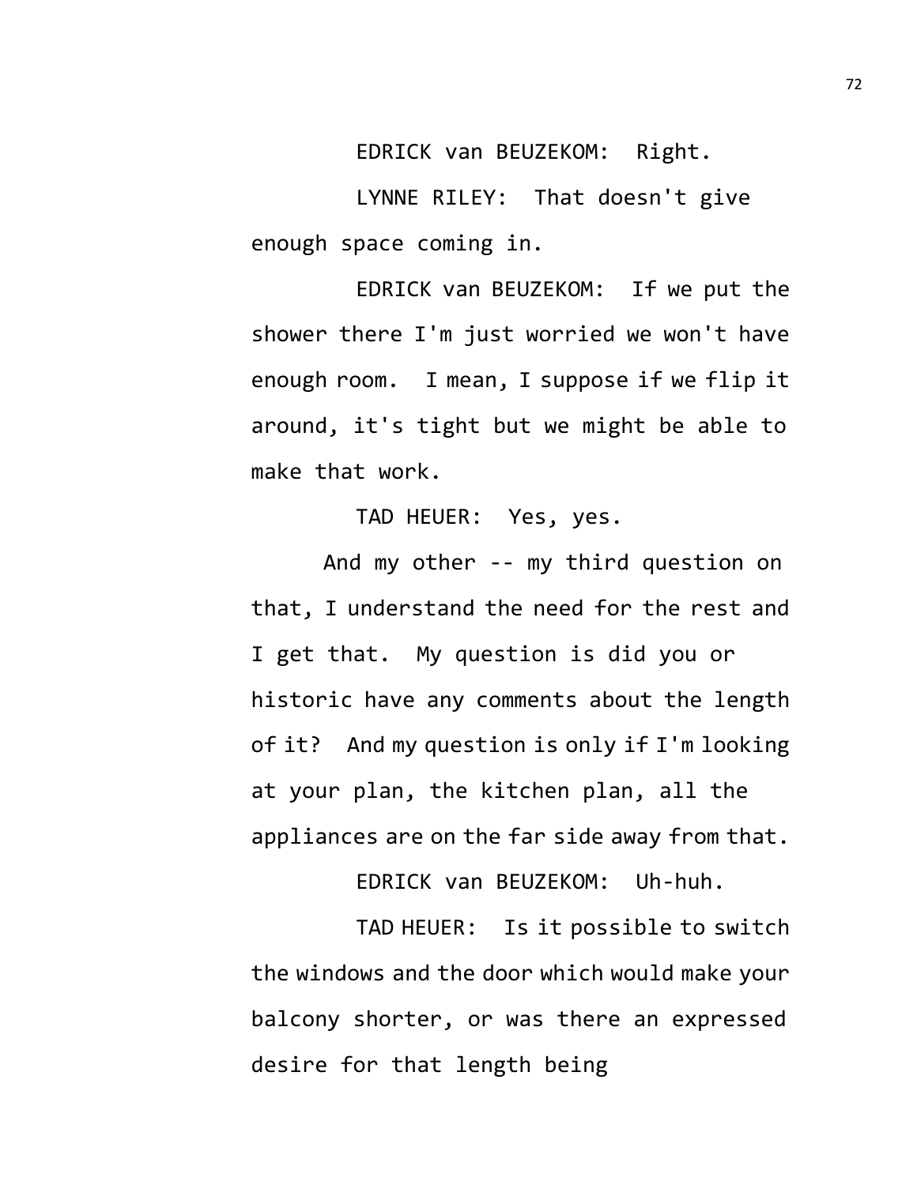EDRICK van BEUZEKOM: Right.

LYNNE RILEY: That doesn't give enough space coming in.

EDRICK van BEUZEKOM: If we put the shower there I'm just worried we won't have enough room. I mean, I suppose if we flip it around, it's tight but we might be able to make that work.

TAD HEUER: Yes, yes.

And my other -- my third question on that, I understand the need for the rest and I get that. My question is did you or historic have any comments about the length of it? And my question is only if I'm looking at your plan, the kitchen plan, all the appliances are on the far side away from that.

EDRICK van BEUZEKOM: Uh-huh.

TAD HEUER: Is it possible to switch the windows and the door which would make your balcony shorter, or was there an expressed desire for that length being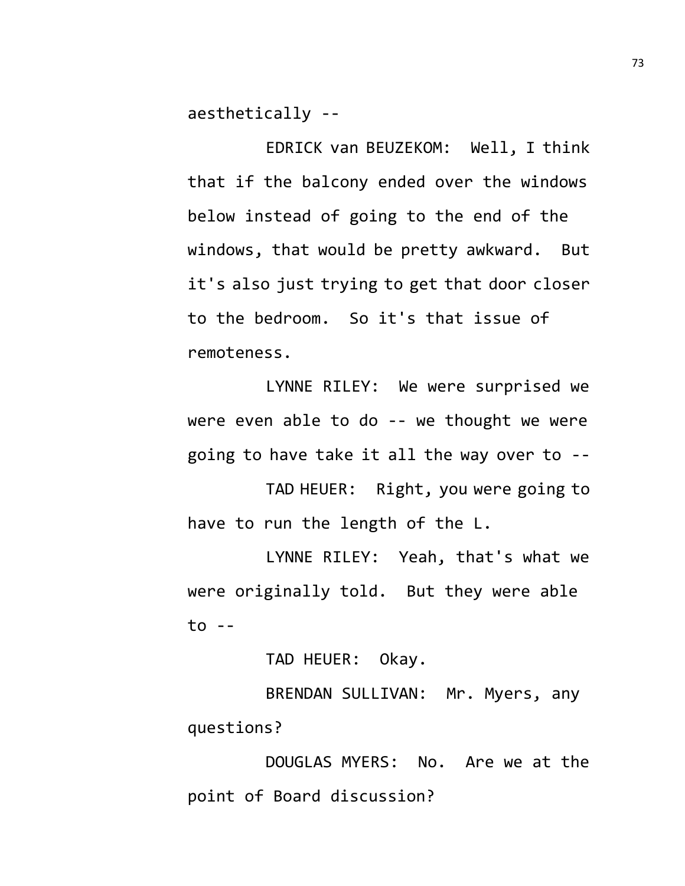aesthetically --

EDRICK van BEUZEKOM: Well, I think that if the balcony ended over the windows below instead of going to the end of the windows, that would be pretty awkward. But it's also just trying to get that door closer to the bedroom. So it's that issue of remoteness.

LYNNE RILEY: We were surprised we were even able to do -- we thought we were going to have take it all the way over to --

TAD HEUER: Right, you were going to have to run the length of the L.

LYNNE RILEY: Yeah, that's what we were originally told. But they were able to --

TAD HEUER: Okay.

BRENDAN SULLIVAN: Mr. Myers, any questions?

DOUGLAS MYERS: No. Are we at the point of Board discussion?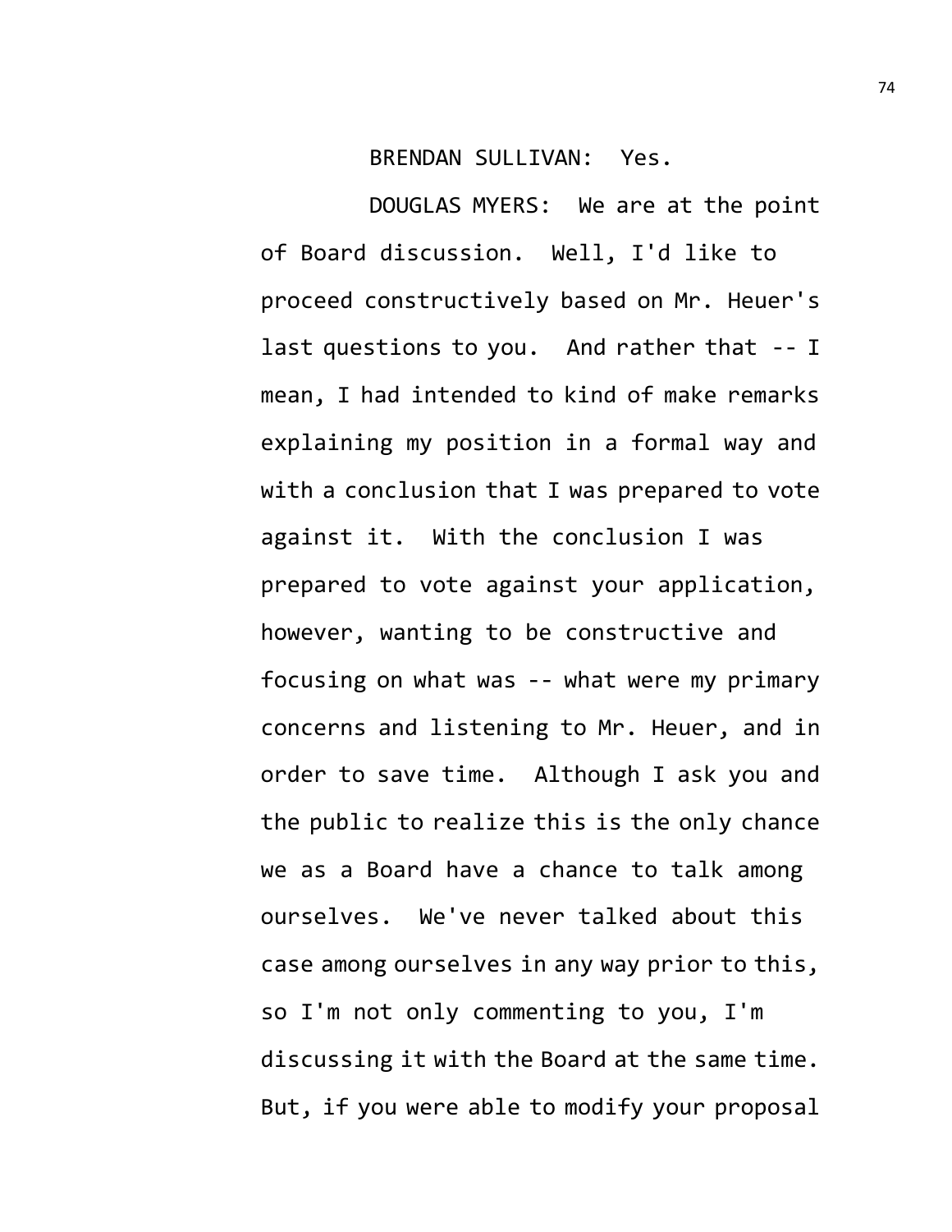BRENDAN SULLIVAN: Yes.

DOUGLAS MYERS: We are at the point of Board discussion. Well, I'd like to proceed constructively based on Mr. Heuer's last questions to you. And rather that -- I mean, I had intended to kind of make remarks explaining my position in a formal way and with a conclusion that I was prepared to vote against it. With the conclusion I was prepared to vote against your application, however, wanting to be constructive and focusing on what was -- what were my primary concerns and listening to Mr. Heuer, and in order to save time. Although I ask you and the public to realize this is the only chance we as a Board have a chance to talk among ourselves. We've never talked about this case among ourselves in any way prior to this, so I'm not only commenting to you, I'm discussing it with the Board at the same time. But, if you were able to modify your proposal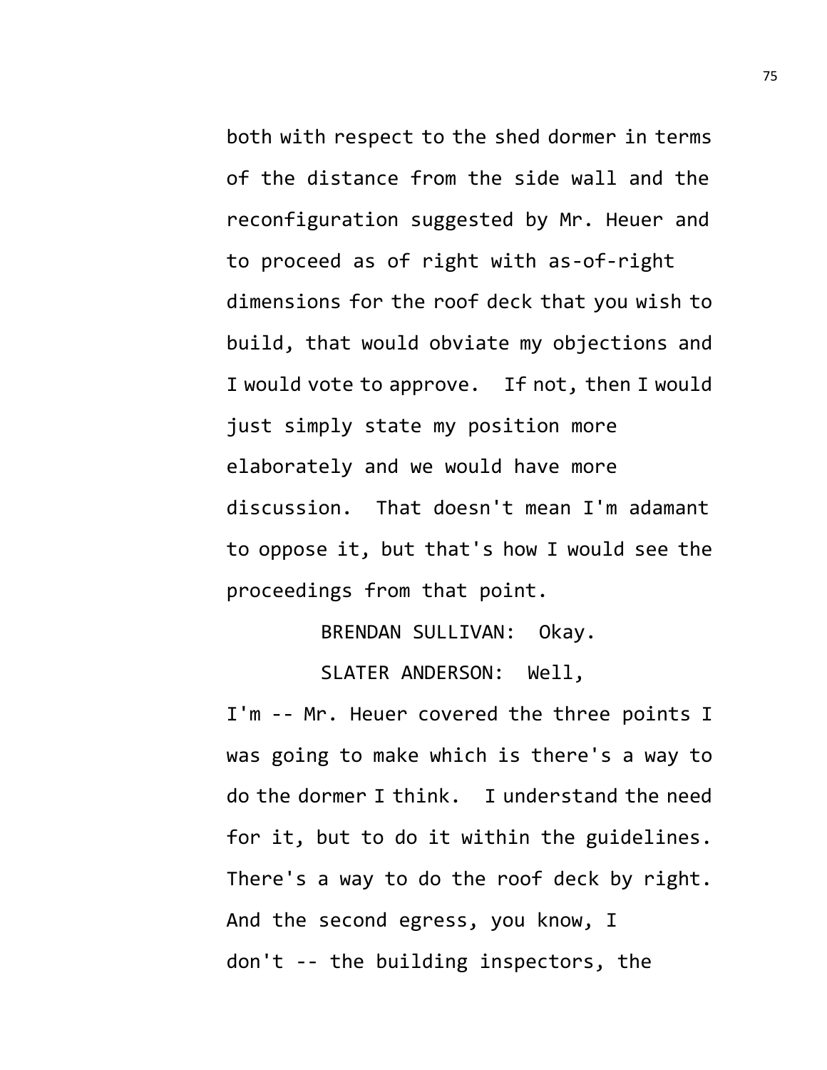both with respect to the shed dormer in terms of the distance from the side wall and the reconfiguration suggested by Mr. Heuer and to proceed as of right with as-of-right dimensions for the roof deck that you wish to build, that would obviate my objections and I would vote to approve. If not, then I would just simply state my position more elaborately and we would have more discussion. That doesn't mean I'm adamant to oppose it, but that's how I would see the proceedings from that point.

BRENDAN SULLIVAN: Okay.

SLATER ANDERSON: Well, I'm -- Mr. Heuer covered the three points I was going to make which is there's a way to do the dormer I think. I understand the need for it, but to do it within the guidelines. There's a way to do the roof deck by right. And the second egress, you know, I don't -- the building inspectors, the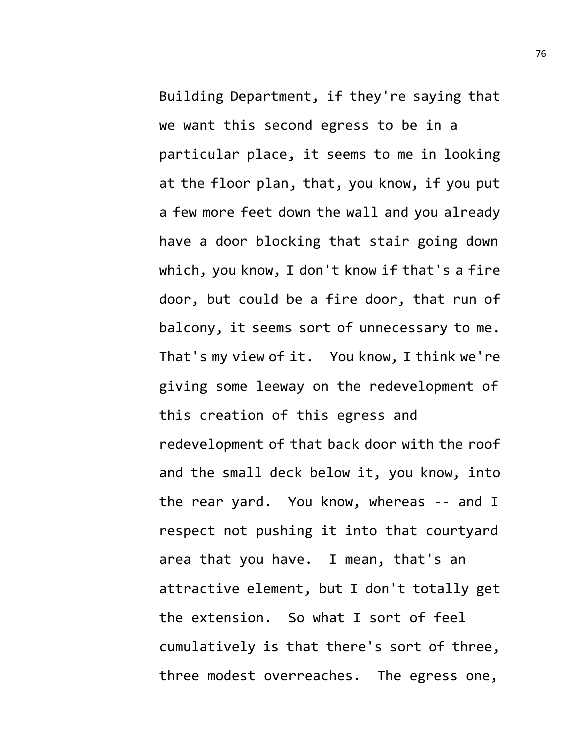Building Department, if they're saying that we want this second egress to be in a particular place, it seems to me in looking at the floor plan, that, you know, if you put a few more feet down the wall and you already have a door blocking that stair going down which, you know, I don't know if that's a fire door, but could be a fire door, that run of balcony, it seems sort of unnecessary to me. That's my view of it. You know, I think we're giving some leeway on the redevelopment of this creation of this egress and redevelopment of that back door with the roof and the small deck below it, you know, into the rear yard. You know, whereas -- and I respect not pushing it into that courtyard area that you have. I mean, that's an attractive element, but I don't totally get the extension. So what I sort of feel cumulatively is that there's sort of three, three modest overreaches. The egress one,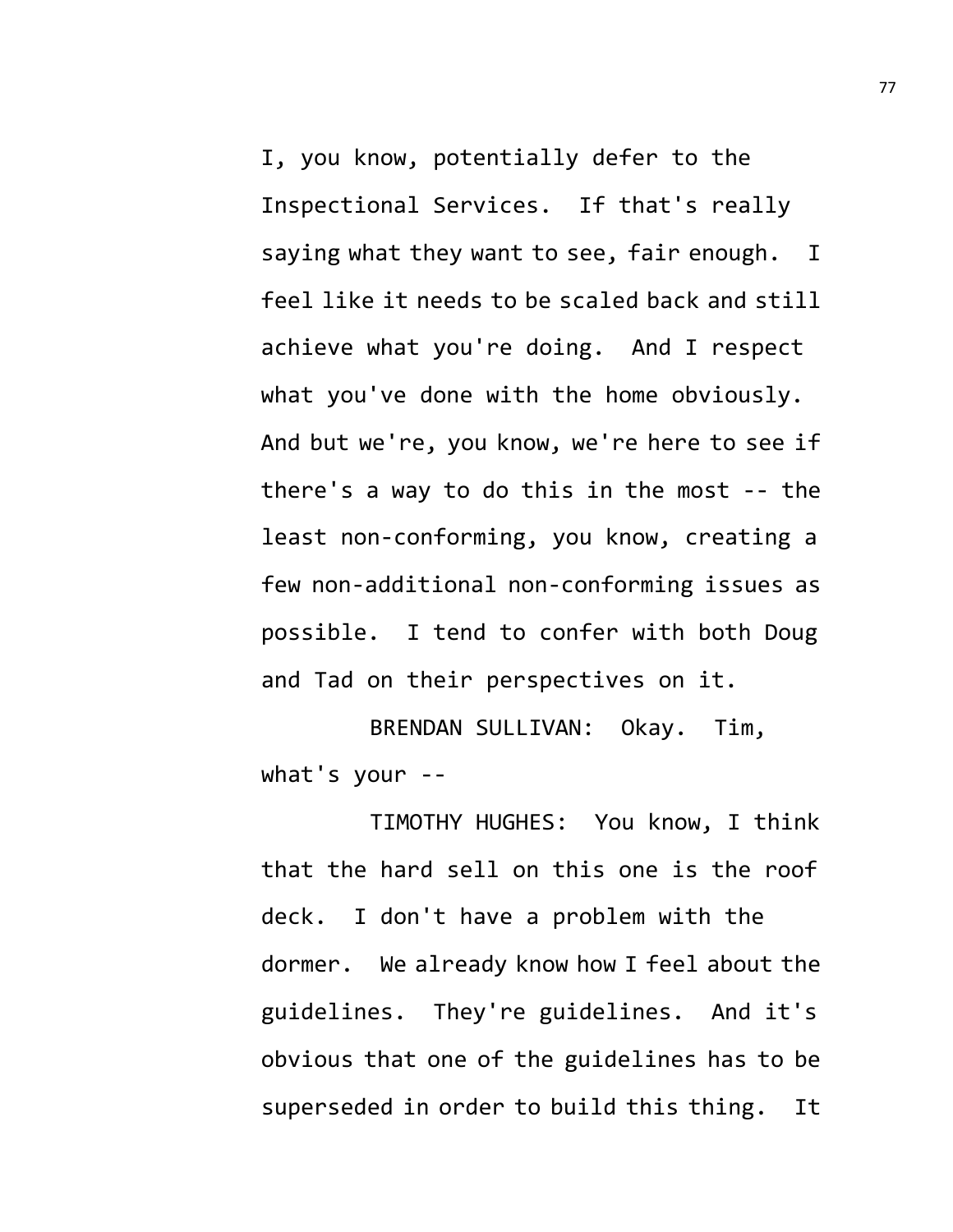I, you know, potentially defer to the Inspectional Services. If that's really saying what they want to see, fair enough. I feel like it needs to be scaled back and still achieve what you're doing. And I respect what you've done with the home obviously. And but we're, you know, we're here to see if there's a way to do this in the most -- the least non-conforming, you know, creating a few non-additional non-conforming issues as possible. I tend to confer with both Doug and Tad on their perspectives on it.

BRENDAN SULLIVAN: Okay. Tim, what's your --

TIMOTHY HUGHES: You know, I think that the hard sell on this one is the roof deck. I don't have a problem with the dormer. We already know how I feel about the guidelines. They're guidelines. And it's obvious that one of the guidelines has to be superseded in order to build this thing. It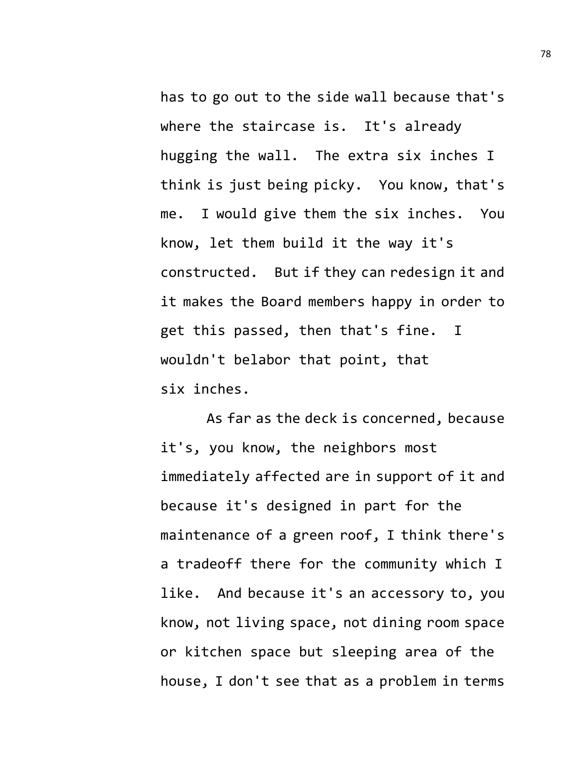has to go out to the side wall because that's where the staircase is. It's already hugging the wall. The extra six inches I think is just being picky. You know, that's me. I would give them the six inches. You know, let them build it the way it's constructed. But if they can redesign it and it makes the Board members happy in order to get this passed, then that's fine. I wouldn't belabor that point, that six inches.

As far as the deck is concerned, because it's, you know, the neighbors most immediately affected are in support of it and because it's designed in part for the maintenance of a green roof, I think there's a tradeoff there for the community which I like. And because it's an accessory to, you know, not living space, not dining room space or kitchen space but sleeping area of the house, I don't see that as a problem in terms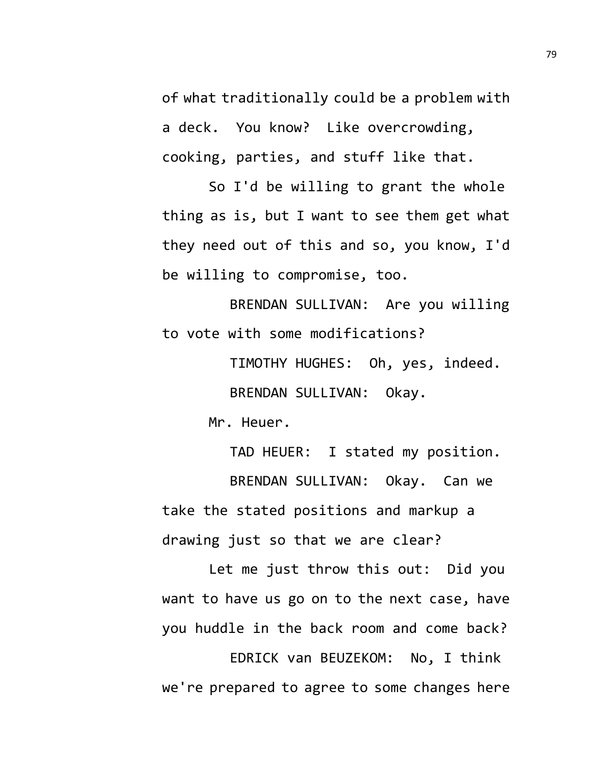of what traditionally could be a problem with a deck. You know? Like overcrowding, cooking, parties, and stuff like that.

So I'd be willing to grant the whole thing as is, but I want to see them get what they need out of this and so, you know, I'd be willing to compromise, too.

BRENDAN SULLIVAN: Are you willing to vote with some modifications?

TIMOTHY HUGHES: Oh, yes, indeed.

BRENDAN SULLIVAN: Okay.

Mr. Heuer.

TAD HEUER: I stated my position.

BRENDAN SULLIVAN: Okay. Can we take the stated positions and markup a drawing just so that we are clear?

Let me just throw this out: Did you want to have us go on to the next case, have you huddle in the back room and come back?

EDRICK van BEUZEKOM: No, I think we're prepared to agree to some changes here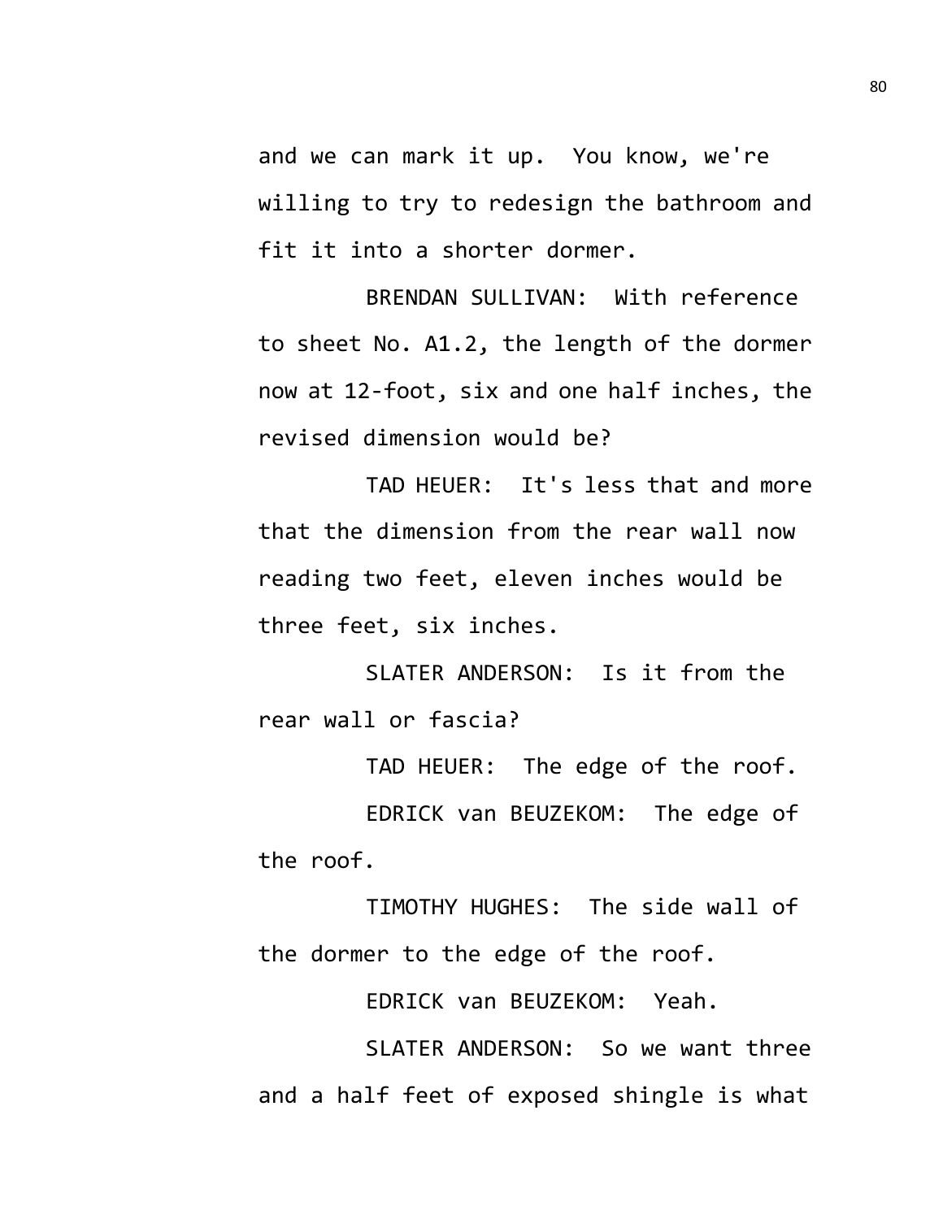and we can mark it up. You know, we're willing to try to redesign the bathroom and fit it into a shorter dormer.

BRENDAN SULLIVAN: With reference to sheet No. A1.2, the length of the dormer now at 12-foot, six and one half inches, the revised dimension would be?

TAD HEUER: It's less that and more that the dimension from the rear wall now reading two feet, eleven inches would be three feet, six inches.

SLATER ANDERSON: Is it from the rear wall or fascia?

TAD HEUER: The edge of the roof.

EDRICK van BEUZEKOM: The edge of the roof.

TIMOTHY HUGHES: The side wall of the dormer to the edge of the roof.

EDRICK van BEUZEKOM: Yeah.

SLATER ANDERSON: So we want three and a half feet of exposed shingle is what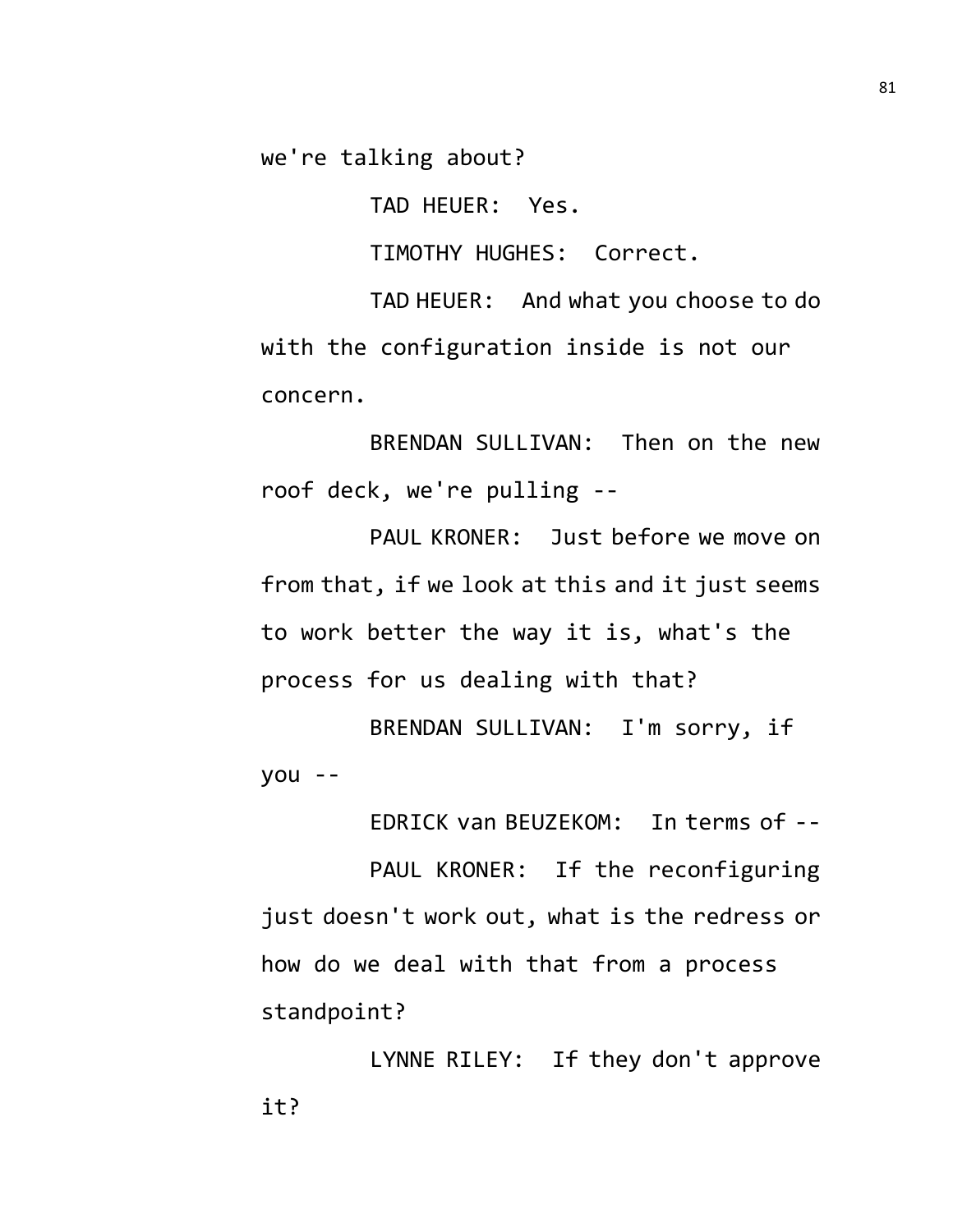we're talking about?

TAD HEUER: Yes.

TIMOTHY HUGHES: Correct.

TAD HEUER: And what you choose to do with the configuration inside is not our concern.

BRENDAN SULLIVAN: Then on the new roof deck, we're pulling --

PAUL KRONER: Just before we move on from that, if we look at this and it just seems to work better the way it is, what's the process for us dealing with that?

BRENDAN SULLIVAN: I'm sorry, if you --

EDRICK van BEUZEKOM: In terms of --

PAUL KRONER: If the reconfiguring just doesn't work out, what is the redress or how do we deal with that from a process standpoint?

LYNNE RILEY: If they don't approve it?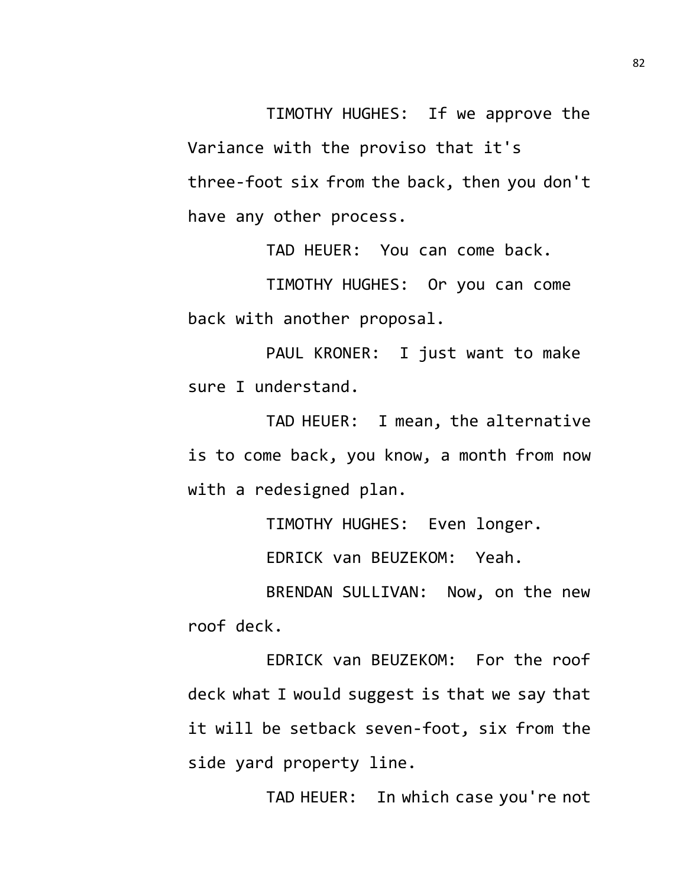TIMOTHY HUGHES: If we approve the Variance with the proviso that it's three-foot six from the back, then you don't have any other process.

TAD HEUER: You can come back.

TIMOTHY HUGHES: Or you can come back with another proposal.

PAUL KRONER: I just want to make sure I understand.

TAD HEUER: I mean, the alternative is to come back, you know, a month from now with a redesigned plan.

TIMOTHY HUGHES: Even longer.

EDRICK van BEUZEKOM: Yeah.

BRENDAN SULLIVAN: Now, on the new roof deck.

EDRICK van BEUZEKOM: For the roof deck what I would suggest is that we say that it will be setback seven-foot, six from the side yard property line.

TAD HEUER: In which case you're not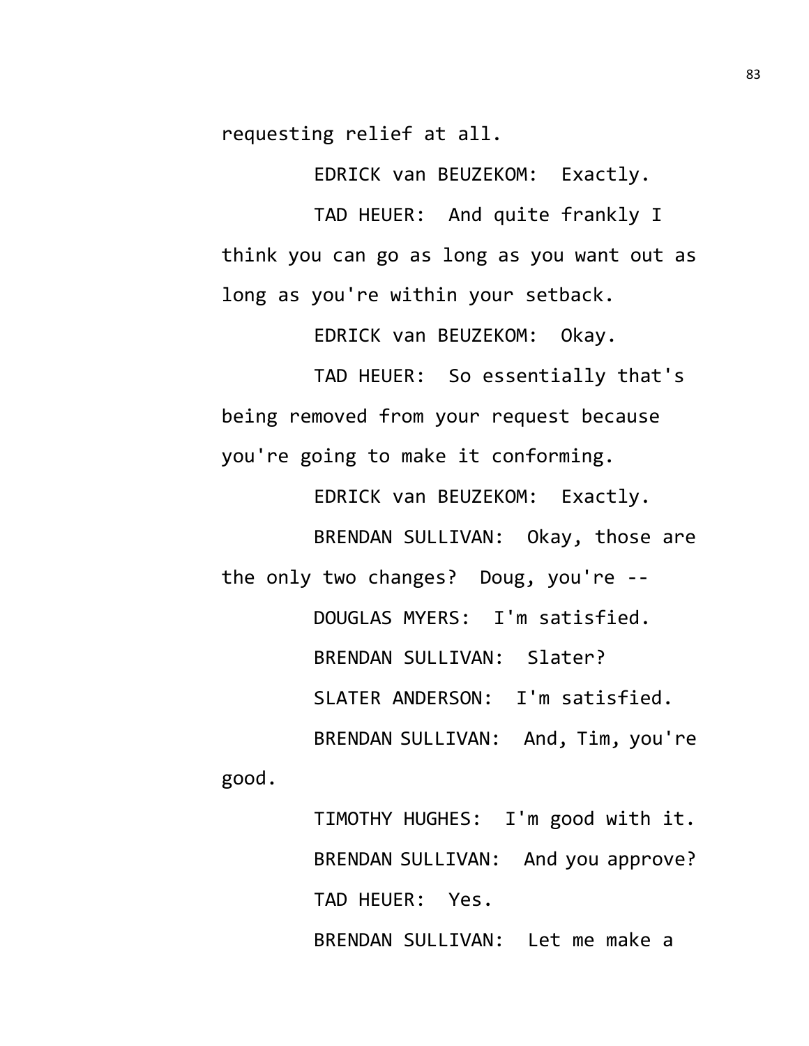requesting relief at all.

EDRICK van BEUZEKOM: Exactly.

TAD HEUER: And quite frankly I think you can go as long as you want out as long as you're within your setback.

EDRICK van BEUZEKOM: Okay.

TAD HEUER: So essentially that's being removed from your request because you're going to make it conforming.

EDRICK van BEUZEKOM: Exactly.

BRENDAN SULLIVAN: Okay, those are the only two changes? Doug, you're --

DOUGLAS MYERS: I'm satisfied.

BRENDAN SULLIVAN: Slater?

SLATER ANDERSON: I'm satisfied.

BRENDAN SULLIVAN: And, Tim, you're good.

TIMOTHY HUGHES: I'm good with it.

BRENDAN SULLIVAN: And you approve?

TAD HEUER: Yes.

BRENDAN SULLIVAN: Let me make a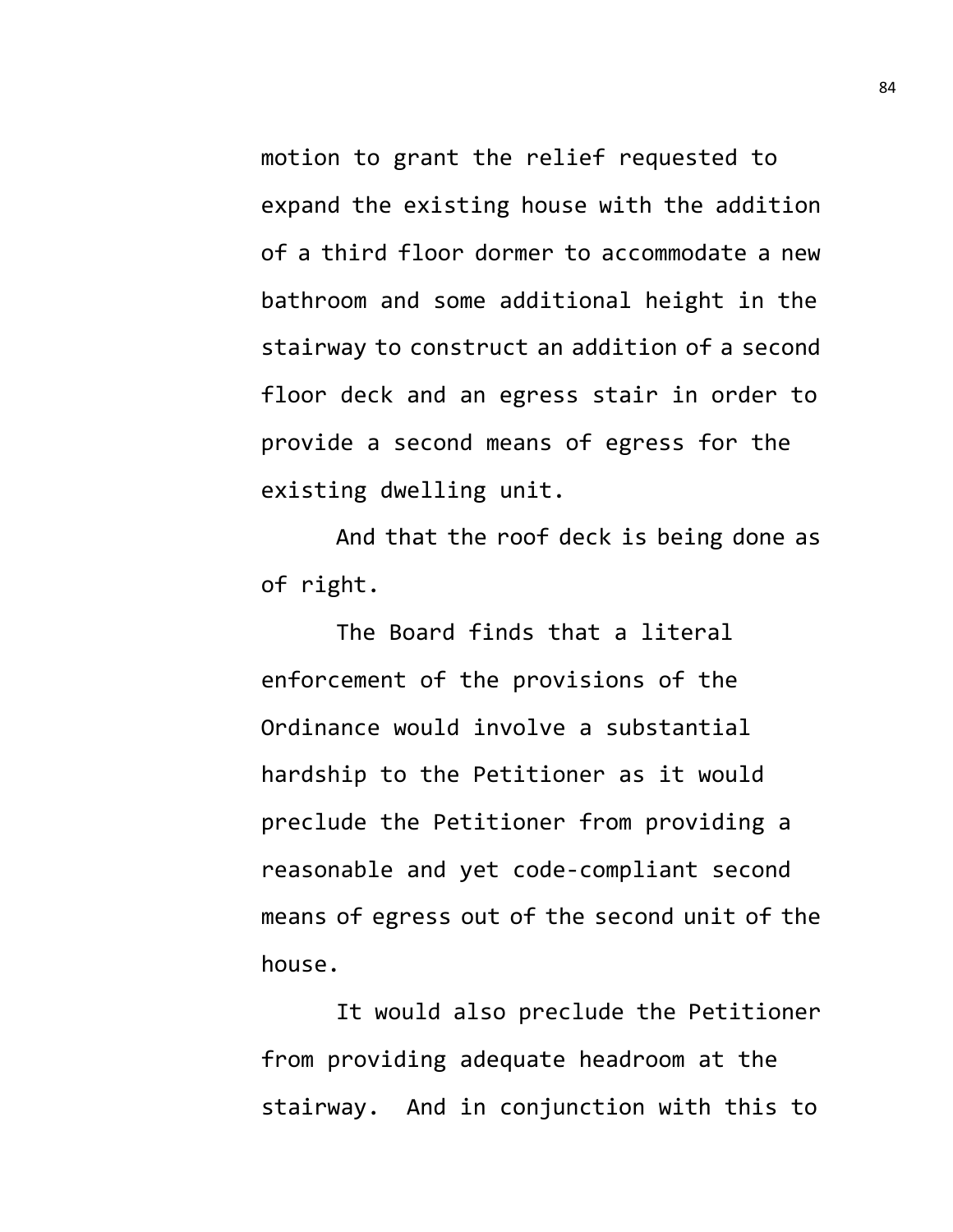motion to grant the relief requested to expand the existing house with the addition of a third floor dormer to accommodate a new bathroom and some additional height in the stairway to construct an addition of a second floor deck and an egress stair in order to provide a second means of egress for the existing dwelling unit.

And that the roof deck is being done as of right.

The Board finds that a literal enforcement of the provisions of the Ordinance would involve a substantial hardship to the Petitioner as it would preclude the Petitioner from providing a reasonable and yet code-compliant second means of egress out of the second unit of the house.

It would also preclude the Petitioner from providing adequate headroom at the stairway. And in conjunction with this to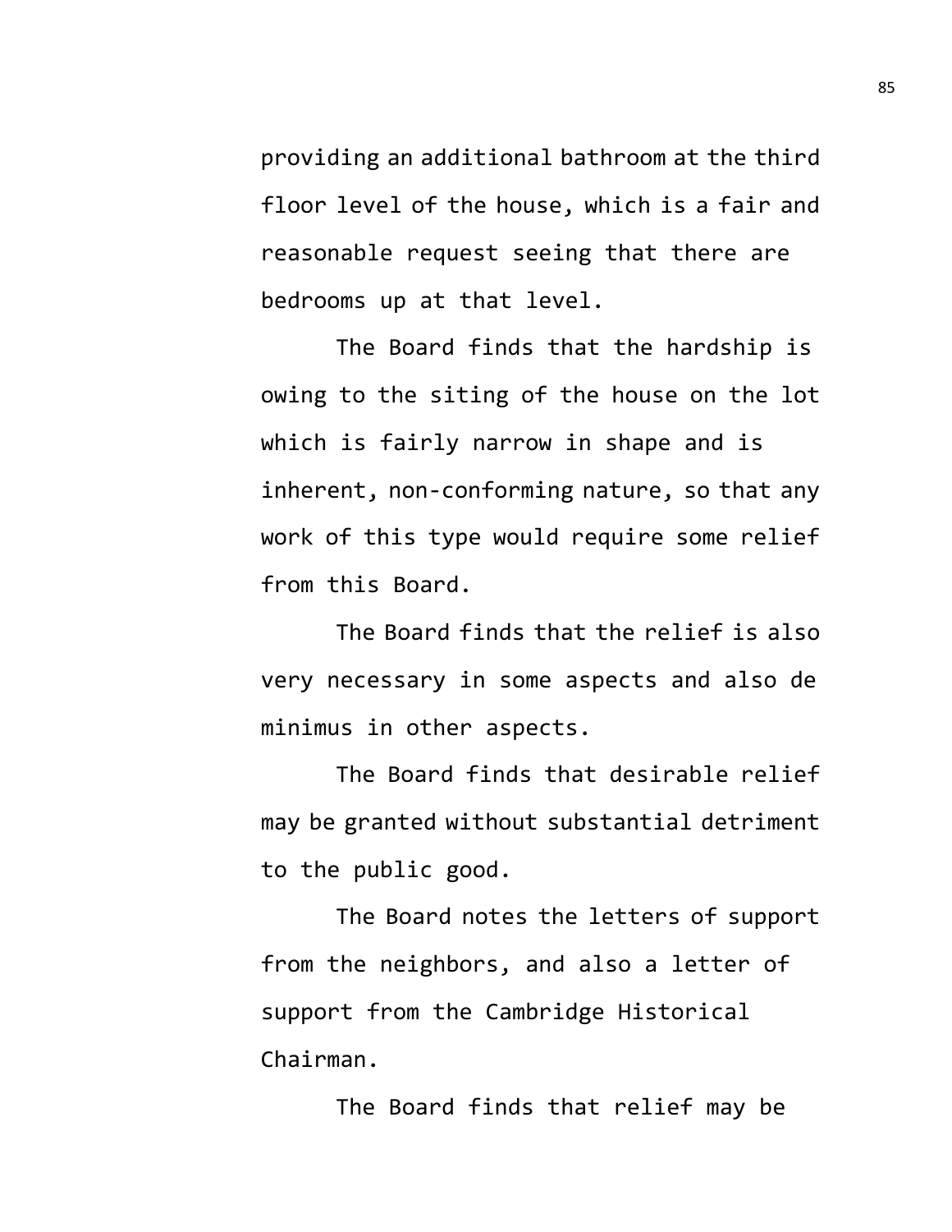providing an additional bathroom at the third floor level of the house, which is a fair and reasonable request seeing that there are bedrooms up at that level.

The Board finds that the hardship is owing to the siting of the house on the lot which is fairly narrow in shape and is inherent, non-conforming nature, so that any work of this type would require some relief from this Board.

The Board finds that the relief is also very necessary in some aspects and also de minimus in other aspects.

The Board finds that desirable relief may be granted without substantial detriment to the public good.

The Board notes the letters of support from the neighbors, and also a letter of support from the Cambridge Historical Chairman.

The Board finds that relief may be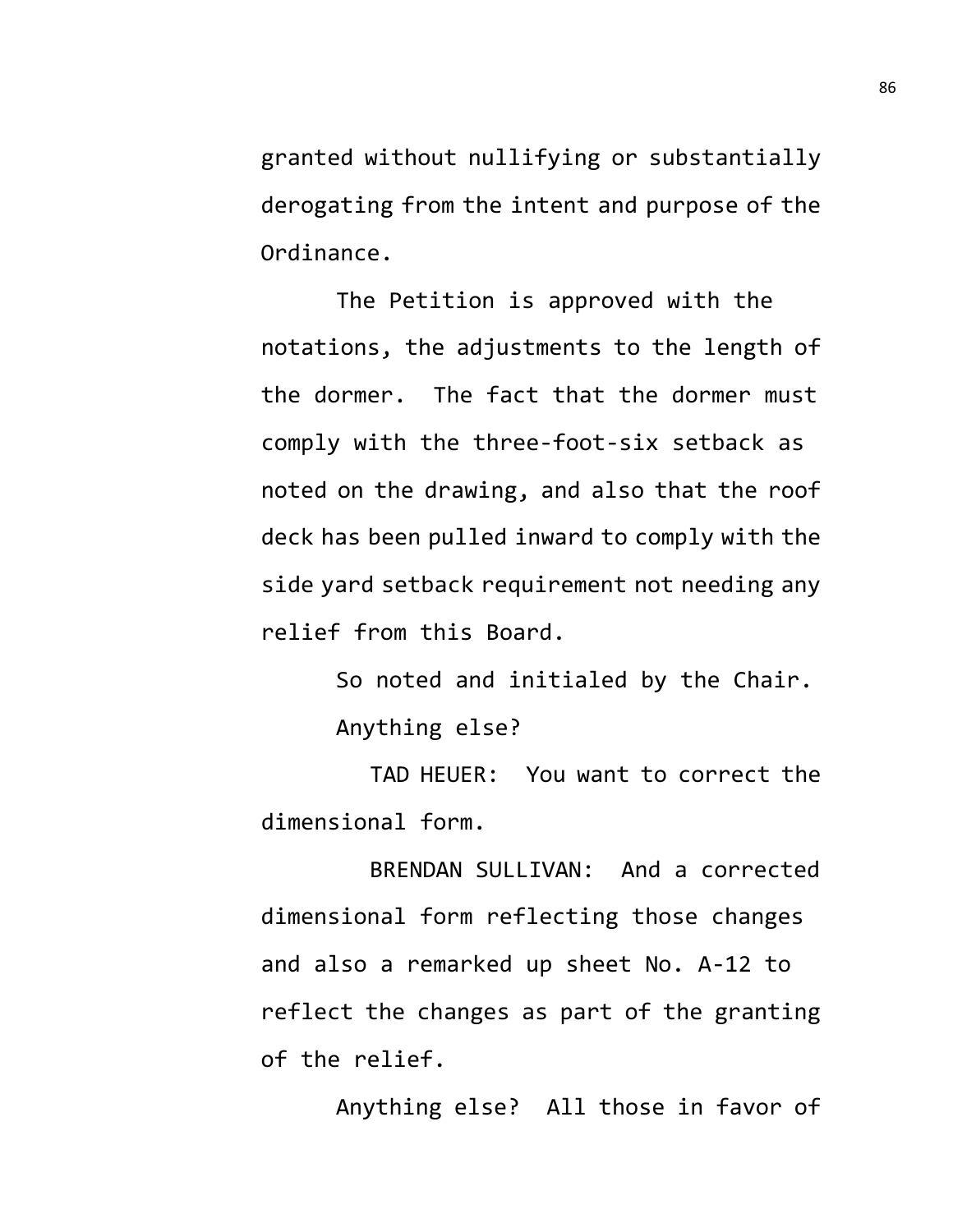granted without nullifying or substantially derogating from the intent and purpose of the Ordinance.

The Petition is approved with the notations, the adjustments to the length of the dormer. The fact that the dormer must comply with the three-foot-six setback as noted on the drawing, and also that the roof deck has been pulled inward to comply with the side yard setback requirement not needing any relief from this Board.

So noted and initialed by the Chair.

Anything else?

TAD HEUER: You want to correct the dimensional form.

BRENDAN SULLIVAN: And a corrected dimensional form reflecting those changes and also a remarked up sheet No. A-12 to reflect the changes as part of the granting of the relief.

Anything else? All those in favor of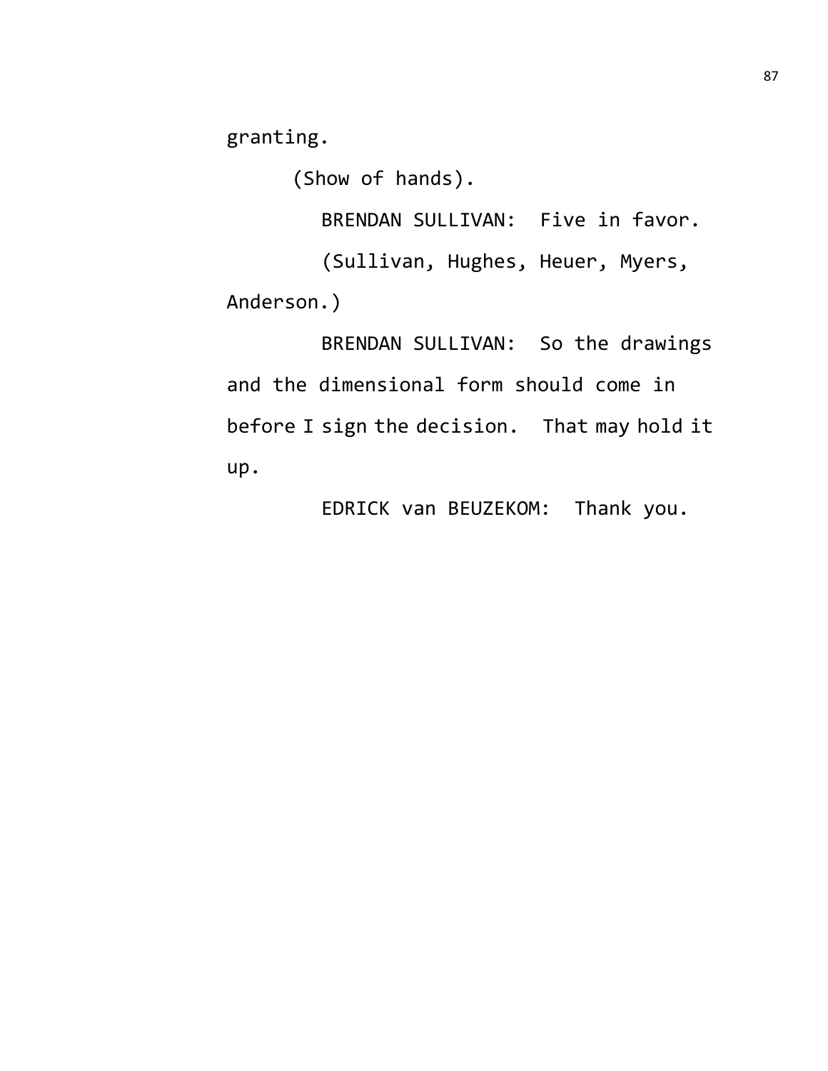granting.

(Show of hands).

BRENDAN SULLIVAN: Five in favor.

(Sullivan, Hughes, Heuer, Myers, Anderson.)

BRENDAN SULLIVAN: So the drawings and the dimensional form should come in before I sign the decision. That may hold it up.

EDRICK van BEUZEKOM: Thank you.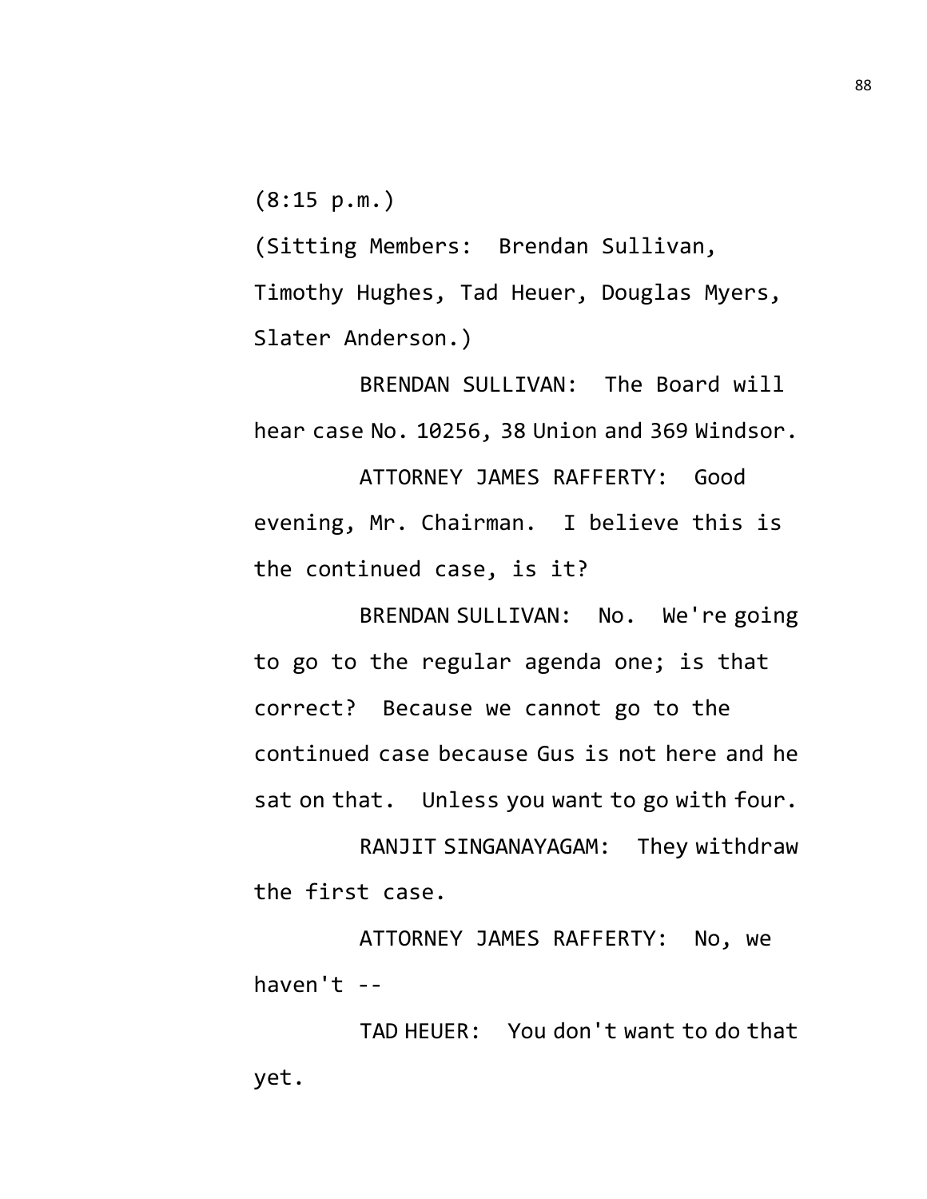(8:15 p.m.)

(Sitting Members: Brendan Sullivan, Timothy Hughes, Tad Heuer, Douglas Myers, Slater Anderson.)

BRENDAN SULLIVAN: The Board will hear case No. 10256, 38 Union and 369 Windsor.

ATTORNEY JAMES RAFFERTY: Good evening, Mr. Chairman. I believe this is the continued case, is it?

BRENDAN SULLIVAN: No. We're going to go to the regular agenda one; is that correct? Because we cannot go to the continued case because Gus is not here and he sat on that. Unless you want to go with four.

RANJIT SINGANAYAGAM: They withdraw the first case.

ATTORNEY JAMES RAFFERTY: No, we haven't --

TAD HEUER: You don't want to do that yet.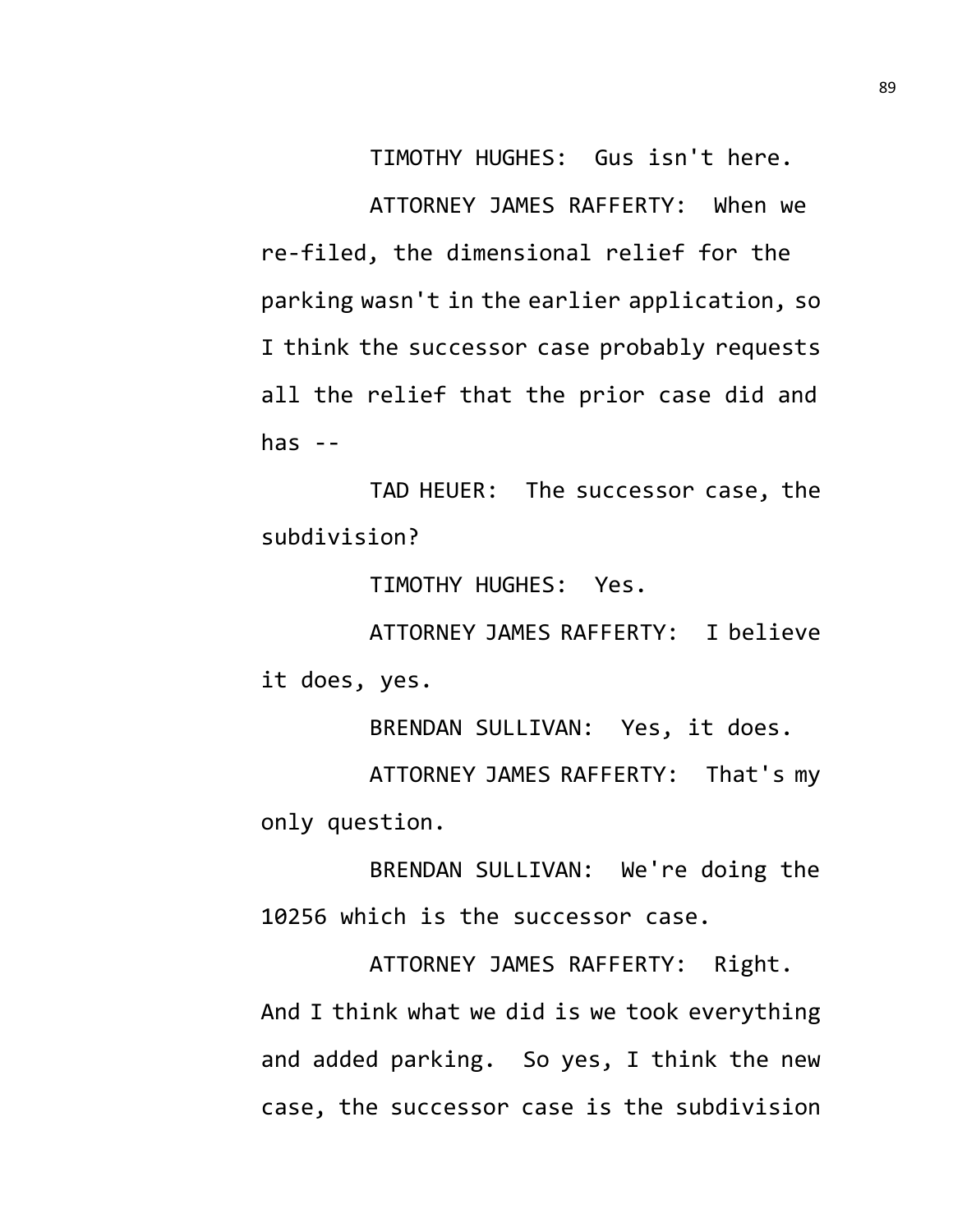TIMOTHY HUGHES: Gus isn't here.

ATTORNEY JAMES RAFFERTY: When we re-filed, the dimensional relief for the parking wasn't in the earlier application, so I think the successor case probably requests all the relief that the prior case did and has --

TAD HEUER: The successor case, the subdivision?

TIMOTHY HUGHES: Yes.

ATTORNEY JAMES RAFFERTY: I believe it does, yes.

BRENDAN SULLIVAN: Yes, it does.

ATTORNEY JAMES RAFFERTY: That's my only question.

BRENDAN SULLIVAN: We're doing the 10256 which is the successor case.

ATTORNEY JAMES RAFFERTY: Right. And I think what we did is we took everything and added parking. So yes, I think the new case, the successor case is the subdivision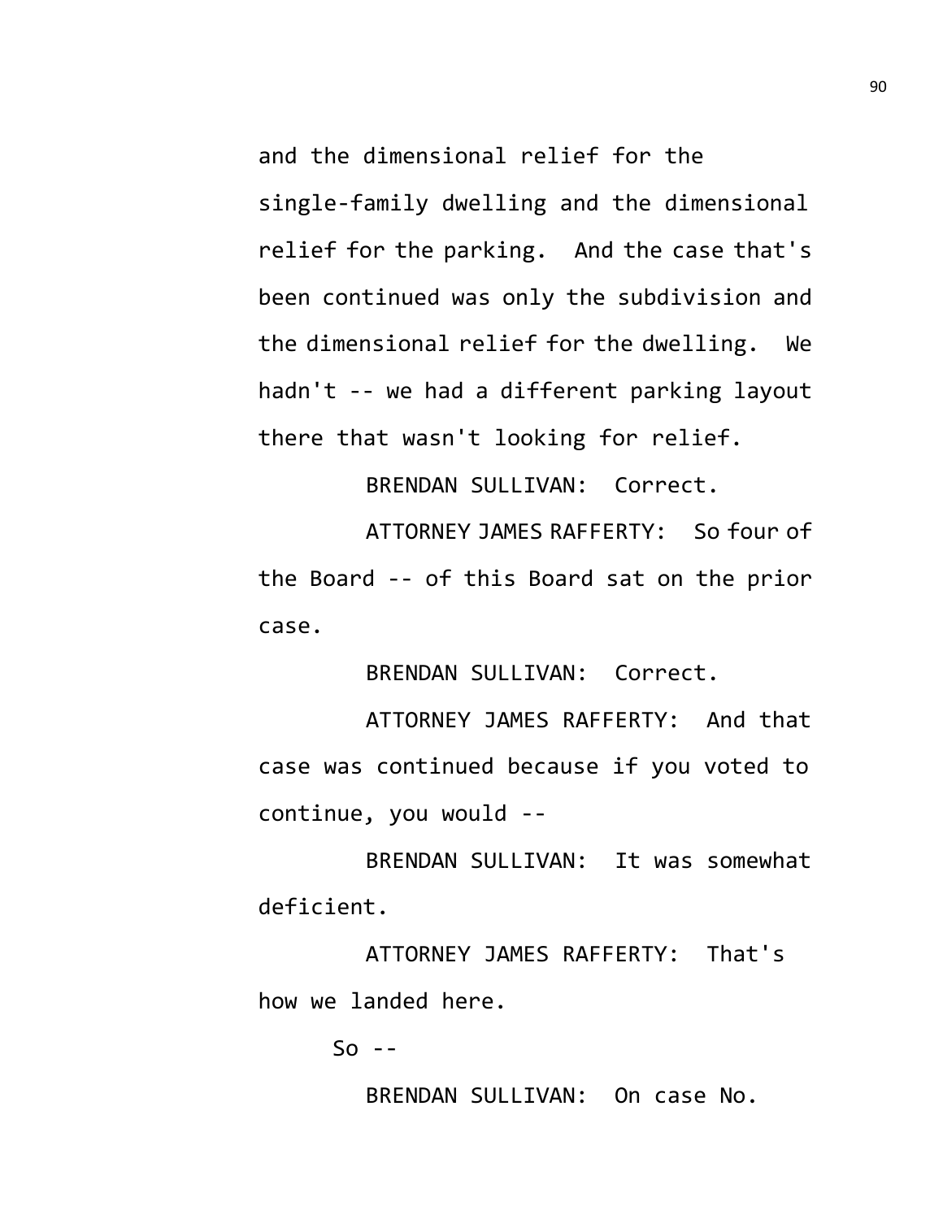and the dimensional relief for the single-family dwelling and the dimensional relief for the parking. And the case that's been continued was only the subdivision and the dimensional relief for the dwelling. We hadn't -- we had a different parking layout there that wasn't looking for relief.

BRENDAN SULLIVAN: Correct.

ATTORNEY JAMES RAFFERTY: So four of the Board -- of this Board sat on the prior case.

BRENDAN SULLIVAN: Correct.

ATTORNEY JAMES RAFFERTY: And that case was continued because if you voted to continue, you would --

BRENDAN SULLIVAN: It was somewhat deficient.

ATTORNEY JAMES RAFFERTY: That's how we landed here.

So --

BRENDAN SULLIVAN: On case No.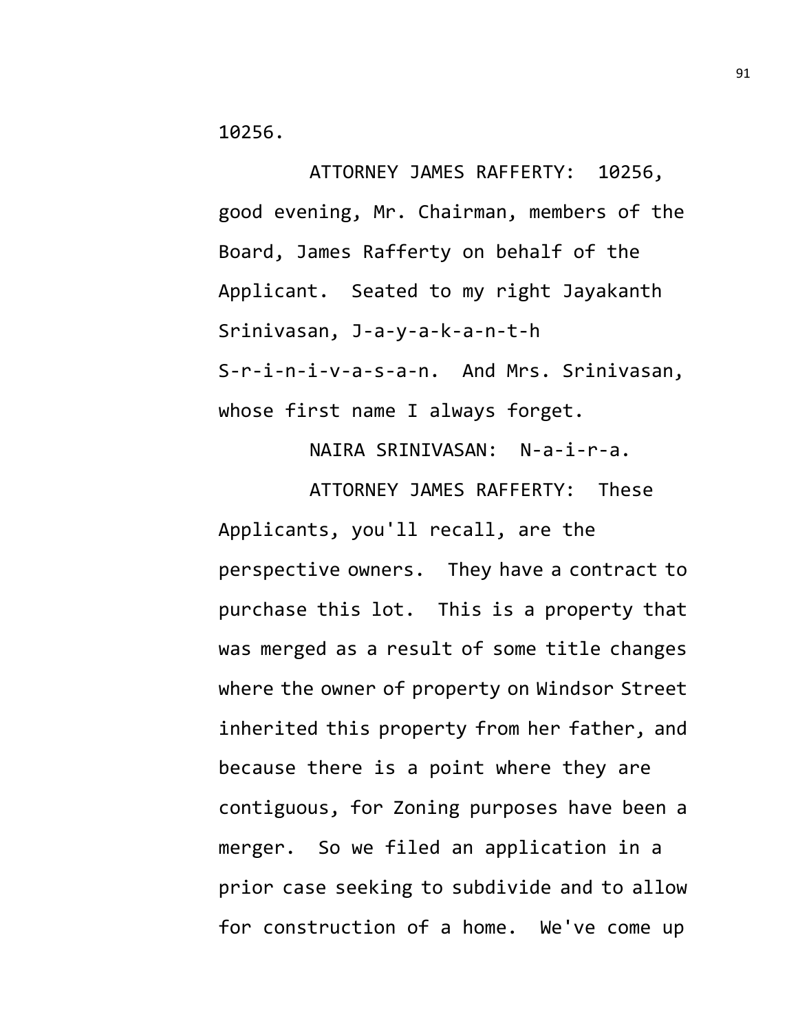10256.

ATTORNEY JAMES RAFFERTY: 10256, good evening, Mr. Chairman, members of the Board, James Rafferty on behalf of the Applicant. Seated to my right Jayakanth Srinivasan, J-a-y-a-k-a-n-t-h S-r-i-n-i-v-a-s-a-n. And Mrs. Srinivasan, whose first name I always forget.

NAIRA SRINIVASAN: N-a-i-r-a.

ATTORNEY JAMES RAFFERTY: These Applicants, you'll recall, are the perspective owners. They have a contract to purchase this lot. This is a property that was merged as a result of some title changes where the owner of property on Windsor Street inherited this property from her father, and because there is a point where they are contiguous, for Zoning purposes have been a merger. So we filed an application in a prior case seeking to subdivide and to allow for construction of a home. We've come up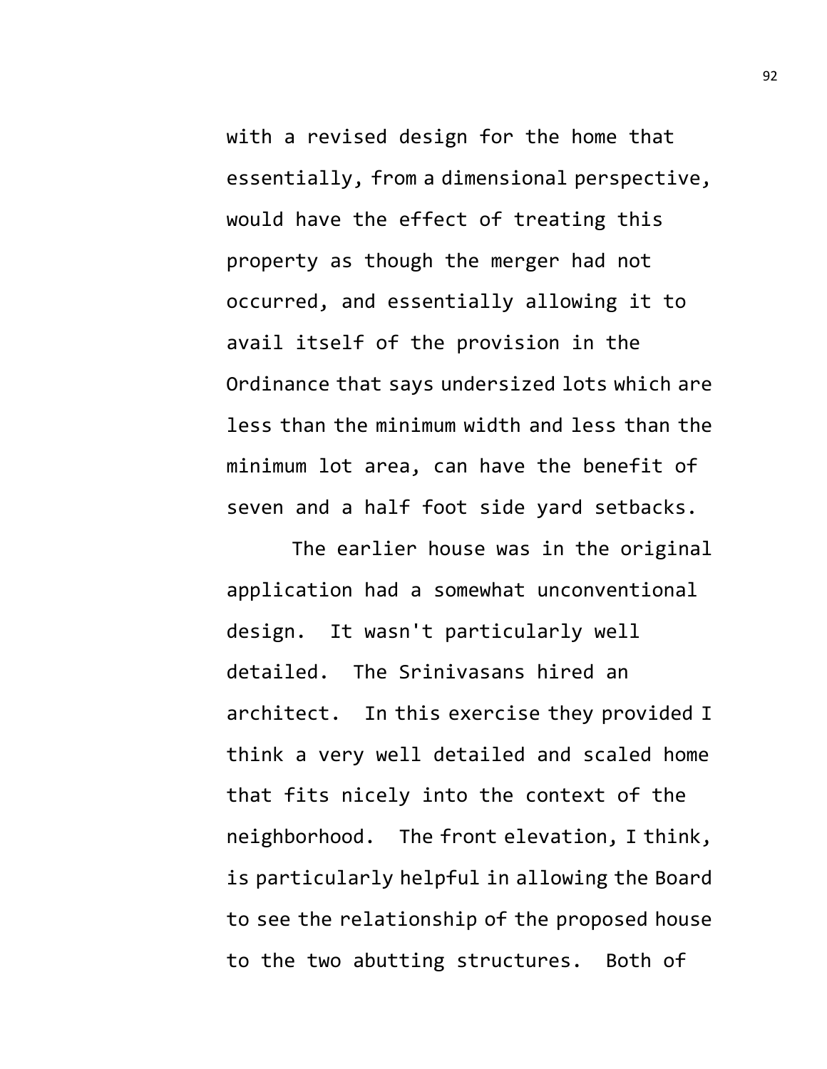with a revised design for the home that essentially, from a dimensional perspective, would have the effect of treating this property as though the merger had not occurred, and essentially allowing it to avail itself of the provision in the Ordinance that says undersized lots which are less than the minimum width and less than the minimum lot area, can have the benefit of seven and a half foot side yard setbacks.

The earlier house was in the original application had a somewhat unconventional design. It wasn't particularly well detailed. The Srinivasans hired an architect. In this exercise they provided I think a very well detailed and scaled home that fits nicely into the context of the neighborhood. The front elevation, I think, is particularly helpful in allowing the Board to see the relationship of the proposed house to the two abutting structures. Both of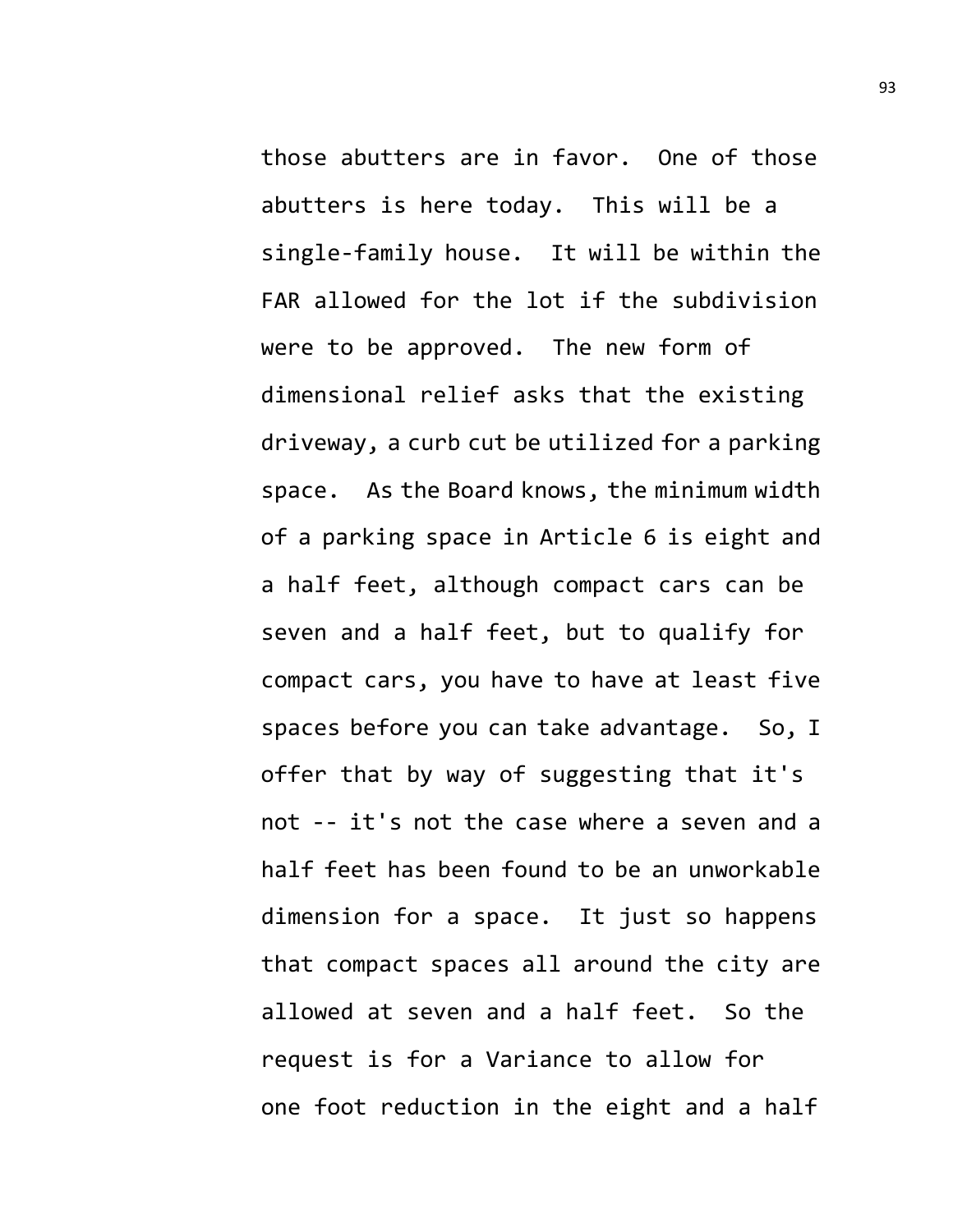those abutters are in favor. One of those abutters is here today. This will be a single-family house. It will be within the FAR allowed for the lot if the subdivision were to be approved. The new form of dimensional relief asks that the existing driveway, a curb cut be utilized for a parking space. As the Board knows, the minimum width of a parking space in Article 6 is eight and a half feet, although compact cars can be seven and a half feet, but to qualify for compact cars, you have to have at least five spaces before you can take advantage. So, I offer that by way of suggesting that it's not -- it's not the case where a seven and a half feet has been found to be an unworkable dimension for a space. It just so happens that compact spaces all around the city are allowed at seven and a half feet. So the request is for a Variance to allow for one foot reduction in the eight and a half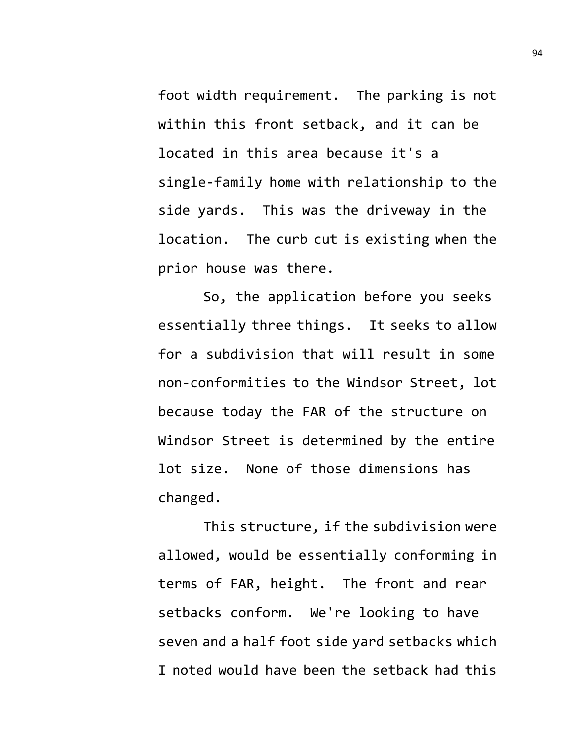foot width requirement. The parking is not within this front setback, and it can be located in this area because it's a single-family home with relationship to the side yards. This was the driveway in the location. The curb cut is existing when the prior house was there.

So, the application before you seeks essentially three things. It seeks to allow for a subdivision that will result in some non-conformities to the Windsor Street, lot because today the FAR of the structure on Windsor Street is determined by the entire lot size. None of those dimensions has changed.

This structure, if the subdivision were allowed, would be essentially conforming in terms of FAR, height. The front and rear setbacks conform. We're looking to have seven and a half foot side yard setbacks which I noted would have been the setback had this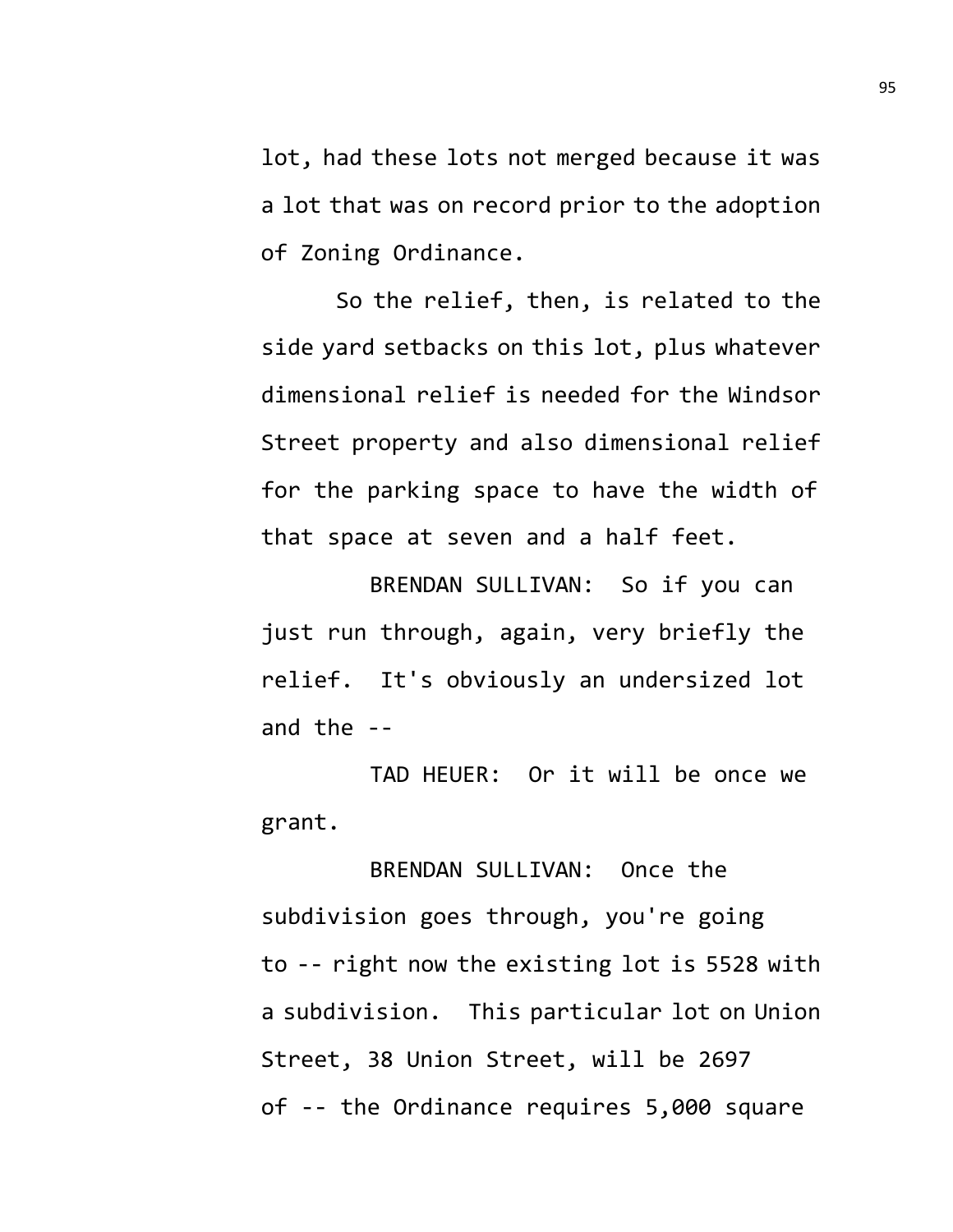lot, had these lots not merged because it was a lot that was on record prior to the adoption of Zoning Ordinance.

So the relief, then, is related to the side yard setbacks on this lot, plus whatever dimensional relief is needed for the Windsor Street property and also dimensional relief for the parking space to have the width of that space at seven and a half feet.

BRENDAN SULLIVAN: So if you can just run through, again, very briefly the relief. It's obviously an undersized lot and the --

TAD HEUER: Or it will be once we grant.

BRENDAN SULLIVAN: Once the subdivision goes through, you're going to -- right now the existing lot is 5528 with a subdivision. This particular lot on Union Street, 38 Union Street, will be 2697 of -- the Ordinance requires 5,000 square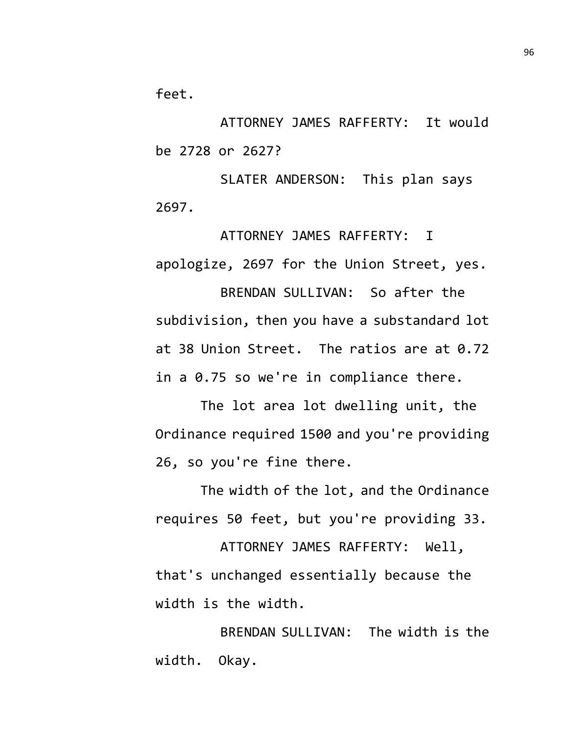feet.

ATTORNEY JAMES RAFFERTY: It would be 2728 or 2627?

SLATER ANDERSON: This plan says 2697.

ATTORNEY JAMES RAFFERTY: I apologize, 2697 for the Union Street, yes.

BRENDAN SULLIVAN: So after the subdivision, then you have a substandard lot at 38 Union Street. The ratios are at 0.72 in a 0.75 so we're in compliance there.

The lot area lot dwelling unit, the Ordinance required 1500 and you're providing 26, so you're fine there.

The width of the lot, and the Ordinance requires 50 feet, but you're providing 33.

ATTORNEY JAMES RAFFERTY: Well, that's unchanged essentially because the width is the width.

BRENDAN SULLIVAN: The width is the width. Okay.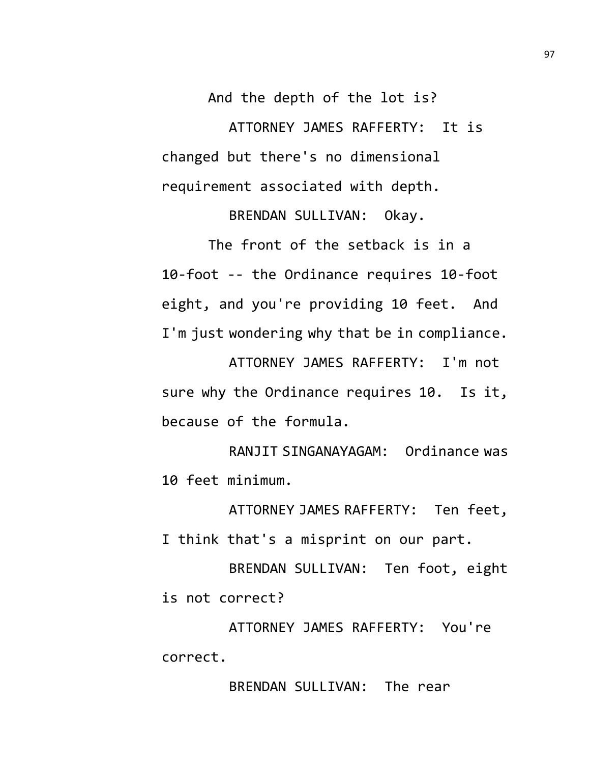And the depth of the lot is?

ATTORNEY JAMES RAFFERTY: It is changed but there's no dimensional requirement associated with depth.

BRENDAN SULLIVAN: Okay.

The front of the setback is in a 10-foot -- the Ordinance requires 10-foot eight, and you're providing 10 feet. And I'm just wondering why that be in compliance.

ATTORNEY JAMES RAFFERTY: I'm not sure why the Ordinance requires 10. Is it, because of the formula.

RANJIT SINGANAYAGAM: Ordinance was 10 feet minimum.

ATTORNEY JAMES RAFFERTY: Ten feet, I think that's a misprint on our part.

BRENDAN SULLIVAN: Ten foot, eight is not correct?

ATTORNEY JAMES RAFFERTY: You're correct.

BRENDAN SULLIVAN: The rear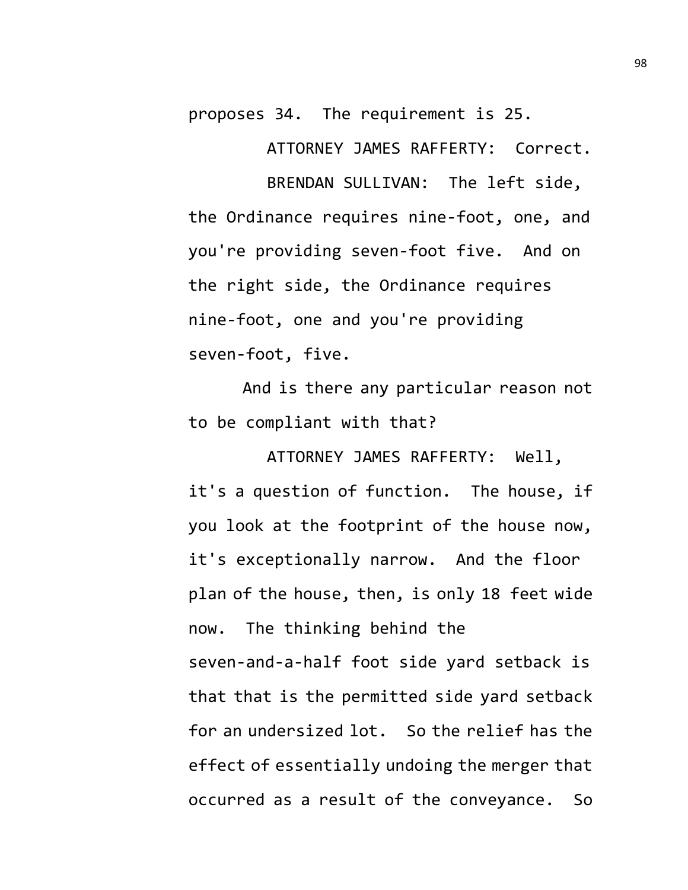proposes 34. The requirement is 25.

ATTORNEY JAMES RAFFERTY: Correct.

BRENDAN SULLIVAN: The left side, the Ordinance requires nine-foot, one, and you're providing seven-foot five. And on the right side, the Ordinance requires nine-foot, one and you're providing seven-foot, five.

And is there any particular reason not to be compliant with that?

ATTORNEY JAMES RAFFERTY: Well, it's a question of function. The house, if you look at the footprint of the house now, it's exceptionally narrow. And the floor plan of the house, then, is only 18 feet wide now. The thinking behind the seven-and-a-half foot side yard setback is that that is the permitted side yard setback for an undersized lot. So the relief has the effect of essentially undoing the merger that occurred as a result of the conveyance. So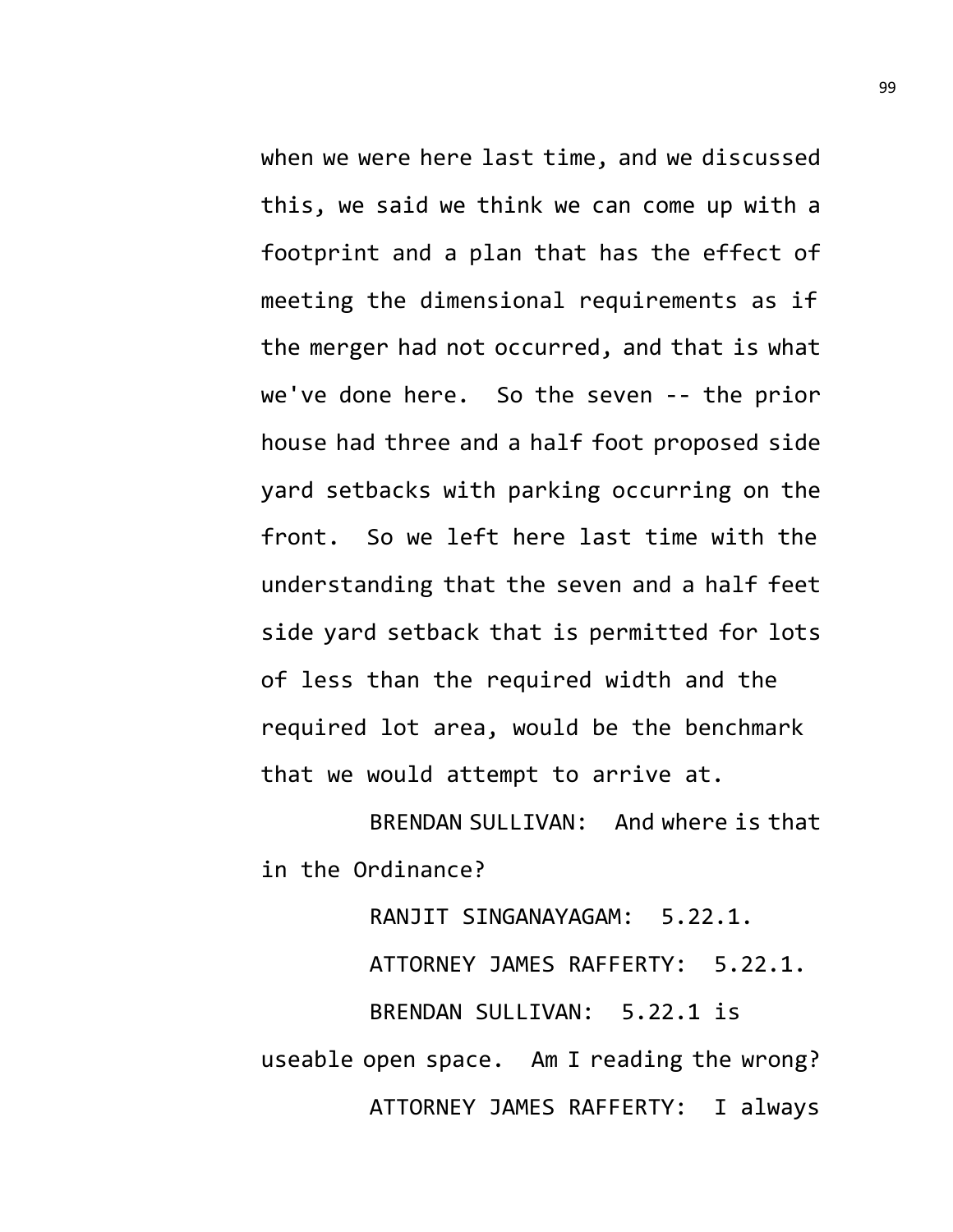when we were here last time, and we discussed this, we said we think we can come up with a footprint and a plan that has the effect of meeting the dimensional requirements as if the merger had not occurred, and that is what we've done here. So the seven -- the prior house had three and a half foot proposed side yard setbacks with parking occurring on the front. So we left here last time with the understanding that the seven and a half feet side yard setback that is permitted for lots of less than the required width and the required lot area, would be the benchmark that we would attempt to arrive at.

BRENDAN SULLIVAN: And where is that in the Ordinance?

RANJIT SINGANAYAGAM: 5.22.1.

ATTORNEY JAMES RAFFERTY: 5.22.1.

BRENDAN SULLIVAN: 5.22.1 is useable open space. Am I reading the wrong?

ATTORNEY JAMES RAFFERTY: I always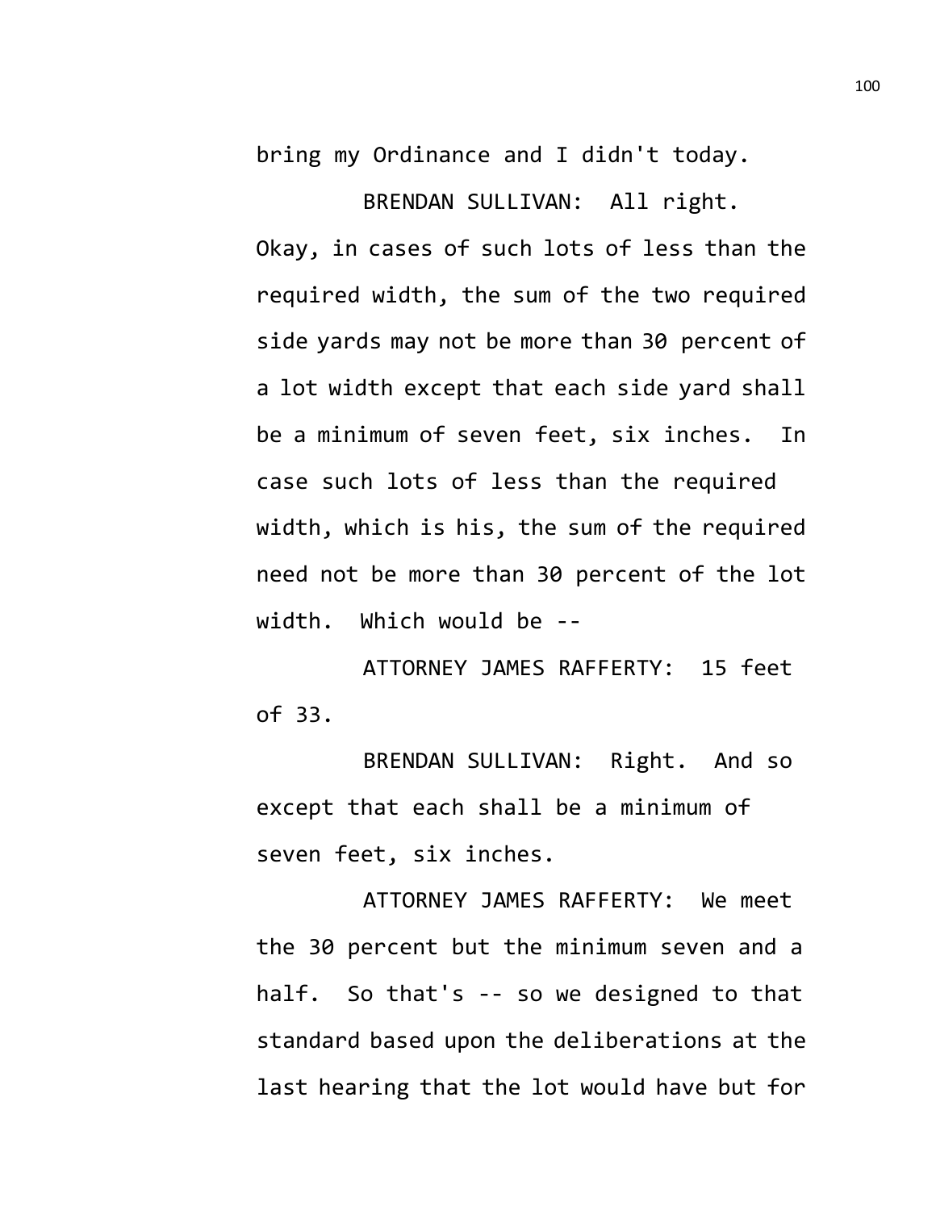bring my Ordinance and I didn't today.

BRENDAN SULLIVAN: All right. Okay, in cases of such lots of less than the required width, the sum of the two required side yards may not be more than 30 percent of a lot width except that each side yard shall be a minimum of seven feet, six inches. In case such lots of less than the required width, which is his, the sum of the required need not be more than 30 percent of the lot width. Which would be --

ATTORNEY JAMES RAFFERTY: 15 feet of 33.

BRENDAN SULLIVAN: Right. And so except that each shall be a minimum of seven feet, six inches.

ATTORNEY JAMES RAFFERTY: We meet the 30 percent but the minimum seven and a half. So that's -- so we designed to that standard based upon the deliberations at the last hearing that the lot would have but for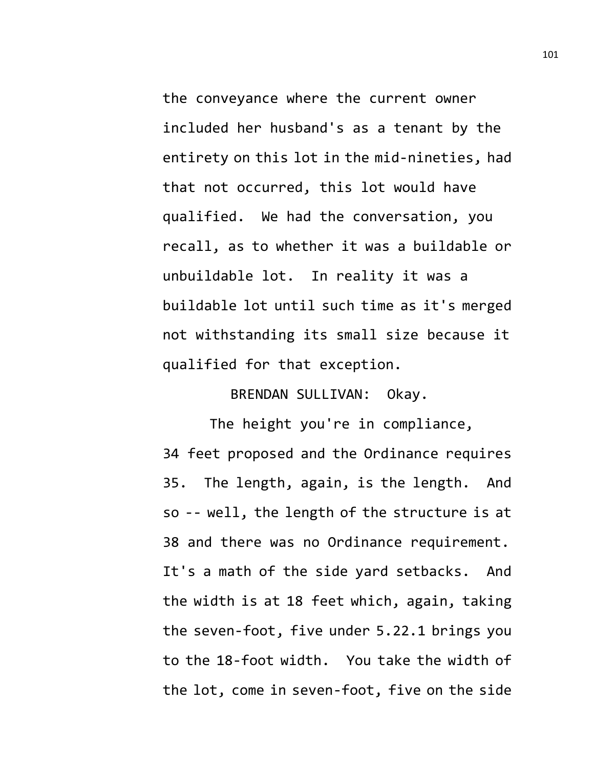the conveyance where the current owner included her husband's as a tenant by the entirety on this lot in the mid-nineties, had that not occurred, this lot would have qualified. We had the conversation, you recall, as to whether it was a buildable or unbuildable lot. In reality it was a buildable lot until such time as it's merged not withstanding its small size because it qualified for that exception.

BRENDAN SULLIVAN: Okay.

The height you're in compliance, 34 feet proposed and the Ordinance requires 35. The length, again, is the length. And so -- well, the length of the structure is at 38 and there was no Ordinance requirement. It's a math of the side yard setbacks. And the width is at 18 feet which, again, taking the seven-foot, five under 5.22.1 brings you to the 18-foot width. You take the width of the lot, come in seven-foot, five on the side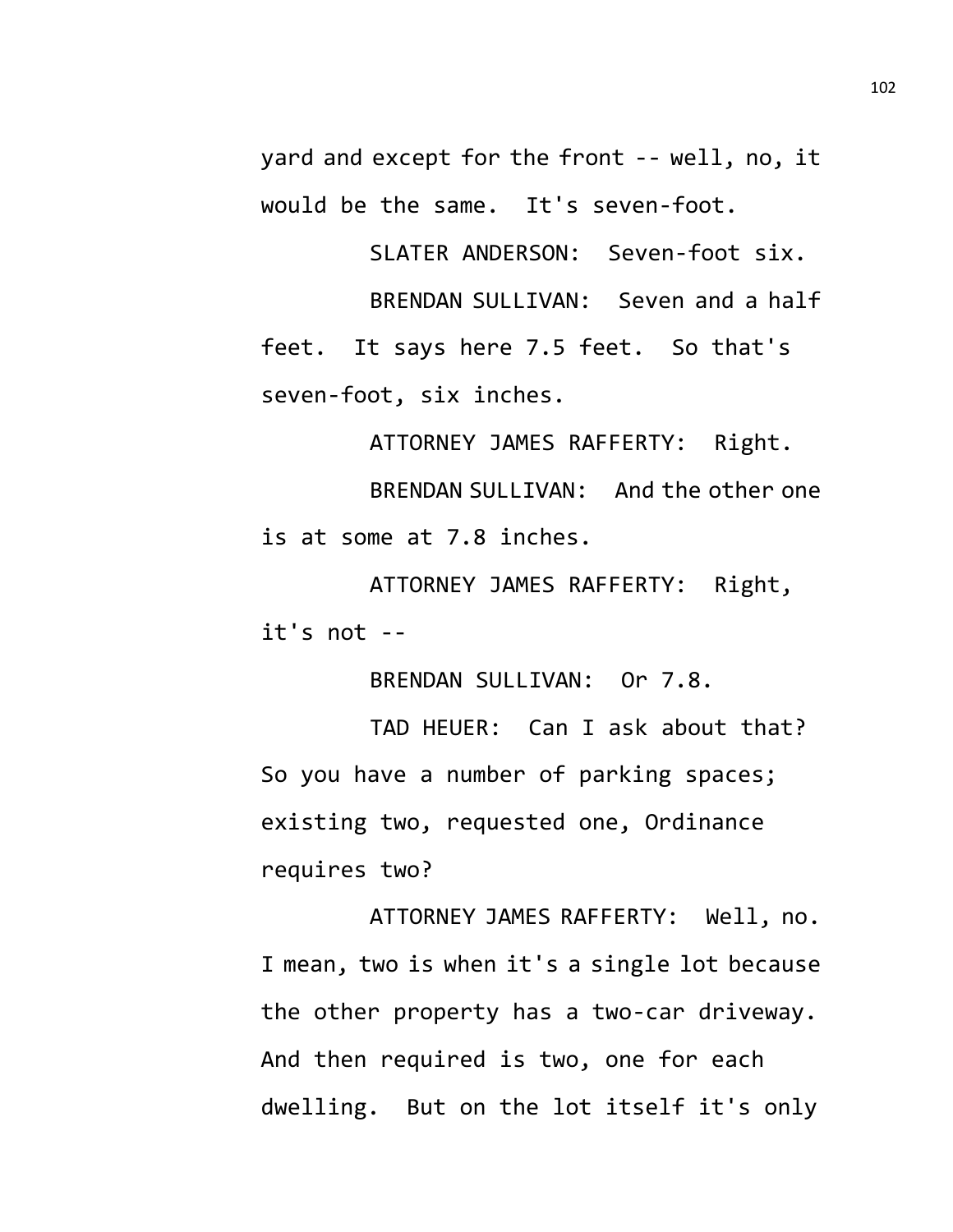yard and except for the front -- well, no, it would be the same. It's seven-foot.

SLATER ANDERSON: Seven-foot six.

BRENDAN SULLIVAN: Seven and a half feet. It says here 7.5 feet. So that's seven-foot, six inches.

ATTORNEY JAMES RAFFERTY: Right.

BRENDAN SULLIVAN: And the other one is at some at 7.8 inches.

ATTORNEY JAMES RAFFERTY: Right, it's not --

BRENDAN SULLIVAN: Or 7.8.

TAD HEUER: Can I ask about that? So you have a number of parking spaces; existing two, requested one, Ordinance requires two?

ATTORNEY JAMES RAFFERTY: Well, no. I mean, two is when it's a single lot because the other property has a two-car driveway. And then required is two, one for each dwelling. But on the lot itself it's only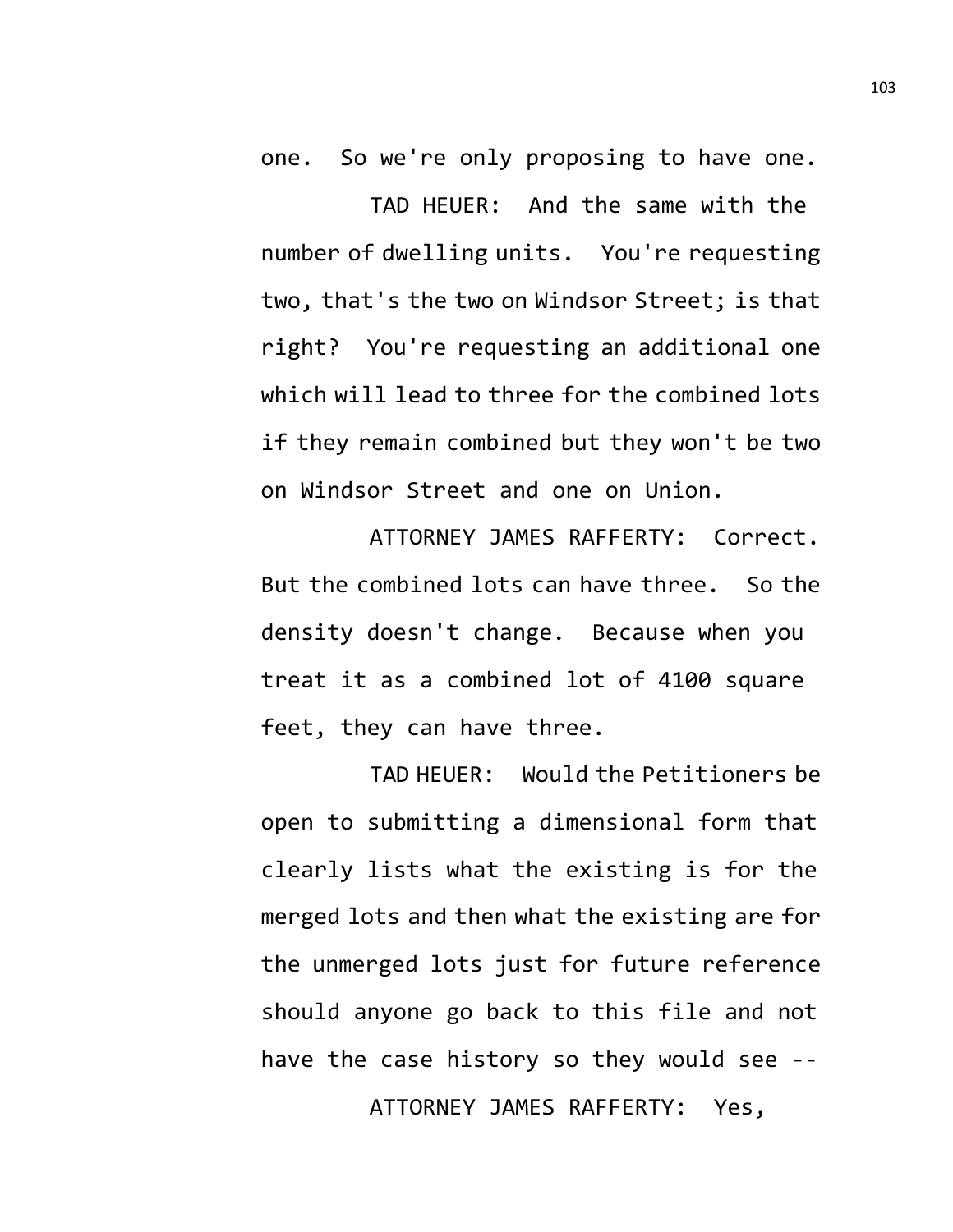one. So we're only proposing to have one.

TAD HEUER: And the same with the number of dwelling units. You're requesting two, that's the two on Windsor Street; is that right? You're requesting an additional one which will lead to three for the combined lots if they remain combined but they won't be two on Windsor Street and one on Union.

ATTORNEY JAMES RAFFERTY: Correct. But the combined lots can have three. So the density doesn't change. Because when you treat it as a combined lot of 4100 square feet, they can have three.

TAD HEUER: Would the Petitioners be open to submitting a dimensional form that clearly lists what the existing is for the merged lots and then what the existing are for the unmerged lots just for future reference should anyone go back to this file and not have the case history so they would see --

ATTORNEY JAMES RAFFERTY: Yes,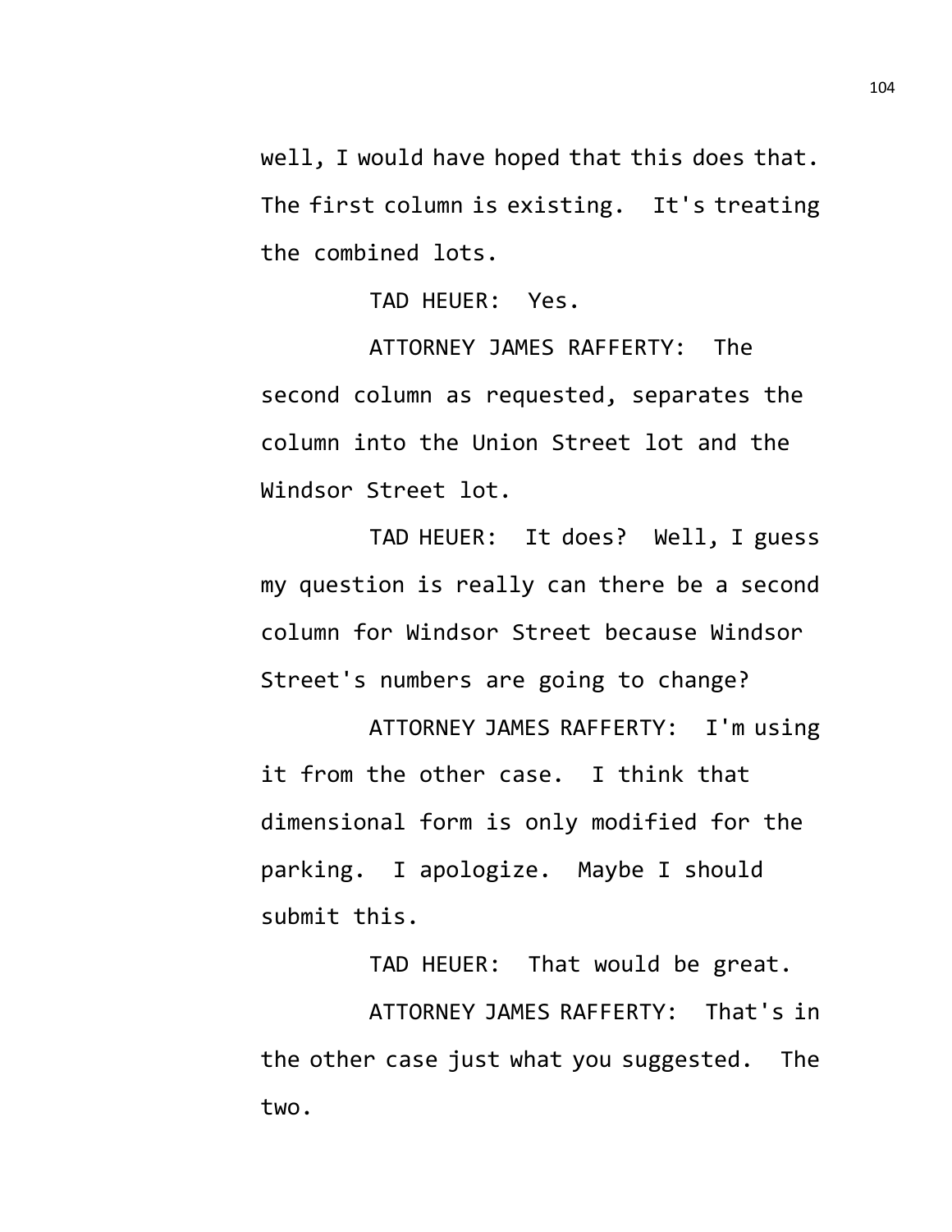well, I would have hoped that this does that. The first column is existing. It's treating the combined lots.

TAD HEUER: Yes.

ATTORNEY JAMES RAFFERTY: The second column as requested, separates the column into the Union Street lot and the Windsor Street lot.

TAD HEUER: It does? Well, I guess my question is really can there be a second column for Windsor Street because Windsor Street's numbers are going to change?

ATTORNEY JAMES RAFFERTY: I'm using it from the other case. I think that dimensional form is only modified for the parking. I apologize. Maybe I should submit this.

TAD HEUER: That would be great.

ATTORNEY JAMES RAFFERTY: That's in the other case just what you suggested. The two.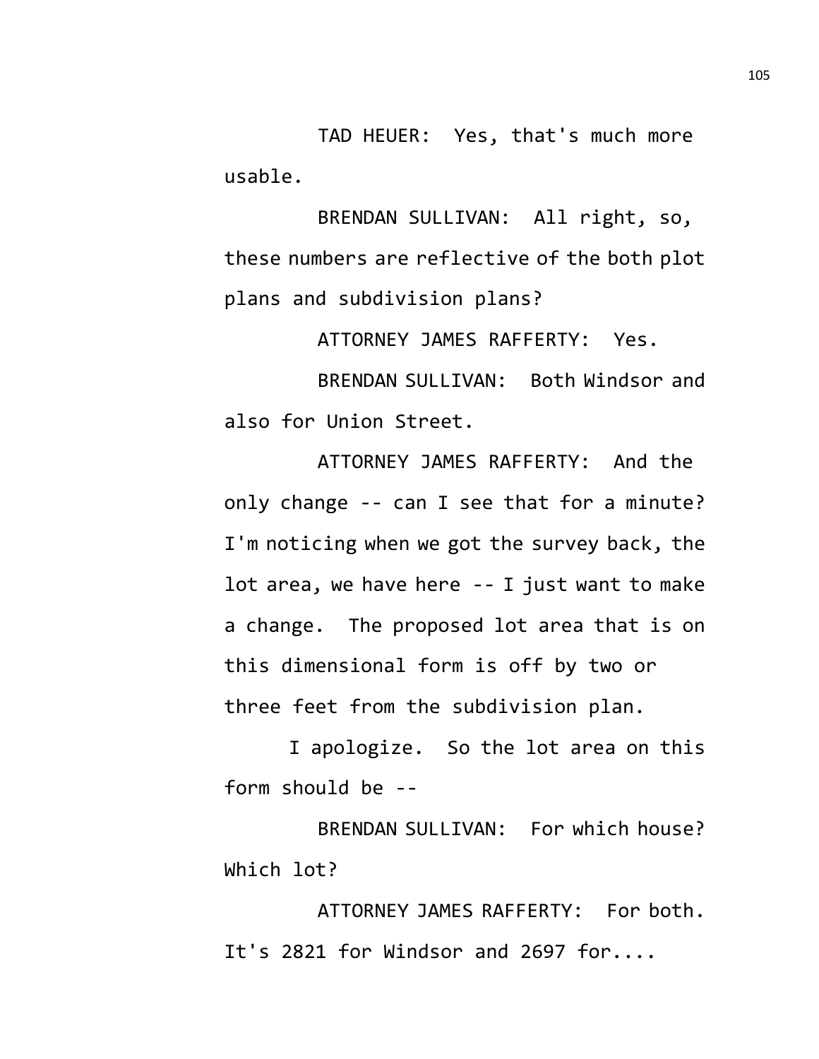TAD HEUER: Yes, that's much more usable.

BRENDAN SULLIVAN: All right, so, these numbers are reflective of the both plot plans and subdivision plans?

ATTORNEY JAMES RAFFERTY: Yes.

BRENDAN SULLIVAN: Both Windsor and also for Union Street.

ATTORNEY JAMES RAFFERTY: And the only change -- can I see that for a minute? I'm noticing when we got the survey back, the lot area, we have here -- I just want to make a change. The proposed lot area that is on this dimensional form is off by two or three feet from the subdivision plan.

I apologize. So the lot area on this form should be --

BRENDAN SULLIVAN: For which house? Which lot?

ATTORNEY JAMES RAFFERTY: For both. It's 2821 for Windsor and 2697 for....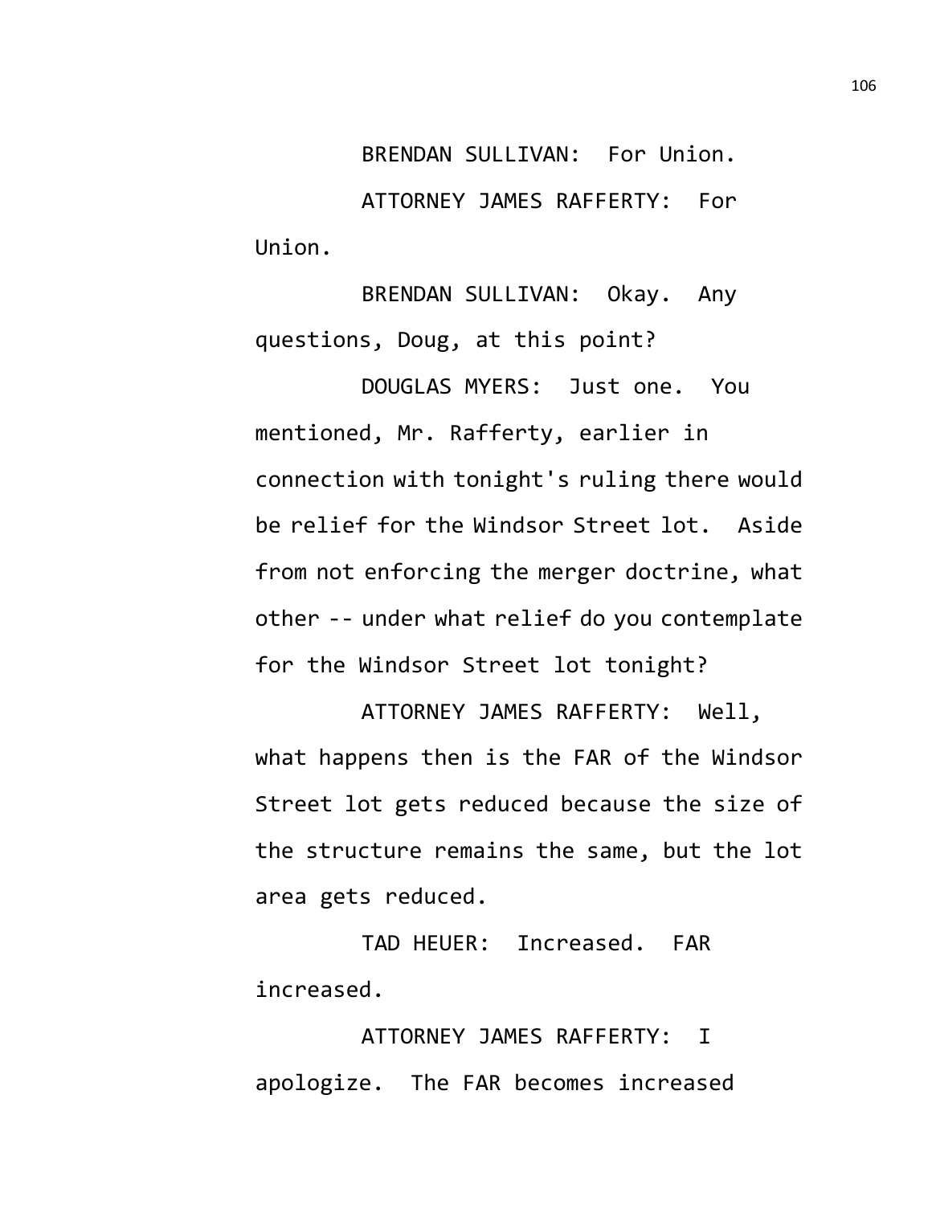BRENDAN SULLIVAN: For Union.

ATTORNEY JAMES RAFFERTY: For Union.

BRENDAN SULLIVAN: Okay. Any questions, Doug, at this point?

DOUGLAS MYERS: Just one. You mentioned, Mr. Rafferty, earlier in connection with tonight's ruling there would be relief for the Windsor Street lot. Aside from not enforcing the merger doctrine, what other -- under what relief do you contemplate for the Windsor Street lot tonight?

ATTORNEY JAMES RAFFERTY: Well, what happens then is the FAR of the Windsor Street lot gets reduced because the size of the structure remains the same, but the lot area gets reduced.

TAD HEUER: Increased. FAR increased.

ATTORNEY JAMES RAFFERTY: I apologize. The FAR becomes increased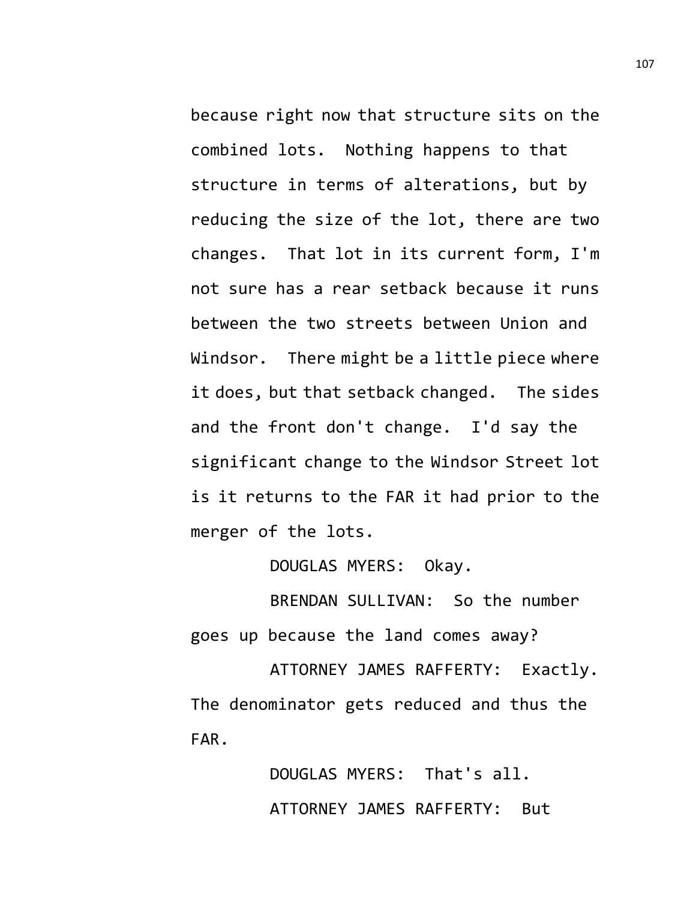because right now that structure sits on the combined lots. Nothing happens to that structure in terms of alterations, but by reducing the size of the lot, there are two changes. That lot in its current form, I'm not sure has a rear setback because it runs between the two streets between Union and Windsor. There might be a little piece where it does, but that setback changed. The sides and the front don't change. I'd say the significant change to the Windsor Street lot is it returns to the FAR it had prior to the merger of the lots.

DOUGLAS MYERS: Okay.

BRENDAN SULLIVAN: So the number goes up because the land comes away?

ATTORNEY JAMES RAFFERTY: Exactly. The denominator gets reduced and thus the FAR.

DOUGLAS MYERS: That's all.

ATTORNEY JAMES RAFFERTY: But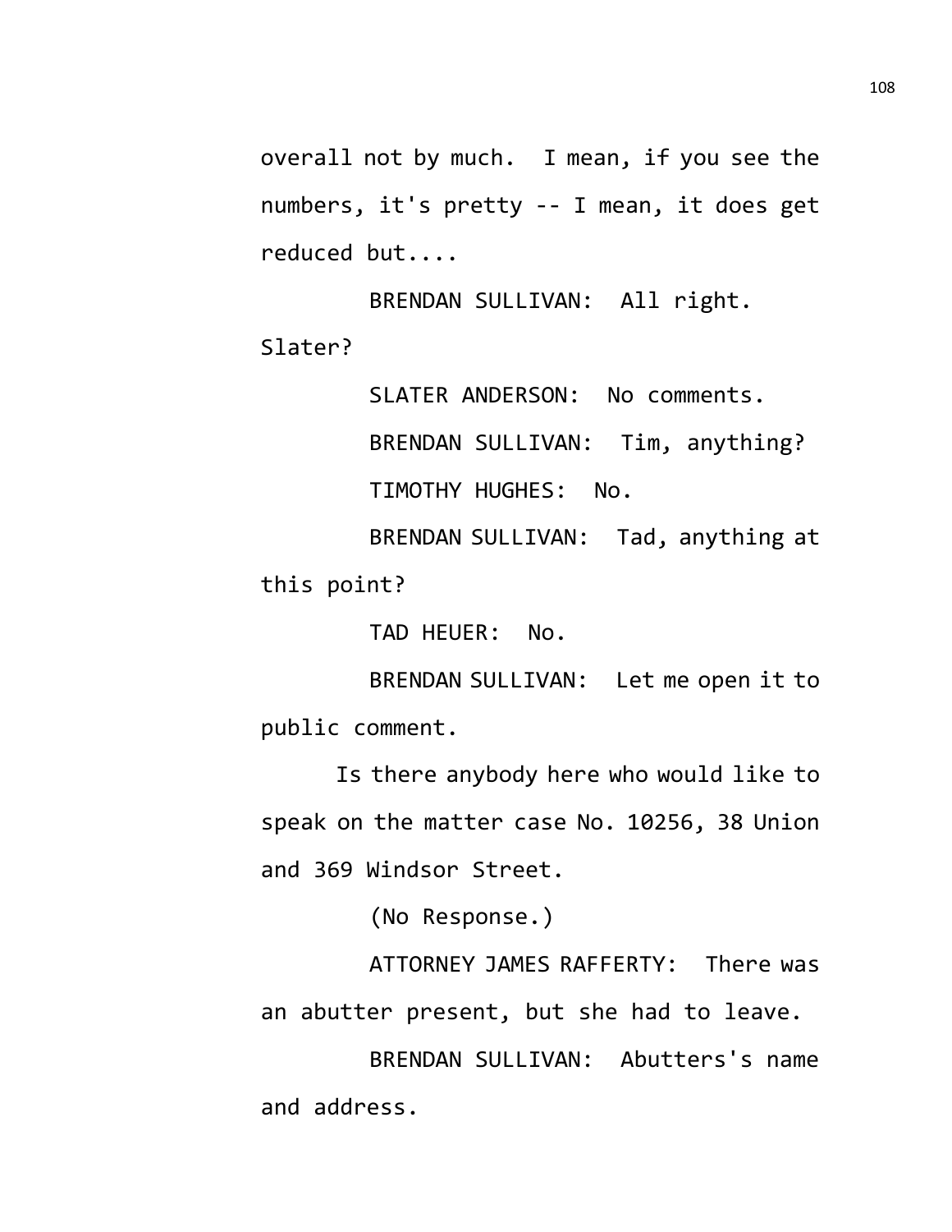overall not by much. I mean, if you see the numbers, it's pretty -- I mean, it does get reduced but....

BRENDAN SULLIVAN: All right. Slater?

SLATER ANDERSON: No comments.

BRENDAN SULLIVAN: Tim, anything?

TIMOTHY HUGHES: No.

BRENDAN SULLIVAN: Tad, anything at this point?

TAD HEUER: No.

BRENDAN SULLIVAN: Let me open it to public comment.

Is there anybody here who would like to speak on the matter case No. 10256, 38 Union and 369 Windsor Street.

(No Response.)

ATTORNEY JAMES RAFFERTY: There was an abutter present, but she had to leave.

BRENDAN SULLIVAN: Abutters's name and address.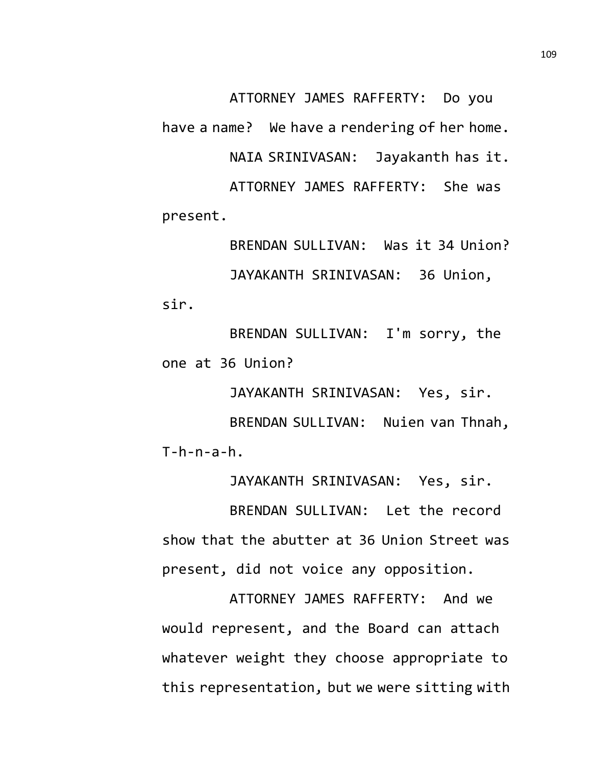ATTORNEY JAMES RAFFERTY: Do you have a name? We have a rendering of her home.

NAIA SRINIVASAN: Jayakanth has it.

ATTORNEY JAMES RAFFERTY: She was present.

BRENDAN SULLIVAN: Was it 34 Union?

JAYAKANTH SRINIVASAN: 36 Union, sir.

BRENDAN SULLIVAN: I'm sorry, the one at 36 Union?

JAYAKANTH SRINIVASAN: Yes, sir.

BRENDAN SULLIVAN: Nuien van Thnah, T-h-n-a-h.

JAYAKANTH SRINIVASAN: Yes, sir.

BRENDAN SULLIVAN: Let the record show that the abutter at 36 Union Street was present, did not voice any opposition.

ATTORNEY JAMES RAFFERTY: And we would represent, and the Board can attach whatever weight they choose appropriate to this representation, but we were sitting with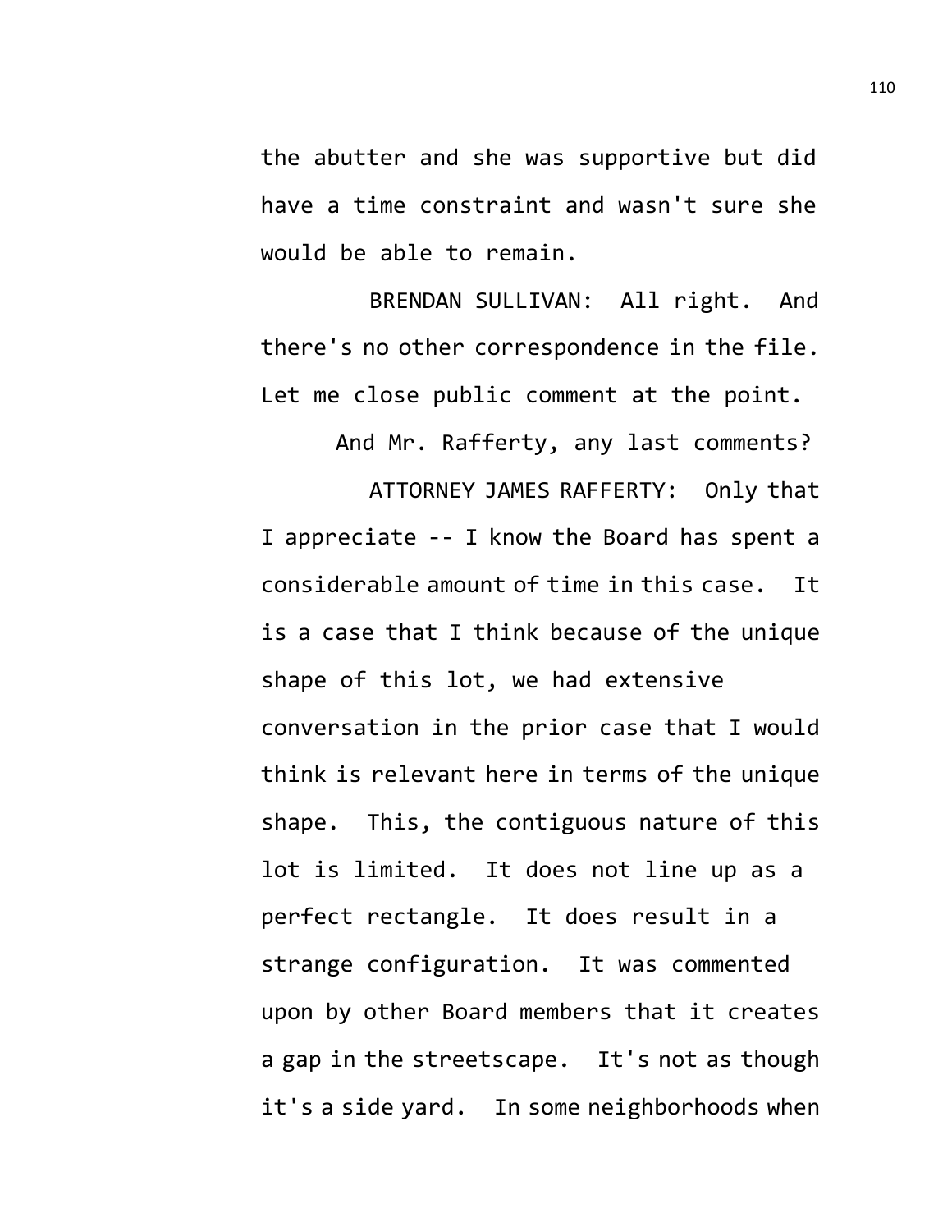the abutter and she was supportive but did have a time constraint and wasn't sure she would be able to remain.

BRENDAN SULLIVAN: All right. And there's no other correspondence in the file. Let me close public comment at the point.

And Mr. Rafferty, any last comments?

ATTORNEY JAMES RAFFERTY: Only that I appreciate -- I know the Board has spent a considerable amount of time in this case. It is a case that I think because of the unique shape of this lot, we had extensive conversation in the prior case that I would think is relevant here in terms of the unique shape. This, the contiguous nature of this lot is limited. It does not line up as a perfect rectangle. It does result in a strange configuration. It was commented upon by other Board members that it creates a gap in the streetscape. It's not as though it's a side yard. In some neighborhoods when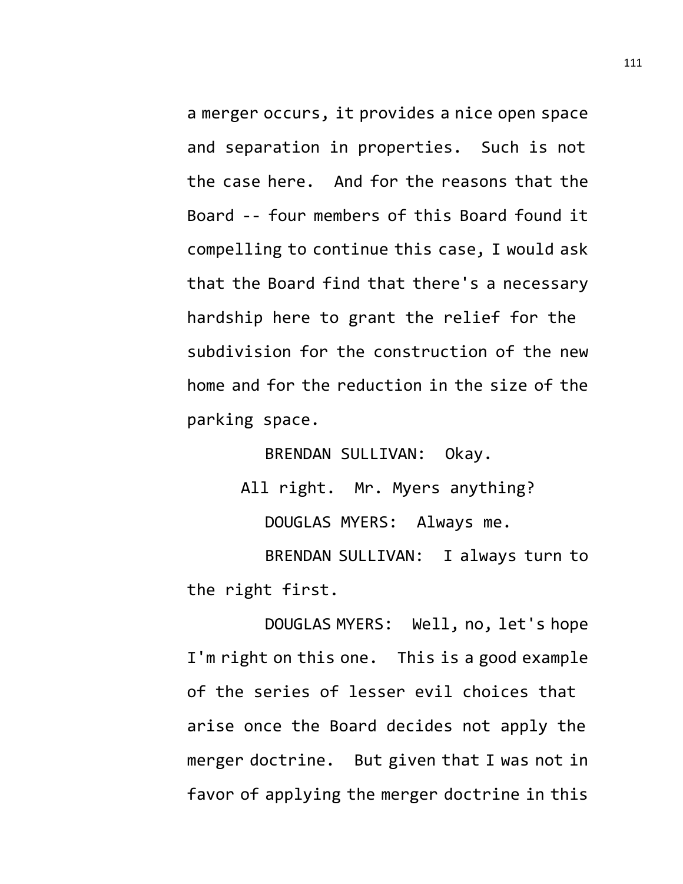a merger occurs, it provides a nice open space and separation in properties. Such is not the case here. And for the reasons that the Board -- four members of this Board found it compelling to continue this case, I would ask that the Board find that there's a necessary hardship here to grant the relief for the subdivision for the construction of the new home and for the reduction in the size of the parking space.

BRENDAN SULLIVAN: Okay.

All right. Mr. Myers anything?

DOUGLAS MYERS: Always me.

BRENDAN SULLIVAN: I always turn to the right first.

DOUGLAS MYERS: Well, no, let's hope I'm right on this one. This is a good example of the series of lesser evil choices that arise once the Board decides not apply the merger doctrine. But given that I was not in favor of applying the merger doctrine in this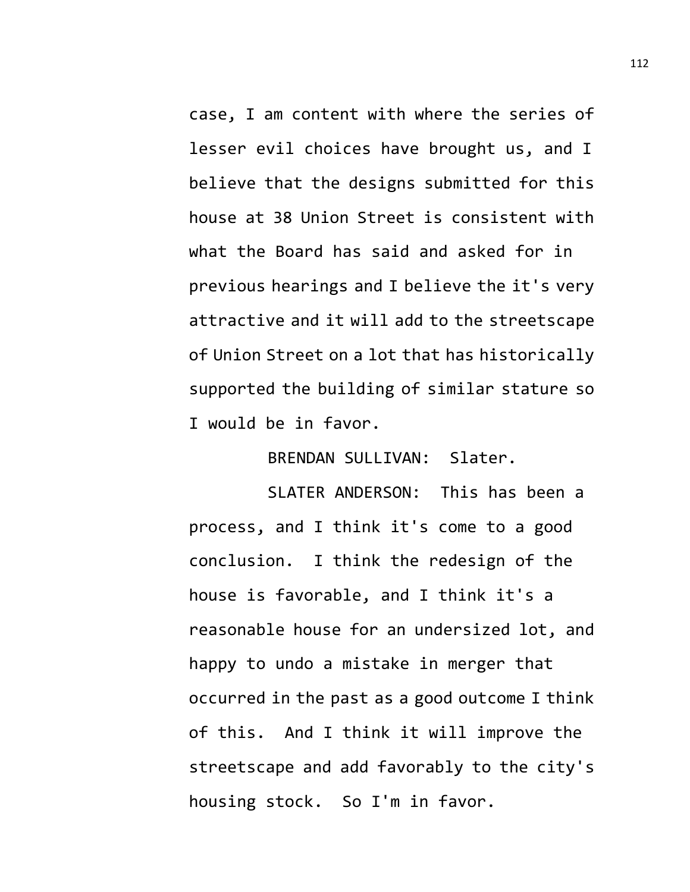case, I am content with where the series of lesser evil choices have brought us, and I believe that the designs submitted for this house at 38 Union Street is consistent with what the Board has said and asked for in previous hearings and I believe the it's very attractive and it will add to the streetscape of Union Street on a lot that has historically supported the building of similar stature so I would be in favor.

BRENDAN SULLIVAN: Slater.

SLATER ANDERSON: This has been a process, and I think it's come to a good conclusion. I think the redesign of the house is favorable, and I think it's a reasonable house for an undersized lot, and happy to undo a mistake in merger that occurred in the past as a good outcome I think of this. And I think it will improve the streetscape and add favorably to the city's housing stock. So I'm in favor.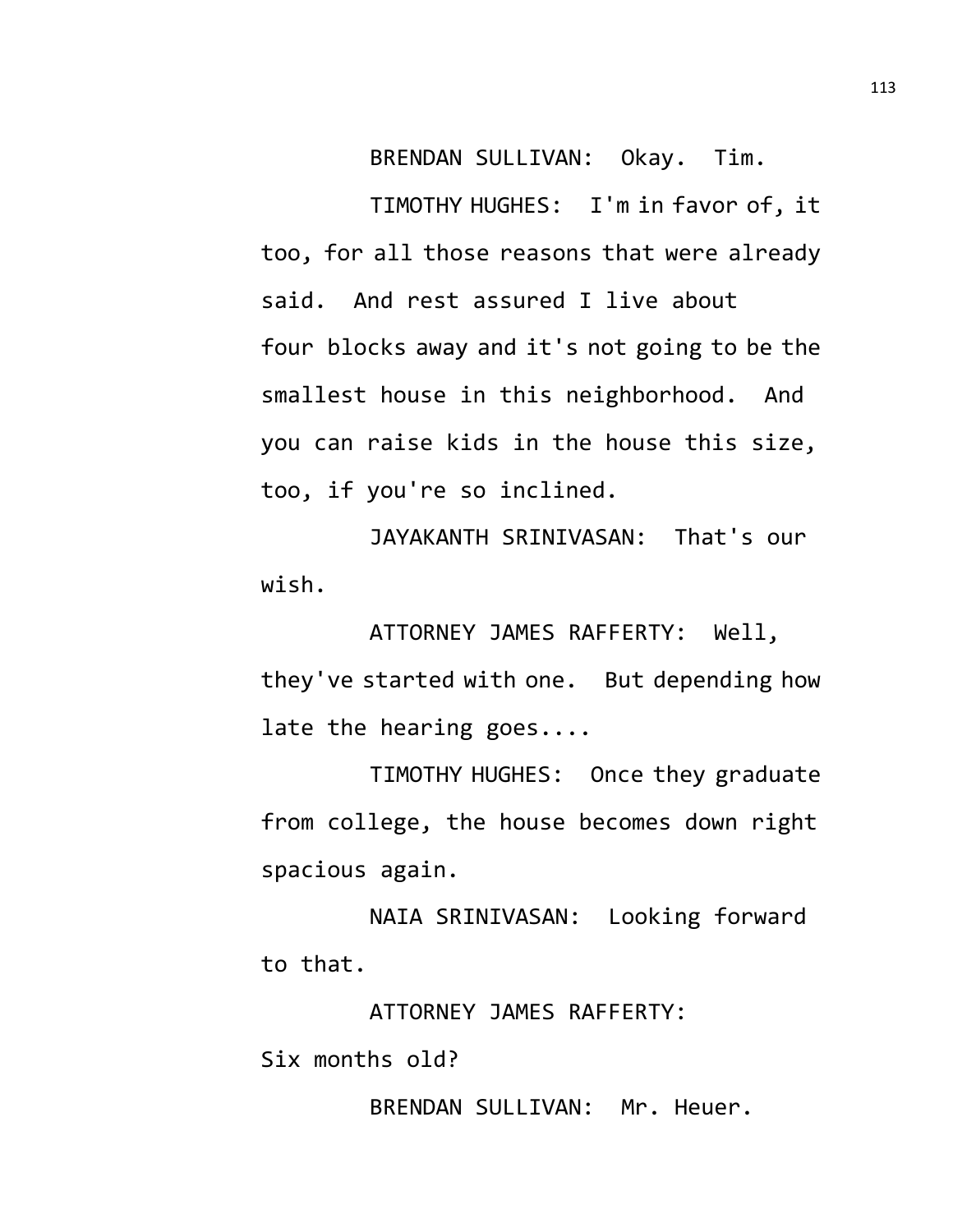BRENDAN SULLIVAN: Okay. Tim.

TIMOTHY HUGHES: I'm in favor of, it too, for all those reasons that were already said. And rest assured I live about four blocks away and it's not going to be the smallest house in this neighborhood. And you can raise kids in the house this size, too, if you're so inclined.

JAYAKANTH SRINIVASAN: That's our wish.

ATTORNEY JAMES RAFFERTY: Well, they've started with one. But depending how late the hearing goes....

TIMOTHY HUGHES: Once they graduate from college, the house becomes down right spacious again.

NAIA SRINIVASAN: Looking forward to that.

ATTORNEY JAMES RAFFERTY: Six months old?

BRENDAN SULLIVAN: Mr. Heuer.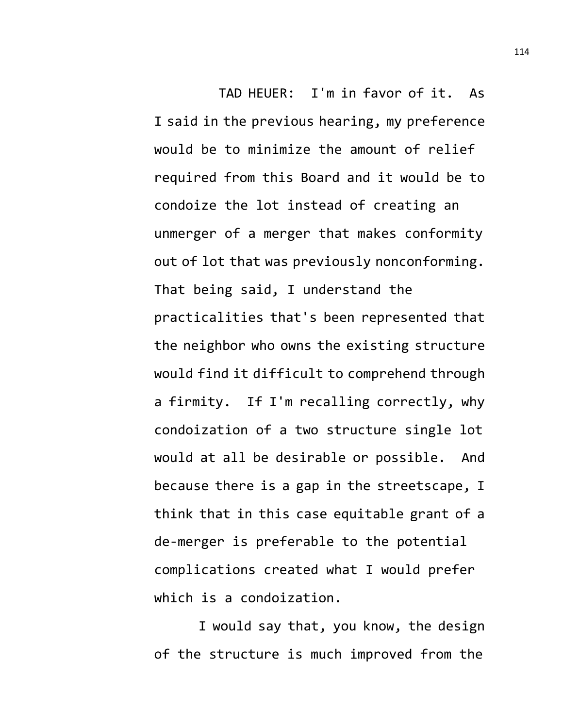TAD HEUER: I'm in favor of it. As I said in the previous hearing, my preference would be to minimize the amount of relief required from this Board and it would be to condoize the lot instead of creating an unmerger of a merger that makes conformity out of lot that was previously nonconforming. That being said, I understand the practicalities that's been represented that the neighbor who owns the existing structure would find it difficult to comprehend through a firmity. If I'm recalling correctly, why condoization of a two structure single lot would at all be desirable or possible. And because there is a gap in the streetscape, I think that in this case equitable grant of a de-merger is preferable to the potential complications created what I would prefer which is a condoization.

I would say that, you know, the design of the structure is much improved from the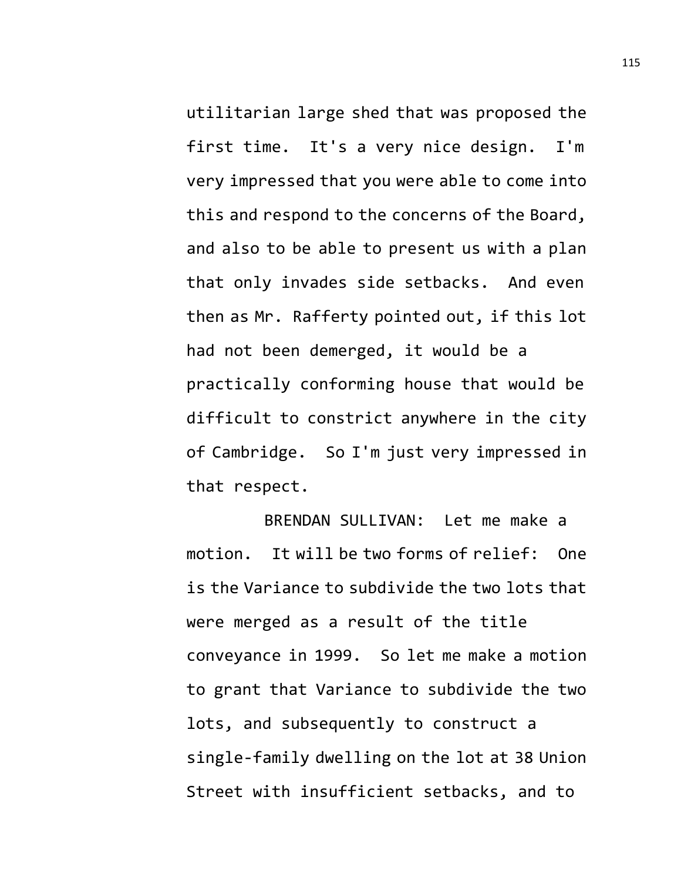utilitarian large shed that was proposed the first time. It's a very nice design. I'm very impressed that you were able to come into this and respond to the concerns of the Board, and also to be able to present us with a plan that only invades side setbacks. And even then as Mr. Rafferty pointed out, if this lot had not been demerged, it would be a practically conforming house that would be difficult to constrict anywhere in the city of Cambridge. So I'm just very impressed in that respect.

BRENDAN SULLIVAN: Let me make a motion. It will be two forms of relief: One is the Variance to subdivide the two lots that were merged as a result of the title conveyance in 1999. So let me make a motion to grant that Variance to subdivide the two lots, and subsequently to construct a single-family dwelling on the lot at 38 Union Street with insufficient setbacks, and to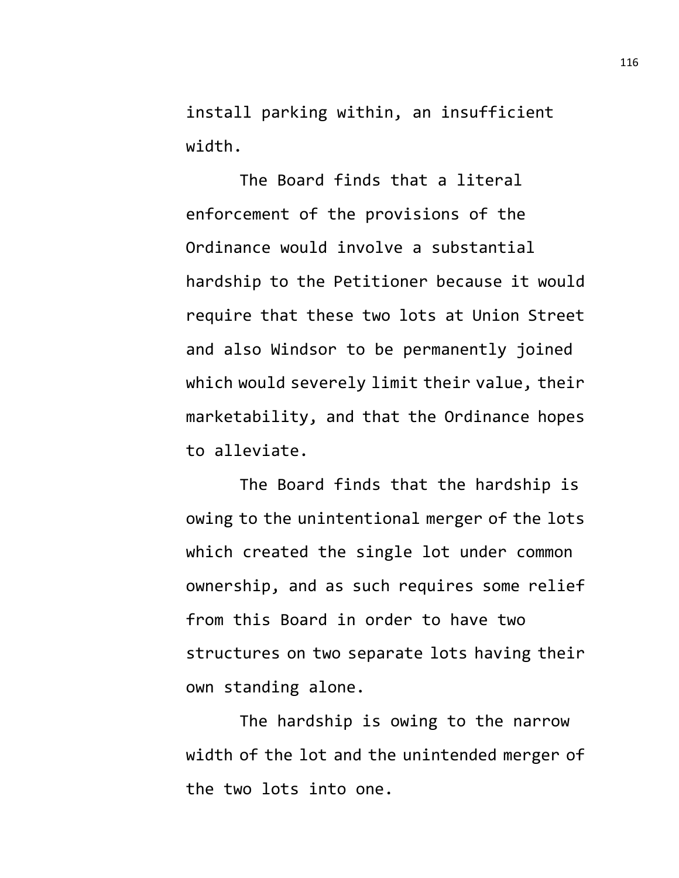install parking within, an insufficient width.

The Board finds that a literal enforcement of the provisions of the Ordinance would involve a substantial hardship to the Petitioner because it would require that these two lots at Union Street and also Windsor to be permanently joined which would severely limit their value, their marketability, and that the Ordinance hopes to alleviate.

The Board finds that the hardship is owing to the unintentional merger of the lots which created the single lot under common ownership, and as such requires some relief from this Board in order to have two structures on two separate lots having their own standing alone.

The hardship is owing to the narrow width of the lot and the unintended merger of the two lots into one.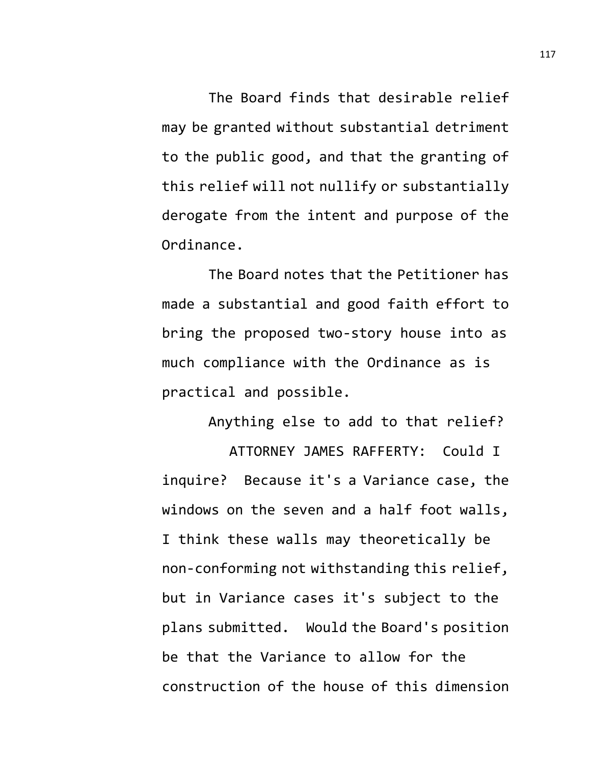The Board finds that desirable relief may be granted without substantial detriment to the public good, and that the granting of this relief will not nullify or substantially derogate from the intent and purpose of the Ordinance.

The Board notes that the Petitioner has made a substantial and good faith effort to bring the proposed two-story house into as much compliance with the Ordinance as is practical and possible.

Anything else to add to that relief?

ATTORNEY JAMES RAFFERTY: Could I inquire? Because it's a Variance case, the windows on the seven and a half foot walls, I think these walls may theoretically be non-conforming not withstanding this relief, but in Variance cases it's subject to the plans submitted. Would the Board's position be that the Variance to allow for the construction of the house of this dimension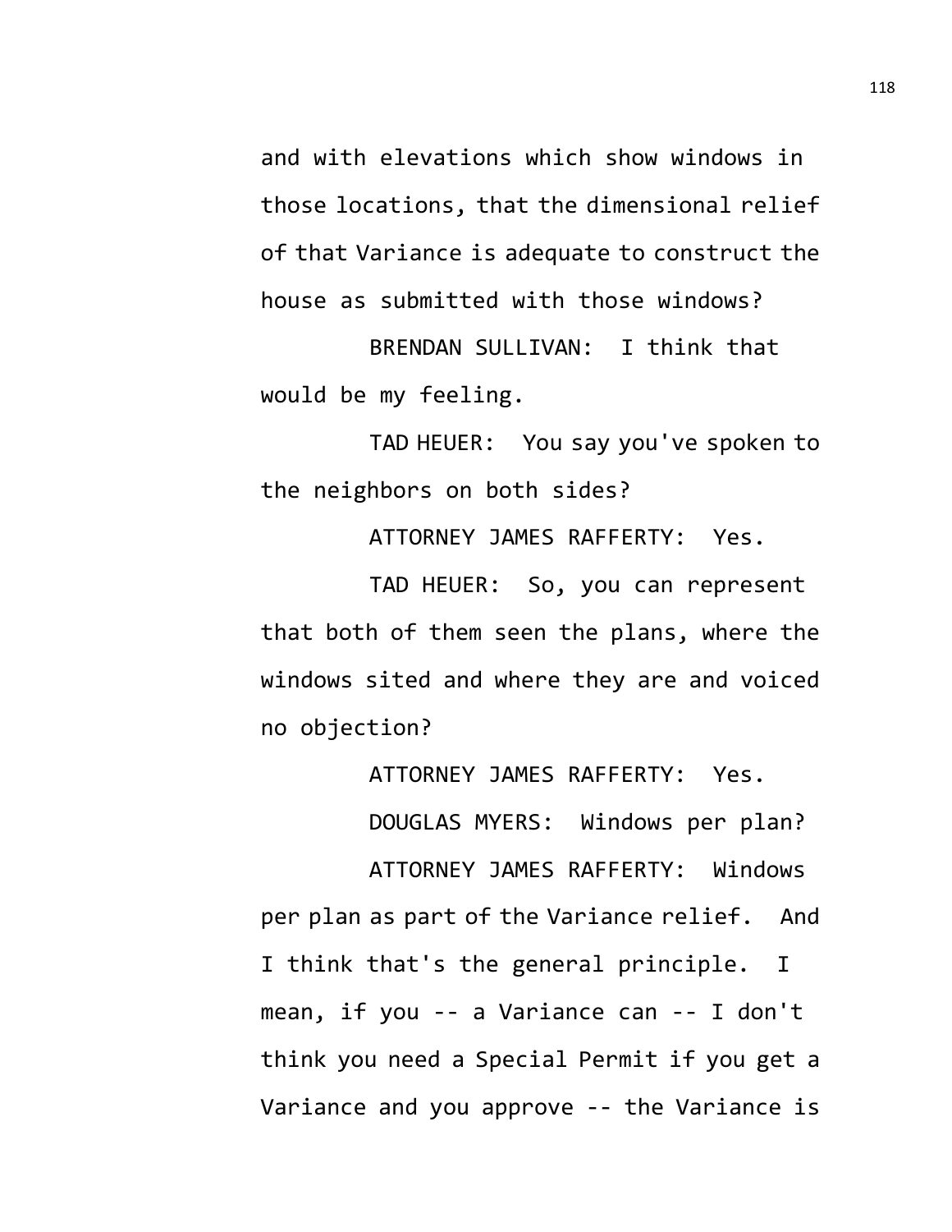and with elevations which show windows in those locations, that the dimensional relief of that Variance is adequate to construct the house as submitted with those windows?

BRENDAN SULLIVAN: I think that would be my feeling.

TAD HEUER: You say you've spoken to the neighbors on both sides?

ATTORNEY JAMES RAFFERTY: Yes.

TAD HEUER: So, you can represent that both of them seen the plans, where the windows sited and where they are and voiced no objection?

ATTORNEY JAMES RAFFERTY: Yes.

DOUGLAS MYERS: Windows per plan?

ATTORNEY JAMES RAFFERTY: Windows per plan as part of the Variance relief. And I think that's the general principle. I mean, if you -- a Variance can -- I don't think you need a Special Permit if you get a Variance and you approve -- the Variance is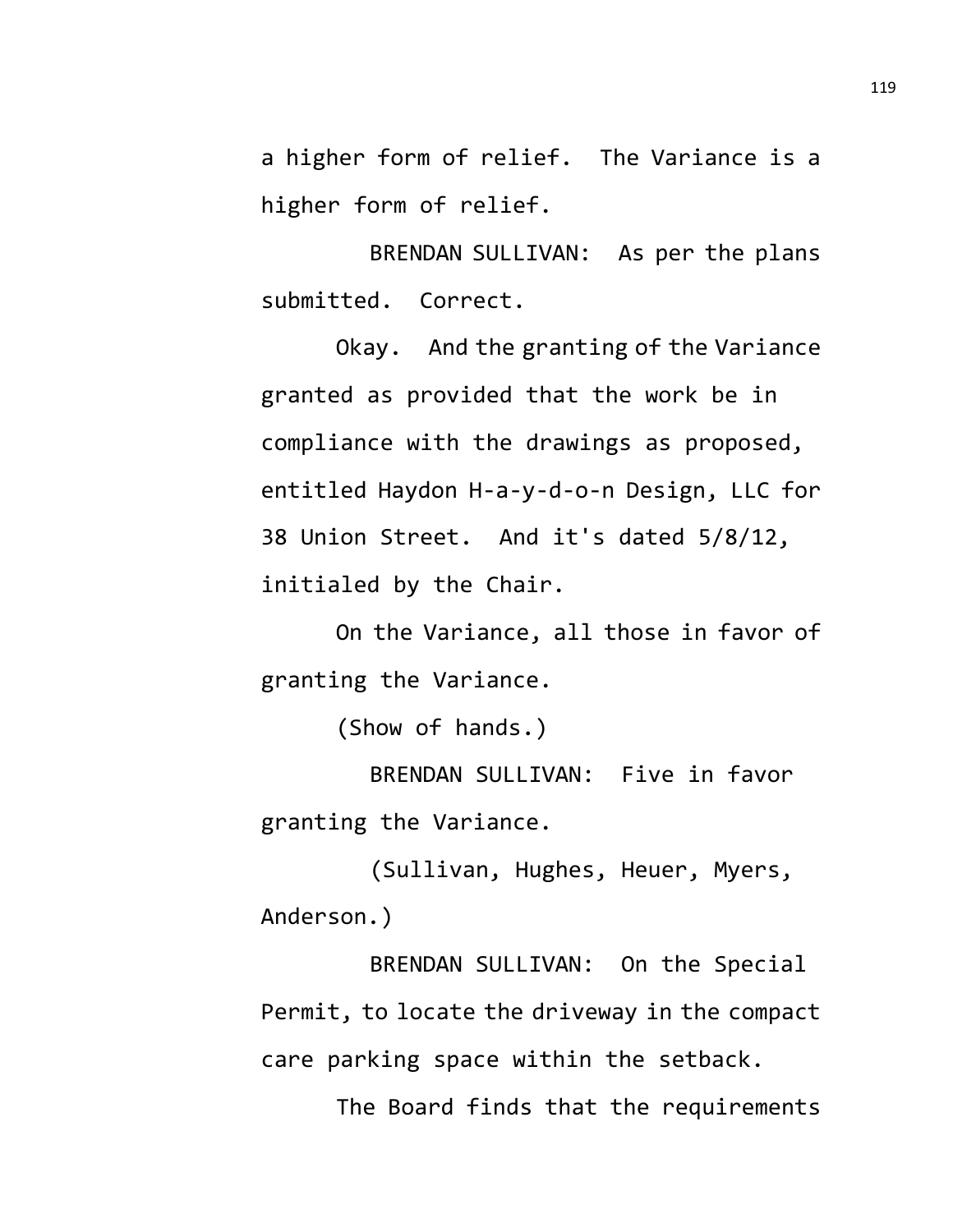a higher form of relief. The Variance is a higher form of relief.

BRENDAN SULLIVAN: As per the plans submitted. Correct.

Okay. And the granting of the Variance granted as provided that the work be in compliance with the drawings as proposed, entitled Haydon H-a-y-d-o-n Design, LLC for 38 Union Street. And it's dated 5/8/12, initialed by the Chair.

On the Variance, all those in favor of granting the Variance.

(Show of hands.)

BRENDAN SULLIVAN: Five in favor granting the Variance.

(Sullivan, Hughes, Heuer, Myers, Anderson.)

BRENDAN SULLIVAN: On the Special Permit, to locate the driveway in the compact care parking space within the setback.

The Board finds that the requirements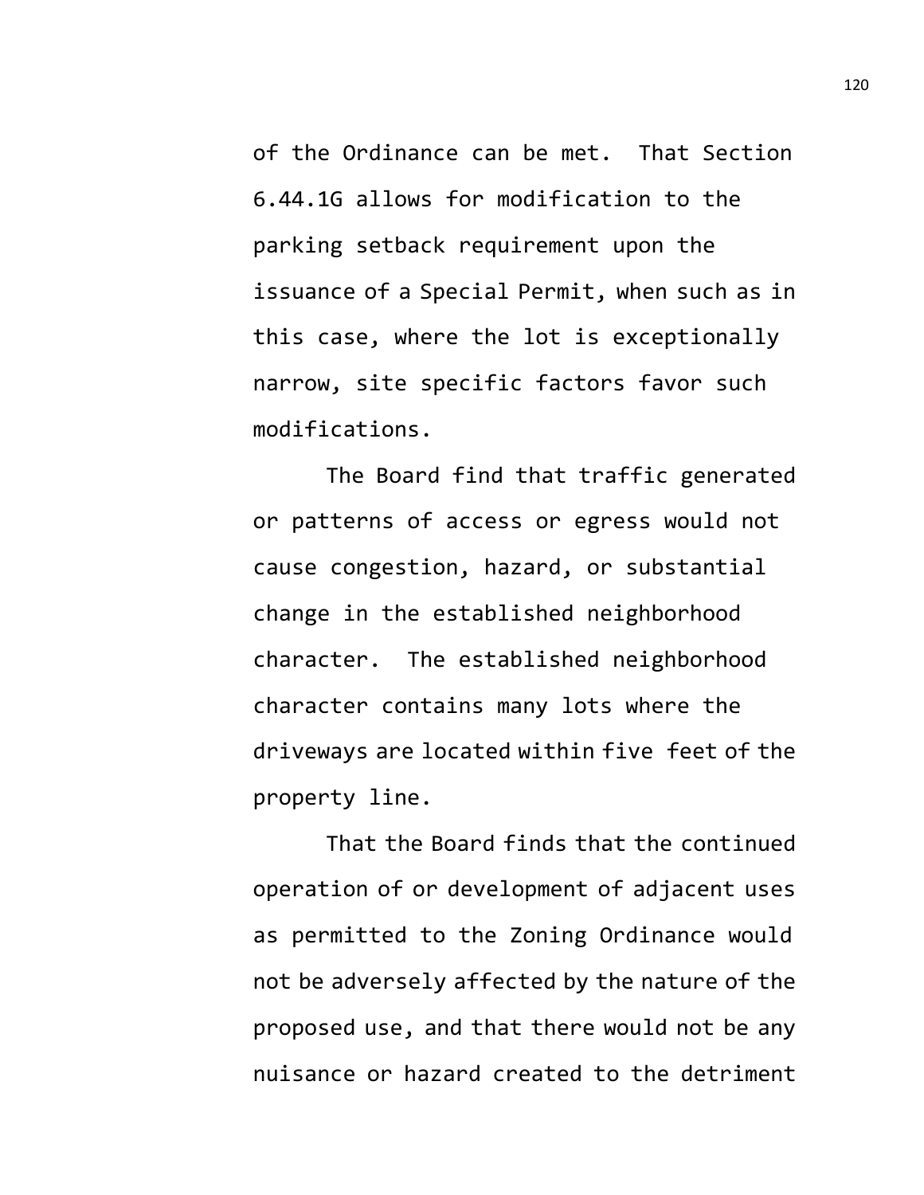of the Ordinance can be met. That Section 6.44.1G allows for modification to the parking setback requirement upon the issuance of a Special Permit, when such as in this case, where the lot is exceptionally narrow, site specific factors favor such modifications.

The Board find that traffic generated or patterns of access or egress would not cause congestion, hazard, or substantial change in the established neighborhood character. The established neighborhood character contains many lots where the driveways are located within five feet of the property line.

That the Board finds that the continued operation of or development of adjacent uses as permitted to the Zoning Ordinance would not be adversely affected by the nature of the proposed use, and that there would not be any nuisance or hazard created to the detriment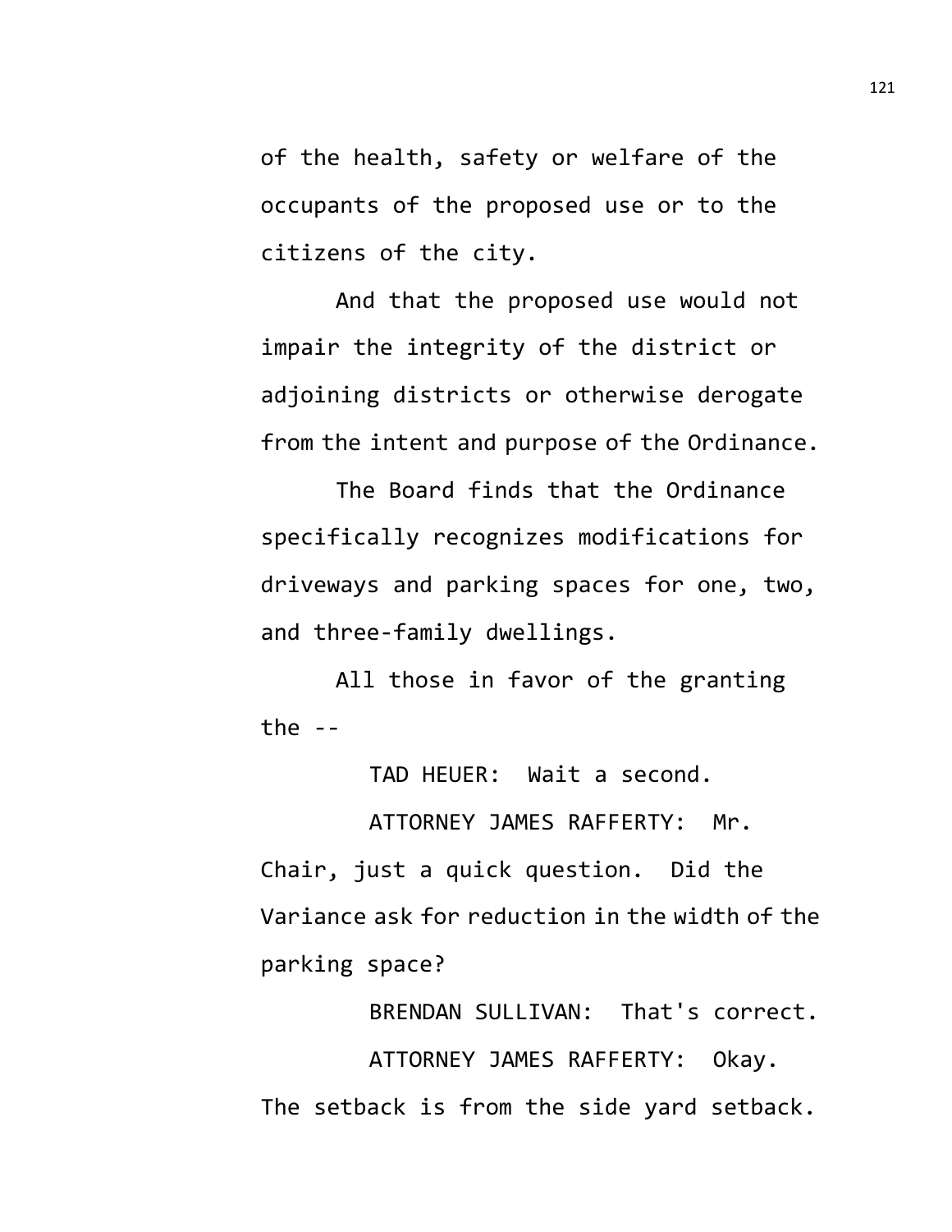of the health, safety or welfare of the occupants of the proposed use or to the citizens of the city.

And that the proposed use would not impair the integrity of the district or adjoining districts or otherwise derogate from the intent and purpose of the Ordinance.

The Board finds that the Ordinance specifically recognizes modifications for driveways and parking spaces for one, two, and three-family dwellings.

All those in favor of the granting the --

TAD HEUER: Wait a second.

ATTORNEY JAMES RAFFERTY: Mr. Chair, just a quick question. Did the Variance ask for reduction in the width of the parking space?

BRENDAN SULLIVAN: That's correct.

ATTORNEY JAMES RAFFERTY: Okay. The setback is from the side yard setback.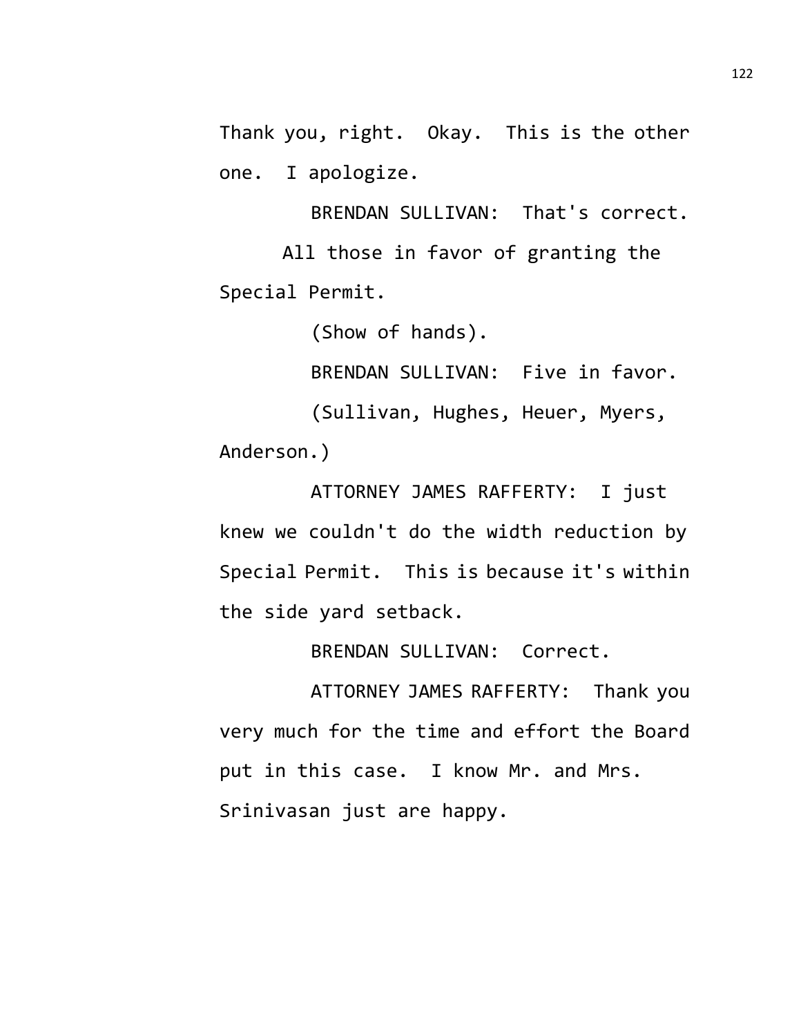Thank you, right. Okay. This is the other one. I apologize.

BRENDAN SULLIVAN: That's correct.

All those in favor of granting the Special Permit.

(Show of hands).

BRENDAN SULLIVAN: Five in favor.

(Sullivan, Hughes, Heuer, Myers, Anderson.)

ATTORNEY JAMES RAFFERTY: I just knew we couldn't do the width reduction by Special Permit. This is because it's within the side yard setback.

BRENDAN SULLIVAN: Correct.

ATTORNEY JAMES RAFFERTY: Thank you very much for the time and effort the Board put in this case. I know Mr. and Mrs. Srinivasan just are happy.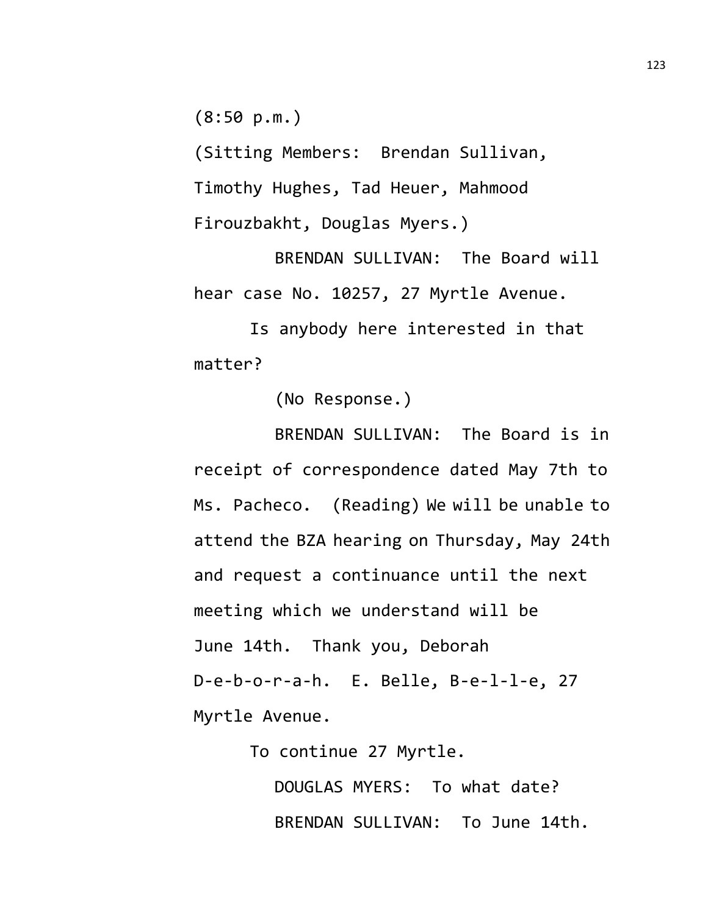(8:50 p.m.)

(Sitting Members: Brendan Sullivan, Timothy Hughes, Tad Heuer, Mahmood Firouzbakht, Douglas Myers.)

BRENDAN SULLIVAN: The Board will hear case No. 10257, 27 Myrtle Avenue.

Is anybody here interested in that matter?

(No Response.)

BRENDAN SULLIVAN: The Board is in receipt of correspondence dated May 7th to Ms. Pacheco. (Reading) We will be unable to attend the BZA hearing on Thursday, May 24th and request a continuance until the next meeting which we understand will be June 14th. Thank you, Deborah D-e-b-o-r-a-h. E. Belle, B-e-l-l-e, 27 Myrtle Avenue.

To continue 27 Myrtle.

DOUGLAS MYERS: To what date?

BRENDAN SULLIVAN: To June 14th.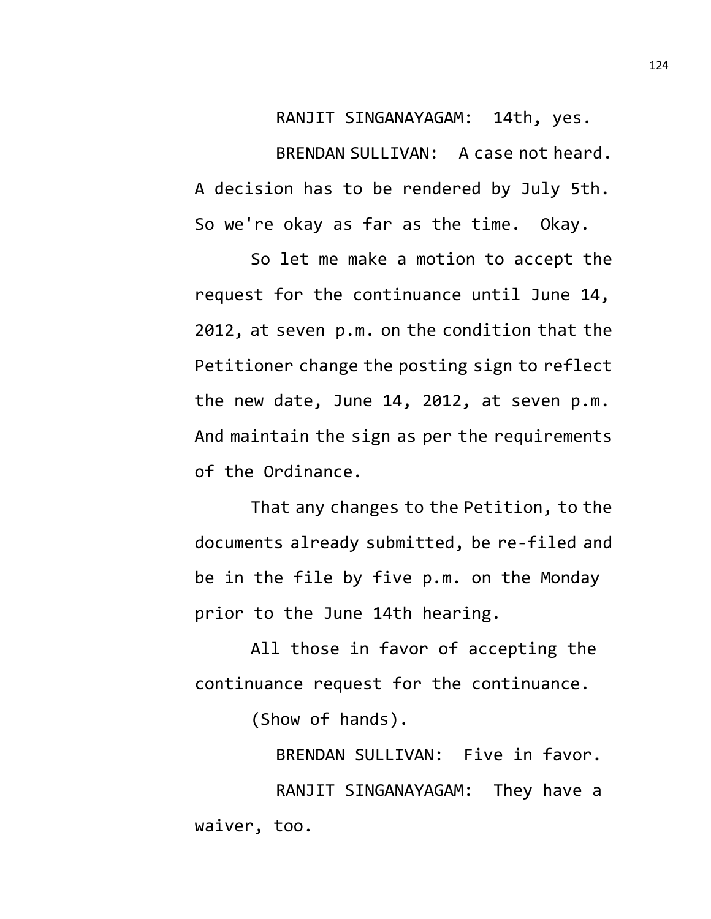RANJIT SINGANAYAGAM: 14th, yes.

BRENDAN SULLIVAN: A case not heard. A decision has to be rendered by July 5th. So we're okay as far as the time. Okay.

So let me make a motion to accept the request for the continuance until June 14, 2012, at seven p.m. on the condition that the Petitioner change the posting sign to reflect the new date, June 14, 2012, at seven p.m. And maintain the sign as per the requirements of the Ordinance.

That any changes to the Petition, to the documents already submitted, be re-filed and be in the file by five p.m. on the Monday prior to the June 14th hearing.

All those in favor of accepting the continuance request for the continuance.

(Show of hands).

BRENDAN SULLIVAN: Five in favor.

RANJIT SINGANAYAGAM: They have a waiver, too.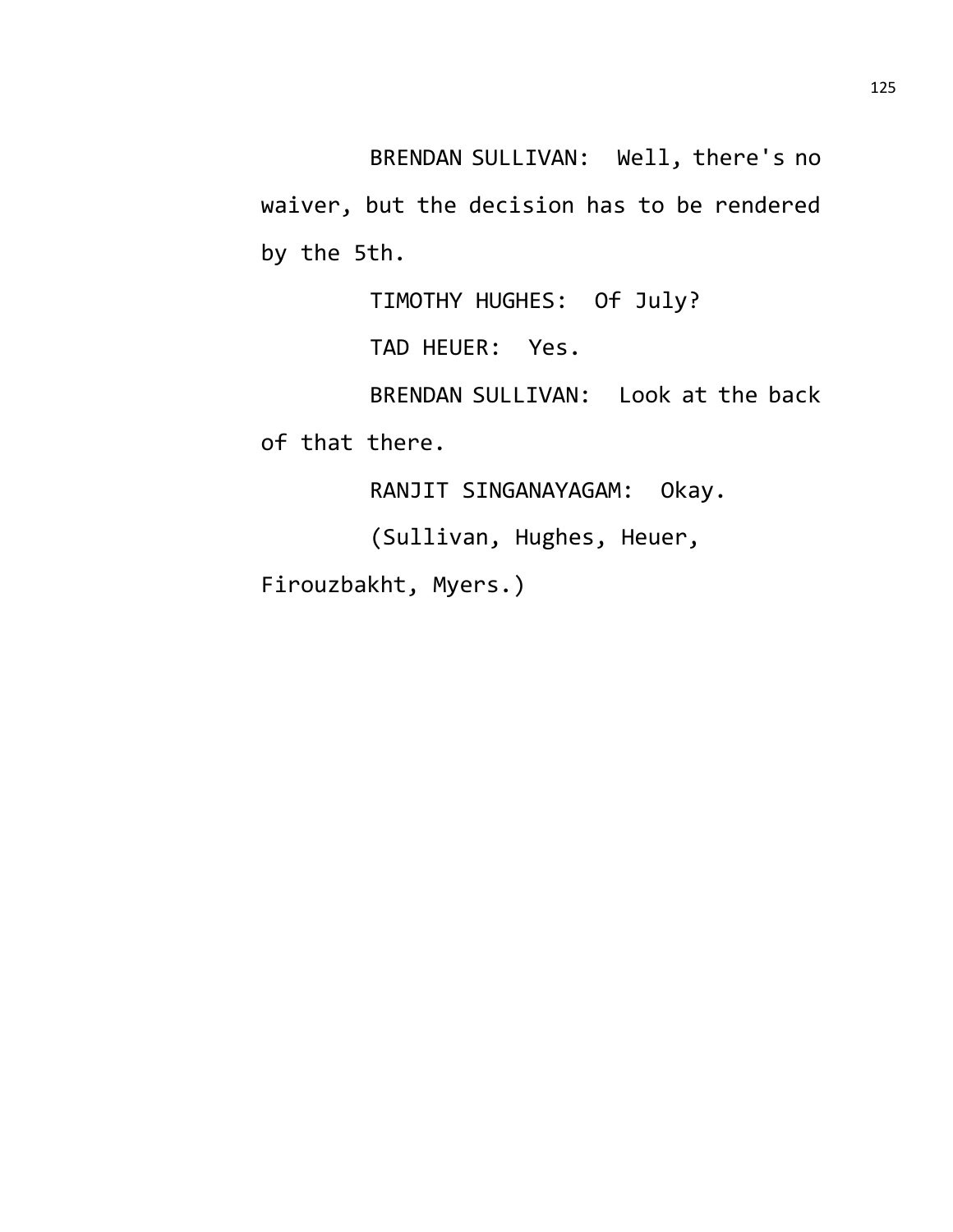BRENDAN SULLIVAN: Well, there's no waiver, but the decision has to be rendered by the 5th.

TIMOTHY HUGHES: Of July?

TAD HEUER: Yes.

BRENDAN SULLIVAN: Look at the back of that there.

RANJIT SINGANAYAGAM: Okay.

(Sullivan, Hughes, Heuer, Firouzbakht, Myers.)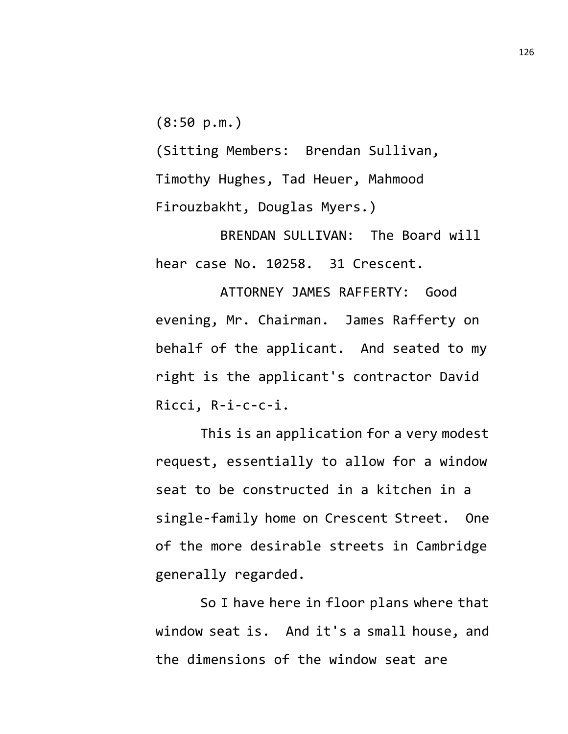(8:50 p.m.)

(Sitting Members: Brendan Sullivan, Timothy Hughes, Tad Heuer, Mahmood Firouzbakht, Douglas Myers.)

BRENDAN SULLIVAN: The Board will hear case No. 10258. 31 Crescent.

ATTORNEY JAMES RAFFERTY: Good evening, Mr. Chairman. James Rafferty on behalf of the applicant. And seated to my right is the applicant's contractor David Ricci, R-i-c-c-i.

This is an application for a very modest request, essentially to allow for a window seat to be constructed in a kitchen in a single-family home on Crescent Street. One of the more desirable streets in Cambridge generally regarded.

So I have here in floor plans where that window seat is. And it's a small house, and the dimensions of the window seat are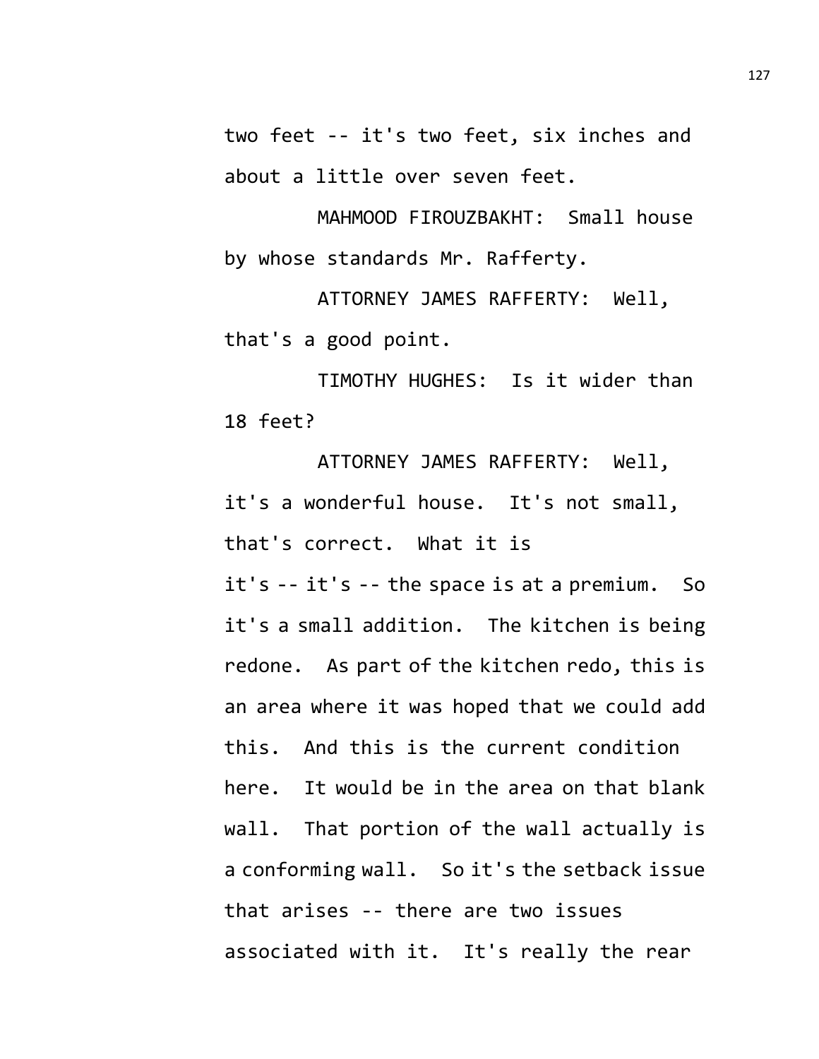two feet -- it's two feet, six inches and about a little over seven feet.

MAHMOOD FIROUZBAKHT: Small house by whose standards Mr. Rafferty.

ATTORNEY JAMES RAFFERTY: Well, that's a good point.

TIMOTHY HUGHES: Is it wider than 18 feet?

ATTORNEY JAMES RAFFERTY: Well, it's a wonderful house. It's not small, that's correct. What it is it's -- it's -- the space is at a premium. So it's a small addition. The kitchen is being redone. As part of the kitchen redo, this is an area where it was hoped that we could add this. And this is the current condition here. It would be in the area on that blank wall. That portion of the wall actually is a conforming wall. So it's the setback issue that arises -- there are two issues associated with it. It's really the rear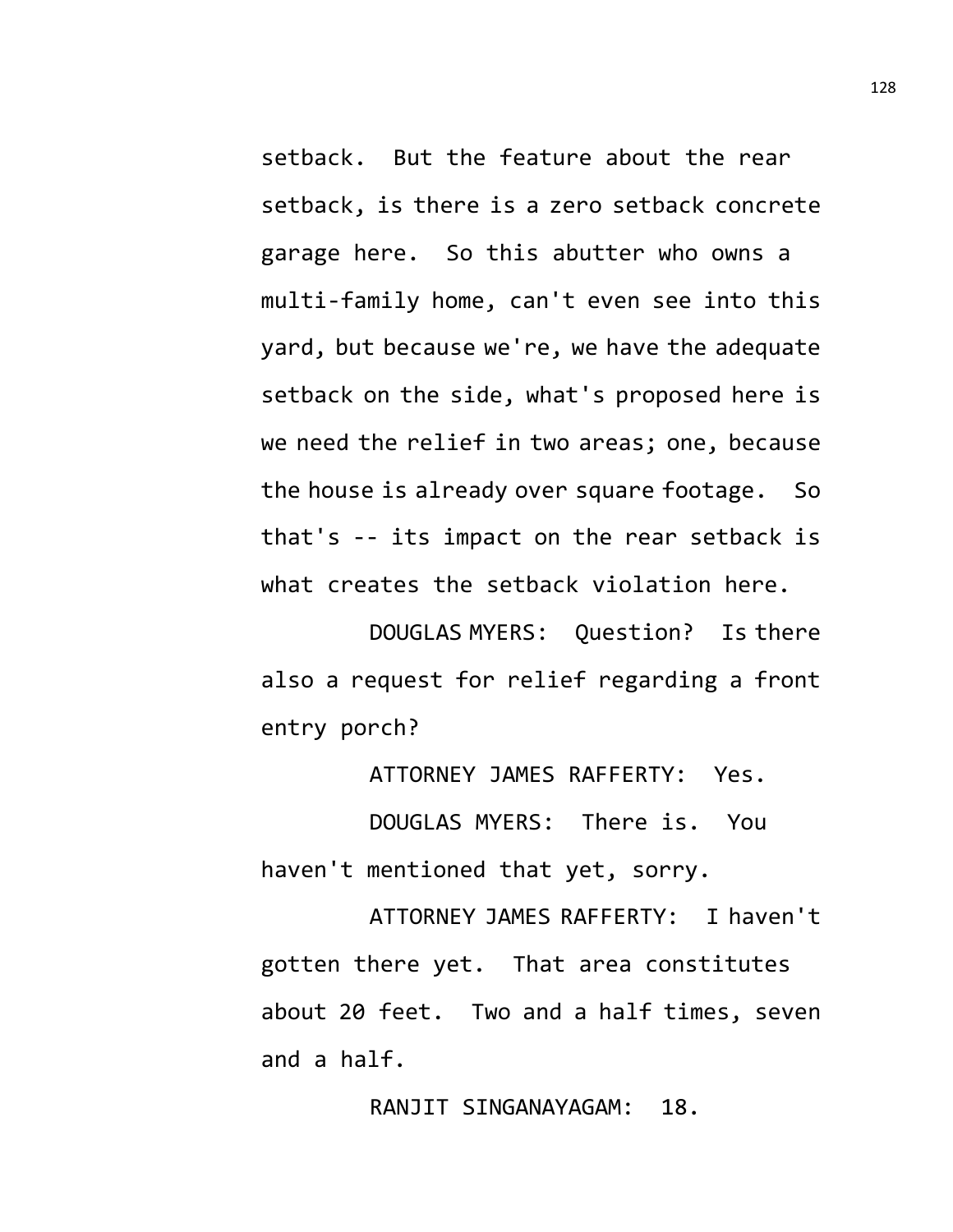setback. But the feature about the rear setback, is there is a zero setback concrete garage here. So this abutter who owns a multi-family home, can't even see into this yard, but because we're, we have the adequate setback on the side, what's proposed here is we need the relief in two areas; one, because the house is already over square footage. So that's -- its impact on the rear setback is what creates the setback violation here.

DOUGLAS MYERS: Question? Is there also a request for relief regarding a front entry porch?

ATTORNEY JAMES RAFFERTY: Yes.

DOUGLAS MYERS: There is. You haven't mentioned that yet, sorry.

ATTORNEY JAMES RAFFERTY: I haven't gotten there yet. That area constitutes about 20 feet. Two and a half times, seven and a half.

RANJIT SINGANAYAGAM: 18.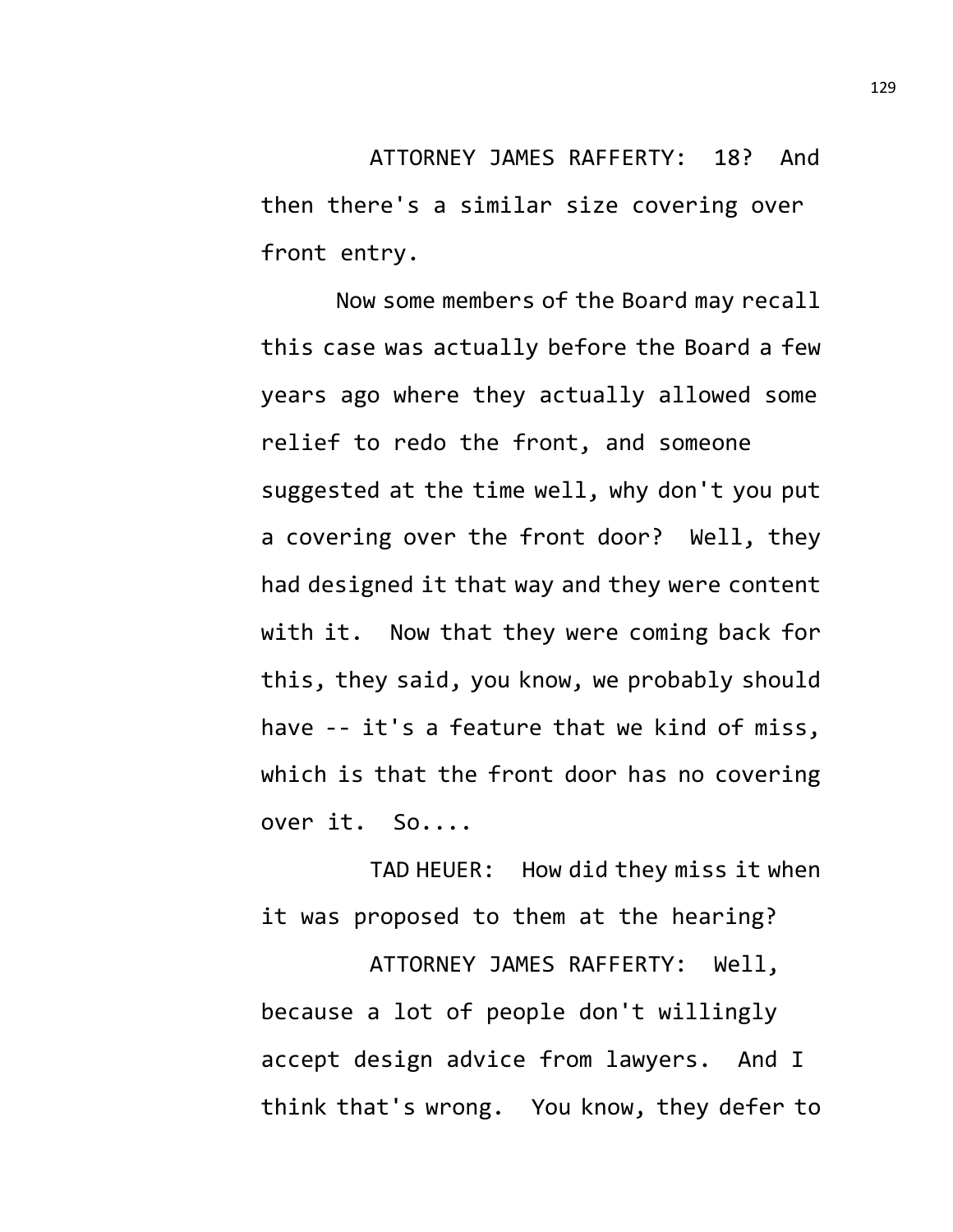ATTORNEY JAMES RAFFERTY: 18? And then there's a similar size covering over front entry.

Now some members of the Board may recall this case was actually before the Board a few years ago where they actually allowed some relief to redo the front, and someone suggested at the time well, why don't you put a covering over the front door? Well, they had designed it that way and they were content with it. Now that they were coming back for this, they said, you know, we probably should have -- it's a feature that we kind of miss, which is that the front door has no covering over it. So....

TAD HEUER: How did they miss it when it was proposed to them at the hearing?

ATTORNEY JAMES RAFFERTY: Well, because a lot of people don't willingly accept design advice from lawyers. And I think that's wrong. You know, they defer to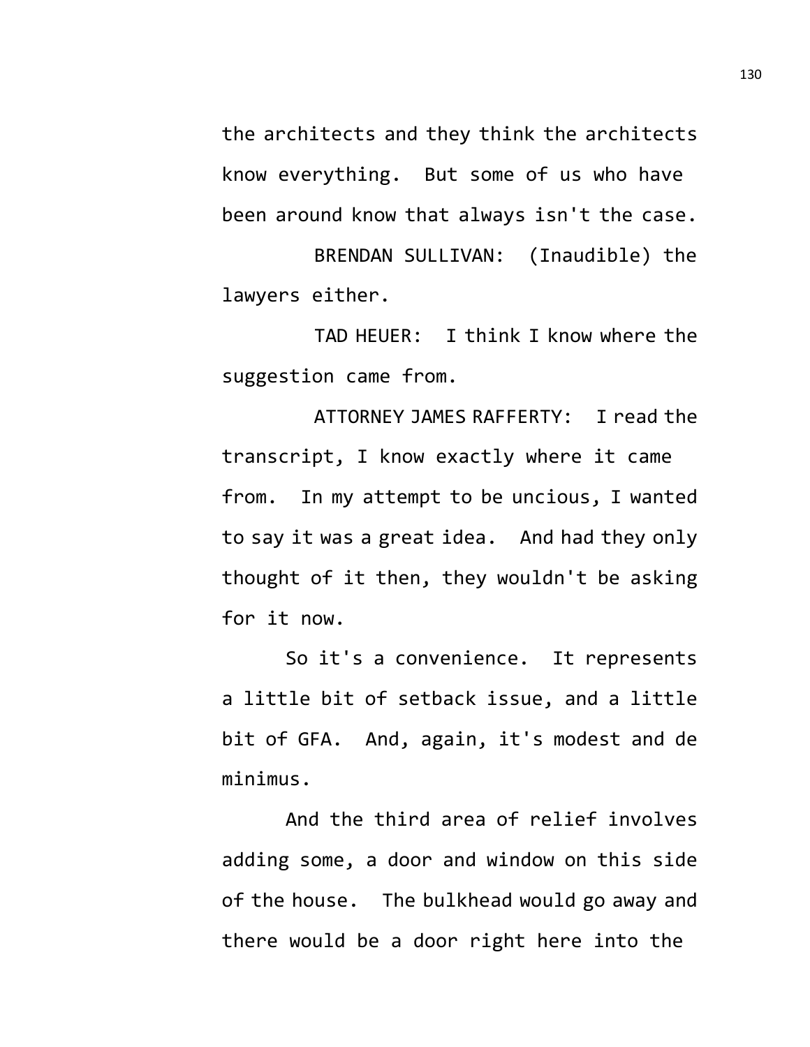the architects and they think the architects know everything. But some of us who have been around know that always isn't the case.

BRENDAN SULLIVAN: (Inaudible) the lawyers either.

TAD HEUER: I think I know where the suggestion came from.

ATTORNEY JAMES RAFFERTY: I read the transcript, I know exactly where it came from. In my attempt to be uncious, I wanted to say it was a great idea. And had they only thought of it then, they wouldn't be asking for it now.

So it's a convenience. It represents a little bit of setback issue, and a little bit of GFA. And, again, it's modest and de minimus.

And the third area of relief involves adding some, a door and window on this side of the house. The bulkhead would go away and there would be a door right here into the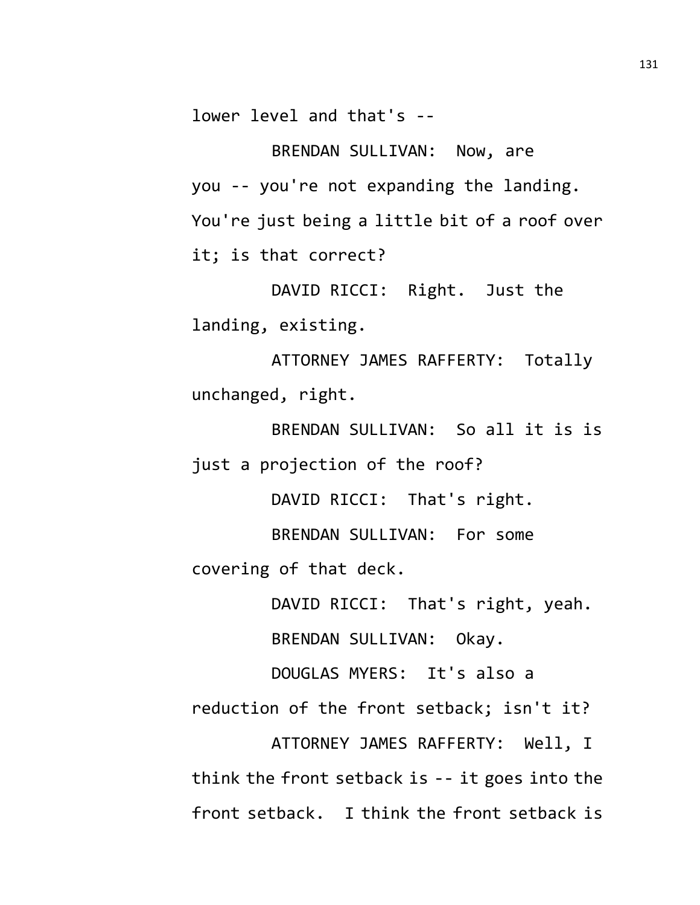lower level and that's --

BRENDAN SULLIVAN: Now, are you -- you're not expanding the landing. You're just being a little bit of a roof over it; is that correct?

DAVID RICCI: Right. Just the landing, existing.

ATTORNEY JAMES RAFFERTY: Totally unchanged, right.

BRENDAN SULLIVAN: So all it is is just a projection of the roof?

DAVID RICCI: That's right.

BRENDAN SULLIVAN: For some covering of that deck.

DAVID RICCI: That's right, yeah.

BRENDAN SULLIVAN: Okay.

DOUGLAS MYERS: It's also a reduction of the front setback; isn't it?

ATTORNEY JAMES RAFFERTY: Well, I think the front setback is -- it goes into the front setback. I think the front setback is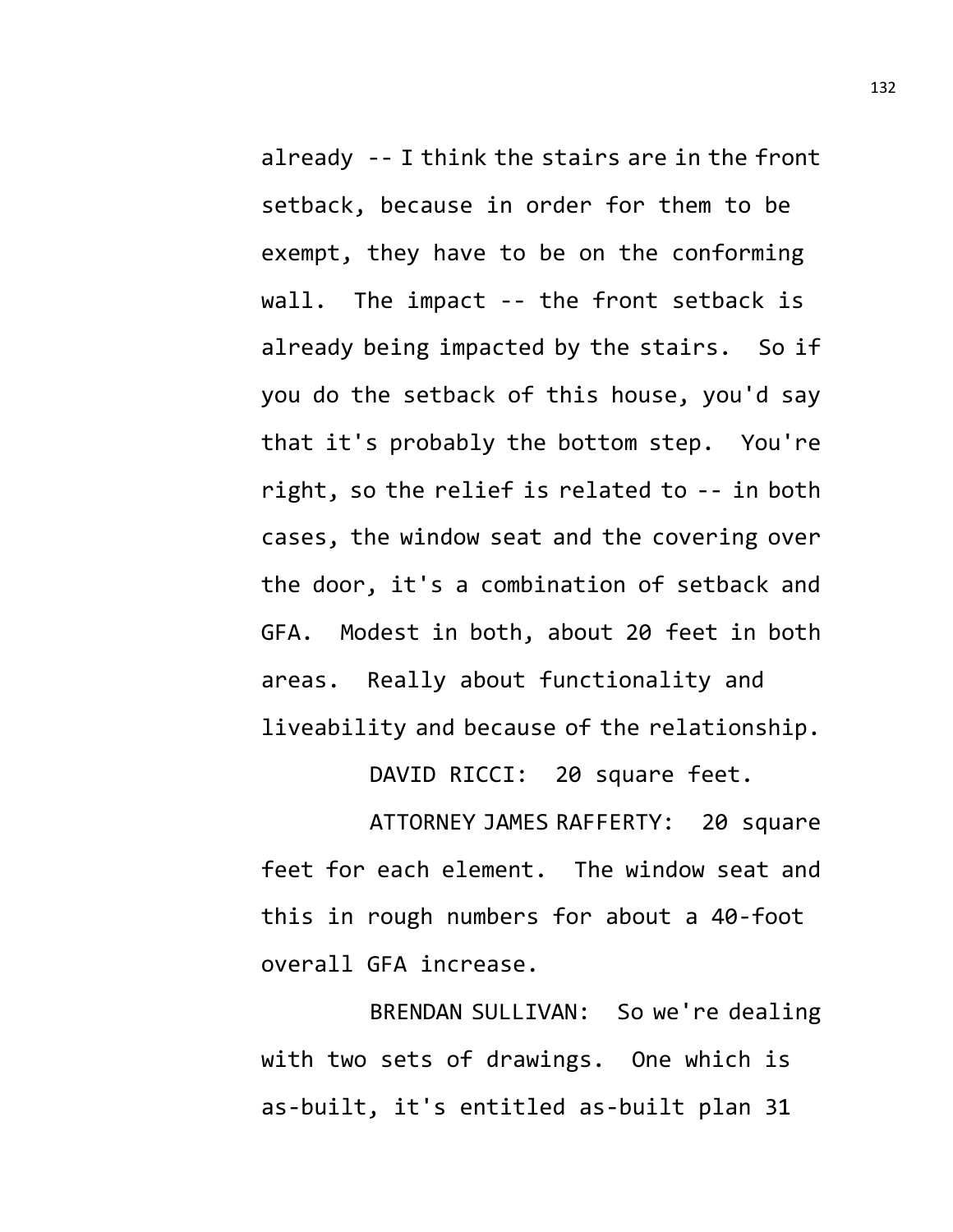already -- I think the stairs are in the front setback, because in order for them to be exempt, they have to be on the conforming wall. The impact -- the front setback is already being impacted by the stairs. So if you do the setback of this house, you'd say that it's probably the bottom step. You're right, so the relief is related to -- in both cases, the window seat and the covering over the door, it's a combination of setback and GFA. Modest in both, about 20 feet in both areas. Really about functionality and liveability and because of the relationship.

DAVID RICCI: 20 square feet.

ATTORNEY JAMES RAFFERTY: 20 square feet for each element. The window seat and this in rough numbers for about a 40-foot overall GFA increase.

BRENDAN SULLIVAN: So we're dealing with two sets of drawings. One which is as-built, it's entitled as-built plan 31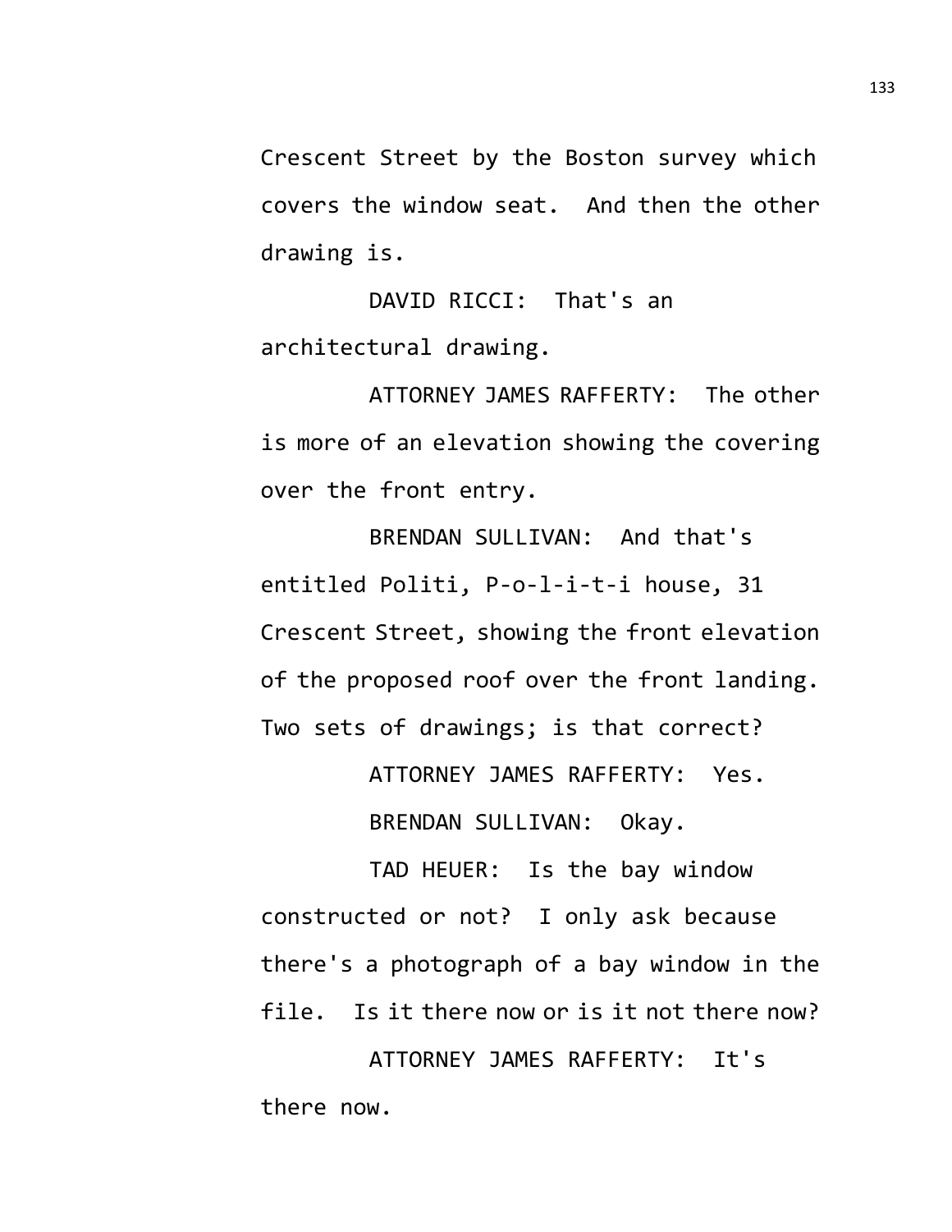Crescent Street by the Boston survey which covers the window seat. And then the other drawing is.

DAVID RICCI: That's an architectural drawing.

ATTORNEY JAMES RAFFERTY: The other is more of an elevation showing the covering over the front entry.

BRENDAN SULLIVAN: And that's entitled Politi, P-o-l-i-t-i house, 31 Crescent Street, showing the front elevation of the proposed roof over the front landing. Two sets of drawings; is that correct?

ATTORNEY JAMES RAFFERTY: Yes.

BRENDAN SULLIVAN: Okay.

TAD HEUER: Is the bay window constructed or not? I only ask because there's a photograph of a bay window in the file. Is it there now or is it not there now?

ATTORNEY JAMES RAFFERTY: It's there now.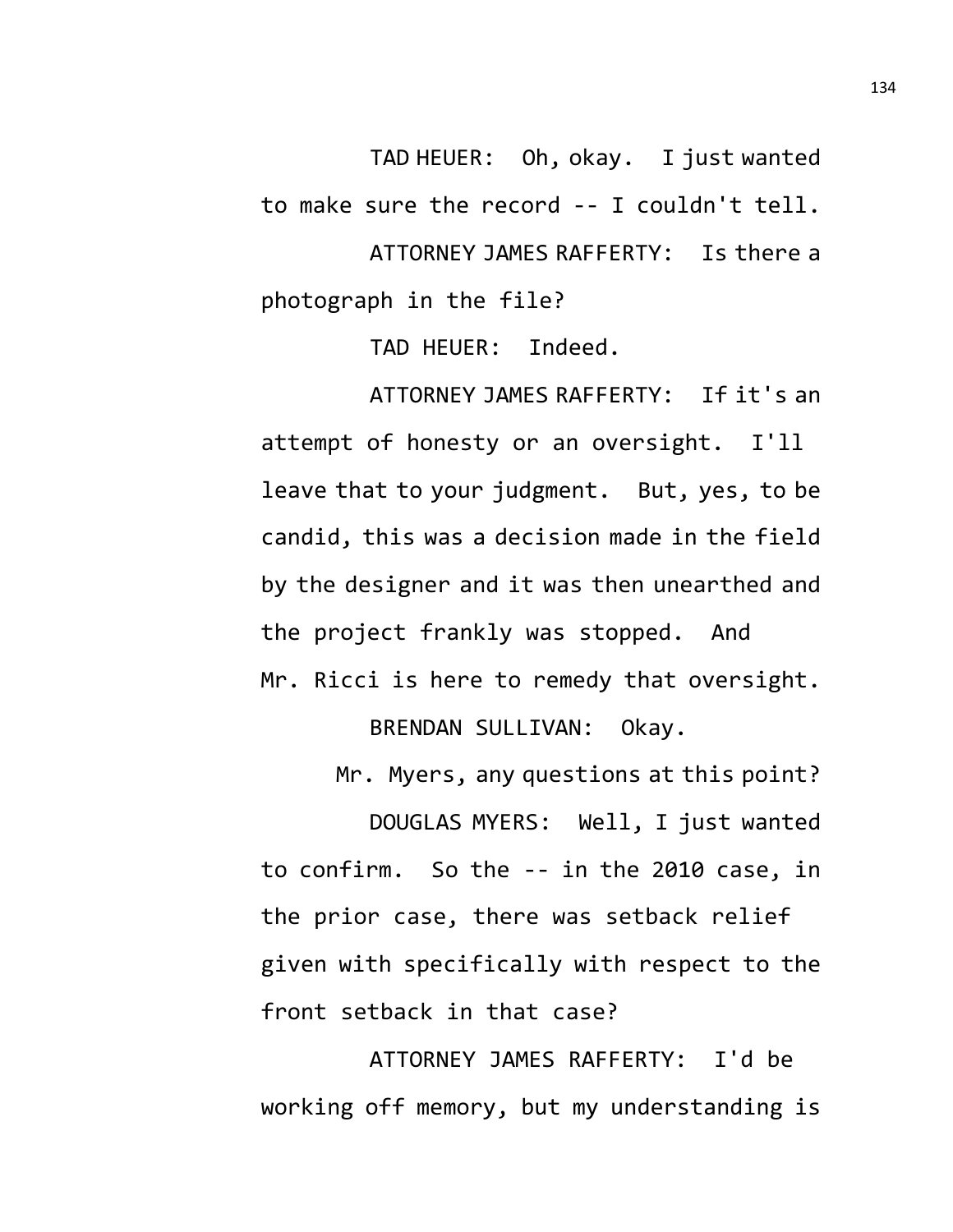TAD HEUER: Oh, okay. I just wanted to make sure the record -- I couldn't tell.

ATTORNEY JAMES RAFFERTY: Is there a photograph in the file?

TAD HEUER: Indeed.

ATTORNEY JAMES RAFFERTY: If it's an attempt of honesty or an oversight. I'll leave that to your judgment. But, yes, to be candid, this was a decision made in the field by the designer and it was then unearthed and the project frankly was stopped. And Mr. Ricci is here to remedy that oversight.

BRENDAN SULLIVAN: Okay.

Mr. Myers, any questions at this point?

DOUGLAS MYERS: Well, I just wanted to confirm. So the -- in the 2010 case, in the prior case, there was setback relief given with specifically with respect to the front setback in that case?

ATTORNEY JAMES RAFFERTY: I'd be working off memory, but my understanding is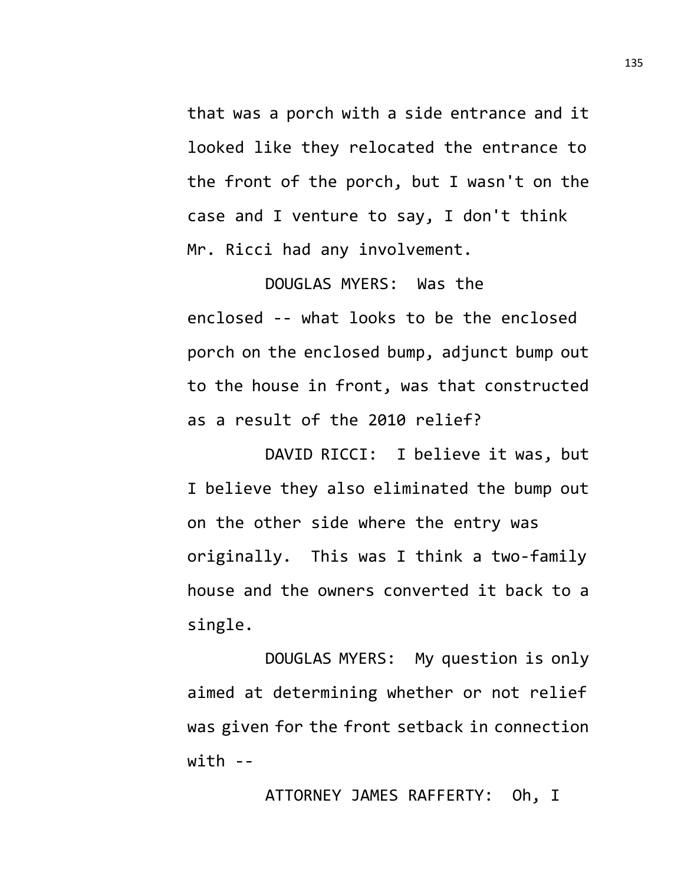that was a porch with a side entrance and it looked like they relocated the entrance to the front of the porch, but I wasn't on the case and I venture to say, I don't think Mr. Ricci had any involvement.

DOUGLAS MYERS: Was the enclosed -- what looks to be the enclosed porch on the enclosed bump, adjunct bump out to the house in front, was that constructed as a result of the 2010 relief?

DAVID RICCI: I believe it was, but I believe they also eliminated the bump out on the other side where the entry was originally. This was I think a two-family house and the owners converted it back to a single.

DOUGLAS MYERS: My question is only aimed at determining whether or not relief was given for the front setback in connection with --

ATTORNEY JAMES RAFFERTY: Oh, I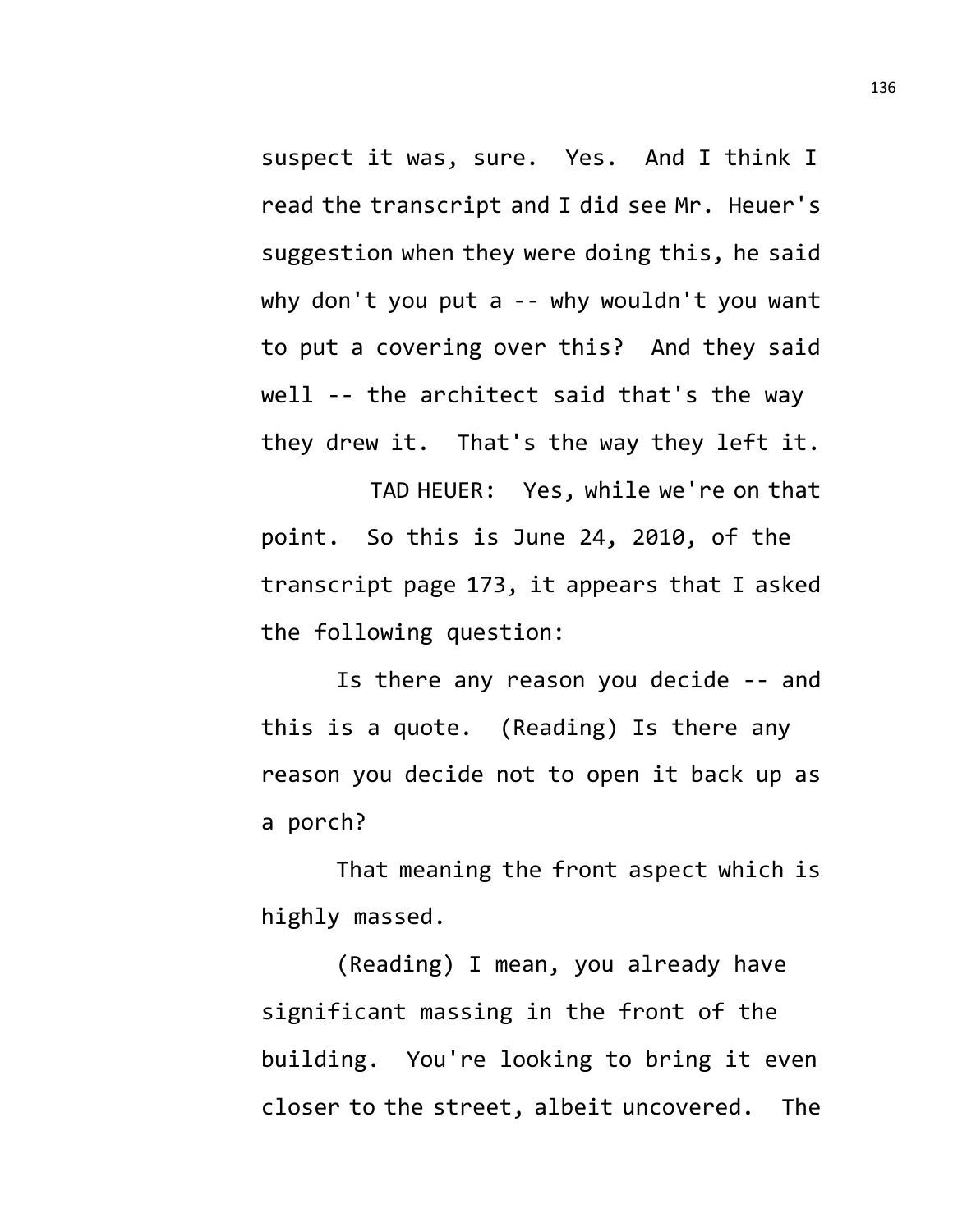suspect it was, sure. Yes. And I think I read the transcript and I did see Mr. Heuer's suggestion when they were doing this, he said why don't you put a -- why wouldn't you want to put a covering over this? And they said well -- the architect said that's the way they drew it. That's the way they left it.

TAD HEUER: Yes, while we're on that point. So this is June 24, 2010, of the transcript page 173, it appears that I asked the following question:

Is there any reason you decide -- and this is a quote. (Reading) Is there any reason you decide not to open it back up as a porch?

That meaning the front aspect which is highly massed.

(Reading) I mean, you already have significant massing in the front of the building. You're looking to bring it even closer to the street, albeit uncovered. The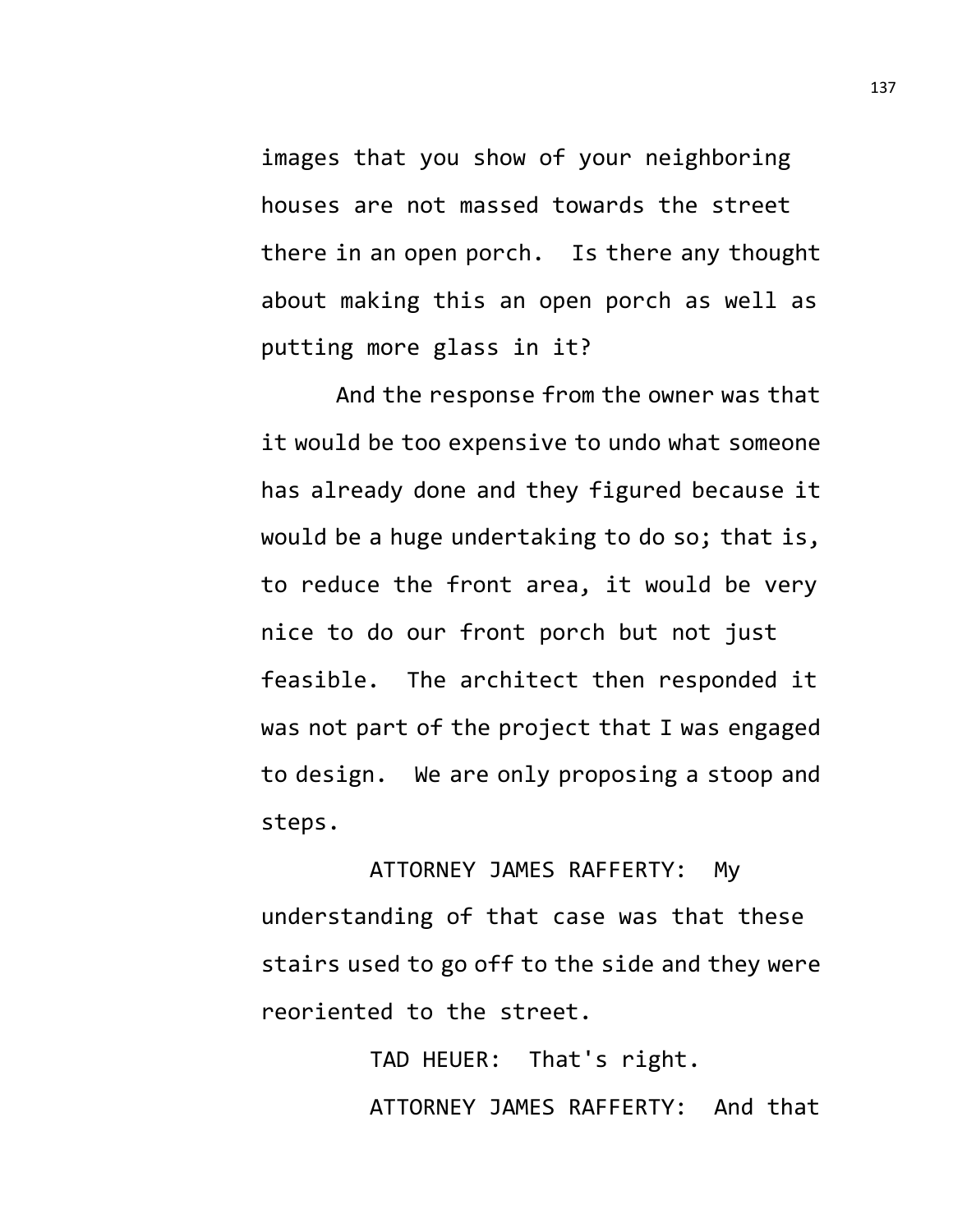images that you show of your neighboring houses are not massed towards the street there in an open porch. Is there any thought about making this an open porch as well as putting more glass in it?

And the response from the owner was that it would be too expensive to undo what someone has already done and they figured because it would be a huge undertaking to do so; that is, to reduce the front area, it would be very nice to do our front porch but not just feasible. The architect then responded it was not part of the project that I was engaged to design. We are only proposing a stoop and steps.

ATTORNEY JAMES RAFFERTY: My understanding of that case was that these stairs used to go off to the side and they were reoriented to the street.

TAD HEUER: That's right.

ATTORNEY JAMES RAFFERTY: And that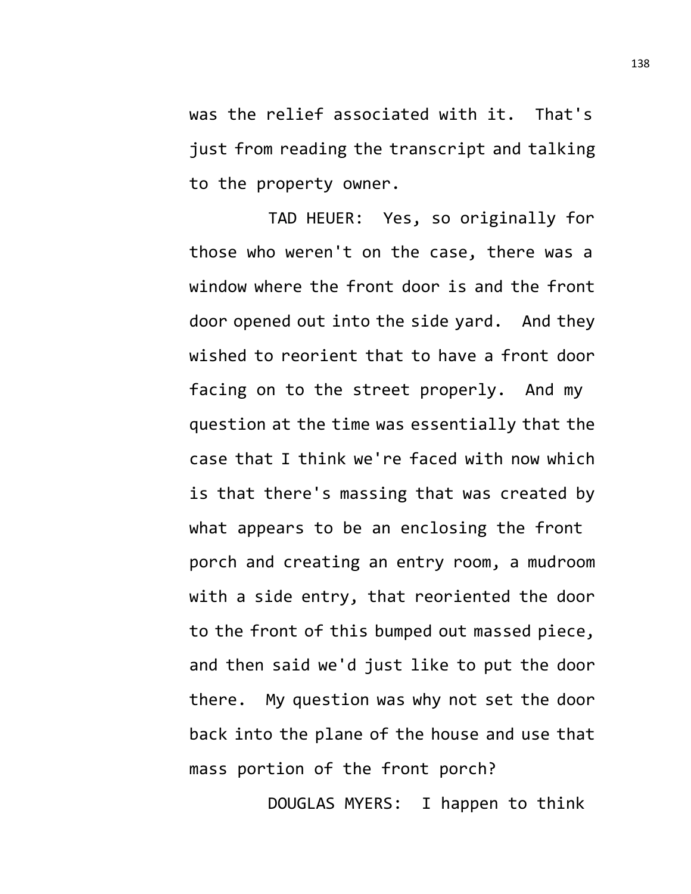was the relief associated with it. That's just from reading the transcript and talking to the property owner.

TAD HEUER: Yes, so originally for those who weren't on the case, there was a window where the front door is and the front door opened out into the side yard. And they wished to reorient that to have a front door facing on to the street properly. And my question at the time was essentially that the case that I think we're faced with now which is that there's massing that was created by what appears to be an enclosing the front porch and creating an entry room, a mudroom with a side entry, that reoriented the door to the front of this bumped out massed piece, and then said we'd just like to put the door there. My question was why not set the door back into the plane of the house and use that mass portion of the front porch?

DOUGLAS MYERS: I happen to think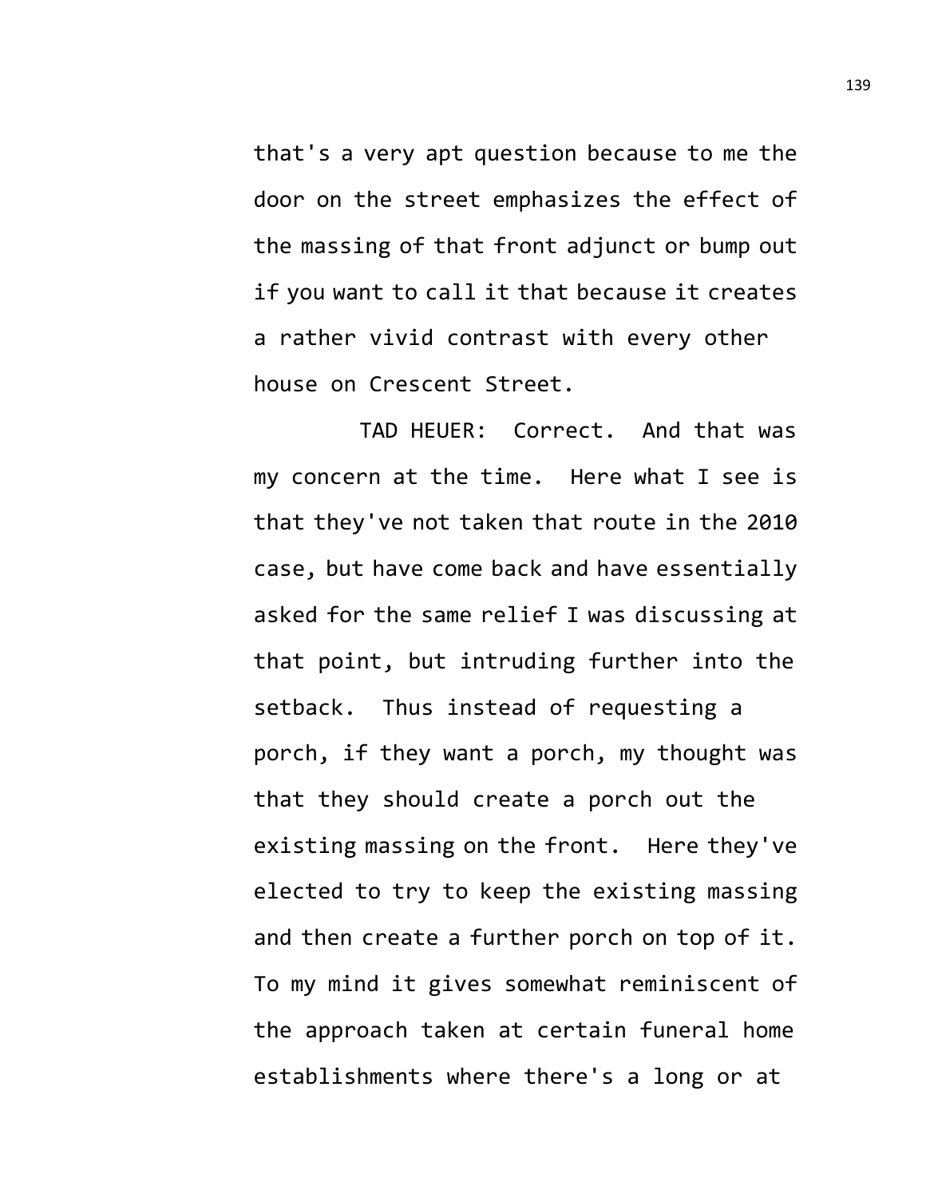that's a very apt question because to me the door on the street emphasizes the effect of the massing of that front adjunct or bump out if you want to call it that because it creates a rather vivid contrast with every other house on Crescent Street.

TAD HEUER: Correct. And that was my concern at the time. Here what I see is that they've not taken that route in the 2010 case, but have come back and have essentially asked for the same relief I was discussing at that point, but intruding further into the setback. Thus instead of requesting a porch, if they want a porch, my thought was that they should create a porch out the existing massing on the front. Here they've elected to try to keep the existing massing and then create a further porch on top of it. To my mind it gives somewhat reminiscent of the approach taken at certain funeral home establishments where there's a long or at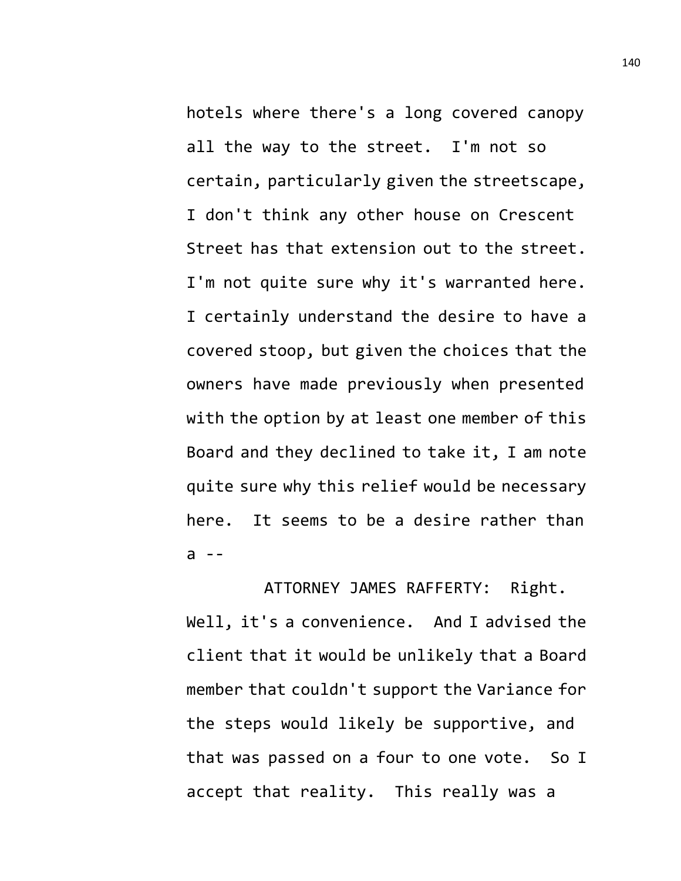hotels where there's a long covered canopy all the way to the street. I'm not so certain, particularly given the streetscape, I don't think any other house on Crescent Street has that extension out to the street. I'm not quite sure why it's warranted here. I certainly understand the desire to have a covered stoop, but given the choices that the owners have made previously when presented with the option by at least one member of this Board and they declined to take it, I am note quite sure why this relief would be necessary here. It seems to be a desire rather than a --

ATTORNEY JAMES RAFFERTY: Right. Well, it's a convenience. And I advised the client that it would be unlikely that a Board member that couldn't support the Variance for the steps would likely be supportive, and that was passed on a four to one vote. So I accept that reality. This really was a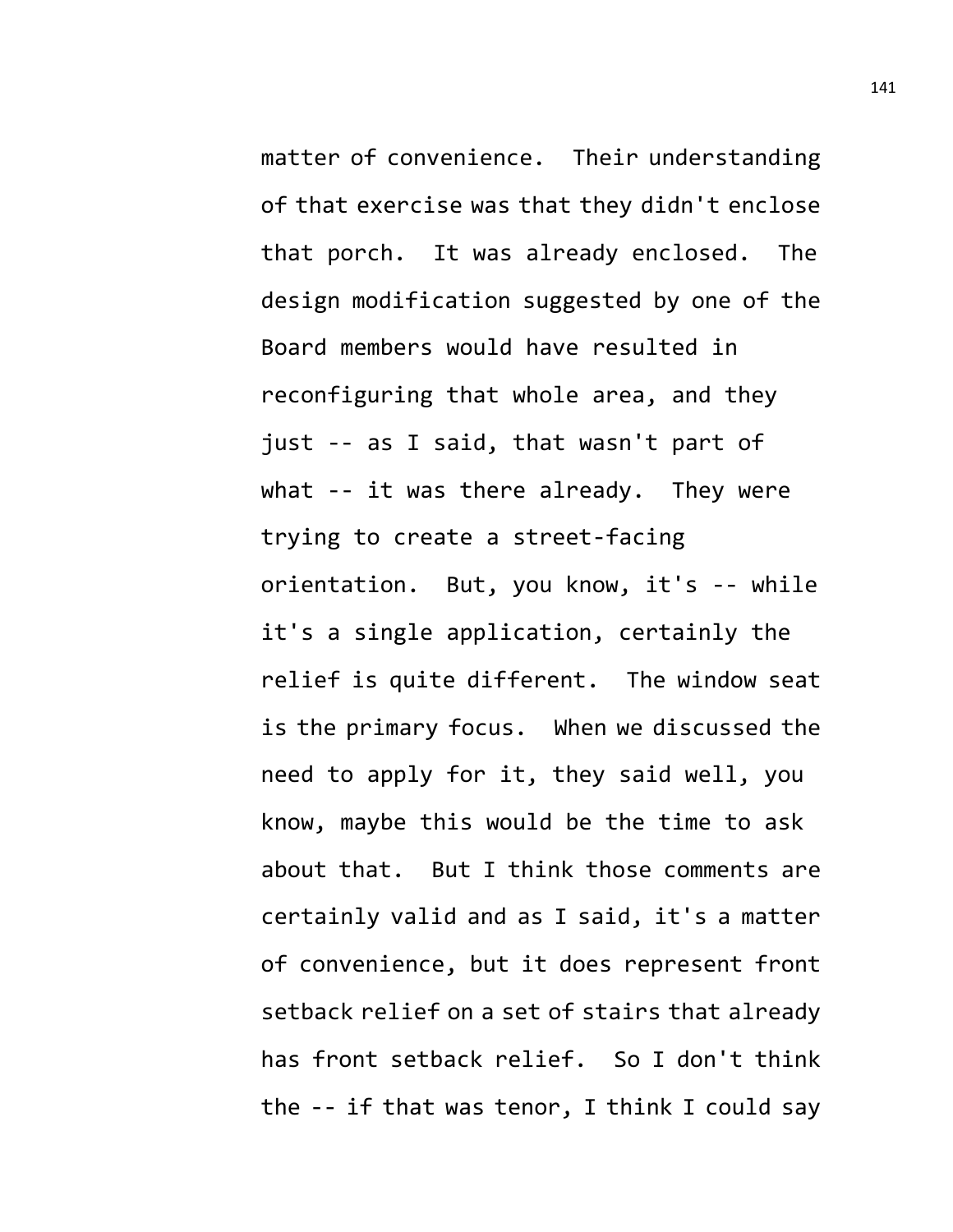matter of convenience. Their understanding of that exercise was that they didn't enclose that porch. It was already enclosed. The design modification suggested by one of the Board members would have resulted in reconfiguring that whole area, and they just -- as I said, that wasn't part of what -- it was there already. They were trying to create a street-facing orientation. But, you know, it's -- while it's a single application, certainly the relief is quite different. The window seat is the primary focus. When we discussed the need to apply for it, they said well, you know, maybe this would be the time to ask about that. But I think those comments are certainly valid and as I said, it's a matter of convenience, but it does represent front setback relief on a set of stairs that already has front setback relief. So I don't think the -- if that was tenor, I think I could say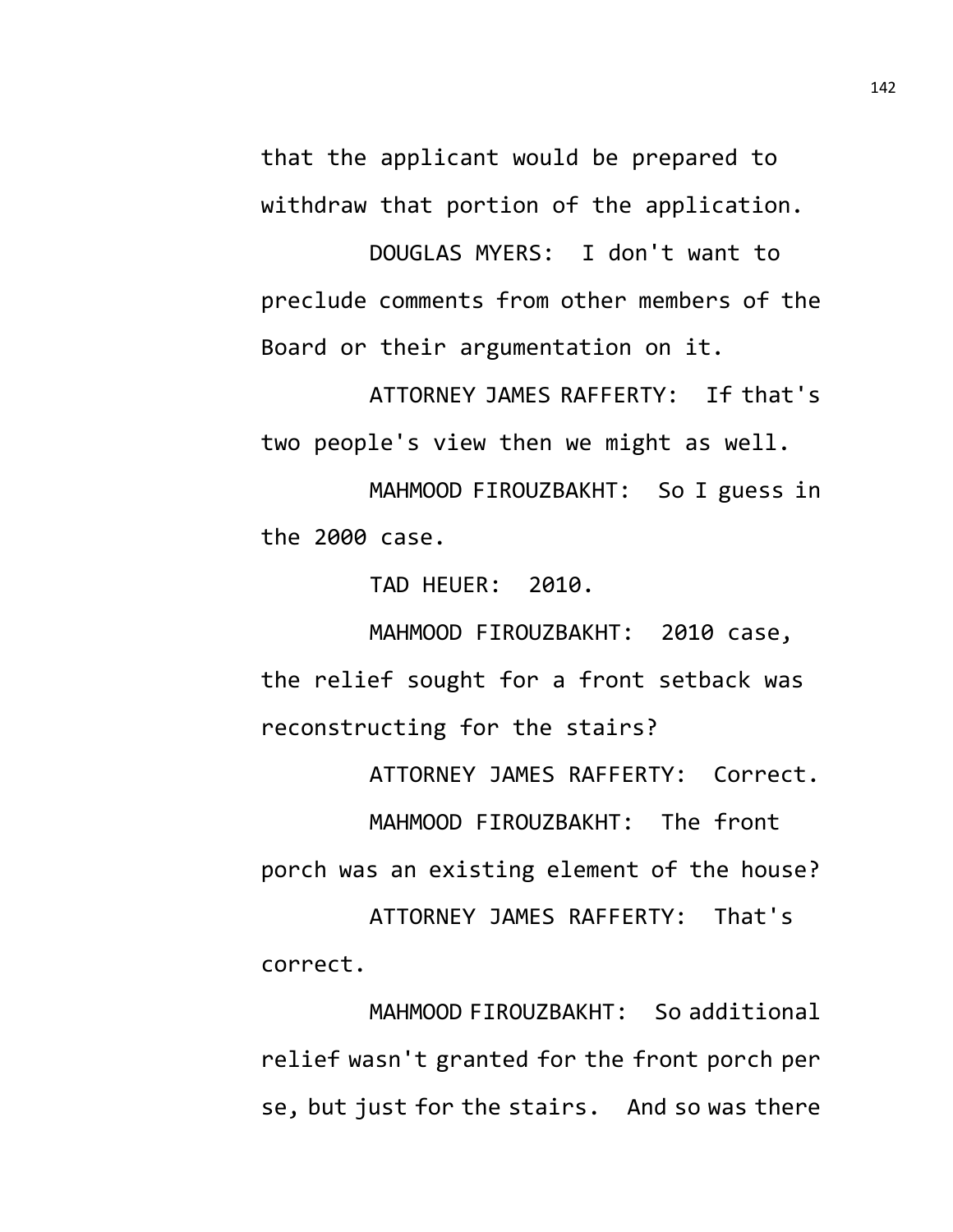that the applicant would be prepared to withdraw that portion of the application.

DOUGLAS MYERS: I don't want to preclude comments from other members of the Board or their argumentation on it.

ATTORNEY JAMES RAFFERTY: If that's two people's view then we might as well.

MAHMOOD FIROUZBAKHT: So I guess in the 2000 case.

TAD HEUER: 2010.

MAHMOOD FIROUZBAKHT: 2010 case, the relief sought for a front setback was reconstructing for the stairs?

ATTORNEY JAMES RAFFERTY: Correct.

MAHMOOD FIROUZBAKHT: The front porch was an existing element of the house?

ATTORNEY JAMES RAFFERTY: That's correct.

MAHMOOD FIROUZBAKHT: So additional relief wasn't granted for the front porch per se, but just for the stairs. And so was there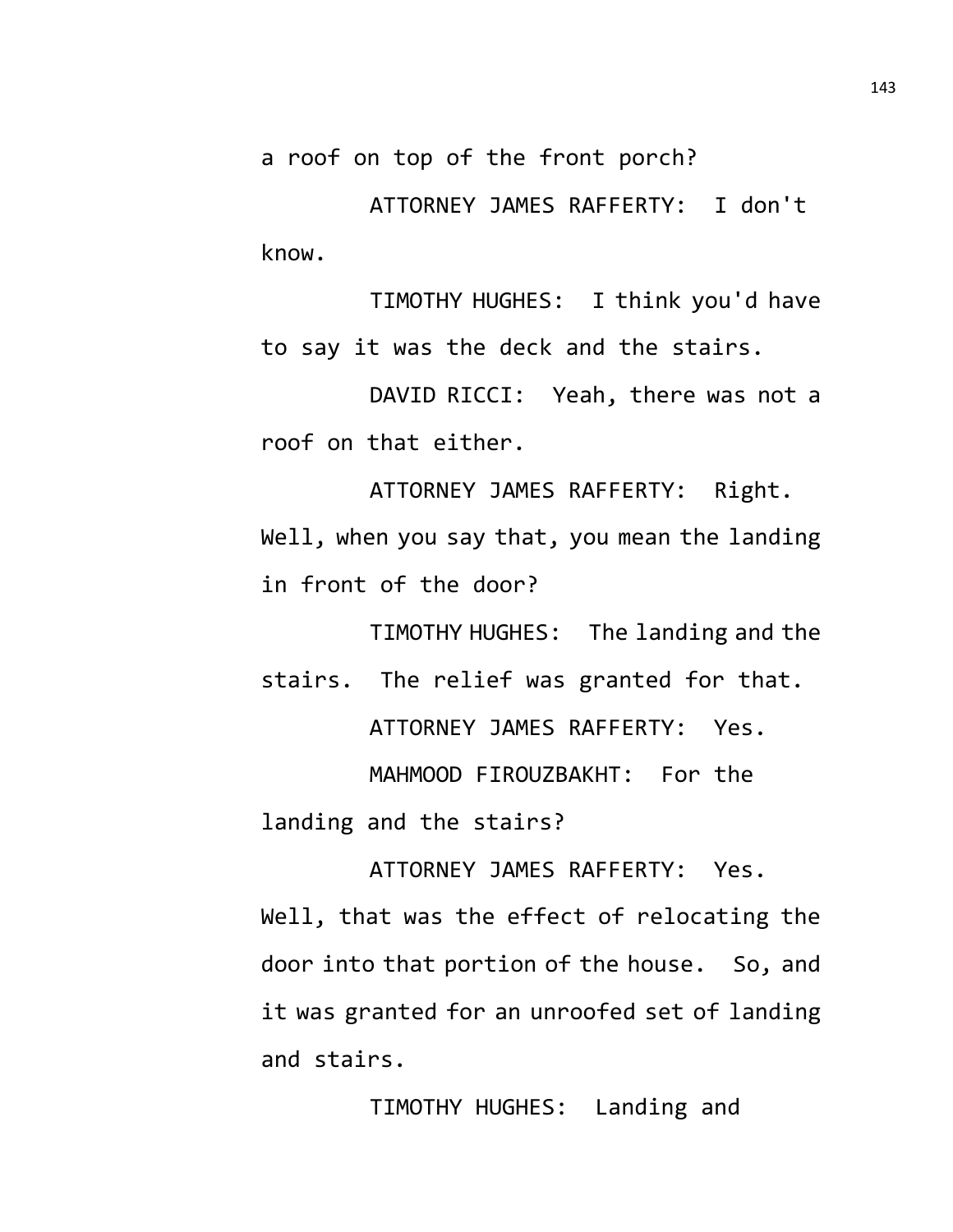a roof on top of the front porch?

ATTORNEY JAMES RAFFERTY: I don't know.

TIMOTHY HUGHES: I think you'd have to say it was the deck and the stairs.

DAVID RICCI: Yeah, there was not a roof on that either.

ATTORNEY JAMES RAFFERTY: Right. Well, when you say that, you mean the landing in front of the door?

TIMOTHY HUGHES: The landing and the stairs. The relief was granted for that.

ATTORNEY JAMES RAFFERTY: Yes.

MAHMOOD FIROUZBAKHT: For the landing and the stairs?

ATTORNEY JAMES RAFFERTY: Yes. Well, that was the effect of relocating the door into that portion of the house. So, and it was granted for an unroofed set of landing and stairs.

TIMOTHY HUGHES: Landing and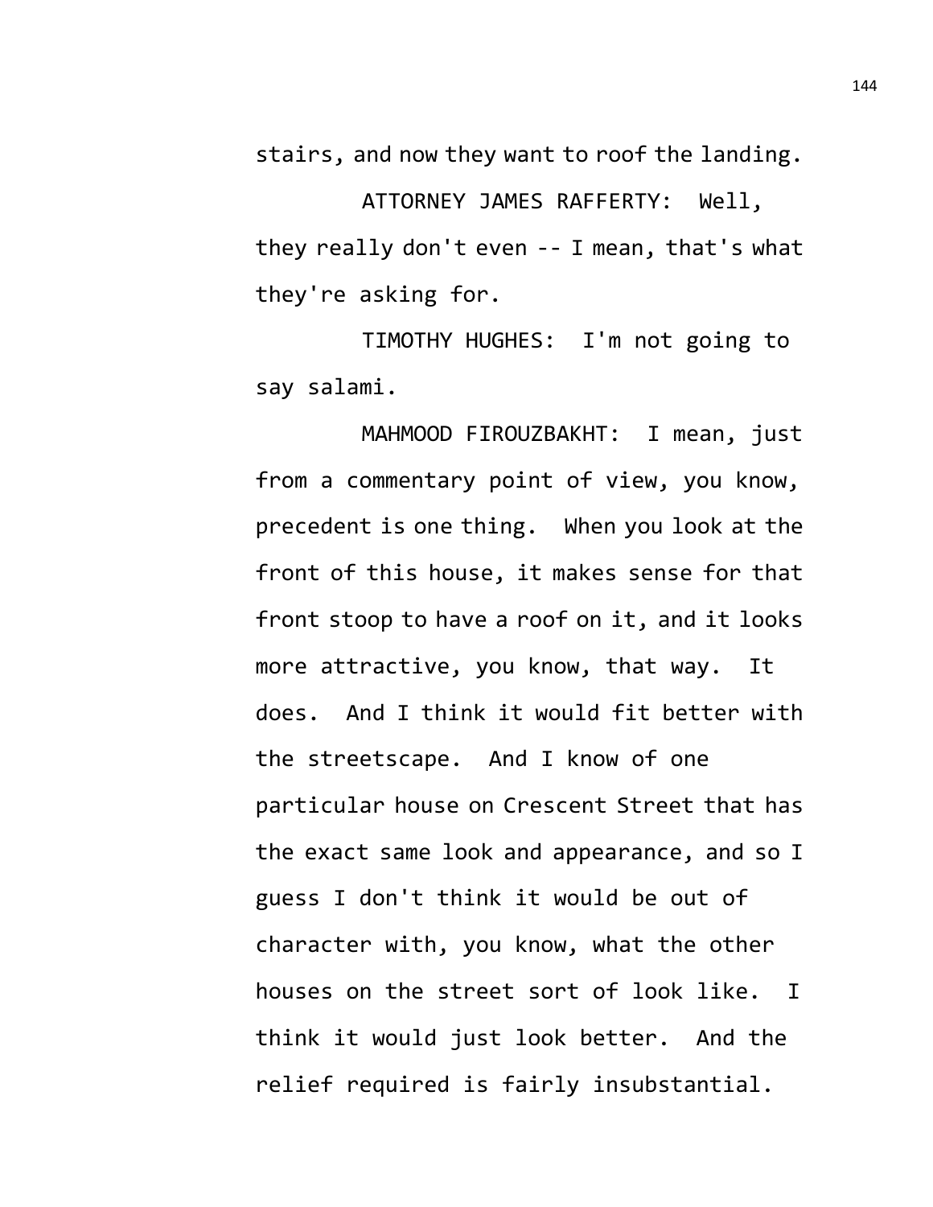stairs, and now they want to roof the landing.

ATTORNEY JAMES RAFFERTY: Well, they really don't even -- I mean, that's what they're asking for.

TIMOTHY HUGHES: I'm not going to say salami.

MAHMOOD FIROUZBAKHT: I mean, just from a commentary point of view, you know, precedent is one thing. When you look at the front of this house, it makes sense for that front stoop to have a roof on it, and it looks more attractive, you know, that way. It does. And I think it would fit better with the streetscape. And I know of one particular house on Crescent Street that has the exact same look and appearance, and so I guess I don't think it would be out of character with, you know, what the other houses on the street sort of look like. I think it would just look better. And the relief required is fairly insubstantial.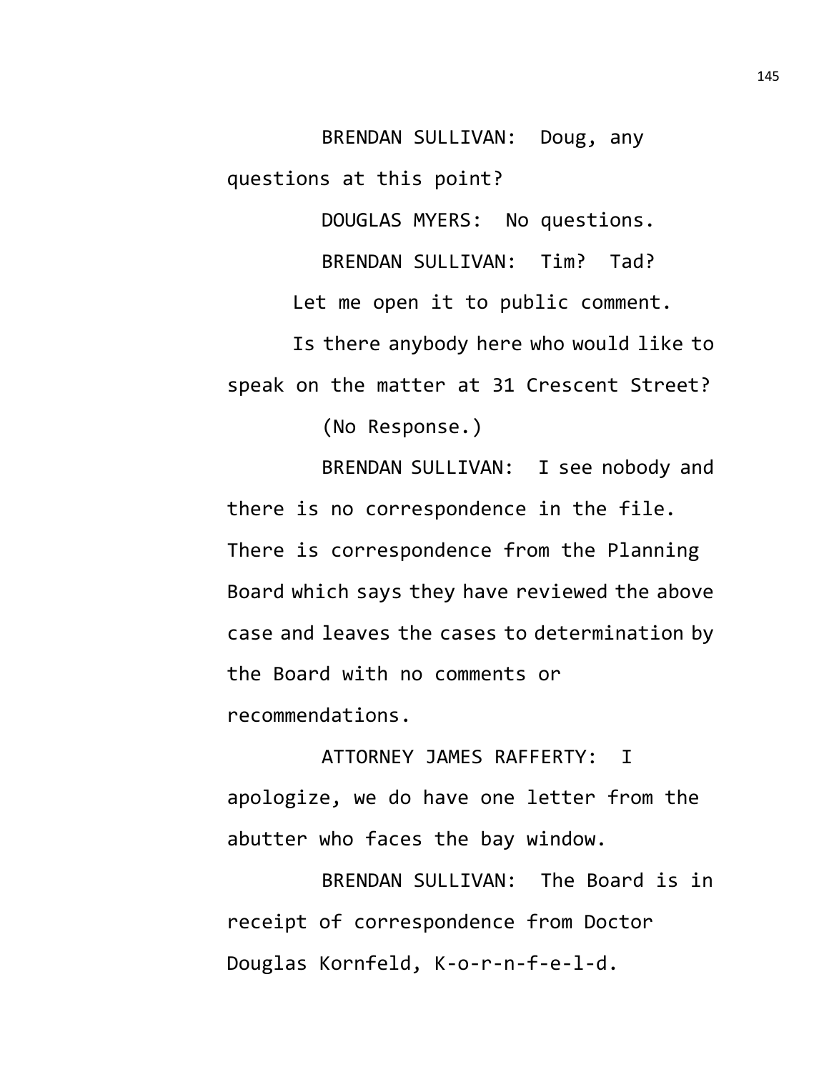BRENDAN SULLIVAN: Doug, any questions at this point?

DOUGLAS MYERS: No questions.

BRENDAN SULLIVAN: Tim? Tad?

Let me open it to public comment.

Is there anybody here who would like to speak on the matter at 31 Crescent Street?

(No Response.)

BRENDAN SULLIVAN: I see nobody and there is no correspondence in the file. There is correspondence from the Planning Board which says they have reviewed the above case and leaves the cases to determination by the Board with no comments or recommendations.

ATTORNEY JAMES RAFFERTY: I apologize, we do have one letter from the abutter who faces the bay window.

BRENDAN SULLIVAN: The Board is in receipt of correspondence from Doctor Douglas Kornfeld, K-o-r-n-f-e-l-d.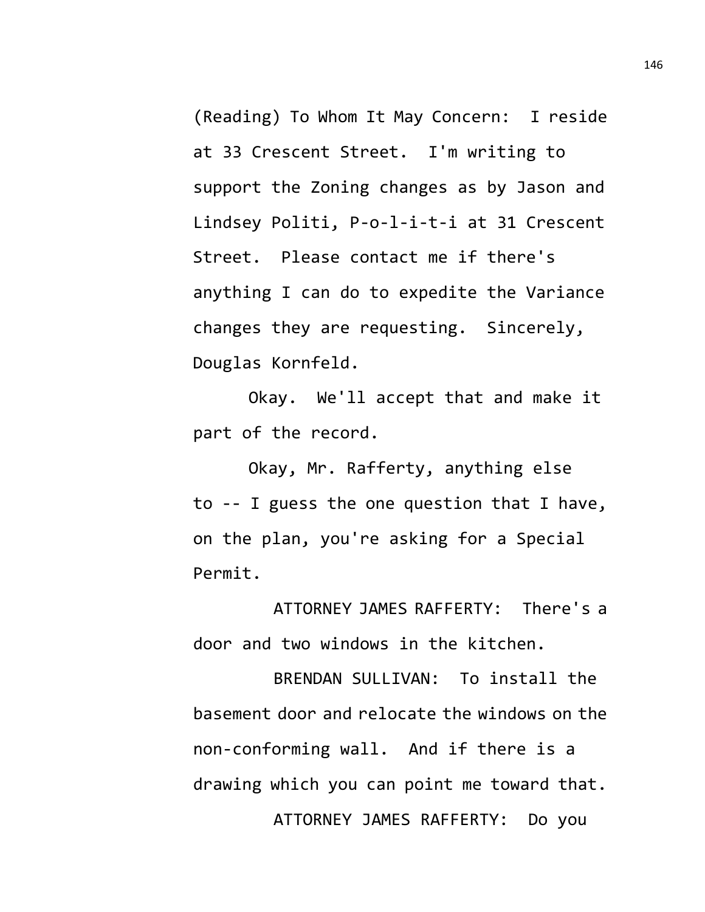(Reading) To Whom It May Concern: I reside at 33 Crescent Street. I'm writing to support the Zoning changes as by Jason and Lindsey Politi, P-o-l-i-t-i at 31 Crescent Street. Please contact me if there's anything I can do to expedite the Variance changes they are requesting. Sincerely, Douglas Kornfeld.

Okay. We'll accept that and make it part of the record.

Okay, Mr. Rafferty, anything else to -- I guess the one question that I have, on the plan, you're asking for a Special Permit.

ATTORNEY JAMES RAFFERTY: There's a door and two windows in the kitchen.

BRENDAN SULLIVAN: To install the basement door and relocate the windows on the non-conforming wall. And if there is a drawing which you can point me toward that.

ATTORNEY JAMES RAFFERTY: Do you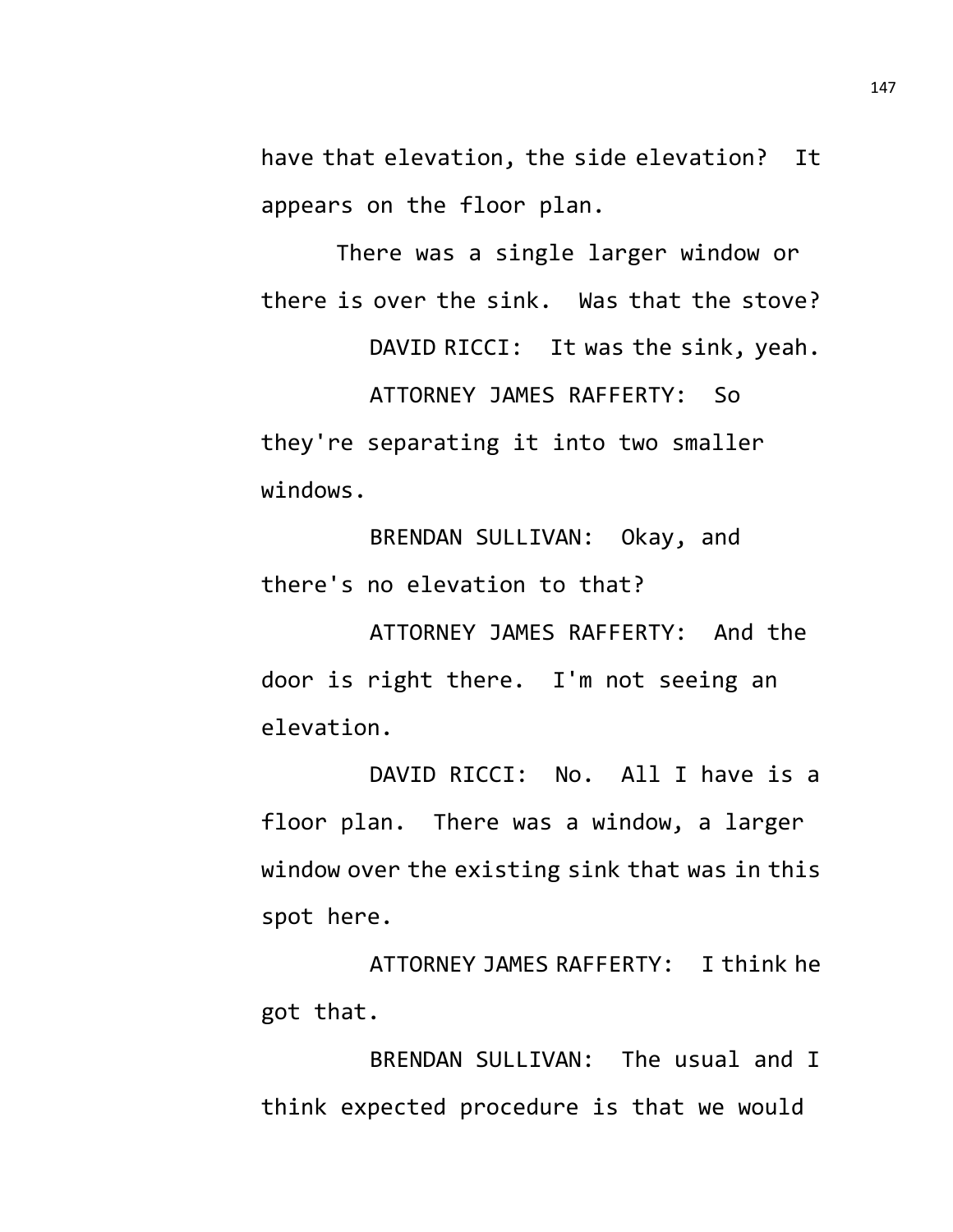have that elevation, the side elevation? It appears on the floor plan.

There was a single larger window or there is over the sink. Was that the stove?

DAVID RICCI: It was the sink, yeah.

ATTORNEY JAMES RAFFERTY: So they're separating it into two smaller windows.

BRENDAN SULLIVAN: Okay, and there's no elevation to that?

ATTORNEY JAMES RAFFERTY: And the door is right there. I'm not seeing an elevation.

DAVID RICCI: No. All I have is a floor plan. There was a window, a larger window over the existing sink that was in this spot here.

ATTORNEY JAMES RAFFERTY: I think he got that.

BRENDAN SULLIVAN: The usual and I think expected procedure is that we would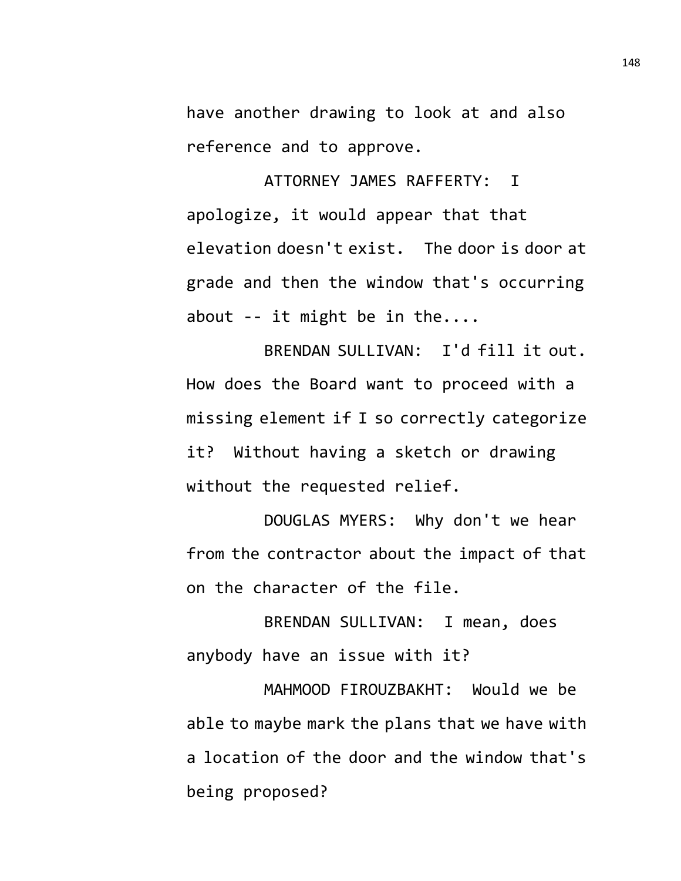have another drawing to look at and also reference and to approve.

ATTORNEY JAMES RAFFERTY: I apologize, it would appear that that elevation doesn't exist. The door is door at grade and then the window that's occurring about -- it might be in the....

BRENDAN SULLIVAN: I'd fill it out. How does the Board want to proceed with a missing element if I so correctly categorize it? Without having a sketch or drawing without the requested relief.

DOUGLAS MYERS: Why don't we hear from the contractor about the impact of that on the character of the file.

BRENDAN SULLIVAN: I mean, does anybody have an issue with it?

MAHMOOD FIROUZBAKHT: Would we be able to maybe mark the plans that we have with a location of the door and the window that's being proposed?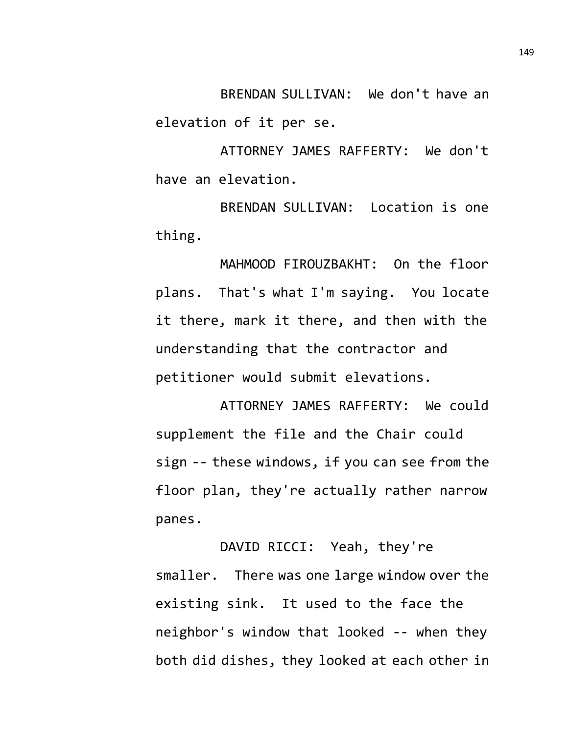BRENDAN SULLIVAN: We don't have an elevation of it per se.

ATTORNEY JAMES RAFFERTY: We don't have an elevation.

BRENDAN SULLIVAN: Location is one thing.

MAHMOOD FIROUZBAKHT: On the floor plans. That's what I'm saying. You locate it there, mark it there, and then with the understanding that the contractor and petitioner would submit elevations.

ATTORNEY JAMES RAFFERTY: We could supplement the file and the Chair could sign -- these windows, if you can see from the floor plan, they're actually rather narrow panes.

DAVID RICCI: Yeah, they're smaller. There was one large window over the existing sink. It used to the face the neighbor's window that looked -- when they both did dishes, they looked at each other in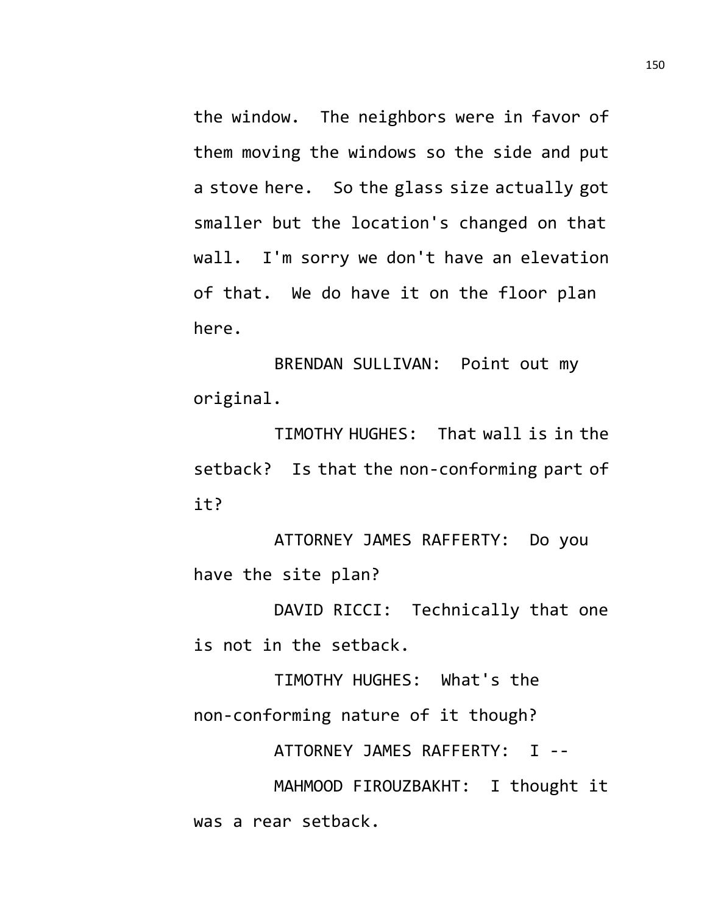the window. The neighbors were in favor of them moving the windows so the side and put a stove here. So the glass size actually got smaller but the location's changed on that wall. I'm sorry we don't have an elevation of that. We do have it on the floor plan here.

BRENDAN SULLIVAN: Point out my original.

TIMOTHY HUGHES: That wall is in the setback? Is that the non-conforming part of it?

ATTORNEY JAMES RAFFERTY: Do you have the site plan?

DAVID RICCI: Technically that one is not in the setback.

TIMOTHY HUGHES: What's the non-conforming nature of it though?

ATTORNEY JAMES RAFFERTY: I --

MAHMOOD FIROUZBAKHT: I thought it was a rear setback.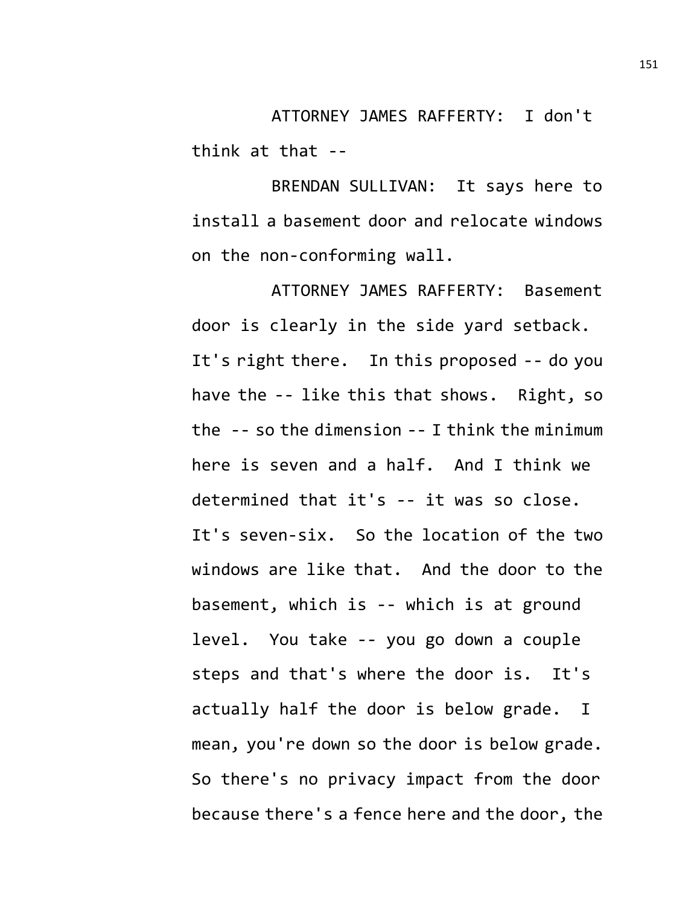ATTORNEY JAMES RAFFERTY: I don't think at that --

BRENDAN SULLIVAN: It says here to install a basement door and relocate windows on the non-conforming wall.

ATTORNEY JAMES RAFFERTY: Basement door is clearly in the side yard setback. It's right there. In this proposed -- do you have the -- like this that shows. Right, so the -- so the dimension -- I think the minimum here is seven and a half. And I think we determined that it's -- it was so close. It's seven-six. So the location of the two windows are like that. And the door to the basement, which is -- which is at ground level. You take -- you go down a couple steps and that's where the door is. It's actually half the door is below grade. I mean, you're down so the door is below grade. So there's no privacy impact from the door because there's a fence here and the door, the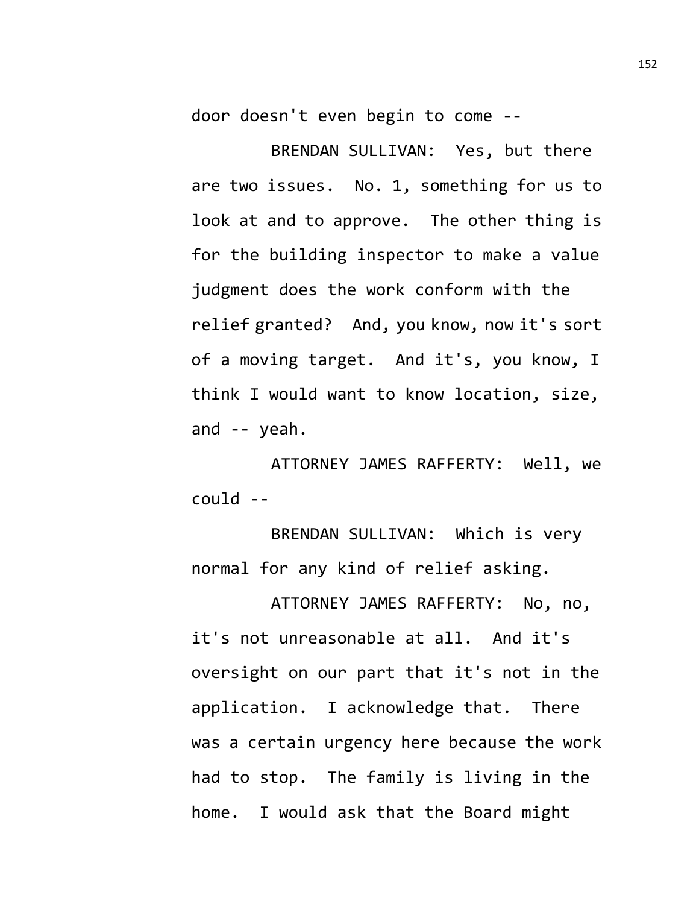door doesn't even begin to come --

BRENDAN SULLIVAN: Yes, but there are two issues. No. 1, something for us to look at and to approve. The other thing is for the building inspector to make a value judgment does the work conform with the relief granted? And, you know, now it's sort of a moving target. And it's, you know, I think I would want to know location, size, and -- yeah.

ATTORNEY JAMES RAFFERTY: Well, we could --

BRENDAN SULLIVAN: Which is very normal for any kind of relief asking.

ATTORNEY JAMES RAFFERTY: No, no, it's not unreasonable at all. And it's oversight on our part that it's not in the application. I acknowledge that. There was a certain urgency here because the work had to stop. The family is living in the home. I would ask that the Board might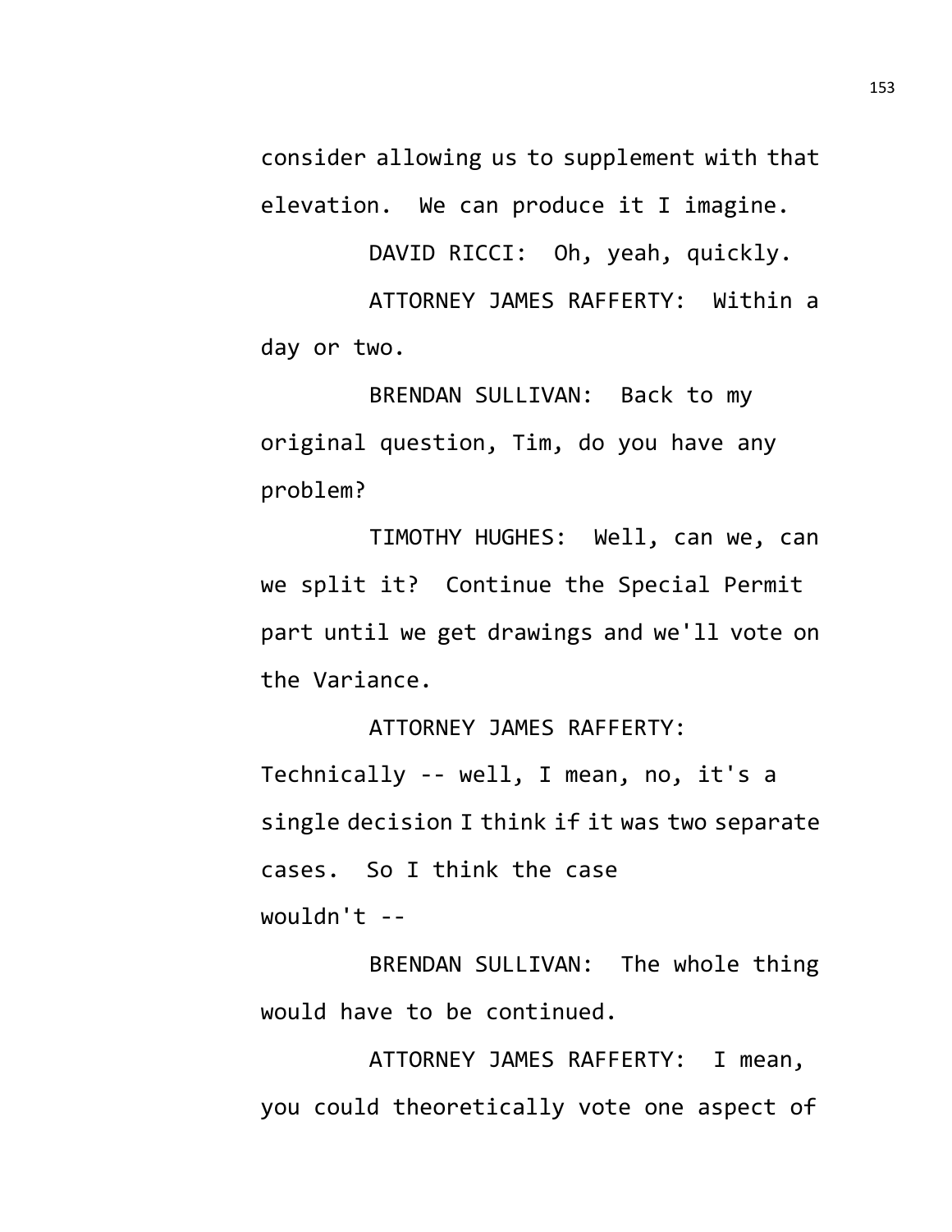consider allowing us to supplement with that elevation. We can produce it I imagine.

DAVID RICCI: Oh, yeah, quickly.

ATTORNEY JAMES RAFFERTY: Within a day or two.

BRENDAN SULLIVAN: Back to my original question, Tim, do you have any problem?

TIMOTHY HUGHES: Well, can we, can we split it? Continue the Special Permit part until we get drawings and we'll vote on the Variance.

ATTORNEY JAMES RAFFERTY: Technically -- well, I mean, no, it's a single decision I think if it was two separate cases. So I think the case wouldn't --

BRENDAN SULLIVAN: The whole thing would have to be continued.

ATTORNEY JAMES RAFFERTY: I mean, you could theoretically vote one aspect of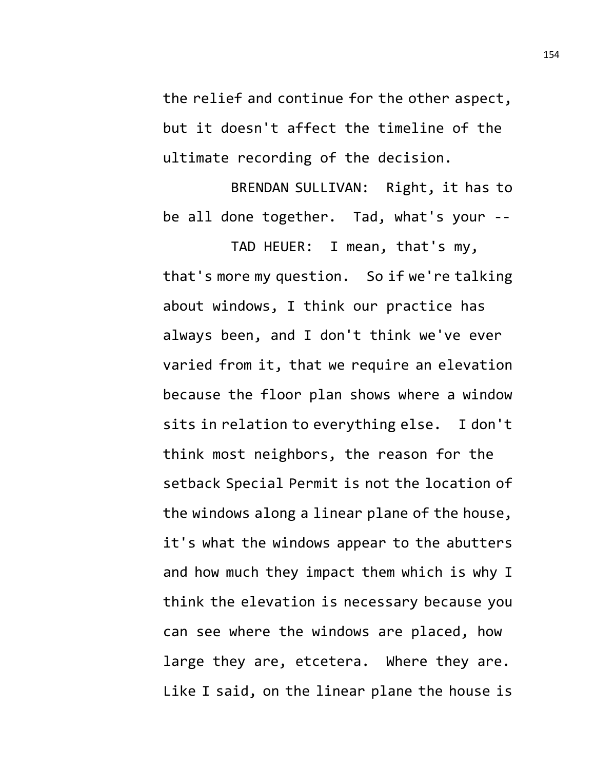the relief and continue for the other aspect, but it doesn't affect the timeline of the ultimate recording of the decision.

BRENDAN SULLIVAN: Right, it has to be all done together. Tad, what's your --

TAD HEUER: I mean, that's my, that's more my question. So if we're talking about windows, I think our practice has always been, and I don't think we've ever varied from it, that we require an elevation because the floor plan shows where a window sits in relation to everything else. I don't think most neighbors, the reason for the setback Special Permit is not the location of the windows along a linear plane of the house, it's what the windows appear to the abutters and how much they impact them which is why I think the elevation is necessary because you can see where the windows are placed, how large they are, etcetera. Where they are. Like I said, on the linear plane the house is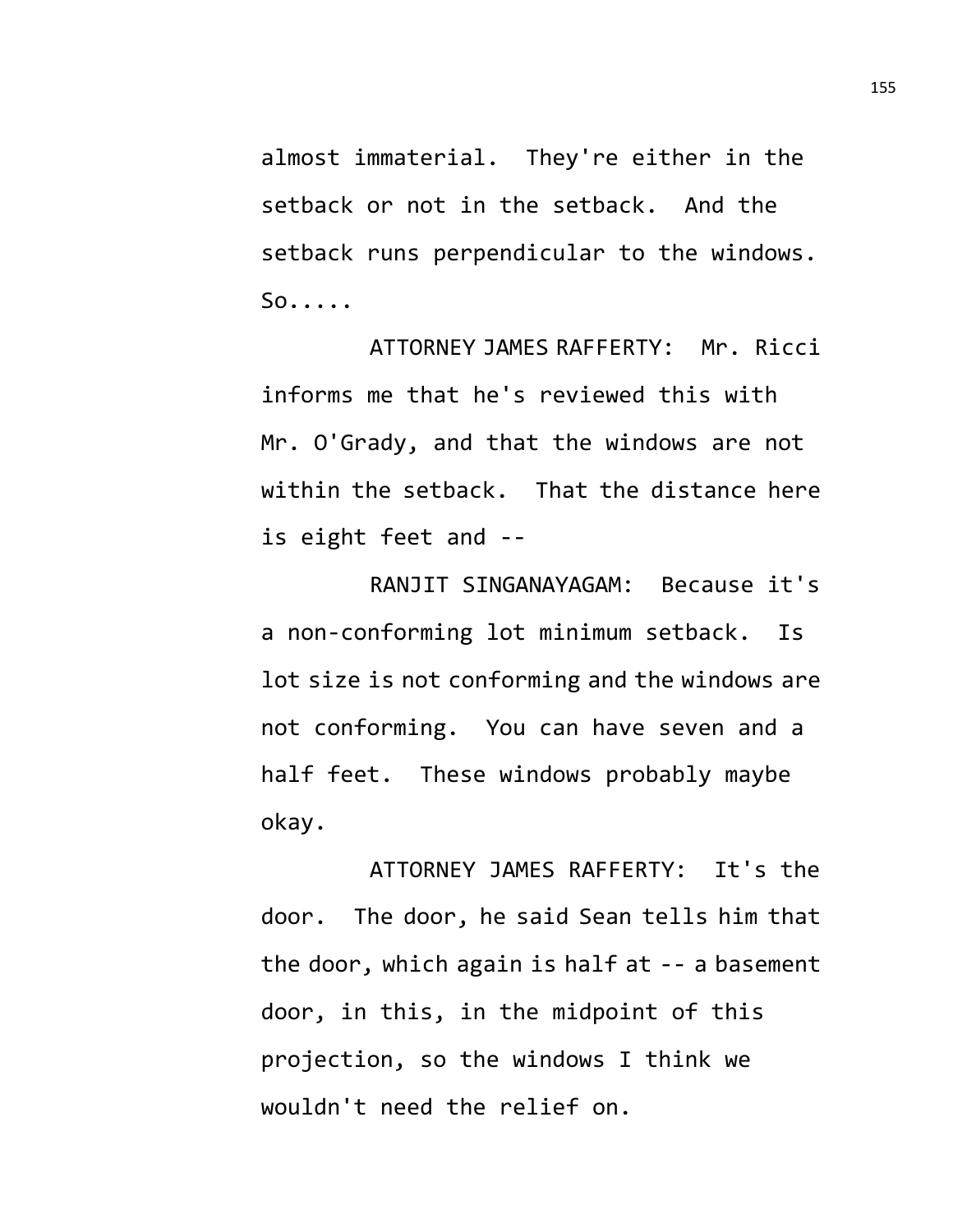almost immaterial. They're either in the setback or not in the setback. And the setback runs perpendicular to the windows. So.....

ATTORNEY JAMES RAFFERTY: Mr. Ricci informs me that he's reviewed this with Mr. O'Grady, and that the windows are not within the setback. That the distance here is eight feet and --

RANJIT SINGANAYAGAM: Because it's a non-conforming lot minimum setback. Is lot size is not conforming and the windows are not conforming. You can have seven and a half feet. These windows probably maybe okay.

ATTORNEY JAMES RAFFERTY: It's the door. The door, he said Sean tells him that the door, which again is half at -- a basement door, in this, in the midpoint of this projection, so the windows I think we wouldn't need the relief on.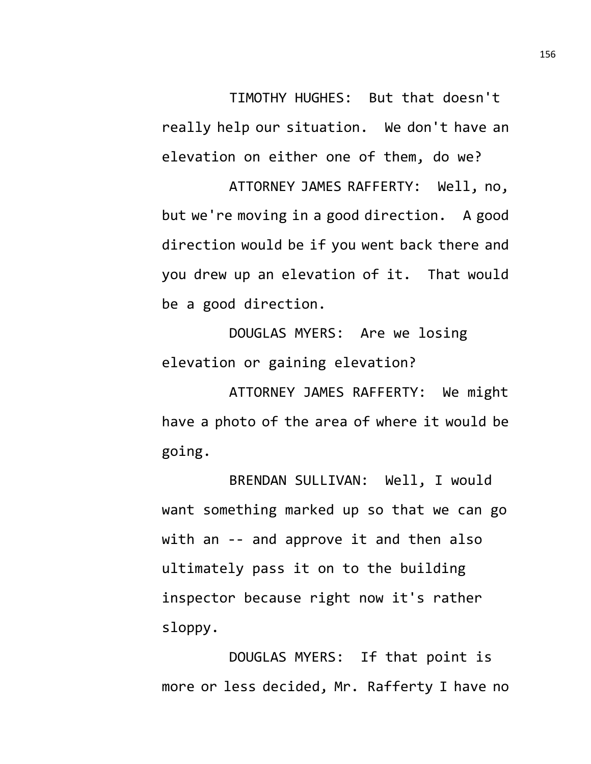TIMOTHY HUGHES: But that doesn't really help our situation. We don't have an elevation on either one of them, do we?

ATTORNEY JAMES RAFFERTY: Well, no, but we're moving in a good direction. A good direction would be if you went back there and you drew up an elevation of it. That would be a good direction.

DOUGLAS MYERS: Are we losing elevation or gaining elevation?

ATTORNEY JAMES RAFFERTY: We might have a photo of the area of where it would be going.

BRENDAN SULLIVAN: Well, I would want something marked up so that we can go with an -- and approve it and then also ultimately pass it on to the building inspector because right now it's rather sloppy.

DOUGLAS MYERS: If that point is more or less decided, Mr. Rafferty I have no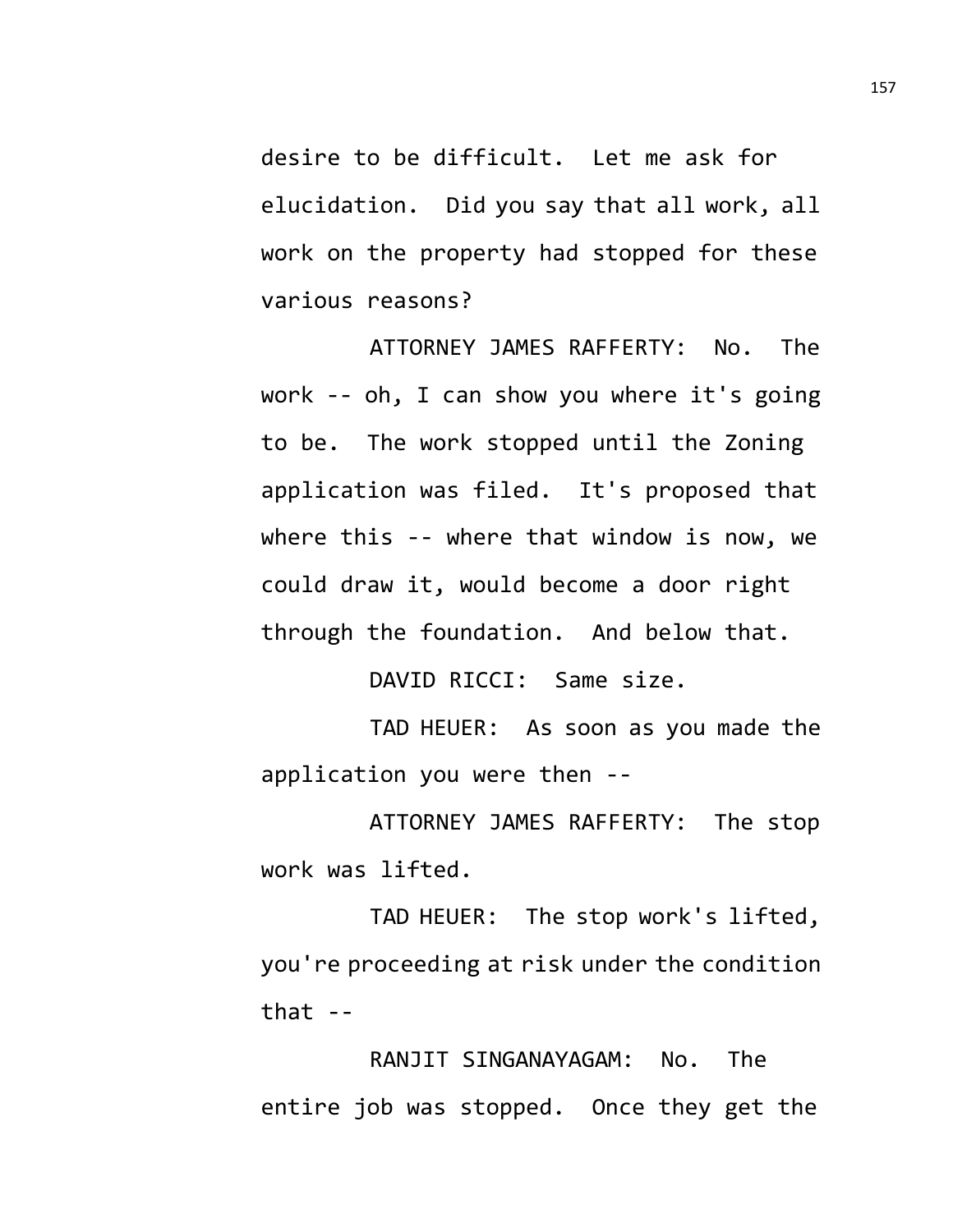desire to be difficult. Let me ask for elucidation. Did you say that all work, all work on the property had stopped for these various reasons?

ATTORNEY JAMES RAFFERTY: No. The work -- oh, I can show you where it's going to be. The work stopped until the Zoning application was filed. It's proposed that where this -- where that window is now, we could draw it, would become a door right through the foundation. And below that.

DAVID RICCI: Same size.

TAD HEUER: As soon as you made the application you were then --

ATTORNEY JAMES RAFFERTY: The stop work was lifted.

TAD HEUER: The stop work's lifted, you're proceeding at risk under the condition that --

RANJIT SINGANAYAGAM: No. The entire job was stopped. Once they get the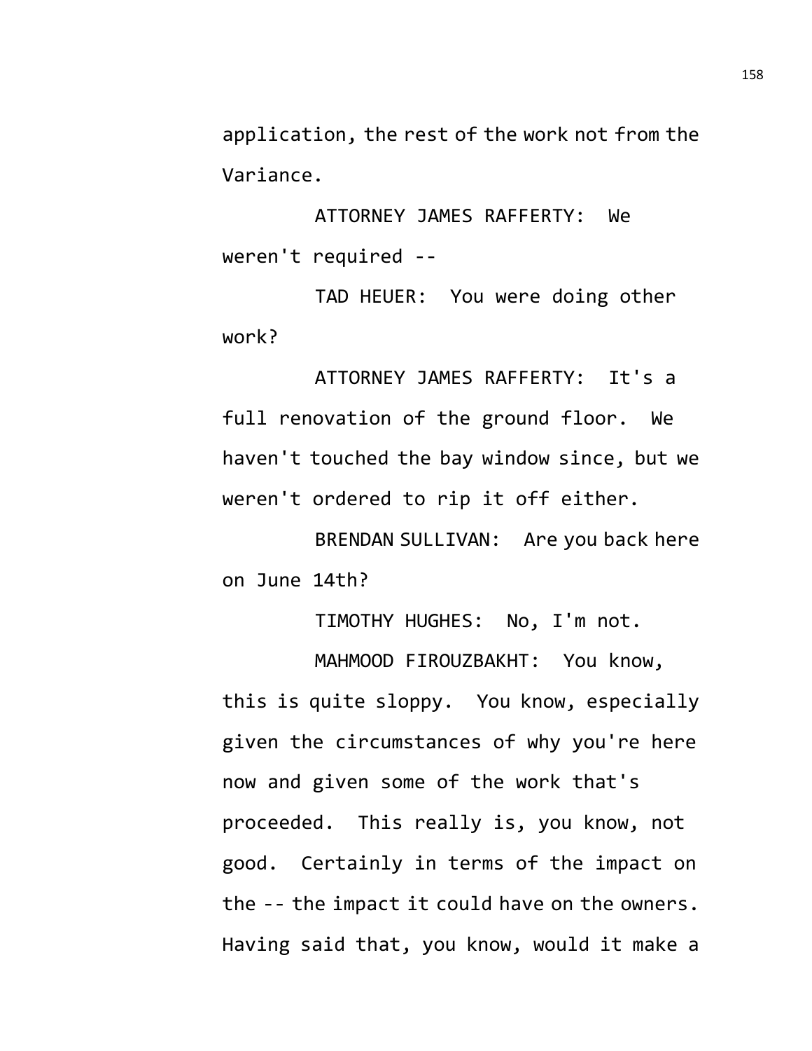application, the rest of the work not from the Variance.

ATTORNEY JAMES RAFFERTY: We weren't required --

TAD HEUER: You were doing other work?

ATTORNEY JAMES RAFFERTY: It's a full renovation of the ground floor. We haven't touched the bay window since, but we weren't ordered to rip it off either.

BRENDAN SULLIVAN: Are you back here on June 14th?

TIMOTHY HUGHES: No, I'm not.

MAHMOOD FIROUZBAKHT: You know, this is quite sloppy. You know, especially given the circumstances of why you're here now and given some of the work that's proceeded. This really is, you know, not good. Certainly in terms of the impact on the -- the impact it could have on the owners. Having said that, you know, would it make a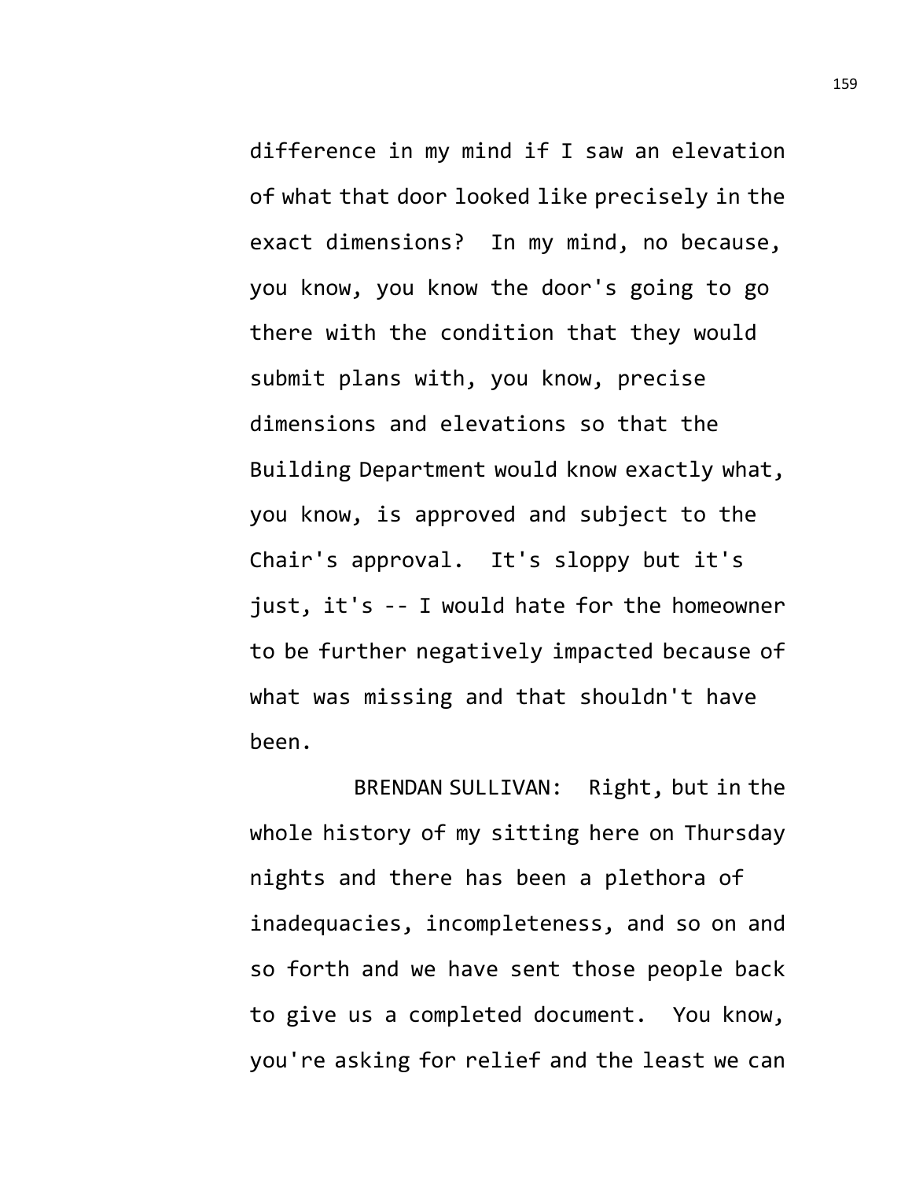difference in my mind if I saw an elevation of what that door looked like precisely in the exact dimensions? In my mind, no because, you know, you know the door's going to go there with the condition that they would submit plans with, you know, precise dimensions and elevations so that the Building Department would know exactly what, you know, is approved and subject to the Chair's approval. It's sloppy but it's just, it's -- I would hate for the homeowner to be further negatively impacted because of what was missing and that shouldn't have been.

BRENDAN SULLIVAN: Right, but in the whole history of my sitting here on Thursday nights and there has been a plethora of inadequacies, incompleteness, and so on and so forth and we have sent those people back to give us a completed document. You know, you're asking for relief and the least we can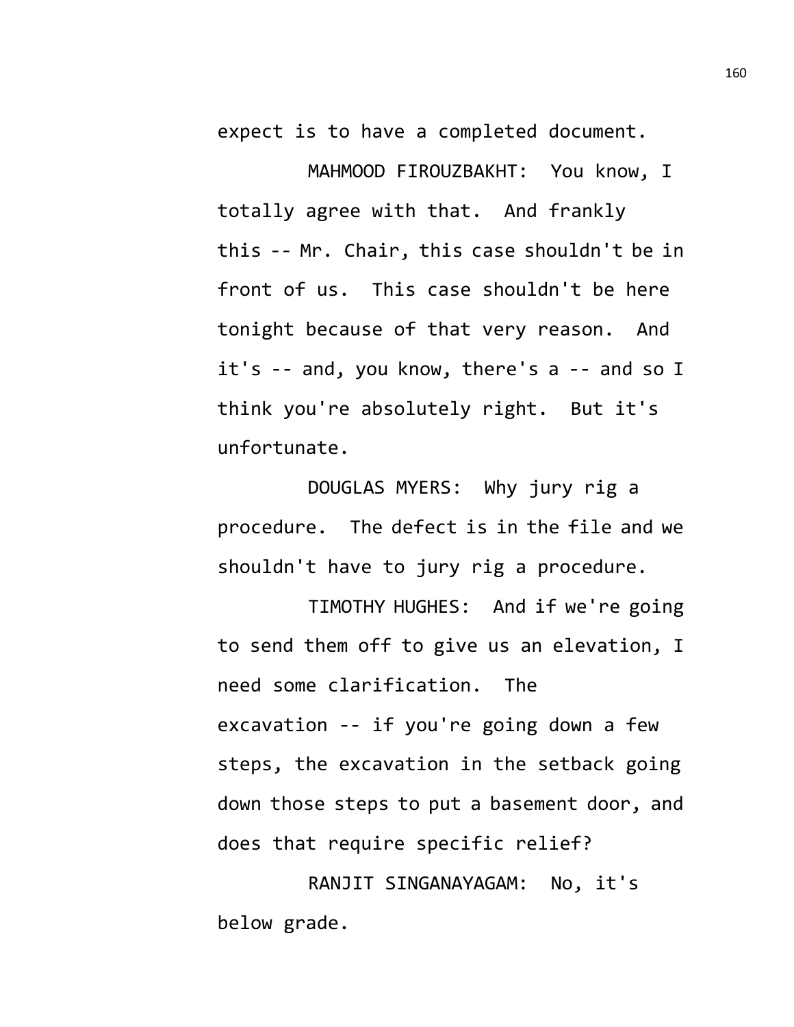expect is to have a completed document.

MAHMOOD FIROUZBAKHT: You know, I totally agree with that. And frankly this -- Mr. Chair, this case shouldn't be in front of us. This case shouldn't be here tonight because of that very reason. And it's -- and, you know, there's a -- and so I think you're absolutely right. But it's unfortunate.

DOUGLAS MYERS: Why jury rig a procedure. The defect is in the file and we shouldn't have to jury rig a procedure.

TIMOTHY HUGHES: And if we're going to send them off to give us an elevation, I need some clarification. The excavation -- if you're going down a few steps, the excavation in the setback going down those steps to put a basement door, and does that require specific relief?

RANJIT SINGANAYAGAM: No, it's below grade.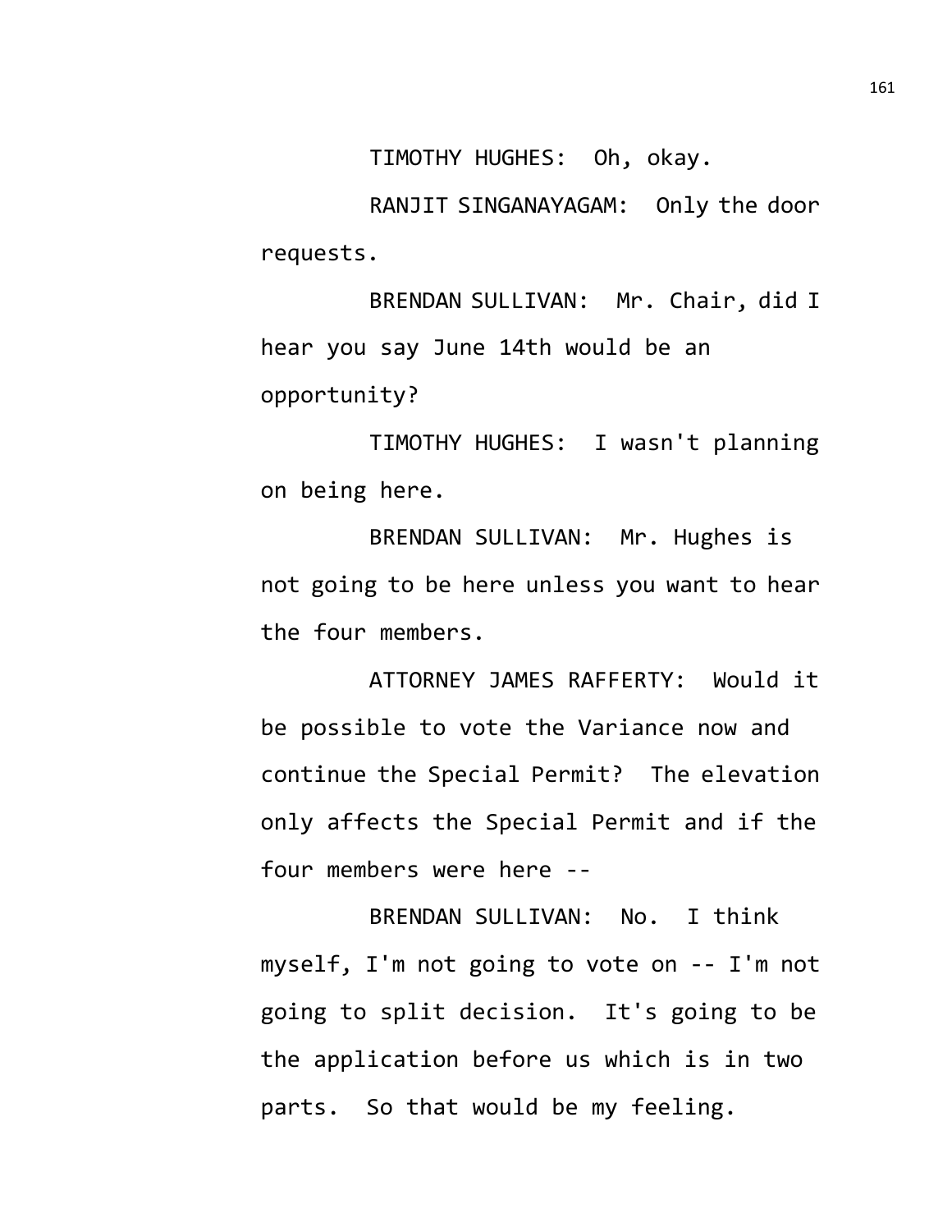TIMOTHY HUGHES: Oh, okay.

RANJIT SINGANAYAGAM: Only the door requests.

BRENDAN SULLIVAN: Mr. Chair, did I hear you say June 14th would be an opportunity?

TIMOTHY HUGHES: I wasn't planning on being here.

BRENDAN SULLIVAN: Mr. Hughes is not going to be here unless you want to hear the four members.

ATTORNEY JAMES RAFFERTY: Would it be possible to vote the Variance now and continue the Special Permit? The elevation only affects the Special Permit and if the four members were here --

BRENDAN SULLIVAN: No. I think myself, I'm not going to vote on -- I'm not going to split decision. It's going to be the application before us which is in two parts. So that would be my feeling.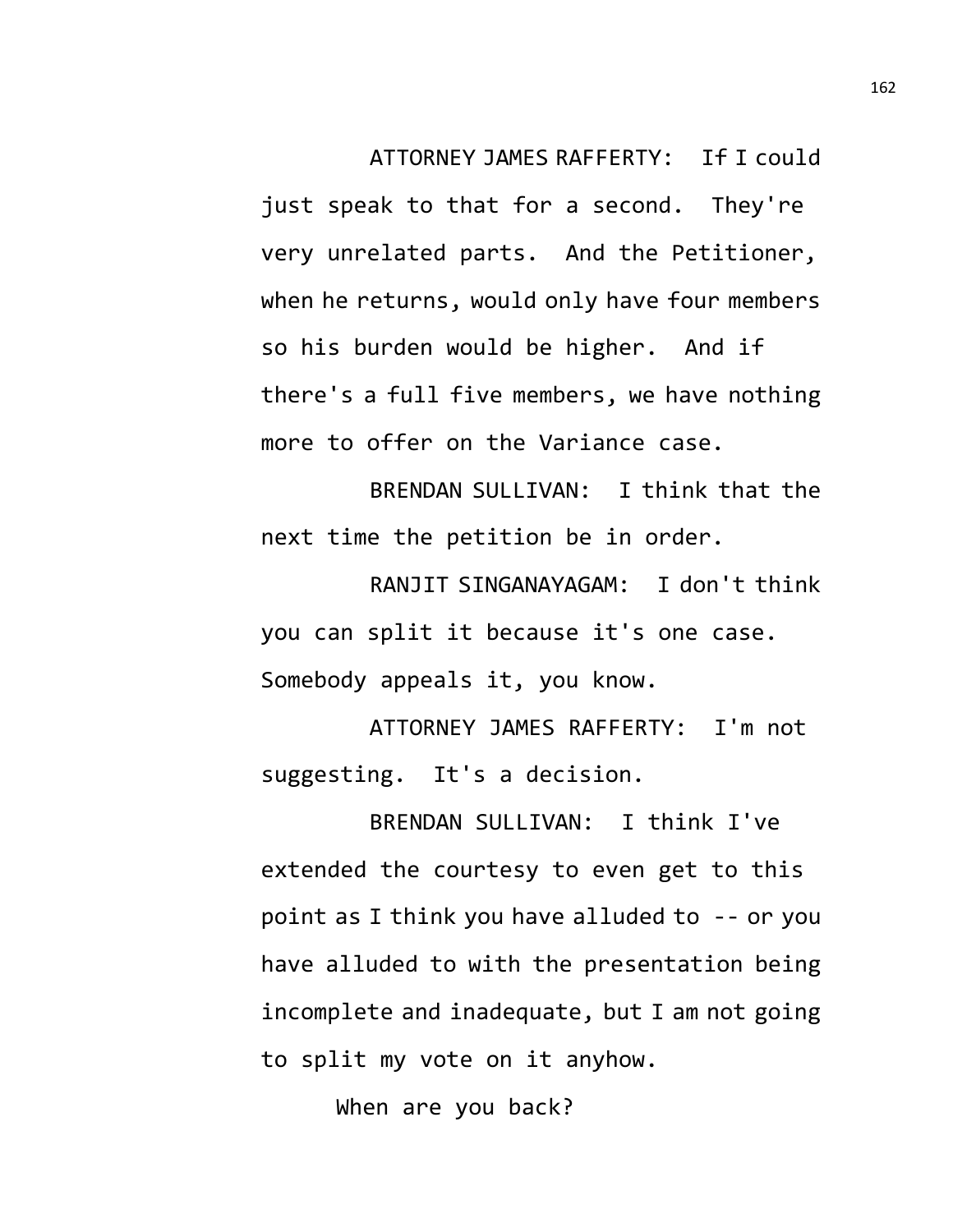ATTORNEY JAMES RAFFERTY: If I could just speak to that for a second. They're very unrelated parts. And the Petitioner, when he returns, would only have four members so his burden would be higher. And if there's a full five members, we have nothing more to offer on the Variance case.

BRENDAN SULLIVAN: I think that the next time the petition be in order.

RANJIT SINGANAYAGAM: I don't think you can split it because it's one case. Somebody appeals it, you know.

ATTORNEY JAMES RAFFERTY: I'm not suggesting. It's a decision.

BRENDAN SULLIVAN: I think I've extended the courtesy to even get to this point as I think you have alluded to -- or you have alluded to with the presentation being incomplete and inadequate, but I am not going to split my vote on it anyhow.

When are you back?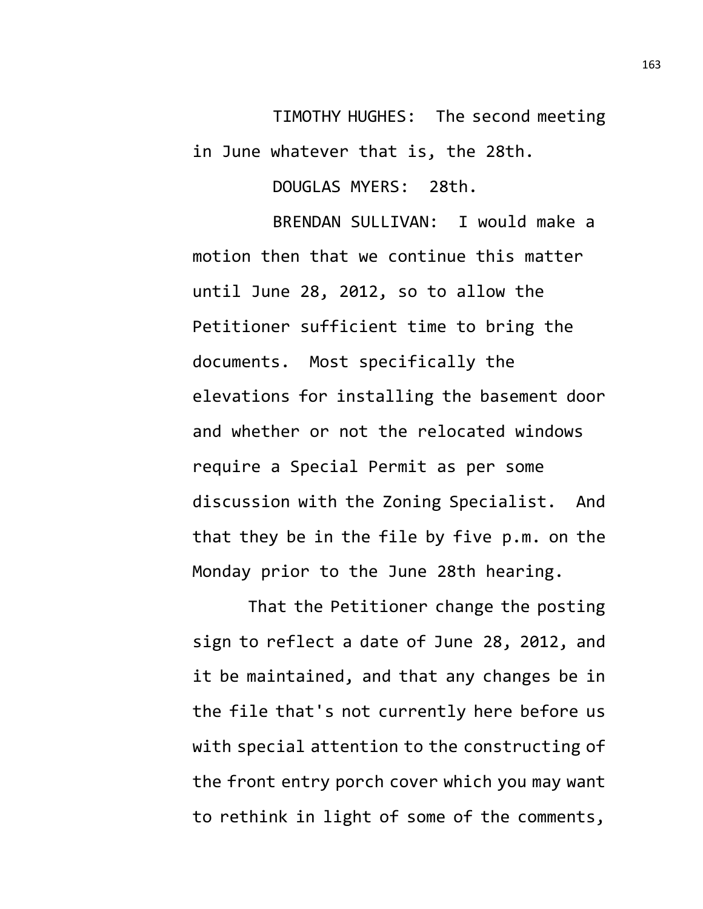TIMOTHY HUGHES: The second meeting in June whatever that is, the 28th.

DOUGLAS MYERS: 28th.

BRENDAN SULLIVAN: I would make a motion then that we continue this matter until June 28, 2012, so to allow the Petitioner sufficient time to bring the documents. Most specifically the elevations for installing the basement door and whether or not the relocated windows require a Special Permit as per some discussion with the Zoning Specialist. And that they be in the file by five p.m. on the Monday prior to the June 28th hearing.

That the Petitioner change the posting sign to reflect a date of June 28, 2012, and it be maintained, and that any changes be in the file that's not currently here before us with special attention to the constructing of the front entry porch cover which you may want to rethink in light of some of the comments,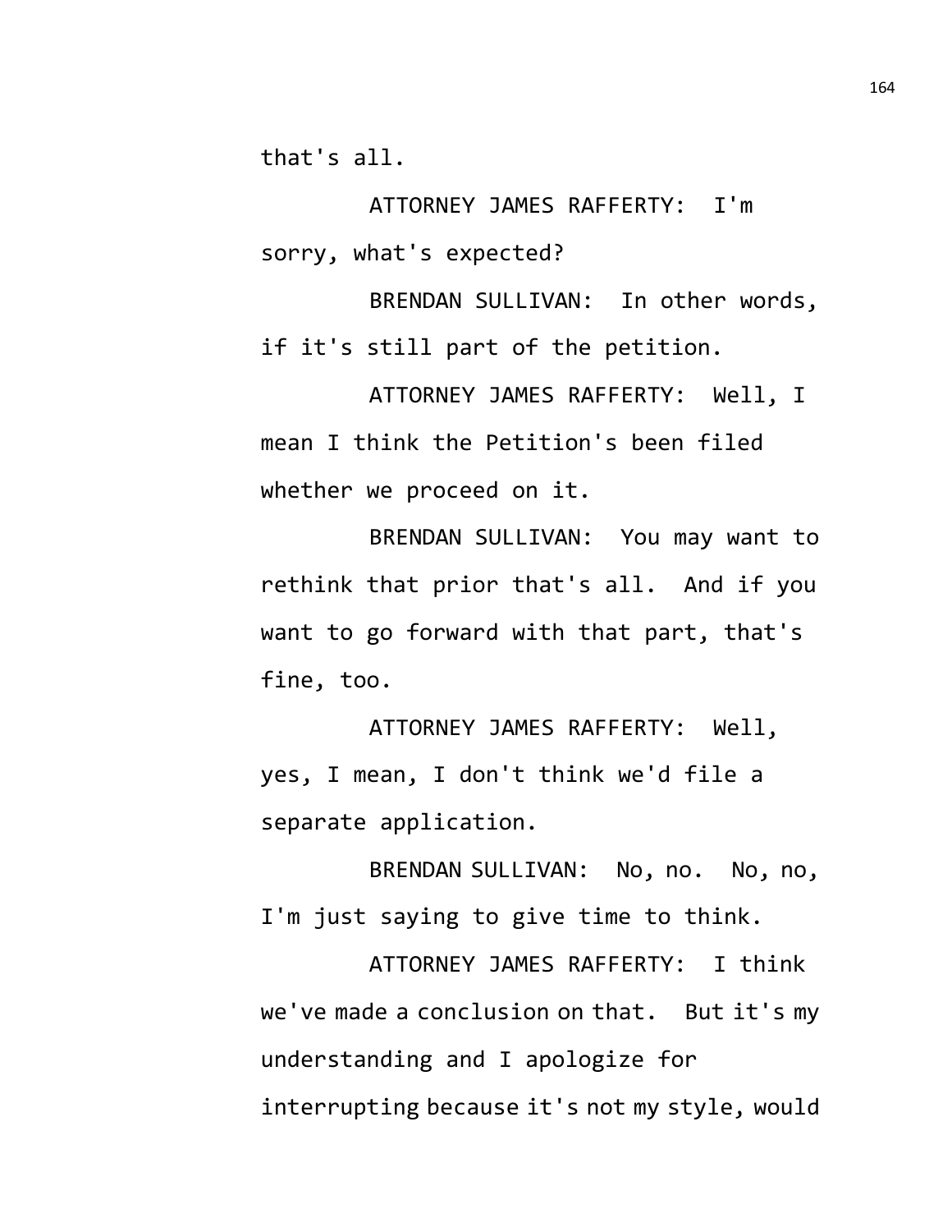that's all.

ATTORNEY JAMES RAFFERTY: I'm sorry, what's expected?

BRENDAN SULLIVAN: In other words, if it's still part of the petition.

ATTORNEY JAMES RAFFERTY: Well, I mean I think the Petition's been filed whether we proceed on it.

BRENDAN SULLIVAN: You may want to rethink that prior that's all. And if you want to go forward with that part, that's fine, too.

ATTORNEY JAMES RAFFERTY: Well, yes, I mean, I don't think we'd file a separate application.

BRENDAN SULLIVAN: No, no. No, no, I'm just saying to give time to think.

ATTORNEY JAMES RAFFERTY: I think we've made a conclusion on that. But it's my understanding and I apologize for interrupting because it's not my style, would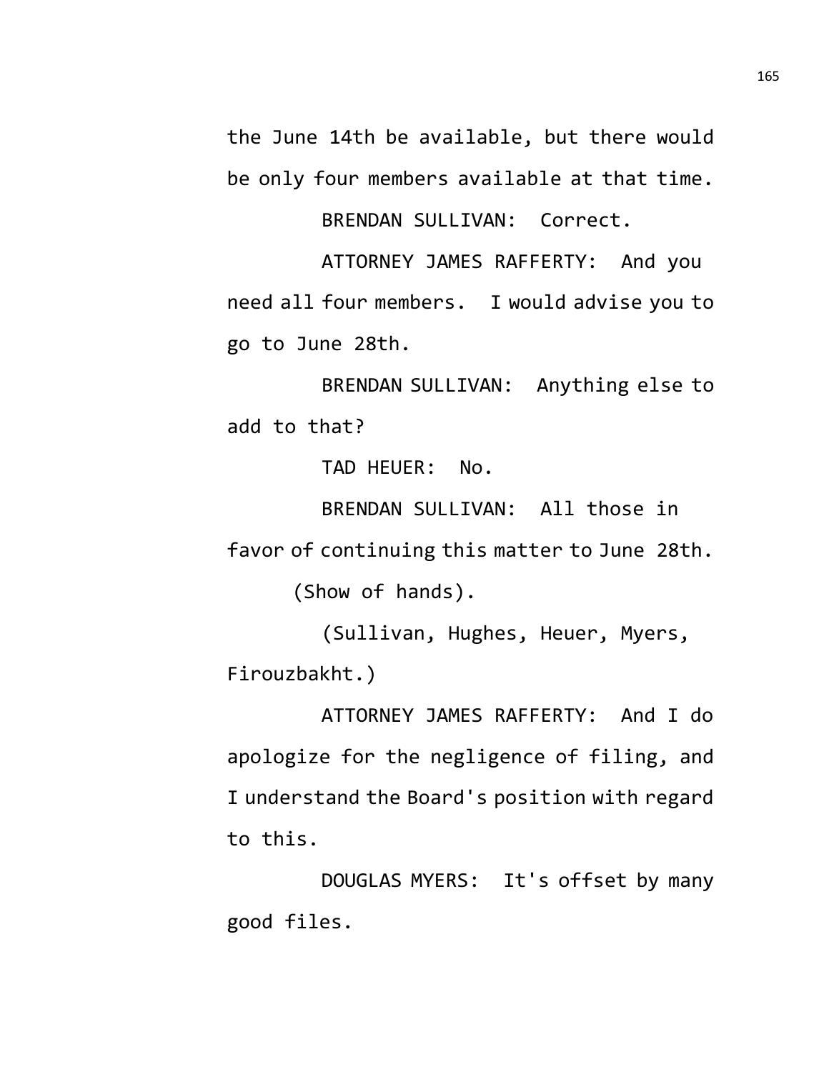the June 14th be available, but there would be only four members available at that time.

BRENDAN SULLIVAN: Correct.

ATTORNEY JAMES RAFFERTY: And you need all four members. I would advise you to go to June 28th.

BRENDAN SULLIVAN: Anything else to add to that?

TAD HEUER: No.

BRENDAN SULLIVAN: All those in favor of continuing this matter to June 28th.

(Show of hands).

(Sullivan, Hughes, Heuer, Myers, Firouzbakht.)

ATTORNEY JAMES RAFFERTY: And I do apologize for the negligence of filing, and I understand the Board's position with regard to this.

DOUGLAS MYERS: It's offset by many good files.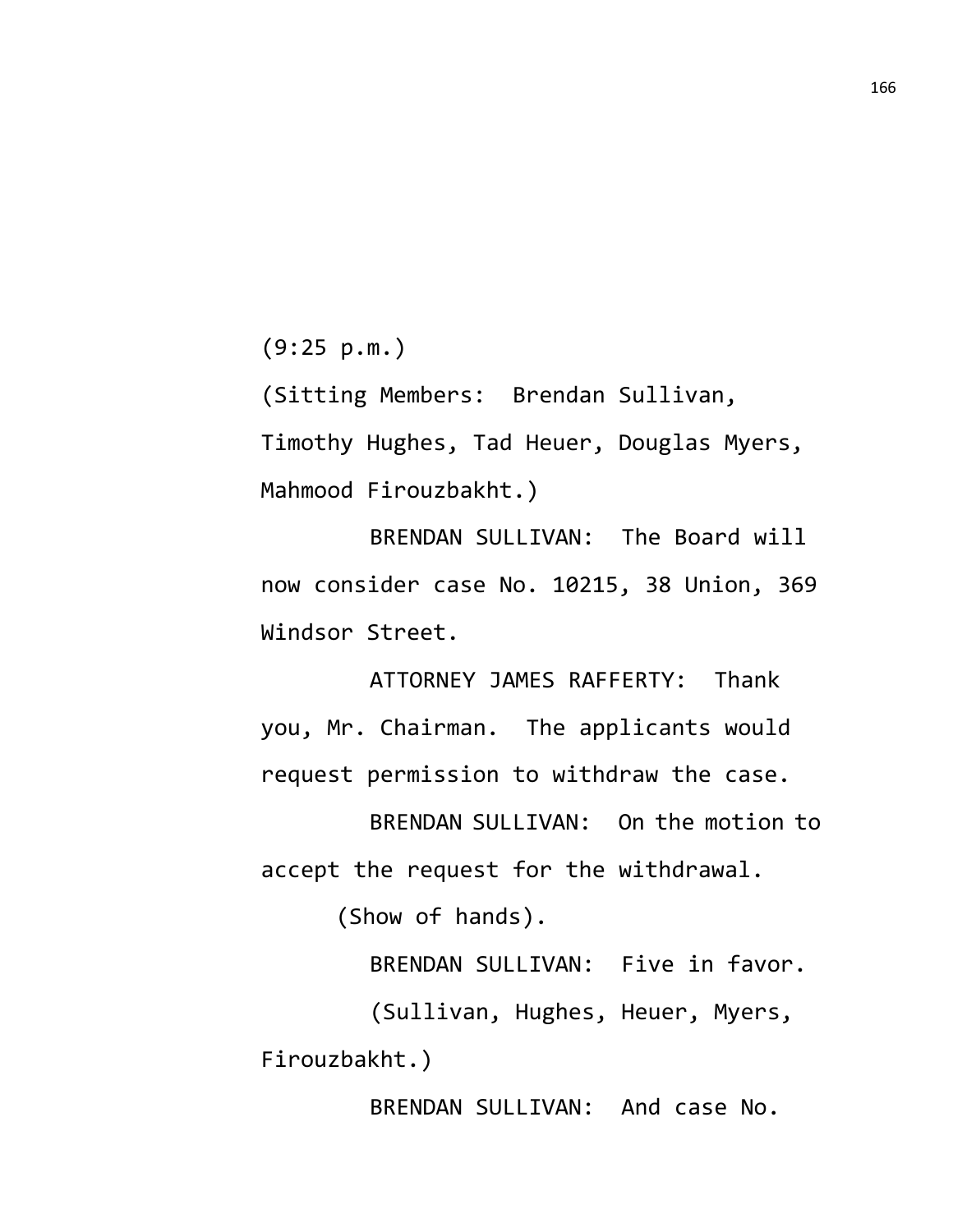(9:25 p.m.)

(Sitting Members: Brendan Sullivan, Timothy Hughes, Tad Heuer, Douglas Myers, Mahmood Firouzbakht.)

BRENDAN SULLIVAN: The Board will now consider case No. 10215, 38 Union, 369 Windsor Street.

ATTORNEY JAMES RAFFERTY: Thank you, Mr. Chairman. The applicants would request permission to withdraw the case.

BRENDAN SULLIVAN: On the motion to accept the request for the withdrawal.

(Show of hands).

BRENDAN SULLIVAN: Five in favor.

(Sullivan, Hughes, Heuer, Myers, Firouzbakht.)

BRENDAN SULLIVAN: And case No.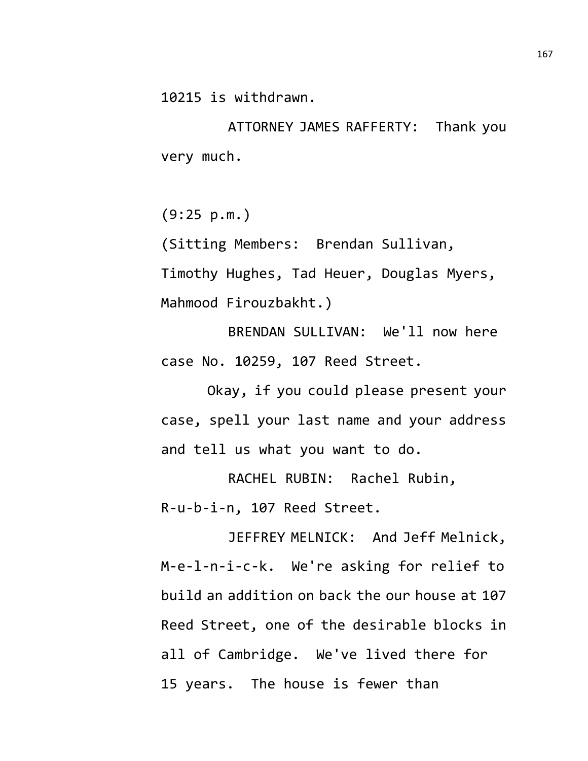10215 is withdrawn.

ATTORNEY JAMES RAFFERTY: Thank you very much.

(9:25 p.m.)

(Sitting Members: Brendan Sullivan, Timothy Hughes, Tad Heuer, Douglas Myers, Mahmood Firouzbakht.)

BRENDAN SULLIVAN: We'll now here case No. 10259, 107 Reed Street.

Okay, if you could please present your case, spell your last name and your address and tell us what you want to do.

RACHEL RUBIN: Rachel Rubin, R-u-b-i-n, 107 Reed Street.

JEFFREY MELNICK: And Jeff Melnick, M-e-l-n-i-c-k. We're asking for relief to build an addition on back the our house at 107 Reed Street, one of the desirable blocks in all of Cambridge. We've lived there for 15 years. The house is fewer than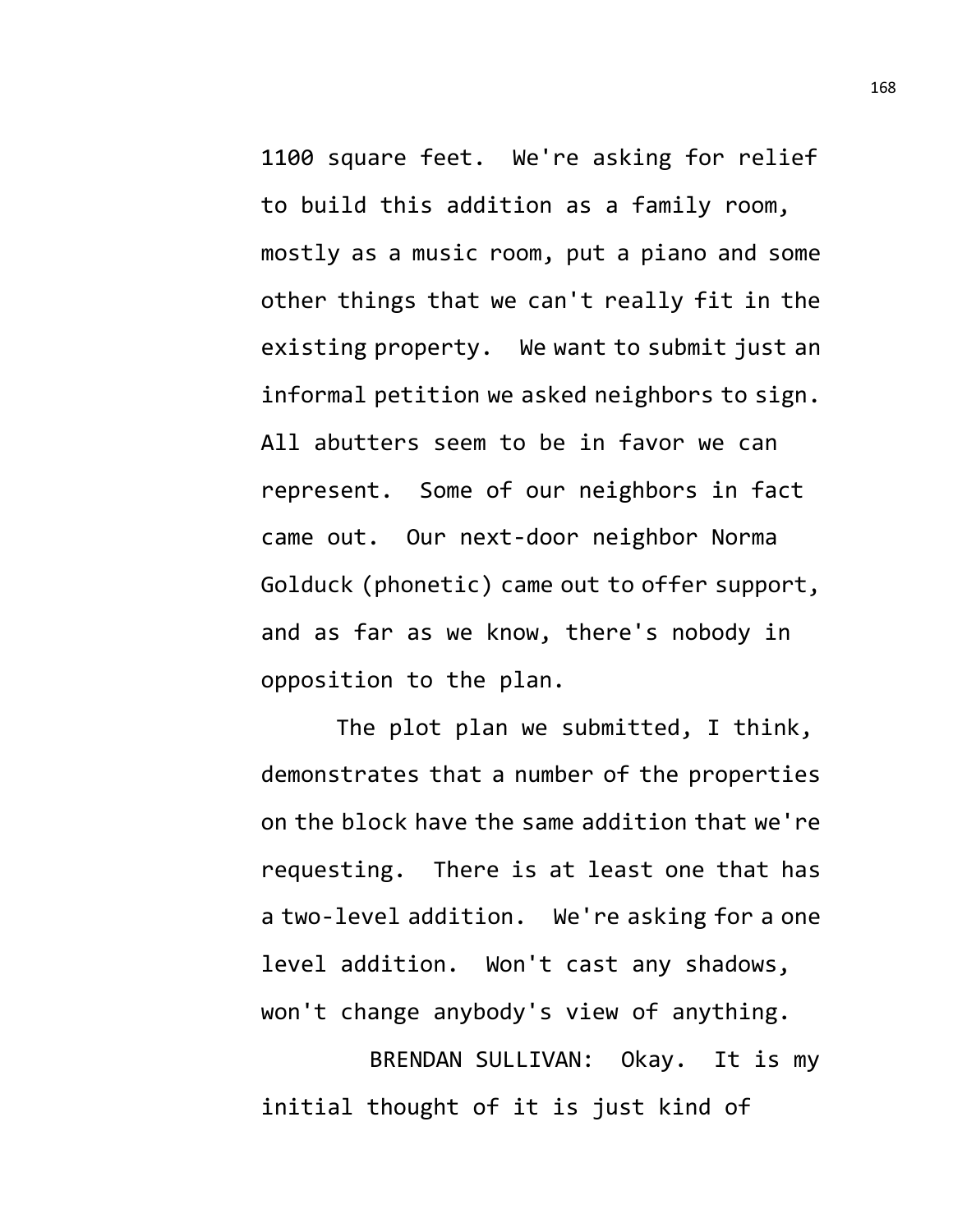1100 square feet. We're asking for relief to build this addition as a family room, mostly as a music room, put a piano and some other things that we can't really fit in the existing property. We want to submit just an informal petition we asked neighbors to sign. All abutters seem to be in favor we can represent. Some of our neighbors in fact came out. Our next-door neighbor Norma Golduck (phonetic) came out to offer support, and as far as we know, there's nobody in opposition to the plan.

The plot plan we submitted, I think, demonstrates that a number of the properties on the block have the same addition that we're requesting. There is at least one that has a two-level addition. We're asking for a one level addition. Won't cast any shadows, won't change anybody's view of anything.

BRENDAN SULLIVAN: Okay. It is my initial thought of it is just kind of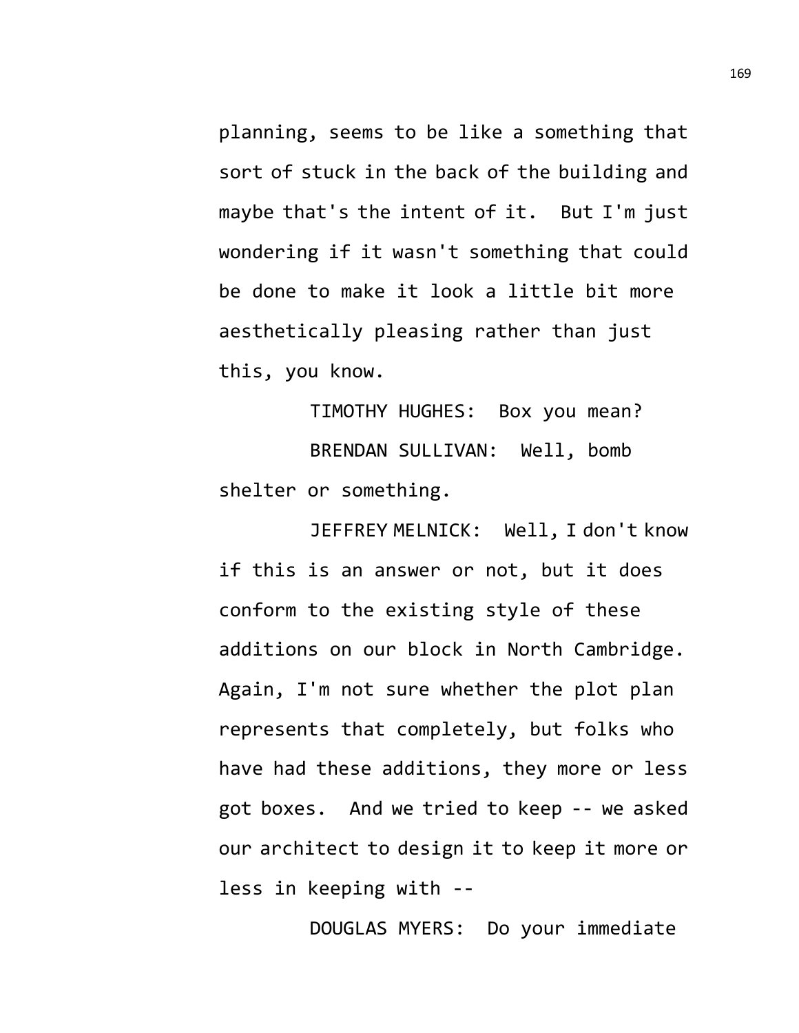planning, seems to be like a something that sort of stuck in the back of the building and maybe that's the intent of it. But I'm just wondering if it wasn't something that could be done to make it look a little bit more aesthetically pleasing rather than just this, you know.

TIMOTHY HUGHES: Box you mean?

BRENDAN SULLIVAN: Well, bomb shelter or something.

JEFFREY MELNICK: Well, I don't know if this is an answer or not, but it does conform to the existing style of these additions on our block in North Cambridge. Again, I'm not sure whether the plot plan represents that completely, but folks who have had these additions, they more or less got boxes. And we tried to keep -- we asked our architect to design it to keep it more or less in keeping with --

DOUGLAS MYERS: Do your immediate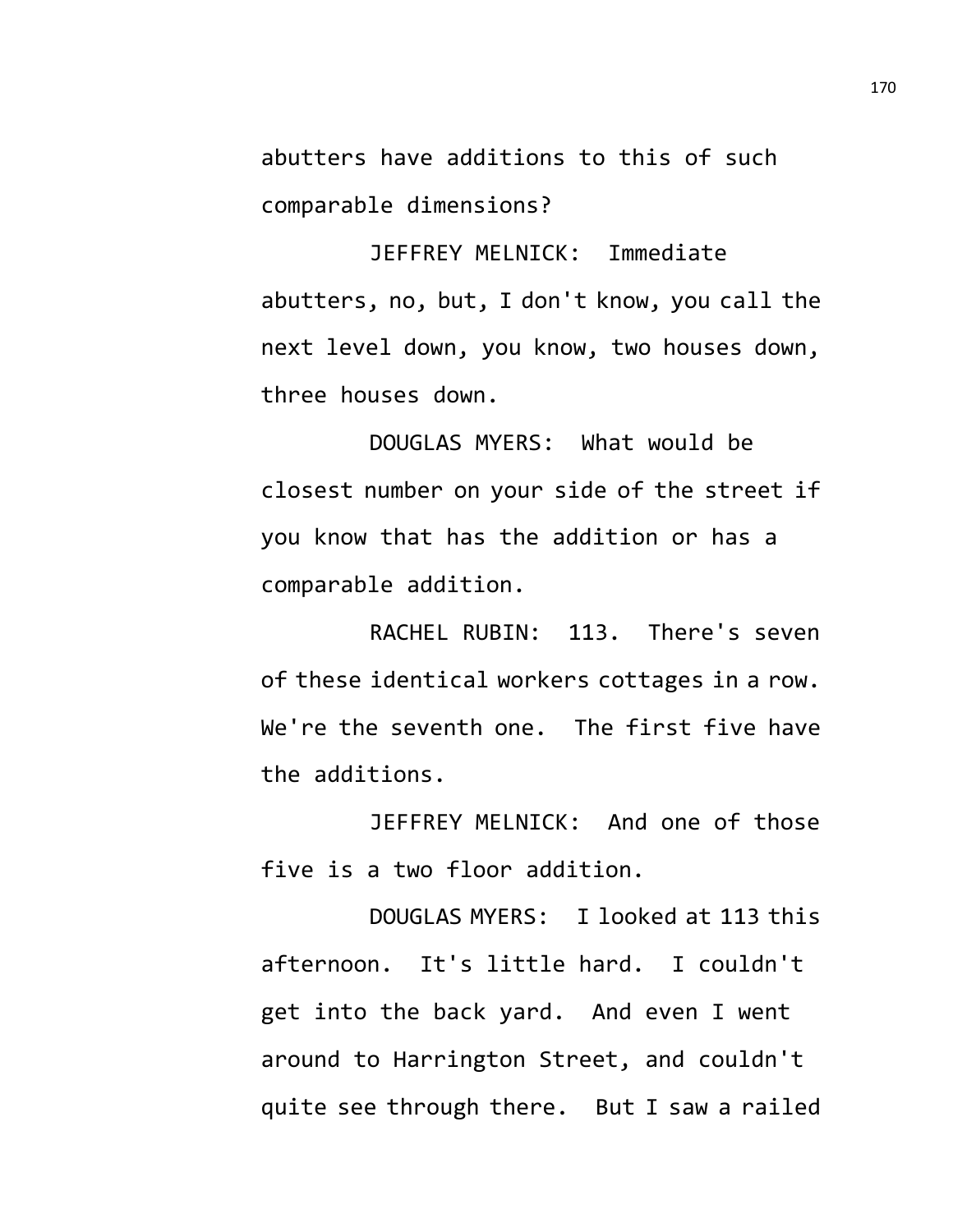abutters have additions to this of such comparable dimensions?

JEFFREY MELNICK: Immediate abutters, no, but, I don't know, you call the next level down, you know, two houses down, three houses down.

DOUGLAS MYERS: What would be closest number on your side of the street if you know that has the addition or has a comparable addition.

RACHEL RUBIN: 113. There's seven of these identical workers cottages in a row. We're the seventh one. The first five have the additions.

JEFFREY MELNICK: And one of those five is a two floor addition.

DOUGLAS MYERS: I looked at 113 this afternoon. It's little hard. I couldn't get into the back yard. And even I went around to Harrington Street, and couldn't quite see through there. But I saw a railed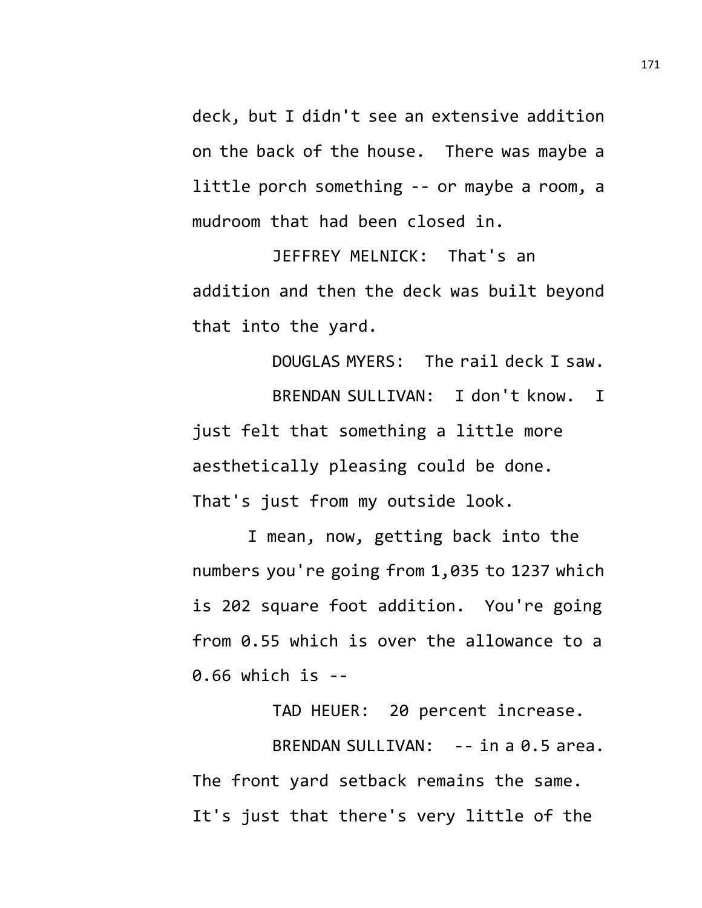deck, but I didn't see an extensive addition on the back of the house. There was maybe a little porch something -- or maybe a room, a mudroom that had been closed in.

JEFFREY MELNICK: That's an addition and then the deck was built beyond that into the yard.

DOUGLAS MYERS: The rail deck I saw.

BRENDAN SULLIVAN: I don't know. I just felt that something a little more aesthetically pleasing could be done. That's just from my outside look.

I mean, now, getting back into the numbers you're going from 1,035 to 1237 which is 202 square foot addition. You're going from 0.55 which is over the allowance to a 0.66 which is --

TAD HEUER: 20 percent increase.

BRENDAN SULLIVAN: -- in a 0.5 area. The front yard setback remains the same. It's just that there's very little of the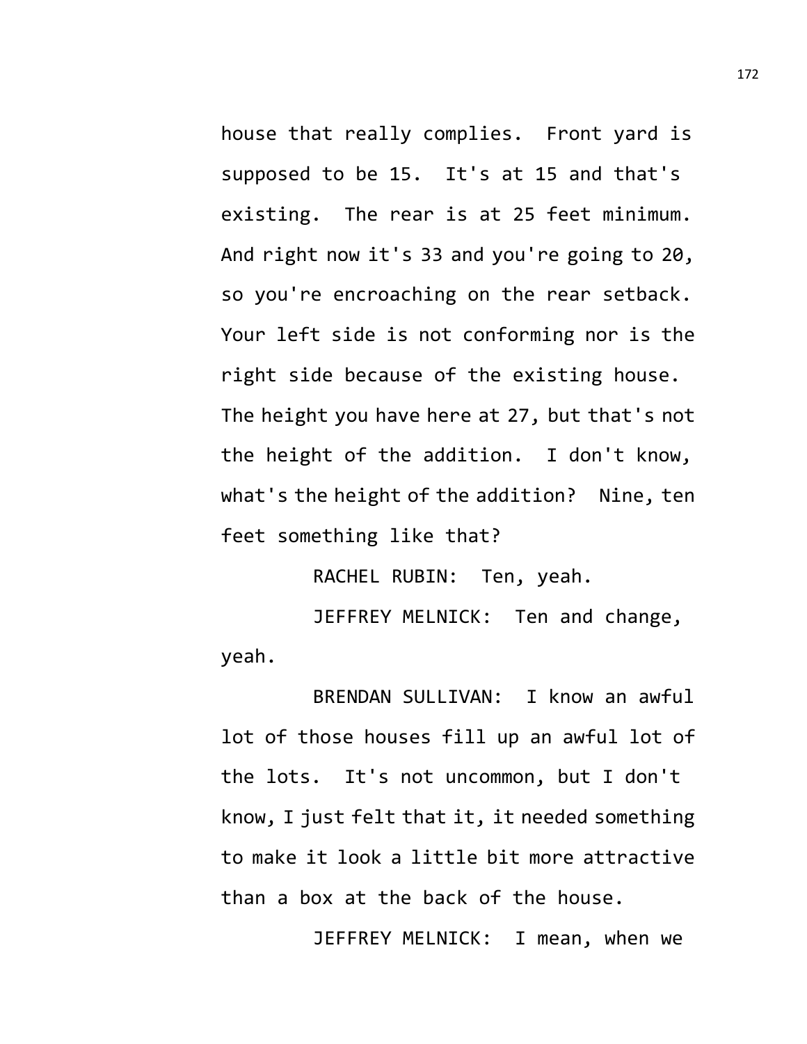house that really complies. Front yard is supposed to be 15. It's at 15 and that's existing. The rear is at 25 feet minimum. And right now it's 33 and you're going to 20, so you're encroaching on the rear setback. Your left side is not conforming nor is the right side because of the existing house. The height you have here at 27, but that's not the height of the addition. I don't know, what's the height of the addition? Nine, ten feet something like that?

RACHEL RUBIN: Ten, yeah.

JEFFREY MELNICK: Ten and change, yeah.

BRENDAN SULLIVAN: I know an awful lot of those houses fill up an awful lot of the lots. It's not uncommon, but I don't know, I just felt that it, it needed something to make it look a little bit more attractive than a box at the back of the house.

JEFFREY MELNICK: I mean, when we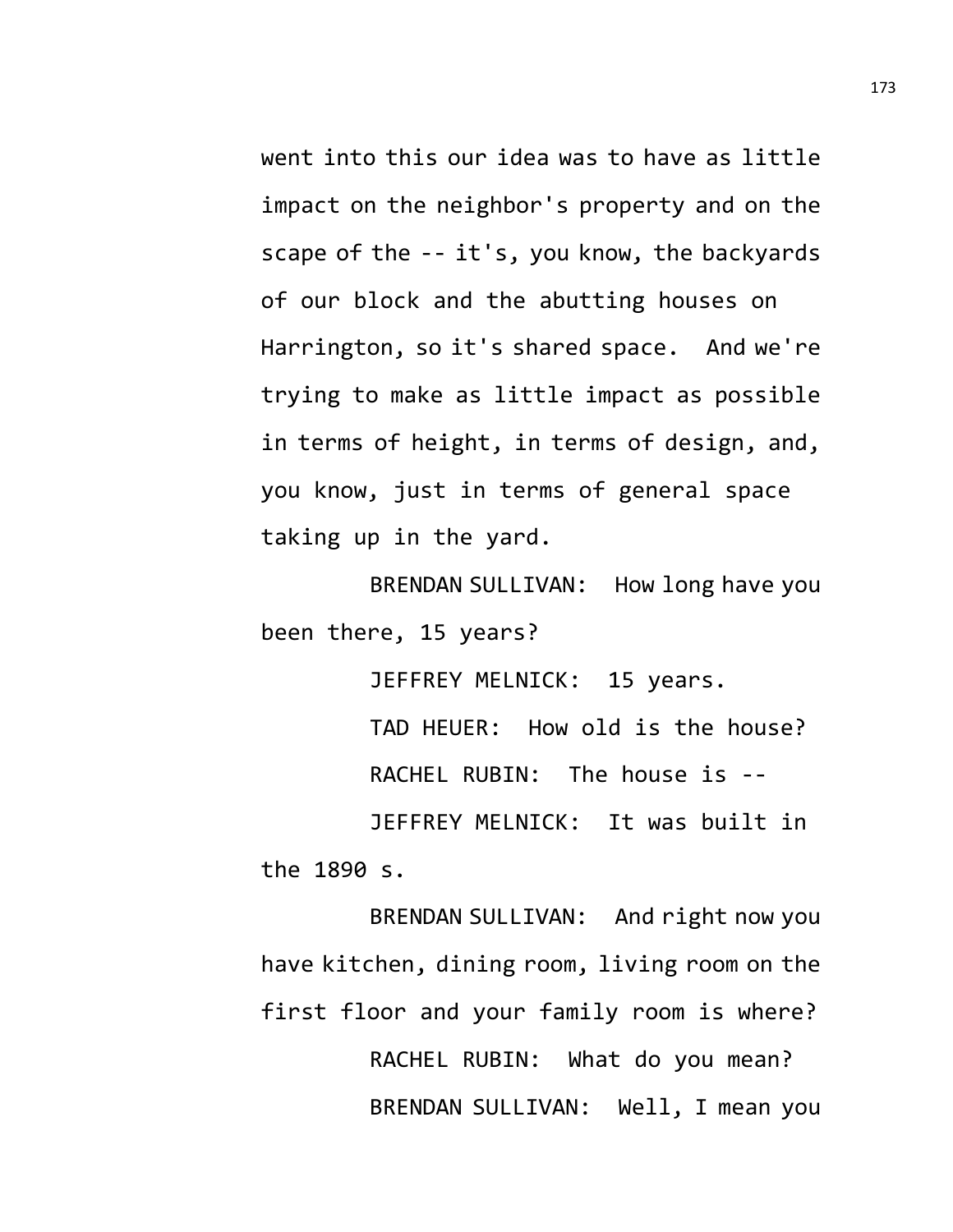went into this our idea was to have as little impact on the neighbor's property and on the scape of the -- it's, you know, the backyards of our block and the abutting houses on Harrington, so it's shared space. And we're trying to make as little impact as possible in terms of height, in terms of design, and, you know, just in terms of general space taking up in the yard.

BRENDAN SULLIVAN: How long have you been there, 15 years?

JEFFREY MELNICK: 15 years.

TAD HEUER: How old is the house?

RACHEL RUBIN: The house is --

JEFFREY MELNICK: It was built in the 1890 s.

BRENDAN SULLIVAN: And right now you have kitchen, dining room, living room on the first floor and your family room is where?

RACHEL RUBIN: What do you mean?

BRENDAN SULLIVAN: Well, I mean you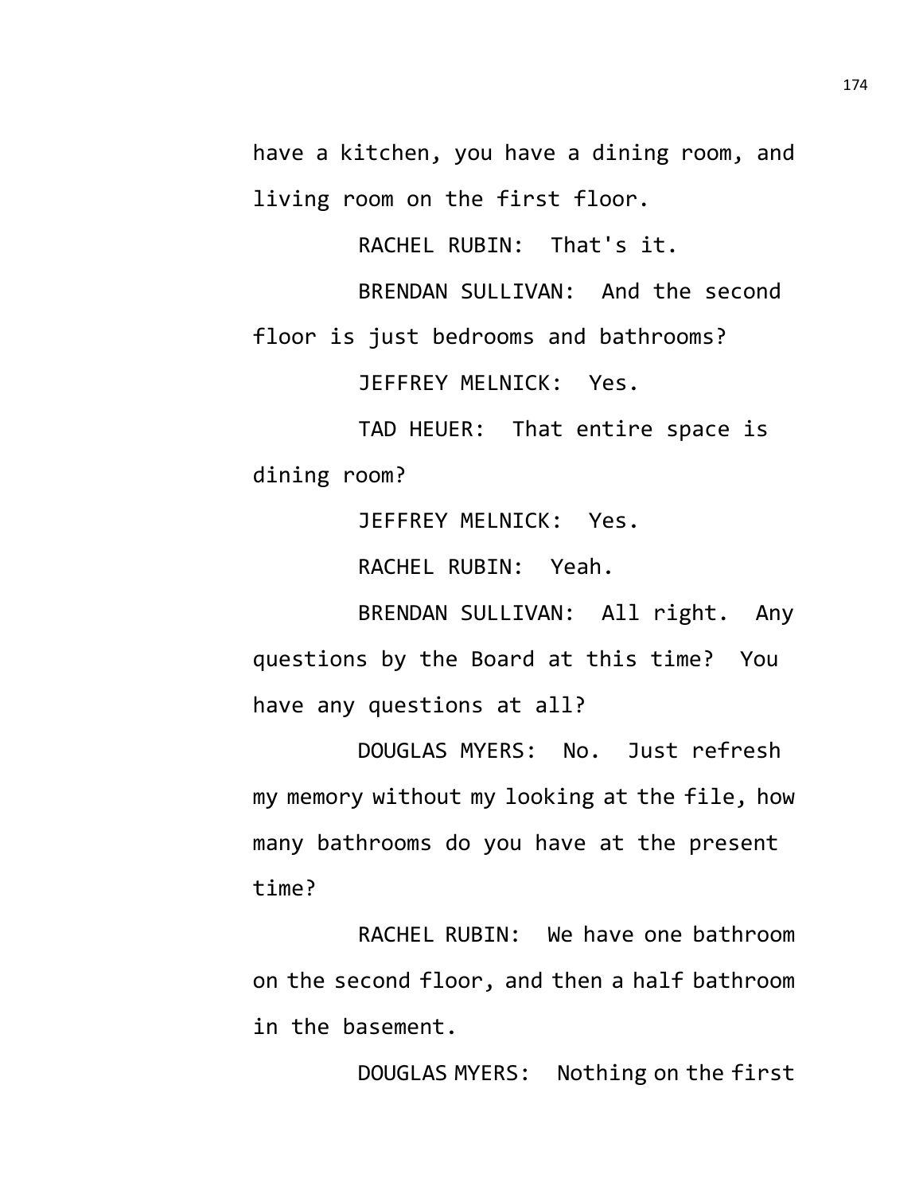have a kitchen, you have a dining room, and living room on the first floor.

RACHEL RUBIN: That's it.

BRENDAN SULLIVAN: And the second floor is just bedrooms and bathrooms?

JEFFREY MELNICK: Yes.

TAD HEUER: That entire space is dining room?

JEFFREY MELNICK: Yes.

RACHEL RUBIN: Yeah.

BRENDAN SULLIVAN: All right. Any questions by the Board at this time? You have any questions at all?

DOUGLAS MYERS: No. Just refresh my memory without my looking at the file, how many bathrooms do you have at the present time?

RACHEL RUBIN: We have one bathroom on the second floor, and then a half bathroom in the basement.

DOUGLAS MYERS: Nothing on the first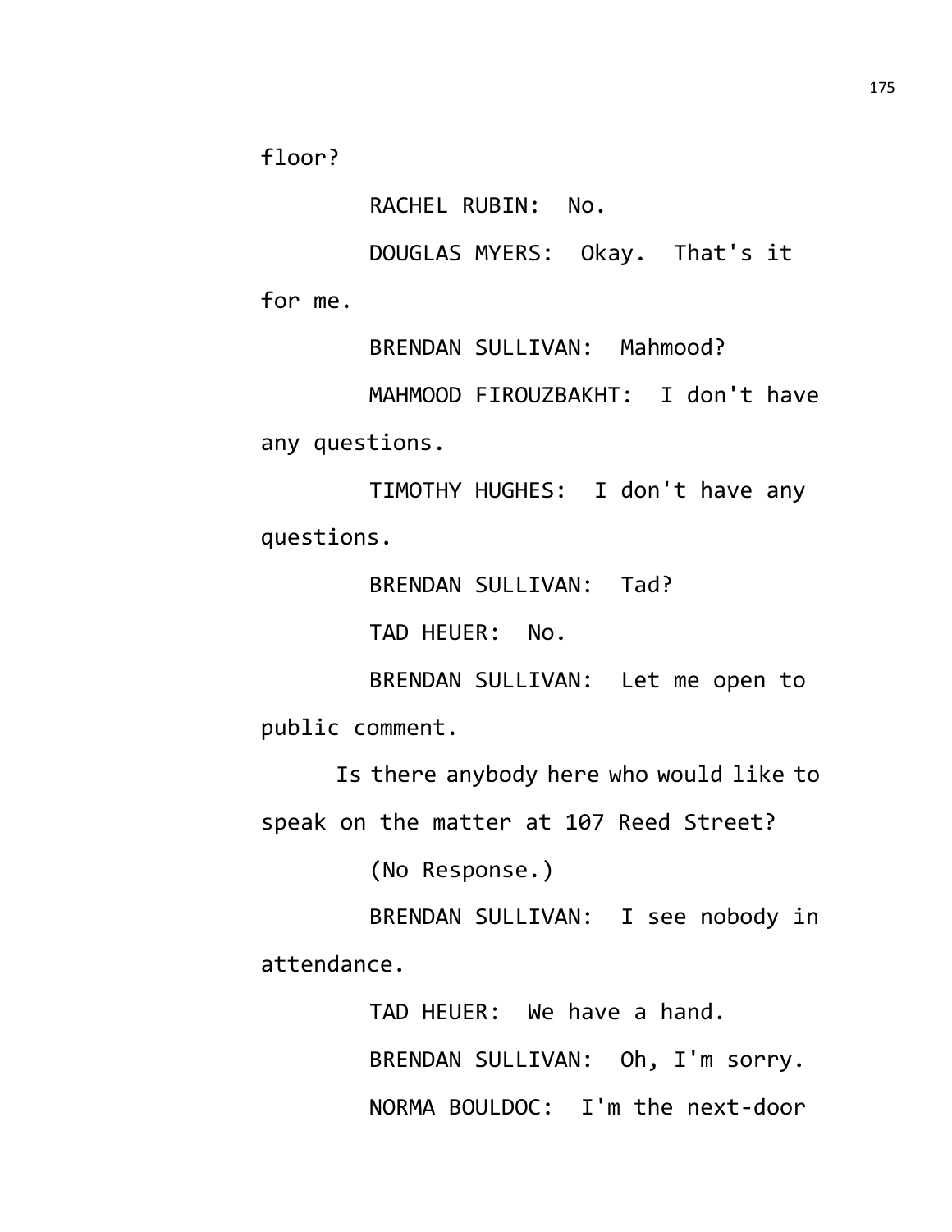floor?

RACHEL RUBIN: No.

DOUGLAS MYERS: Okay. That's it for me.

BRENDAN SULLIVAN: Mahmood?

MAHMOOD FIROUZBAKHT: I don't have any questions.

TIMOTHY HUGHES: I don't have any questions.

BRENDAN SULLIVAN: Tad?

TAD HEUER: No.

BRENDAN SULLIVAN: Let me open to public comment.

Is there anybody here who would like to speak on the matter at 107 Reed Street?

(No Response.)

BRENDAN SULLIVAN: I see nobody in attendance.

TAD HEUER: We have a hand.

BRENDAN SULLIVAN: Oh, I'm sorry.

NORMA BOULDOC: I'm the next-door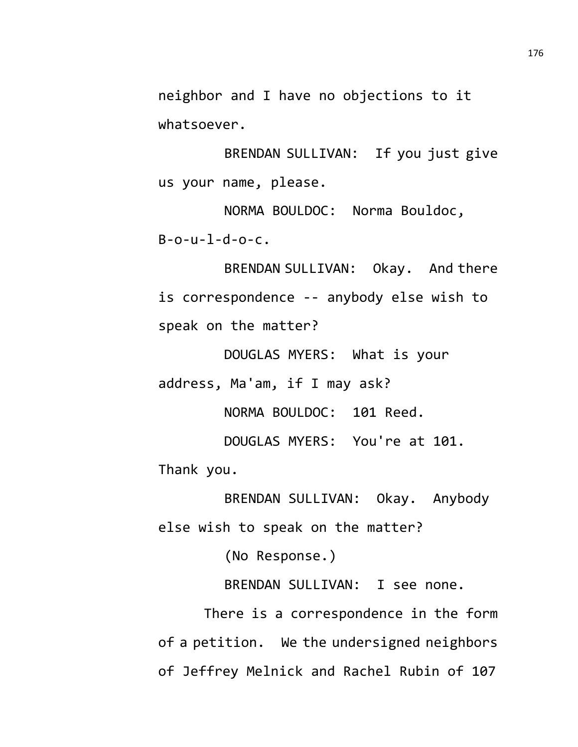neighbor and I have no objections to it whatsoever.

BRENDAN SULLIVAN: If you just give us your name, please.

NORMA BOULDOC: Norma Bouldoc, B-o-u-l-d-o-c.

BRENDAN SULLIVAN: Okay. And there is correspondence -- anybody else wish to speak on the matter?

DOUGLAS MYERS: What is your address, Ma'am, if I may ask?

NORMA BOULDOC: 101 Reed.

DOUGLAS MYERS: You're at 101. Thank you.

BRENDAN SULLIVAN: Okay. Anybody else wish to speak on the matter?

(No Response.)

BRENDAN SULLIVAN: I see none.

There is a correspondence in the form of a petition. We the undersigned neighbors of Jeffrey Melnick and Rachel Rubin of 107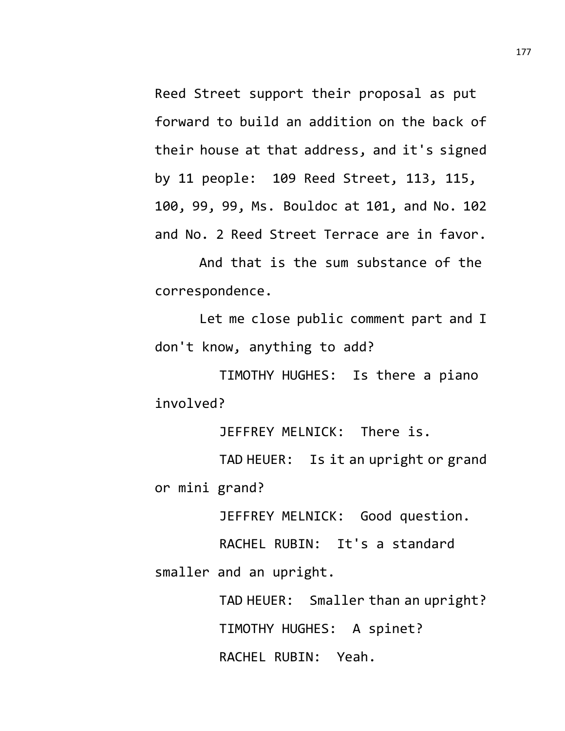Reed Street support their proposal as put forward to build an addition on the back of their house at that address, and it's signed by 11 people: 109 Reed Street, 113, 115, 100, 99, 99, Ms. Bouldoc at 101, and No. 102 and No. 2 Reed Street Terrace are in favor.

And that is the sum substance of the correspondence.

Let me close public comment part and I don't know, anything to add?

TIMOTHY HUGHES: Is there a piano involved?

JEFFREY MELNICK: There is.

TAD HEUER: Is it an upright or grand or mini grand?

JEFFREY MELNICK: Good question.

RACHEL RUBIN: It's a standard smaller and an upright.

TAD HEUER: Smaller than an upright?

TIMOTHY HUGHES: A spinet?

RACHEL RUBIN: Yeah.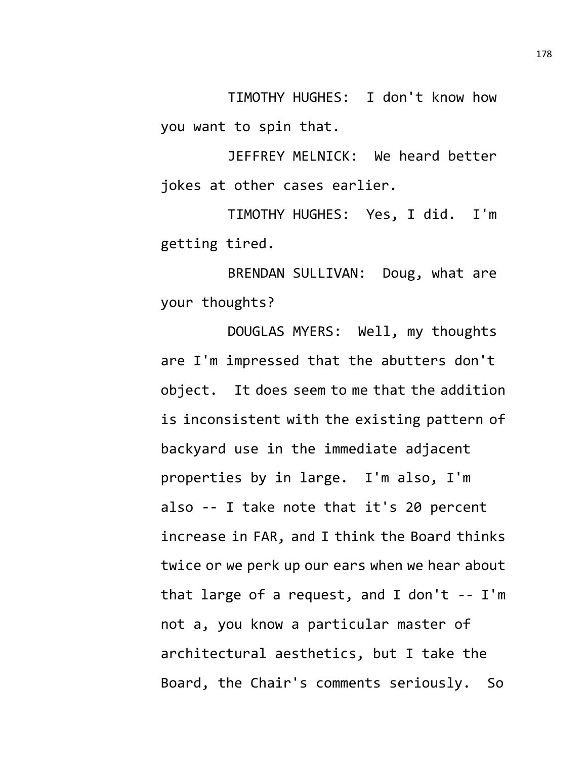TIMOTHY HUGHES: I don't know how you want to spin that.

JEFFREY MELNICK: We heard better jokes at other cases earlier.

TIMOTHY HUGHES: Yes, I did. I'm getting tired.

BRENDAN SULLIVAN: Doug, what are your thoughts?

DOUGLAS MYERS: Well, my thoughts are I'm impressed that the abutters don't object. It does seem to me that the addition is inconsistent with the existing pattern of backyard use in the immediate adjacent properties by in large. I'm also, I'm also -- I take note that it's 20 percent increase in FAR, and I think the Board thinks twice or we perk up our ears when we hear about that large of a request, and I don't -- I'm not a, you know a particular master of architectural aesthetics, but I take the Board, the Chair's comments seriously. So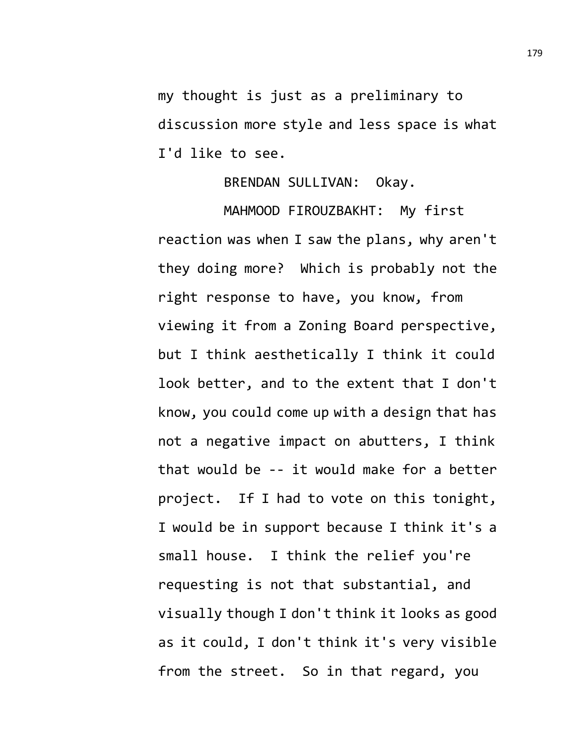my thought is just as a preliminary to discussion more style and less space is what I'd like to see.

BRENDAN SULLIVAN: Okay.

MAHMOOD FIROUZBAKHT: My first reaction was when I saw the plans, why aren't they doing more? Which is probably not the right response to have, you know, from viewing it from a Zoning Board perspective, but I think aesthetically I think it could look better, and to the extent that I don't know, you could come up with a design that has not a negative impact on abutters, I think that would be -- it would make for a better project. If I had to vote on this tonight, I would be in support because I think it's a small house. I think the relief you're requesting is not that substantial, and visually though I don't think it looks as good as it could, I don't think it's very visible from the street. So in that regard, you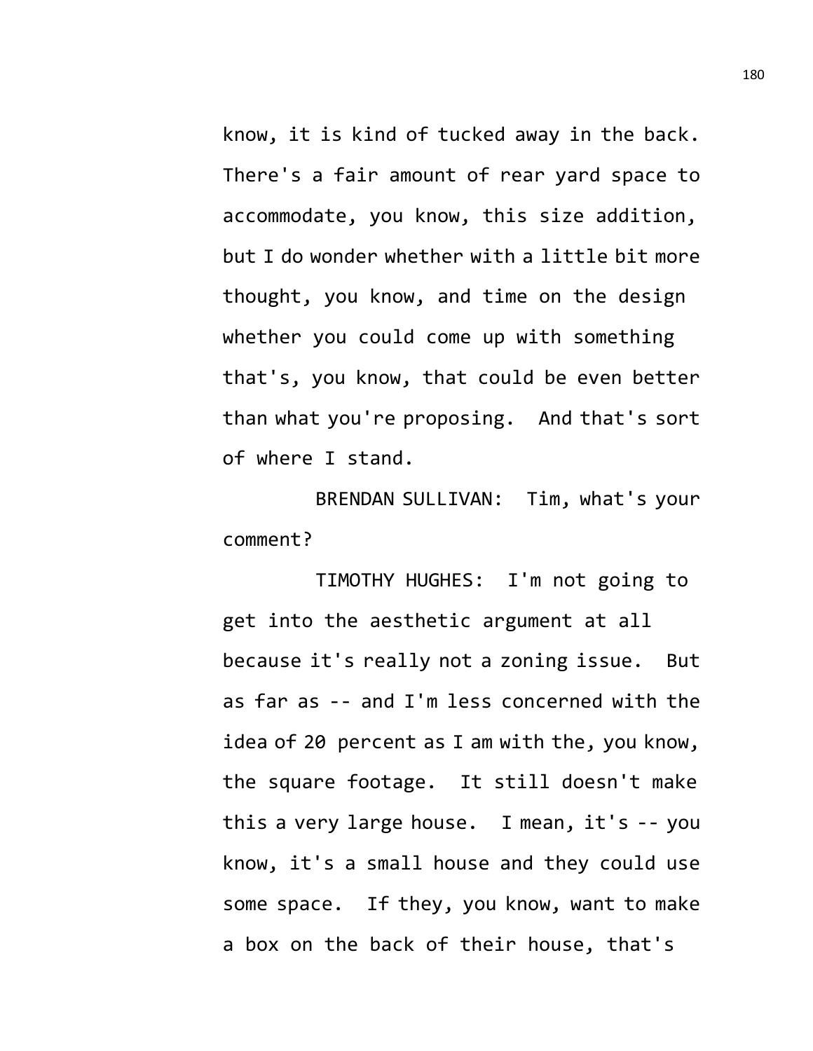know, it is kind of tucked away in the back. There's a fair amount of rear yard space to accommodate, you know, this size addition, but I do wonder whether with a little bit more thought, you know, and time on the design whether you could come up with something that's, you know, that could be even better than what you're proposing. And that's sort of where I stand.

BRENDAN SULLIVAN: Tim, what's your comment?

TIMOTHY HUGHES: I'm not going to get into the aesthetic argument at all because it's really not a zoning issue. But as far as -- and I'm less concerned with the idea of 20 percent as I am with the, you know, the square footage. It still doesn't make this a very large house. I mean, it's -- you know, it's a small house and they could use some space. If they, you know, want to make a box on the back of their house, that's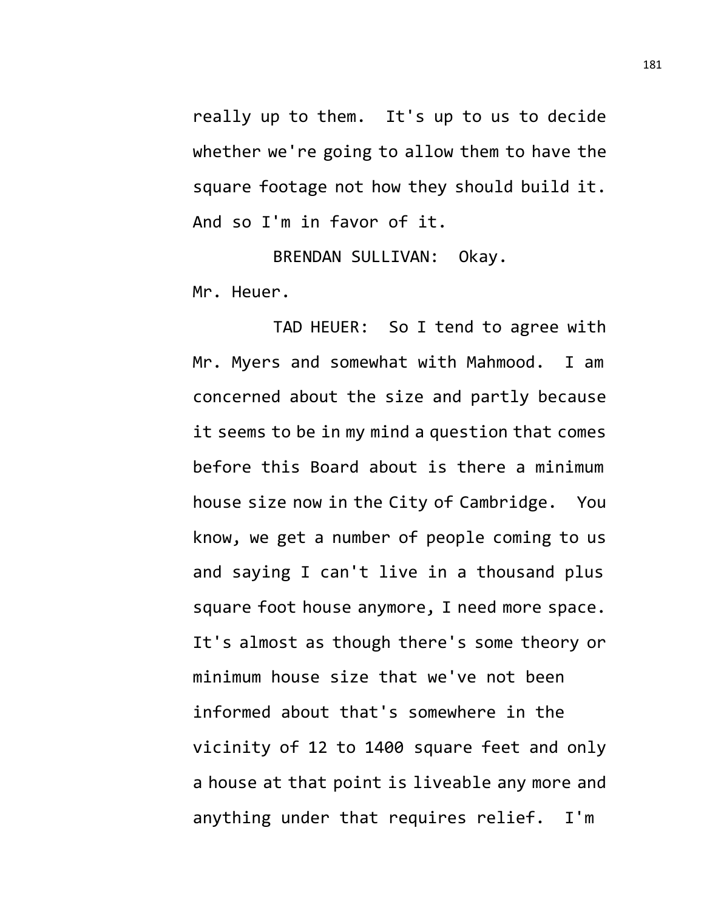really up to them. It's up to us to decide whether we're going to allow them to have the square footage not how they should build it. And so I'm in favor of it.

BRENDAN SULLIVAN: Okay. Mr. Heuer.

TAD HEUER: So I tend to agree with Mr. Myers and somewhat with Mahmood. I am concerned about the size and partly because it seems to be in my mind a question that comes before this Board about is there a minimum house size now in the City of Cambridge. You know, we get a number of people coming to us and saying I can't live in a thousand plus square foot house anymore, I need more space. It's almost as though there's some theory or minimum house size that we've not been informed about that's somewhere in the vicinity of 12 to 1400 square feet and only a house at that point is liveable any more and anything under that requires relief. I'm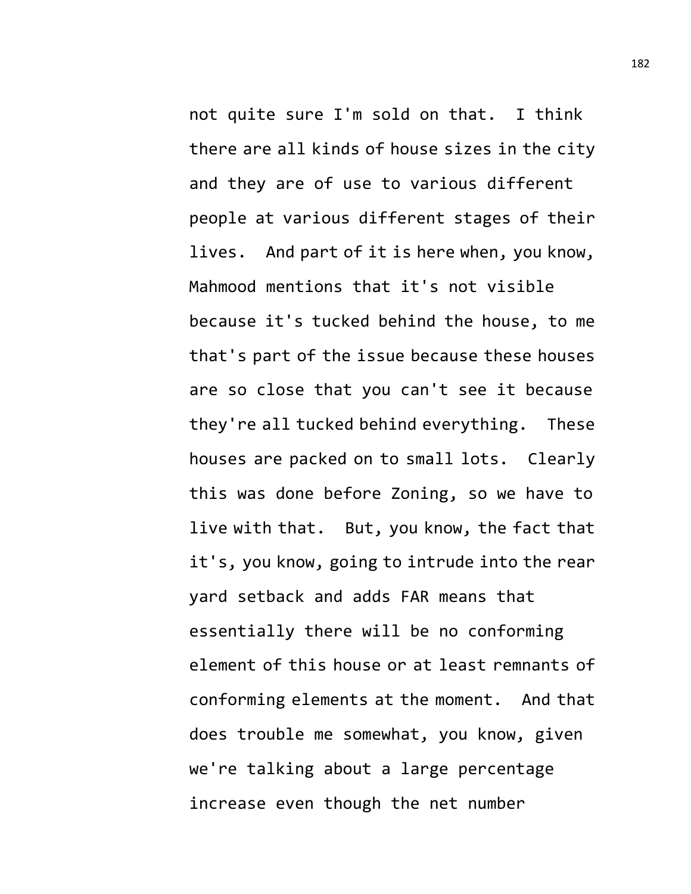not quite sure I'm sold on that. I think there are all kinds of house sizes in the city and they are of use to various different people at various different stages of their lives. And part of it is here when, you know, Mahmood mentions that it's not visible because it's tucked behind the house, to me that's part of the issue because these houses are so close that you can't see it because they're all tucked behind everything. These houses are packed on to small lots. Clearly this was done before Zoning, so we have to live with that. But, you know, the fact that it's, you know, going to intrude into the rear yard setback and adds FAR means that essentially there will be no conforming element of this house or at least remnants of conforming elements at the moment. And that does trouble me somewhat, you know, given we're talking about a large percentage increase even though the net number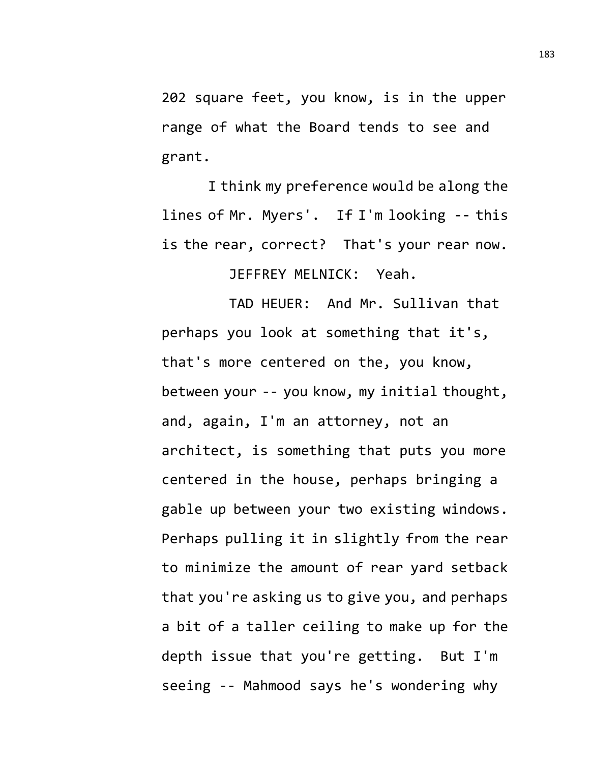202 square feet, you know, is in the upper range of what the Board tends to see and grant.

I think my preference would be along the lines of Mr. Myers'. If I'm looking -- this is the rear, correct? That's your rear now.

JEFFREY MELNICK: Yeah.

TAD HEUER: And Mr. Sullivan that perhaps you look at something that it's, that's more centered on the, you know, between your -- you know, my initial thought, and, again, I'm an attorney, not an architect, is something that puts you more centered in the house, perhaps bringing a gable up between your two existing windows. Perhaps pulling it in slightly from the rear to minimize the amount of rear yard setback that you're asking us to give you, and perhaps a bit of a taller ceiling to make up for the depth issue that you're getting. But I'm seeing -- Mahmood says he's wondering why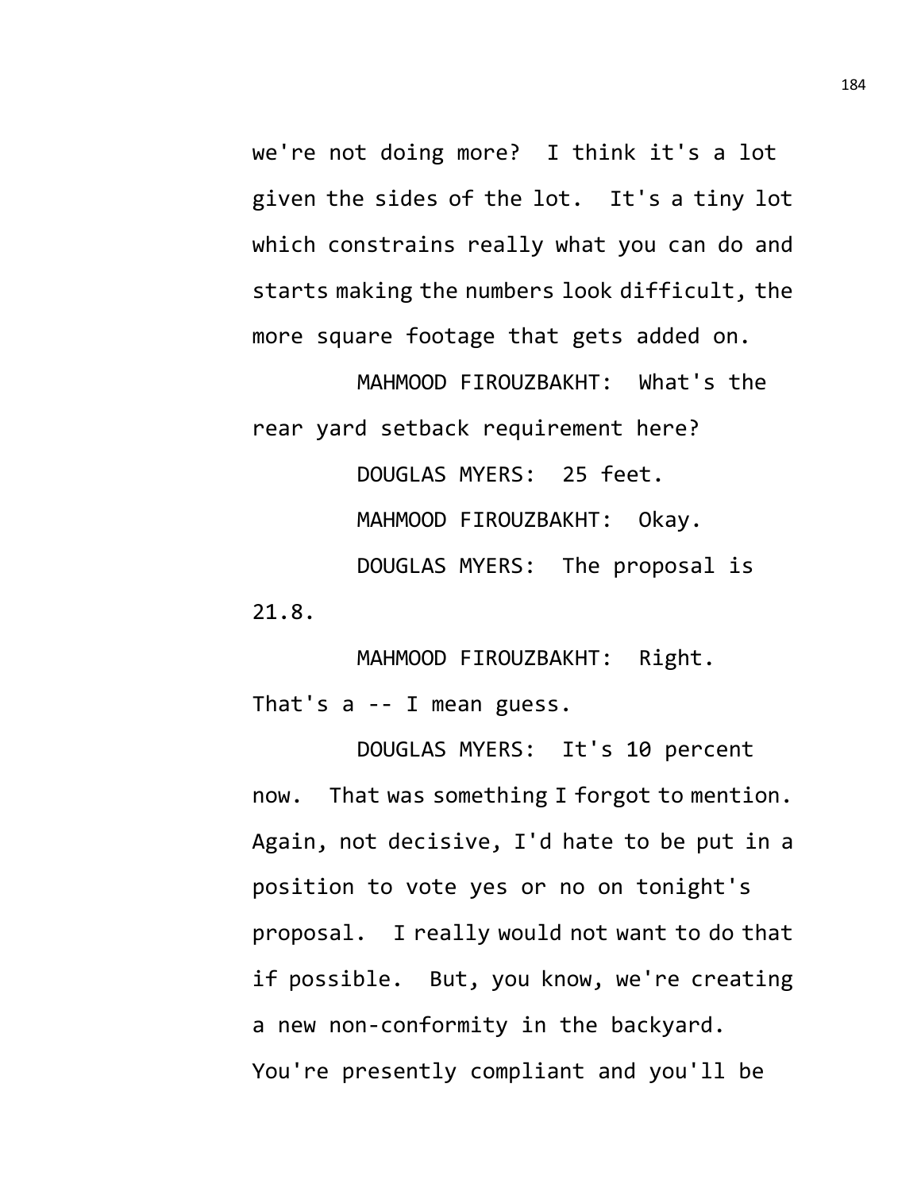we're not doing more? I think it's a lot given the sides of the lot. It's a tiny lot which constrains really what you can do and starts making the numbers look difficult, the more square footage that gets added on.

MAHMOOD FIROUZBAKHT: What's the rear yard setback requirement here?

DOUGLAS MYERS: 25 feet.

MAHMOOD FIROUZBAKHT: Okay.

DOUGLAS MYERS: The proposal is 21.8.

MAHMOOD FIROUZBAKHT: Right. That's a -- I mean guess.

DOUGLAS MYERS: It's 10 percent now. That was something I forgot to mention. Again, not decisive, I'd hate to be put in a position to vote yes or no on tonight's proposal. I really would not want to do that if possible. But, you know, we're creating a new non-conformity in the backyard. You're presently compliant and you'll be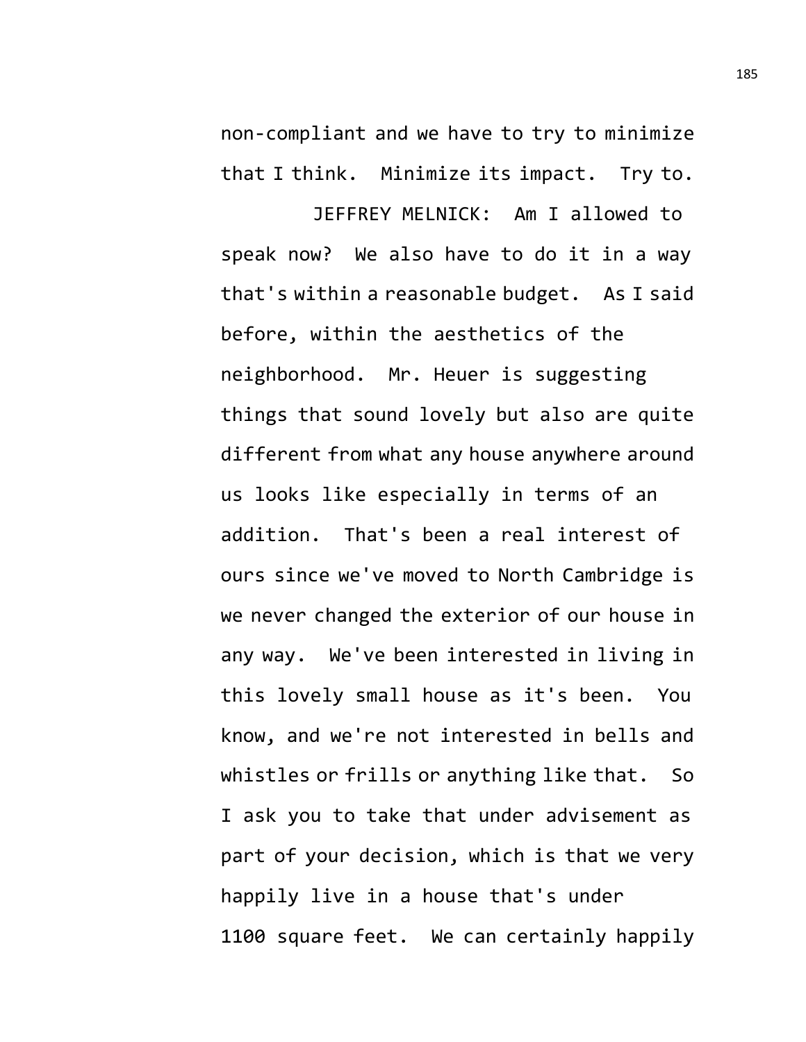non-compliant and we have to try to minimize that I think. Minimize its impact. Try to.

JEFFREY MELNICK: Am I allowed to speak now? We also have to do it in a way that's within a reasonable budget. As I said before, within the aesthetics of the neighborhood. Mr. Heuer is suggesting things that sound lovely but also are quite different from what any house anywhere around us looks like especially in terms of an addition. That's been a real interest of ours since we've moved to North Cambridge is we never changed the exterior of our house in any way. We've been interested in living in this lovely small house as it's been. You know, and we're not interested in bells and whistles or frills or anything like that. So I ask you to take that under advisement as part of your decision, which is that we very happily live in a house that's under 1100 square feet. We can certainly happily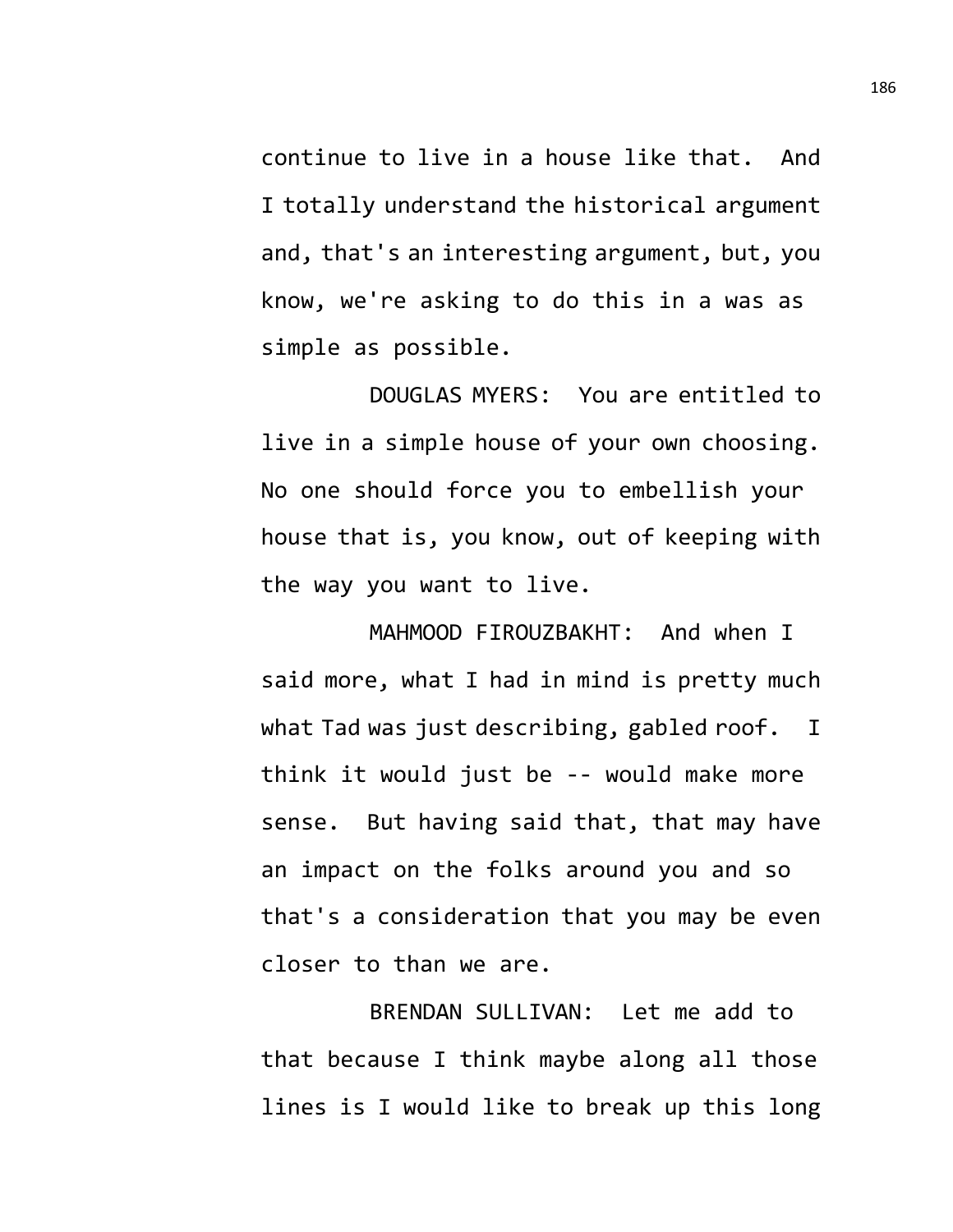continue to live in a house like that. And I totally understand the historical argument and, that's an interesting argument, but, you know, we're asking to do this in a was as simple as possible.

DOUGLAS MYERS: You are entitled to live in a simple house of your own choosing. No one should force you to embellish your house that is, you know, out of keeping with the way you want to live.

MAHMOOD FIROUZBAKHT: And when I said more, what I had in mind is pretty much what Tad was just describing, gabled roof. I think it would just be -- would make more sense. But having said that, that may have an impact on the folks around you and so that's a consideration that you may be even closer to than we are.

BRENDAN SULLIVAN: Let me add to that because I think maybe along all those lines is I would like to break up this long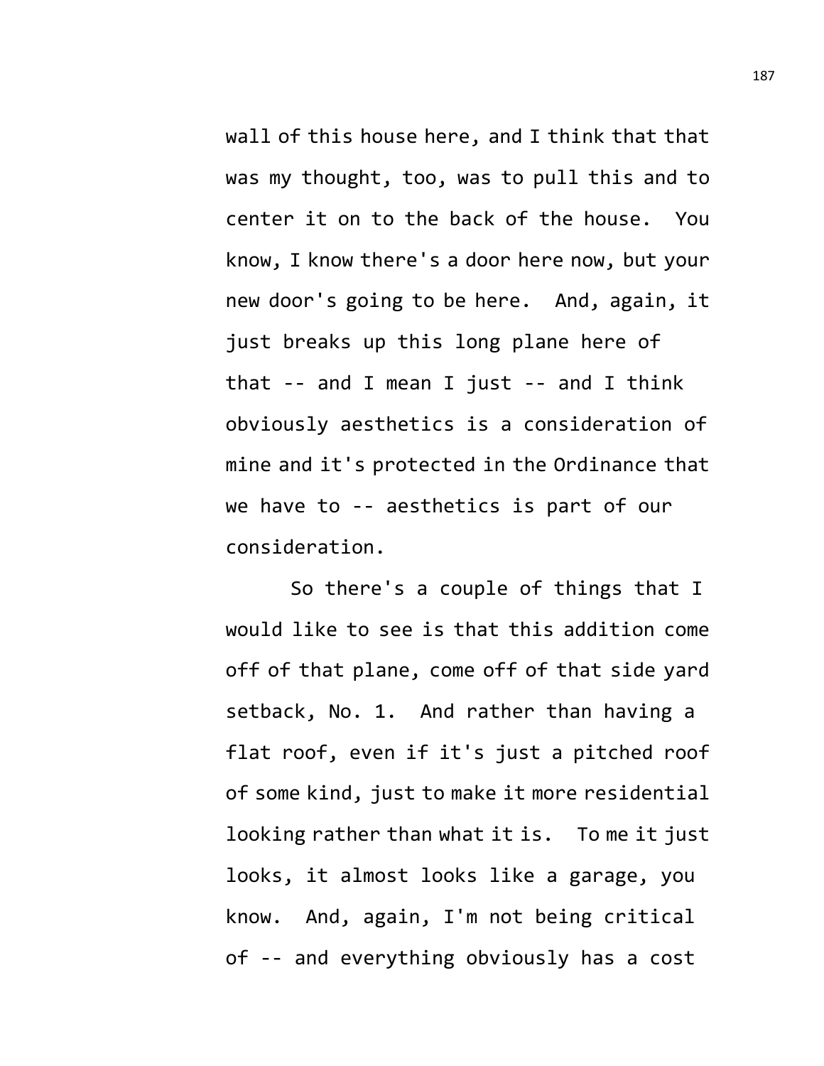wall of this house here, and I think that that was my thought, too, was to pull this and to center it on to the back of the house. You know, I know there's a door here now, but your new door's going to be here. And, again, it just breaks up this long plane here of that -- and I mean I just -- and I think obviously aesthetics is a consideration of mine and it's protected in the Ordinance that we have to -- aesthetics is part of our consideration.

So there's a couple of things that I would like to see is that this addition come off of that plane, come off of that side yard setback, No. 1. And rather than having a flat roof, even if it's just a pitched roof of some kind, just to make it more residential looking rather than what it is. To me it just looks, it almost looks like a garage, you know. And, again, I'm not being critical of -- and everything obviously has a cost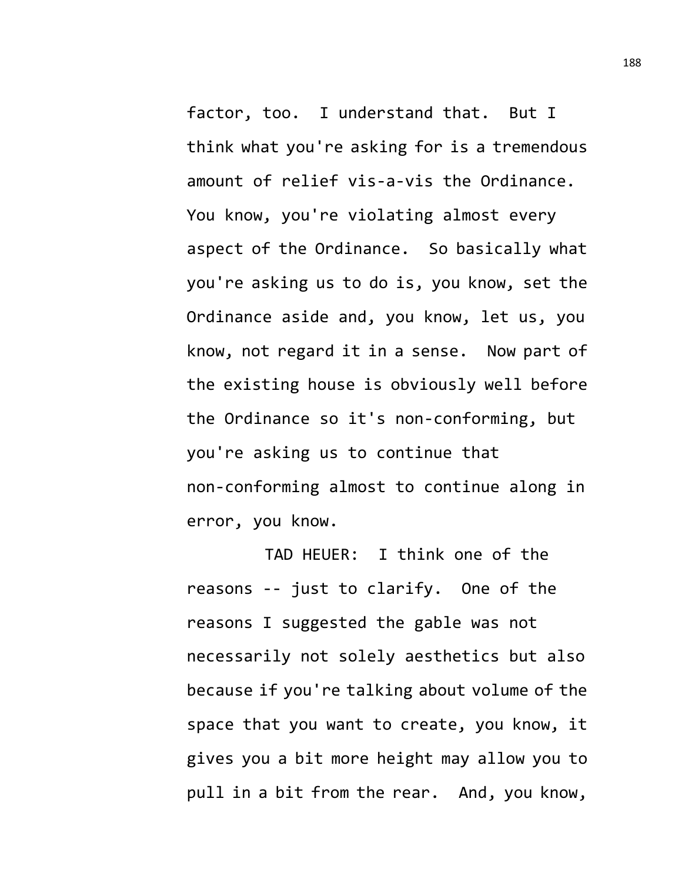factor, too. I understand that. But I think what you're asking for is a tremendous amount of relief vis-a-vis the Ordinance. You know, you're violating almost every aspect of the Ordinance. So basically what you're asking us to do is, you know, set the Ordinance aside and, you know, let us, you know, not regard it in a sense. Now part of the existing house is obviously well before the Ordinance so it's non-conforming, but you're asking us to continue that non-conforming almost to continue along in error, you know.

TAD HEUER: I think one of the reasons -- just to clarify. One of the reasons I suggested the gable was not necessarily not solely aesthetics but also because if you're talking about volume of the space that you want to create, you know, it gives you a bit more height may allow you to pull in a bit from the rear. And, you know,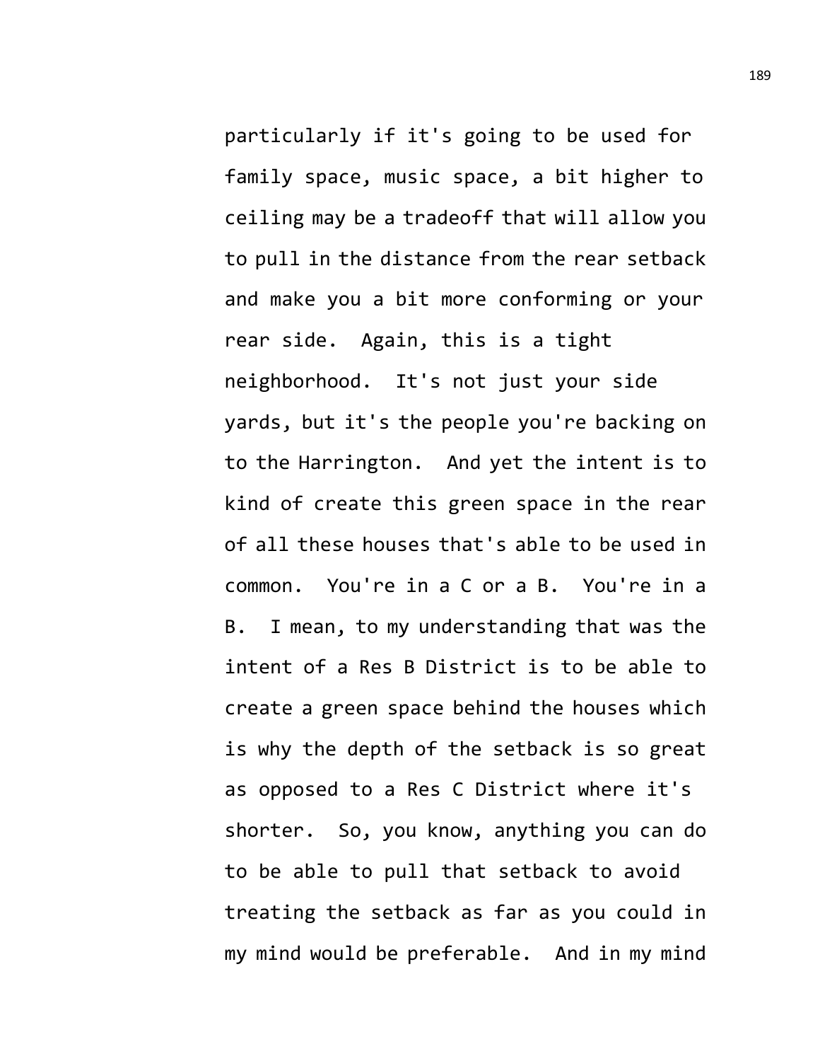particularly if it's going to be used for family space, music space, a bit higher to ceiling may be a tradeoff that will allow you to pull in the distance from the rear setback and make you a bit more conforming or your rear side. Again, this is a tight neighborhood. It's not just your side yards, but it's the people you're backing on to the Harrington. And yet the intent is to kind of create this green space in the rear of all these houses that's able to be used in common. You're in a C or a B. You're in a B. I mean, to my understanding that was the intent of a Res B District is to be able to create a green space behind the houses which is why the depth of the setback is so great as opposed to a Res C District where it's shorter. So, you know, anything you can do to be able to pull that setback to avoid treating the setback as far as you could in my mind would be preferable. And in my mind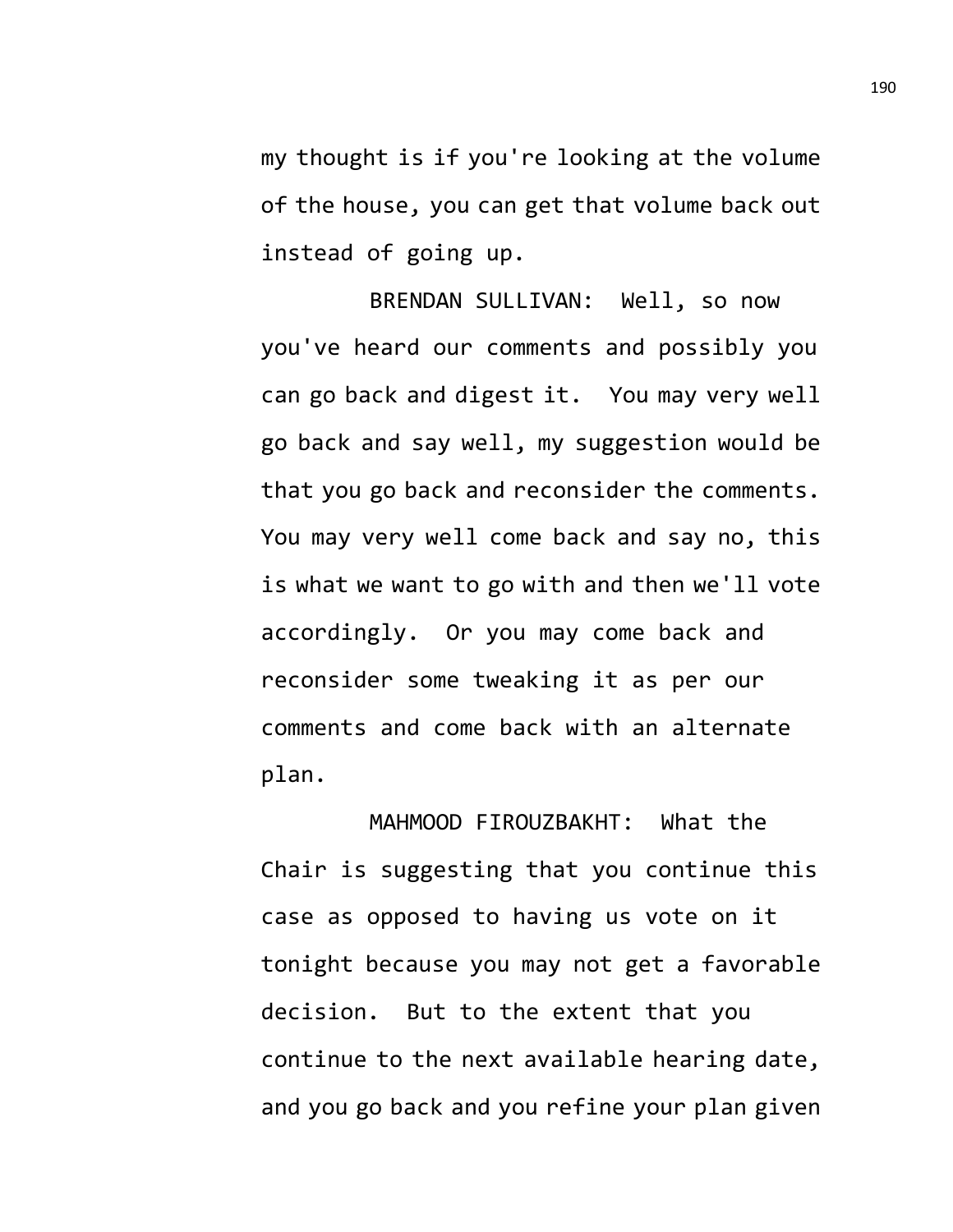my thought is if you're looking at the volume of the house, you can get that volume back out instead of going up.

BRENDAN SULLIVAN: Well, so now you've heard our comments and possibly you can go back and digest it. You may very well go back and say well, my suggestion would be that you go back and reconsider the comments. You may very well come back and say no, this is what we want to go with and then we'll vote accordingly. Or you may come back and reconsider some tweaking it as per our comments and come back with an alternate plan.

MAHMOOD FIROUZBAKHT: What the Chair is suggesting that you continue this case as opposed to having us vote on it tonight because you may not get a favorable decision. But to the extent that you continue to the next available hearing date, and you go back and you refine your plan given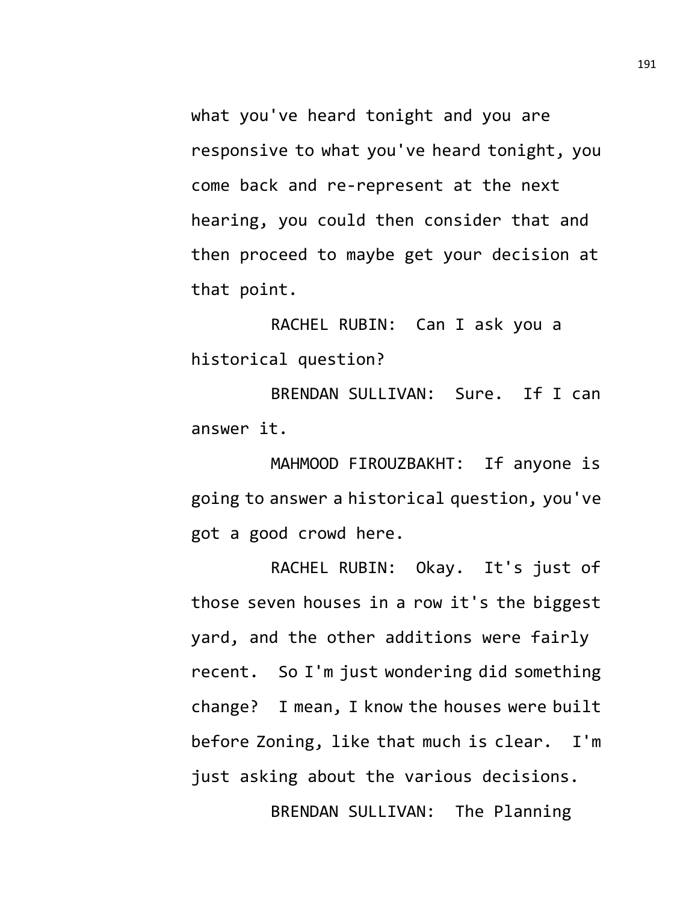what you've heard tonight and you are responsive to what you've heard tonight, you come back and re-represent at the next hearing, you could then consider that and then proceed to maybe get your decision at that point.

RACHEL RUBIN: Can I ask you a historical question?

BRENDAN SULLIVAN: Sure. If I can answer it.

MAHMOOD FIROUZBAKHT: If anyone is going to answer a historical question, you've got a good crowd here.

RACHEL RUBIN: Okay. It's just of those seven houses in a row it's the biggest yard, and the other additions were fairly recent. So I'm just wondering did something change? I mean, I know the houses were built before Zoning, like that much is clear. I'm just asking about the various decisions.

BRENDAN SULLIVAN: The Planning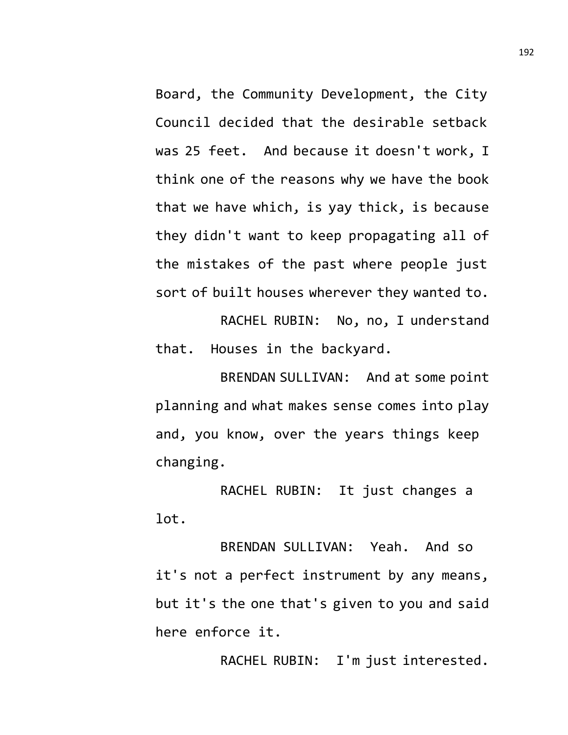Board, the Community Development, the City Council decided that the desirable setback was 25 feet. And because it doesn't work, I think one of the reasons why we have the book that we have which, is yay thick, is because they didn't want to keep propagating all of the mistakes of the past where people just sort of built houses wherever they wanted to.

RACHEL RUBIN: No, no, I understand that. Houses in the backyard.

BRENDAN SULLIVAN: And at some point planning and what makes sense comes into play and, you know, over the years things keep changing.

RACHEL RUBIN: It just changes a lot.

BRENDAN SULLIVAN: Yeah. And so it's not a perfect instrument by any means, but it's the one that's given to you and said here enforce it.

RACHEL RUBIN: I'm just interested.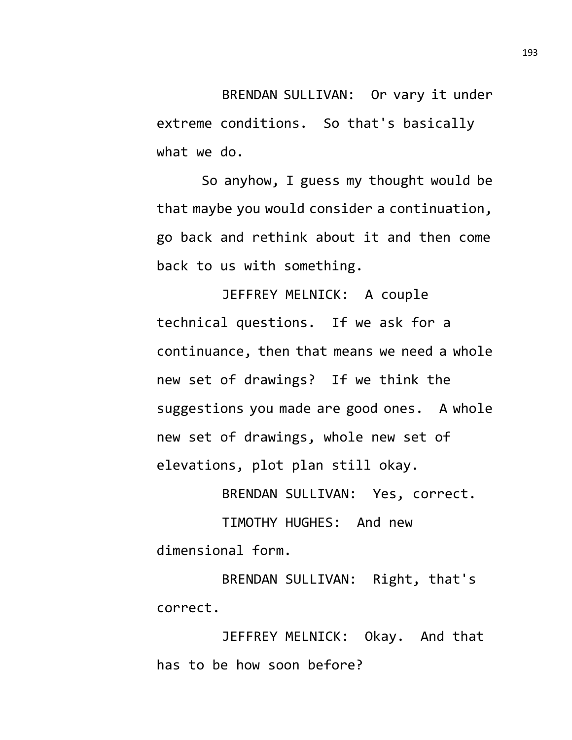BRENDAN SULLIVAN: Or vary it under extreme conditions. So that's basically what we do.

So anyhow, I guess my thought would be that maybe you would consider a continuation, go back and rethink about it and then come back to us with something.

JEFFREY MELNICK: A couple technical questions. If we ask for a continuance, then that means we need a whole new set of drawings? If we think the suggestions you made are good ones. A whole new set of drawings, whole new set of elevations, plot plan still okay.

BRENDAN SULLIVAN: Yes, correct.

TIMOTHY HUGHES: And new dimensional form.

BRENDAN SULLIVAN: Right, that's correct.

JEFFREY MELNICK: Okay. And that has to be how soon before?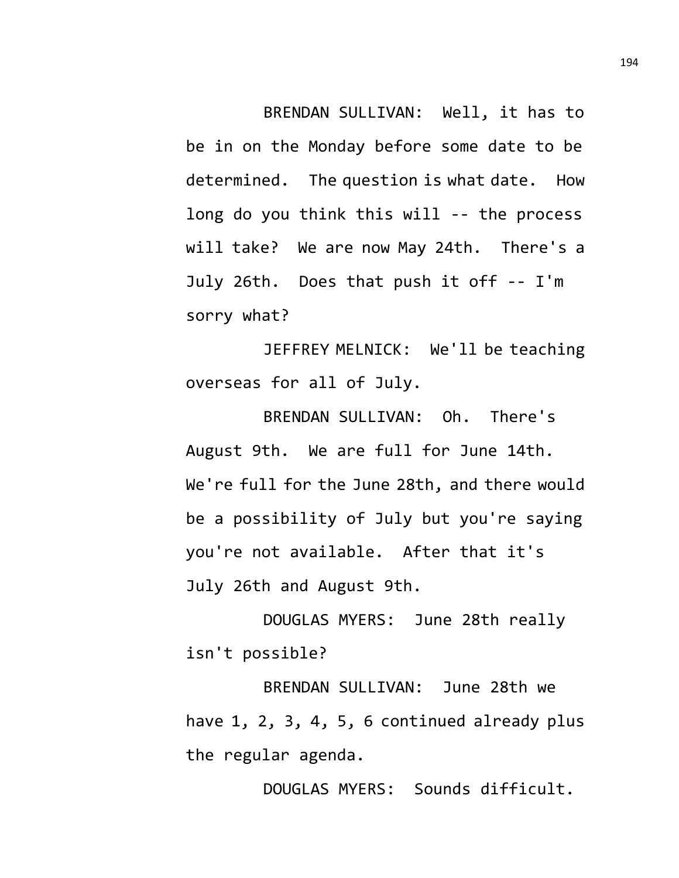BRENDAN SULLIVAN: Well, it has to be in on the Monday before some date to be determined. The question is what date. How long do you think this will -- the process will take? We are now May 24th. There's a July 26th. Does that push it off -- I'm sorry what?

JEFFREY MELNICK: We'll be teaching overseas for all of July.

BRENDAN SULLIVAN: Oh. There's August 9th. We are full for June 14th. We're full for the June 28th, and there would be a possibility of July but you're saying you're not available. After that it's July 26th and August 9th.

DOUGLAS MYERS: June 28th really isn't possible?

BRENDAN SULLIVAN: June 28th we have 1, 2, 3, 4, 5, 6 continued already plus the regular agenda.

DOUGLAS MYERS: Sounds difficult.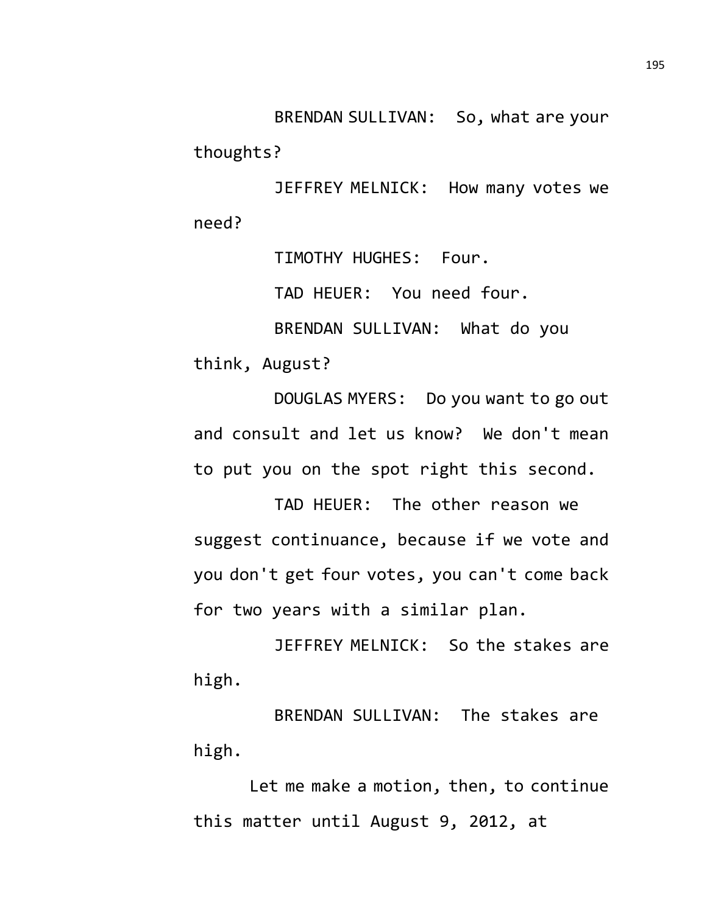BRENDAN SULLIVAN: So, what are your thoughts?

JEFFREY MELNICK: How many votes we need?

TIMOTHY HUGHES: Four.

TAD HEUER: You need four.

BRENDAN SULLIVAN: What do you think, August?

DOUGLAS MYERS: Do you want to go out and consult and let us know? We don't mean to put you on the spot right this second.

TAD HEUER: The other reason we suggest continuance, because if we vote and you don't get four votes, you can't come back for two years with a similar plan.

JEFFREY MELNICK: So the stakes are high.

BRENDAN SULLIVAN: The stakes are high.

Let me make a motion, then, to continue this matter until August 9, 2012, at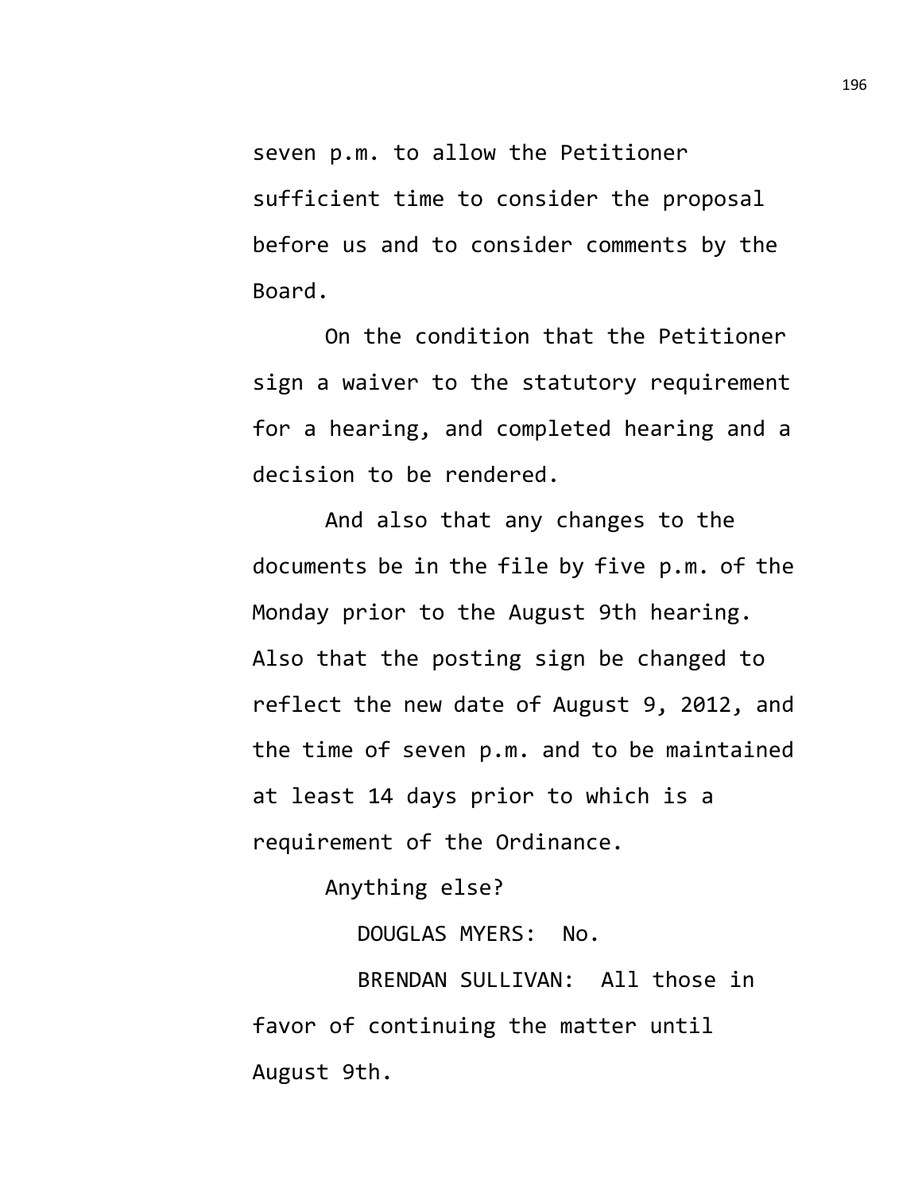seven p.m. to allow the Petitioner sufficient time to consider the proposal before us and to consider comments by the Board.

On the condition that the Petitioner sign a waiver to the statutory requirement for a hearing, and completed hearing and a decision to be rendered.

And also that any changes to the documents be in the file by five p.m. of the Monday prior to the August 9th hearing. Also that the posting sign be changed to reflect the new date of August 9, 2012, and the time of seven p.m. and to be maintained at least 14 days prior to which is a requirement of the Ordinance.

Anything else?

DOUGLAS MYERS: No.

BRENDAN SULLIVAN: All those in favor of continuing the matter until August 9th.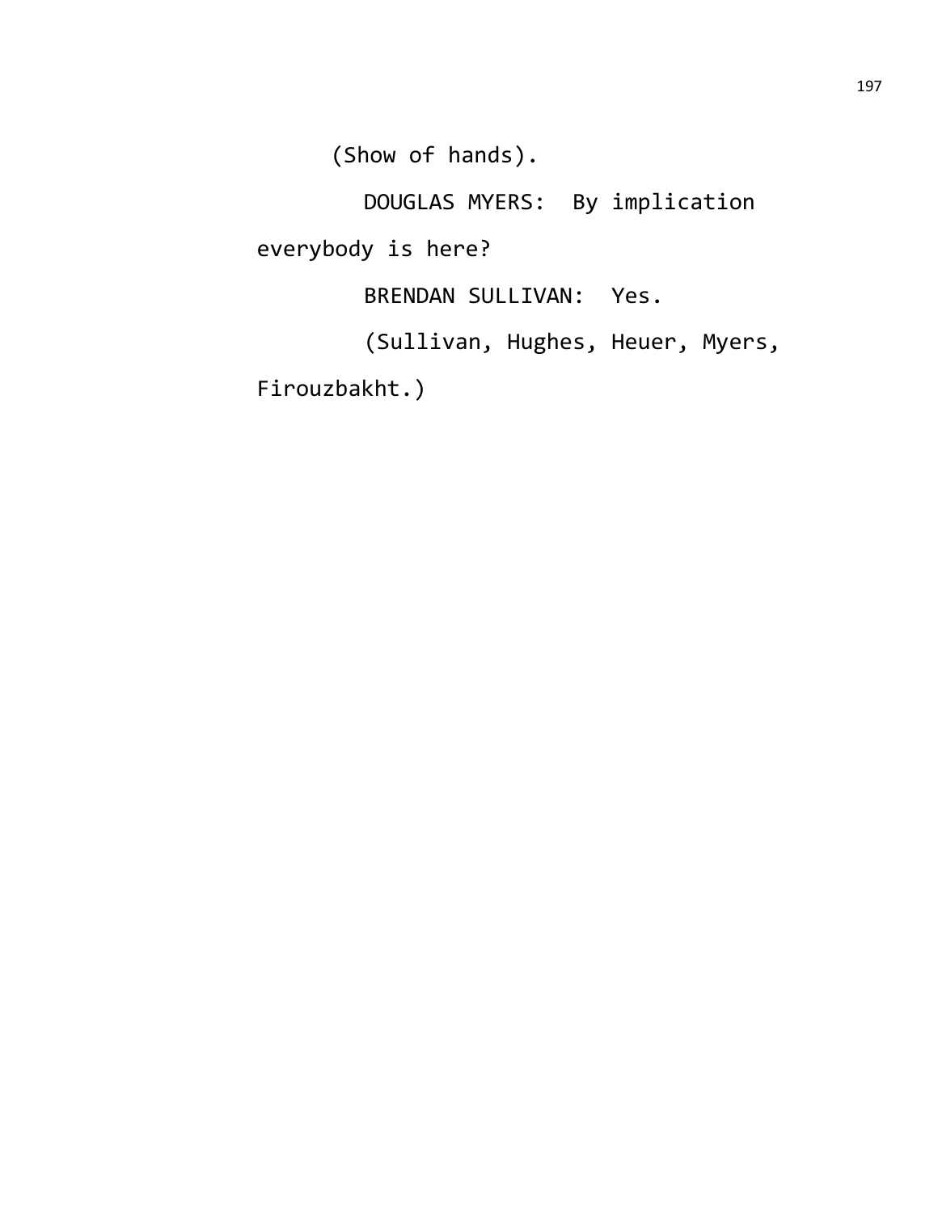(Show of hands).

DOUGLAS MYERS: By implication everybody is here?

BRENDAN SULLIVAN: Yes.

(Sullivan, Hughes, Heuer, Myers, Firouzbakht.)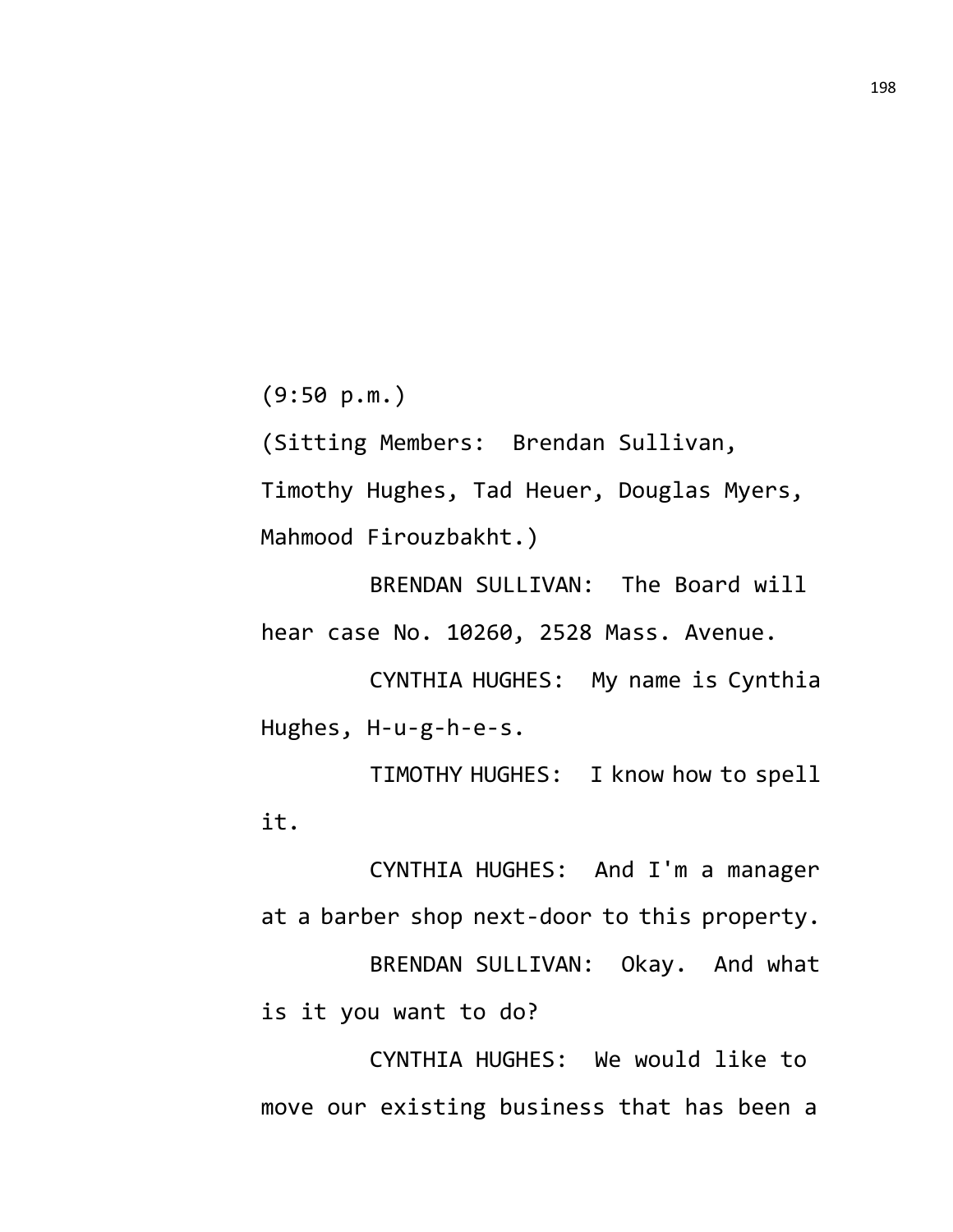(9:50 p.m.)

(Sitting Members: Brendan Sullivan, Timothy Hughes, Tad Heuer, Douglas Myers, Mahmood Firouzbakht.)

BRENDAN SULLIVAN: The Board will hear case No. 10260, 2528 Mass. Avenue.

CYNTHIA HUGHES: My name is Cynthia Hughes, H-u-g-h-e-s.

TIMOTHY HUGHES: I know how to spell it.

CYNTHIA HUGHES: And I'm a manager at a barber shop next-door to this property.

BRENDAN SULLIVAN: Okay. And what is it you want to do?

CYNTHIA HUGHES: We would like to move our existing business that has been a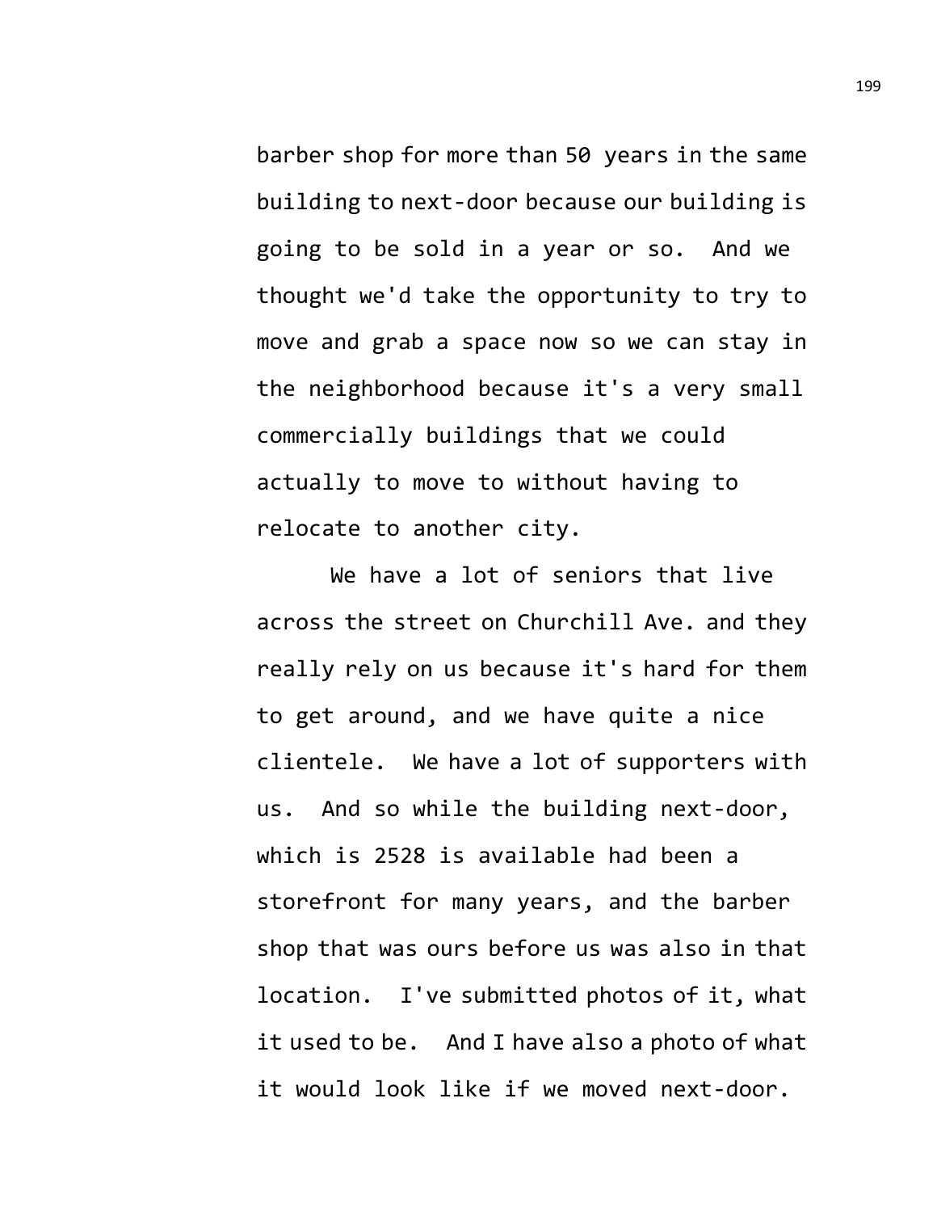barber shop for more than 50 years in the same building to next-door because our building is going to be sold in a year or so. And we thought we'd take the opportunity to try to move and grab a space now so we can stay in the neighborhood because it's a very small commercially buildings that we could actually to move to without having to relocate to another city.

We have a lot of seniors that live across the street on Churchill Ave. and they really rely on us because it's hard for them to get around, and we have quite a nice clientele. We have a lot of supporters with us. And so while the building next-door, which is 2528 is available had been a storefront for many years, and the barber shop that was ours before us was also in that location. I've submitted photos of it, what it used to be. And I have also a photo of what it would look like if we moved next-door.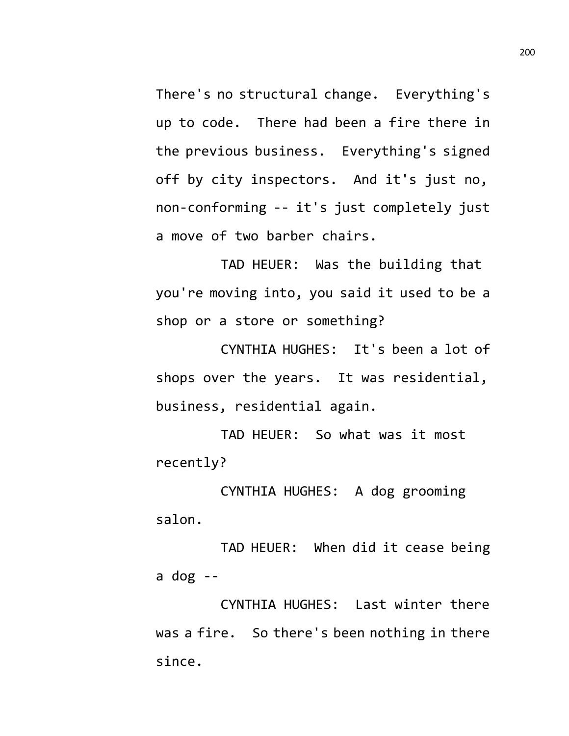There's no structural change. Everything's up to code. There had been a fire there in the previous business. Everything's signed off by city inspectors. And it's just no, non-conforming -- it's just completely just a move of two barber chairs.

TAD HEUER: Was the building that you're moving into, you said it used to be a shop or a store or something?

CYNTHIA HUGHES: It's been a lot of shops over the years. It was residential, business, residential again.

TAD HEUER: So what was it most recently?

CYNTHIA HUGHES: A dog grooming salon.

TAD HEUER: When did it cease being a dog --

CYNTHIA HUGHES: Last winter there was a fire. So there's been nothing in there since.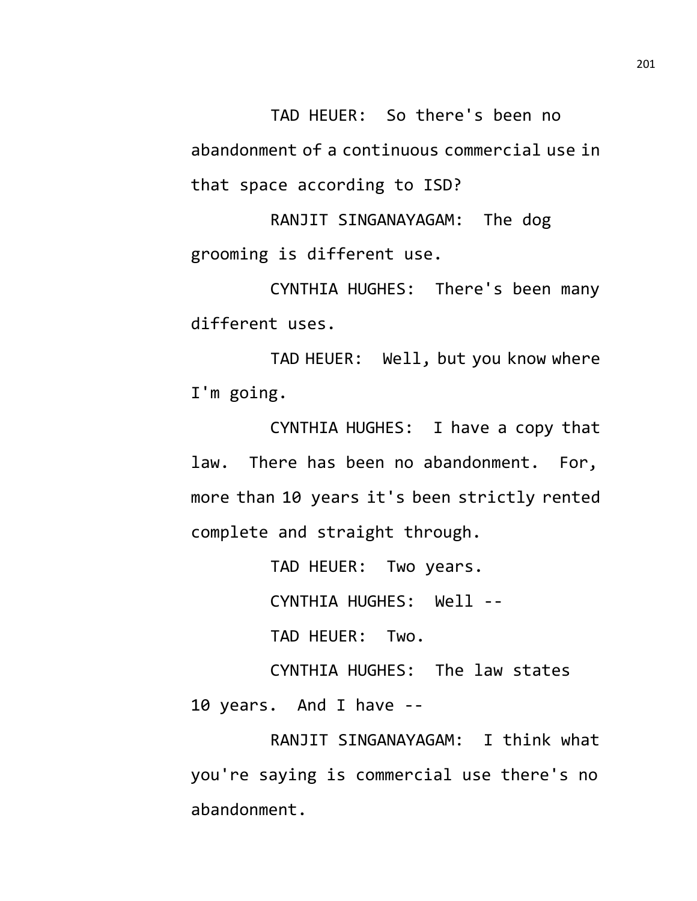TAD HEUER: So there's been no abandonment of a continuous commercial use in that space according to ISD?

RANJIT SINGANAYAGAM: The dog grooming is different use.

CYNTHIA HUGHES: There's been many different uses.

TAD HEUER: Well, but you know where I'm going.

CYNTHIA HUGHES: I have a copy that law. There has been no abandonment. For, more than 10 years it's been strictly rented complete and straight through.

TAD HEUER: Two years.

CYNTHIA HUGHES: Well --

TAD HEUER: Two.

CYNTHIA HUGHES: The law states 10 years. And I have --

RANJIT SINGANAYAGAM: I think what you're saying is commercial use there's no abandonment.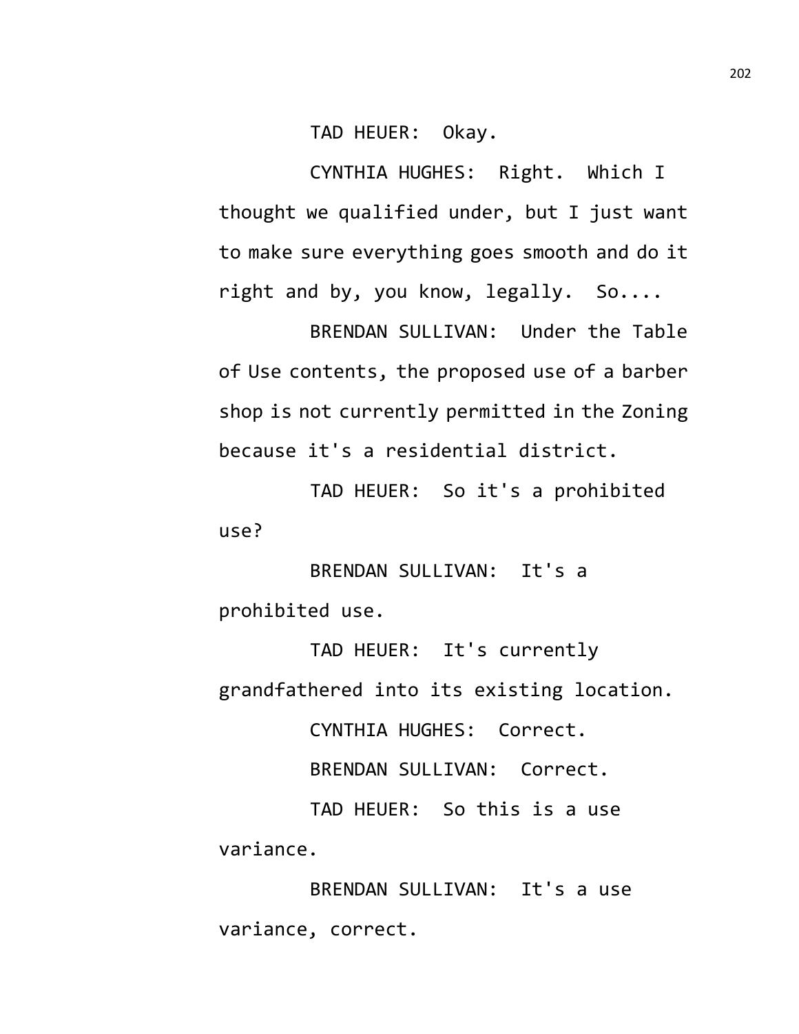TAD HEUER: Okay.

CYNTHIA HUGHES: Right. Which I thought we qualified under, but I just want to make sure everything goes smooth and do it right and by, you know, legally. So....

BRENDAN SULLIVAN: Under the Table of Use contents, the proposed use of a barber shop is not currently permitted in the Zoning because it's a residential district.

TAD HEUER: So it's a prohibited use?

BRENDAN SULLIVAN: It's a prohibited use.

TAD HEUER: It's currently grandfathered into its existing location.

CYNTHIA HUGHES: Correct.

BRENDAN SULLIVAN: Correct.

TAD HEUER: So this is a use variance.

BRENDAN SULLIVAN: It's a use variance, correct.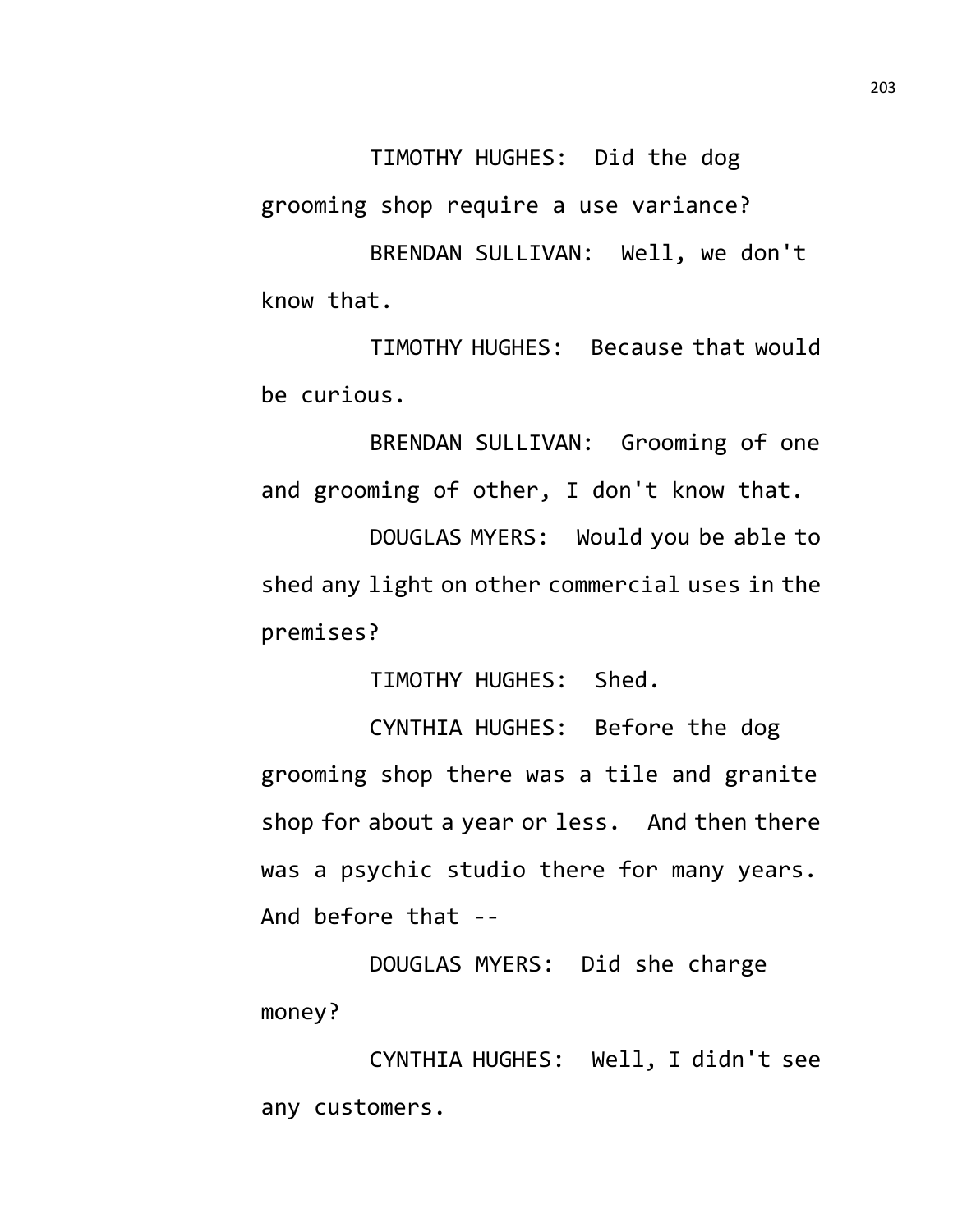TIMOTHY HUGHES: Did the dog grooming shop require a use variance?

BRENDAN SULLIVAN: Well, we don't know that.

TIMOTHY HUGHES: Because that would be curious.

BRENDAN SULLIVAN: Grooming of one and grooming of other, I don't know that.

DOUGLAS MYERS: Would you be able to shed any light on other commercial uses in the premises?

TIMOTHY HUGHES: Shed.

CYNTHIA HUGHES: Before the dog grooming shop there was a tile and granite shop for about a year or less. And then there was a psychic studio there for many years. And before that --

DOUGLAS MYERS: Did she charge money?

CYNTHIA HUGHES: Well, I didn't see any customers.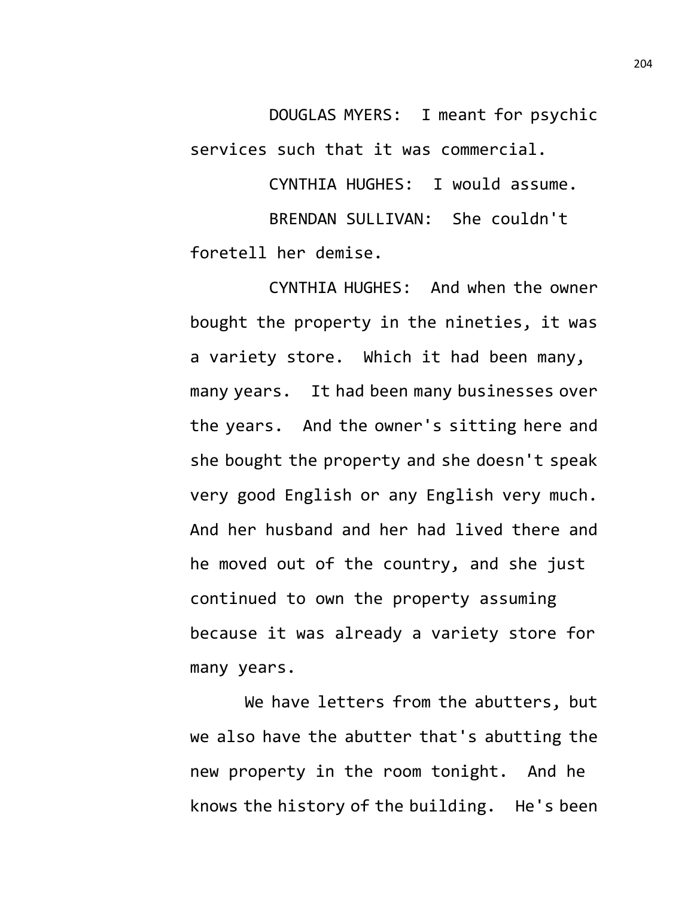DOUGLAS MYERS: I meant for psychic services such that it was commercial.

CYNTHIA HUGHES: I would assume.

BRENDAN SULLIVAN: She couldn't foretell her demise.

CYNTHIA HUGHES: And when the owner bought the property in the nineties, it was a variety store. Which it had been many, many years. It had been many businesses over the years. And the owner's sitting here and she bought the property and she doesn't speak very good English or any English very much. And her husband and her had lived there and he moved out of the country, and she just continued to own the property assuming because it was already a variety store for many years.

We have letters from the abutters, but we also have the abutter that's abutting the new property in the room tonight. And he knows the history of the building. He's been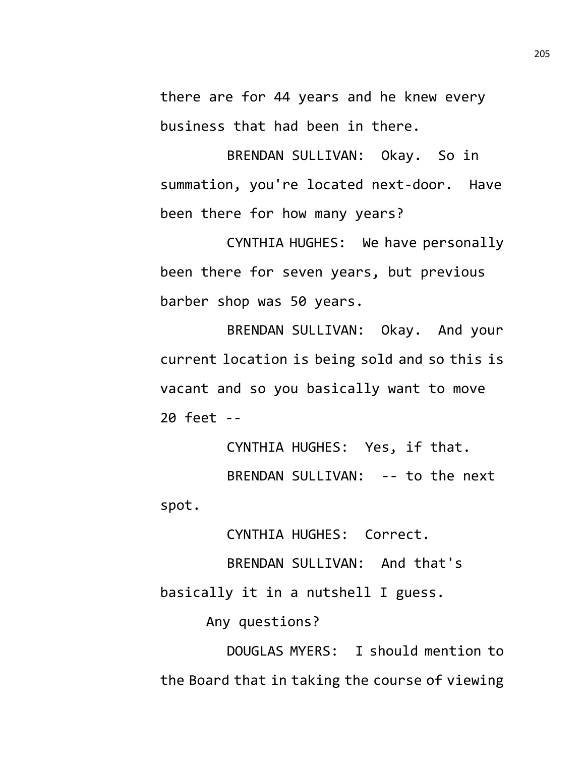there are for 44 years and he knew every business that had been in there.

BRENDAN SULLIVAN: Okay. So in summation, you're located next-door. Have been there for how many years?

CYNTHIA HUGHES: We have personally been there for seven years, but previous barber shop was 50 years.

BRENDAN SULLIVAN: Okay. And your current location is being sold and so this is vacant and so you basically want to move 20 feet --

CYNTHIA HUGHES: Yes, if that.

BRENDAN SULLIVAN: -- to the next spot.

CYNTHIA HUGHES: Correct.

BRENDAN SULLIVAN: And that's basically it in a nutshell I guess.

Any questions?

DOUGLAS MYERS: I should mention to the Board that in taking the course of viewing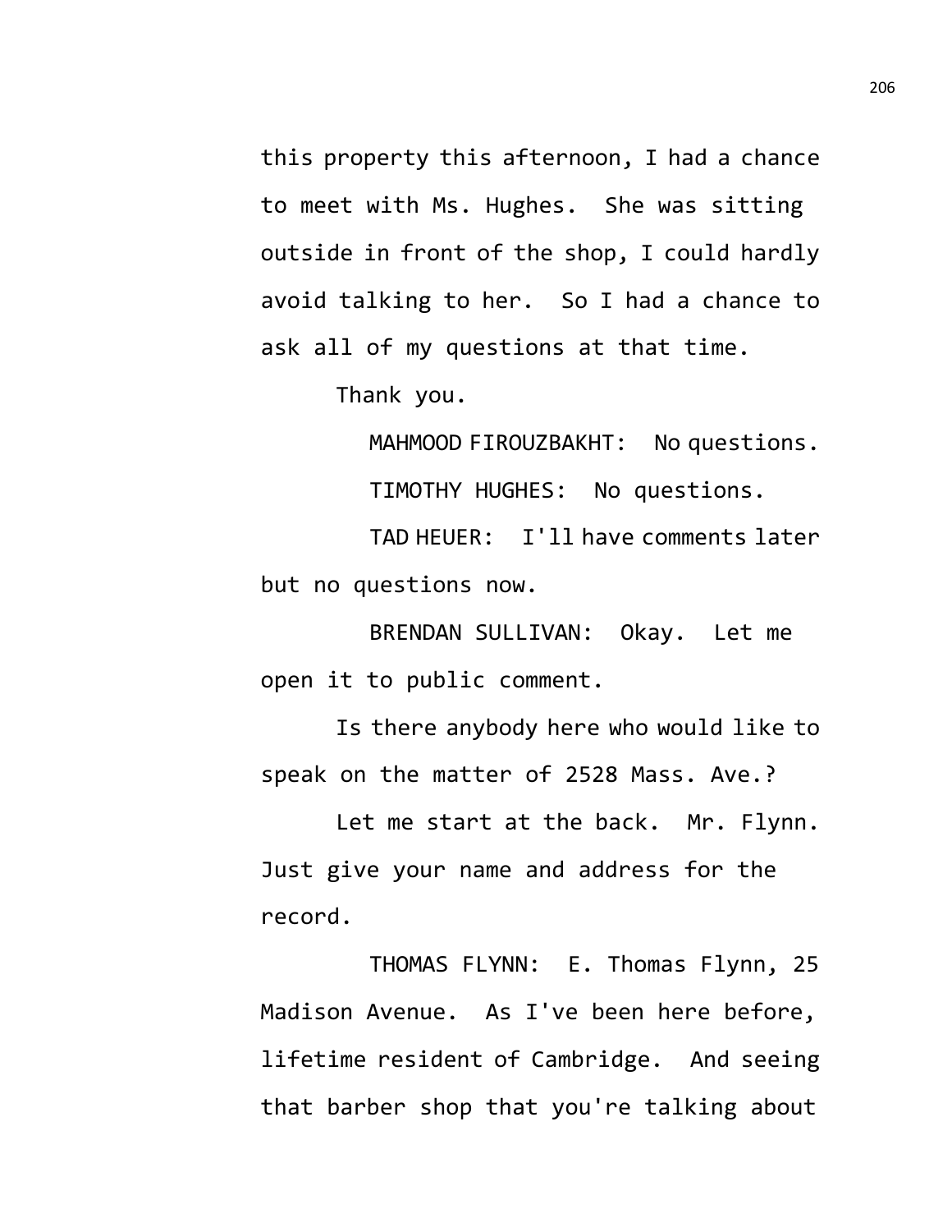this property this afternoon, I had a chance to meet with Ms. Hughes. She was sitting outside in front of the shop, I could hardly avoid talking to her. So I had a chance to ask all of my questions at that time.

Thank you.

MAHMOOD FIROUZBAKHT: No questions.

TIMOTHY HUGHES: No questions.

TAD HEUER: I'll have comments later but no questions now.

BRENDAN SULLIVAN: Okay. Let me open it to public comment.

Is there anybody here who would like to speak on the matter of 2528 Mass. Ave.?

Let me start at the back. Mr. Flynn. Just give your name and address for the record.

THOMAS FLYNN: E. Thomas Flynn, 25 Madison Avenue. As I've been here before, lifetime resident of Cambridge. And seeing that barber shop that you're talking about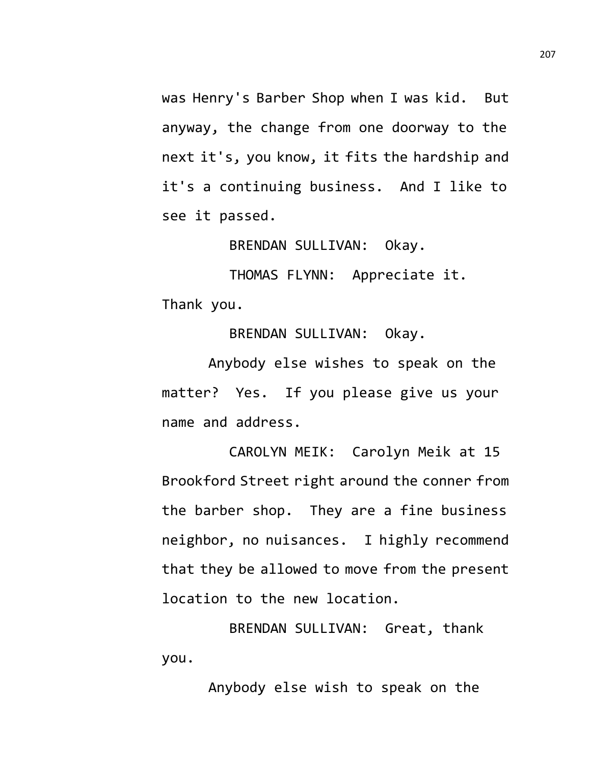was Henry's Barber Shop when I was kid. But anyway, the change from one doorway to the next it's, you know, it fits the hardship and it's a continuing business. And I like to see it passed.

BRENDAN SULLIVAN: Okay.

THOMAS FLYNN: Appreciate it. Thank you.

BRENDAN SULLIVAN: Okay.

Anybody else wishes to speak on the matter? Yes. If you please give us your name and address.

CAROLYN MEIK: Carolyn Meik at 15 Brookford Street right around the conner from the barber shop. They are a fine business neighbor, no nuisances. I highly recommend that they be allowed to move from the present location to the new location.

BRENDAN SULLIVAN: Great, thank you.

Anybody else wish to speak on the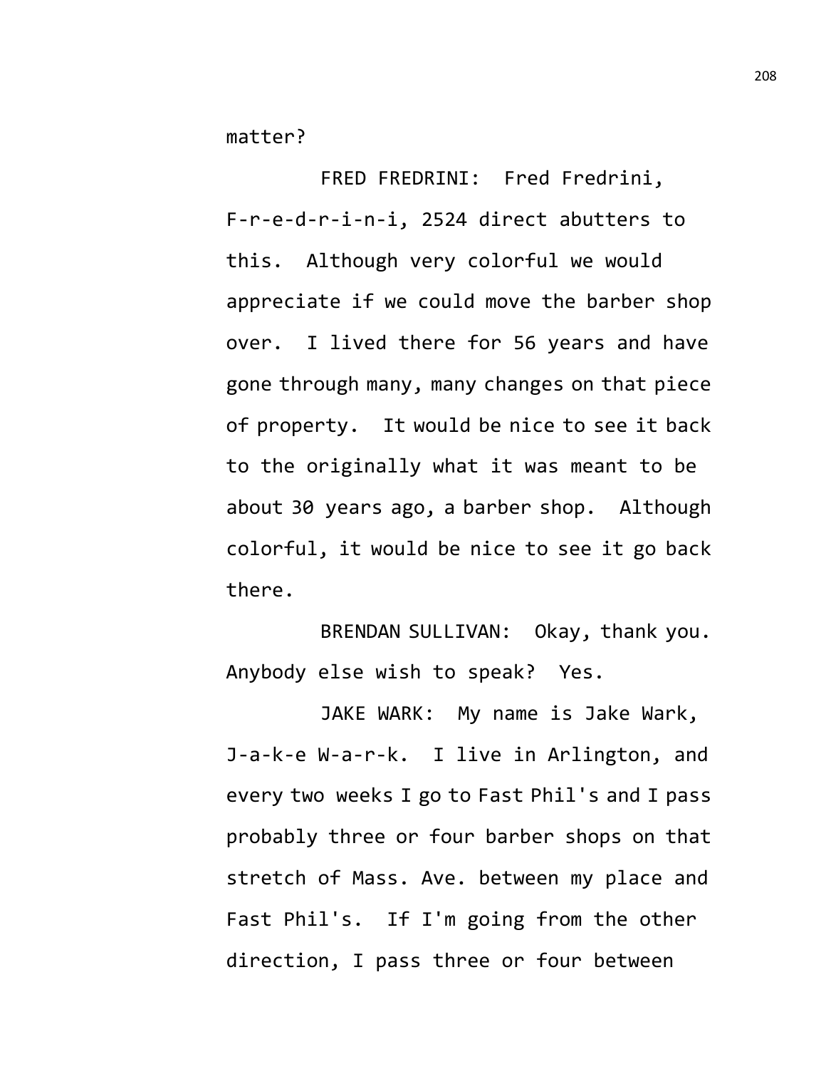matter?

FRED FREDRINI: Fred Fredrini, F-r-e-d-r-i-n-i, 2524 direct abutters to this. Although very colorful we would appreciate if we could move the barber shop over. I lived there for 56 years and have gone through many, many changes on that piece of property. It would be nice to see it back to the originally what it was meant to be about 30 years ago, a barber shop. Although colorful, it would be nice to see it go back there.

BRENDAN SULLIVAN: Okay, thank you. Anybody else wish to speak? Yes.

JAKE WARK: My name is Jake Wark, J-a-k-e W-a-r-k. I live in Arlington, and every two weeks I go to Fast Phil's and I pass probably three or four barber shops on that stretch of Mass. Ave. between my place and Fast Phil's. If I'm going from the other direction, I pass three or four between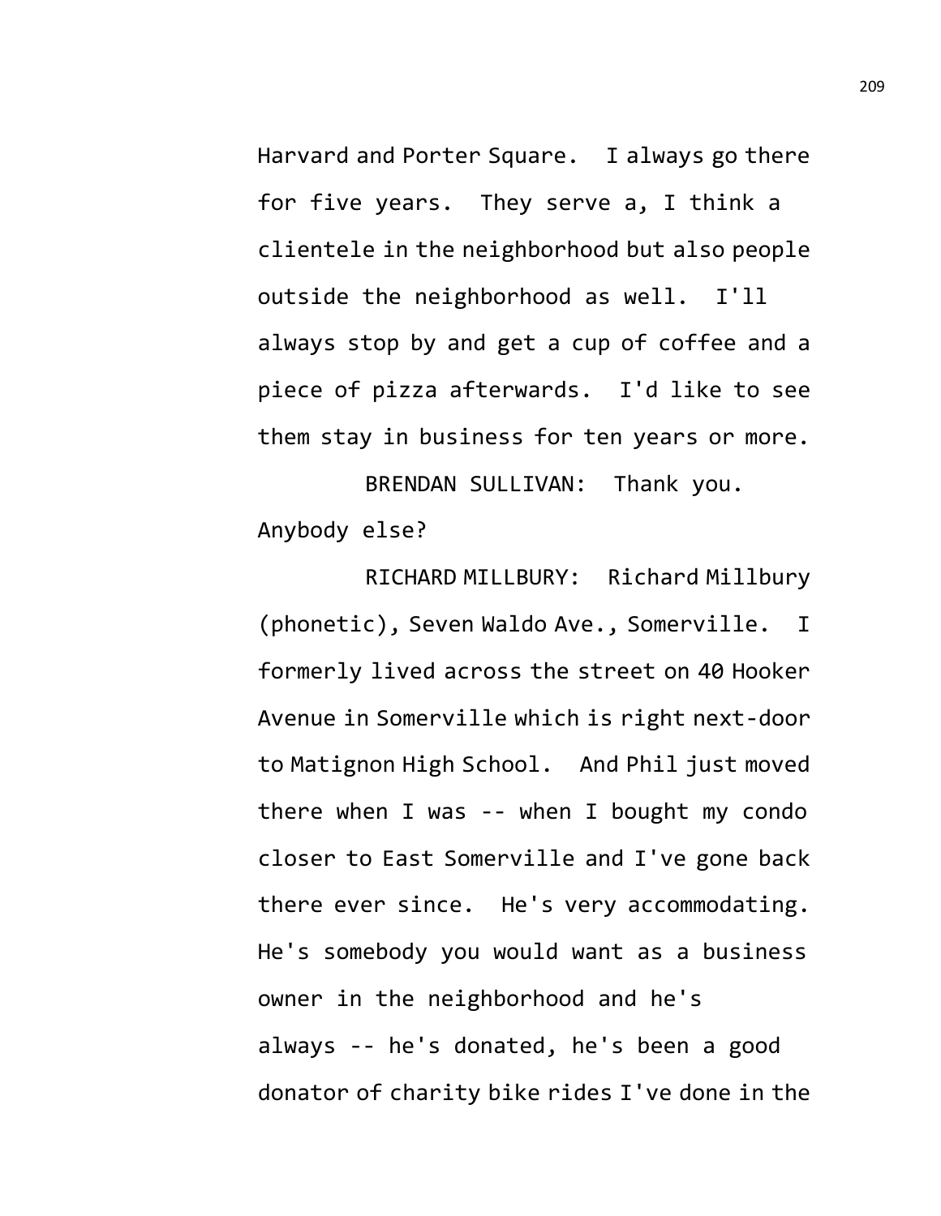Harvard and Porter Square. I always go there for five years. They serve a, I think a clientele in the neighborhood but also people outside the neighborhood as well. I'll always stop by and get a cup of coffee and a piece of pizza afterwards. I'd like to see them stay in business for ten years or more.

BRENDAN SULLIVAN: Thank you. Anybody else?

RICHARD MILLBURY: Richard Millbury (phonetic), Seven Waldo Ave., Somerville. I formerly lived across the street on 40 Hooker Avenue in Somerville which is right next-door to Matignon High School. And Phil just moved there when I was -- when I bought my condo closer to East Somerville and I've gone back there ever since. He's very accommodating. He's somebody you would want as a business owner in the neighborhood and he's always -- he's donated, he's been a good donator of charity bike rides I've done in the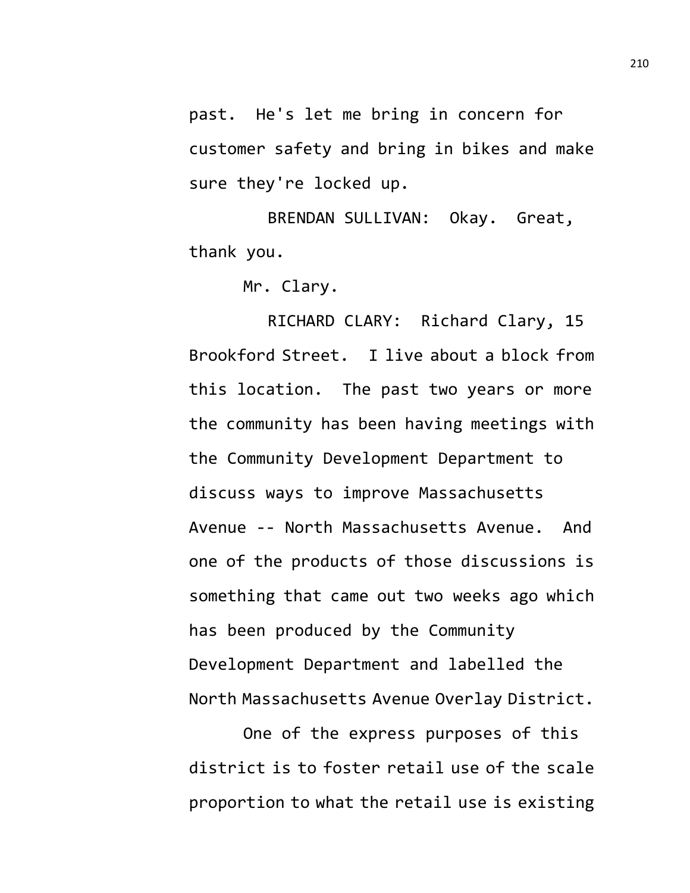past. He's let me bring in concern for customer safety and bring in bikes and make sure they're locked up.

BRENDAN SULLIVAN: Okay. Great, thank you.

Mr. Clary.

RICHARD CLARY: Richard Clary, 15 Brookford Street. I live about a block from this location. The past two years or more the community has been having meetings with the Community Development Department to discuss ways to improve Massachusetts Avenue -- North Massachusetts Avenue. And one of the products of those discussions is something that came out two weeks ago which has been produced by the Community Development Department and labelled the North Massachusetts Avenue Overlay District.

One of the express purposes of this district is to foster retail use of the scale proportion to what the retail use is existing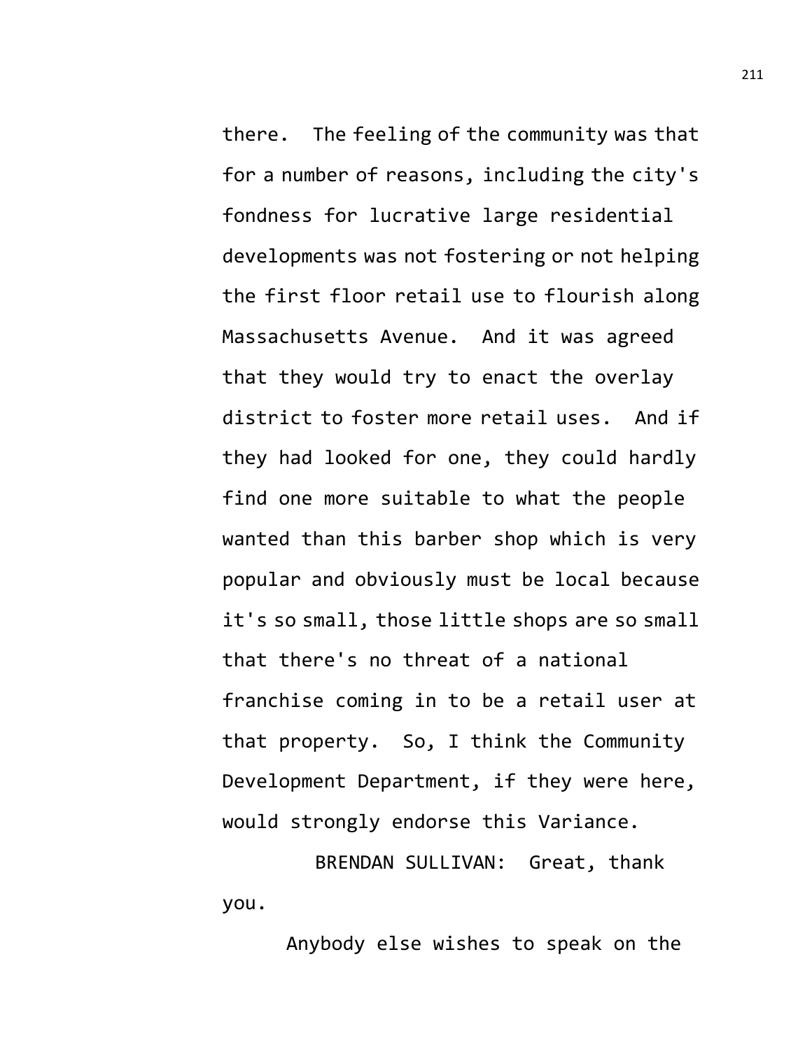there. The feeling of the community was that for a number of reasons, including the city's fondness for lucrative large residential developments was not fostering or not helping the first floor retail use to flourish along Massachusetts Avenue. And it was agreed that they would try to enact the overlay district to foster more retail uses. And if they had looked for one, they could hardly find one more suitable to what the people wanted than this barber shop which is very popular and obviously must be local because it's so small, those little shops are so small that there's no threat of a national franchise coming in to be a retail user at that property. So, I think the Community Development Department, if they were here, would strongly endorse this Variance.

BRENDAN SULLIVAN: Great, thank you.

Anybody else wishes to speak on the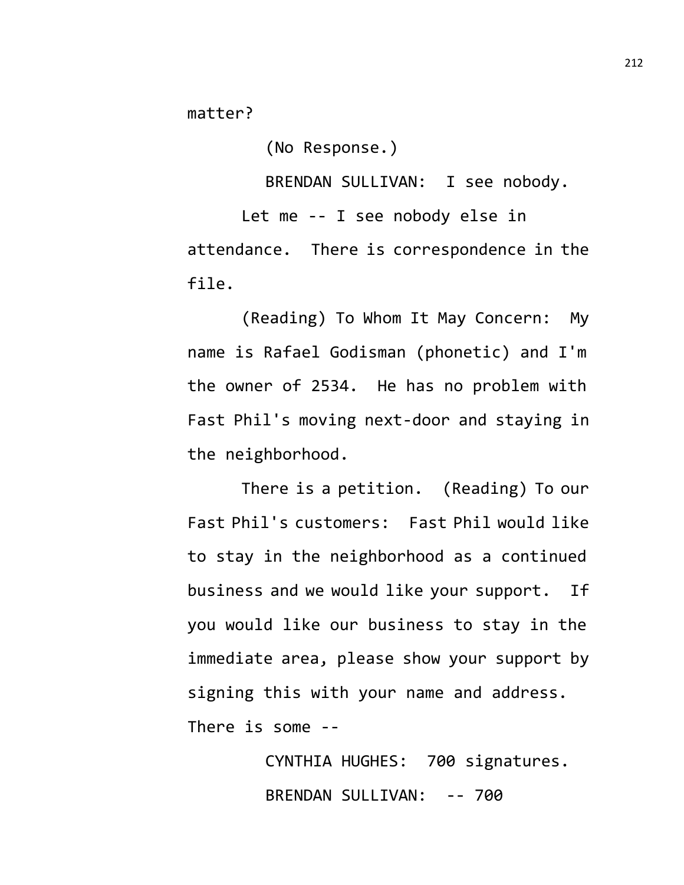matter?

(No Response.)

BRENDAN SULLIVAN: I see nobody.

Let me -- I see nobody else in attendance. There is correspondence in the file.

(Reading) To Whom It May Concern: My name is Rafael Godisman (phonetic) and I'm the owner of 2534. He has no problem with Fast Phil's moving next-door and staying in the neighborhood.

There is a petition. (Reading) To our Fast Phil's customers: Fast Phil would like to stay in the neighborhood as a continued business and we would like your support. If you would like our business to stay in the immediate area, please show your support by signing this with your name and address. There is some --

CYNTHIA HUGHES: 700 signatures.

BRENDAN SULLIVAN: -- 700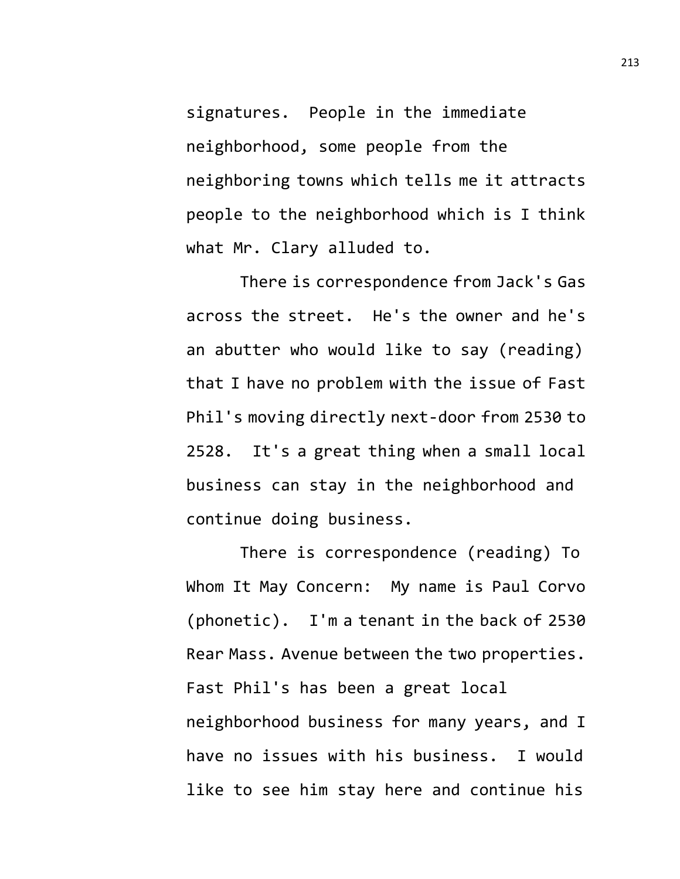signatures. People in the immediate neighborhood, some people from the neighboring towns which tells me it attracts people to the neighborhood which is I think what Mr. Clary alluded to.

There is correspondence from Jack's Gas across the street. He's the owner and he's an abutter who would like to say (reading) that I have no problem with the issue of Fast Phil's moving directly next-door from 2530 to 2528. It's a great thing when a small local business can stay in the neighborhood and continue doing business.

There is correspondence (reading) To Whom It May Concern: My name is Paul Corvo (phonetic). I'm a tenant in the back of 2530 Rear Mass. Avenue between the two properties. Fast Phil's has been a great local neighborhood business for many years, and I have no issues with his business. I would like to see him stay here and continue his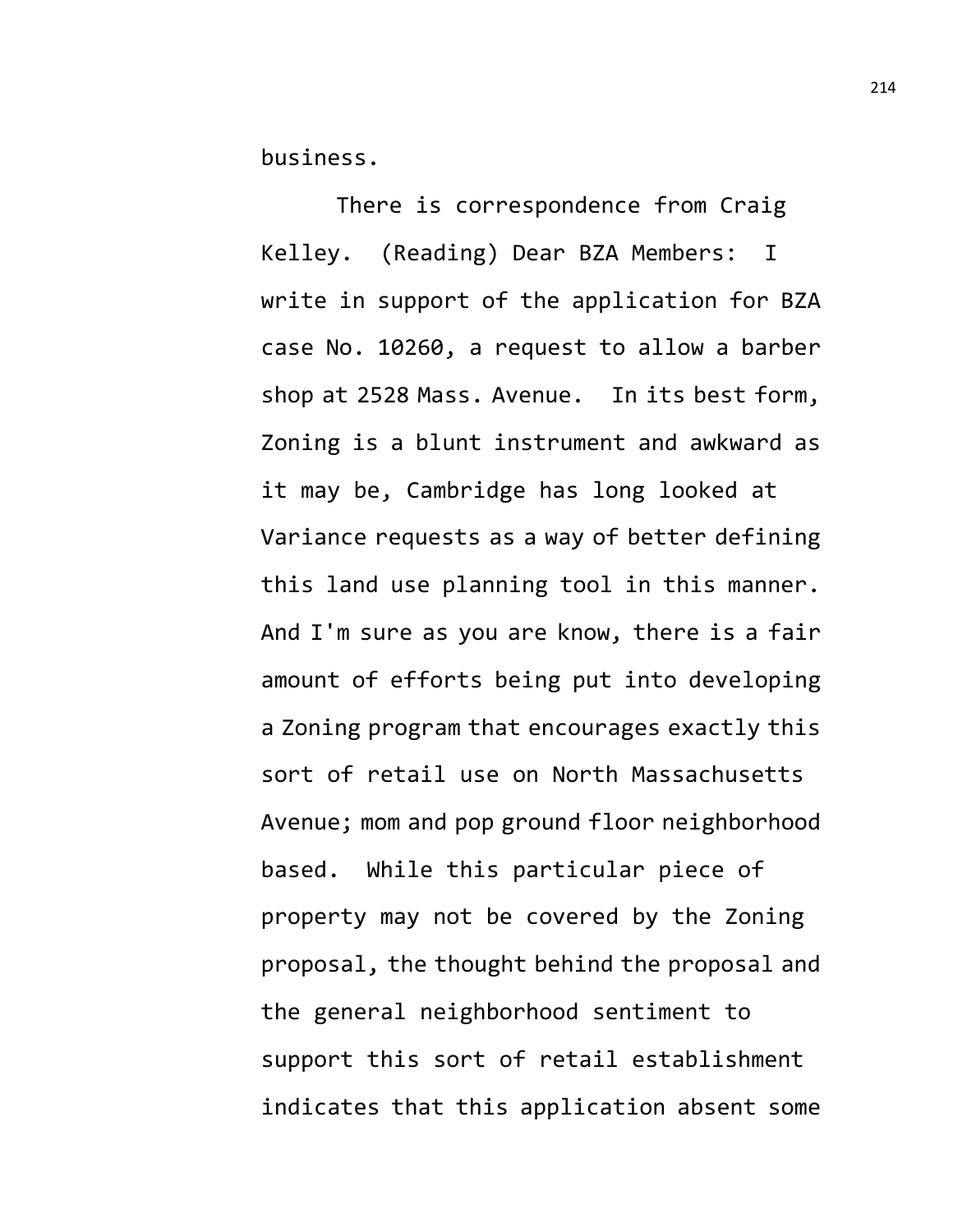business.

There is correspondence from Craig Kelley. (Reading) Dear BZA Members: I write in support of the application for BZA case No. 10260, a request to allow a barber shop at 2528 Mass. Avenue. In its best form, Zoning is a blunt instrument and awkward as it may be, Cambridge has long looked at Variance requests as a way of better defining this land use planning tool in this manner. And I'm sure as you are know, there is a fair amount of efforts being put into developing a Zoning program that encourages exactly this sort of retail use on North Massachusetts Avenue; mom and pop ground floor neighborhood based. While this particular piece of property may not be covered by the Zoning proposal, the thought behind the proposal and the general neighborhood sentiment to support this sort of retail establishment indicates that this application absent some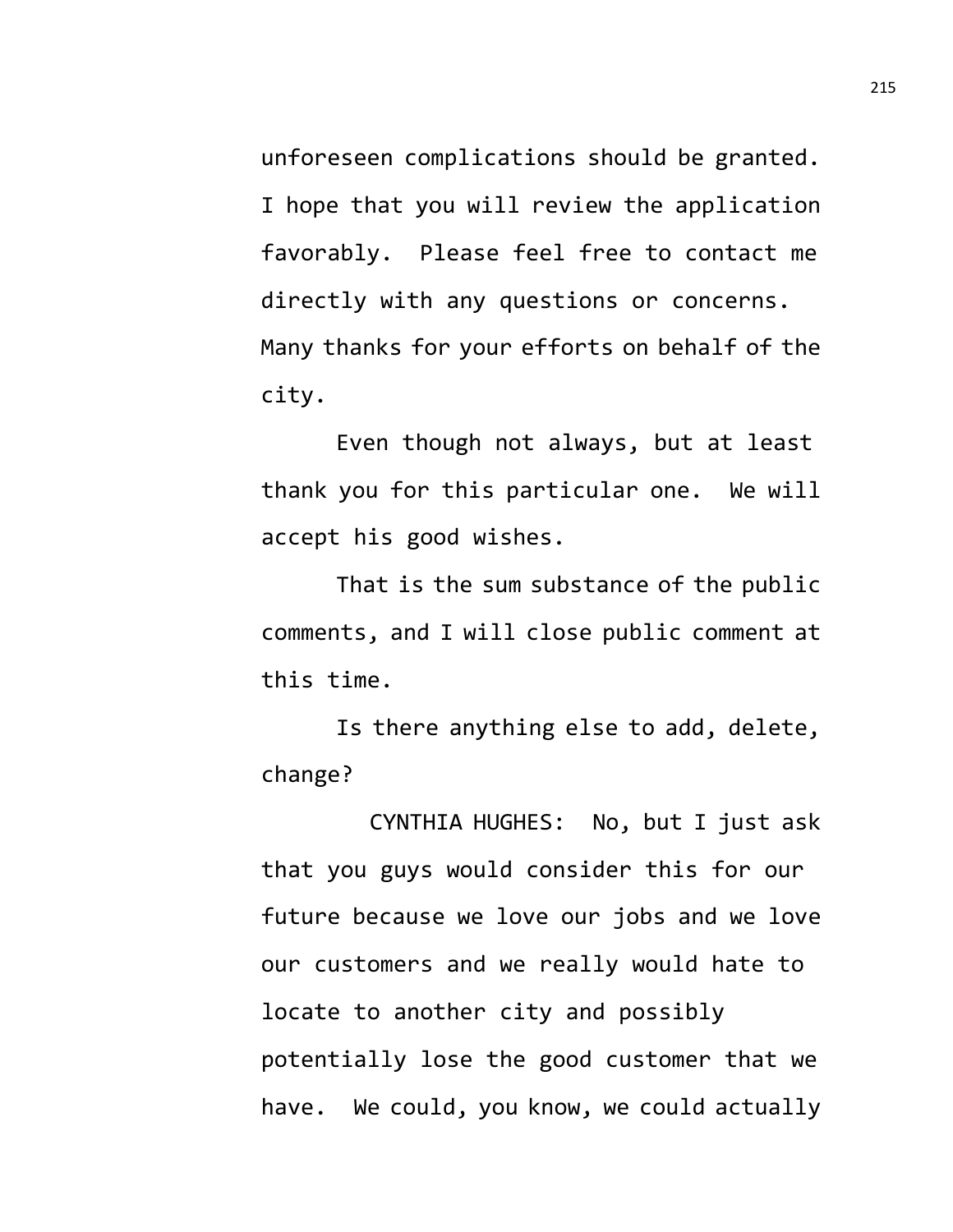unforeseen complications should be granted. I hope that you will review the application favorably. Please feel free to contact me directly with any questions or concerns. Many thanks for your efforts on behalf of the city.

Even though not always, but at least thank you for this particular one. We will accept his good wishes.

That is the sum substance of the public comments, and I will close public comment at this time.

Is there anything else to add, delete, change?

CYNTHIA HUGHES: No, but I just ask that you guys would consider this for our future because we love our jobs and we love our customers and we really would hate to locate to another city and possibly potentially lose the good customer that we have. We could, you know, we could actually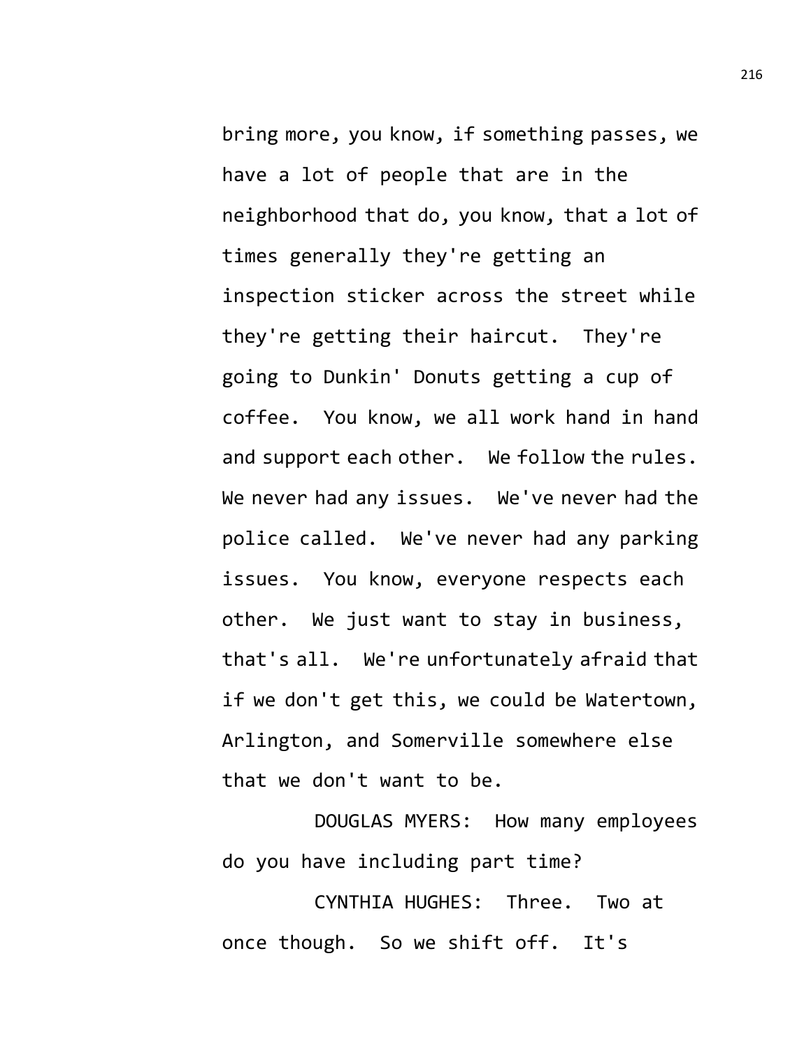bring more, you know, if something passes, we have a lot of people that are in the neighborhood that do, you know, that a lot of times generally they're getting an inspection sticker across the street while they're getting their haircut. They're going to Dunkin' Donuts getting a cup of coffee. You know, we all work hand in hand and support each other. We follow the rules. We never had any issues. We've never had the police called. We've never had any parking issues. You know, everyone respects each other. We just want to stay in business, that's all. We're unfortunately afraid that if we don't get this, we could be Watertown, Arlington, and Somerville somewhere else that we don't want to be.

DOUGLAS MYERS: How many employees do you have including part time?

CYNTHIA HUGHES: Three. Two at once though. So we shift off. It's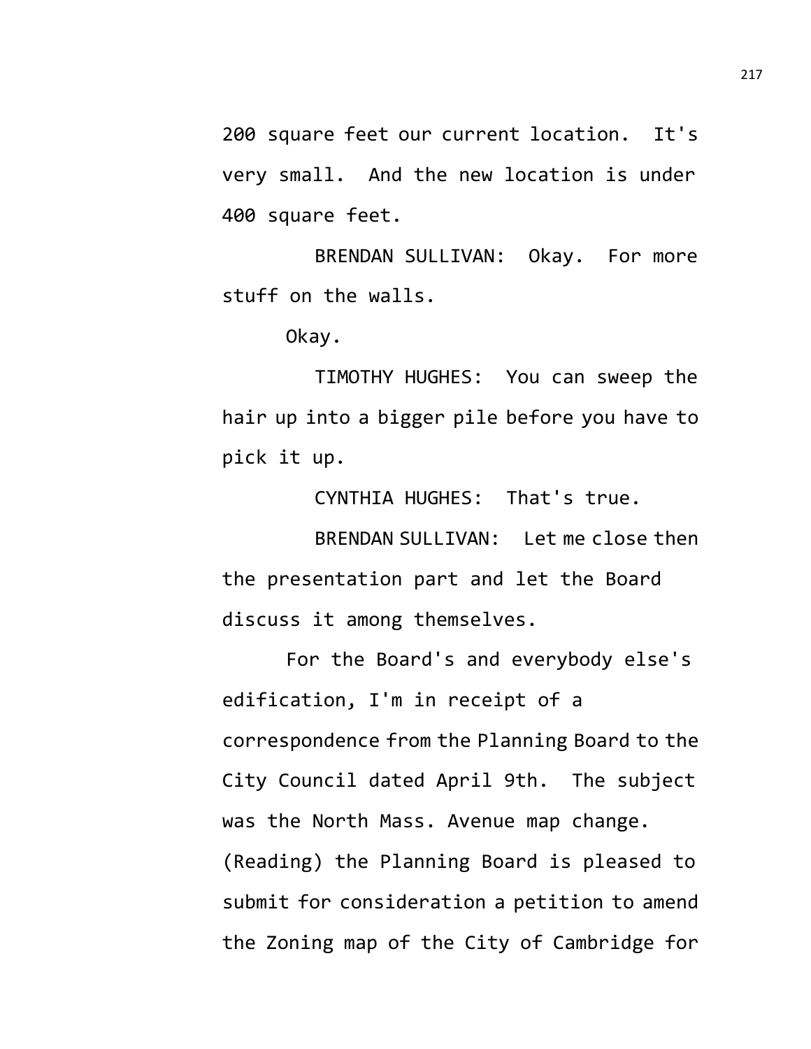200 square feet our current location. It's very small. And the new location is under 400 square feet.

BRENDAN SULLIVAN: Okay. For more stuff on the walls.

Okay.

TIMOTHY HUGHES: You can sweep the hair up into a bigger pile before you have to pick it up.

CYNTHIA HUGHES: That's true.

BRENDAN SULLIVAN: Let me close then the presentation part and let the Board discuss it among themselves.

For the Board's and everybody else's edification, I'm in receipt of a correspondence from the Planning Board to the City Council dated April 9th. The subject was the North Mass. Avenue map change. (Reading) the Planning Board is pleased to submit for consideration a petition to amend the Zoning map of the City of Cambridge for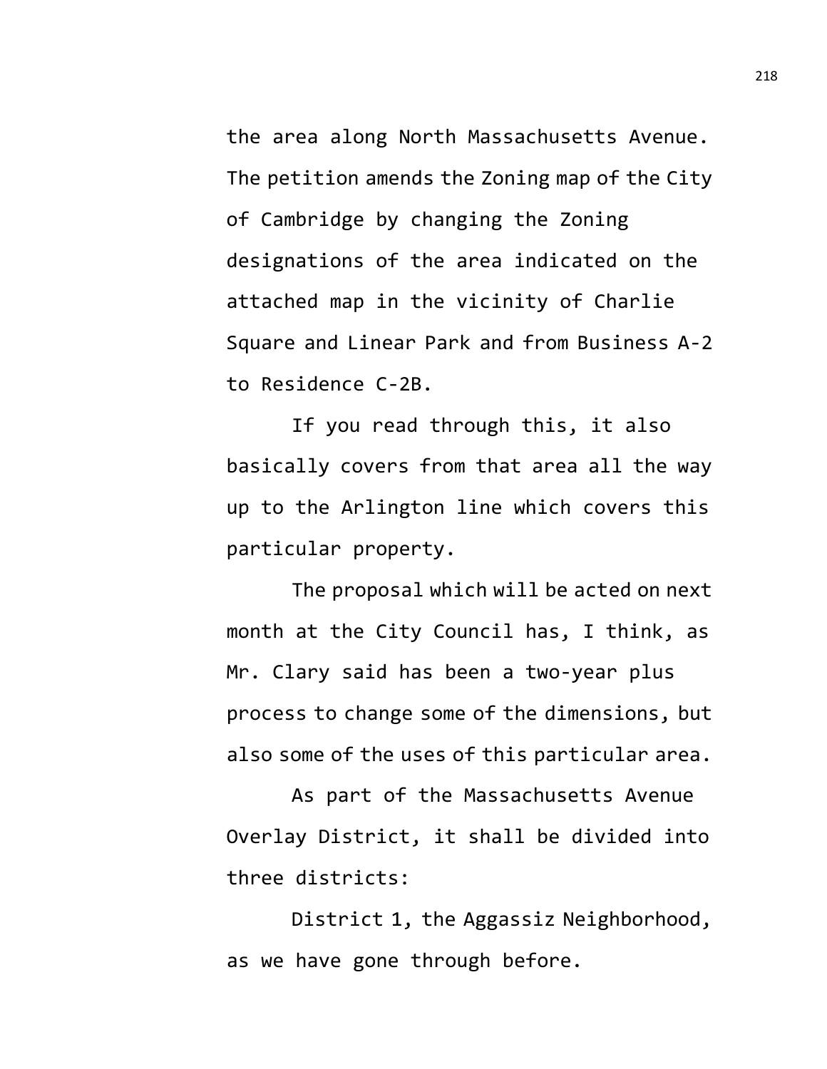the area along North Massachusetts Avenue. The petition amends the Zoning map of the City of Cambridge by changing the Zoning designations of the area indicated on the attached map in the vicinity of Charlie Square and Linear Park and from Business A-2 to Residence C-2B.

If you read through this, it also basically covers from that area all the way up to the Arlington line which covers this particular property.

The proposal which will be acted on next month at the City Council has, I think, as Mr. Clary said has been a two-year plus process to change some of the dimensions, but also some of the uses of this particular area.

As part of the Massachusetts Avenue Overlay District, it shall be divided into three districts:

District 1, the Aggassiz Neighborhood, as we have gone through before.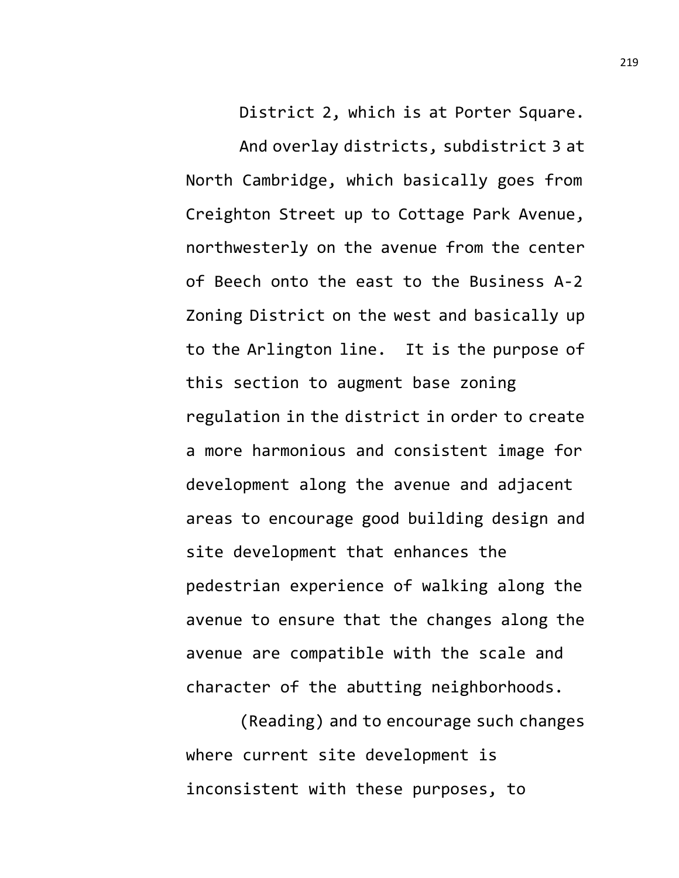District 2, which is at Porter Square.

And overlay districts, subdistrict 3 at North Cambridge, which basically goes from Creighton Street up to Cottage Park Avenue, northwesterly on the avenue from the center of Beech onto the east to the Business A-2 Zoning District on the west and basically up to the Arlington line. It is the purpose of this section to augment base zoning regulation in the district in order to create a more harmonious and consistent image for development along the avenue and adjacent areas to encourage good building design and site development that enhances the pedestrian experience of walking along the avenue to ensure that the changes along the avenue are compatible with the scale and character of the abutting neighborhoods.

(Reading) and to encourage such changes where current site development is inconsistent with these purposes, to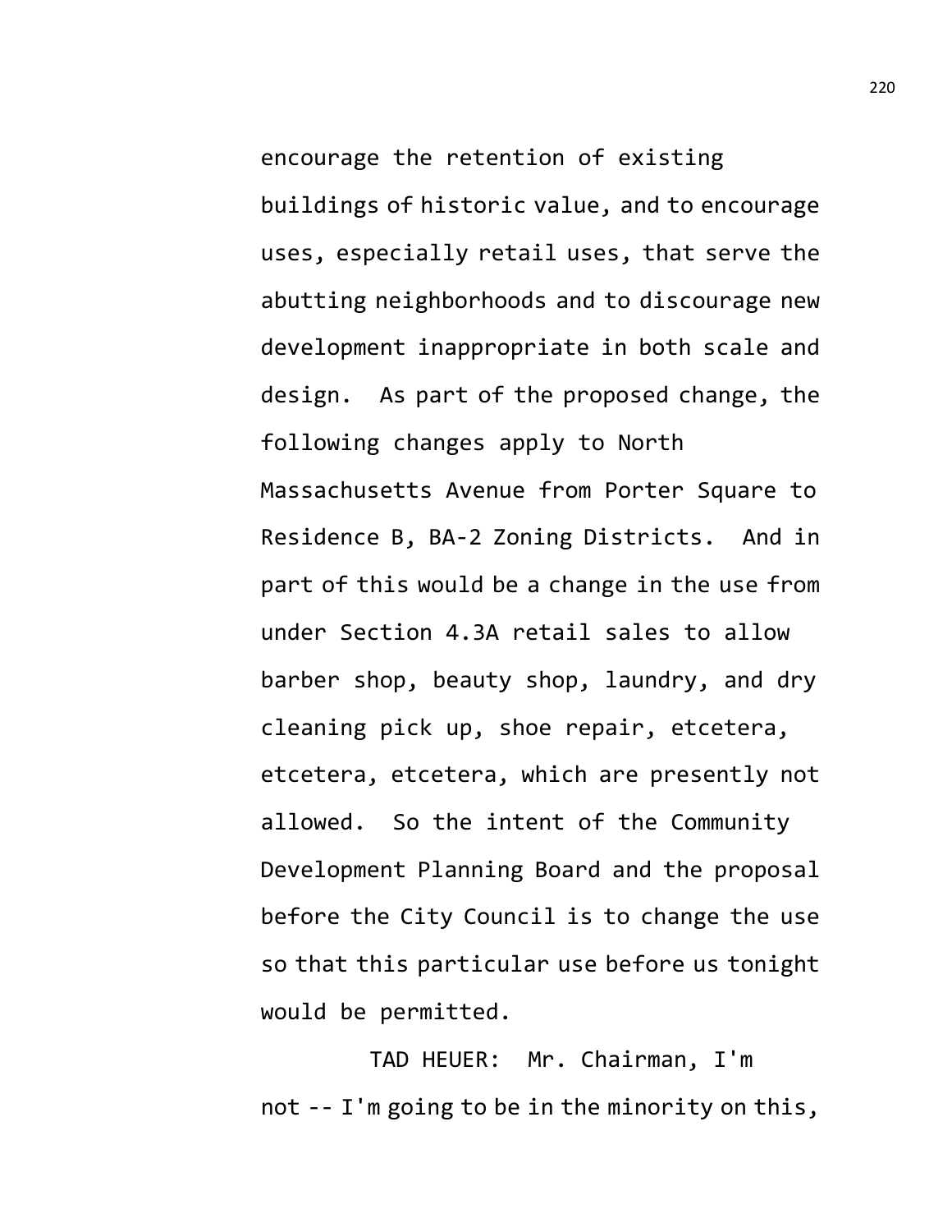encourage the retention of existing buildings of historic value, and to encourage uses, especially retail uses, that serve the abutting neighborhoods and to discourage new development inappropriate in both scale and design. As part of the proposed change, the following changes apply to North Massachusetts Avenue from Porter Square to Residence B, BA-2 Zoning Districts. And in part of this would be a change in the use from under Section 4.3A retail sales to allow barber shop, beauty shop, laundry, and dry cleaning pick up, shoe repair, etcetera, etcetera, etcetera, which are presently not allowed. So the intent of the Community Development Planning Board and the proposal before the City Council is to change the use so that this particular use before us tonight would be permitted.

TAD HEUER: Mr. Chairman, I'm not -- I'm going to be in the minority on this,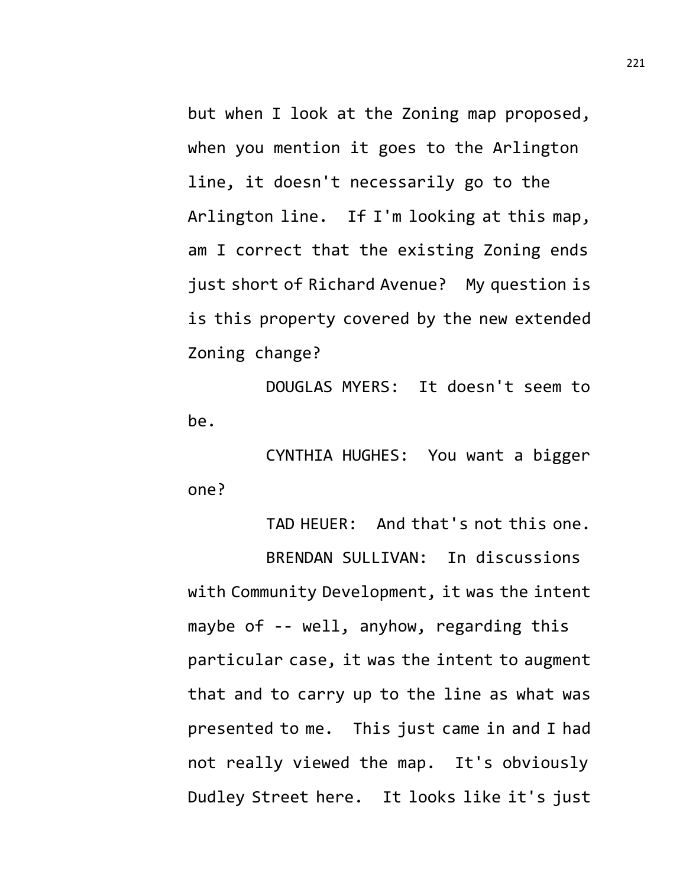but when I look at the Zoning map proposed, when you mention it goes to the Arlington line, it doesn't necessarily go to the Arlington line. If I'm looking at this map, am I correct that the existing Zoning ends just short of Richard Avenue? My question is is this property covered by the new extended Zoning change?

DOUGLAS MYERS: It doesn't seem to be.

CYNTHIA HUGHES: You want a bigger one?

TAD HEUER: And that's not this one.

BRENDAN SULLIVAN: In discussions with Community Development, it was the intent maybe of -- well, anyhow, regarding this particular case, it was the intent to augment that and to carry up to the line as what was presented to me. This just came in and I had not really viewed the map. It's obviously Dudley Street here. It looks like it's just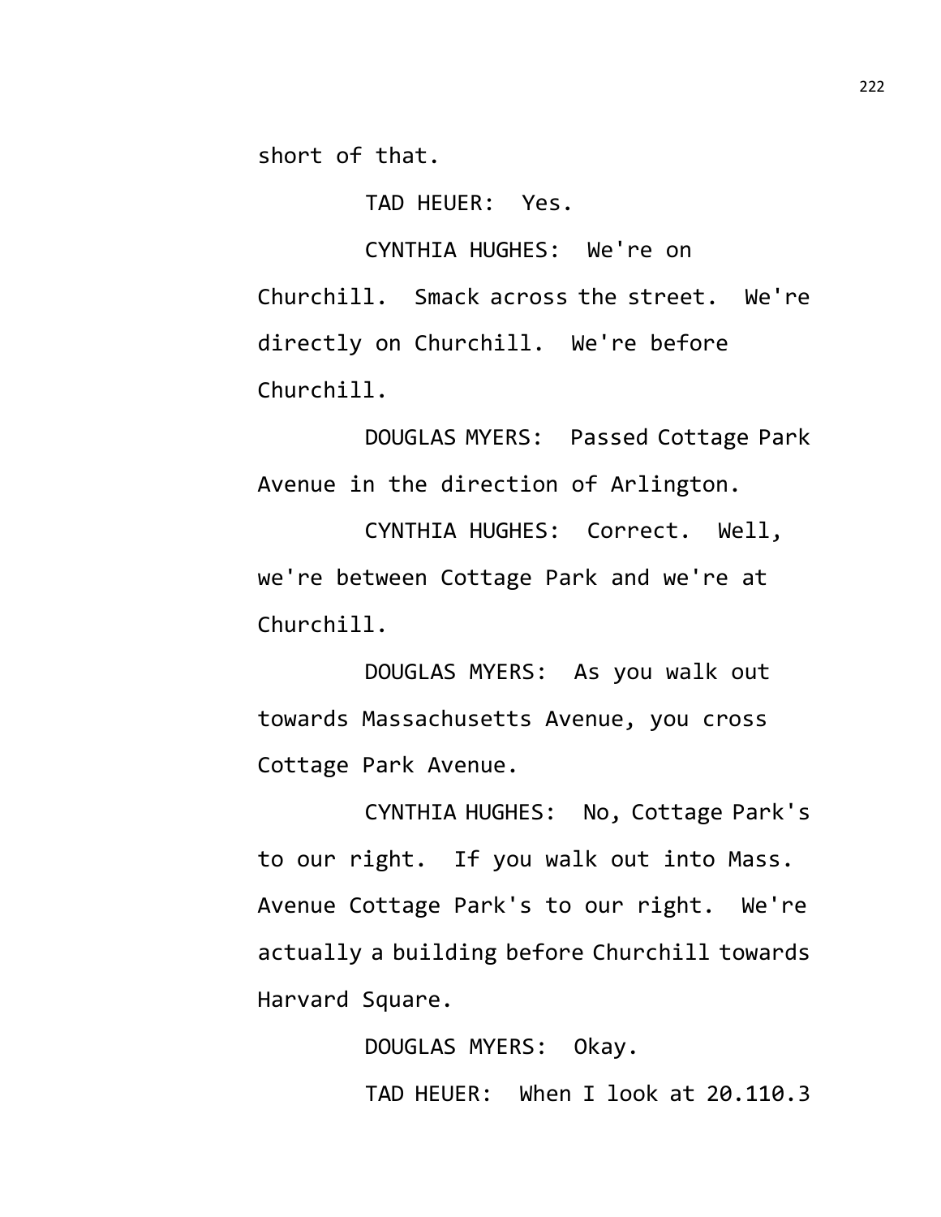short of that.

TAD HEUER: Yes.

CYNTHIA HUGHES: We're on Churchill. Smack across the street. We're directly on Churchill. We're before Churchill.

DOUGLAS MYERS: Passed Cottage Park Avenue in the direction of Arlington.

CYNTHIA HUGHES: Correct. Well, we're between Cottage Park and we're at Churchill.

DOUGLAS MYERS: As you walk out towards Massachusetts Avenue, you cross Cottage Park Avenue.

CYNTHIA HUGHES: No, Cottage Park's to our right. If you walk out into Mass. Avenue Cottage Park's to our right. We're actually a building before Churchill towards Harvard Square.

DOUGLAS MYERS: Okay.

TAD HEUER: When I look at 20.110.3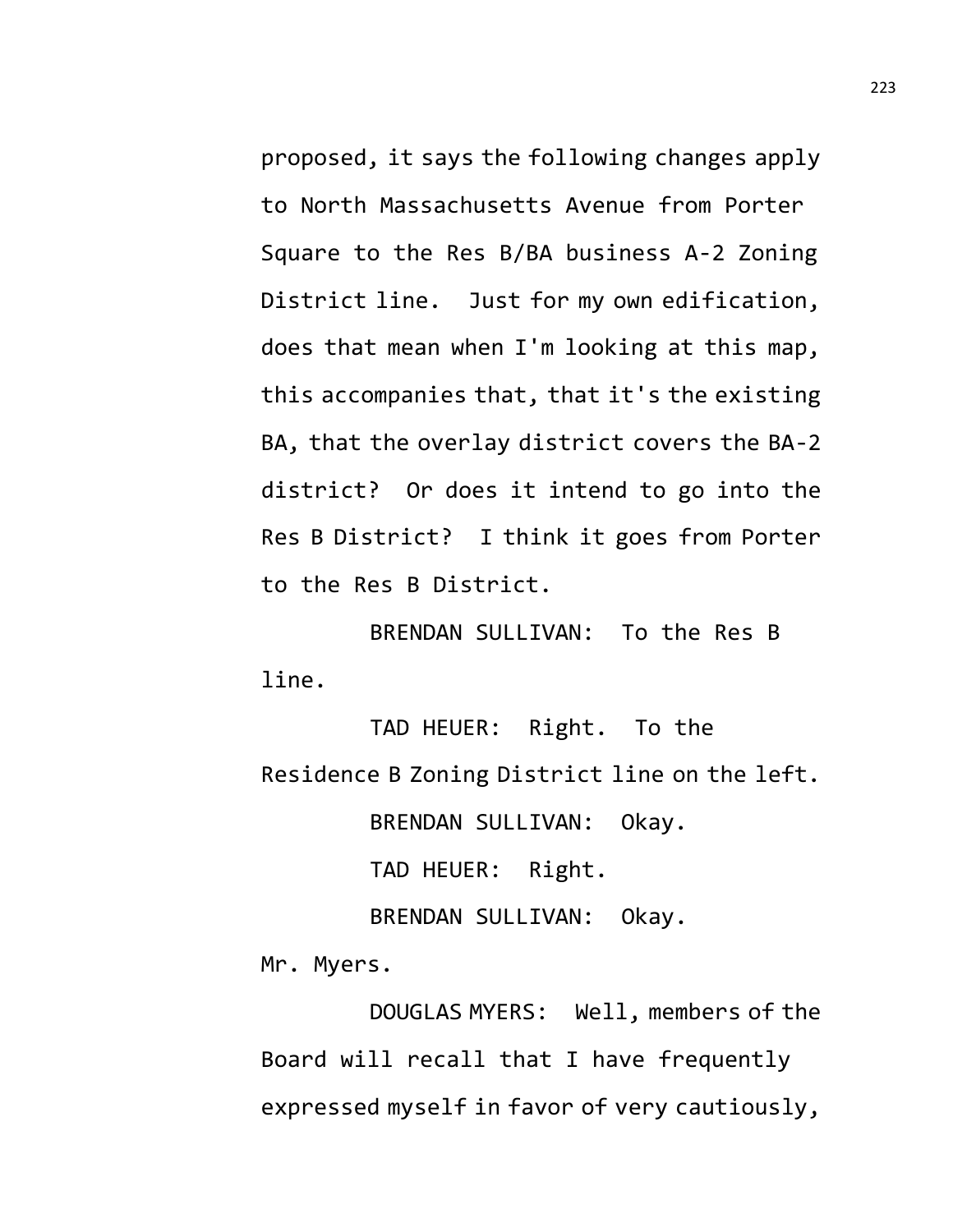proposed, it says the following changes apply to North Massachusetts Avenue from Porter Square to the Res B/BA business A-2 Zoning District line. Just for my own edification, does that mean when I'm looking at this map, this accompanies that, that it's the existing BA, that the overlay district covers the BA-2 district? Or does it intend to go into the Res B District? I think it goes from Porter to the Res B District.

BRENDAN SULLIVAN: To the Res B line.

TAD HEUER: Right. To the Residence B Zoning District line on the left.

BRENDAN SULLIVAN: Okay.

TAD HEUER: Right.

BRENDAN SULLIVAN: Okay. Mr. Myers.

DOUGLAS MYERS: Well, members of the Board will recall that I have frequently expressed myself in favor of very cautiously,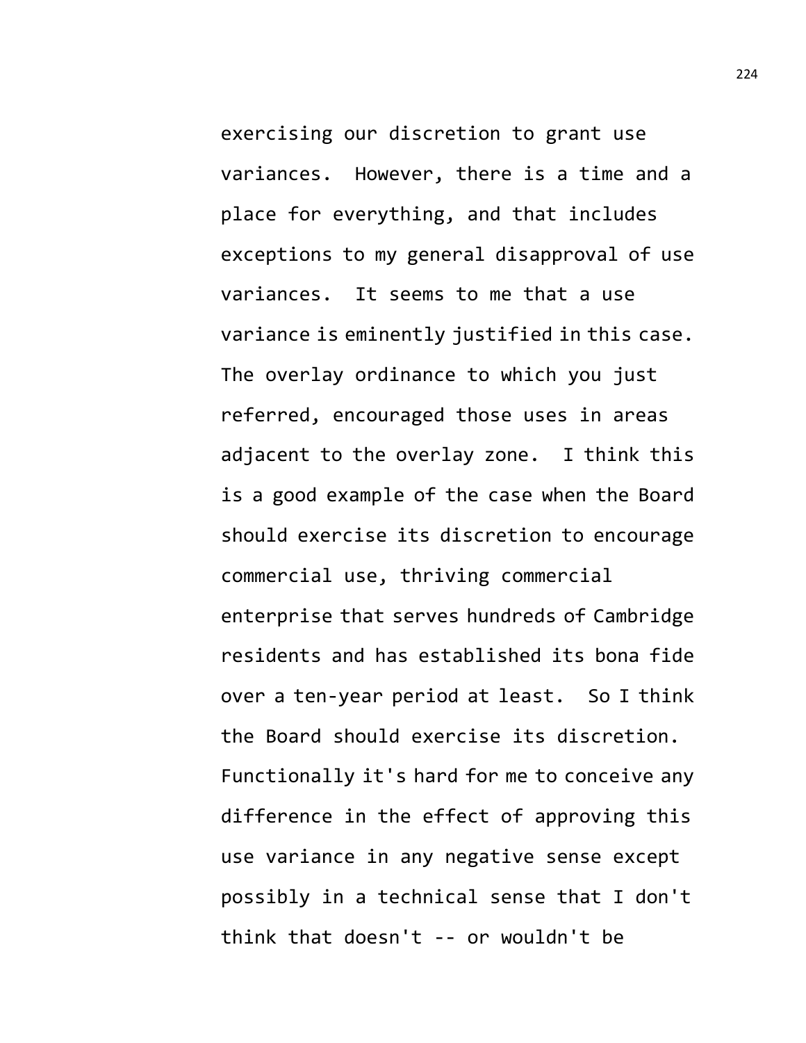exercising our discretion to grant use variances. However, there is a time and a place for everything, and that includes exceptions to my general disapproval of use variances. It seems to me that a use variance is eminently justified in this case. The overlay ordinance to which you just referred, encouraged those uses in areas adjacent to the overlay zone. I think this is a good example of the case when the Board should exercise its discretion to encourage commercial use, thriving commercial enterprise that serves hundreds of Cambridge residents and has established its bona fide over a ten-year period at least. So I think the Board should exercise its discretion. Functionally it's hard for me to conceive any difference in the effect of approving this use variance in any negative sense except possibly in a technical sense that I don't think that doesn't -- or wouldn't be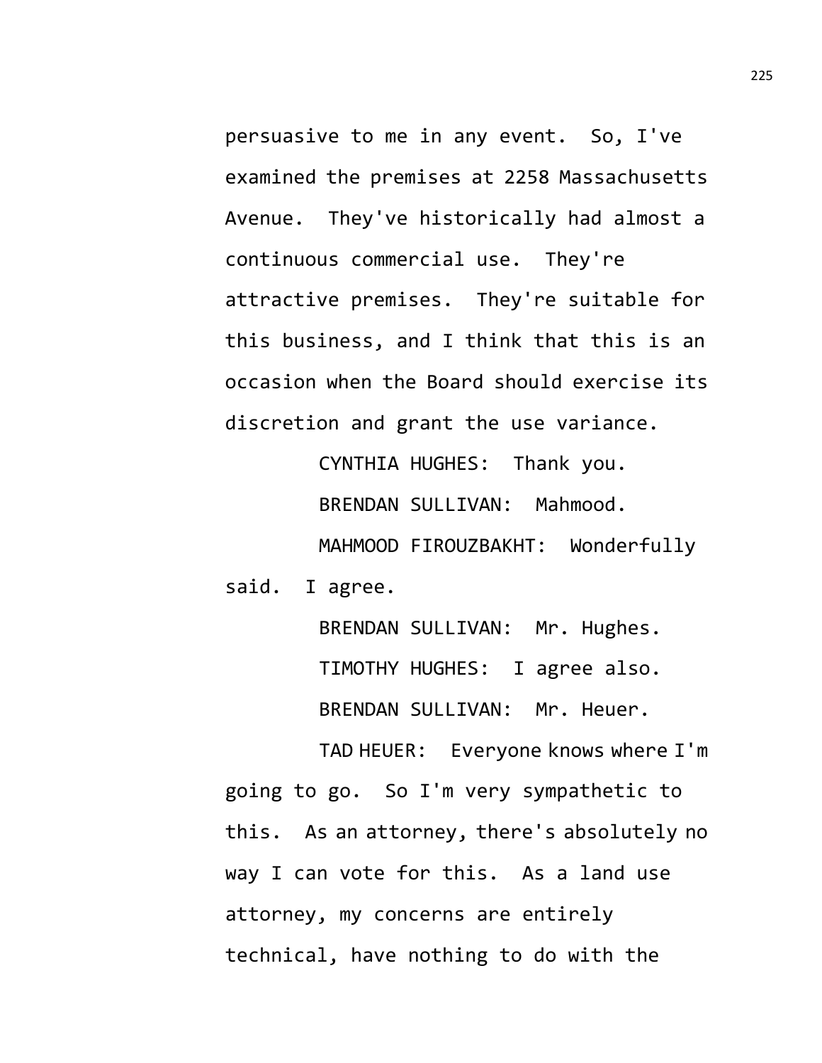persuasive to me in any event. So, I've examined the premises at 2258 Massachusetts Avenue. They've historically had almost a continuous commercial use. They're attractive premises. They're suitable for this business, and I think that this is an occasion when the Board should exercise its discretion and grant the use variance.

CYNTHIA HUGHES: Thank you.

BRENDAN SULLIVAN: Mahmood.

MAHMOOD FIROUZBAKHT: Wonderfully said. I agree.

BRENDAN SULLIVAN: Mr. Hughes.

TIMOTHY HUGHES: I agree also.

BRENDAN SULLIVAN: Mr. Heuer.

TAD HEUER: Everyone knows where I'm going to go. So I'm very sympathetic to this. As an attorney, there's absolutely no way I can vote for this. As a land use attorney, my concerns are entirely technical, have nothing to do with the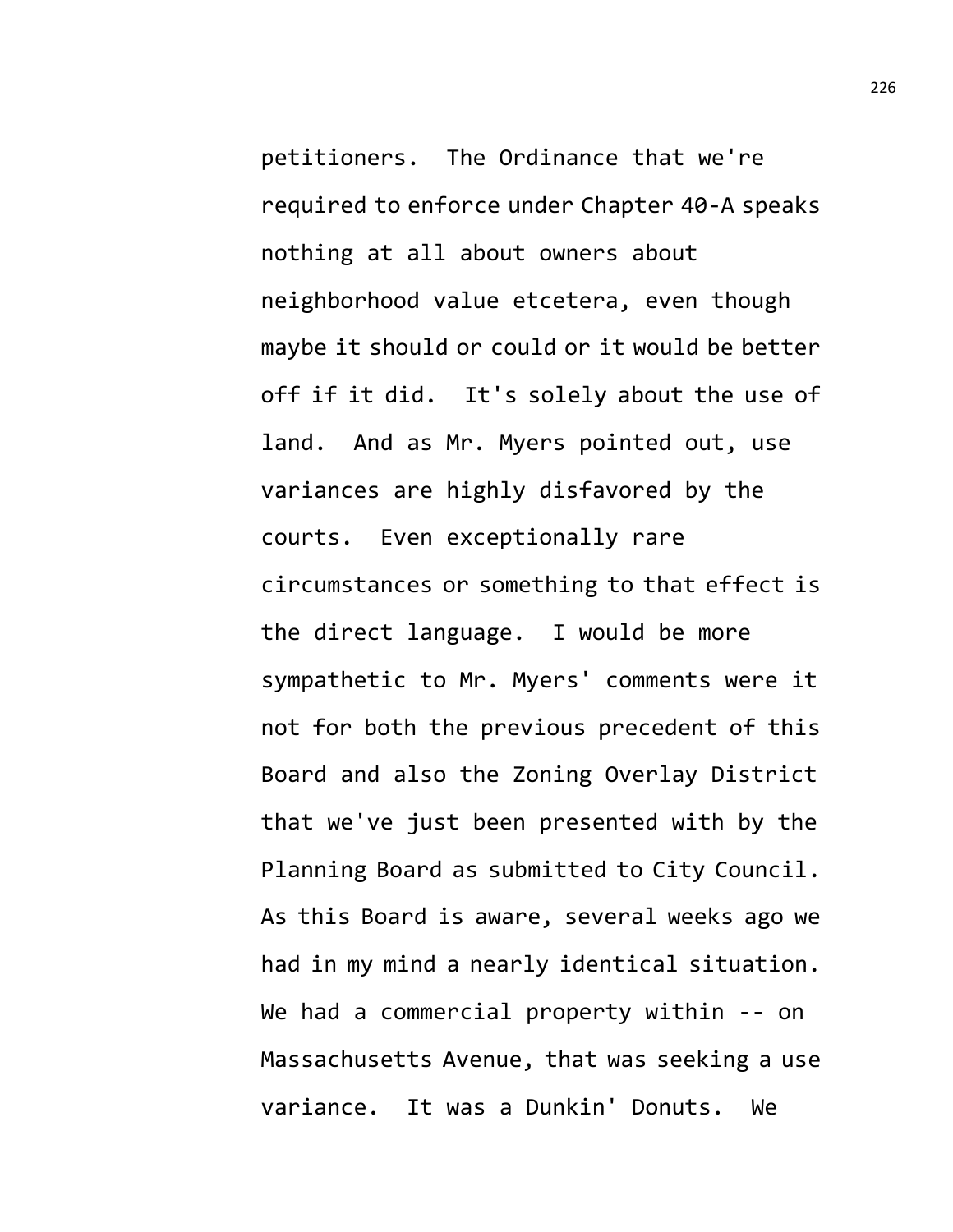petitioners. The Ordinance that we're required to enforce under Chapter 40-A speaks nothing at all about owners about neighborhood value etcetera, even though maybe it should or could or it would be better off if it did. It's solely about the use of land. And as Mr. Myers pointed out, use variances are highly disfavored by the courts. Even exceptionally rare circumstances or something to that effect is the direct language. I would be more sympathetic to Mr. Myers' comments were it not for both the previous precedent of this Board and also the Zoning Overlay District that we've just been presented with by the Planning Board as submitted to City Council. As this Board is aware, several weeks ago we had in my mind a nearly identical situation. We had a commercial property within -- on Massachusetts Avenue, that was seeking a use variance. It was a Dunkin' Donuts. We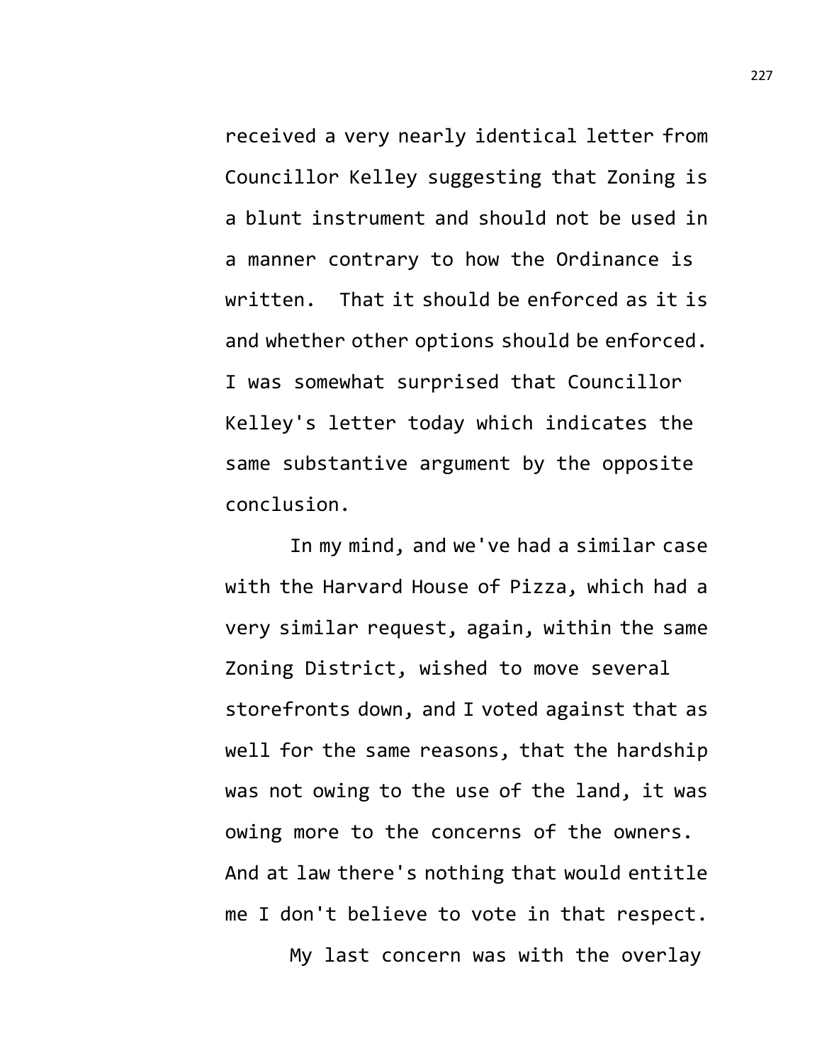received a very nearly identical letter from Councillor Kelley suggesting that Zoning is a blunt instrument and should not be used in a manner contrary to how the Ordinance is written. That it should be enforced as it is and whether other options should be enforced. I was somewhat surprised that Councillor Kelley's letter today which indicates the same substantive argument by the opposite conclusion.

In my mind, and we've had a similar case with the Harvard House of Pizza, which had a very similar request, again, within the same Zoning District, wished to move several storefronts down, and I voted against that as well for the same reasons, that the hardship was not owing to the use of the land, it was owing more to the concerns of the owners. And at law there's nothing that would entitle me I don't believe to vote in that respect.

My last concern was with the overlay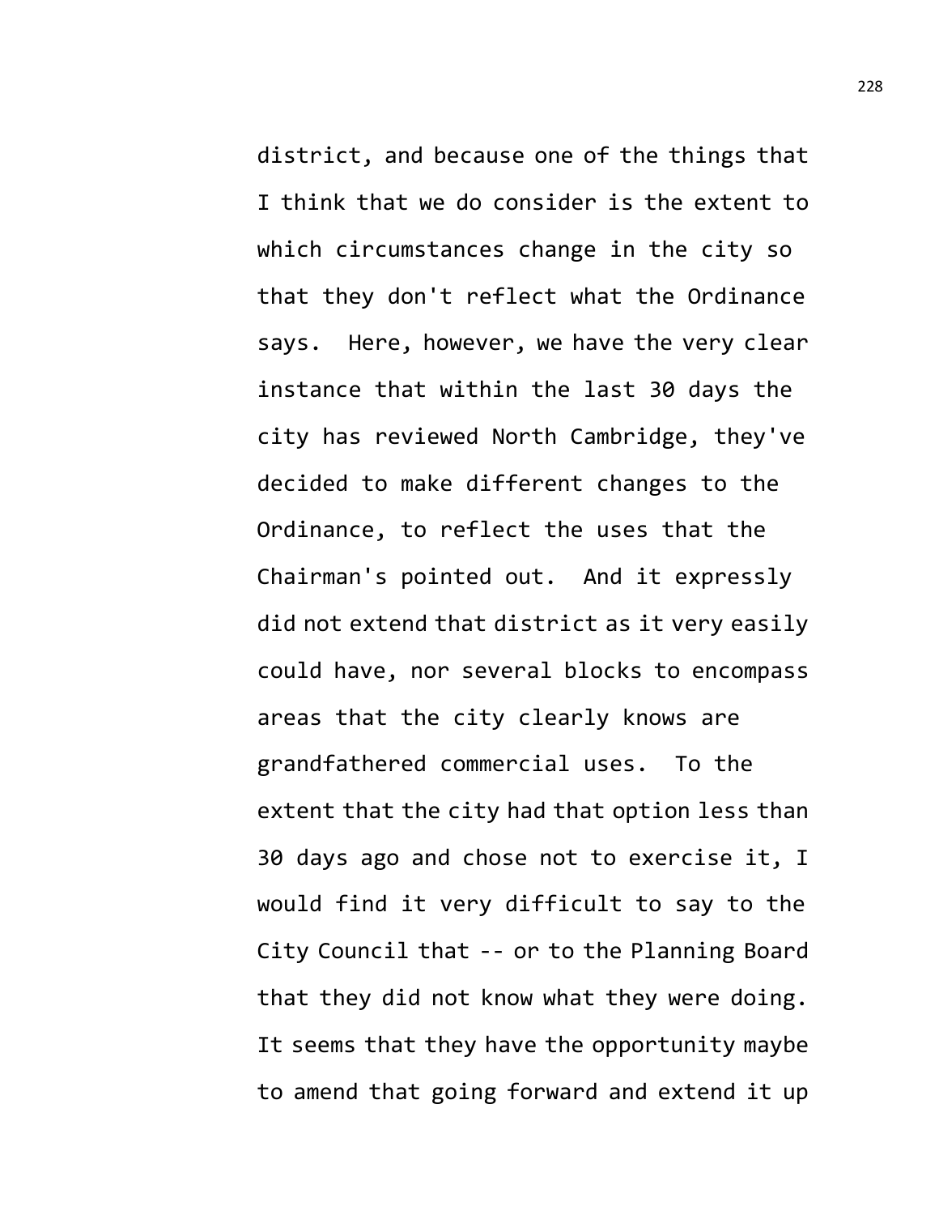district, and because one of the things that I think that we do consider is the extent to which circumstances change in the city so that they don't reflect what the Ordinance says. Here, however, we have the very clear instance that within the last 30 days the city has reviewed North Cambridge, they've decided to make different changes to the Ordinance, to reflect the uses that the Chairman's pointed out. And it expressly did not extend that district as it very easily could have, nor several blocks to encompass areas that the city clearly knows are grandfathered commercial uses. To the extent that the city had that option less than 30 days ago and chose not to exercise it, I would find it very difficult to say to the City Council that -- or to the Planning Board that they did not know what they were doing. It seems that they have the opportunity maybe to amend that going forward and extend it up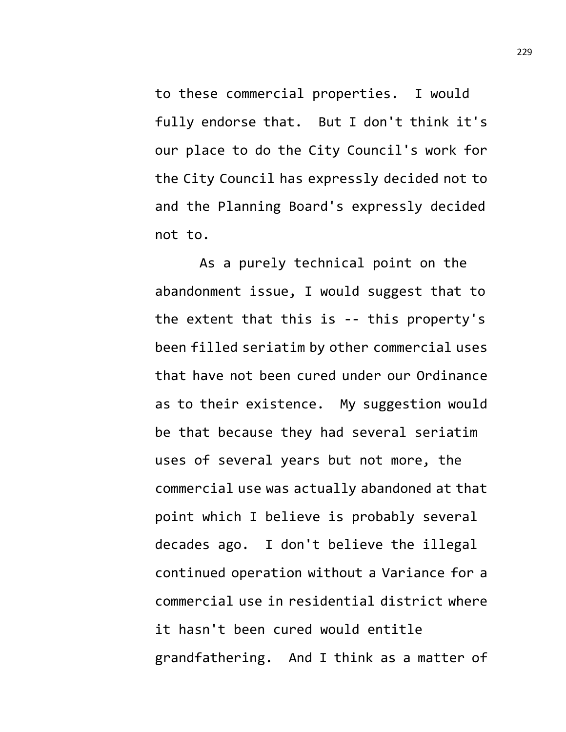to these commercial properties. I would fully endorse that. But I don't think it's our place to do the City Council's work for the City Council has expressly decided not to and the Planning Board's expressly decided not to.

As a purely technical point on the abandonment issue, I would suggest that to the extent that this is -- this property's been filled seriatim by other commercial uses that have not been cured under our Ordinance as to their existence. My suggestion would be that because they had several seriatim uses of several years but not more, the commercial use was actually abandoned at that point which I believe is probably several decades ago. I don't believe the illegal continued operation without a Variance for a commercial use in residential district where it hasn't been cured would entitle grandfathering. And I think as a matter of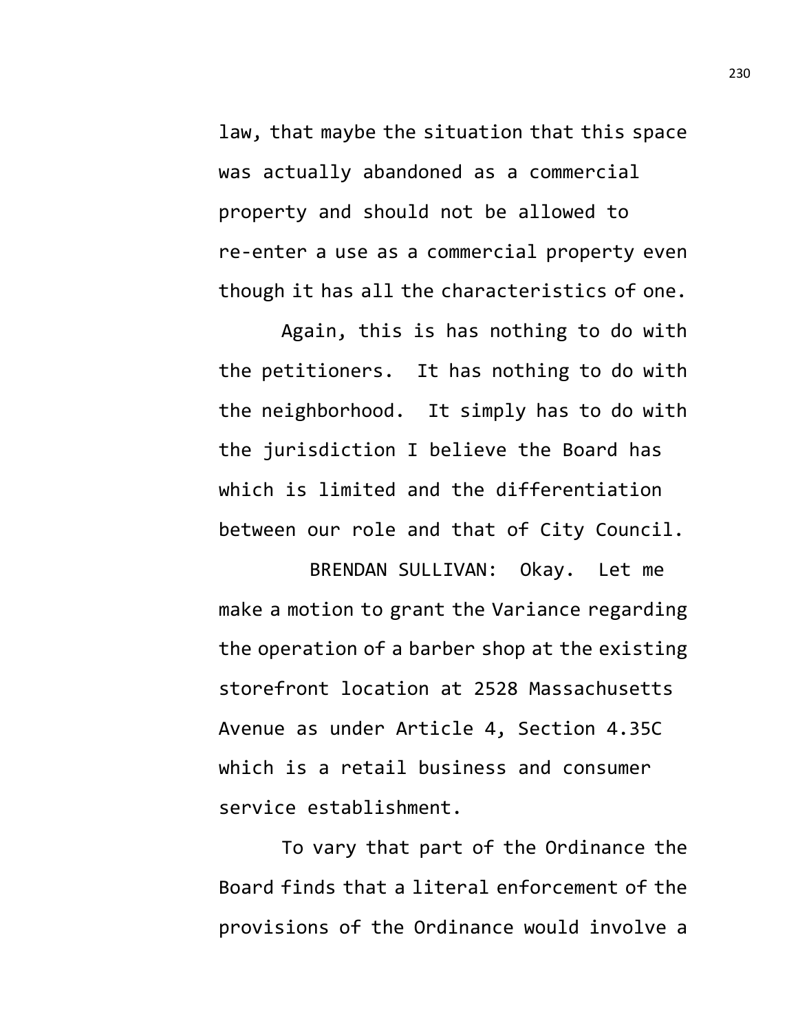law, that maybe the situation that this space was actually abandoned as a commercial property and should not be allowed to re-enter a use as a commercial property even though it has all the characteristics of one.

Again, this is has nothing to do with the petitioners. It has nothing to do with the neighborhood. It simply has to do with the jurisdiction I believe the Board has which is limited and the differentiation between our role and that of City Council.

BRENDAN SULLIVAN: Okay. Let me make a motion to grant the Variance regarding the operation of a barber shop at the existing storefront location at 2528 Massachusetts Avenue as under Article 4, Section 4.35C which is a retail business and consumer service establishment.

To vary that part of the Ordinance the Board finds that a literal enforcement of the provisions of the Ordinance would involve a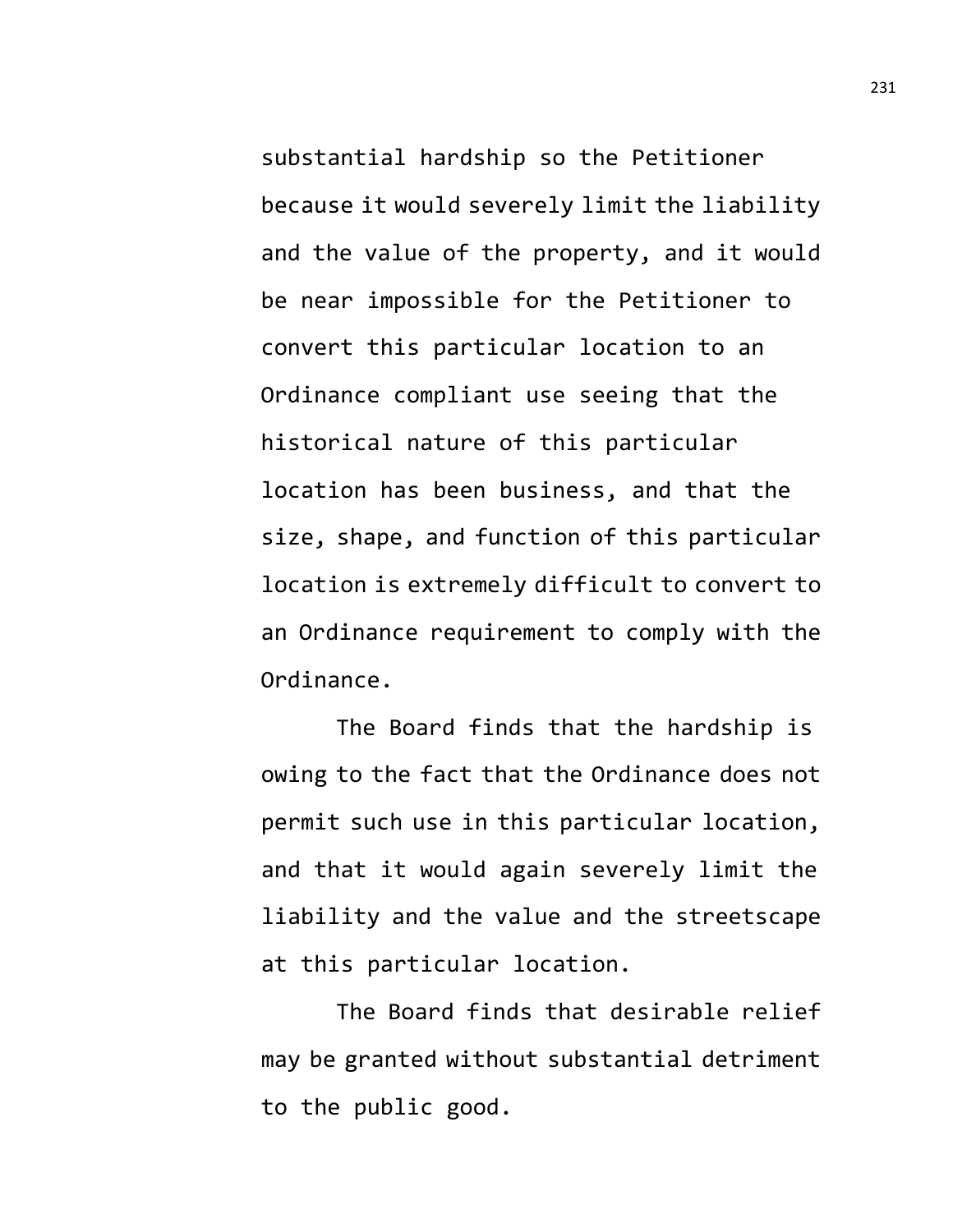substantial hardship so the Petitioner because it would severely limit the liability and the value of the property, and it would be near impossible for the Petitioner to convert this particular location to an Ordinance compliant use seeing that the historical nature of this particular location has been business, and that the size, shape, and function of this particular location is extremely difficult to convert to an Ordinance requirement to comply with the Ordinance.

The Board finds that the hardship is owing to the fact that the Ordinance does not permit such use in this particular location, and that it would again severely limit the liability and the value and the streetscape at this particular location.

The Board finds that desirable relief may be granted without substantial detriment to the public good.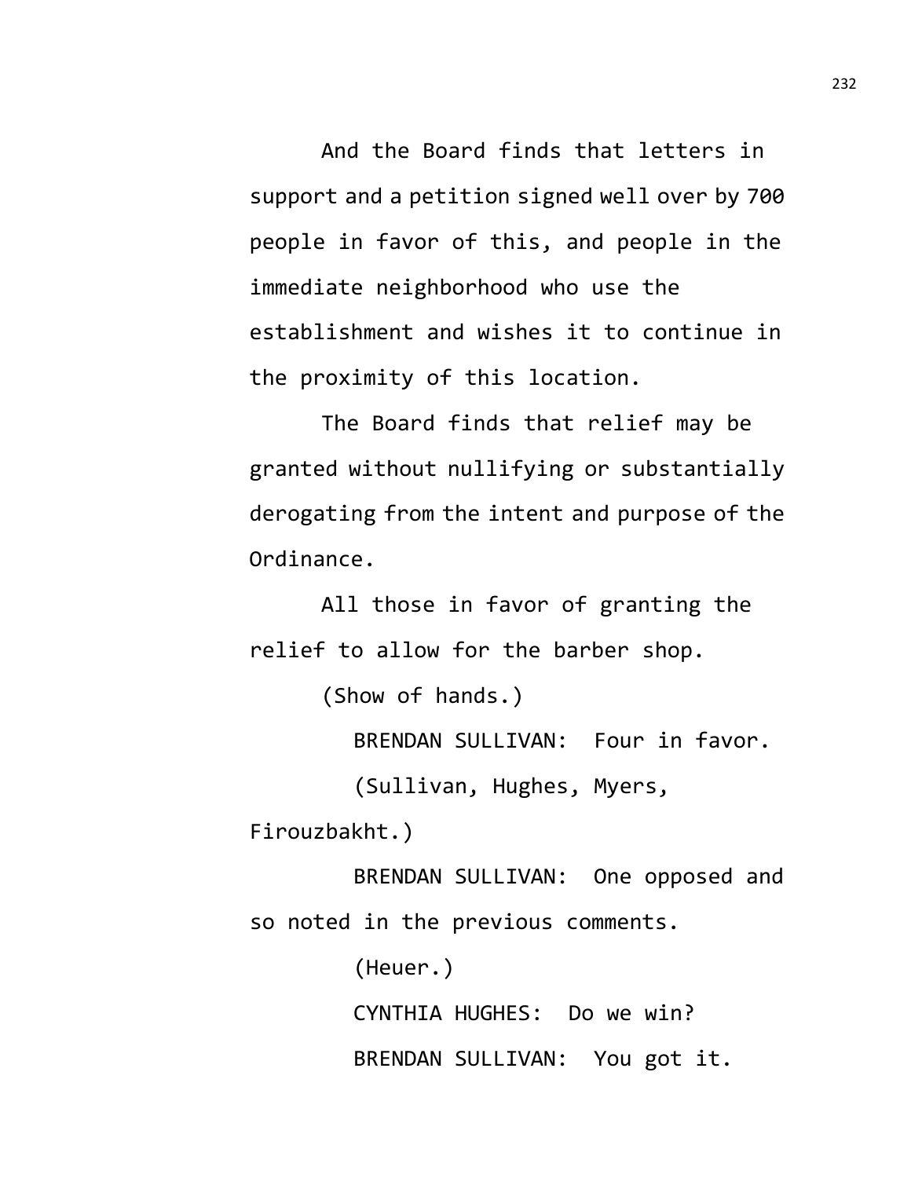And the Board finds that letters in support and a petition signed well over by 700 people in favor of this, and people in the immediate neighborhood who use the establishment and wishes it to continue in the proximity of this location.

The Board finds that relief may be granted without nullifying or substantially derogating from the intent and purpose of the Ordinance.

All those in favor of granting the relief to allow for the barber shop.

(Show of hands.)

BRENDAN SULLIVAN: Four in favor.

(Sullivan, Hughes, Myers, Firouzbakht.)

BRENDAN SULLIVAN: One opposed and so noted in the previous comments.

(Heuer.)

CYNTHIA HUGHES: Do we win?

BRENDAN SULLIVAN: You got it.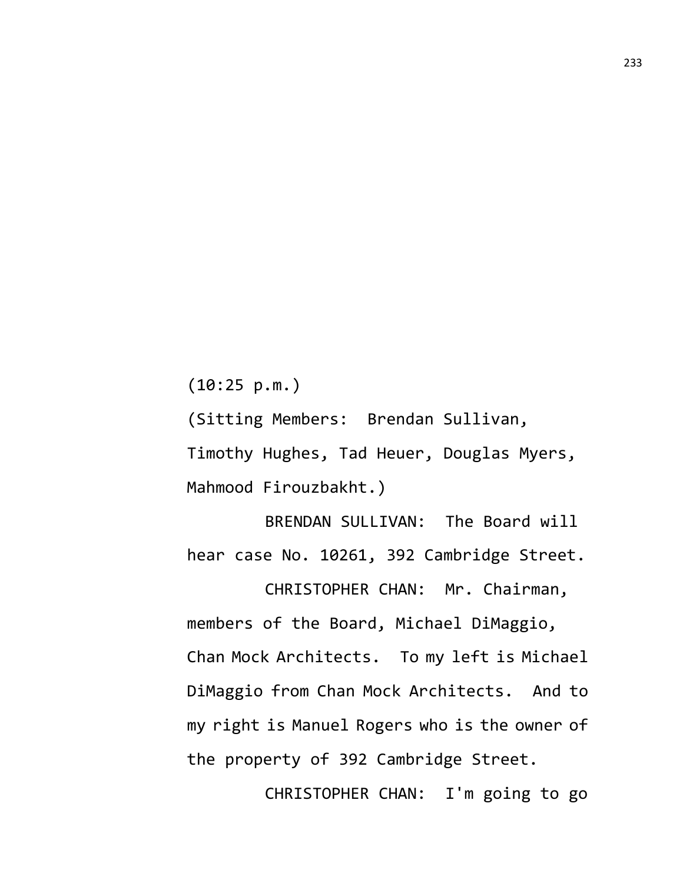(10:25 p.m.)

(Sitting Members: Brendan Sullivan, Timothy Hughes, Tad Heuer, Douglas Myers, Mahmood Firouzbakht.)

BRENDAN SULLIVAN: The Board will hear case No. 10261, 392 Cambridge Street.

CHRISTOPHER CHAN: Mr. Chairman, members of the Board, Michael DiMaggio, Chan Mock Architects. To my left is Michael DiMaggio from Chan Mock Architects. And to my right is Manuel Rogers who is the owner of the property of 392 Cambridge Street.

CHRISTOPHER CHAN: I'm going to go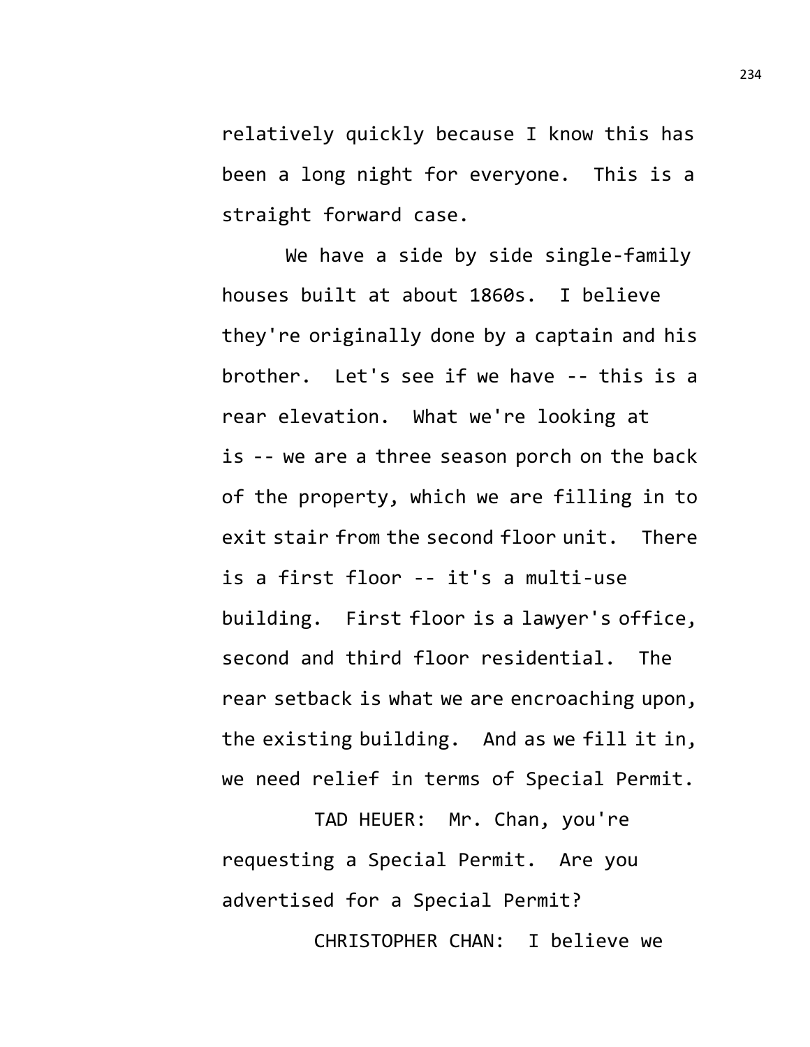relatively quickly because I know this has been a long night for everyone. This is a straight forward case.

We have a side by side single-family houses built at about 1860s. I believe they're originally done by a captain and his brother. Let's see if we have -- this is a rear elevation. What we're looking at is -- we are a three season porch on the back of the property, which we are filling in to exit stair from the second floor unit. There is a first floor -- it's a multi-use building. First floor is a lawyer's office, second and third floor residential. The rear setback is what we are encroaching upon, the existing building. And as we fill it in, we need relief in terms of Special Permit.

TAD HEUER: Mr. Chan, you're requesting a Special Permit. Are you advertised for a Special Permit?

CHRISTOPHER CHAN: I believe we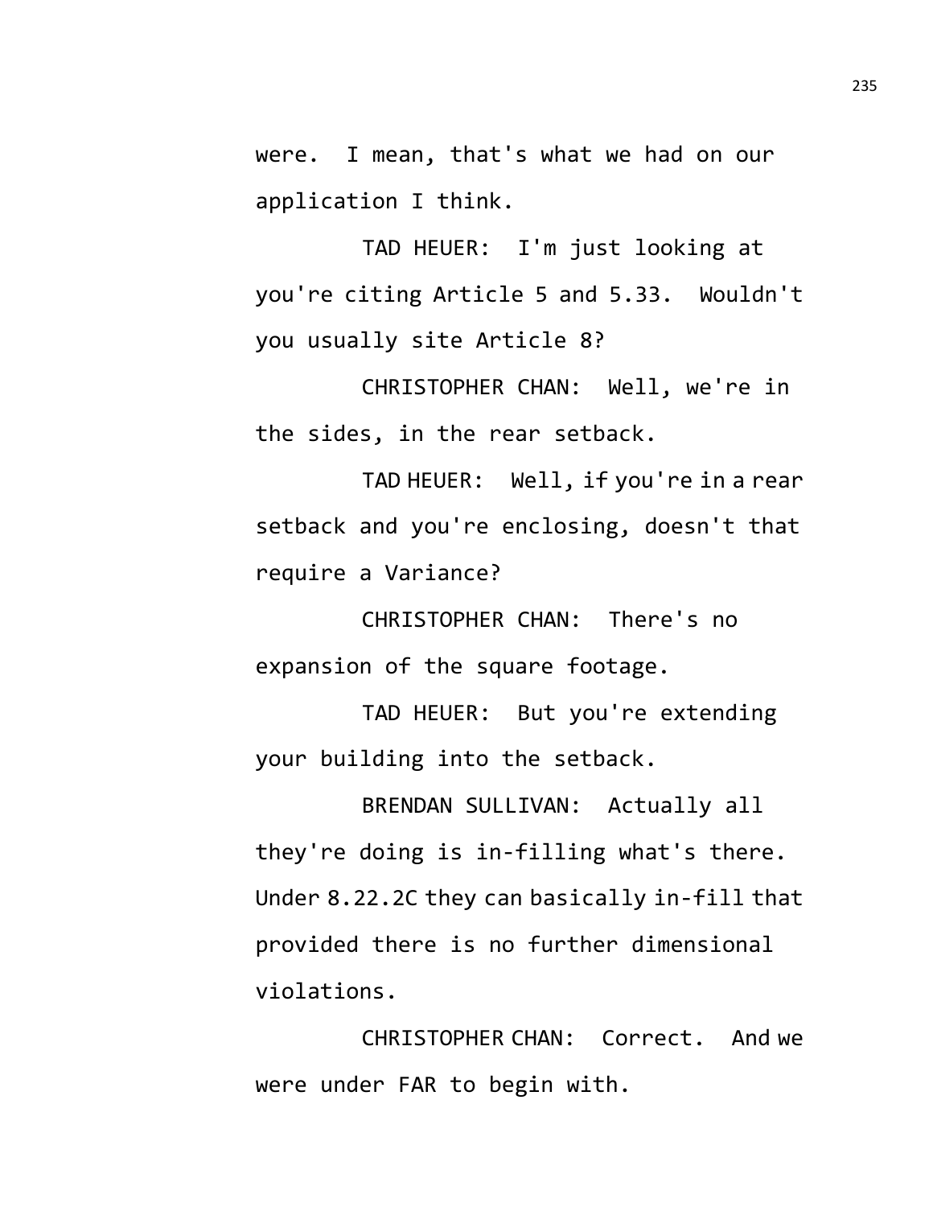were. I mean, that's what we had on our application I think.

TAD HEUER: I'm just looking at you're citing Article 5 and 5.33. Wouldn't you usually site Article 8?

CHRISTOPHER CHAN: Well, we're in the sides, in the rear setback.

TAD HEUER: Well, if you're in a rear setback and you're enclosing, doesn't that require a Variance?

CHRISTOPHER CHAN: There's no expansion of the square footage.

TAD HEUER: But you're extending your building into the setback.

BRENDAN SULLIVAN: Actually all they're doing is in-filling what's there. Under 8.22.2C they can basically in-fill that provided there is no further dimensional violations.

CHRISTOPHER CHAN: Correct. And we were under FAR to begin with.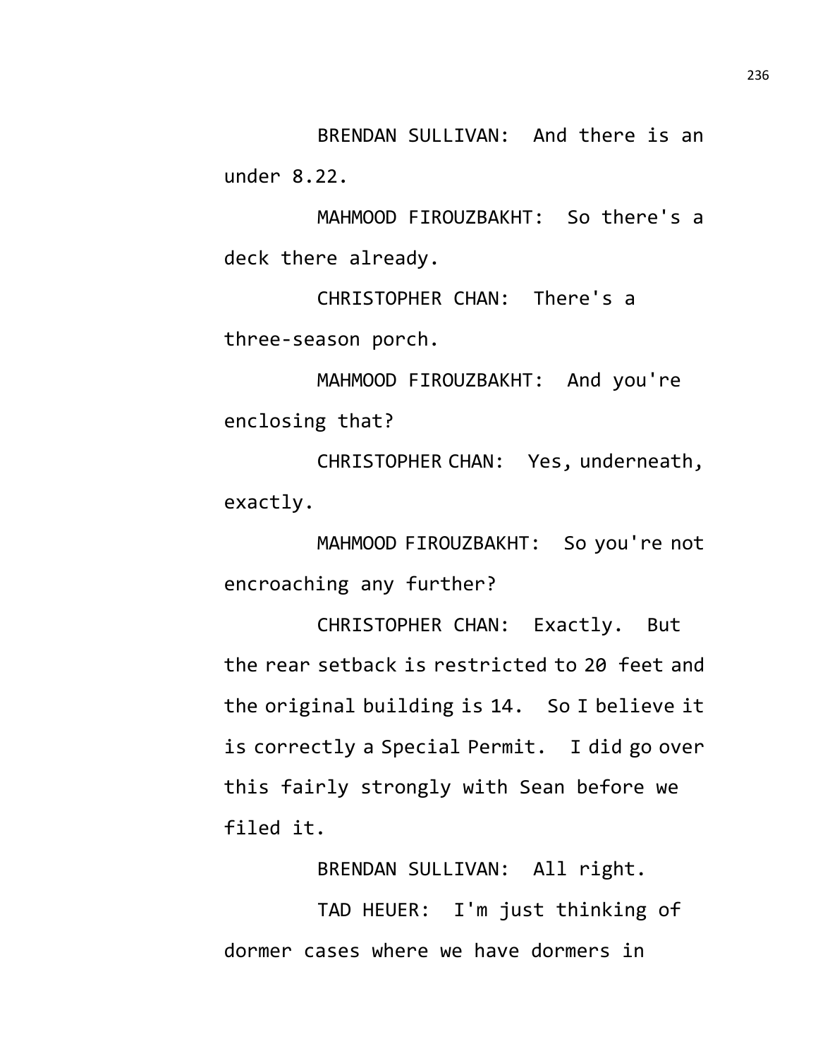BRENDAN SULLIVAN: And there is an under 8.22.

MAHMOOD FIROUZBAKHT: So there's a deck there already.

CHRISTOPHER CHAN: There's a three-season porch.

MAHMOOD FIROUZBAKHT: And you're enclosing that?

CHRISTOPHER CHAN: Yes, underneath, exactly.

MAHMOOD FIROUZBAKHT: So you're not encroaching any further?

CHRISTOPHER CHAN: Exactly. But the rear setback is restricted to 20 feet and the original building is 14. So I believe it is correctly a Special Permit. I did go over this fairly strongly with Sean before we filed it.

BRENDAN SULLIVAN: All right.

TAD HEUER: I'm just thinking of dormer cases where we have dormers in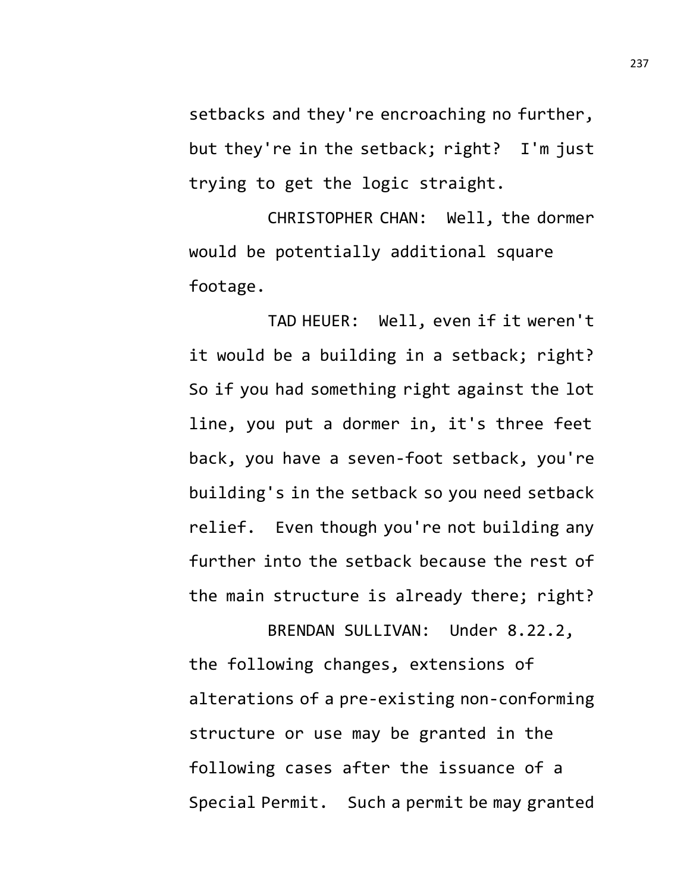setbacks and they're encroaching no further, but they're in the setback; right? I'm just trying to get the logic straight.

CHRISTOPHER CHAN: Well, the dormer would be potentially additional square footage.

TAD HEUER: Well, even if it weren't it would be a building in a setback; right? So if you had something right against the lot line, you put a dormer in, it's three feet back, you have a seven-foot setback, you're building's in the setback so you need setback relief. Even though you're not building any further into the setback because the rest of the main structure is already there; right?

BRENDAN SULLIVAN: Under 8.22.2, the following changes, extensions of alterations of a pre-existing non-conforming structure or use may be granted in the following cases after the issuance of a Special Permit. Such a permit be may granted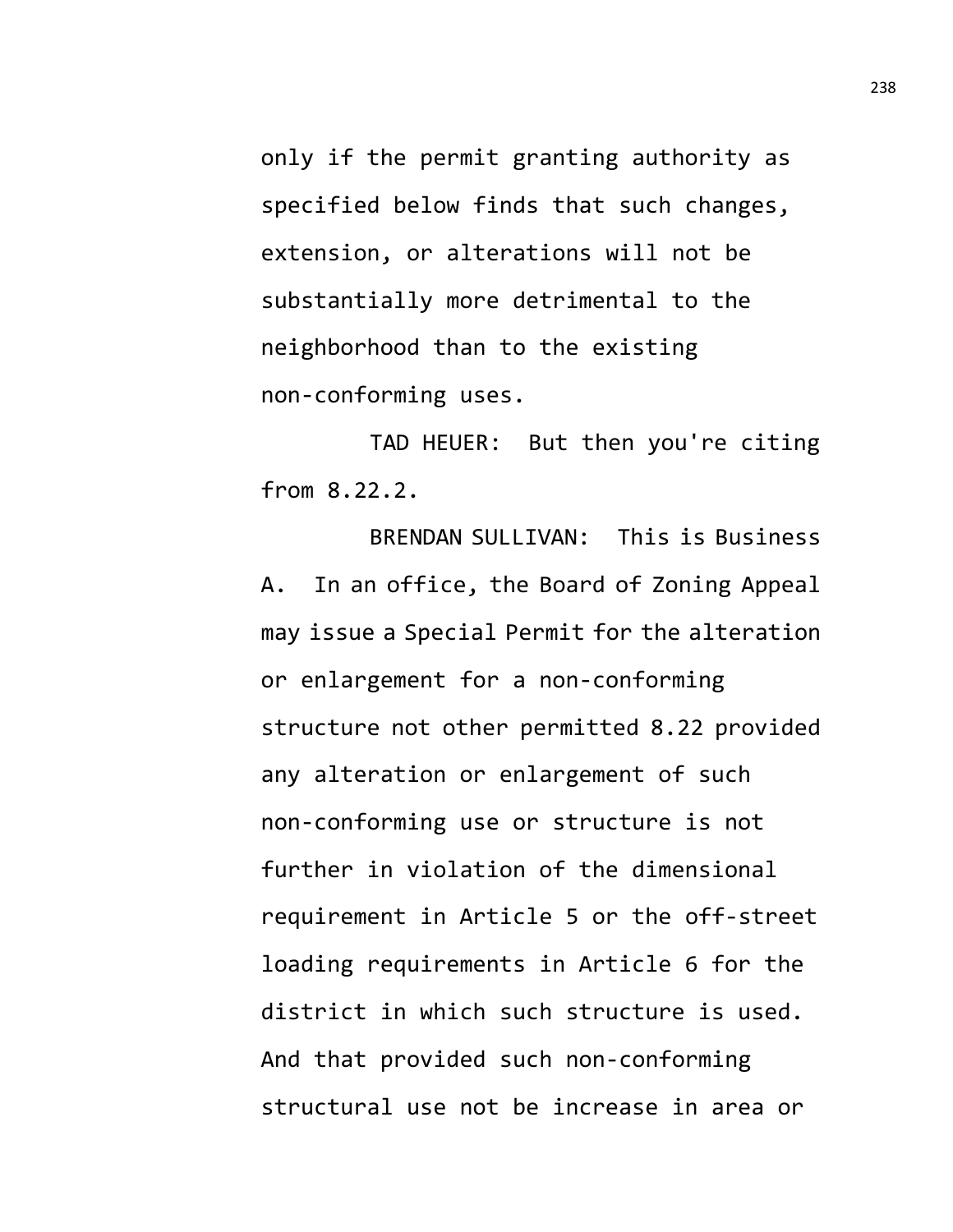only if the permit granting authority as specified below finds that such changes, extension, or alterations will not be substantially more detrimental to the neighborhood than to the existing non-conforming uses.

TAD HEUER: But then you're citing from 8.22.2.

BRENDAN SULLIVAN: This is Business A. In an office, the Board of Zoning Appeal may issue a Special Permit for the alteration or enlargement for a non-conforming structure not other permitted 8.22 provided any alteration or enlargement of such non-conforming use or structure is not further in violation of the dimensional requirement in Article 5 or the off-street loading requirements in Article 6 for the district in which such structure is used. And that provided such non-conforming structural use not be increase in area or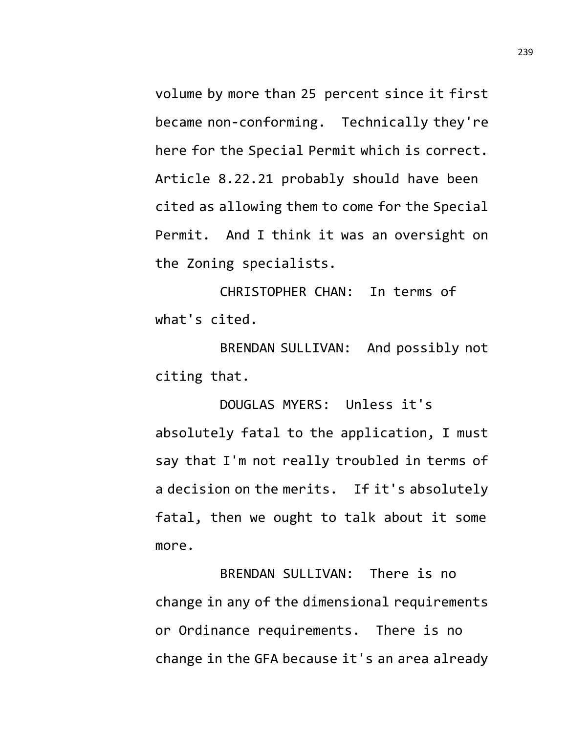volume by more than 25 percent since it first became non-conforming. Technically they're here for the Special Permit which is correct. Article 8.22.21 probably should have been cited as allowing them to come for the Special Permit. And I think it was an oversight on the Zoning specialists.

CHRISTOPHER CHAN: In terms of what's cited.

BRENDAN SULLIVAN: And possibly not citing that.

DOUGLAS MYERS: Unless it's absolutely fatal to the application, I must say that I'm not really troubled in terms of a decision on the merits. If it's absolutely fatal, then we ought to talk about it some more.

BRENDAN SULLIVAN: There is no change in any of the dimensional requirements or Ordinance requirements. There is no change in the GFA because it's an area already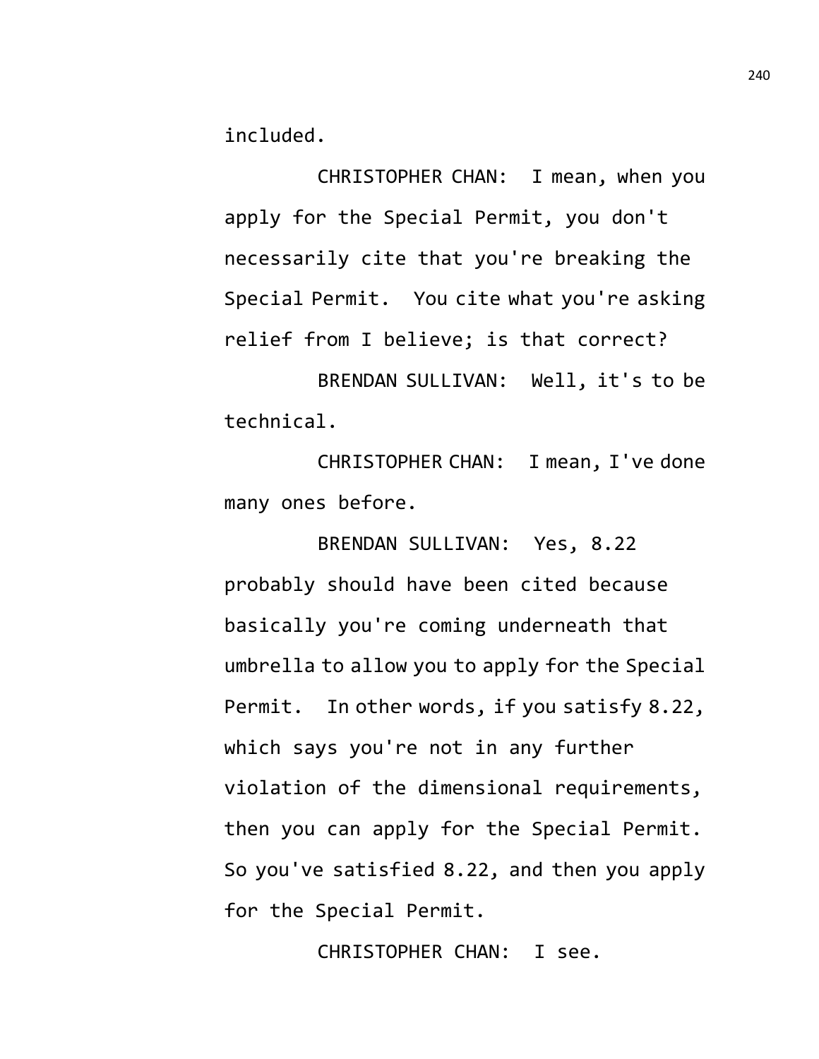included.

CHRISTOPHER CHAN: I mean, when you apply for the Special Permit, you don't necessarily cite that you're breaking the Special Permit. You cite what you're asking relief from I believe; is that correct?

BRENDAN SULLIVAN: Well, it's to be technical.

CHRISTOPHER CHAN: I mean, I've done many ones before.

BRENDAN SULLIVAN: Yes, 8.22 probably should have been cited because basically you're coming underneath that umbrella to allow you to apply for the Special Permit. In other words, if you satisfy 8.22, which says you're not in any further violation of the dimensional requirements, then you can apply for the Special Permit. So you've satisfied 8.22, and then you apply for the Special Permit.

CHRISTOPHER CHAN: I see.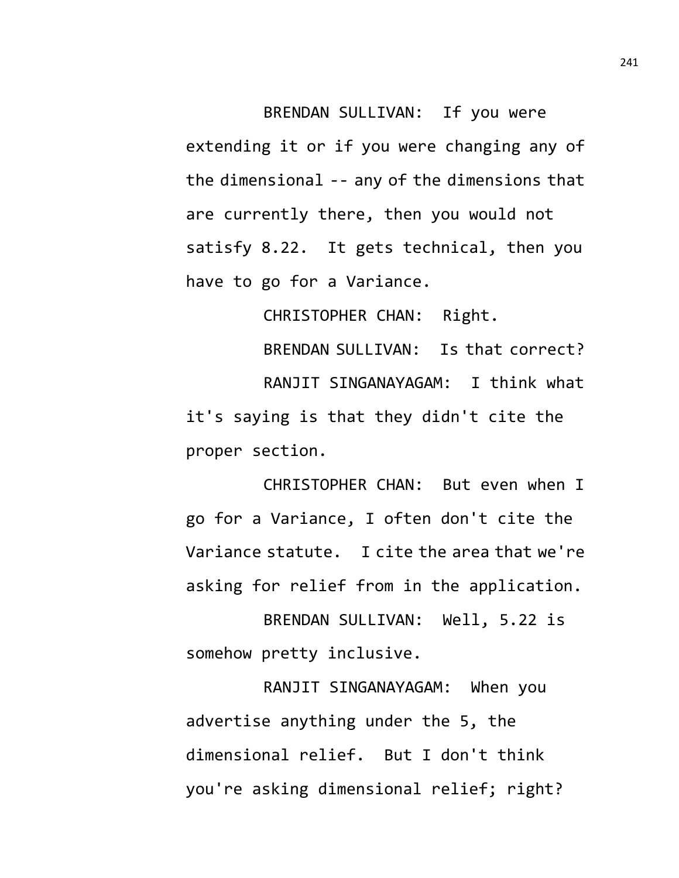BRENDAN SULLIVAN: If you were extending it or if you were changing any of the dimensional -- any of the dimensions that are currently there, then you would not satisfy 8.22. It gets technical, then you have to go for a Variance.

CHRISTOPHER CHAN: Right.

BRENDAN SULLIVAN: Is that correct?

RANJIT SINGANAYAGAM: I think what it's saying is that they didn't cite the proper section.

CHRISTOPHER CHAN: But even when I go for a Variance, I often don't cite the Variance statute. I cite the area that we're asking for relief from in the application.

BRENDAN SULLIVAN: Well, 5.22 is somehow pretty inclusive.

RANJIT SINGANAYAGAM: When you advertise anything under the 5, the dimensional relief. But I don't think you're asking dimensional relief; right?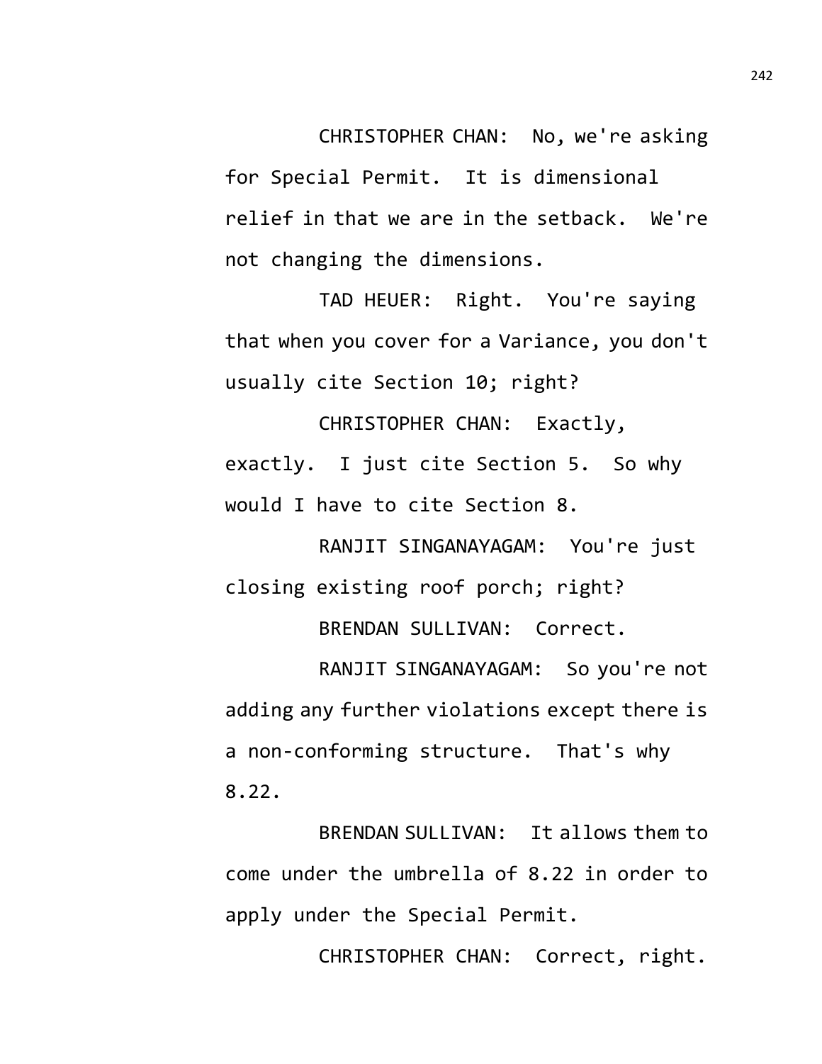CHRISTOPHER CHAN: No, we're asking for Special Permit. It is dimensional relief in that we are in the setback. We're not changing the dimensions.

TAD HEUER: Right. You're saying that when you cover for a Variance, you don't usually cite Section 10; right?

CHRISTOPHER CHAN: Exactly, exactly. I just cite Section 5. So why would I have to cite Section 8.

RANJIT SINGANAYAGAM: You're just closing existing roof porch; right?

BRENDAN SULLIVAN: Correct.

RANJIT SINGANAYAGAM: So you're not adding any further violations except there is a non-conforming structure. That's why 8.22.

BRENDAN SULLIVAN: It allows them to come under the umbrella of 8.22 in order to apply under the Special Permit.

CHRISTOPHER CHAN: Correct, right.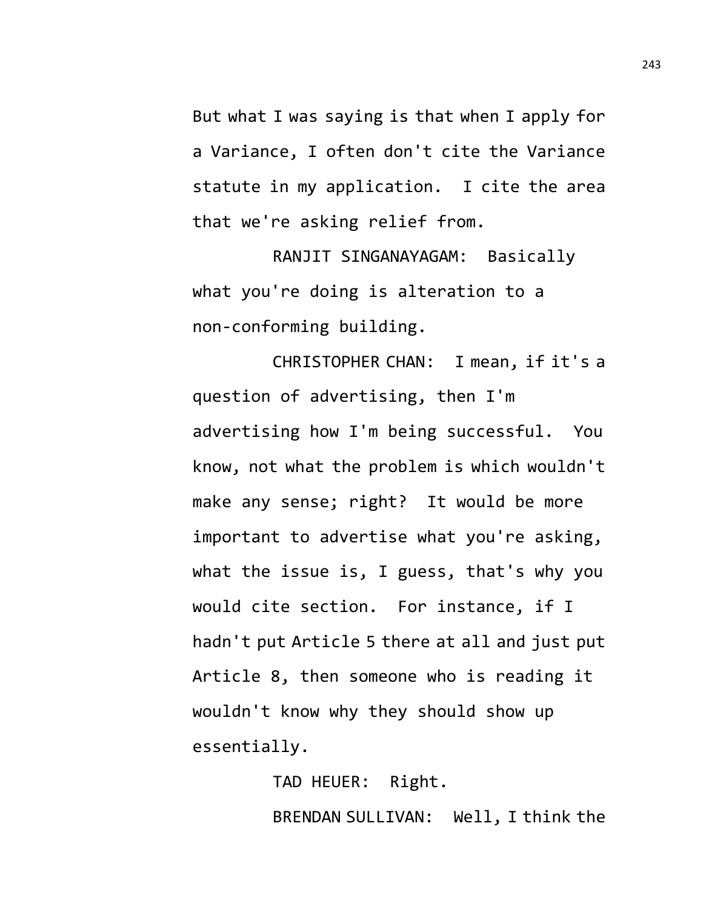But what I was saying is that when I apply for a Variance, I often don't cite the Variance statute in my application. I cite the area that we're asking relief from.

RANJIT SINGANAYAGAM: Basically what you're doing is alteration to a non-conforming building.

CHRISTOPHER CHAN: I mean, if it's a question of advertising, then I'm advertising how I'm being successful. You know, not what the problem is which wouldn't make any sense; right? It would be more important to advertise what you're asking, what the issue is, I guess, that's why you would cite section. For instance, if I hadn't put Article 5 there at all and just put Article 8, then someone who is reading it wouldn't know why they should show up essentially.

TAD HEUER: Right.

BRENDAN SULLIVAN: Well, I think the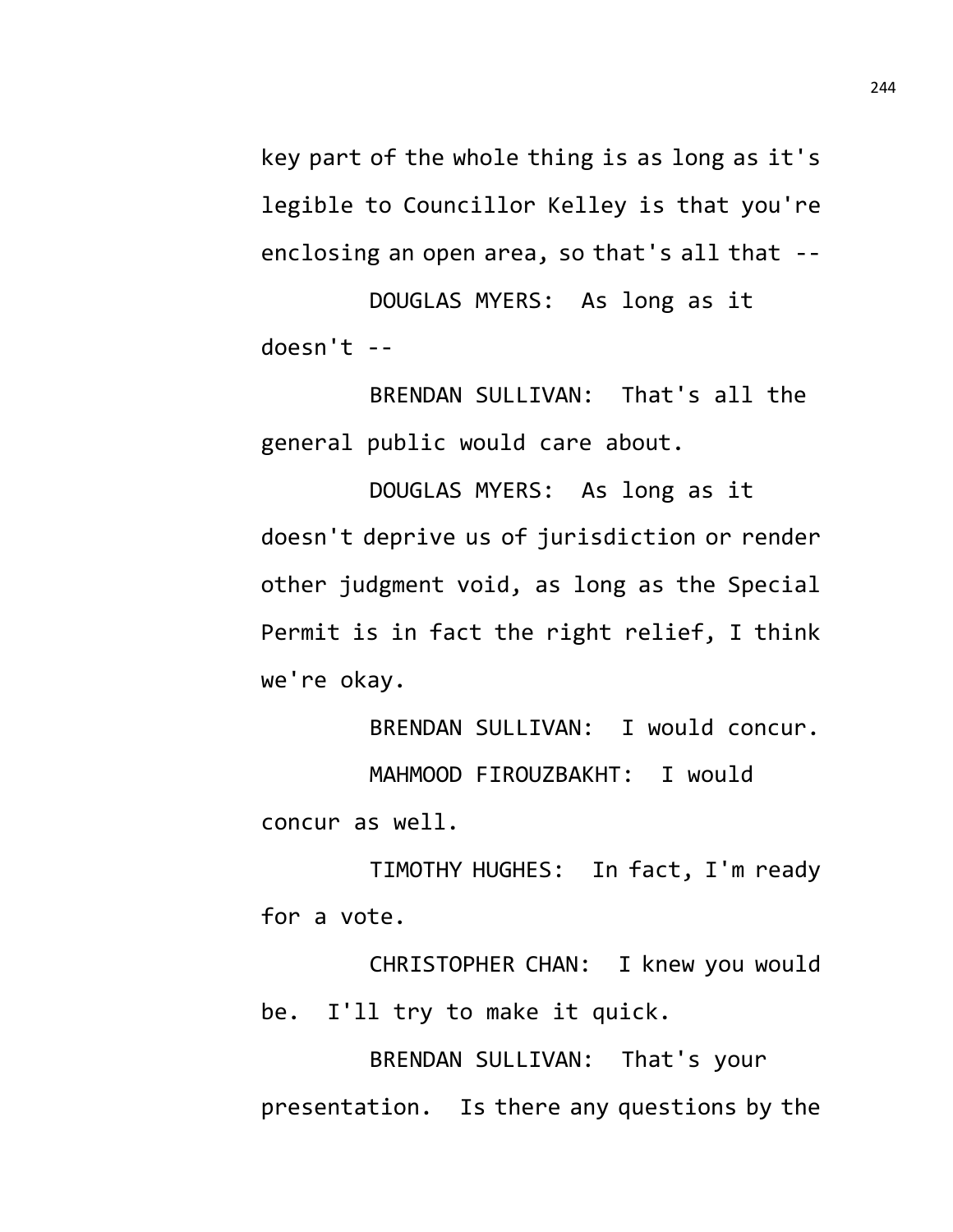key part of the whole thing is as long as it's legible to Councillor Kelley is that you're enclosing an open area, so that's all that --

DOUGLAS MYERS: As long as it doesn't --

BRENDAN SULLIVAN: That's all the general public would care about.

DOUGLAS MYERS: As long as it doesn't deprive us of jurisdiction or render other judgment void, as long as the Special Permit is in fact the right relief, I think we're okay.

BRENDAN SULLIVAN: I would concur.

MAHMOOD FIROUZBAKHT: I would concur as well.

TIMOTHY HUGHES: In fact, I'm ready for a vote.

CHRISTOPHER CHAN: I knew you would be. I'll try to make it quick.

BRENDAN SULLIVAN: That's your presentation. Is there any questions by the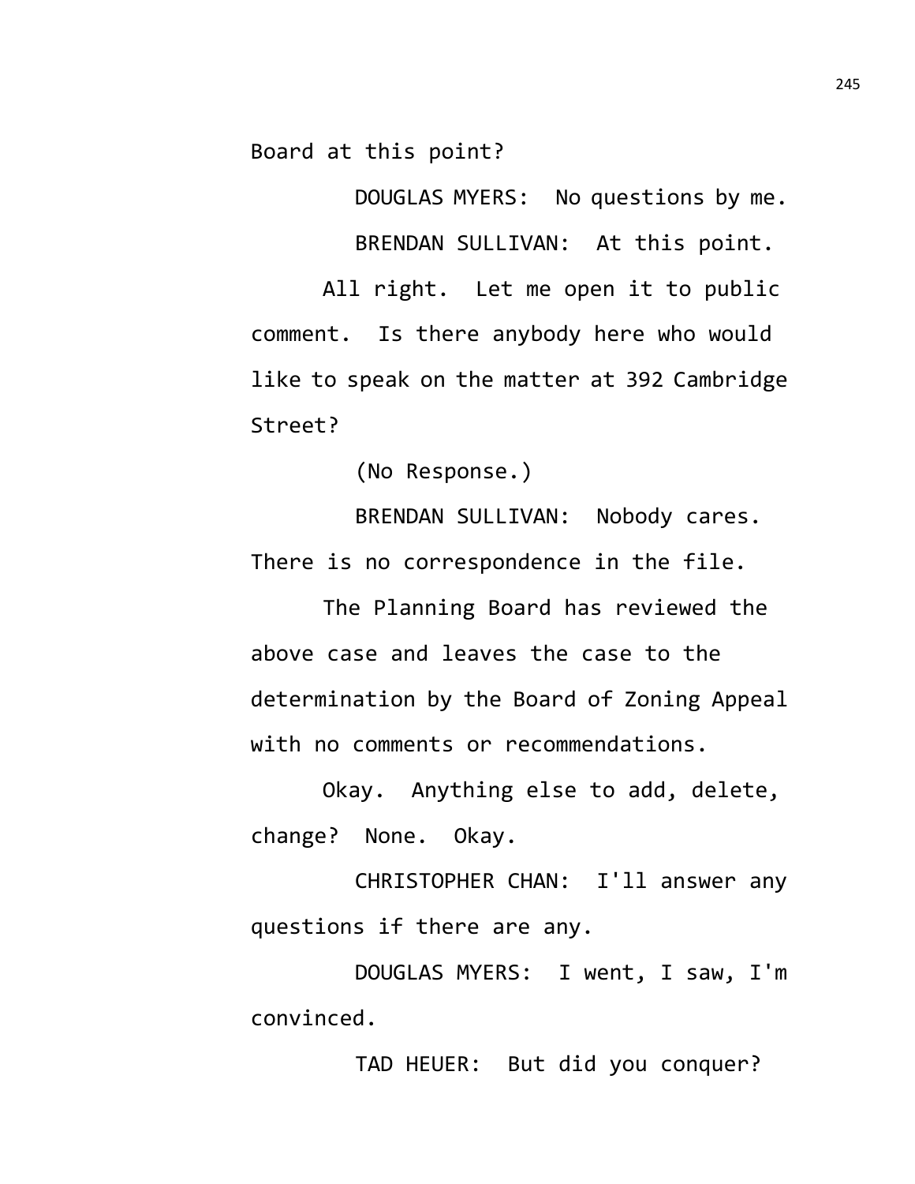Board at this point?

DOUGLAS MYERS: No questions by me.

BRENDAN SULLIVAN: At this point.

All right. Let me open it to public comment. Is there anybody here who would like to speak on the matter at 392 Cambridge Street?

(No Response.)

BRENDAN SULLIVAN: Nobody cares. There is no correspondence in the file.

The Planning Board has reviewed the above case and leaves the case to the determination by the Board of Zoning Appeal with no comments or recommendations.

Okay. Anything else to add, delete, change? None. Okay.

CHRISTOPHER CHAN: I'll answer any questions if there are any.

DOUGLAS MYERS: I went, I saw, I'm convinced.

TAD HEUER: But did you conquer?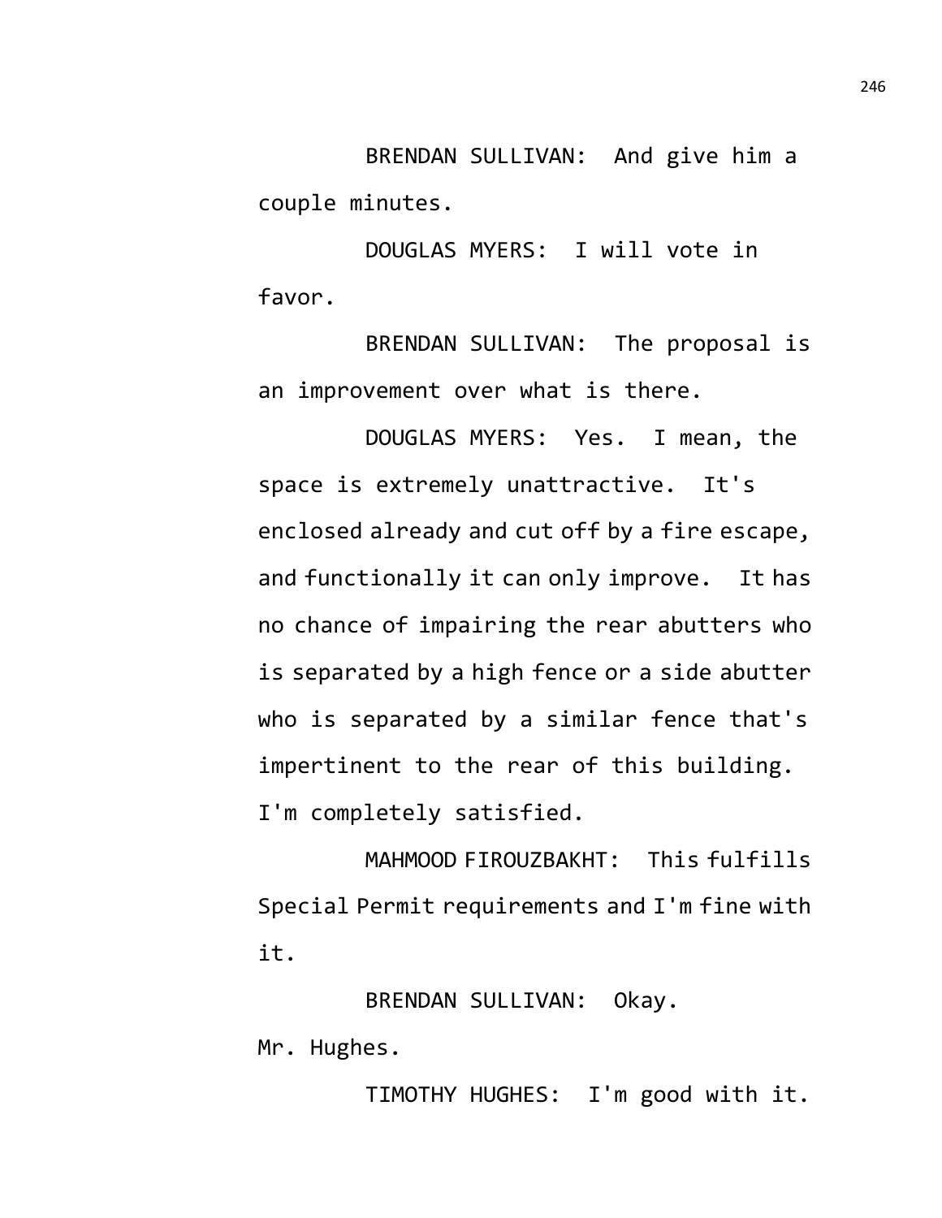BRENDAN SULLIVAN: And give him a couple minutes.

DOUGLAS MYERS: I will vote in favor.

BRENDAN SULLIVAN: The proposal is an improvement over what is there.

DOUGLAS MYERS: Yes. I mean, the space is extremely unattractive. It's enclosed already and cut off by a fire escape, and functionally it can only improve. It has no chance of impairing the rear abutters who is separated by a high fence or a side abutter who is separated by a similar fence that's impertinent to the rear of this building. I'm completely satisfied.

MAHMOOD FIROUZBAKHT: This fulfills Special Permit requirements and I'm fine with it.

BRENDAN SULLIVAN: Okay. Mr. Hughes.

TIMOTHY HUGHES: I'm good with it.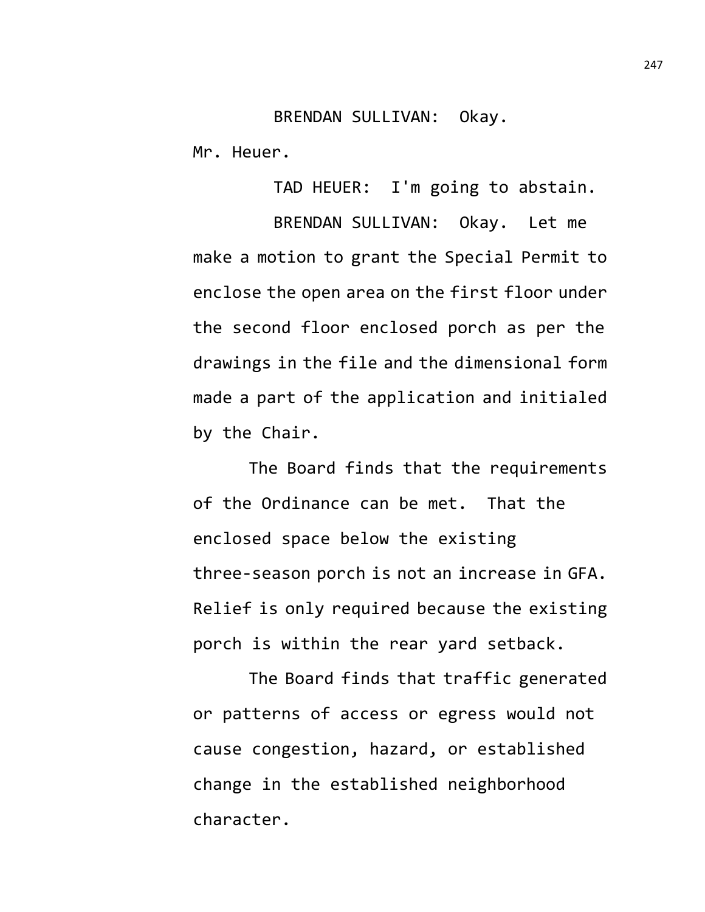BRENDAN SULLIVAN: Okay.

Mr. Heuer.

TAD HEUER: I'm going to abstain.

BRENDAN SULLIVAN: Okay. Let me make a motion to grant the Special Permit to enclose the open area on the first floor under the second floor enclosed porch as per the drawings in the file and the dimensional form made a part of the application and initialed by the Chair.

The Board finds that the requirements of the Ordinance can be met. That the enclosed space below the existing three-season porch is not an increase in GFA. Relief is only required because the existing porch is within the rear yard setback.

The Board finds that traffic generated or patterns of access or egress would not cause congestion, hazard, or established change in the established neighborhood character.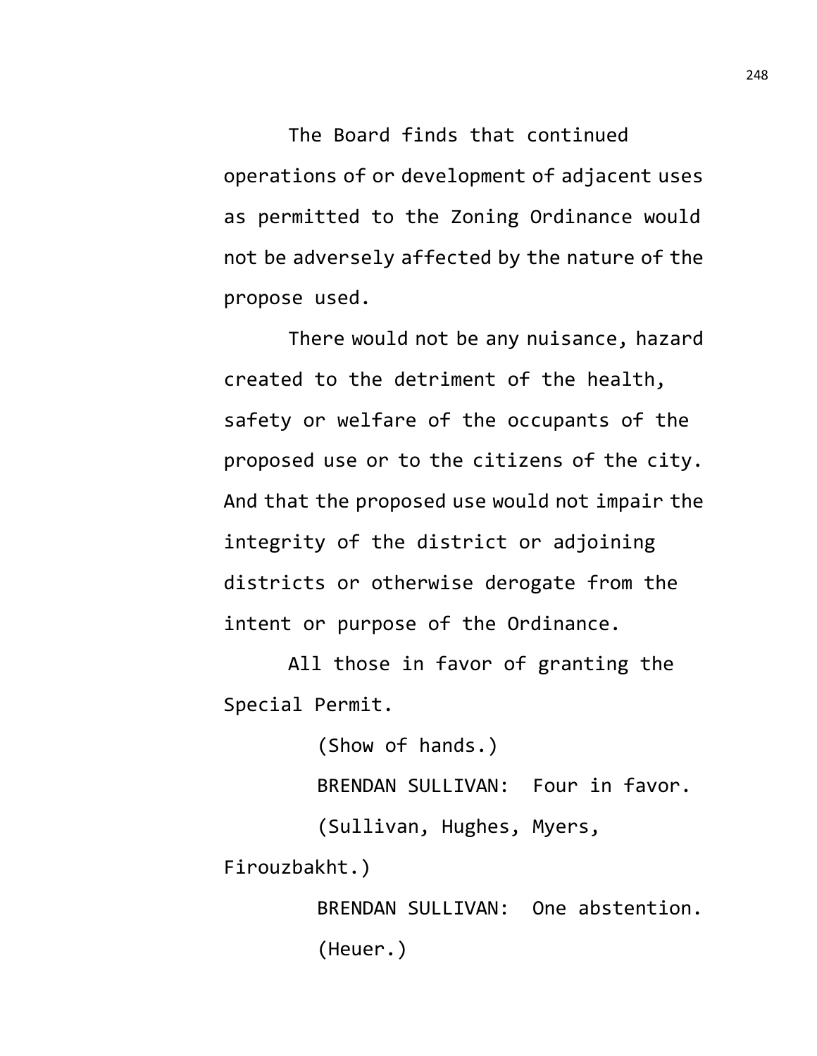The Board finds that continued operations of or development of adjacent uses as permitted to the Zoning Ordinance would not be adversely affected by the nature of the propose used.

There would not be any nuisance, hazard created to the detriment of the health, safety or welfare of the occupants of the proposed use or to the citizens of the city. And that the proposed use would not impair the integrity of the district or adjoining districts or otherwise derogate from the intent or purpose of the Ordinance.

All those in favor of granting the Special Permit.

(Show of hands.)

BRENDAN SULLIVAN: Four in favor.

(Sullivan, Hughes, Myers, Firouzbakht.)

BRENDAN SULLIVAN: One abstention.

(Heuer.)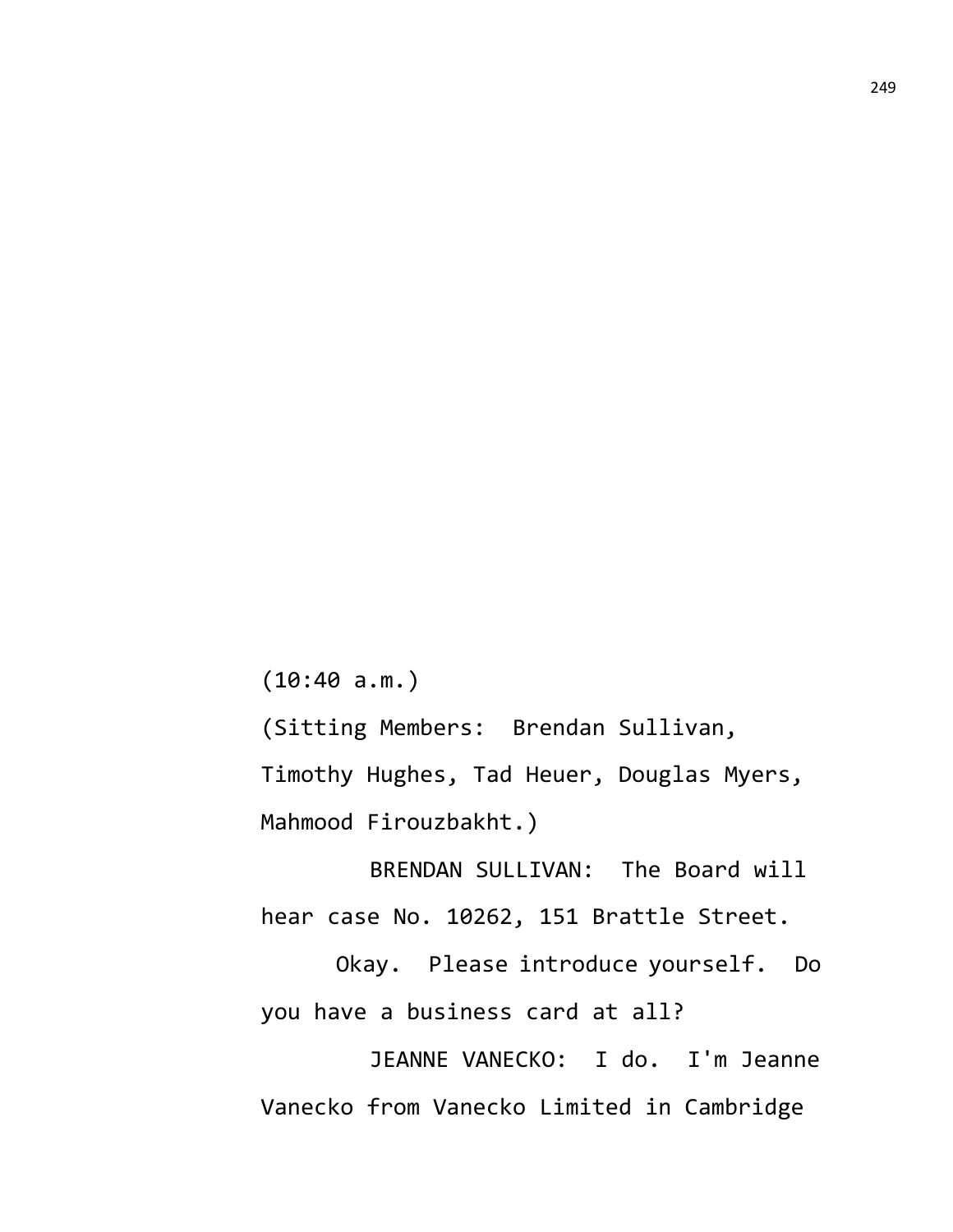(10:40 a.m.)

(Sitting Members: Brendan Sullivan, Timothy Hughes, Tad Heuer, Douglas Myers, Mahmood Firouzbakht.)

BRENDAN SULLIVAN: The Board will hear case No. 10262, 151 Brattle Street.

Okay. Please introduce yourself. Do you have a business card at all?

JEANNE VANECKO: I do. I'm Jeanne Vanecko from Vanecko Limited in Cambridge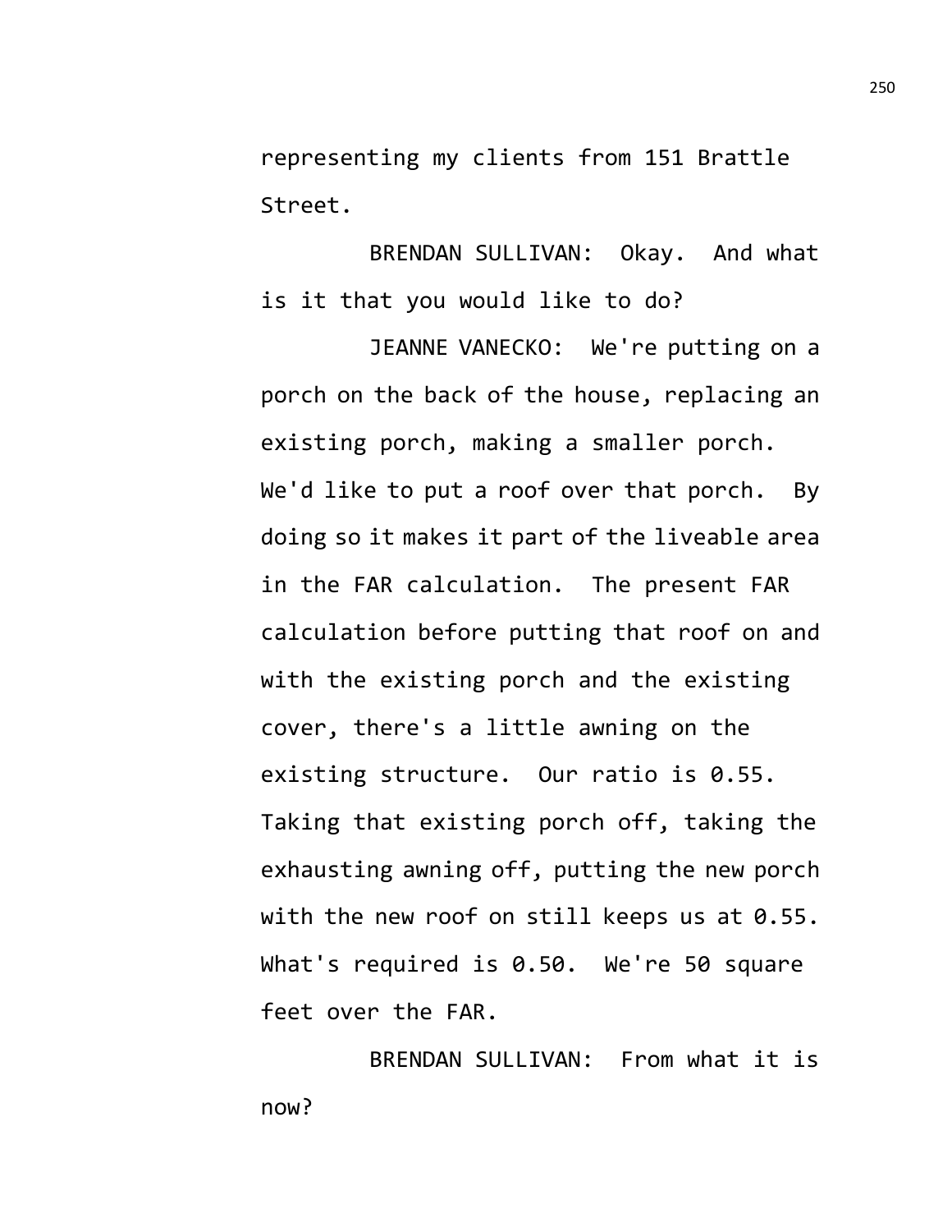representing my clients from 151 Brattle Street.

BRENDAN SULLIVAN: Okay. And what is it that you would like to do?

JEANNE VANECKO: We're putting on a porch on the back of the house, replacing an existing porch, making a smaller porch. We'd like to put a roof over that porch. By doing so it makes it part of the liveable area in the FAR calculation. The present FAR calculation before putting that roof on and with the existing porch and the existing cover, there's a little awning on the existing structure. Our ratio is 0.55. Taking that existing porch off, taking the exhausting awning off, putting the new porch with the new roof on still keeps us at 0.55. What's required is 0.50. We're 50 square feet over the FAR.

BRENDAN SULLIVAN: From what it is now?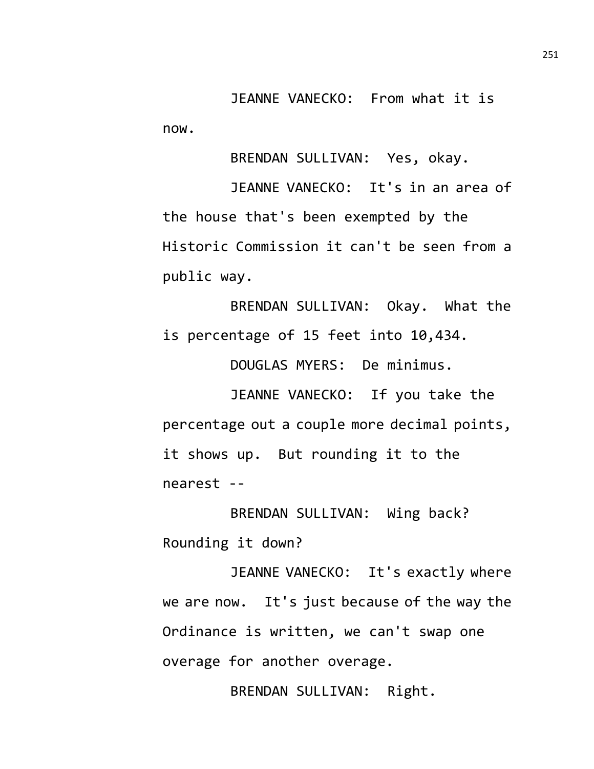JEANNE VANECKO: From what it is now.

BRENDAN SULLIVAN: Yes, okay.

JEANNE VANECKO: It's in an area of the house that's been exempted by the Historic Commission it can't be seen from a public way.

BRENDAN SULLIVAN: Okay. What the is percentage of 15 feet into 10,434.

DOUGLAS MYERS: De minimus.

JEANNE VANECKO: If you take the percentage out a couple more decimal points, it shows up. But rounding it to the nearest --

BRENDAN SULLIVAN: Wing back? Rounding it down?

JEANNE VANECKO: It's exactly where we are now. It's just because of the way the Ordinance is written, we can't swap one overage for another overage.

BRENDAN SULLIVAN: Right.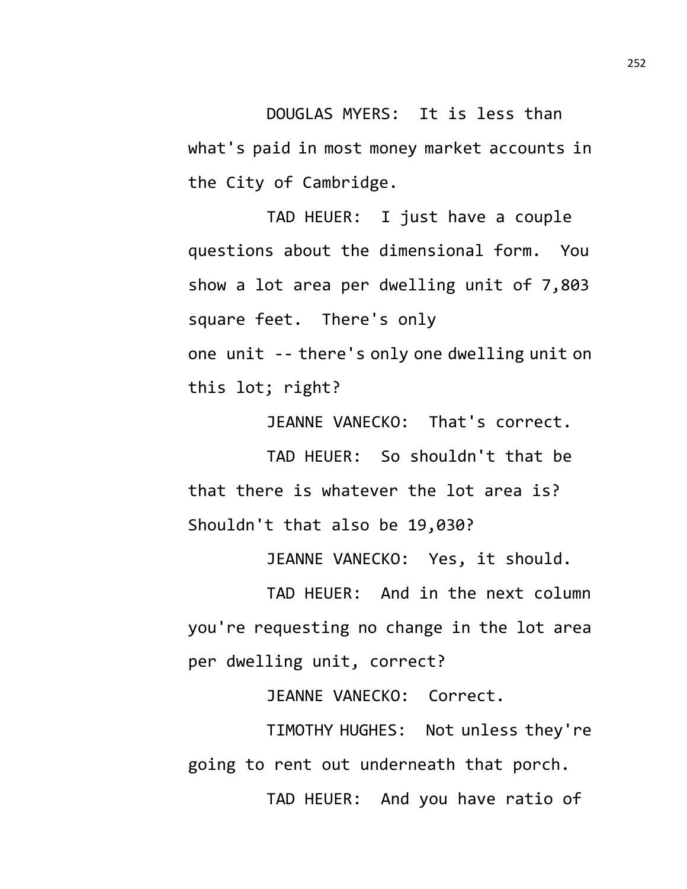DOUGLAS MYERS: It is less than what's paid in most money market accounts in the City of Cambridge.

TAD HEUER: I just have a couple questions about the dimensional form. You show a lot area per dwelling unit of 7,803 square feet. There's only one unit -- there's only one dwelling unit on this lot; right?

JEANNE VANECKO: That's correct.

TAD HEUER: So shouldn't that be that there is whatever the lot area is? Shouldn't that also be 19,030?

JEANNE VANECKO: Yes, it should.

TAD HEUER: And in the next column you're requesting no change in the lot area per dwelling unit, correct?

JEANNE VANECKO: Correct.

TIMOTHY HUGHES: Not unless they're going to rent out underneath that porch.

TAD HEUER: And you have ratio of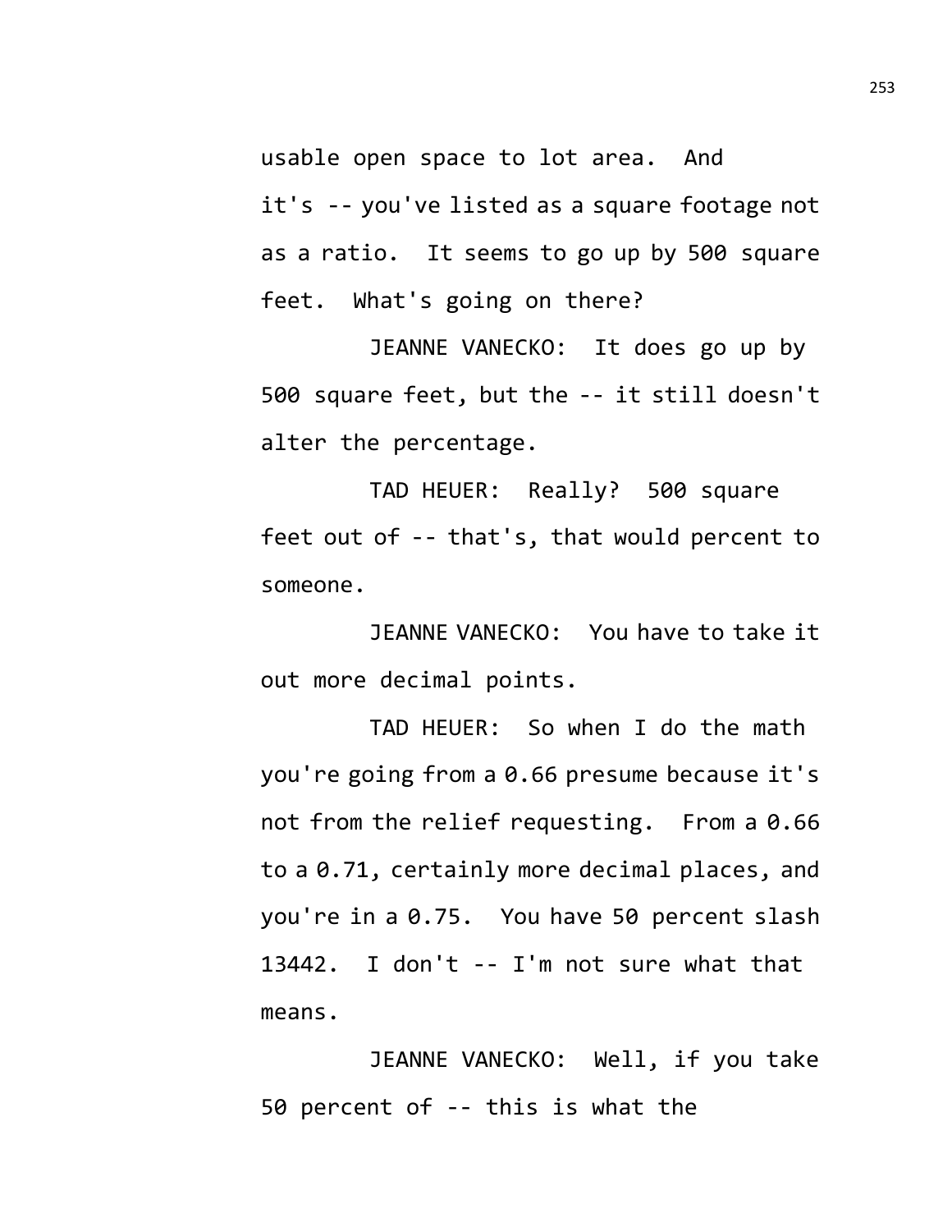usable open space to lot area. And it's -- you've listed as a square footage not as a ratio. It seems to go up by 500 square feet. What's going on there?

JEANNE VANECKO: It does go up by 500 square feet, but the -- it still doesn't alter the percentage.

TAD HEUER: Really? 500 square feet out of -- that's, that would percent to someone.

JEANNE VANECKO: You have to take it out more decimal points.

TAD HEUER: So when I do the math you're going from a 0.66 presume because it's not from the relief requesting. From a 0.66 to a 0.71, certainly more decimal places, and you're in a 0.75. You have 50 percent slash 13442. I don't -- I'm not sure what that means.

JEANNE VANECKO: Well, if you take 50 percent of -- this is what the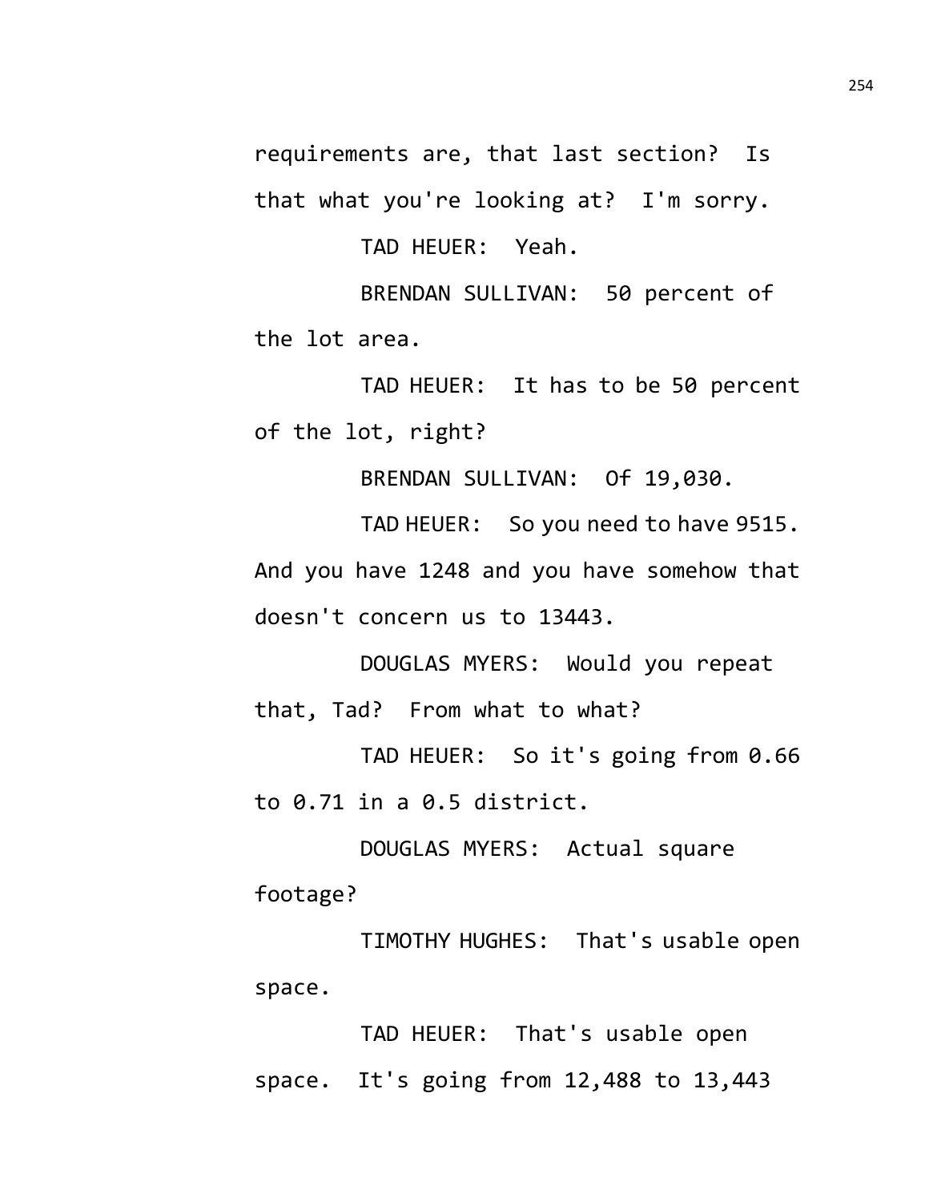requirements are, that last section? Is that what you're looking at? I'm sorry.

TAD HEUER: Yeah.

BRENDAN SULLIVAN: 50 percent of the lot area.

TAD HEUER: It has to be 50 percent of the lot, right?

BRENDAN SULLIVAN: Of 19,030.

TAD HEUER: So you need to have 9515. And you have 1248 and you have somehow that doesn't concern us to 13443.

DOUGLAS MYERS: Would you repeat that, Tad? From what to what?

TAD HEUER: So it's going from 0.66 to 0.71 in a 0.5 district.

DOUGLAS MYERS: Actual square footage?

TIMOTHY HUGHES: That's usable open space.

TAD HEUER: That's usable open space. It's going from 12,488 to 13,443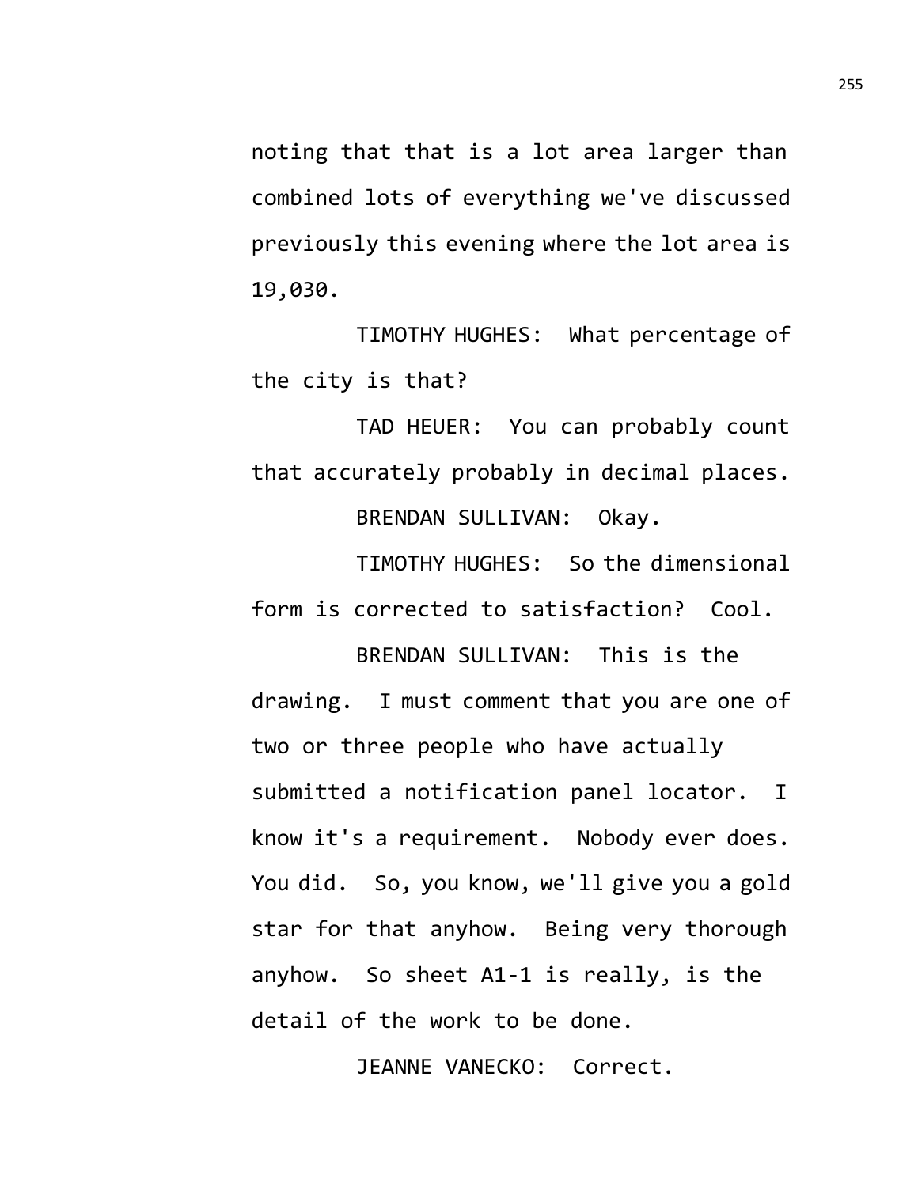noting that that is a lot area larger than combined lots of everything we've discussed previously this evening where the lot area is 19,030.

TIMOTHY HUGHES: What percentage of the city is that?

TAD HEUER: You can probably count that accurately probably in decimal places.

BRENDAN SULLIVAN: Okay.

TIMOTHY HUGHES: So the dimensional form is corrected to satisfaction? Cool.

BRENDAN SULLIVAN: This is the drawing. I must comment that you are one of two or three people who have actually submitted a notification panel locator. I know it's a requirement. Nobody ever does. You did. So, you know, we'll give you a gold star for that anyhow. Being very thorough anyhow. So sheet A1-1 is really, is the detail of the work to be done.

JEANNE VANECKO: Correct.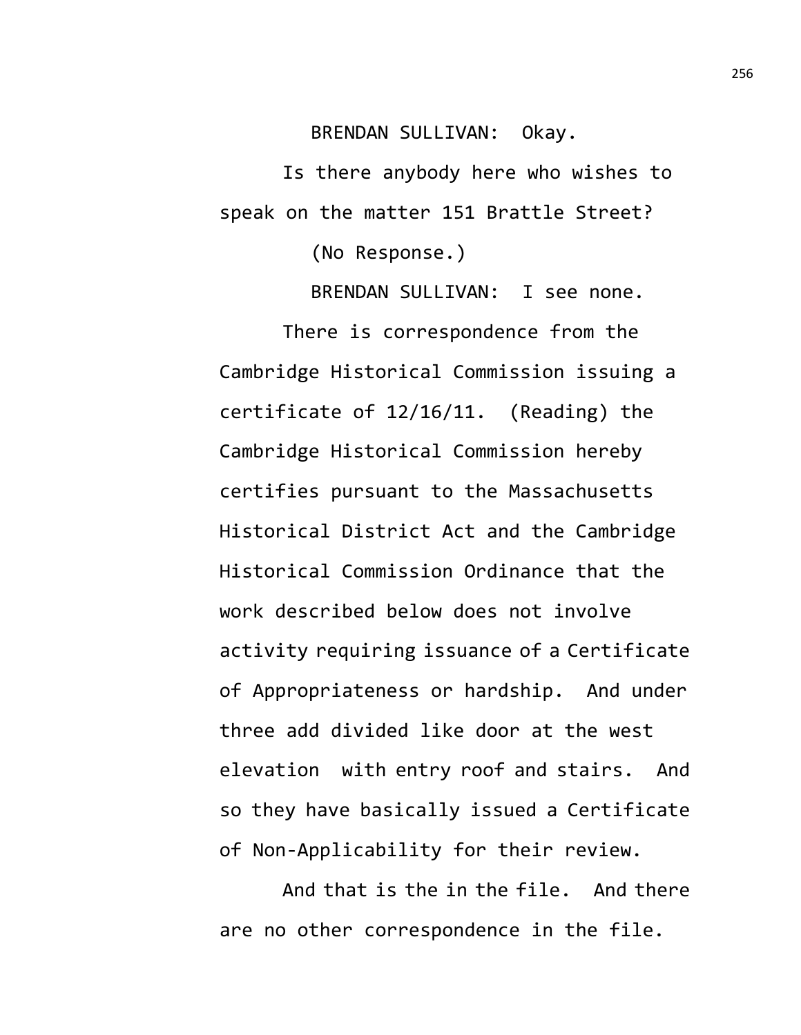BRENDAN SULLIVAN: Okay.

Is there anybody here who wishes to speak on the matter 151 Brattle Street?

(No Response.)

BRENDAN SULLIVAN: I see none.

There is correspondence from the Cambridge Historical Commission issuing a certificate of 12/16/11. (Reading) the Cambridge Historical Commission hereby certifies pursuant to the Massachusetts Historical District Act and the Cambridge Historical Commission Ordinance that the work described below does not involve activity requiring issuance of a Certificate of Appropriateness or hardship. And under three add divided like door at the west elevation with entry roof and stairs. And so they have basically issued a Certificate of Non-Applicability for their review.

And that is the in the file. And there are no other correspondence in the file.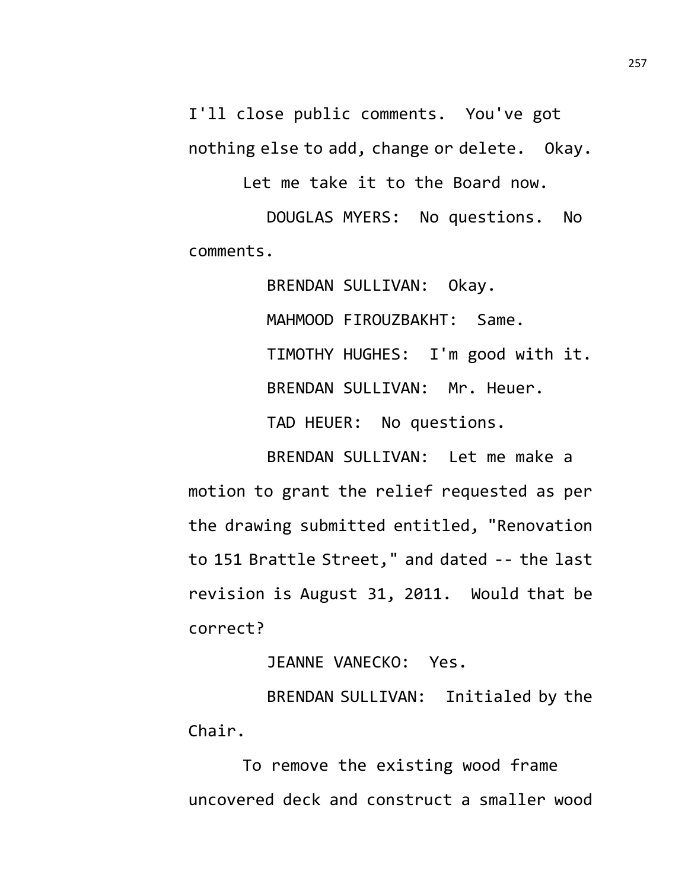I'll close public comments. You've got nothing else to add, change or delete. Okay.

Let me take it to the Board now.

DOUGLAS MYERS: No questions. No comments.

BRENDAN SULLIVAN: Okay.

MAHMOOD FIROUZBAKHT: Same.

TIMOTHY HUGHES: I'm good with it.

BRENDAN SULLIVAN: Mr. Heuer.

TAD HEUER: No questions.

BRENDAN SULLIVAN: Let me make a motion to grant the relief requested as per the drawing submitted entitled, "Renovation to 151 Brattle Street," and dated -- the last revision is August 31, 2011. Would that be correct?

JEANNE VANECKO: Yes.

BRENDAN SULLIVAN: Initialed by the Chair.

To remove the existing wood frame uncovered deck and construct a smaller wood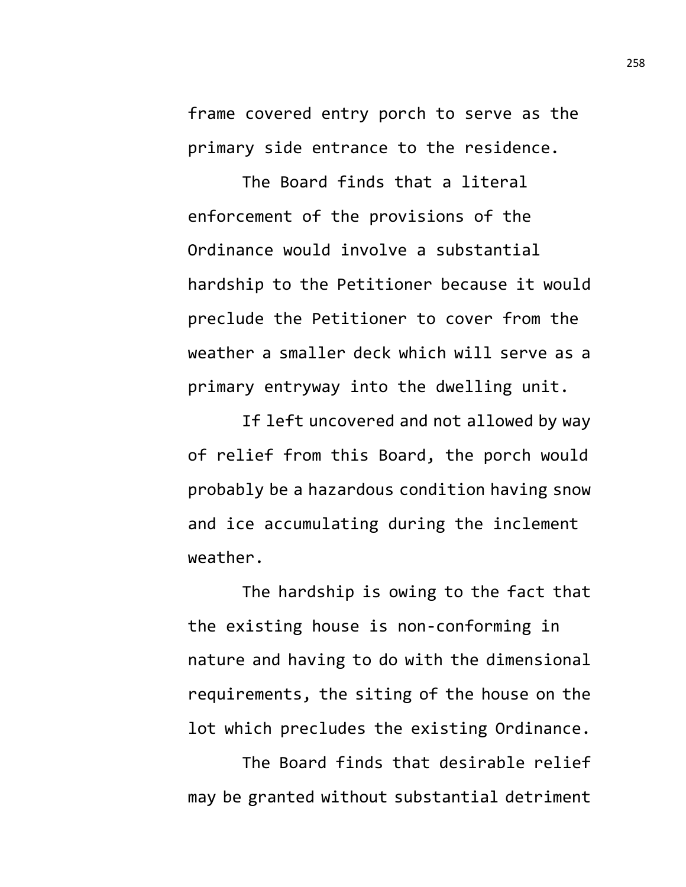frame covered entry porch to serve as the primary side entrance to the residence.

The Board finds that a literal enforcement of the provisions of the Ordinance would involve a substantial hardship to the Petitioner because it would preclude the Petitioner to cover from the weather a smaller deck which will serve as a primary entryway into the dwelling unit.

If left uncovered and not allowed by way of relief from this Board, the porch would probably be a hazardous condition having snow and ice accumulating during the inclement weather.

The hardship is owing to the fact that the existing house is non-conforming in nature and having to do with the dimensional requirements, the siting of the house on the lot which precludes the existing Ordinance.

The Board finds that desirable relief may be granted without substantial detriment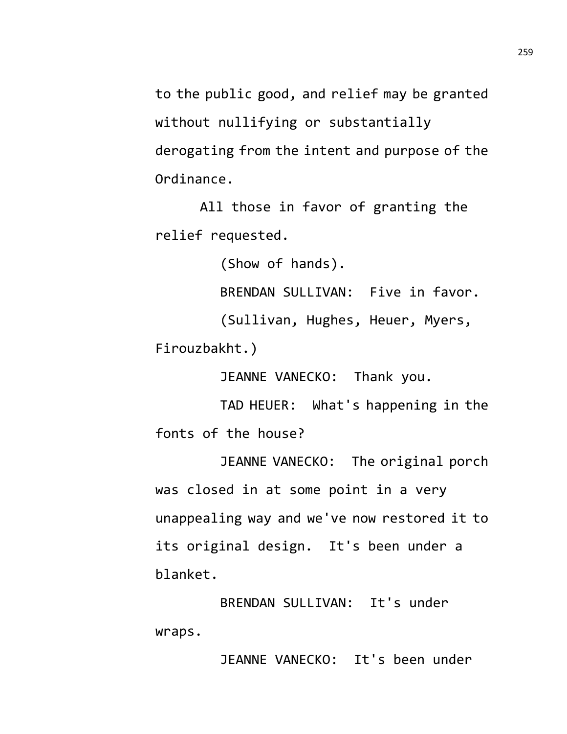to the public good, and relief may be granted without nullifying or substantially derogating from the intent and purpose of the Ordinance.

All those in favor of granting the relief requested.

(Show of hands).

BRENDAN SULLIVAN: Five in favor.

(Sullivan, Hughes, Heuer, Myers, Firouzbakht.)

JEANNE VANECKO: Thank you.

TAD HEUER: What's happening in the fonts of the house?

JEANNE VANECKO: The original porch was closed in at some point in a very unappealing way and we've now restored it to its original design. It's been under a blanket.

BRENDAN SULLIVAN: It's under wraps.

JEANNE VANECKO: It's been under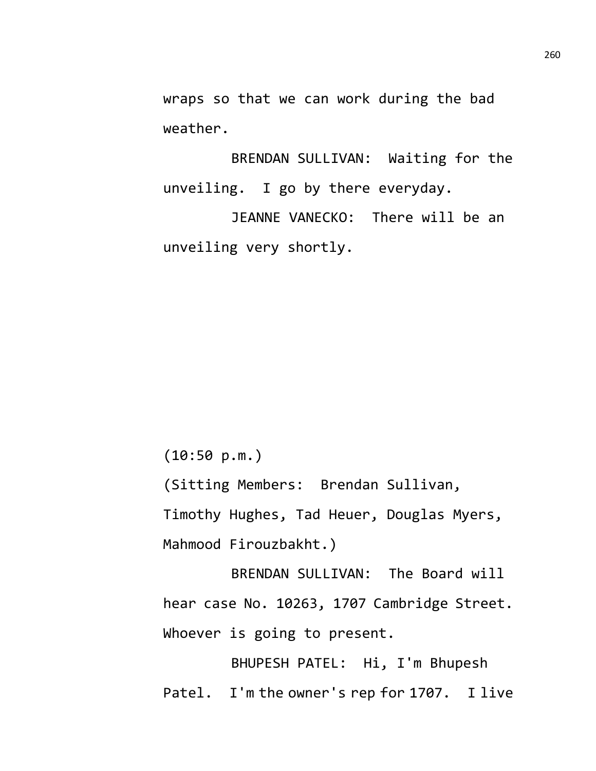wraps so that we can work during the bad weather.

BRENDAN SULLIVAN: Waiting for the unveiling. I go by there everyday.

JEANNE VANECKO: There will be an unveiling very shortly.

(10:50 p.m.)

(Sitting Members: Brendan Sullivan, Timothy Hughes, Tad Heuer, Douglas Myers, Mahmood Firouzbakht.)

BRENDAN SULLIVAN: The Board will hear case No. 10263, 1707 Cambridge Street. Whoever is going to present.

BHUPESH PATEL: Hi, I'm Bhupesh Patel. I'm the owner's rep for 1707. I live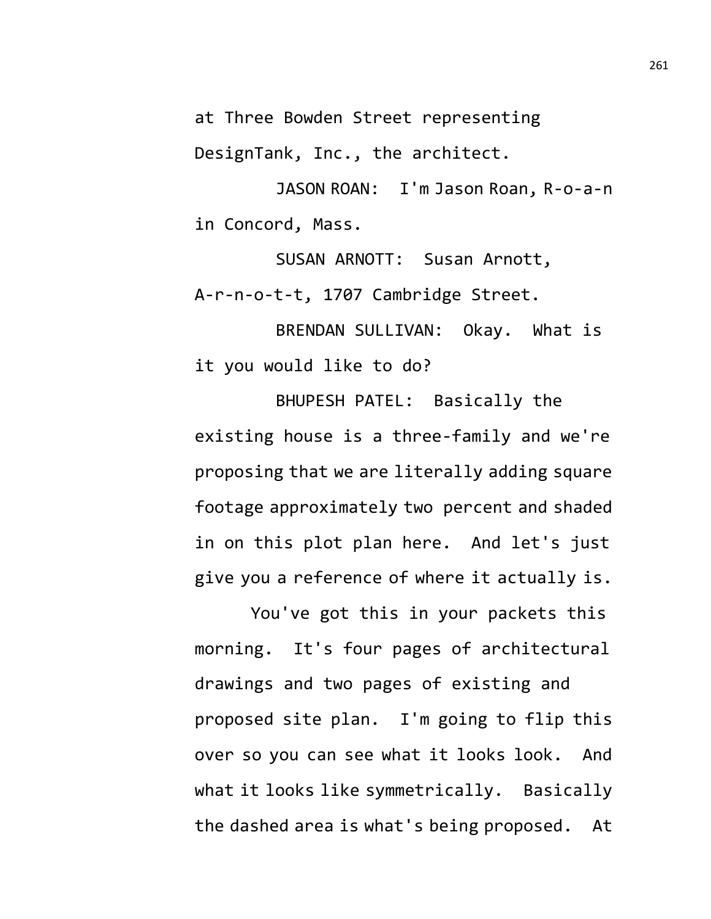at Three Bowden Street representing DesignTank, Inc., the architect.

JASON ROAN: I'm Jason Roan, R-o-a-n in Concord, Mass.

SUSAN ARNOTT: Susan Arnott, A-r-n-o-t-t, 1707 Cambridge Street.

BRENDAN SULLIVAN: Okay. What is it you would like to do?

BHUPESH PATEL: Basically the existing house is a three-family and we're proposing that we are literally adding square footage approximately two percent and shaded in on this plot plan here. And let's just give you a reference of where it actually is.

You've got this in your packets this morning. It's four pages of architectural drawings and two pages of existing and proposed site plan. I'm going to flip this over so you can see what it looks look. And what it looks like symmetrically. Basically the dashed area is what's being proposed. At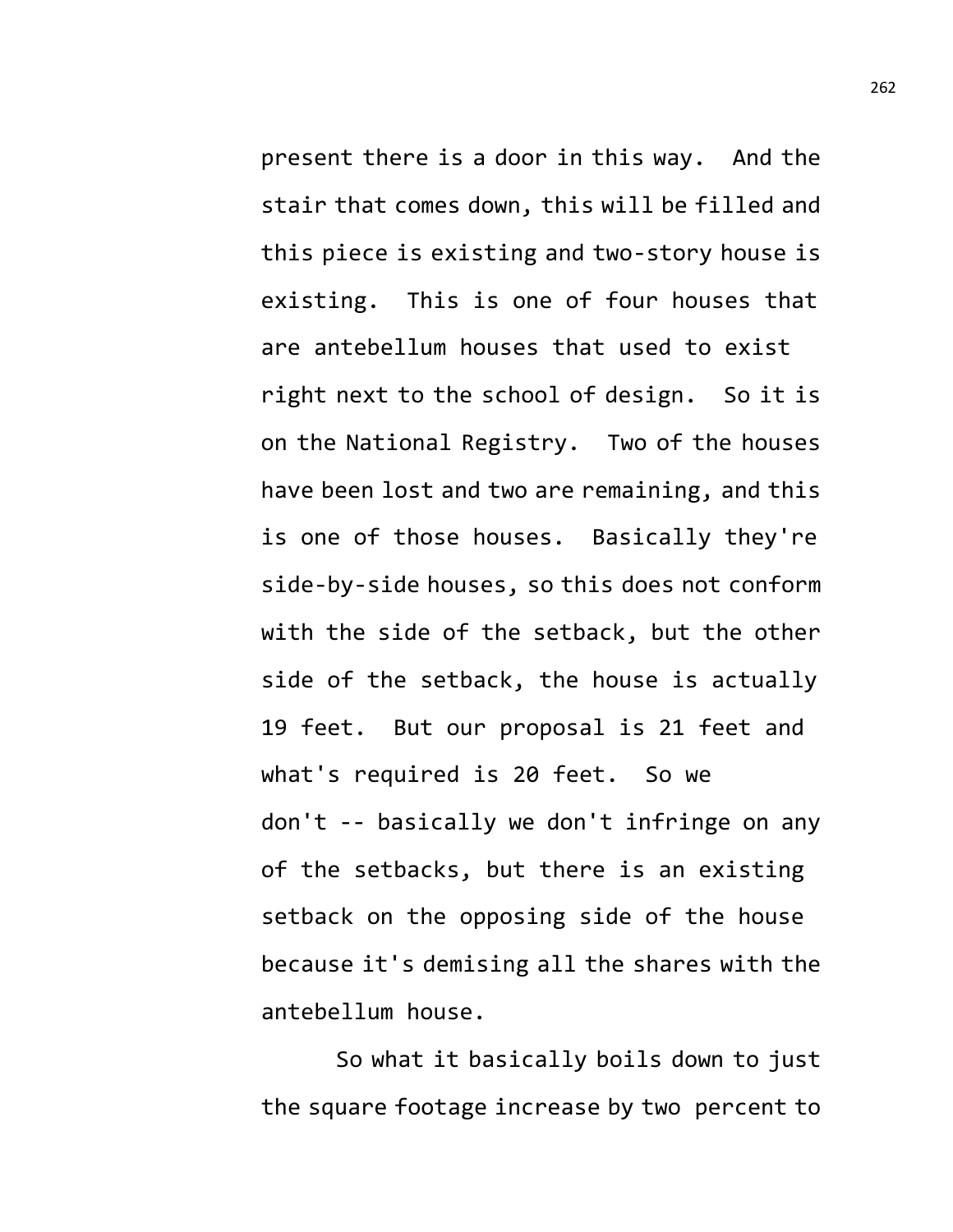present there is a door in this way. And the stair that comes down, this will be filled and this piece is existing and two-story house is existing. This is one of four houses that are antebellum houses that used to exist right next to the school of design. So it is on the National Registry. Two of the houses have been lost and two are remaining, and this is one of those houses. Basically they're side-by-side houses, so this does not conform with the side of the setback, but the other side of the setback, the house is actually 19 feet. But our proposal is 21 feet and what's required is 20 feet. So we don't -- basically we don't infringe on any of the setbacks, but there is an existing setback on the opposing side of the house because it's demising all the shares with the antebellum house.

So what it basically boils down to just the square footage increase by two percent to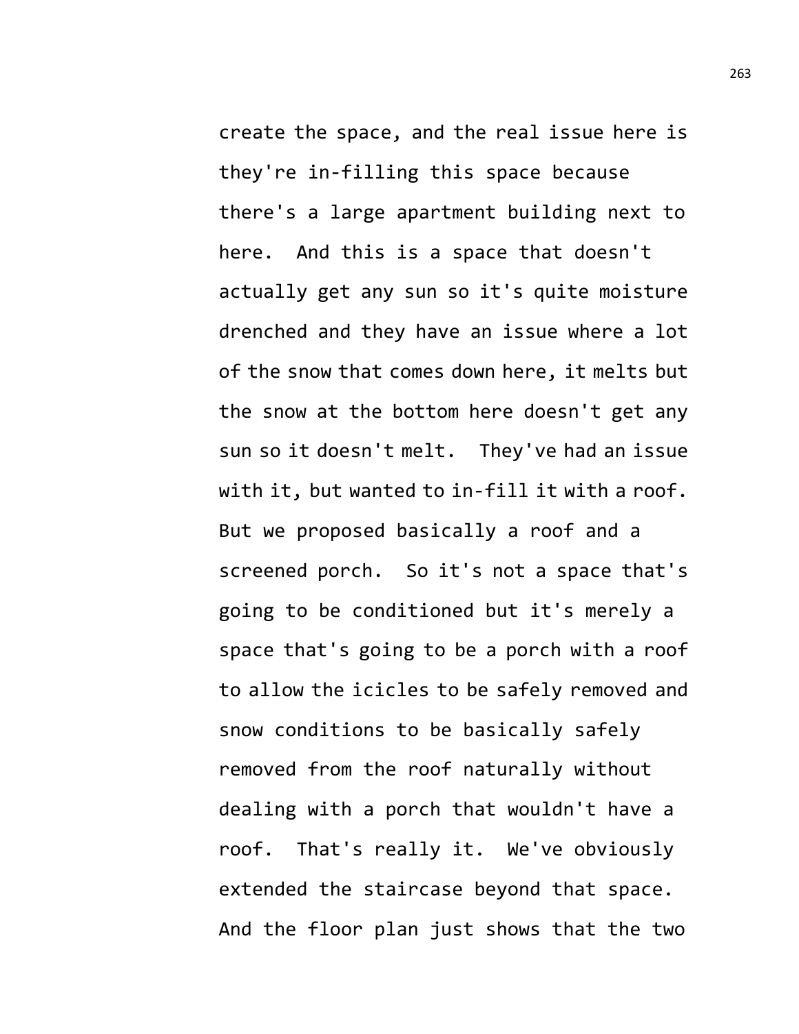create the space, and the real issue here is they're in-filling this space because there's a large apartment building next to here. And this is a space that doesn't actually get any sun so it's quite moisture drenched and they have an issue where a lot of the snow that comes down here, it melts but the snow at the bottom here doesn't get any sun so it doesn't melt. They've had an issue with it, but wanted to in-fill it with a roof. But we proposed basically a roof and a screened porch. So it's not a space that's going to be conditioned but it's merely a space that's going to be a porch with a roof to allow the icicles to be safely removed and snow conditions to be basically safely removed from the roof naturally without dealing with a porch that wouldn't have a roof. That's really it. We've obviously extended the staircase beyond that space. And the floor plan just shows that the two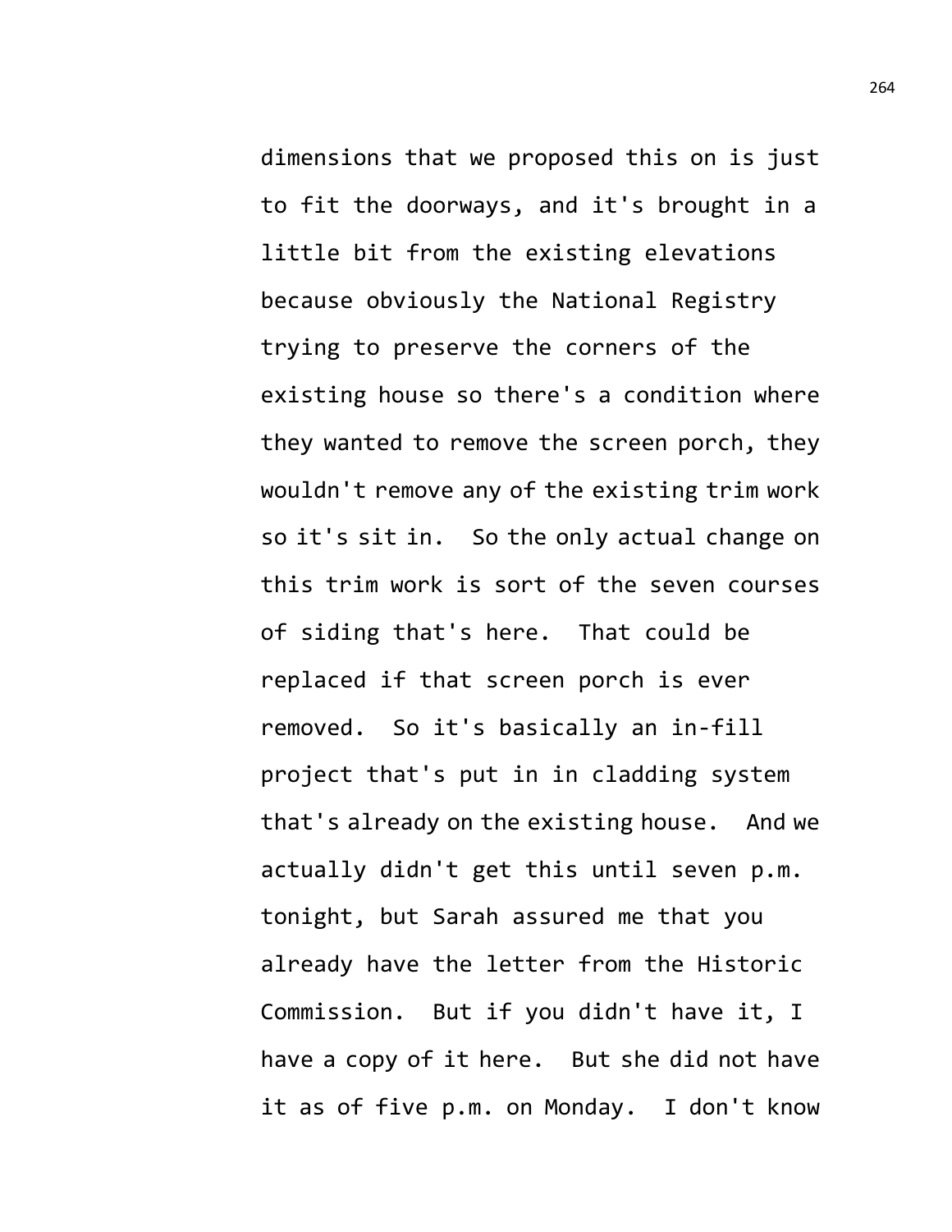dimensions that we proposed this on is just to fit the doorways, and it's brought in a little bit from the existing elevations because obviously the National Registry trying to preserve the corners of the existing house so there's a condition where they wanted to remove the screen porch, they wouldn't remove any of the existing trim work so it's sit in. So the only actual change on this trim work is sort of the seven courses of siding that's here. That could be replaced if that screen porch is ever removed. So it's basically an in-fill project that's put in in cladding system that's already on the existing house. And we actually didn't get this until seven p.m. tonight, but Sarah assured me that you already have the letter from the Historic Commission. But if you didn't have it, I have a copy of it here. But she did not have it as of five p.m. on Monday. I don't know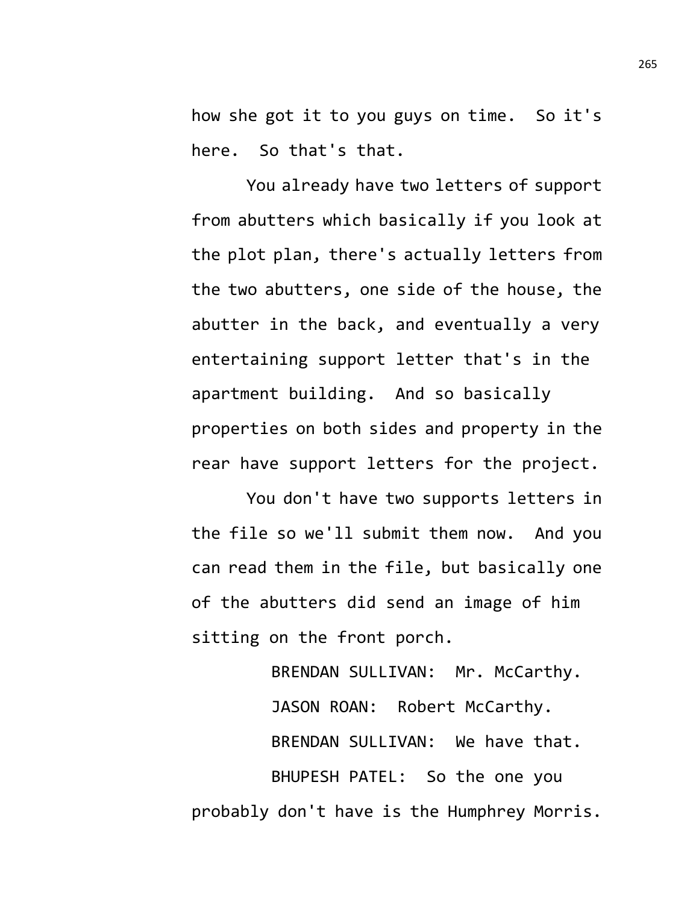how she got it to you guys on time. So it's here. So that's that.

You already have two letters of support from abutters which basically if you look at the plot plan, there's actually letters from the two abutters, one side of the house, the abutter in the back, and eventually a very entertaining support letter that's in the apartment building. And so basically properties on both sides and property in the rear have support letters for the project.

You don't have two supports letters in the file so we'll submit them now. And you can read them in the file, but basically one of the abutters did send an image of him sitting on the front porch.

BRENDAN SULLIVAN: Mr. McCarthy.

JASON ROAN: Robert McCarthy.

BRENDAN SULLIVAN: We have that.

BHUPESH PATEL: So the one you probably don't have is the Humphrey Morris.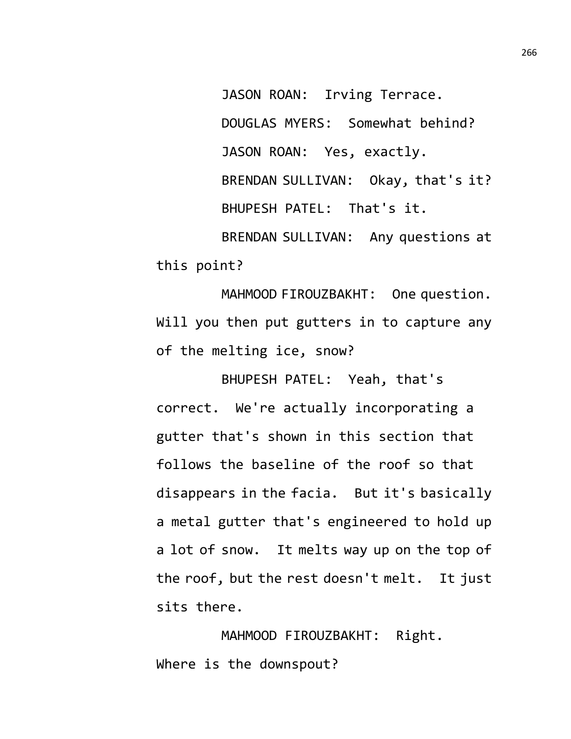JASON ROAN: Irving Terrace.

DOUGLAS MYERS: Somewhat behind?

JASON ROAN: Yes, exactly.

BRENDAN SULLIVAN: Okay, that's it?

BHUPESH PATEL: That's it.

BRENDAN SULLIVAN: Any questions at this point?

MAHMOOD FIROUZBAKHT: One question. Will you then put gutters in to capture any of the melting ice, snow?

BHUPESH PATEL: Yeah, that's correct. We're actually incorporating a gutter that's shown in this section that follows the baseline of the roof so that disappears in the facia. But it's basically a metal gutter that's engineered to hold up a lot of snow. It melts way up on the top of the roof, but the rest doesn't melt. It just sits there.

MAHMOOD FIROUZBAKHT: Right. Where is the downspout?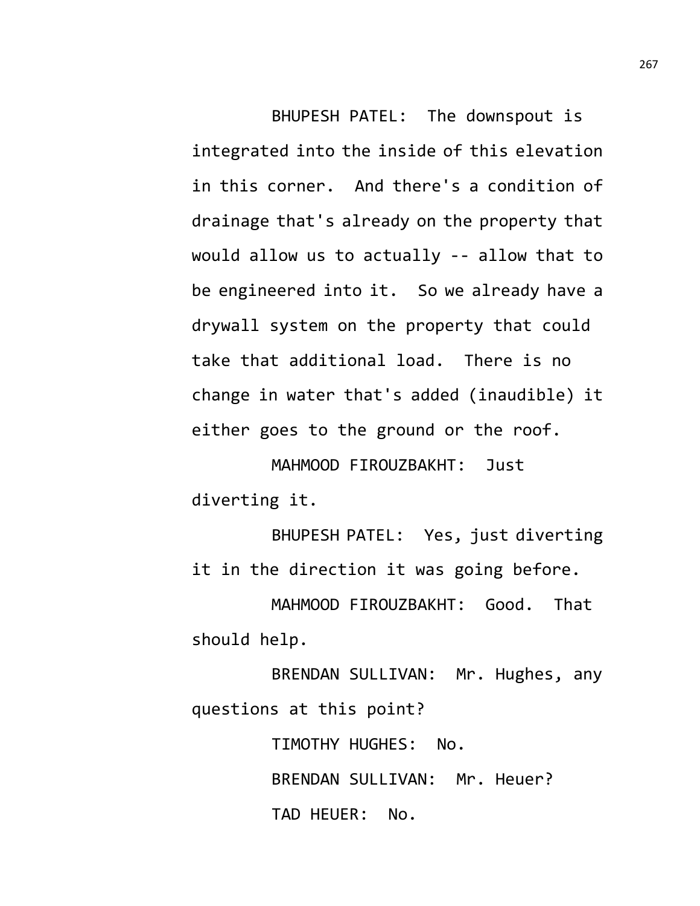BHUPESH PATEL: The downspout is integrated into the inside of this elevation in this corner. And there's a condition of drainage that's already on the property that would allow us to actually -- allow that to be engineered into it. So we already have a drywall system on the property that could take that additional load. There is no change in water that's added (inaudible) it either goes to the ground or the roof.

MAHMOOD FIROUZBAKHT: Just diverting it.

BHUPESH PATEL: Yes, just diverting it in the direction it was going before.

MAHMOOD FIROUZBAKHT: Good. That should help.

BRENDAN SULLIVAN: Mr. Hughes, any questions at this point?

TIMOTHY HUGHES: No.

BRENDAN SULLIVAN: Mr. Heuer?

TAD HEUER: No.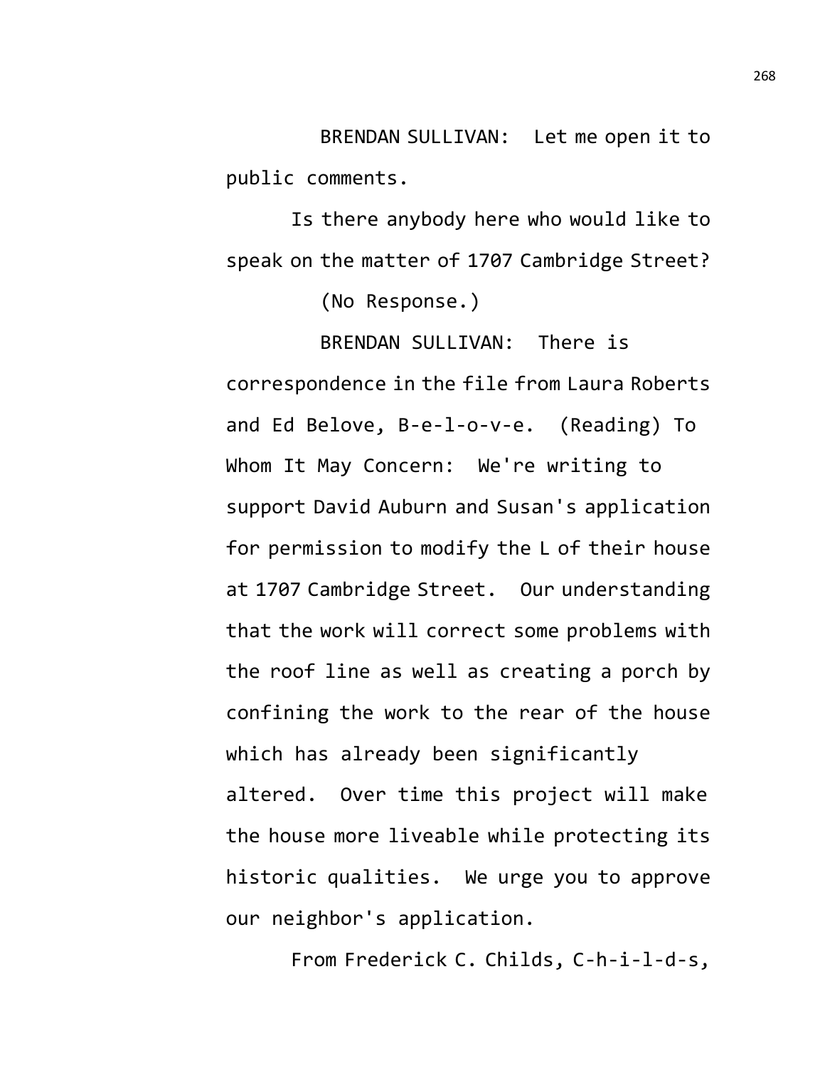BRENDAN SULLIVAN: Let me open it to public comments.

Is there anybody here who would like to speak on the matter of 1707 Cambridge Street?

(No Response.)

BRENDAN SULLIVAN: There is correspondence in the file from Laura Roberts and Ed Belove, B-e-l-o-v-e. (Reading) To Whom It May Concern: We're writing to support David Auburn and Susan's application for permission to modify the L of their house at 1707 Cambridge Street. Our understanding that the work will correct some problems with the roof line as well as creating a porch by confining the work to the rear of the house which has already been significantly altered. Over time this project will make the house more liveable while protecting its historic qualities. We urge you to approve our neighbor's application.

From Frederick C. Childs, C-h-i-l-d-s,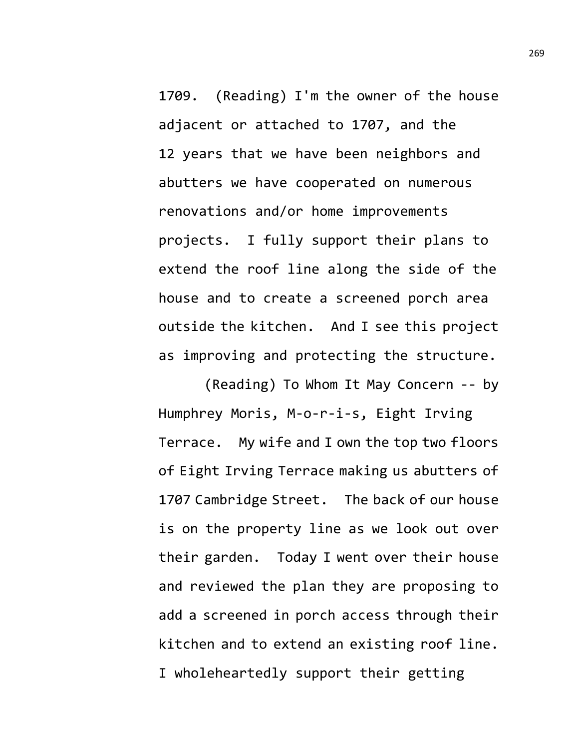1709. (Reading) I'm the owner of the house adjacent or attached to 1707, and the 12 years that we have been neighbors and abutters we have cooperated on numerous renovations and/or home improvements projects. I fully support their plans to extend the roof line along the side of the house and to create a screened porch area outside the kitchen. And I see this project as improving and protecting the structure.

(Reading) To Whom It May Concern -- by Humphrey Moris, M-o-r-i-s, Eight Irving Terrace. My wife and I own the top two floors of Eight Irving Terrace making us abutters of 1707 Cambridge Street. The back of our house is on the property line as we look out over their garden. Today I went over their house and reviewed the plan they are proposing to add a screened in porch access through their kitchen and to extend an existing roof line. I wholeheartedly support their getting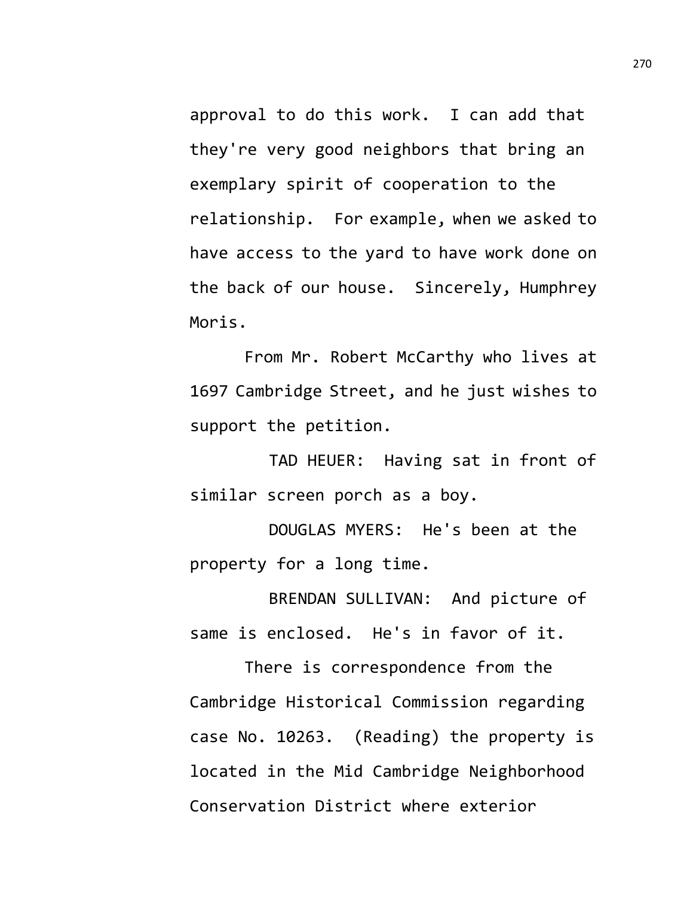approval to do this work. I can add that they're very good neighbors that bring an exemplary spirit of cooperation to the relationship. For example, when we asked to have access to the yard to have work done on the back of our house. Sincerely, Humphrey Moris.

From Mr. Robert McCarthy who lives at 1697 Cambridge Street, and he just wishes to support the petition.

TAD HEUER: Having sat in front of similar screen porch as a boy.

DOUGLAS MYERS: He's been at the property for a long time.

BRENDAN SULLIVAN: And picture of same is enclosed. He's in favor of it.

There is correspondence from the Cambridge Historical Commission regarding case No. 10263. (Reading) the property is located in the Mid Cambridge Neighborhood Conservation District where exterior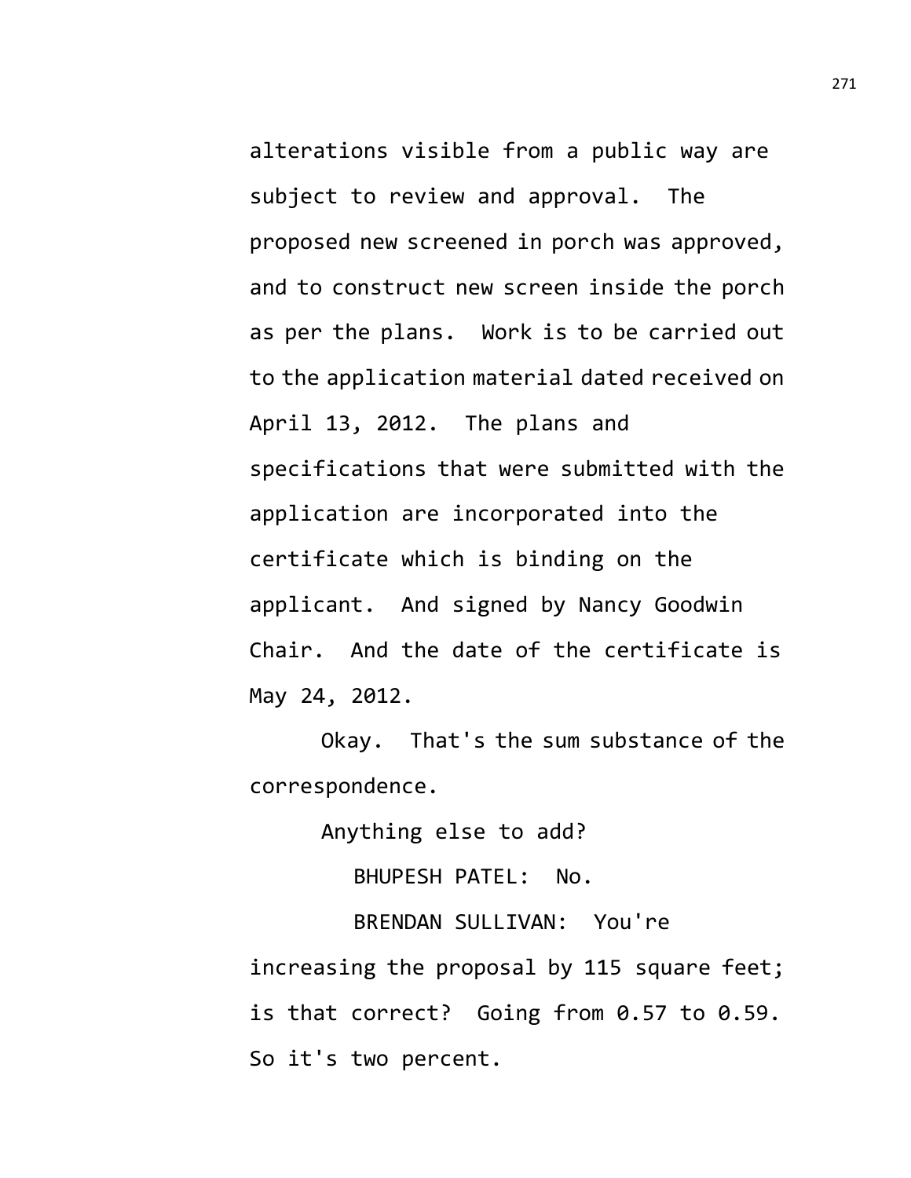alterations visible from a public way are subject to review and approval. The proposed new screened in porch was approved, and to construct new screen inside the porch as per the plans. Work is to be carried out to the application material dated received on April 13, 2012. The plans and specifications that were submitted with the application are incorporated into the certificate which is binding on the applicant. And signed by Nancy Goodwin Chair. And the date of the certificate is May 24, 2012.

Okay. That's the sum substance of the correspondence.

Anything else to add?

BHUPESH PATEL: No.

BRENDAN SULLIVAN: You're increasing the proposal by 115 square feet; is that correct? Going from 0.57 to 0.59. So it's two percent.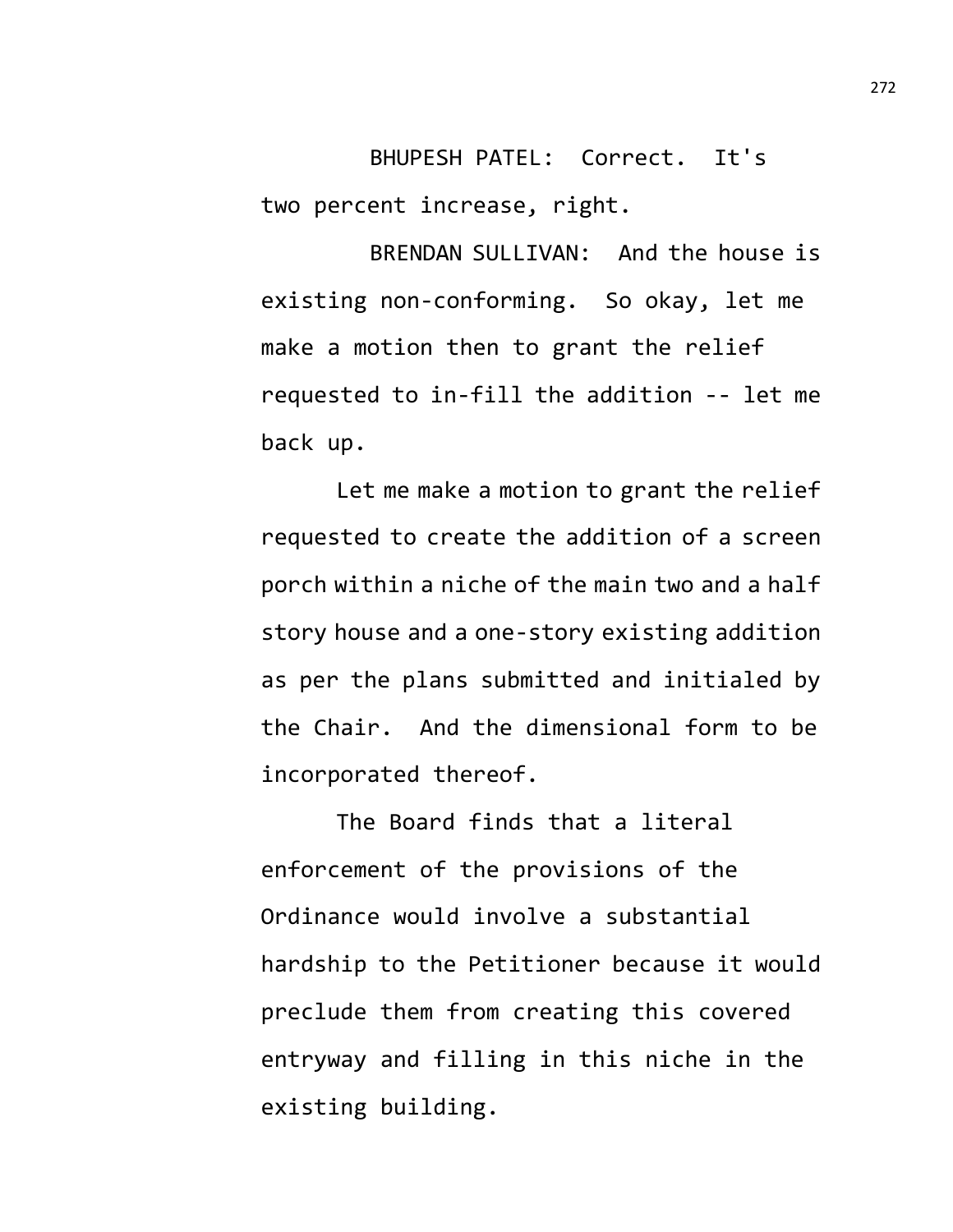BHUPESH PATEL: Correct. It's two percent increase, right.

BRENDAN SULLIVAN: And the house is existing non-conforming. So okay, let me make a motion then to grant the relief requested to in-fill the addition -- let me back up.

Let me make a motion to grant the relief requested to create the addition of a screen porch within a niche of the main two and a half story house and a one-story existing addition as per the plans submitted and initialed by the Chair. And the dimensional form to be incorporated thereof.

The Board finds that a literal enforcement of the provisions of the Ordinance would involve a substantial hardship to the Petitioner because it would preclude them from creating this covered entryway and filling in this niche in the existing building.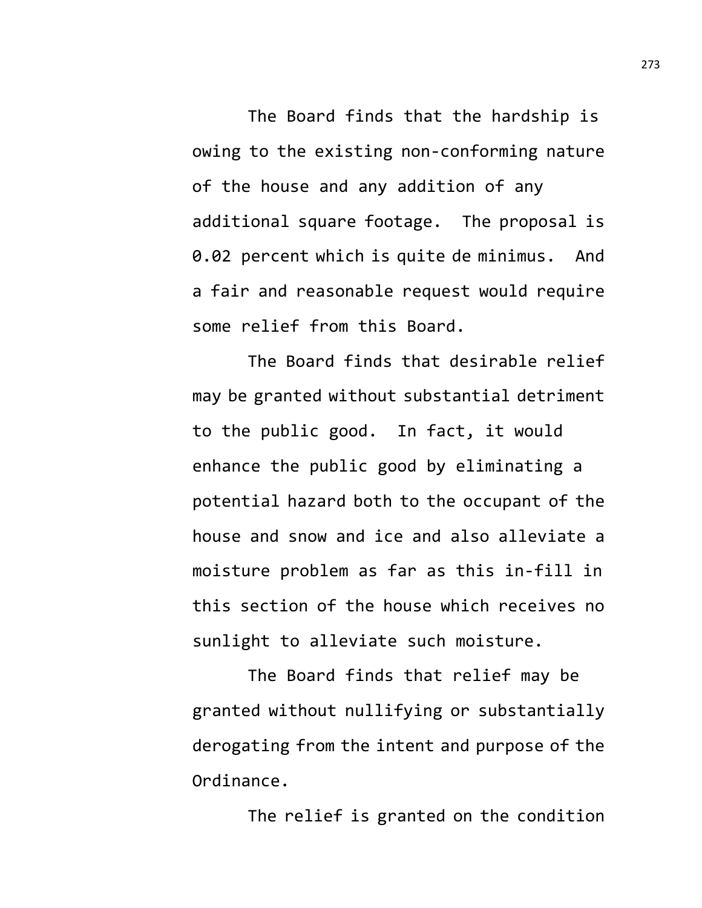The Board finds that the hardship is owing to the existing non-conforming nature of the house and any addition of any additional square footage.  The proposal is 0.02 percent which is quite de minimus.  And a fair and reasonable request would require some relief from this Board.

The Board finds that desirable relief may be granted without substantial detriment to the public good.  In fact, it would enhance the public good by eliminating a potential hazard both to the occupant of the house and snow and ice and also alleviate a moisture problem as far as this in-fill in this section of the house which receives no sunlight to alleviate such moisture.

The Board finds that relief may be granted without nullifying or substantially derogating from the intent and purpose of the Ordinance.

The relief is granted on the condition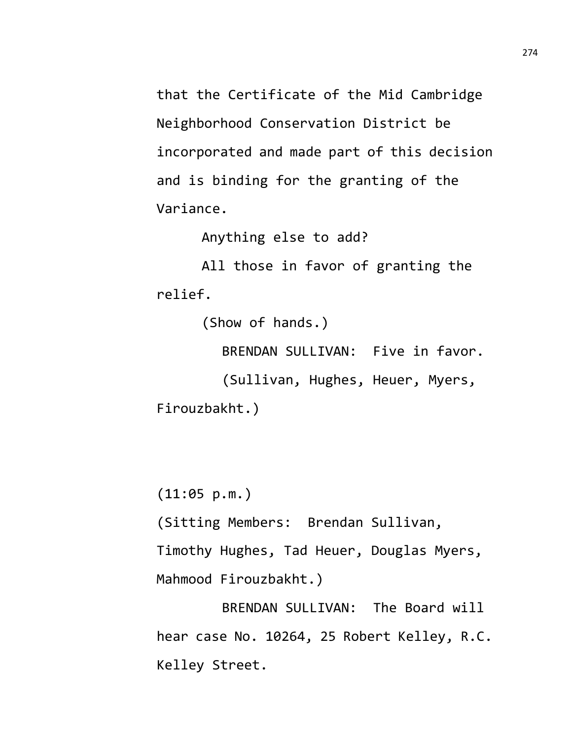that the Certificate of the Mid Cambridge Neighborhood Conservation District be incorporated and made part of this decision and is binding for the granting of the Variance.

Anything else to add?

All those in favor of granting the relief.

(Show of hands.)

BRENDAN SULLIVAN: Five in favor.

(Sullivan, Hughes, Heuer, Myers, Firouzbakht.)

(11:05 p.m.)

(Sitting Members: Brendan Sullivan, Timothy Hughes, Tad Heuer, Douglas Myers, Mahmood Firouzbakht.)

BRENDAN SULLIVAN: The Board will hear case No. 10264, 25 Robert Kelley, R.C. Kelley Street.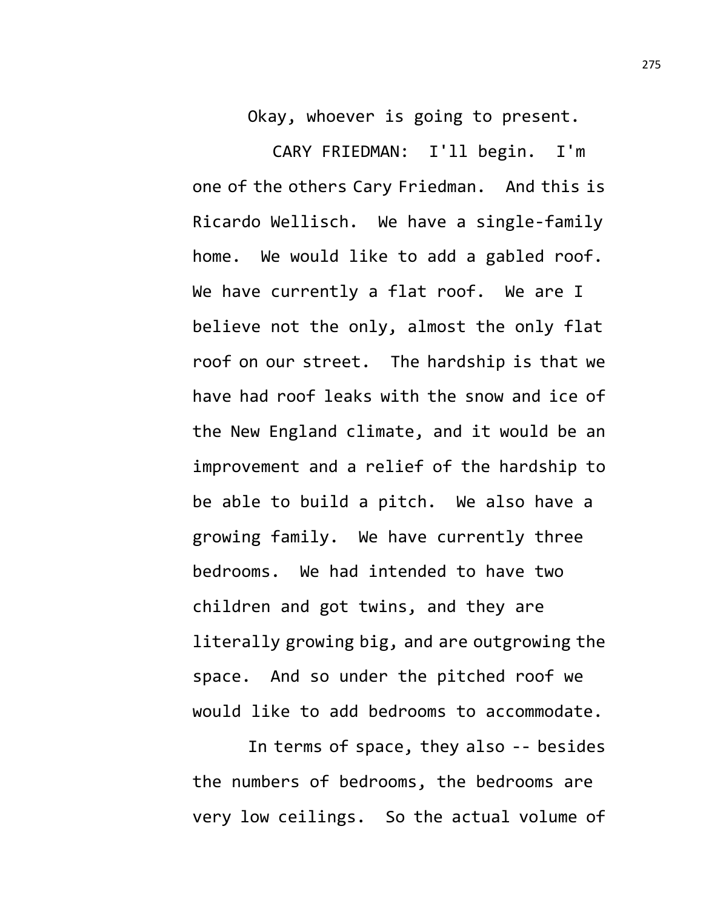Okay, whoever is going to present.

CARY FRIEDMAN: I'll begin. I'm one of the others Cary Friedman. And this is Ricardo Wellisch. We have a single-family home. We would like to add a gabled roof. We have currently a flat roof. We are I believe not the only, almost the only flat roof on our street. The hardship is that we have had roof leaks with the snow and ice of the New England climate, and it would be an improvement and a relief of the hardship to be able to build a pitch. We also have a growing family. We have currently three bedrooms. We had intended to have two children and got twins, and they are literally growing big, and are outgrowing the space. And so under the pitched roof we would like to add bedrooms to accommodate.

In terms of space, they also -- besides the numbers of bedrooms, the bedrooms are very low ceilings. So the actual volume of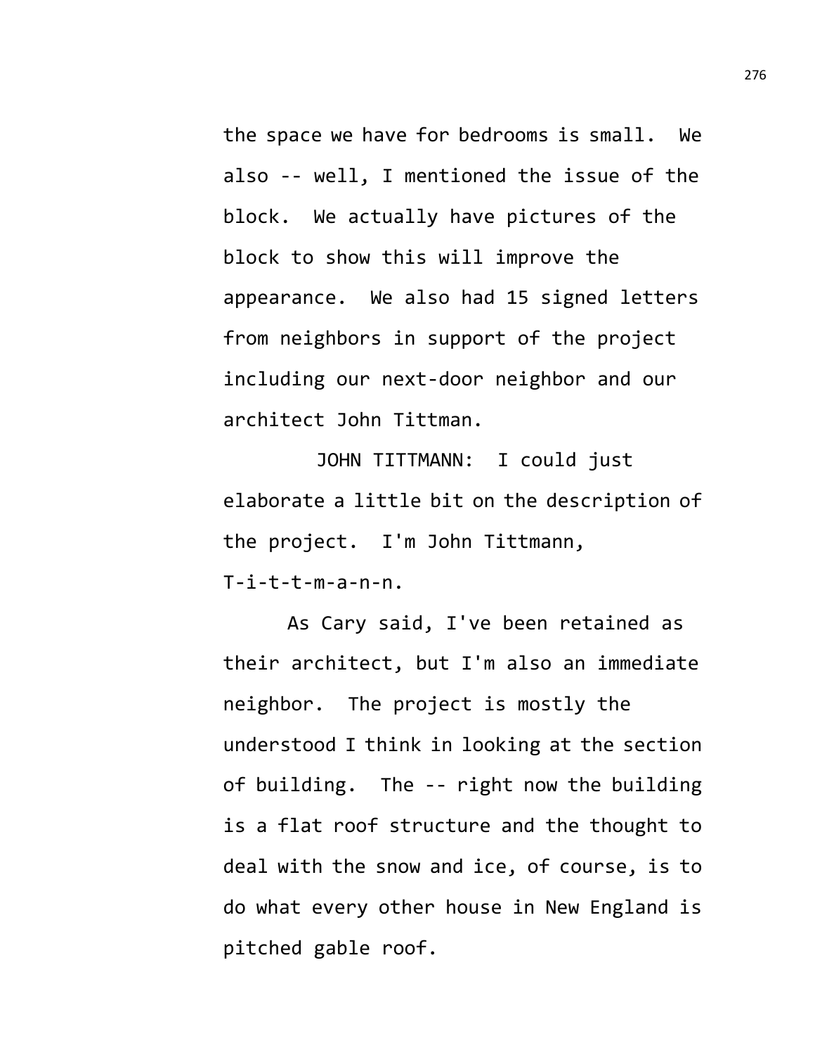the space we have for bedrooms is small. We also -- well, I mentioned the issue of the block. We actually have pictures of the block to show this will improve the appearance. We also had 15 signed letters from neighbors in support of the project including our next-door neighbor and our architect John Tittman.

JOHN TITTMANN: I could just elaborate a little bit on the description of the project. I'm John Tittmann, T-i-t-t-m-a-n-n.

As Cary said, I've been retained as their architect, but I'm also an immediate neighbor. The project is mostly the understood I think in looking at the section of building. The -- right now the building is a flat roof structure and the thought to deal with the snow and ice, of course, is to do what every other house in New England is pitched gable roof.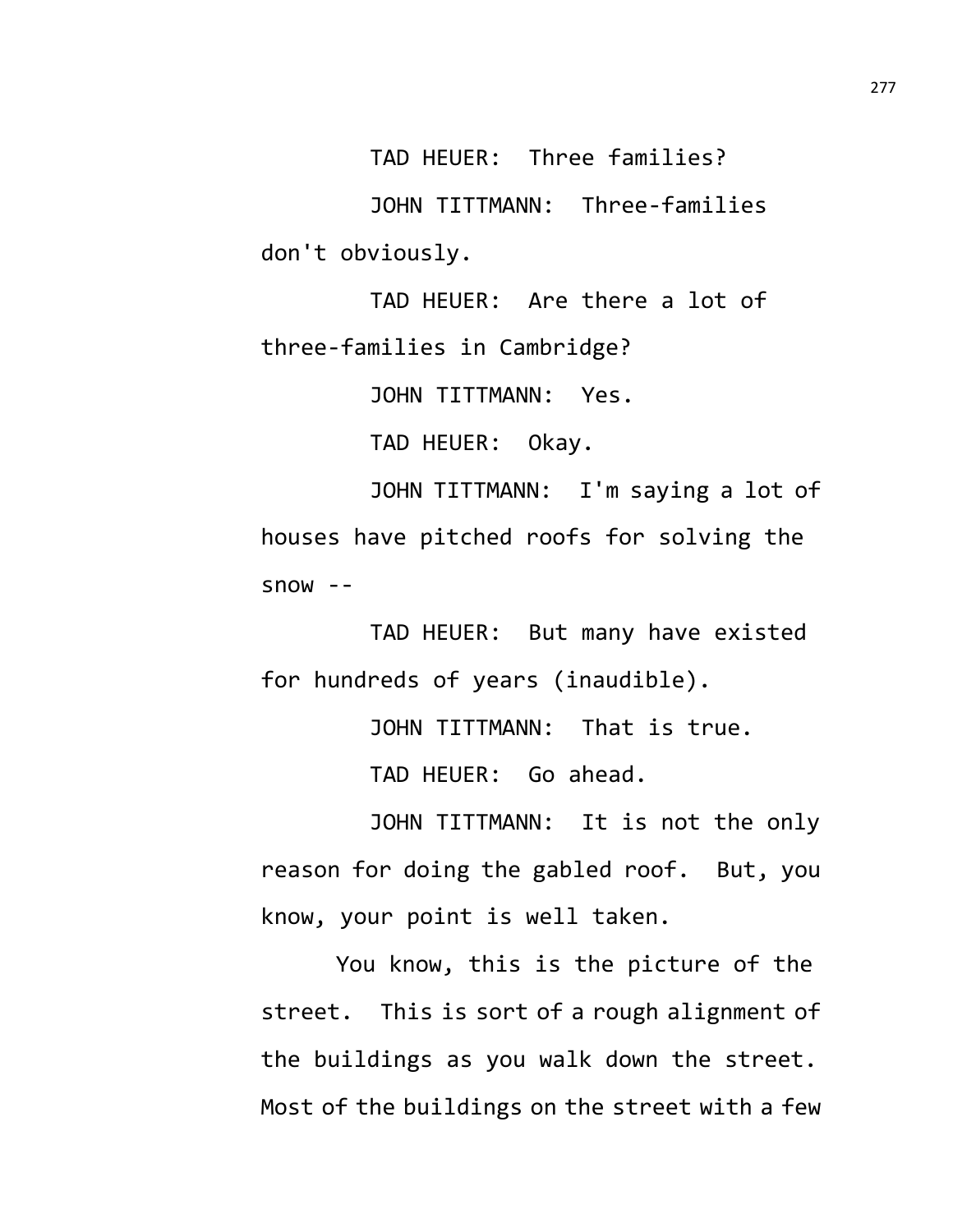TAD HEUER: Three families?

JOHN TITTMANN: Three-families don't obviously.

TAD HEUER: Are there a lot of three-families in Cambridge?

JOHN TITTMANN: Yes.

TAD HEUER: Okay.

JOHN TITTMANN: I'm saying a lot of houses have pitched roofs for solving the snow --

TAD HEUER: But many have existed for hundreds of years (inaudible).

JOHN TITTMANN: That is true.

TAD HEUER: Go ahead.

JOHN TITTMANN: It is not the only reason for doing the gabled roof. But, you know, your point is well taken.

You know, this is the picture of the street. This is sort of a rough alignment of the buildings as you walk down the street. Most of the buildings on the street with a few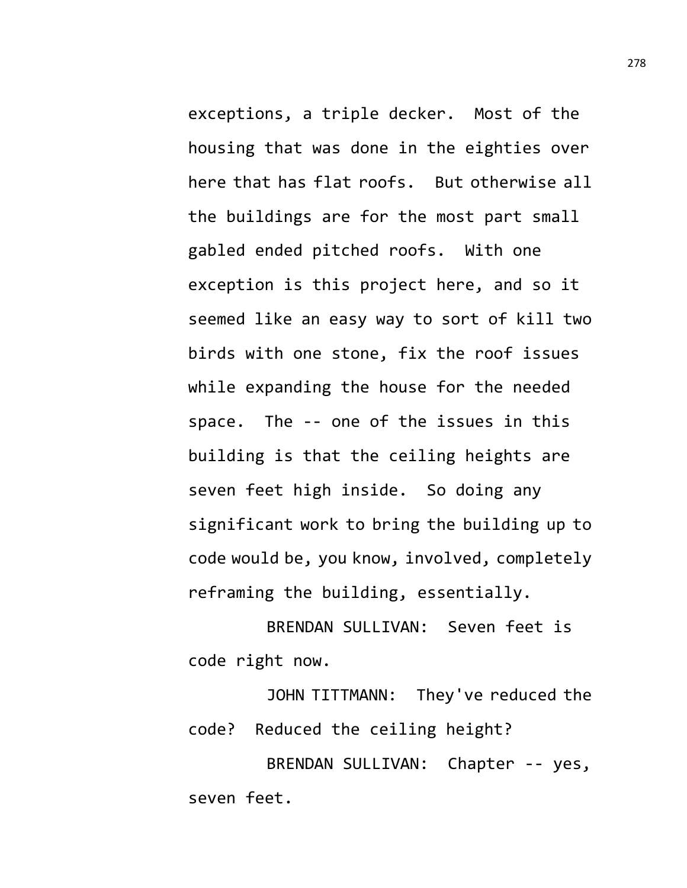exceptions, a triple decker. Most of the housing that was done in the eighties over here that has flat roofs. But otherwise all the buildings are for the most part small gabled ended pitched roofs. With one exception is this project here, and so it seemed like an easy way to sort of kill two birds with one stone, fix the roof issues while expanding the house for the needed space. The -- one of the issues in this building is that the ceiling heights are seven feet high inside. So doing any significant work to bring the building up to code would be, you know, involved, completely reframing the building, essentially.

BRENDAN SULLIVAN: Seven feet is code right now.

JOHN TITTMANN: They've reduced the code? Reduced the ceiling height?

BRENDAN SULLIVAN: Chapter -- yes, seven feet.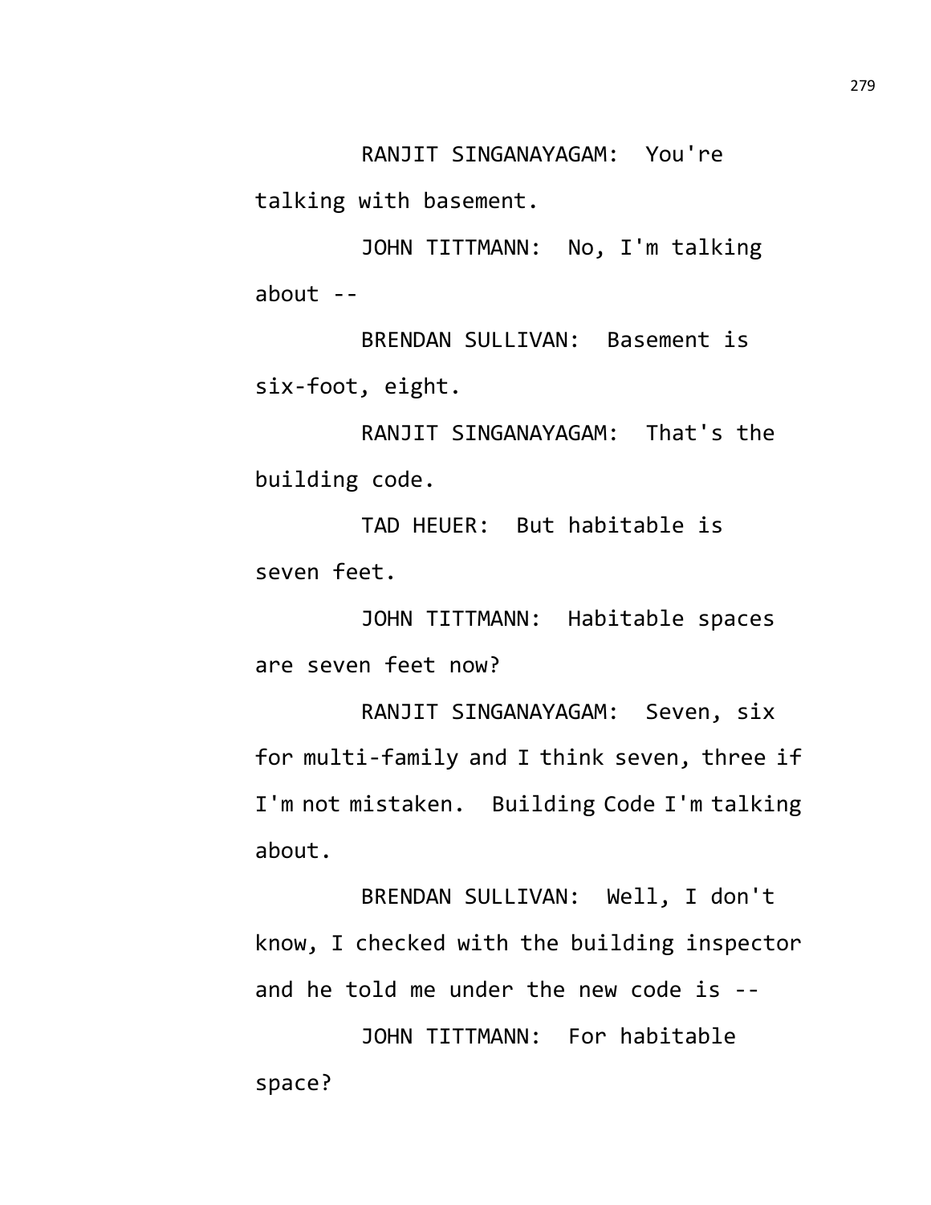RANJIT SINGANAYAGAM: You're talking with basement.

JOHN TITTMANN: No, I'm talking about --

BRENDAN SULLIVAN: Basement is six-foot, eight.

RANJIT SINGANAYAGAM: That's the building code.

TAD HEUER: But habitable is seven feet.

JOHN TITTMANN: Habitable spaces are seven feet now?

RANJIT SINGANAYAGAM: Seven, six for multi-family and I think seven, three if I'm not mistaken. Building Code I'm talking about.

BRENDAN SULLIVAN: Well, I don't know, I checked with the building inspector and he told me under the new code is --

JOHN TITTMANN: For habitable space?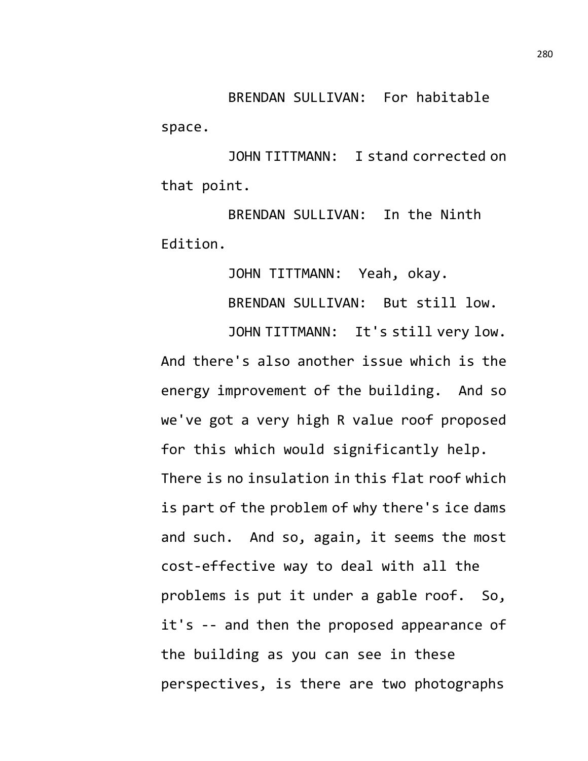BRENDAN SULLIVAN: For habitable space.

JOHN TITTMANN: I stand corrected on that point.

BRENDAN SULLIVAN: In the Ninth Edition.

JOHN TITTMANN: Yeah, okay.

BRENDAN SULLIVAN: But still low.

JOHN TITTMANN: It's still very low. And there's also another issue which is the energy improvement of the building. And so we've got a very high R value roof proposed for this which would significantly help. There is no insulation in this flat roof which is part of the problem of why there's ice dams and such. And so, again, it seems the most cost-effective way to deal with all the problems is put it under a gable roof. So, it's -- and then the proposed appearance of the building as you can see in these perspectives, is there are two photographs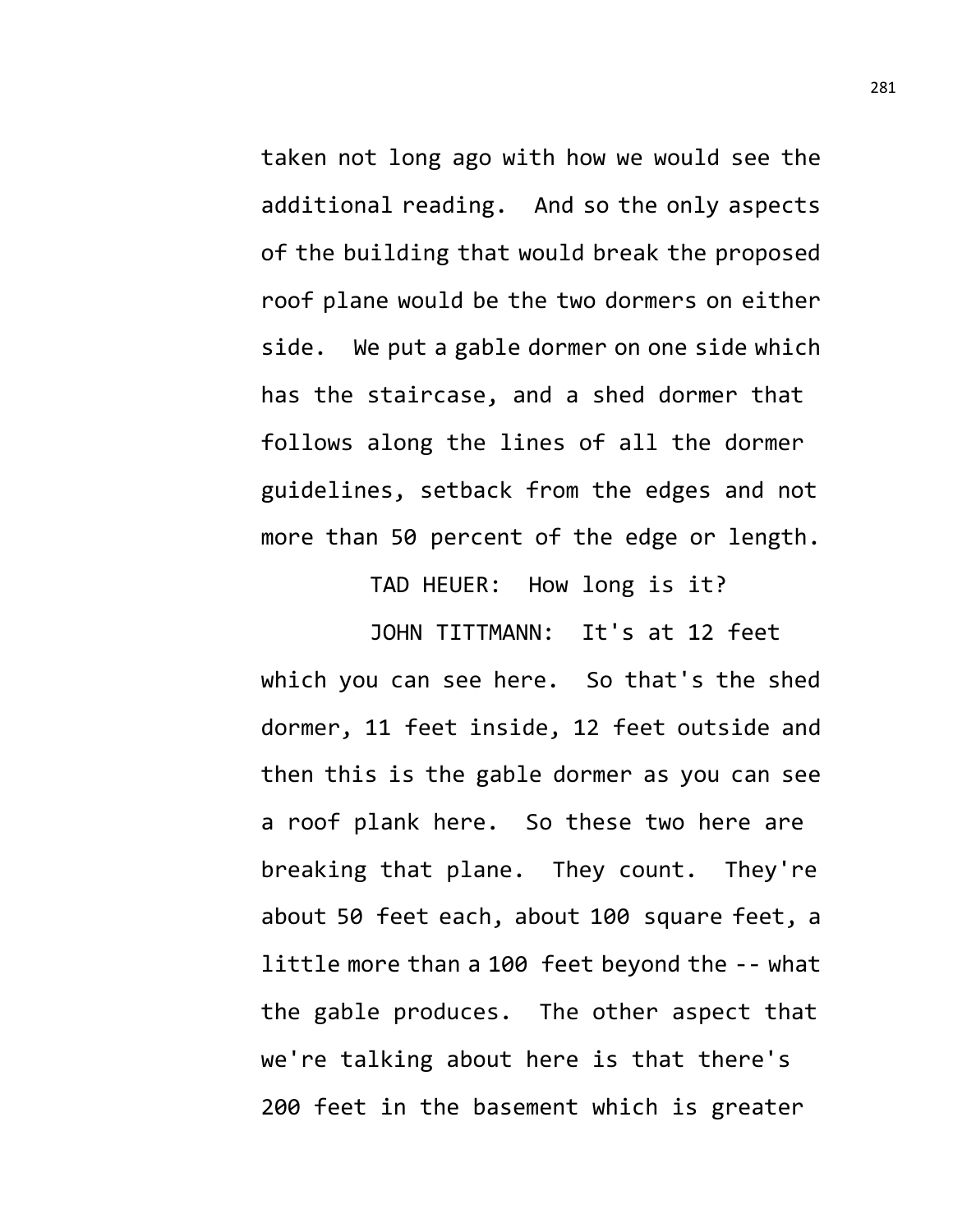taken not long ago with how we would see the additional reading. And so the only aspects of the building that would break the proposed roof plane would be the two dormers on either side. We put a gable dormer on one side which has the staircase, and a shed dormer that follows along the lines of all the dormer guidelines, setback from the edges and not more than 50 percent of the edge or length.

TAD HEUER: How long is it?

JOHN TITTMANN: It's at 12 feet which you can see here. So that's the shed dormer, 11 feet inside, 12 feet outside and then this is the gable dormer as you can see a roof plank here. So these two here are breaking that plane. They count. They're about 50 feet each, about 100 square feet, a little more than a 100 feet beyond the -- what the gable produces. The other aspect that we're talking about here is that there's 200 feet in the basement which is greater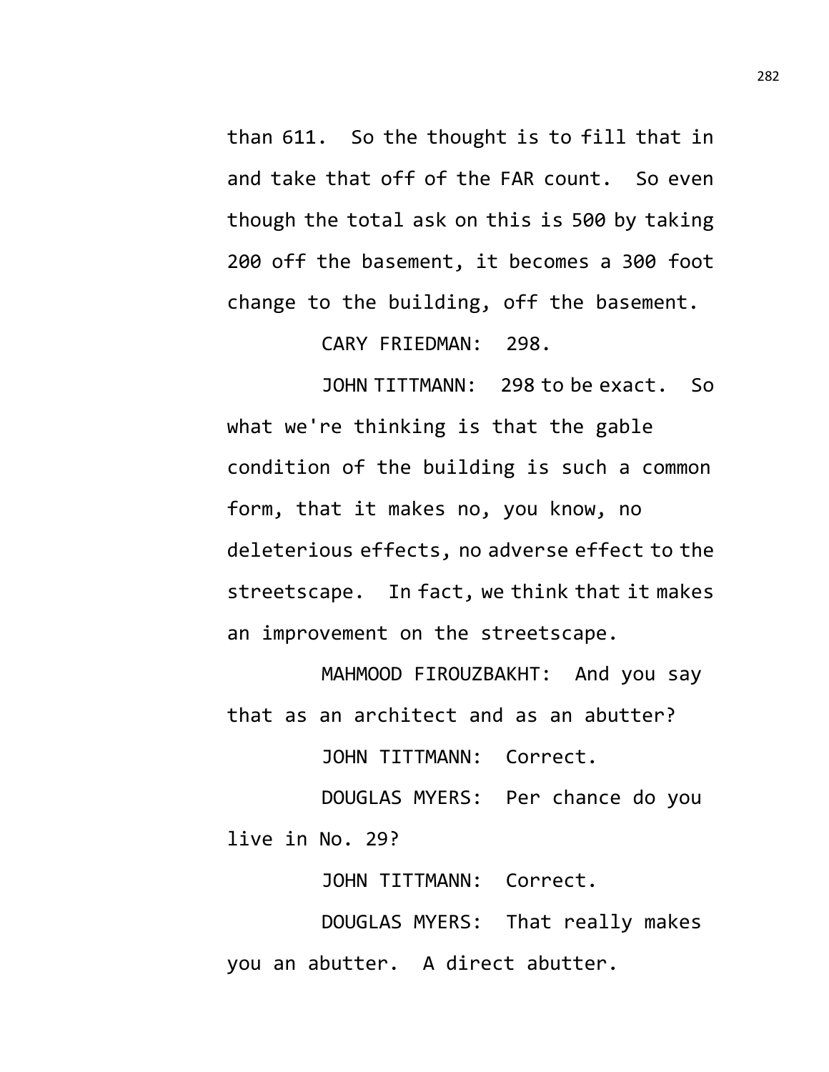than 611. So the thought is to fill that in and take that off of the FAR count. So even though the total ask on this is 500 by taking 200 off the basement, it becomes a 300 foot change to the building, off the basement.

CARY FRIEDMAN: 298.

JOHN TITTMANN: 298 to be exact. So what we're thinking is that the gable condition of the building is such a common form, that it makes no, you know, no deleterious effects, no adverse effect to the streetscape. In fact, we think that it makes an improvement on the streetscape.

MAHMOOD FIROUZBAKHT: And you say that as an architect and as an abutter?

JOHN TITTMANN: Correct.

DOUGLAS MYERS: Per chance do you live in No. 29?

JOHN TITTMANN: Correct.

DOUGLAS MYERS: That really makes you an abutter. A direct abutter.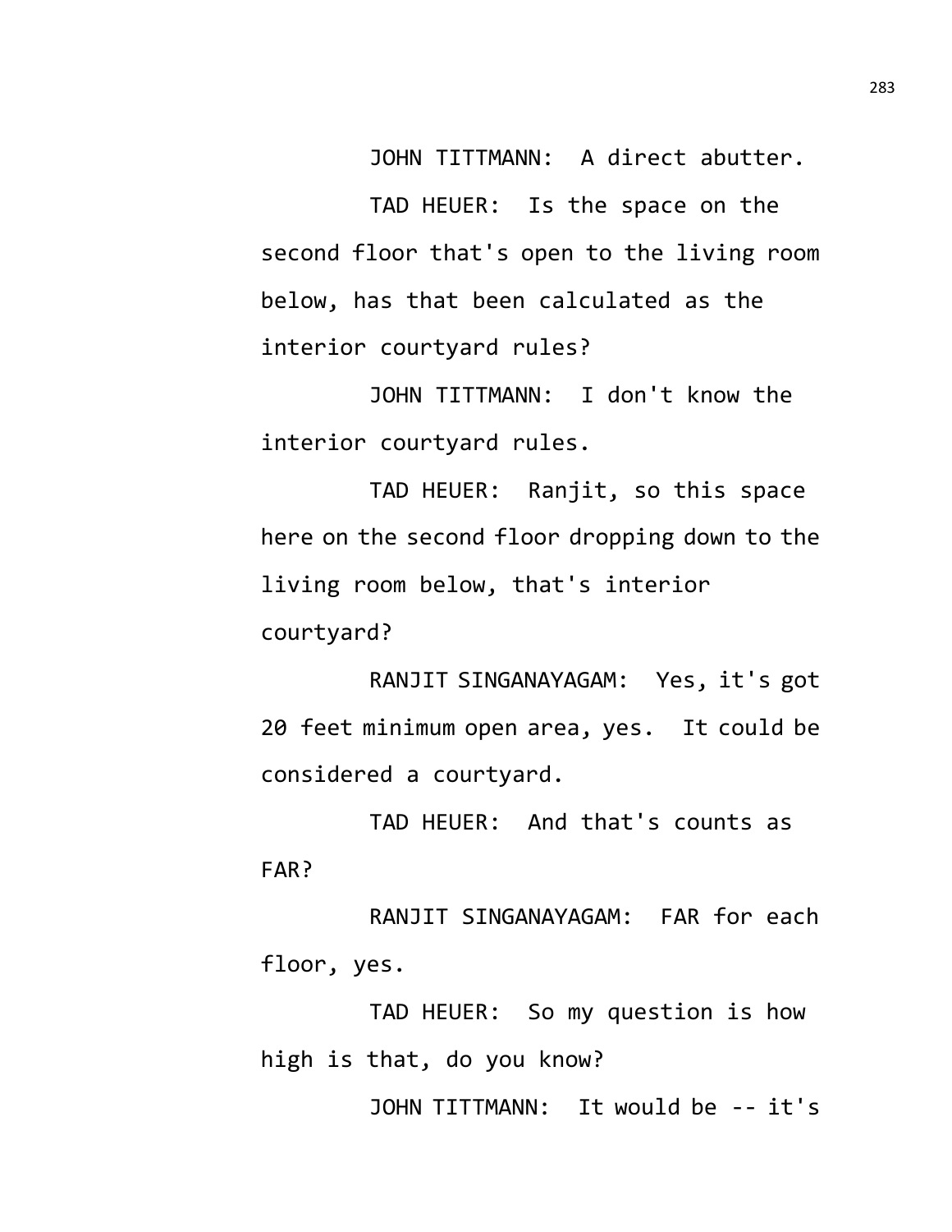JOHN TITTMANN: A direct abutter.

TAD HEUER: Is the space on the second floor that's open to the living room below, has that been calculated as the interior courtyard rules?

JOHN TITTMANN: I don't know the interior courtyard rules.

TAD HEUER: Ranjit, so this space here on the second floor dropping down to the living room below, that's interior courtyard?

RANJIT SINGANAYAGAM: Yes, it's got 20 feet minimum open area, yes. It could be considered a courtyard.

TAD HEUER: And that's counts as FAR?

RANJIT SINGANAYAGAM: FAR for each floor, yes.

TAD HEUER: So my question is how high is that, do you know?

JOHN TITTMANN: It would be -- it's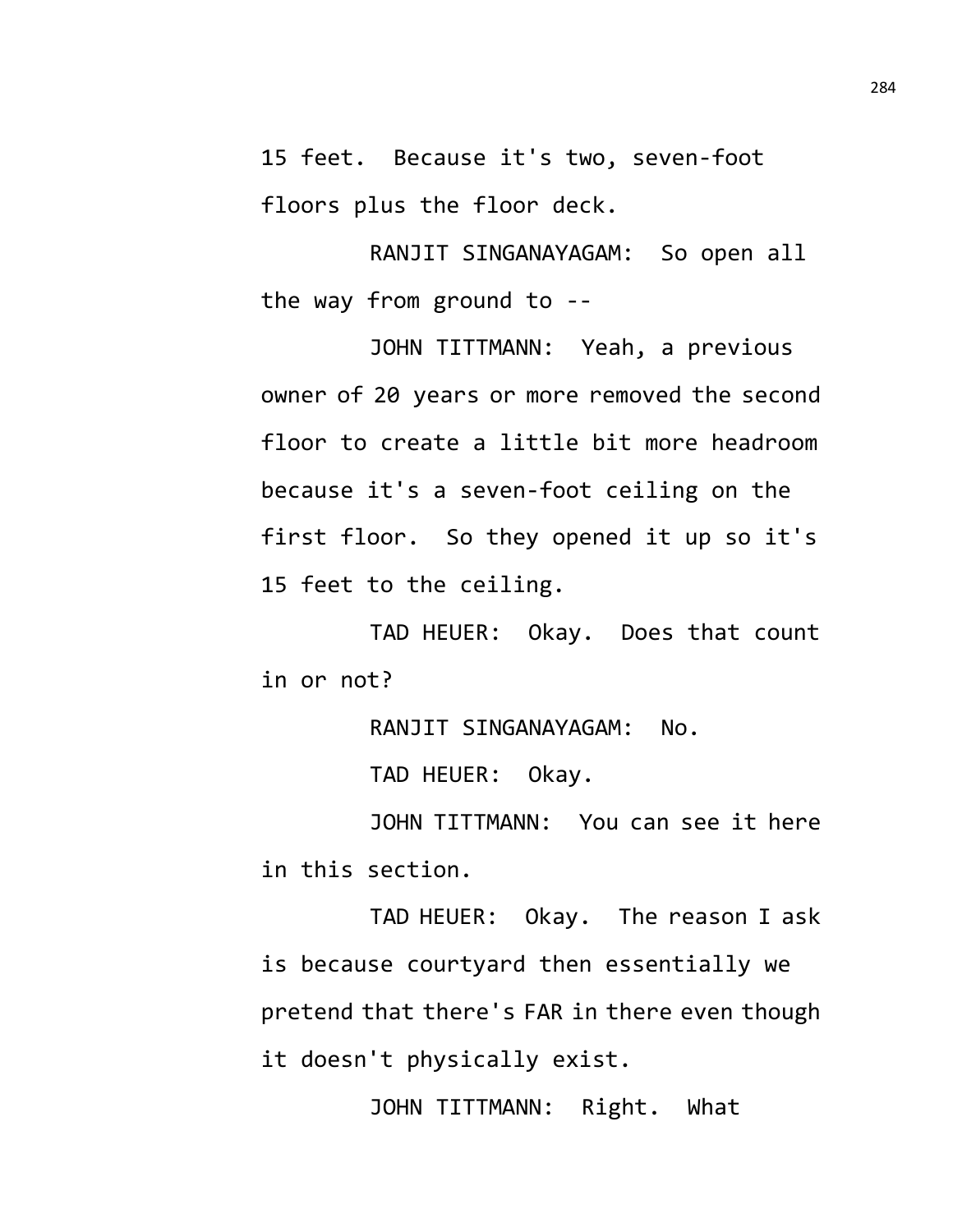15 feet. Because it's two, seven-foot floors plus the floor deck.

RANJIT SINGANAYAGAM: So open all the way from ground to --

JOHN TITTMANN: Yeah, a previous owner of 20 years or more removed the second floor to create a little bit more headroom because it's a seven-foot ceiling on the first floor. So they opened it up so it's 15 feet to the ceiling.

TAD HEUER: Okay. Does that count in or not?

RANJIT SINGANAYAGAM: No.

TAD HEUER: Okay.

JOHN TITTMANN: You can see it here in this section.

TAD HEUER: Okay. The reason I ask is because courtyard then essentially we pretend that there's FAR in there even though it doesn't physically exist.

JOHN TITTMANN: Right. What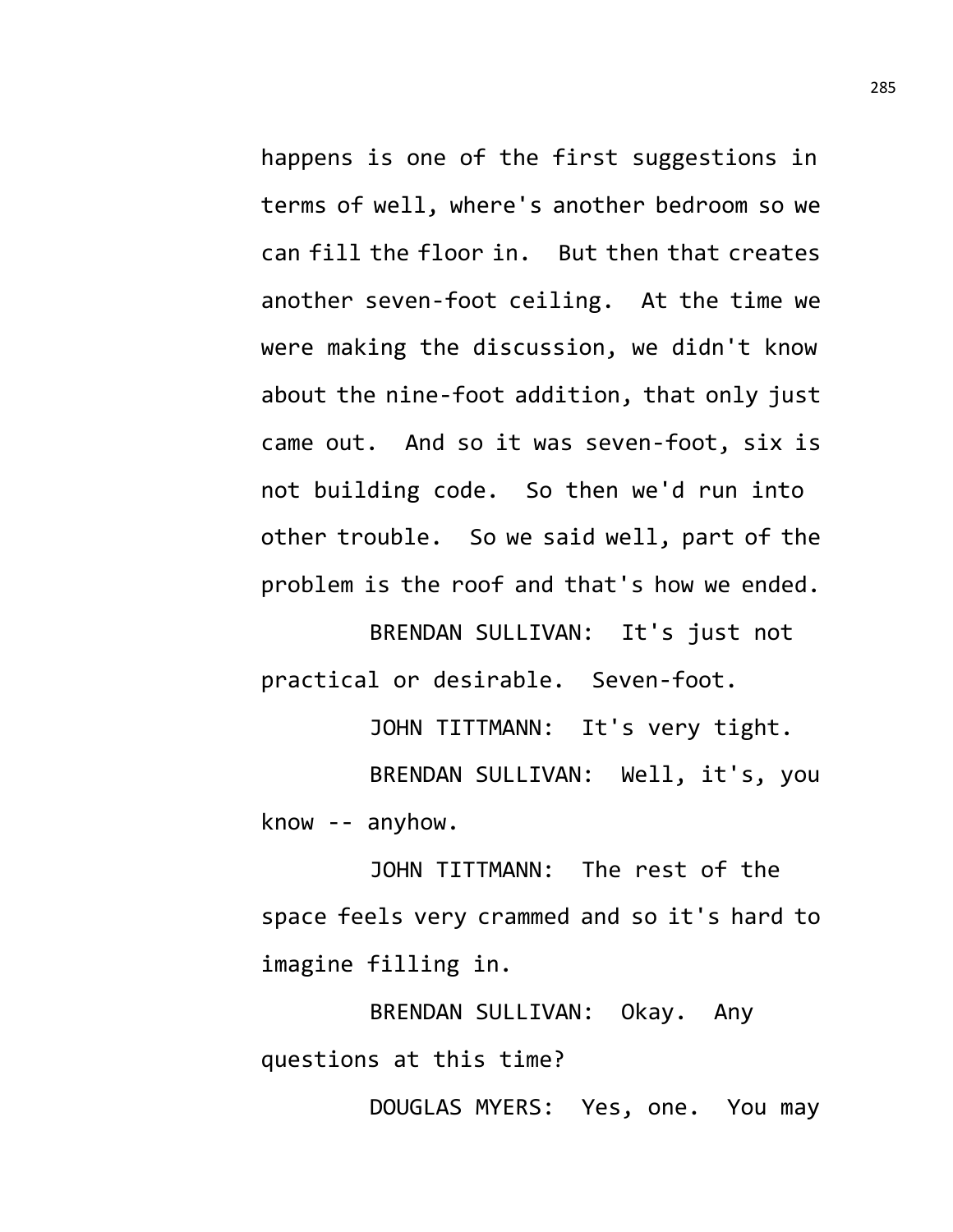happens is one of the first suggestions in terms of well, where's another bedroom so we can fill the floor in. But then that creates another seven-foot ceiling. At the time we were making the discussion, we didn't know about the nine-foot addition, that only just came out. And so it was seven-foot, six is not building code. So then we'd run into other trouble. So we said well, part of the problem is the roof and that's how we ended.

BRENDAN SULLIVAN: It's just not practical or desirable. Seven-foot.

JOHN TITTMANN: It's very tight.

BRENDAN SULLIVAN: Well, it's, you know -- anyhow.

JOHN TITTMANN: The rest of the space feels very crammed and so it's hard to imagine filling in.

BRENDAN SULLIVAN: Okay. Any questions at this time?

DOUGLAS MYERS: Yes, one. You may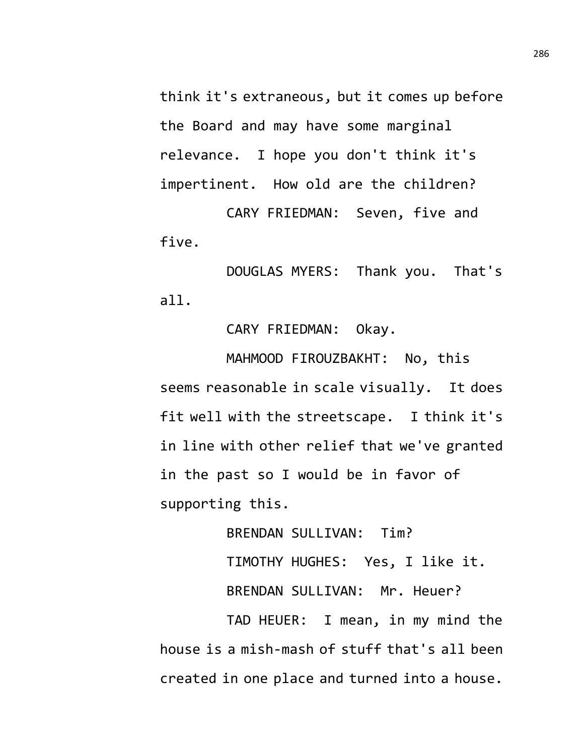think it's extraneous, but it comes up before the Board and may have some marginal relevance. I hope you don't think it's impertinent. How old are the children?

CARY FRIEDMAN: Seven, five and five.

DOUGLAS MYERS: Thank you. That's all.

CARY FRIEDMAN: Okay.

MAHMOOD FIROUZBAKHT: No, this seems reasonable in scale visually. It does fit well with the streetscape. I think it's in line with other relief that we've granted in the past so I would be in favor of supporting this.

BRENDAN SULLIVAN: Tim?

TIMOTHY HUGHES: Yes, I like it.

BRENDAN SULLIVAN: Mr. Heuer?

TAD HEUER: I mean, in my mind the house is a mish-mash of stuff that's all been created in one place and turned into a house.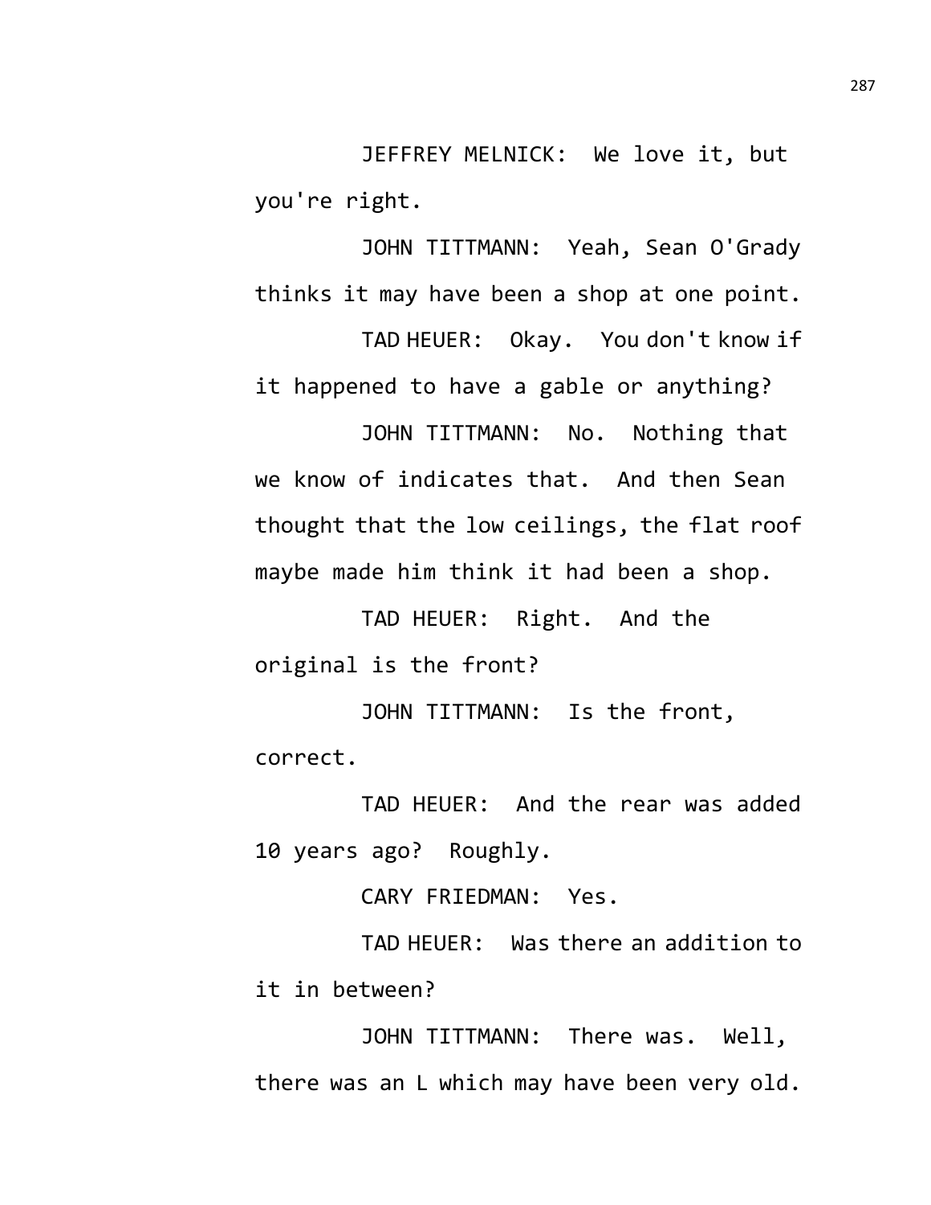JEFFREY MELNICK: We love it, but you're right.

JOHN TITTMANN: Yeah, Sean O'Grady thinks it may have been a shop at one point.

TAD HEUER: Okay. You don't know if it happened to have a gable or anything?

JOHN TITTMANN: No. Nothing that we know of indicates that. And then Sean thought that the low ceilings, the flat roof maybe made him think it had been a shop.

TAD HEUER: Right. And the original is the front?

JOHN TITTMANN: Is the front, correct.

TAD HEUER: And the rear was added 10 years ago? Roughly.

CARY FRIEDMAN: Yes.

TAD HEUER: Was there an addition to it in between?

JOHN TITTMANN: There was. Well, there was an L which may have been very old.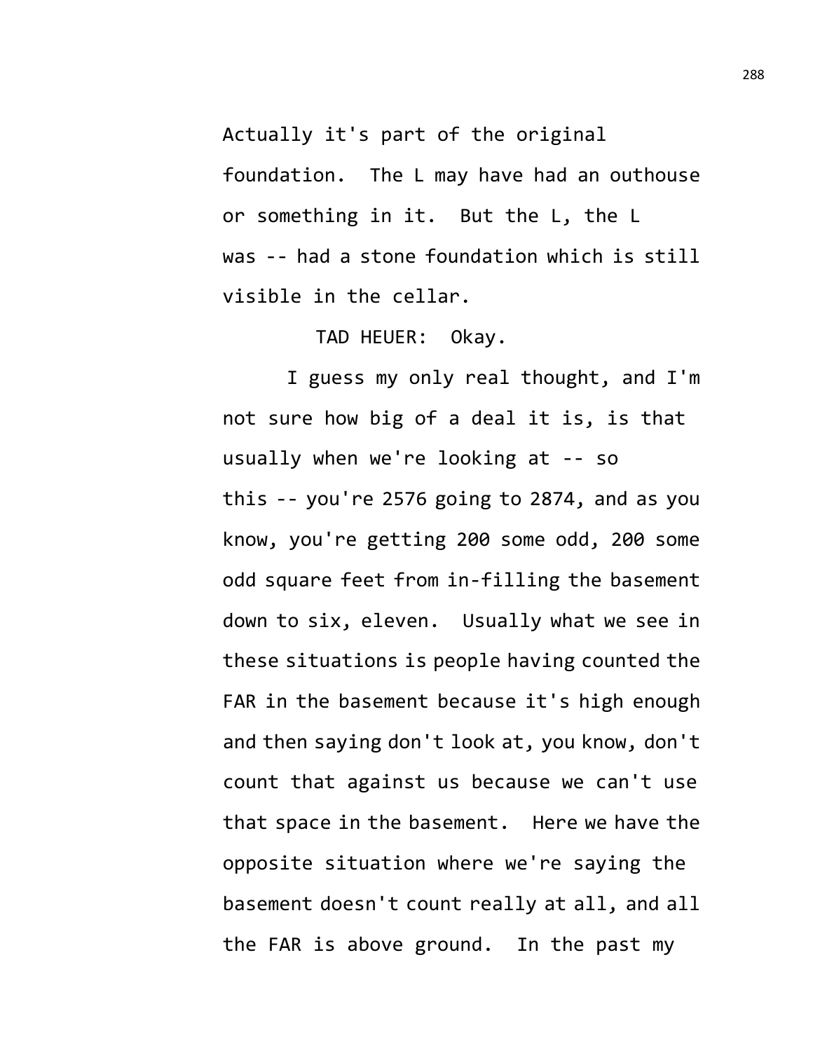Actually it's part of the original foundation. The L may have had an outhouse or something in it. But the L, the L was -- had a stone foundation which is still visible in the cellar.

TAD HEUER: Okay.

I guess my only real thought, and I'm not sure how big of a deal it is, is that usually when we're looking at -- so this -- you're 2576 going to 2874, and as you know, you're getting 200 some odd, 200 some odd square feet from in-filling the basement down to six, eleven. Usually what we see in these situations is people having counted the FAR in the basement because it's high enough and then saying don't look at, you know, don't count that against us because we can't use that space in the basement. Here we have the opposite situation where we're saying the basement doesn't count really at all, and all the FAR is above ground. In the past my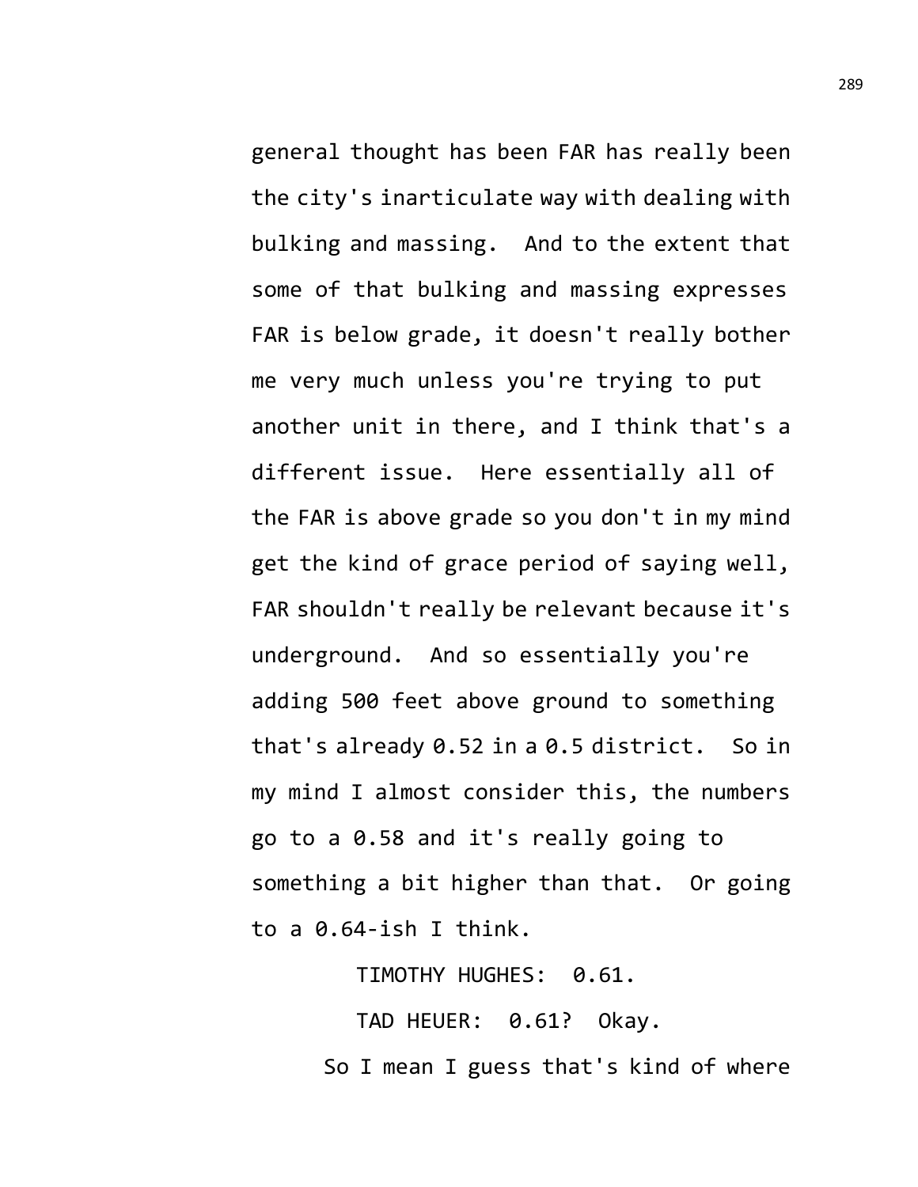general thought has been FAR has really been the city's inarticulate way with dealing with bulking and massing. And to the extent that some of that bulking and massing expresses FAR is below grade, it doesn't really bother me very much unless you're trying to put another unit in there, and I think that's a different issue. Here essentially all of the FAR is above grade so you don't in my mind get the kind of grace period of saying well, FAR shouldn't really be relevant because it's underground. And so essentially you're adding 500 feet above ground to something that's already 0.52 in a 0.5 district. So in my mind I almost consider this, the numbers go to a 0.58 and it's really going to something a bit higher than that. Or going to a 0.64-ish I think.

TIMOTHY HUGHES: 0.61.

TAD HEUER: 0.61? Okay.

So I mean I guess that's kind of where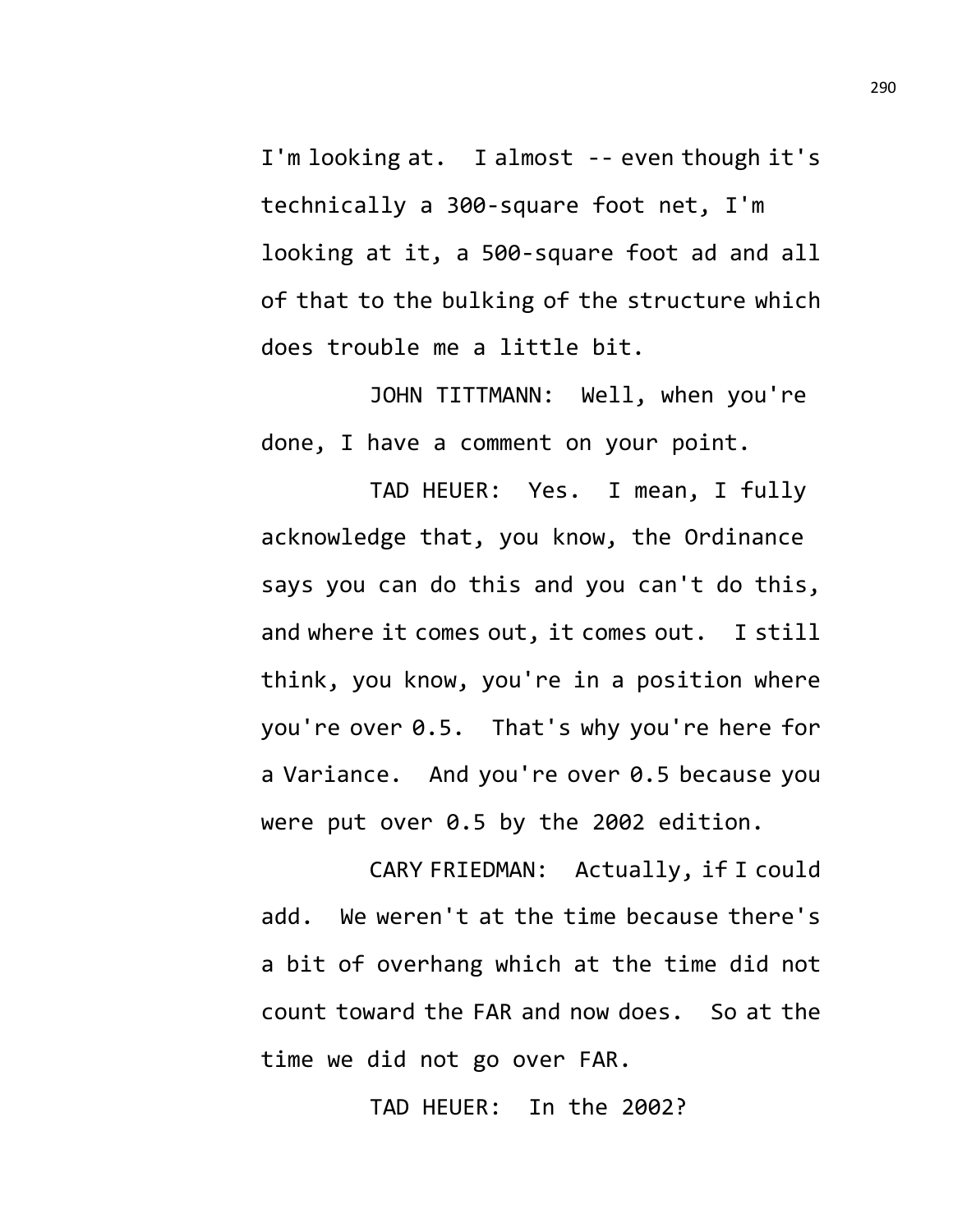I'm looking at. I almost -- even though it's technically a 300-square foot net, I'm looking at it, a 500-square foot ad and all of that to the bulking of the structure which does trouble me a little bit.

JOHN TITTMANN: Well, when you're done, I have a comment on your point.

TAD HEUER: Yes. I mean, I fully acknowledge that, you know, the Ordinance says you can do this and you can't do this, and where it comes out, it comes out. I still think, you know, you're in a position where you're over 0.5. That's why you're here for a Variance. And you're over 0.5 because you were put over 0.5 by the 2002 edition.

CARY FRIEDMAN: Actually, if I could add. We weren't at the time because there's a bit of overhang which at the time did not count toward the FAR and now does. So at the time we did not go over FAR.

TAD HEUER: In the 2002?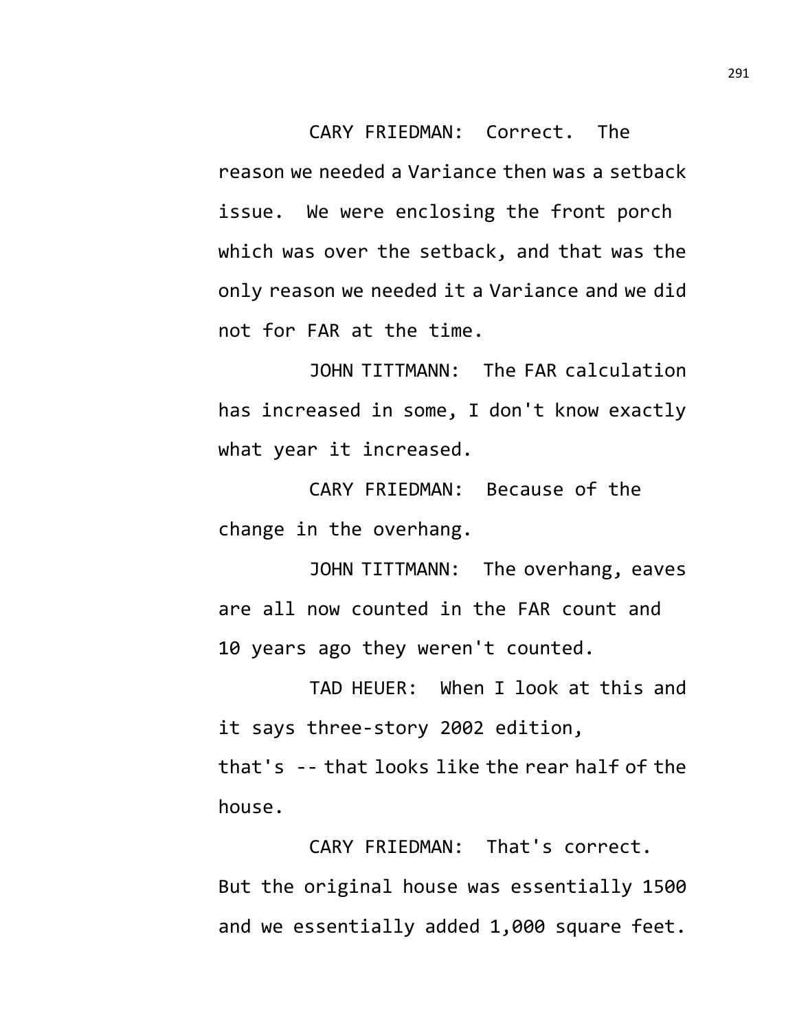CARY FRIEDMAN: Correct. The reason we needed a Variance then was a setback issue. We were enclosing the front porch which was over the setback, and that was the only reason we needed it a Variance and we did not for FAR at the time.

JOHN TITTMANN: The FAR calculation has increased in some, I don't know exactly what year it increased.

CARY FRIEDMAN: Because of the change in the overhang.

JOHN TITTMANN: The overhang, eaves are all now counted in the FAR count and 10 years ago they weren't counted.

TAD HEUER: When I look at this and it says three-story 2002 edition, that's -- that looks like the rear half of the house.

CARY FRIEDMAN: That's correct. But the original house was essentially 1500 and we essentially added 1,000 square feet.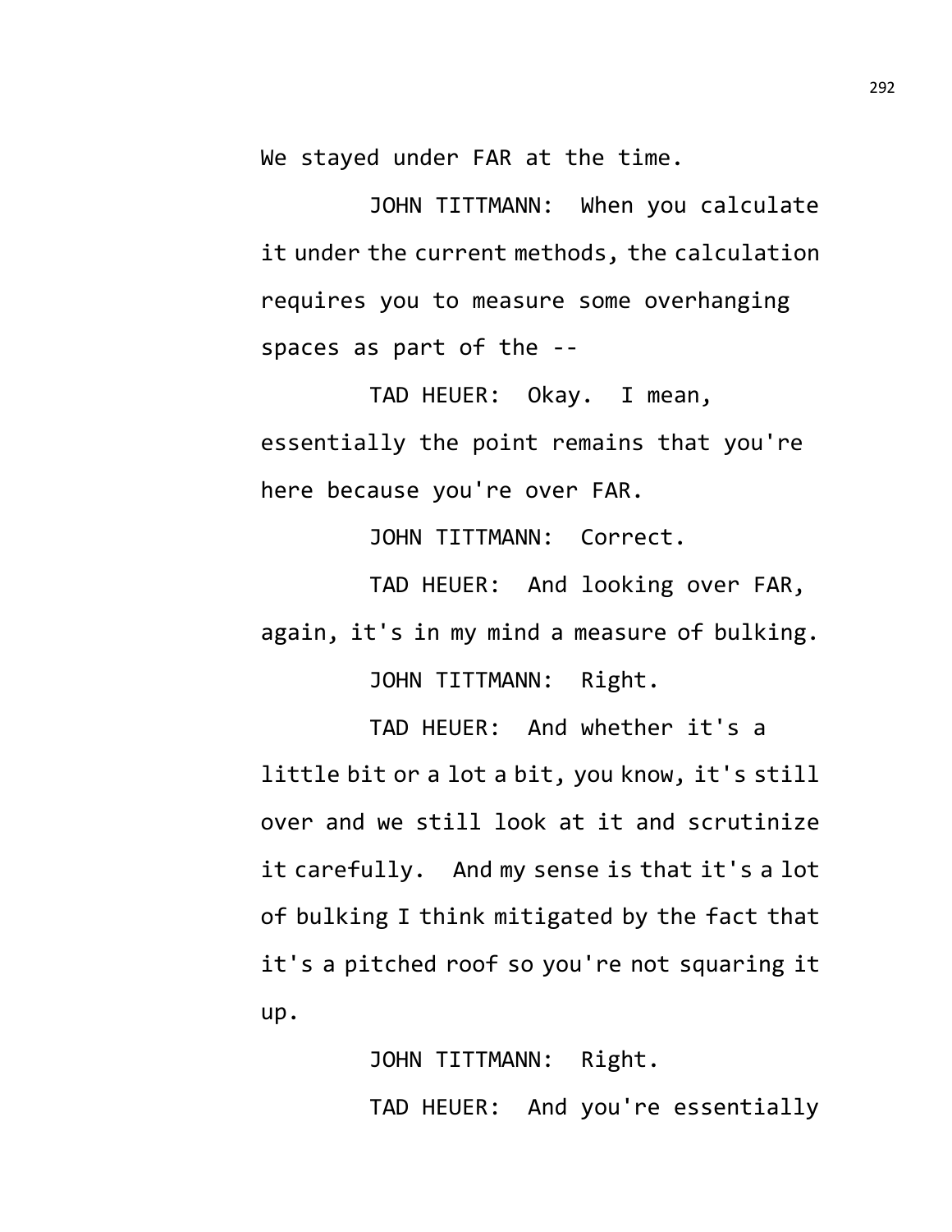We stayed under FAR at the time.

JOHN TITTMANN: When you calculate it under the current methods, the calculation requires you to measure some overhanging spaces as part of the --

TAD HEUER: Okay. I mean, essentially the point remains that you're here because you're over FAR.

JOHN TITTMANN: Correct.

TAD HEUER: And looking over FAR, again, it's in my mind a measure of bulking.

JOHN TITTMANN: Right.

TAD HEUER: And whether it's a little bit or a lot a bit, you know, it's still over and we still look at it and scrutinize it carefully. And my sense is that it's a lot of bulking I think mitigated by the fact that it's a pitched roof so you're not squaring it up.

JOHN TITTMANN: Right.

TAD HEUER: And you're essentially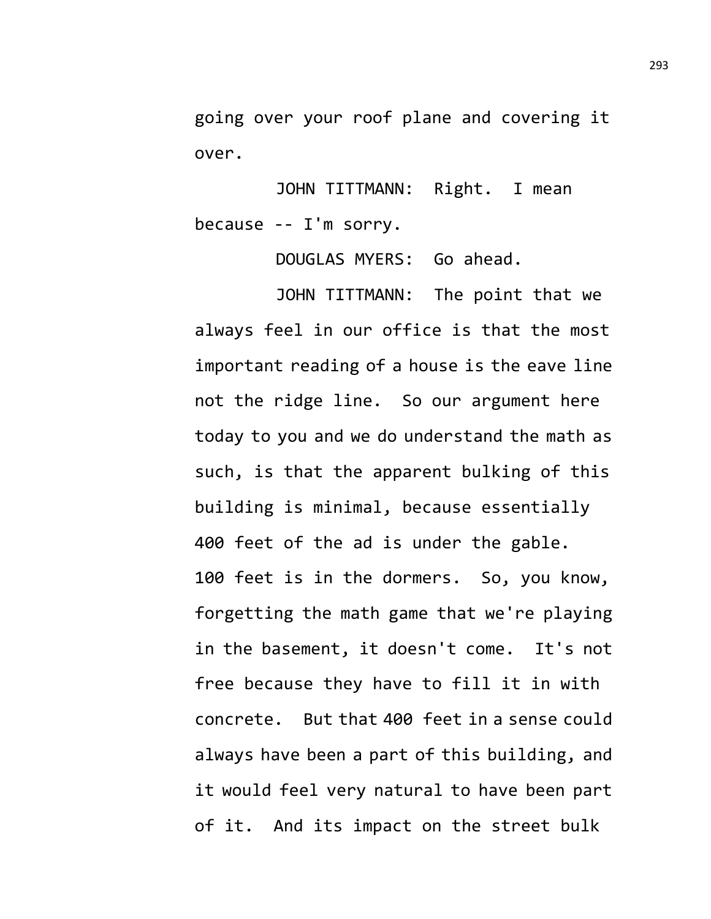going over your roof plane and covering it over.

JOHN TITTMANN: Right. I mean because -- I'm sorry.

DOUGLAS MYERS: Go ahead.

JOHN TITTMANN: The point that we always feel in our office is that the most important reading of a house is the eave line not the ridge line. So our argument here today to you and we do understand the math as such, is that the apparent bulking of this building is minimal, because essentially 400 feet of the ad is under the gable. 100 feet is in the dormers. So, you know, forgetting the math game that we're playing in the basement, it doesn't come. It's not free because they have to fill it in with concrete. But that 400 feet in a sense could always have been a part of this building, and it would feel very natural to have been part of it. And its impact on the street bulk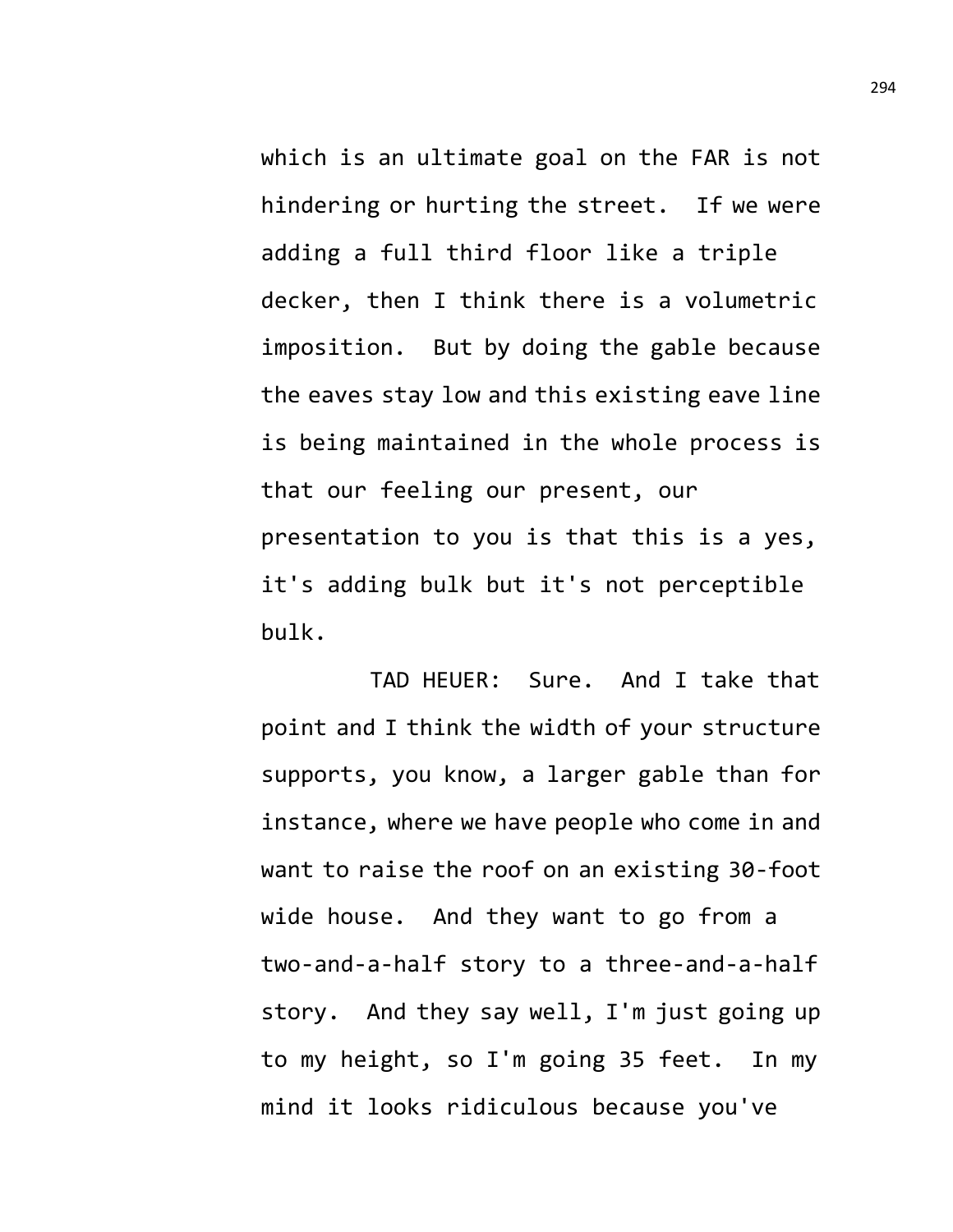which is an ultimate goal on the FAR is not hindering or hurting the street. If we were adding a full third floor like a triple decker, then I think there is a volumetric imposition. But by doing the gable because the eaves stay low and this existing eave line is being maintained in the whole process is that our feeling our present, our presentation to you is that this is a yes, it's adding bulk but it's not perceptible bulk.

TAD HEUER: Sure. And I take that point and I think the width of your structure supports, you know, a larger gable than for instance, where we have people who come in and want to raise the roof on an existing 30-foot wide house. And they want to go from a two-and-a-half story to a three-and-a-half story. And they say well, I'm just going up to my height, so I'm going 35 feet. In my mind it looks ridiculous because you've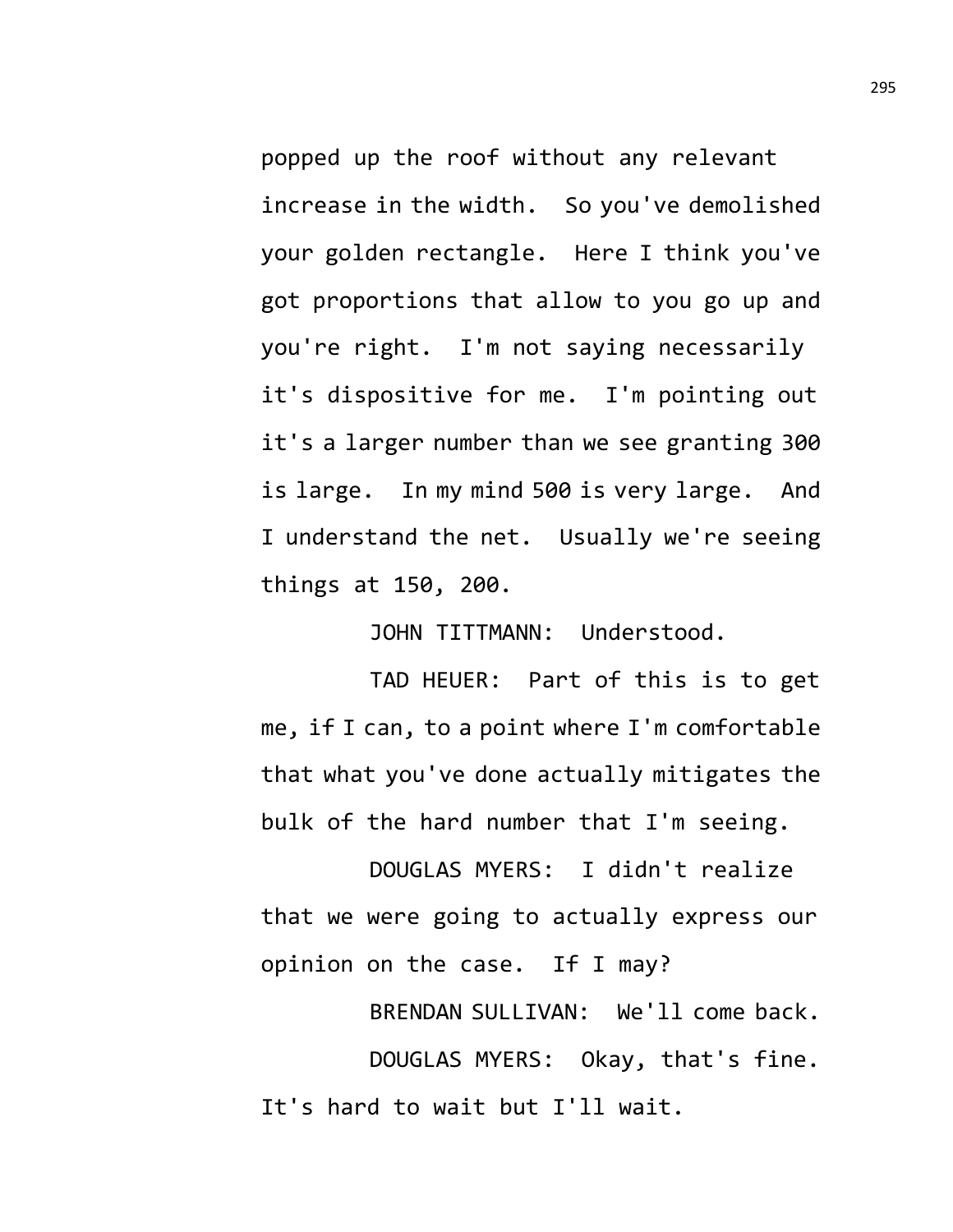popped up the roof without any relevant increase in the width. So you've demolished your golden rectangle. Here I think you've got proportions that allow to you go up and you're right. I'm not saying necessarily it's dispositive for me. I'm pointing out it's a larger number than we see granting 300 is large. In my mind 500 is very large. And I understand the net. Usually we're seeing things at 150, 200.

JOHN TITTMANN: Understood.

TAD HEUER: Part of this is to get me, if I can, to a point where I'm comfortable that what you've done actually mitigates the bulk of the hard number that I'm seeing.

DOUGLAS MYERS: I didn't realize that we were going to actually express our opinion on the case. If I may?

BRENDAN SULLIVAN: We'll come back.

DOUGLAS MYERS: Okay, that's fine. It's hard to wait but I'll wait.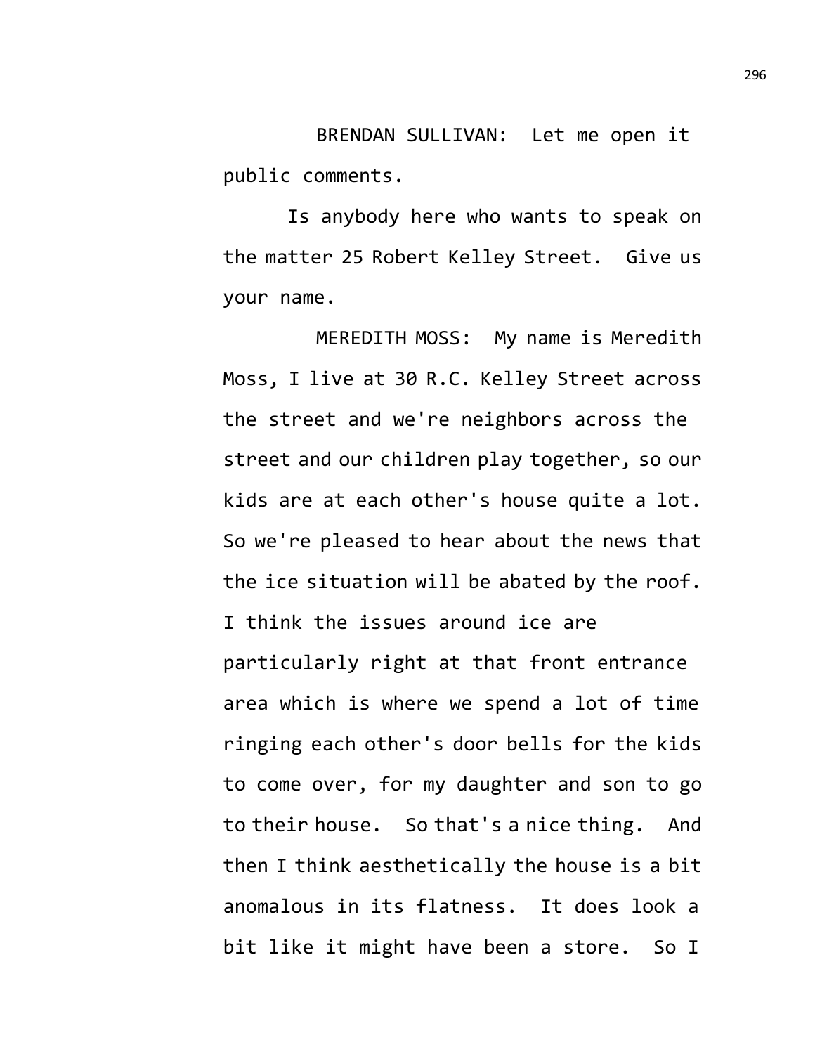BRENDAN SULLIVAN: Let me open it public comments.

Is anybody here who wants to speak on the matter 25 Robert Kelley Street. Give us your name.

MEREDITH MOSS: My name is Meredith Moss, I live at 30 R.C. Kelley Street across the street and we're neighbors across the street and our children play together, so our kids are at each other's house quite a lot. So we're pleased to hear about the news that the ice situation will be abated by the roof. I think the issues around ice are particularly right at that front entrance area which is where we spend a lot of time ringing each other's door bells for the kids to come over, for my daughter and son to go to their house. So that's a nice thing. And then I think aesthetically the house is a bit anomalous in its flatness. It does look a bit like it might have been a store. So I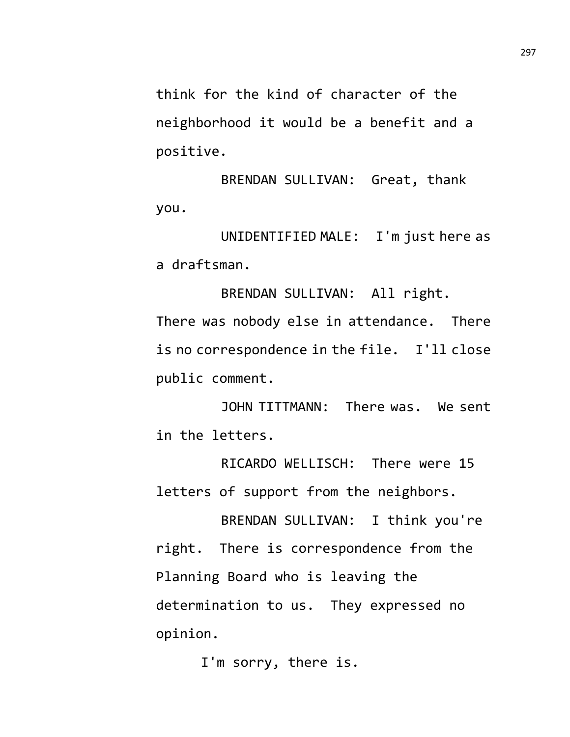think for the kind of character of the neighborhood it would be a benefit and a positive.

BRENDAN SULLIVAN: Great, thank you.

UNIDENTIFIED MALE: I'm just here as a draftsman.

BRENDAN SULLIVAN: All right. There was nobody else in attendance. There is no correspondence in the file. I'll close public comment.

JOHN TITTMANN: There was. We sent in the letters.

RICARDO WELLISCH: There were 15 letters of support from the neighbors.

BRENDAN SULLIVAN: I think you're right. There is correspondence from the Planning Board who is leaving the determination to us. They expressed no opinion.

I'm sorry, there is.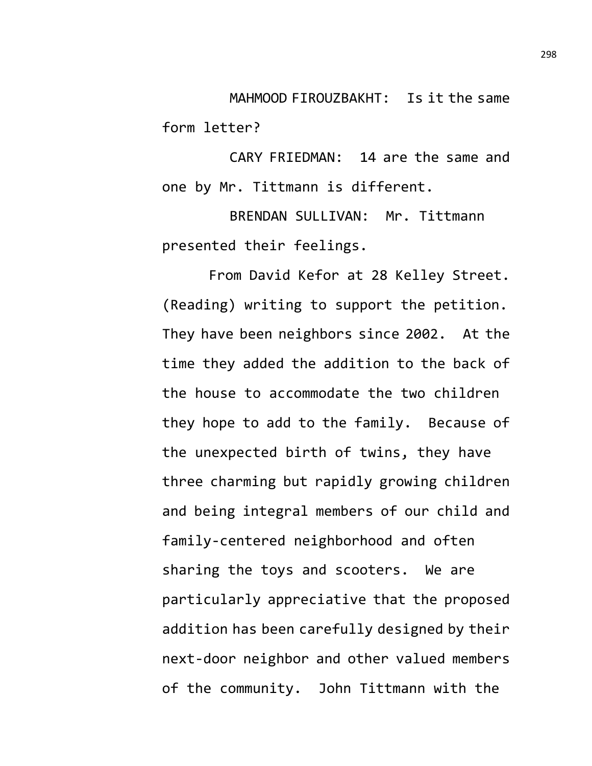MAHMOOD FIROUZBAKHT: Is it the same form letter?

CARY FRIEDMAN: 14 are the same and one by Mr. Tittmann is different.

BRENDAN SULLIVAN: Mr. Tittmann presented their feelings.

From David Kefor at 28 Kelley Street. (Reading) writing to support the petition. They have been neighbors since 2002. At the time they added the addition to the back of the house to accommodate the two children they hope to add to the family. Because of the unexpected birth of twins, they have three charming but rapidly growing children and being integral members of our child and family-centered neighborhood and often sharing the toys and scooters. We are particularly appreciative that the proposed addition has been carefully designed by their next-door neighbor and other valued members of the community. John Tittmann with the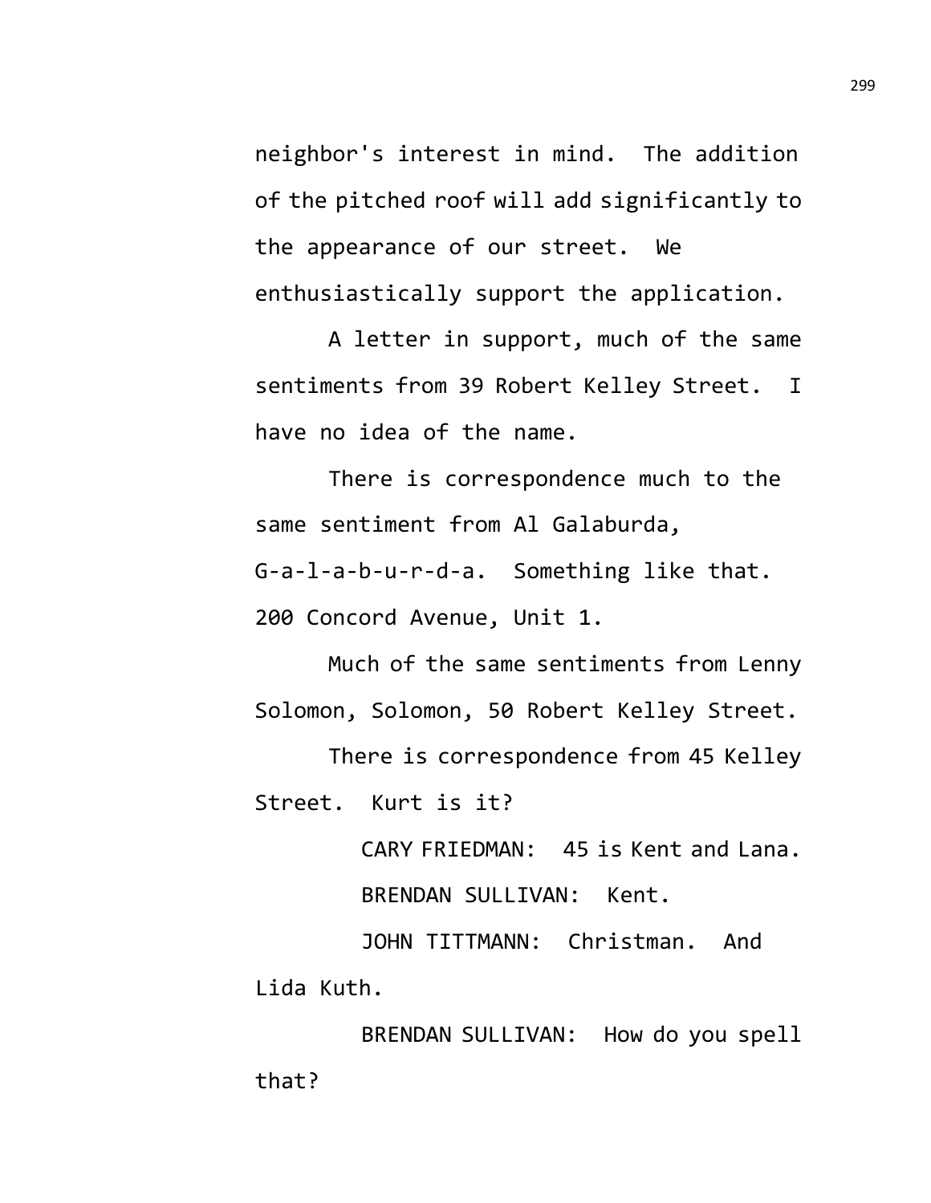neighbor's interest in mind. The addition of the pitched roof will add significantly to the appearance of our street. We enthusiastically support the application.

A letter in support, much of the same sentiments from 39 Robert Kelley Street. I have no idea of the name.

There is correspondence much to the same sentiment from Al Galaburda, G-a-l-a-b-u-r-d-a. Something like that. 200 Concord Avenue, Unit 1.

Much of the same sentiments from Lenny Solomon, Solomon, 50 Robert Kelley Street.

There is correspondence from 45 Kelley Street. Kurt is it?

CARY FRIEDMAN: 45 is Kent and Lana.

BRENDAN SULLIVAN: Kent.

JOHN TITTMANN: Christman. And Lida Kuth.

BRENDAN SULLIVAN: How do you spell that?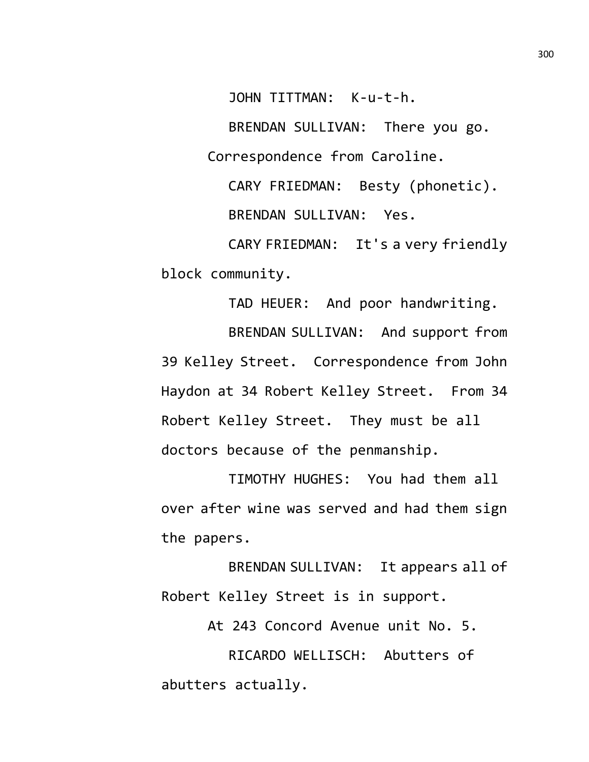JOHN TITTMAN: K-u-t-h.

BRENDAN SULLIVAN: There you go. Correspondence from Caroline.

CARY FRIEDMAN: Besty (phonetic).

BRENDAN SULLIVAN: Yes.

CARY FRIEDMAN: It's a very friendly block community.

TAD HEUER: And poor handwriting.

BRENDAN SULLIVAN: And support from 39 Kelley Street. Correspondence from John Haydon at 34 Robert Kelley Street. From 34 Robert Kelley Street. They must be all doctors because of the penmanship.

TIMOTHY HUGHES: You had them all over after wine was served and had them sign the papers.

BRENDAN SULLIVAN: It appears all of Robert Kelley Street is in support.

At 243 Concord Avenue unit No. 5.

RICARDO WELLISCH: Abutters of abutters actually.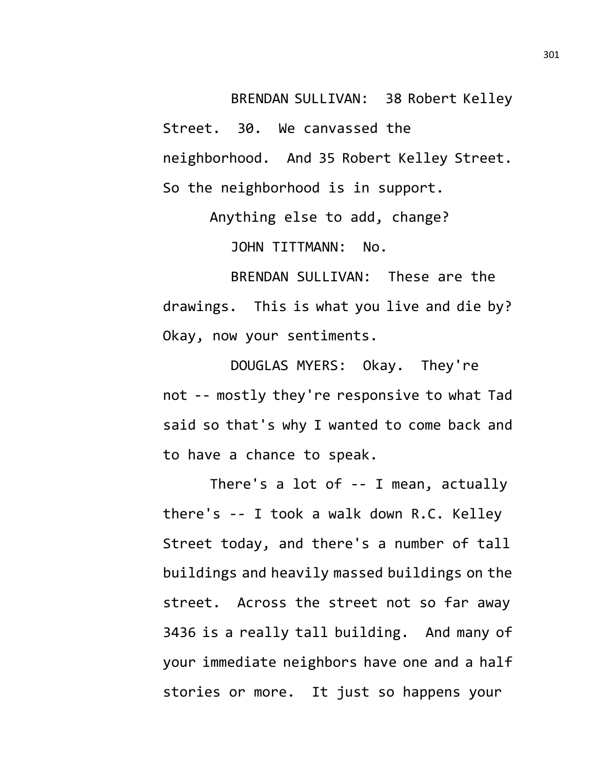BRENDAN SULLIVAN: 38 Robert Kelley Street. 30. We canvassed the neighborhood. And 35 Robert Kelley Street. So the neighborhood is in support.

Anything else to add, change?

JOHN TITTMANN: No.

BRENDAN SULLIVAN: These are the drawings. This is what you live and die by? Okay, now your sentiments.

DOUGLAS MYERS: Okay. They're not -- mostly they're responsive to what Tad said so that's why I wanted to come back and to have a chance to speak.

There's a lot of -- I mean, actually there's -- I took a walk down R.C. Kelley Street today, and there's a number of tall buildings and heavily massed buildings on the street. Across the street not so far away 3436 is a really tall building. And many of your immediate neighbors have one and a half stories or more. It just so happens your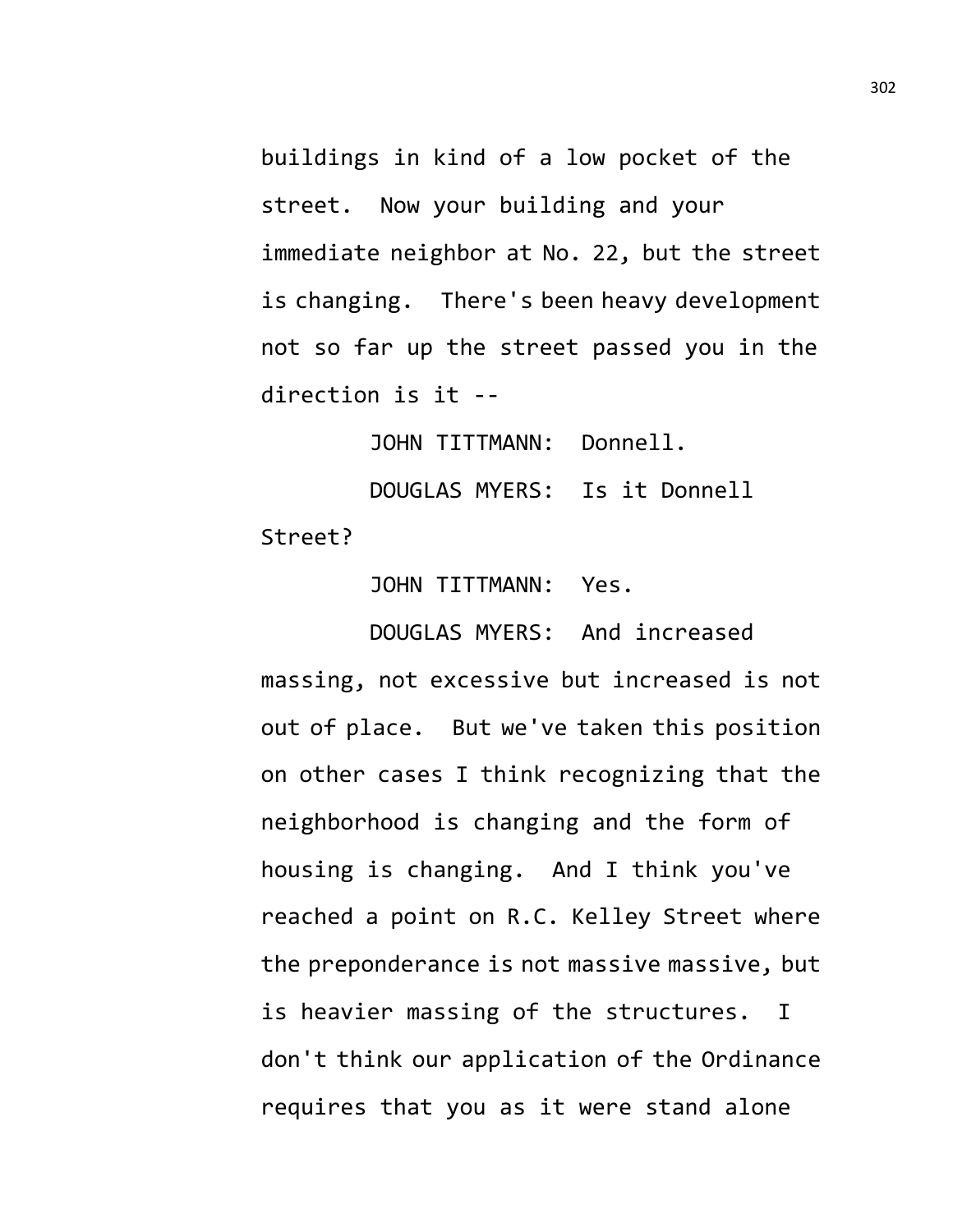buildings in kind of a low pocket of the street. Now your building and your immediate neighbor at No. 22, but the street is changing. There's been heavy development not so far up the street passed you in the direction is it --

JOHN TITTMANN: Donnell.

DOUGLAS MYERS: Is it Donnell Street?

JOHN TITTMANN: Yes.

DOUGLAS MYERS: And increased massing, not excessive but increased is not out of place. But we've taken this position on other cases I think recognizing that the neighborhood is changing and the form of housing is changing. And I think you've reached a point on R.C. Kelley Street where the preponderance is not massive massive, but is heavier massing of the structures. I don't think our application of the Ordinance requires that you as it were stand alone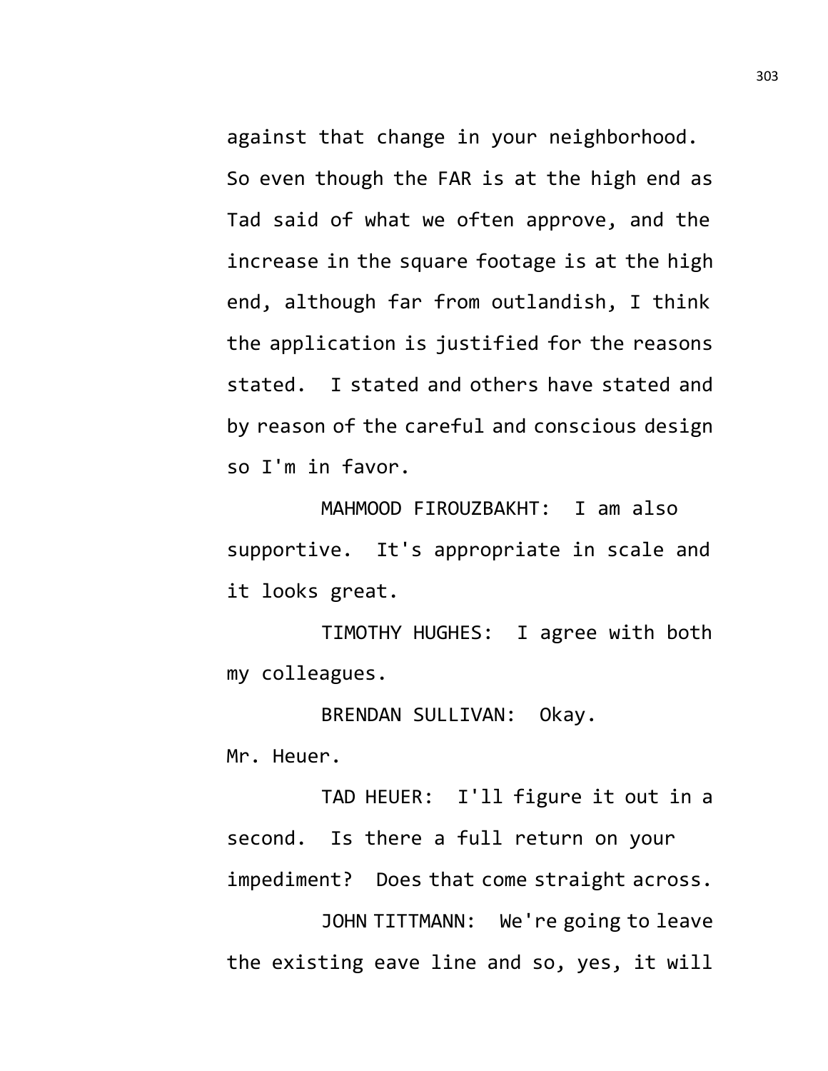against that change in your neighborhood. So even though the FAR is at the high end as Tad said of what we often approve, and the increase in the square footage is at the high end, although far from outlandish, I think the application is justified for the reasons stated. I stated and others have stated and by reason of the careful and conscious design so I'm in favor.

MAHMOOD FIROUZBAKHT: I am also supportive. It's appropriate in scale and it looks great.

TIMOTHY HUGHES: I agree with both my colleagues.

BRENDAN SULLIVAN: Okay. Mr. Heuer.

TAD HEUER: I'll figure it out in a second. Is there a full return on your impediment? Does that come straight across.

JOHN TITTMANN: We're going to leave the existing eave line and so, yes, it will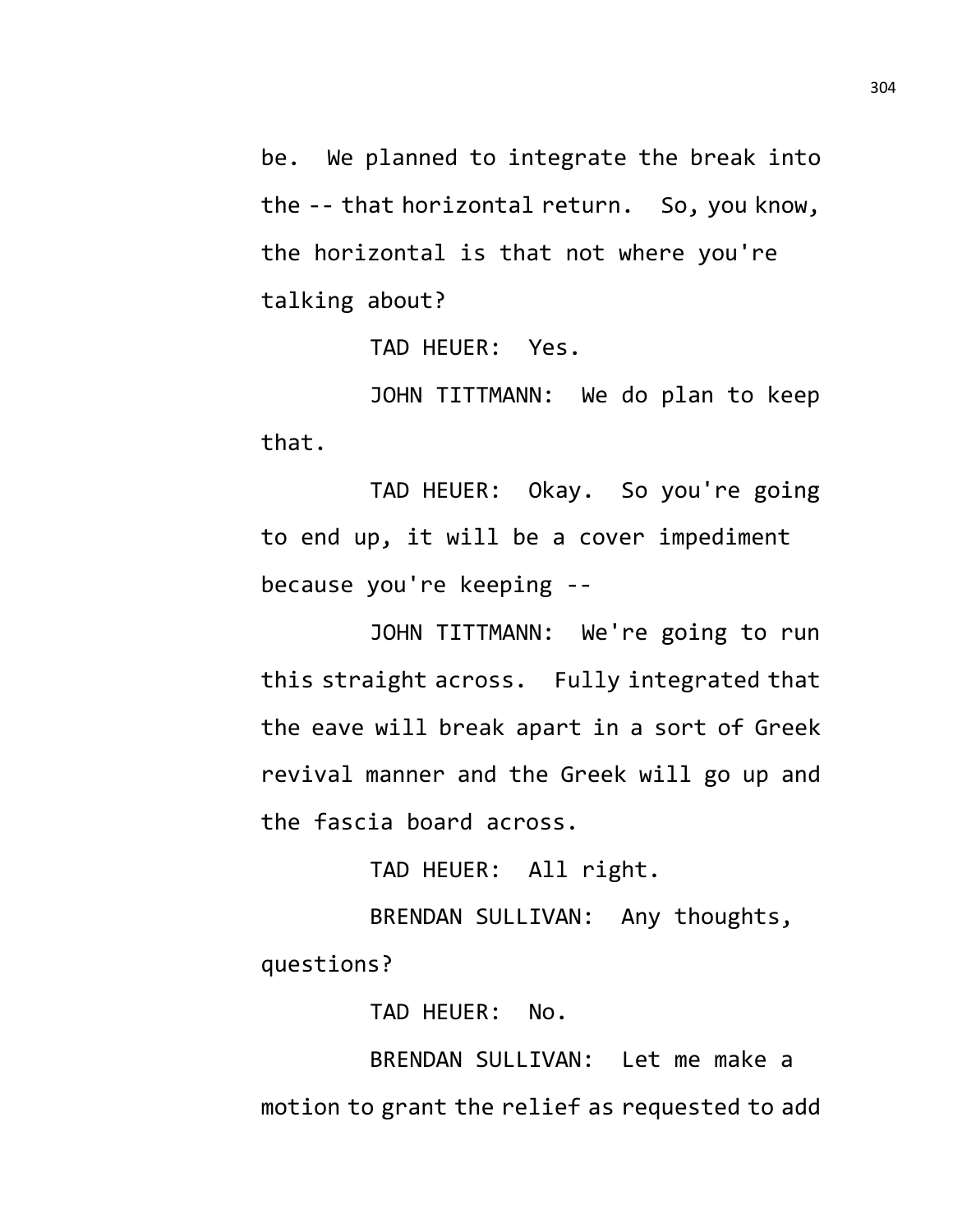be. We planned to integrate the break into the -- that horizontal return. So, you know, the horizontal is that not where you're talking about?

TAD HEUER: Yes.

JOHN TITTMANN: We do plan to keep that.

TAD HEUER: Okay. So you're going to end up, it will be a cover impediment because you're keeping --

JOHN TITTMANN: We're going to run this straight across. Fully integrated that the eave will break apart in a sort of Greek revival manner and the Greek will go up and the fascia board across.

TAD HEUER: All right.

BRENDAN SULLIVAN: Any thoughts, questions?

TAD HEUER: No.

BRENDAN SULLIVAN: Let me make a motion to grant the relief as requested to add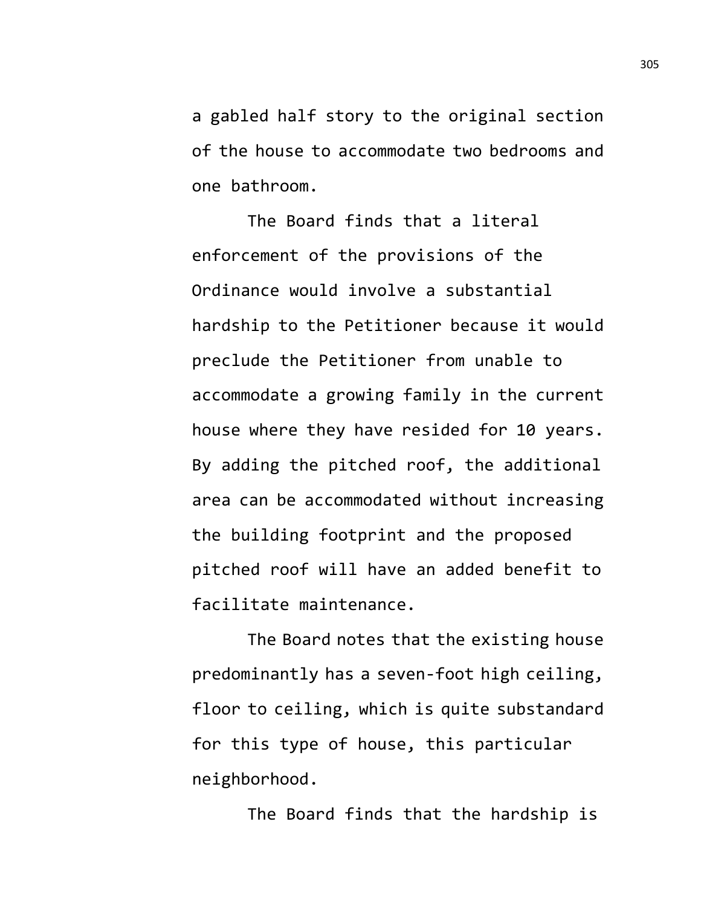a gabled half story to the original section of the house to accommodate two bedrooms and one bathroom.

The Board finds that a literal enforcement of the provisions of the Ordinance would involve a substantial hardship to the Petitioner because it would preclude the Petitioner from unable to accommodate a growing family in the current house where they have resided for 10 years. By adding the pitched roof, the additional area can be accommodated without increasing the building footprint and the proposed pitched roof will have an added benefit to facilitate maintenance.

The Board notes that the existing house predominantly has a seven-foot high ceiling, floor to ceiling, which is quite substandard for this type of house, this particular neighborhood.

The Board finds that the hardship is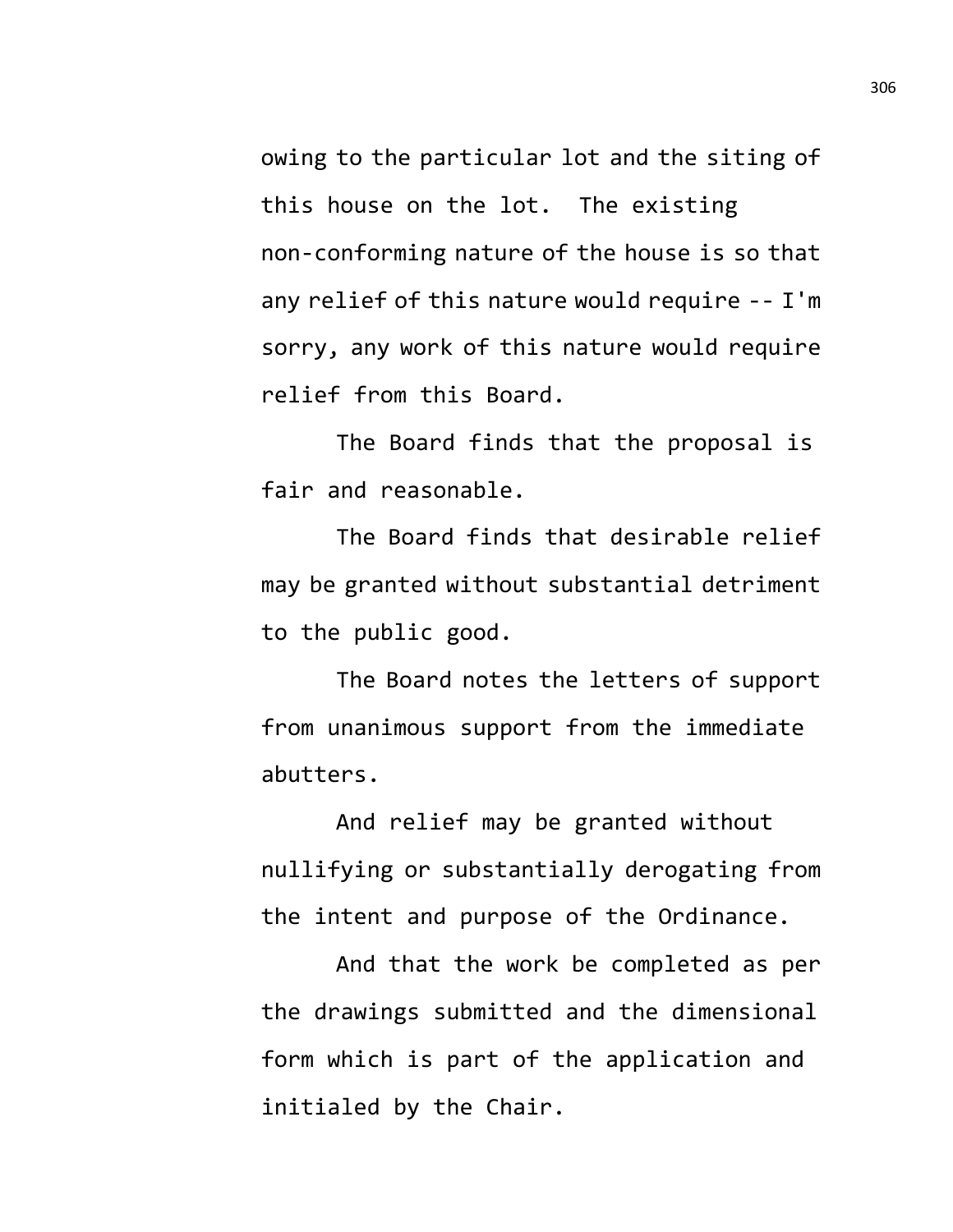owing to the particular lot and the siting of this house on the lot. The existing non-conforming nature of the house is so that any relief of this nature would require -- I'm sorry, any work of this nature would require relief from this Board.

The Board finds that the proposal is fair and reasonable.

The Board finds that desirable relief may be granted without substantial detriment to the public good.

The Board notes the letters of support from unanimous support from the immediate abutters.

And relief may be granted without nullifying or substantially derogating from the intent and purpose of the Ordinance.

And that the work be completed as per the drawings submitted and the dimensional form which is part of the application and initialed by the Chair.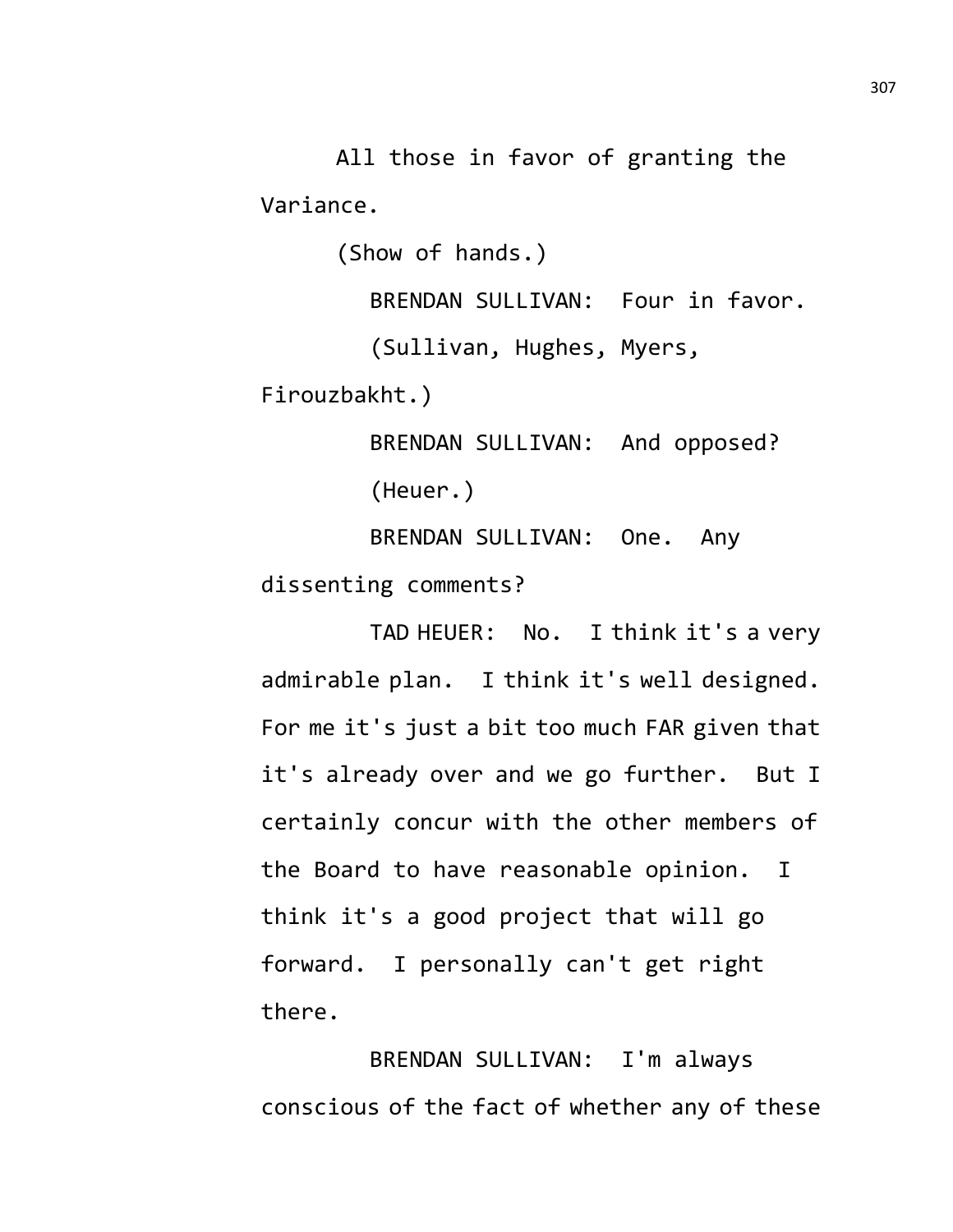All those in favor of granting the Variance.

(Show of hands.)

BRENDAN SULLIVAN: Four in favor.

(Sullivan, Hughes, Myers, Firouzbakht.)

BRENDAN SULLIVAN: And opposed?

(Heuer.)

BRENDAN SULLIVAN: One. Any dissenting comments?

TAD HEUER: No. I think it's a very admirable plan. I think it's well designed. For me it's just a bit too much FAR given that it's already over and we go further. But I certainly concur with the other members of the Board to have reasonable opinion. I think it's a good project that will go forward. I personally can't get right there.

BRENDAN SULLIVAN: I'm always conscious of the fact of whether any of these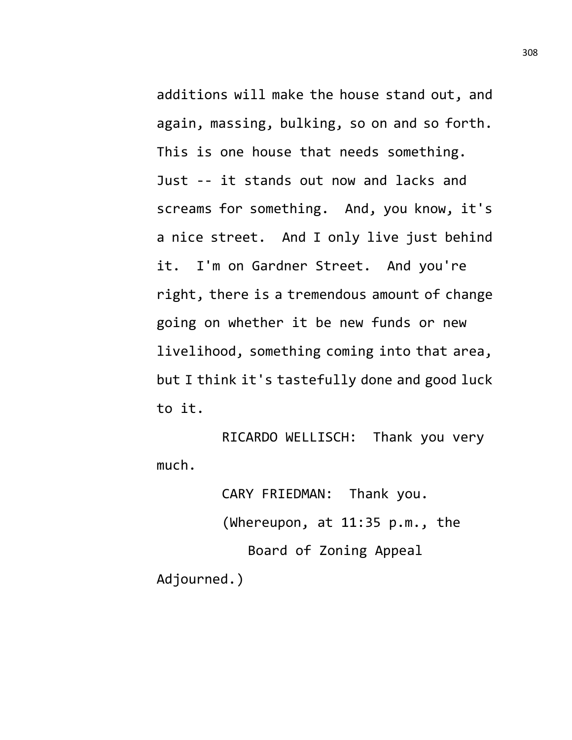additions will make the house stand out, and again, massing, bulking, so on and so forth. This is one house that needs something. Just -- it stands out now and lacks and screams for something. And, you know, it's a nice street. And I only live just behind it. I'm on Gardner Street. And you're right, there is a tremendous amount of change going on whether it be new funds or new livelihood, something coming into that area, but I think it's tastefully done and good luck to it.

RICARDO WELLISCH: Thank you very much.

CARY FRIEDMAN: Thank you.

(Whereupon, at 11:35 p.m., the Board of Zoning Appeal Adjourned.)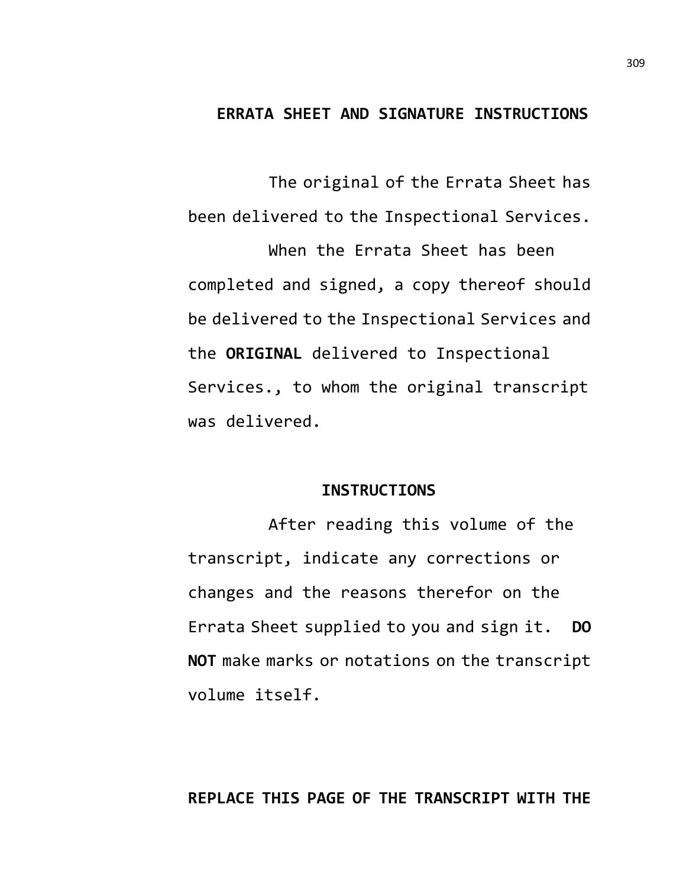## ERRATA SHEET AND SIGNATURE INSTRUCTIONS

The original of the Errata Sheet has been delivered to the Inspectional Services.

When the Errata Sheet has been completed and signed, a copy thereof should be delivered to the Inspectional Services and the **ORIGINAL** delivered to Inspectional Services., to whom the original transcript was delivered.

### INSTRUCTIONS

After reading this volume of the transcript, indicate any corrections or changes and the reasons therefor on the Errata Sheet supplied to you and sign it. **DO NOT** make marks or notations on the transcript volume itself.

**REPLACE THIS PAGE OF THE TRANSCRIPT WITH THE**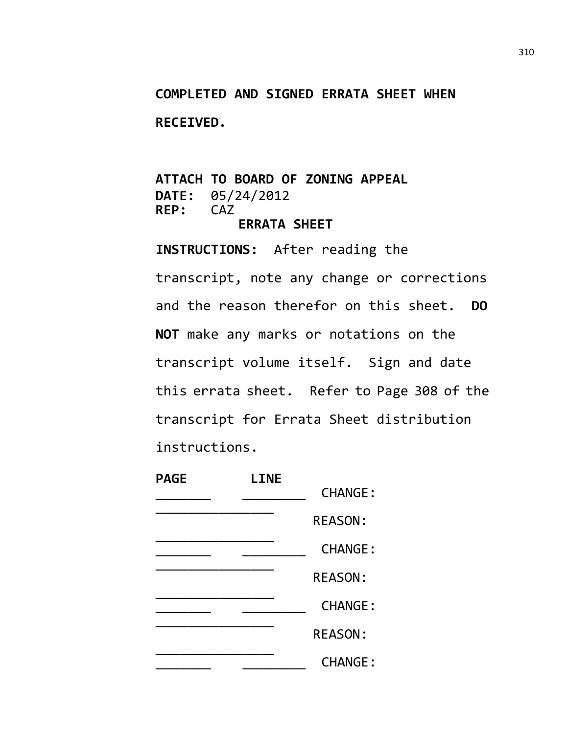**COMPLETED AND SIGNED ERRATA SHEET WHEN RECEIVED.**

**ATTACH TO BOARD OF ZONING APPEAL**
**DATE:** 05/24/2012
**REP:** CAZ

**ERRATA SHEET**

**INSTRUCTIONS:** After reading the transcript, note any change or corrections and the reason therefor on this sheet. **DO NOT** make any marks or notations on the transcript volume itself. Sign and date this errata sheet. Refer to Page 308 of the transcript for Errata Sheet distribution instructions.

**PAGE** **LINE**

_______ ________ CHANGE: ________________

REASON: ________________

_______ ________ CHANGE: ________________

REASON: ________________

_______ ________ CHANGE: ________________

REASON: ________________

_______ ________ CHANGE: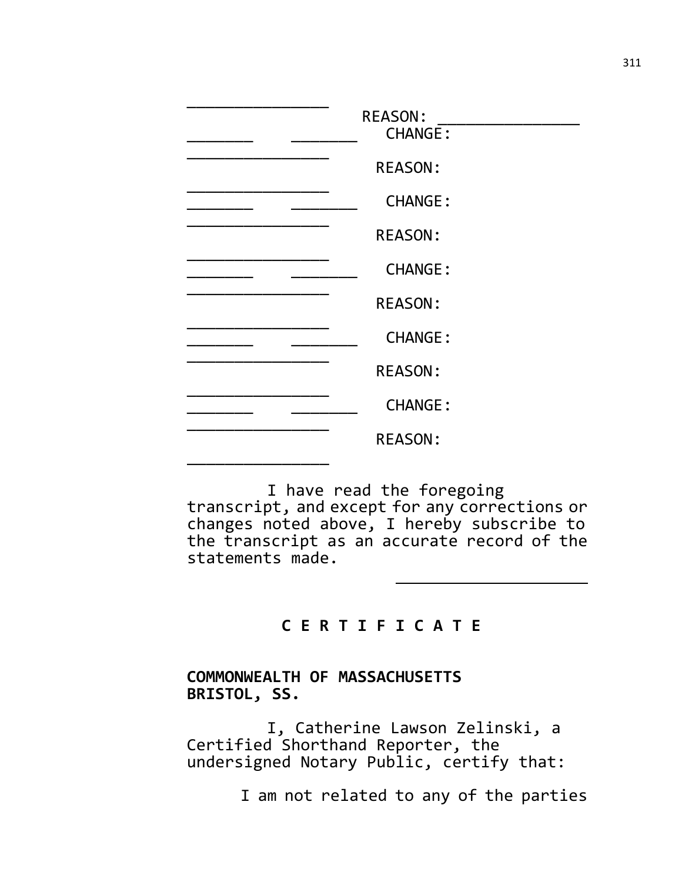_______________

REASON: _______________

_______ _______ CHANGE:

_______________

REASON:

_______________

_______ _______ CHANGE:

_______________

REASON:

_______________

_______ _______ CHANGE:

_______________

REASON:

_______________

_______ _______ CHANGE:

_______________

REASON:

_______________

_______ _______ CHANGE:

_______________

REASON:

_______________

I have read the foregoing transcript, and except for any corrections or changes noted above, I hereby subscribe to the transcript as an accurate record of the statements made.

____________________

**C E R T I F I C A T E**

**COMMONWEALTH OF MASSACHUSETTS**
**BRISTOL, SS.**

I, Catherine Lawson Zelinski, a Certified Shorthand Reporter, the undersigned Notary Public, certify that:

I am not related to any of the parties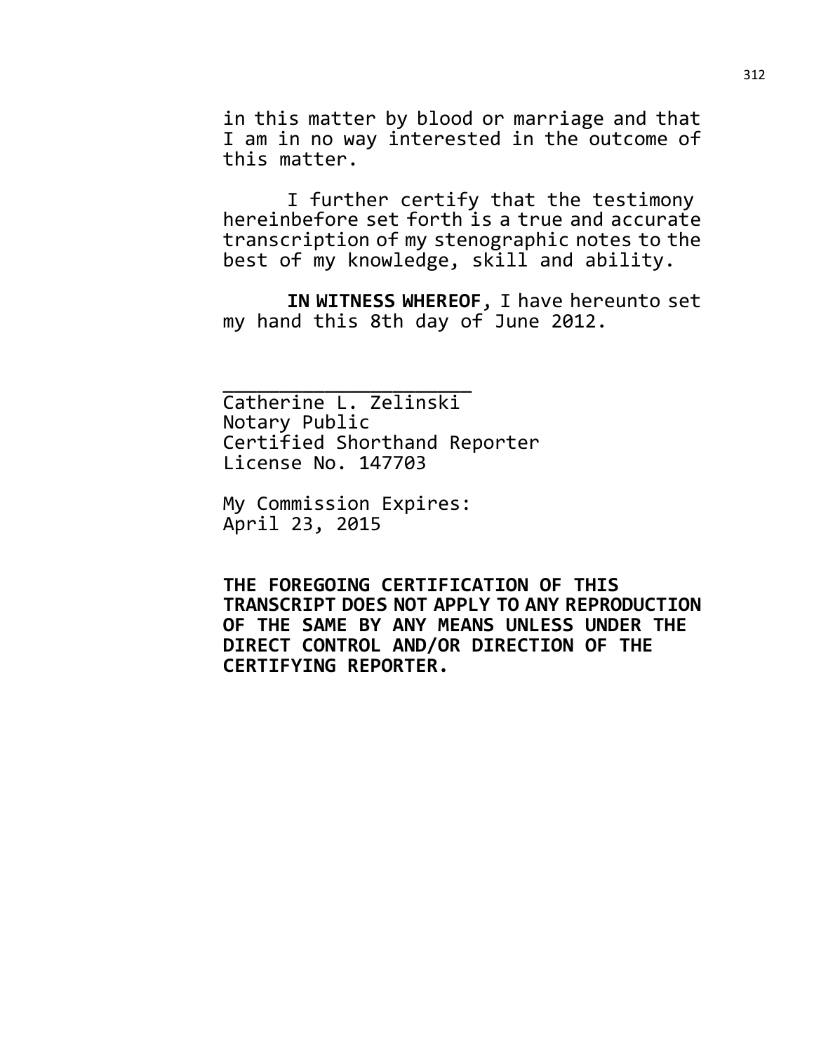in this matter by blood or marriage and that I am in no way interested in the outcome of this matter.

I further certify that the testimony hereinbefore set forth is a true and accurate transcription of my stenographic notes to the best of my knowledge, skill and ability.

**IN WITNESS WHEREOF**, I have hereunto set my hand this 8th day of June 2012.

______________________
Catherine L. Zelinski
Notary Public
Certified Shorthand Reporter
License No. 147703

My Commission Expires:
April 23, 2015

**THE FOREGOING CERTIFICATION OF THIS TRANSCRIPT DOES NOT APPLY TO ANY REPRODUCTION OF THE SAME BY ANY MEANS UNLESS UNDER THE DIRECT CONTROL AND/OR DIRECTION OF THE CERTIFYING REPORTER.**